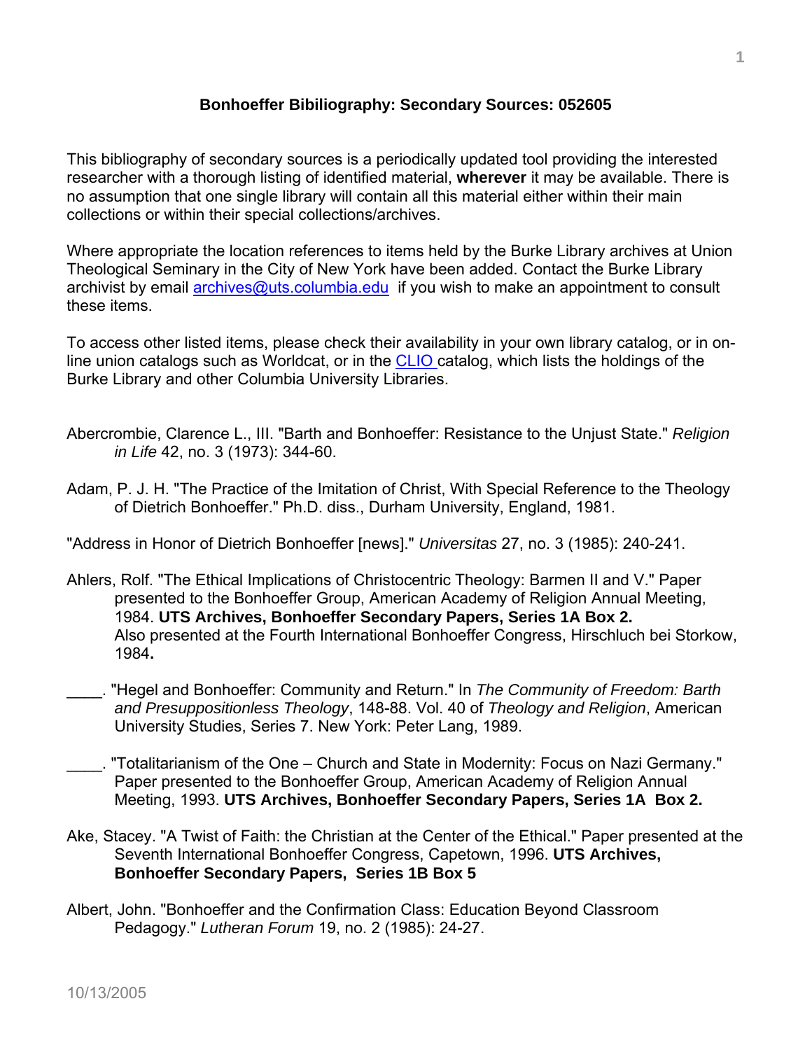## Bonhoeffer Bibiliography: Secondary Sources: 052605

This bibliography of secondary sources is a periodically updated tool providing the interested researcher with a thorough listing of identified material, **wherever** it may be available. There is no assumption that one single library will contain all this material either within their main collections or within their special collections/archives.

Where appropriate the location references to items held by the Burke Library archives at Union Theological Seminary in the City of New York have been added. Contact the Burke Library archivist by email archives@uts.columbia.edu if you wish to make an appointment to consult these items.

To access other listed items, please check their availability in your own library catalog, or in on-line union catalogs such as Worldcat, or in the CLIO catalog, which lists the holdings of the Burke Library and other Columbia University Libraries.

Abercrombie, Clarence L., III. "Barth and Bonhoeffer: Resistance to the Unjust State." *Religion in Life* 42, no. 3 (1973): 344-60.

Adam, P. J. H. "The Practice of the Imitation of Christ, With Special Reference to the Theology of Dietrich Bonhoeffer." Ph.D. diss., Durham University, England, 1981.

"Address in Honor of Dietrich Bonhoeffer [news]." *Universitas* 27, no. 3 (1985): 240-241.

Ahlers, Rolf. "The Ethical Implications of Christocentric Theology: Barmen II and V." Paper presented to the Bonhoeffer Group, American Academy of Religion Annual Meeting, 1984. **UTS Archives, Bonhoeffer Secondary Papers, Series 1A Box 2.** Also presented at the Fourth International Bonhoeffer Congress, Hirschluch bei Storkow, 1984**.**

____. "Hegel and Bonhoeffer: Community and Return." In *The Community of Freedom: Barth and Presuppositionless Theology*, 148-88. Vol. 40 of *Theology and Religion*, American University Studies, Series 7. New York: Peter Lang, 1989.

____. "Totalitarianism of the One – Church and State in Modernity: Focus on Nazi Germany." Paper presented to the Bonhoeffer Group, American Academy of Religion Annual Meeting, 1993. **UTS Archives, Bonhoeffer Secondary Papers, Series 1A Box 2.**

Ake, Stacey. "A Twist of Faith: the Christian at the Center of the Ethical." Paper presented at the Seventh International Bonhoeffer Congress, Capetown, 1996. **UTS Archives, Bonhoeffer Secondary Papers, Series 1B Box 5**

Albert, John. "Bonhoeffer and the Confirmation Class: Education Beyond Classroom Pedagogy." *Lutheran Forum* 19, no. 2 (1985): 24-27.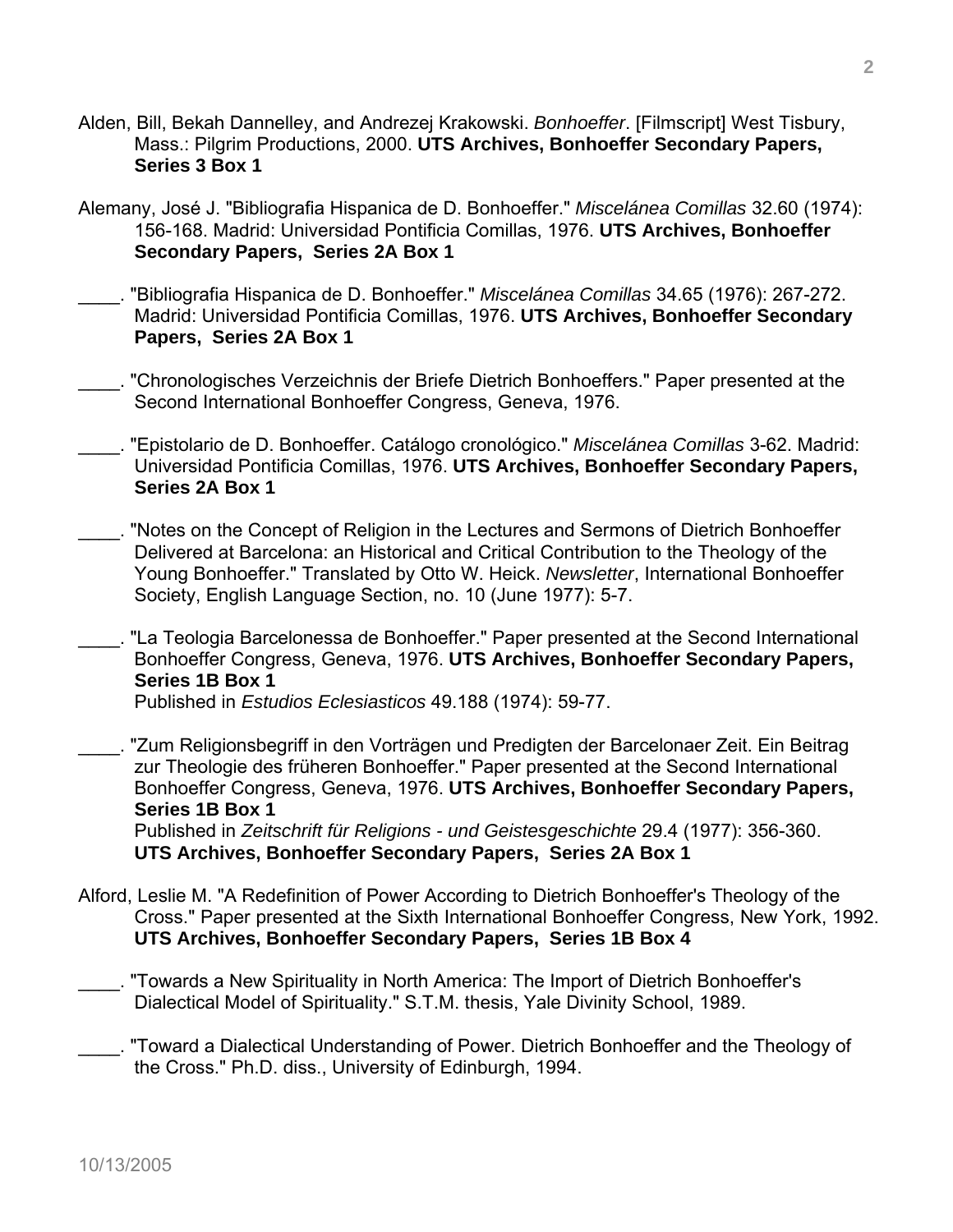Alden, Bill, Bekah Dannelley, and Andrezej Krakowski. *Bonhoeffer*. [Filmscript] West Tisbury, Mass.: Pilgrim Productions, 2000. **UTS Archives, Bonhoeffer Secondary Papers, Series 3 Box 1**

Alemany, José J. "Bibliografia Hispanica de D. Bonhoeffer." *Miscelánea Comillas* 32.60 (1974): 156-168. Madrid: Universidad Pontificia Comillas, 1976. **UTS Archives, Bonhoeffer Secondary Papers, Series 2A Box 1**

____. "Bibliografia Hispanica de D. Bonhoeffer." *Miscelánea Comillas* 34.65 (1976): 267-272. Madrid: Universidad Pontificia Comillas, 1976. **UTS Archives, Bonhoeffer Secondary Papers, Series 2A Box 1**

____. "Chronologisches Verzeichnis der Briefe Dietrich Bonhoeffers." Paper presented at the Second International Bonhoeffer Congress, Geneva, 1976.

____. "Epistolario de D. Bonhoeffer. Catálogo cronológico." *Miscelánea Comillas* 3-62. Madrid: Universidad Pontificia Comillas, 1976. **UTS Archives, Bonhoeffer Secondary Papers, Series 2A Box 1**

____. "Notes on the Concept of Religion in the Lectures and Sermons of Dietrich Bonhoeffer Delivered at Barcelona: an Historical and Critical Contribution to the Theology of the Young Bonhoeffer." Translated by Otto W. Heick. *Newsletter*, International Bonhoeffer Society, English Language Section, no. 10 (June 1977): 5-7.

____. "La Teologia Barcelonessa de Bonhoeffer." Paper presented at the Second International Bonhoeffer Congress, Geneva, 1976. **UTS Archives, Bonhoeffer Secondary Papers, Series 1B Box 1**
Published in *Estudios Eclesiasticos* 49.188 (1974): 59-77.

____. "Zum Religionsbegriff in den Vorträgen und Predigten der Barcelonaer Zeit. Ein Beitrag zur Theologie des früheren Bonhoeffer." Paper presented at the Second International Bonhoeffer Congress, Geneva, 1976. **UTS Archives, Bonhoeffer Secondary Papers, Series 1B Box 1**
Published in *Zeitschrift für Religions - und Geistesgeschichte* 29.4 (1977): 356-360. **UTS Archives, Bonhoeffer Secondary Papers, Series 2A Box 1**

Alford, Leslie M. "A Redefinition of Power According to Dietrich Bonhoeffer's Theology of the Cross." Paper presented at the Sixth International Bonhoeffer Congress, New York, 1992. **UTS Archives, Bonhoeffer Secondary Papers, Series 1B Box 4**

____. "Towards a New Spirituality in North America: The Import of Dietrich Bonhoeffer's Dialectical Model of Spirituality." S.T.M. thesis, Yale Divinity School, 1989.

____. "Toward a Dialectical Understanding of Power. Dietrich Bonhoeffer and the Theology of the Cross." Ph.D. diss., University of Edinburgh, 1994.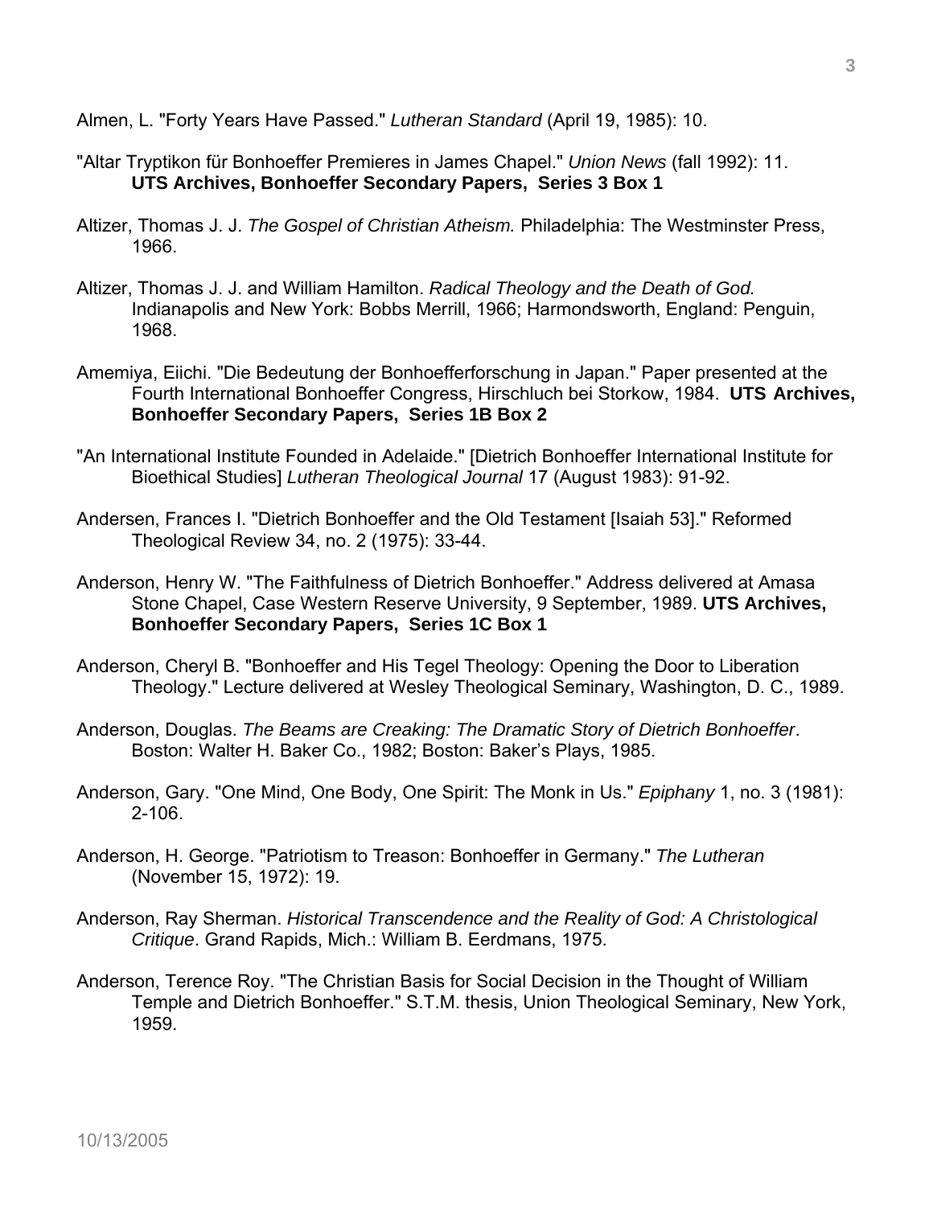Almen, L. "Forty Years Have Passed." *Lutheran Standard* (April 19, 1985): 10.

"Altar Tryptikon für Bonhoeffer Premieres in James Chapel." *Union News* (fall 1992): 11. **UTS Archives, Bonhoeffer Secondary Papers, Series 3 Box 1**

Altizer, Thomas J. J. *The Gospel of Christian Atheism.* Philadelphia: The Westminster Press, 1966.

Altizer, Thomas J. J. and William Hamilton. *Radical Theology and the Death of God.* Indianapolis and New York: Bobbs Merrill, 1966; Harmondsworth, England: Penguin, 1968.

Amemiya, Eiichi. "Die Bedeutung der Bonhoefferforschung in Japan." Paper presented at the Fourth International Bonhoeffer Congress, Hirschluch bei Storkow, 1984. **UTS Archives, Bonhoeffer Secondary Papers, Series 1B Box 2**

"An International Institute Founded in Adelaide." [Dietrich Bonhoeffer International Institute for Bioethical Studies] *Lutheran Theological Journal* 17 (August 1983): 91-92.

Andersen, Frances I. "Dietrich Bonhoeffer and the Old Testament [Isaiah 53]." Reformed Theological Review 34, no. 2 (1975): 33-44.

Anderson, Henry W. "The Faithfulness of Dietrich Bonhoeffer." Address delivered at Amasa Stone Chapel, Case Western Reserve University, 9 September, 1989. **UTS Archives, Bonhoeffer Secondary Papers, Series 1C Box 1**

Anderson, Cheryl B. "Bonhoeffer and His Tegel Theology: Opening the Door to Liberation Theology." Lecture delivered at Wesley Theological Seminary, Washington, D. C., 1989.

Anderson, Douglas. *The Beams are Creaking: The Dramatic Story of Dietrich Bonhoeffer*. Boston: Walter H. Baker Co., 1982; Boston: Baker's Plays, 1985.

Anderson, Gary. "One Mind, One Body, One Spirit: The Monk in Us." *Epiphany* 1, no. 3 (1981): 2-106.

Anderson, H. George. "Patriotism to Treason: Bonhoeffer in Germany." *The Lutheran* (November 15, 1972): 19.

Anderson, Ray Sherman. *Historical Transcendence and the Reality of God: A Christological Critique*. Grand Rapids, Mich.: William B. Eerdmans, 1975.

Anderson, Terence Roy. "The Christian Basis for Social Decision in the Thought of William Temple and Dietrich Bonhoeffer." S.T.M. thesis, Union Theological Seminary, New York, 1959.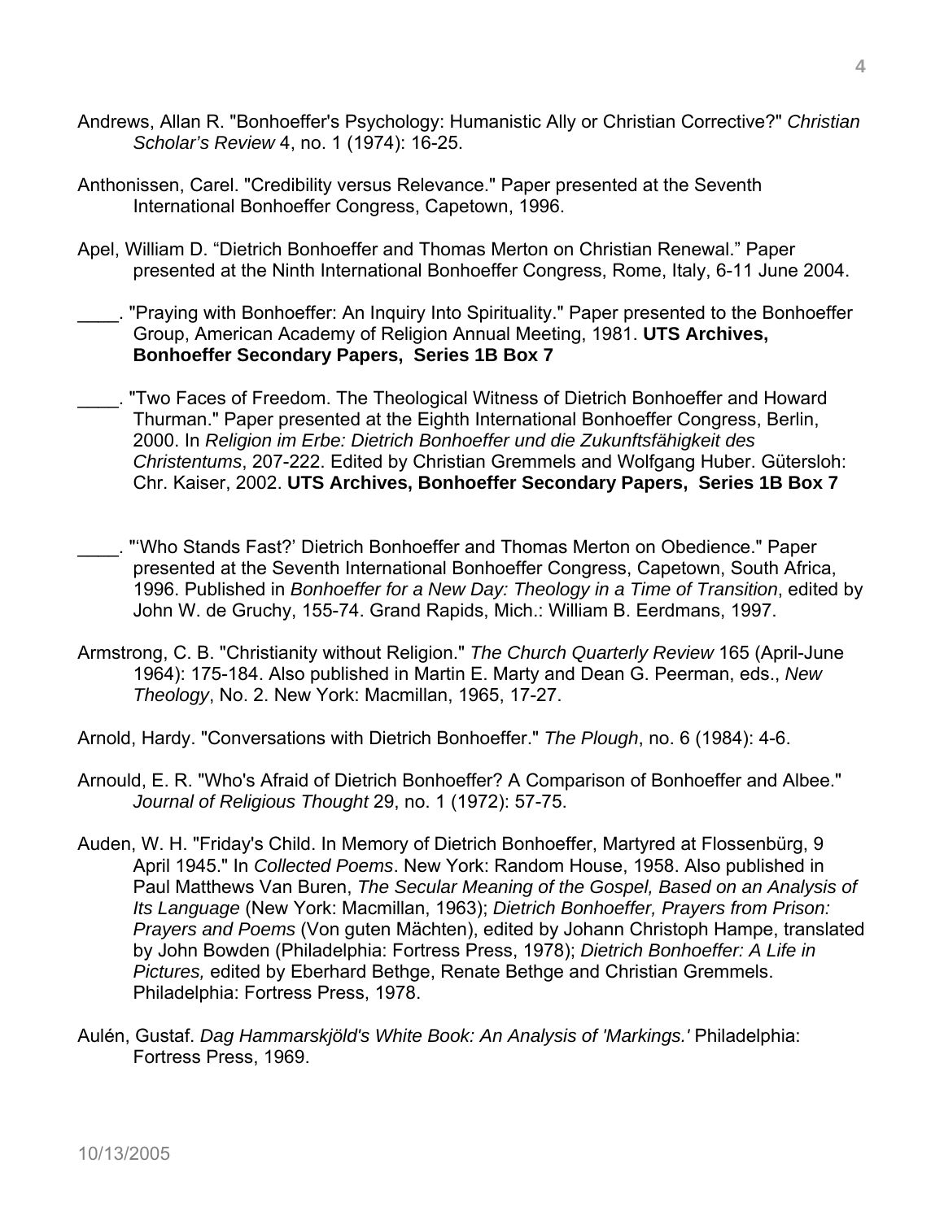Andrews, Allan R. "Bonhoeffer's Psychology: Humanistic Ally or Christian Corrective?" *Christian Scholar's Review* 4, no. 1 (1974): 16-25.

Anthonissen, Carel. "Credibility versus Relevance." Paper presented at the Seventh International Bonhoeffer Congress, Capetown, 1996.

Apel, William D. "Dietrich Bonhoeffer and Thomas Merton on Christian Renewal." Paper presented at the Ninth International Bonhoeffer Congress, Rome, Italy, 6-11 June 2004.

____. "Praying with Bonhoeffer: An Inquiry Into Spirituality." Paper presented to the Bonhoeffer Group, American Academy of Religion Annual Meeting, 1981. **UTS Archives, Bonhoeffer Secondary Papers, Series 1B Box 7**

____. "Two Faces of Freedom. The Theological Witness of Dietrich Bonhoeffer and Howard Thurman." Paper presented at the Eighth International Bonhoeffer Congress, Berlin, 2000. In *Religion im Erbe: Dietrich Bonhoeffer und die Zukunftsfähigkeit des Christentums*, 207-222. Edited by Christian Gremmels and Wolfgang Huber. Gütersloh: Chr. Kaiser, 2002. **UTS Archives, Bonhoeffer Secondary Papers, Series 1B Box 7**

____. "'Who Stands Fast?' Dietrich Bonhoeffer and Thomas Merton on Obedience." Paper presented at the Seventh International Bonhoeffer Congress, Capetown, South Africa, 1996. Published in *Bonhoeffer for a New Day: Theology in a Time of Transition*, edited by John W. de Gruchy, 155-74. Grand Rapids, Mich.: William B. Eerdmans, 1997.

Armstrong, C. B. "Christianity without Religion." *The Church Quarterly Review* 165 (April-June 1964): 175-184. Also published in Martin E. Marty and Dean G. Peerman, eds., *New Theology*, No. 2. New York: Macmillan, 1965, 17-27.

Arnold, Hardy. "Conversations with Dietrich Bonhoeffer." *The Plough*, no. 6 (1984): 4-6.

Arnould, E. R. "Who's Afraid of Dietrich Bonhoeffer? A Comparison of Bonhoeffer and Albee." *Journal of Religious Thought* 29, no. 1 (1972): 57-75.

Auden, W. H. "Friday's Child. In Memory of Dietrich Bonhoeffer, Martyred at Flossenbürg, 9 April 1945." In *Collected Poems*. New York: Random House, 1958. Also published in Paul Matthews Van Buren, *The Secular Meaning of the Gospel, Based on an Analysis of Its Language* (New York: Macmillan, 1963); *Dietrich Bonhoeffer, Prayers from Prison: Prayers and Poems* (Von guten Mächten), edited by Johann Christoph Hampe, translated by John Bowden (Philadelphia: Fortress Press, 1978); *Dietrich Bonhoeffer: A Life in Pictures,* edited by Eberhard Bethge, Renate Bethge and Christian Gremmels. Philadelphia: Fortress Press, 1978.

Aulén, Gustaf. *Dag Hammarskjöld's White Book: An Analysis of 'Markings.'* Philadelphia: Fortress Press, 1969.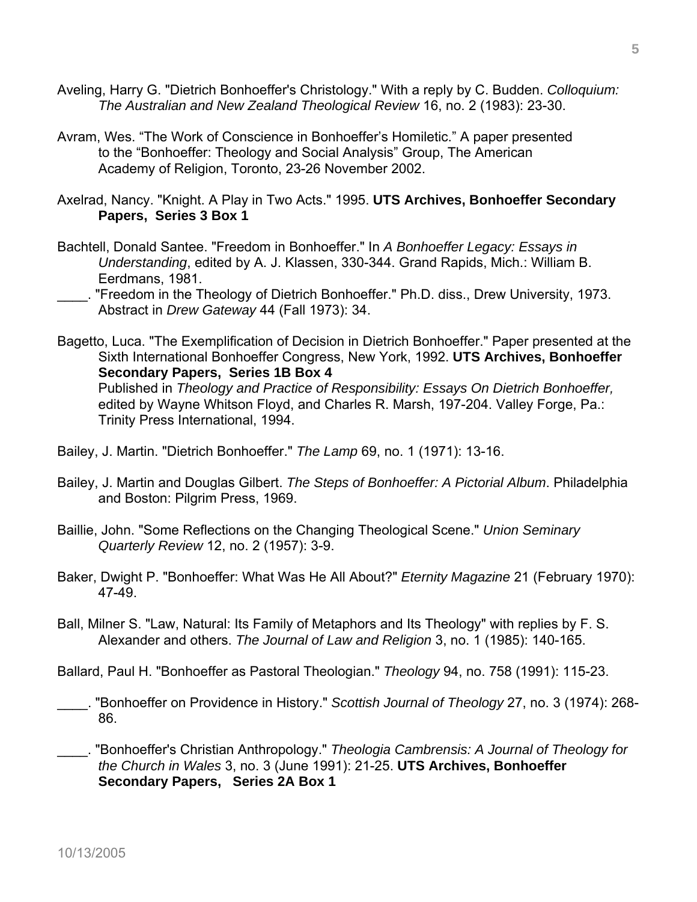Aveling, Harry G. "Dietrich Bonhoeffer's Christology." With a reply by C. Budden. *Colloquium: The Australian and New Zealand Theological Review* 16, no. 2 (1983): 23-30.

Avram, Wes. "The Work of Conscience in Bonhoeffer's Homiletic." A paper presented to the "Bonhoeffer: Theology and Social Analysis" Group, The American Academy of Religion, Toronto, 23-26 November 2002.

Axelrad, Nancy. "Knight. A Play in Two Acts." 1995. **UTS Archives, Bonhoeffer Secondary Papers, Series 3 Box 1**

Bachtell, Donald Santee. "Freedom in Bonhoeffer." In *A Bonhoeffer Legacy: Essays in Understanding*, edited by A. J. Klassen, 330-344. Grand Rapids, Mich.: William B. Eerdmans, 1981.

\_\_\_\_. "Freedom in the Theology of Dietrich Bonhoeffer." Ph.D. diss., Drew University, 1973. Abstract in *Drew Gateway* 44 (Fall 1973): 34.

Bagetto, Luca. "The Exemplification of Decision in Dietrich Bonhoeffer." Paper presented at the Sixth International Bonhoeffer Congress, New York, 1992. **UTS Archives, Bonhoeffer Secondary Papers, Series 1B Box 4**
Published in *Theology and Practice of Responsibility: Essays On Dietrich Bonhoeffer,* edited by Wayne Whitson Floyd, and Charles R. Marsh, 197-204. Valley Forge, Pa.: Trinity Press International, 1994.

Bailey, J. Martin. "Dietrich Bonhoeffer." *The Lamp* 69, no. 1 (1971): 13-16.

Bailey, J. Martin and Douglas Gilbert. *The Steps of Bonhoeffer: A Pictorial Album*. Philadelphia and Boston: Pilgrim Press, 1969.

Baillie, John. "Some Reflections on the Changing Theological Scene." *Union Seminary Quarterly Review* 12, no. 2 (1957): 3-9.

Baker, Dwight P. "Bonhoeffer: What Was He All About?" *Eternity Magazine* 21 (February 1970): 47-49.

Ball, Milner S. "Law, Natural: Its Family of Metaphors and Its Theology" with replies by F. S. Alexander and others. *The Journal of Law and Religion* 3, no. 1 (1985): 140-165.

Ballard, Paul H. "Bonhoeffer as Pastoral Theologian." *Theology* 94, no. 758 (1991): 115-23.

\_\_\_\_. "Bonhoeffer on Providence in History." *Scottish Journal of Theology* 27, no. 3 (1974): 268-86.

\_\_\_\_. "Bonhoeffer's Christian Anthropology." *Theologia Cambrensis: A Journal of Theology for the Church in Wales* 3, no. 3 (June 1991): 21-25. **UTS Archives, Bonhoeffer Secondary Papers, Series 2A Box 1**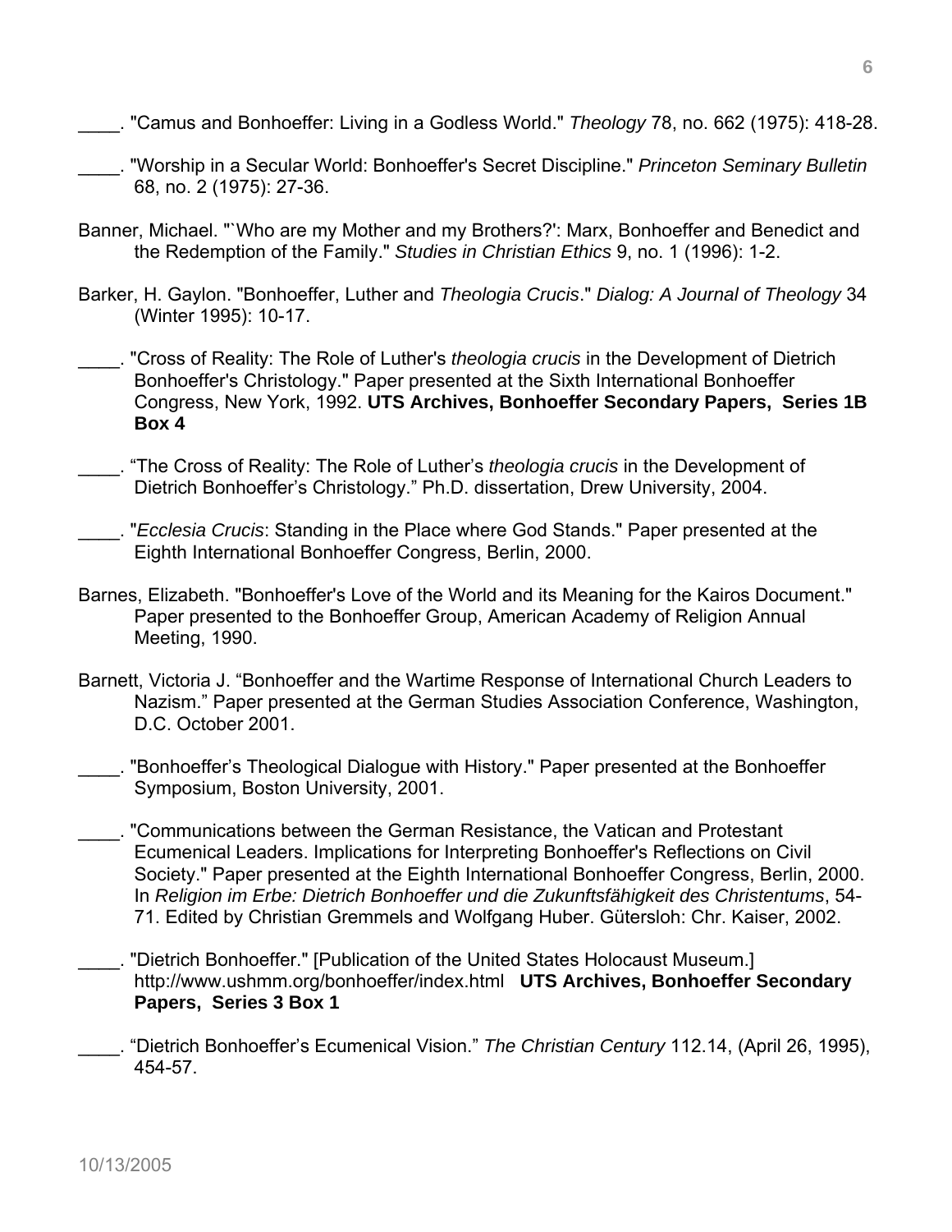____. "Camus and Bonhoeffer: Living in a Godless World." *Theology* 78, no. 662 (1975): 418-28.

____. "Worship in a Secular World: Bonhoeffer's Secret Discipline." *Princeton Seminary Bulletin* 68, no. 2 (1975): 27-36.

Banner, Michael. "`Who are my Mother and my Brothers?': Marx, Bonhoeffer and Benedict and the Redemption of the Family." *Studies in Christian Ethics* 9, no. 1 (1996): 1-2.

Barker, H. Gaylon. "Bonhoeffer, Luther and *Theologia Crucis*." *Dialog: A Journal of Theology* 34 (Winter 1995): 10-17.

____. "Cross of Reality: The Role of Luther's *theologia crucis* in the Development of Dietrich Bonhoeffer's Christology." Paper presented at the Sixth International Bonhoeffer Congress, New York, 1992. **UTS Archives, Bonhoeffer Secondary Papers, Series 1B Box 4**

____. "The Cross of Reality: The Role of Luther's *theologia crucis* in the Development of Dietrich Bonhoeffer's Christology." Ph.D. dissertation, Drew University, 2004.

____. "*Ecclesia Crucis*: Standing in the Place where God Stands." Paper presented at the Eighth International Bonhoeffer Congress, Berlin, 2000.

Barnes, Elizabeth. "Bonhoeffer's Love of the World and its Meaning for the Kairos Document." Paper presented to the Bonhoeffer Group, American Academy of Religion Annual Meeting, 1990.

Barnett, Victoria J. "Bonhoeffer and the Wartime Response of International Church Leaders to Nazism." Paper presented at the German Studies Association Conference, Washington, D.C. October 2001.

____. "Bonhoeffer's Theological Dialogue with History." Paper presented at the Bonhoeffer Symposium, Boston University, 2001.

____. "Communications between the German Resistance, the Vatican and Protestant Ecumenical Leaders. Implications for Interpreting Bonhoeffer's Reflections on Civil Society." Paper presented at the Eighth International Bonhoeffer Congress, Berlin, 2000. In *Religion im Erbe: Dietrich Bonhoeffer und die Zukunftsfähigkeit des Christentums*, 54-71. Edited by Christian Gremmels and Wolfgang Huber. Gütersloh: Chr. Kaiser, 2002.

____. "Dietrich Bonhoeffer." [Publication of the United States Holocaust Museum.] http://www.ushmm.org/bonhoeffer/index.html **UTS Archives, Bonhoeffer Secondary Papers, Series 3 Box 1**

____. "Dietrich Bonhoeffer's Ecumenical Vision." *The Christian Century* 112.14, (April 26, 1995), 454-57.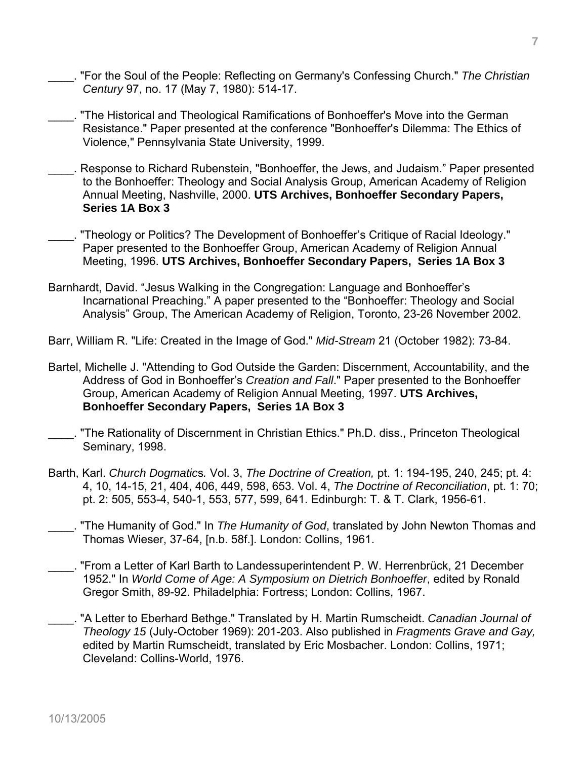____. "For the Soul of the People: Reflecting on Germany's Confessing Church." *The Christian Century* 97, no. 17 (May 7, 1980): 514-17.

____. "The Historical and Theological Ramifications of Bonhoeffer's Move into the German Resistance." Paper presented at the conference "Bonhoeffer's Dilemma: The Ethics of Violence," Pennsylvania State University, 1999.

____. Response to Richard Rubenstein, "Bonhoeffer, the Jews, and Judaism." Paper presented to the Bonhoeffer: Theology and Social Analysis Group, American Academy of Religion Annual Meeting, Nashville, 2000. **UTS Archives, Bonhoeffer Secondary Papers, Series 1A Box 3**

____. "Theology or Politics? The Development of Bonhoeffer's Critique of Racial Ideology." Paper presented to the Bonhoeffer Group, American Academy of Religion Annual Meeting, 1996. **UTS Archives, Bonhoeffer Secondary Papers, Series 1A Box 3**

Barnhardt, David. "Jesus Walking in the Congregation: Language and Bonhoeffer's Incarnational Preaching." A paper presented to the "Bonhoeffer: Theology and Social Analysis" Group, The American Academy of Religion, Toronto, 23-26 November 2002.

Barr, William R. "Life: Created in the Image of God." *Mid-Stream* 21 (October 1982): 73-84.

Bartel, Michelle J. "Attending to God Outside the Garden: Discernment, Accountability, and the Address of God in Bonhoeffer's *Creation and Fall*." Paper presented to the Bonhoeffer Group, American Academy of Religion Annual Meeting, 1997. **UTS Archives, Bonhoeffer Secondary Papers, Series 1A Box 3**

____. "The Rationality of Discernment in Christian Ethics." Ph.D. diss., Princeton Theological Seminary, 1998.

Barth, Karl. *Church Dogmatics.* Vol. 3, *The Doctrine of Creation,* pt. 1: 194-195, 240, 245; pt. 4: 4, 10, 14-15, 21, 404, 406, 449, 598, 653. Vol. 4, *The Doctrine of Reconciliation*, pt. 1: 70; pt. 2: 505, 553-4, 540-1, 553, 577, 599, 641. Edinburgh: T. & T. Clark, 1956-61.

____. "The Humanity of God." In *The Humanity of God*, translated by John Newton Thomas and Thomas Wieser, 37-64, [n.b. 58f.]. London: Collins, 1961.

____. "From a Letter of Karl Barth to Landessuperintendent P. W. Herrenbrück, 21 December 1952." In *World Come of Age: A Symposium on Dietrich Bonhoeffer*, edited by Ronald Gregor Smith, 89-92. Philadelphia: Fortress; London: Collins, 1967.

____. "A Letter to Eberhard Bethge." Translated by H. Martin Rumscheidt. *Canadian Journal of Theology 15* (July-October 1969): 201-203. Also published in *Fragments Grave and Gay,* edited by Martin Rumscheidt, translated by Eric Mosbacher. London: Collins, 1971; Cleveland: Collins-World, 1976.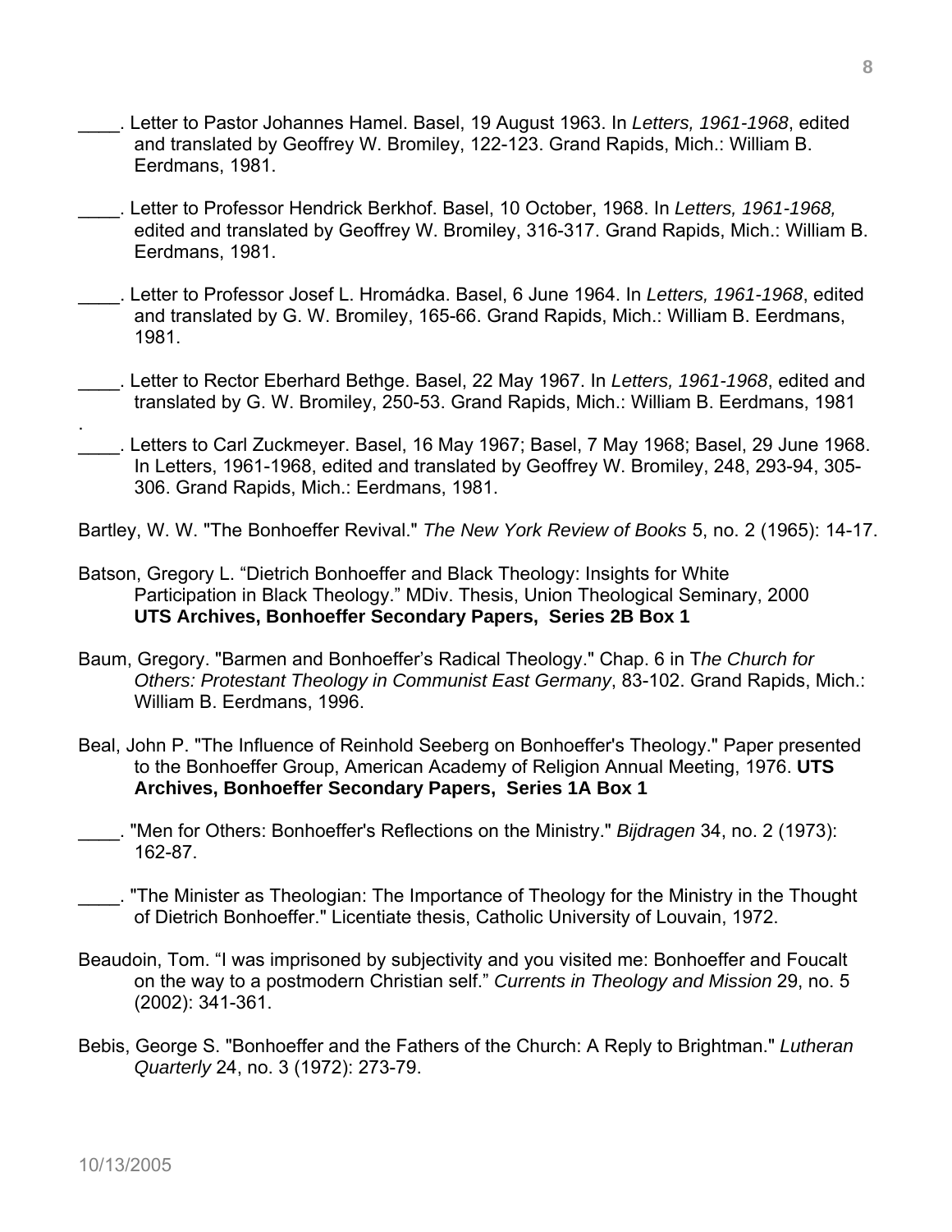____. Letter to Pastor Johannes Hamel. Basel, 19 August 1963. In *Letters, 1961-1968*, edited and translated by Geoffrey W. Bromiley, 122-123. Grand Rapids, Mich.: William B. Eerdmans, 1981.

____. Letter to Professor Hendrick Berkhof. Basel, 10 October, 1968. In *Letters, 1961-1968,* edited and translated by Geoffrey W. Bromiley, 316-317. Grand Rapids, Mich.: William B. Eerdmans, 1981.

____. Letter to Professor Josef L. Hromádka. Basel, 6 June 1964. In *Letters, 1961-1968*, edited and translated by G. W. Bromiley, 165-66. Grand Rapids, Mich.: William B. Eerdmans, 1981.

____. Letter to Rector Eberhard Bethge. Basel, 22 May 1967. In *Letters, 1961-1968*, edited and translated by G. W. Bromiley, 250-53. Grand Rapids, Mich.: William B. Eerdmans, 1981
.

____. Letters to Carl Zuckmeyer. Basel, 16 May 1967; Basel, 7 May 1968; Basel, 29 June 1968. In Letters, 1961-1968, edited and translated by Geoffrey W. Bromiley, 248, 293-94, 305-306. Grand Rapids, Mich.: Eerdmans, 1981.

Bartley, W. W. "The Bonhoeffer Revival." *The New York Review of Books* 5, no. 2 (1965): 14-17.

Batson, Gregory L. "Dietrich Bonhoeffer and Black Theology: Insights for White Participation in Black Theology." MDiv. Thesis, Union Theological Seminary, 2000 **UTS Archives, Bonhoeffer Secondary Papers, Series 2B Box 1**

Baum, Gregory. "Barmen and Bonhoeffer's Radical Theology." Chap. 6 in T*he Church for Others: Protestant Theology in Communist East Germany*, 83-102. Grand Rapids, Mich.: William B. Eerdmans, 1996.

Beal, John P. "The Influence of Reinhold Seeberg on Bonhoeffer's Theology." Paper presented to the Bonhoeffer Group, American Academy of Religion Annual Meeting, 1976. **UTS Archives, Bonhoeffer Secondary Papers, Series 1A Box 1**

____. "Men for Others: Bonhoeffer's Reflections on the Ministry." *Bijdragen* 34, no. 2 (1973): 162-87.

____. "The Minister as Theologian: The Importance of Theology for the Ministry in the Thought of Dietrich Bonhoeffer." Licentiate thesis, Catholic University of Louvain, 1972.

Beaudoin, Tom. "I was imprisoned by subjectivity and you visited me: Bonhoeffer and Foucalt on the way to a postmodern Christian self." *Currents in Theology and Mission* 29, no. 5 (2002): 341-361.

Bebis, George S. "Bonhoeffer and the Fathers of the Church: A Reply to Brightman." *Lutheran Quarterly* 24, no. 3 (1972): 273-79.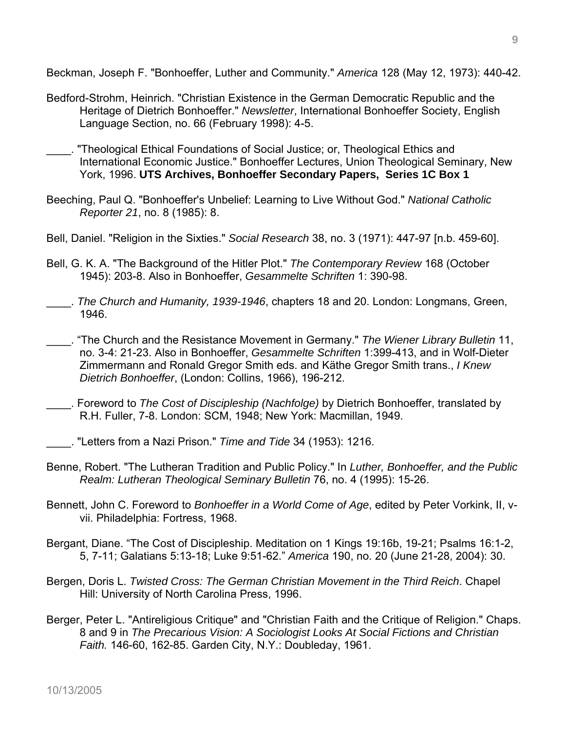Beckman, Joseph F. "Bonhoeffer, Luther and Community." *America* 128 (May 12, 1973): 440-42.

Bedford-Strohm, Heinrich. "Christian Existence in the German Democratic Republic and the Heritage of Dietrich Bonhoeffer." *Newsletter*, International Bonhoeffer Society, English Language Section, no. 66 (February 1998): 4-5.

\_\_\_\_. "Theological Ethical Foundations of Social Justice; or, Theological Ethics and International Economic Justice." Bonhoeffer Lectures, Union Theological Seminary, New York, 1996. **UTS Archives, Bonhoeffer Secondary Papers, Series 1C Box 1**

Beeching, Paul Q. "Bonhoeffer's Unbelief: Learning to Live Without God." *National Catholic Reporter 21*, no. 8 (1985): 8.

Bell, Daniel. "Religion in the Sixties." *Social Research* 38, no. 3 (1971): 447-97 [n.b. 459-60].

Bell, G. K. A. "The Background of the Hitler Plot." *The Contemporary Review* 168 (October 1945): 203-8. Also in Bonhoeffer, *Gesammelte Schriften* 1: 390-98.

\_\_\_\_. *The Church and Humanity, 1939-1946*, chapters 18 and 20. London: Longmans, Green, 1946.

\_\_\_\_. "The Church and the Resistance Movement in Germany." *The Wiener Library Bulletin* 11, no. 3-4: 21-23. Also in Bonhoeffer, *Gesammelte Schriften* 1:399-413, and in Wolf-Dieter Zimmermann and Ronald Gregor Smith eds. and Käthe Gregor Smith trans., *I Knew Dietrich Bonhoeffer*, (London: Collins, 1966), 196-212.

\_\_\_\_. Foreword to *The Cost of Discipleship (Nachfolge)* by Dietrich Bonhoeffer, translated by R.H. Fuller, 7-8. London: SCM, 1948; New York: Macmillan, 1949.

\_\_\_\_. "Letters from a Nazi Prison." *Time and Tide* 34 (1953): 1216.

Benne, Robert. "The Lutheran Tradition and Public Policy." In *Luther, Bonhoeffer, and the Public Realm: Lutheran Theological Seminary Bulletin* 76, no. 4 (1995): 15-26.

Bennett, John C. Foreword to *Bonhoeffer in a World Come of Age*, edited by Peter Vorkink, II, v-vii. Philadelphia: Fortress, 1968.

Bergant, Diane. "The Cost of Discipleship. Meditation on 1 Kings 19:16b, 19-21; Psalms 16:1-2, 5, 7-11; Galatians 5:13-18; Luke 9:51-62." *America* 190, no. 20 (June 21-28, 2004): 30.

Bergen, Doris L. *Twisted Cross: The German Christian Movement in the Third Reich*. Chapel Hill: University of North Carolina Press, 1996.

Berger, Peter L. "Antireligious Critique" and "Christian Faith and the Critique of Religion." Chaps. 8 and 9 in *The Precarious Vision: A Sociologist Looks At Social Fictions and Christian Faith.* 146-60, 162-85. Garden City, N.Y.: Doubleday, 1961.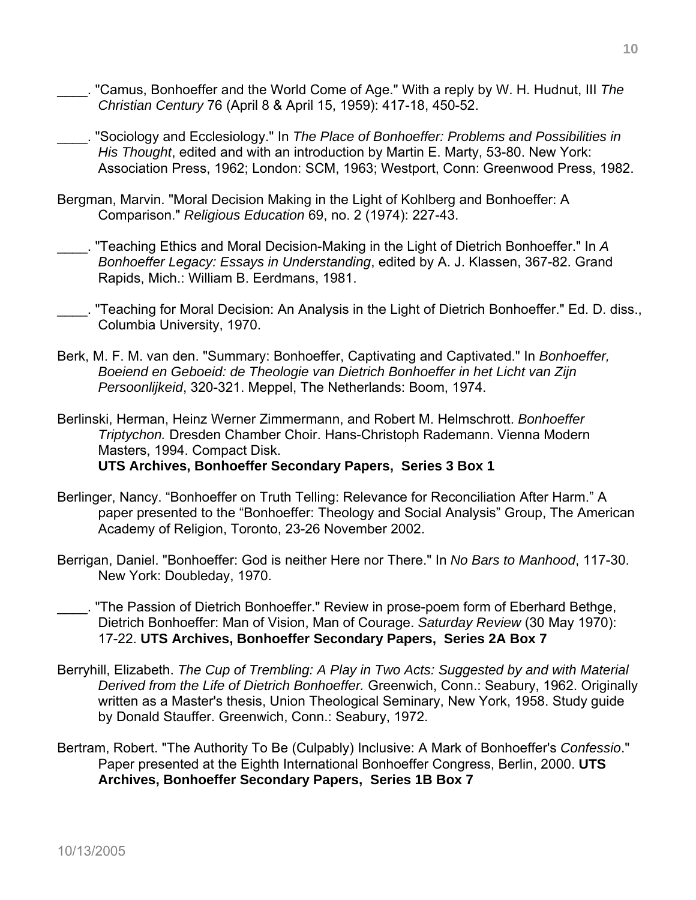____. "Camus, Bonhoeffer and the World Come of Age." With a reply by W. H. Hudnut, III *The Christian Century* 76 (April 8 & April 15, 1959): 417-18, 450-52.

____. "Sociology and Ecclesiology." In *The Place of Bonhoeffer: Problems and Possibilities in His Thought*, edited and with an introduction by Martin E. Marty, 53-80. New York: Association Press, 1962; London: SCM, 1963; Westport, Conn: Greenwood Press, 1982.

Bergman, Marvin. "Moral Decision Making in the Light of Kohlberg and Bonhoeffer: A Comparison." *Religious Education* 69, no. 2 (1974): 227-43.

____. "Teaching Ethics and Moral Decision-Making in the Light of Dietrich Bonhoeffer." In *A Bonhoeffer Legacy: Essays in Understanding*, edited by A. J. Klassen, 367-82. Grand Rapids, Mich.: William B. Eerdmans, 1981.

____. "Teaching for Moral Decision: An Analysis in the Light of Dietrich Bonhoeffer." Ed. D. diss., Columbia University, 1970.

Berk, M. F. M. van den. "Summary: Bonhoeffer, Captivating and Captivated." In *Bonhoeffer, Boeiend en Geboeid: de Theologie van Dietrich Bonhoeffer in het Licht van Zijn Persoonlijkeid*, 320-321. Meppel, The Netherlands: Boom, 1974.

Berlinski, Herman, Heinz Werner Zimmermann, and Robert M. Helmschrott. *Bonhoeffer Triptychon.* Dresden Chamber Choir. Hans-Christoph Rademann. Vienna Modern Masters, 1994. Compact Disk.
**UTS Archives, Bonhoeffer Secondary Papers, Series 3 Box 1**

Berlinger, Nancy. "Bonhoeffer on Truth Telling: Relevance for Reconciliation After Harm." A paper presented to the "Bonhoeffer: Theology and Social Analysis" Group, The American Academy of Religion, Toronto, 23-26 November 2002.

Berrigan, Daniel. "Bonhoeffer: God is neither Here nor There." In *No Bars to Manhood*, 117-30. New York: Doubleday, 1970.

____. "The Passion of Dietrich Bonhoeffer." Review in prose-poem form of Eberhard Bethge, Dietrich Bonhoeffer: Man of Vision, Man of Courage. *Saturday Review* (30 May 1970): 17-22. **UTS Archives, Bonhoeffer Secondary Papers, Series 2A Box 7**

Berryhill, Elizabeth. *The Cup of Trembling: A Play in Two Acts: Suggested by and with Material Derived from the Life of Dietrich Bonhoeffer.* Greenwich, Conn.: Seabury, 1962. Originally written as a Master's thesis, Union Theological Seminary, New York, 1958. Study guide by Donald Stauffer. Greenwich, Conn.: Seabury, 1972.

Bertram, Robert. "The Authority To Be (Culpably) Inclusive: A Mark of Bonhoeffer's *Confessio*." Paper presented at the Eighth International Bonhoeffer Congress, Berlin, 2000. **UTS Archives, Bonhoeffer Secondary Papers, Series 1B Box 7**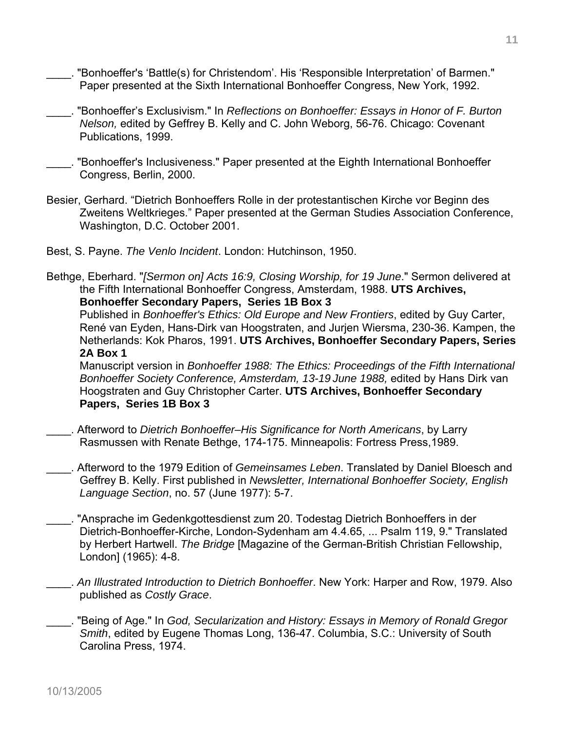____. "Bonhoeffer's 'Battle(s) for Christendom'. His 'Responsible Interpretation' of Barmen." Paper presented at the Sixth International Bonhoeffer Congress, New York, 1992.

____. "Bonhoeffer's Exclusivism." In *Reflections on Bonhoeffer: Essays in Honor of F. Burton Nelson,* edited by Geffrey B. Kelly and C. John Weborg, 56-76. Chicago: Covenant Publications, 1999.

____. "Bonhoeffer's Inclusiveness." Paper presented at the Eighth International Bonhoeffer Congress, Berlin, 2000.

Besier, Gerhard. "Dietrich Bonhoeffers Rolle in der protestantischen Kirche vor Beginn des Zweitens Weltkrieges." Paper presented at the German Studies Association Conference, Washington, D.C. October 2001.

Best, S. Payne. *The Venlo Incident*. London: Hutchinson, 1950.

Bethge, Eberhard. "*[Sermon on] Acts 16:9, Closing Worship, for 19 June*." Sermon delivered at the Fifth International Bonhoeffer Congress, Amsterdam, 1988. **UTS Archives, Bonhoeffer Secondary Papers, Series 1B Box 3**
Published in *Bonhoeffer's Ethics: Old Europe and New Frontiers*, edited by Guy Carter, René van Eyden, Hans-Dirk van Hoogstraten, and Jurjen Wiersma, 230-36. Kampen, the Netherlands: Kok Pharos, 1991. **UTS Archives, Bonhoeffer Secondary Papers, Series 2A Box 1**
Manuscript version in *Bonhoeffer 1988: The Ethics: Proceedings of the Fifth International Bonhoeffer Society Conference, Amsterdam, 13-19 June 1988,* edited by Hans Dirk van Hoogstraten and Guy Christopher Carter. **UTS Archives, Bonhoeffer Secondary Papers, Series 1B Box 3**

____. Afterword to *Dietrich Bonhoeffer–His Significance for North Americans*, by Larry Rasmussen with Renate Bethge, 174-175. Minneapolis: Fortress Press,1989.

____. Afterword to the 1979 Edition of *Gemeinsames Leben*. Translated by Daniel Bloesch and Geffrey B. Kelly. First published in *Newsletter, International Bonhoeffer Society, English Language Section*, no. 57 (June 1977): 5-7.

____. "Ansprache im Gedenkgottesdienst zum 20. Todestag Dietrich Bonhoeffers in der Dietrich-Bonhoeffer-Kirche, London-Sydenham am 4.4.65, ... Psalm 119, 9." Translated by Herbert Hartwell. *The Bridge* [Magazine of the German-British Christian Fellowship, London] (1965): 4-8.

____. *An Illustrated Introduction to Dietrich Bonhoeffer*. New York: Harper and Row, 1979. Also published as *Costly Grace*.

____. "Being of Age." In *God, Secularization and History: Essays in Memory of Ronald Gregor Smith*, edited by Eugene Thomas Long, 136-47. Columbia, S.C.: University of South Carolina Press, 1974.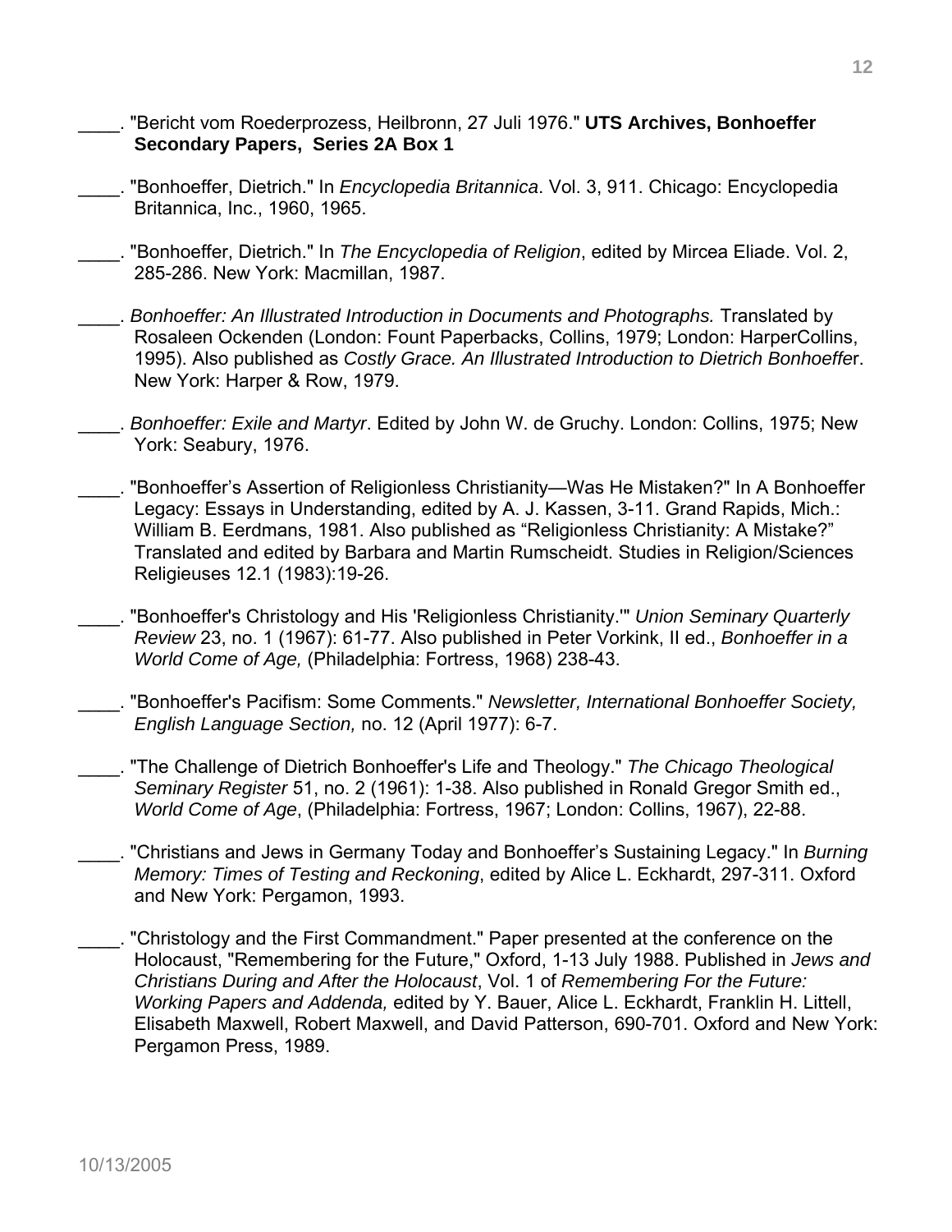____. "Bericht vom Roederprozess, Heilbronn, 27 Juli 1976." **UTS Archives, Bonhoeffer Secondary Papers, Series 2A Box 1**

____. "Bonhoeffer, Dietrich." In *Encyclopedia Britannica*. Vol. 3, 911. Chicago: Encyclopedia Britannica, Inc., 1960, 1965.

____. "Bonhoeffer, Dietrich." In *The Encyclopedia of Religion*, edited by Mircea Eliade. Vol. 2, 285-286. New York: Macmillan, 1987.

____. *Bonhoeffer: An Illustrated Introduction in Documents and Photographs.* Translated by Rosaleen Ockenden (London: Fount Paperbacks, Collins, 1979; London: HarperCollins, 1995). Also published as *Costly Grace. An Illustrated Introduction to Dietrich Bonhoeffe*r. New York: Harper & Row, 1979.

____. *Bonhoeffer: Exile and Martyr*. Edited by John W. de Gruchy. London: Collins, 1975; New York: Seabury, 1976.

____. "Bonhoeffer's Assertion of Religionless Christianity—Was He Mistaken?" In A Bonhoeffer Legacy: Essays in Understanding, edited by A. J. Kassen, 3-11. Grand Rapids, Mich.: William B. Eerdmans, 1981. Also published as "Religionless Christianity: A Mistake?" Translated and edited by Barbara and Martin Rumscheidt. Studies in Religion/Sciences Religieuses 12.1 (1983):19-26.

____. "Bonhoeffer's Christology and His 'Religionless Christianity.'" *Union Seminary Quarterly Review* 23, no. 1 (1967): 61-77. Also published in Peter Vorkink, II ed., *Bonhoeffer in a World Come of Age,* (Philadelphia: Fortress, 1968) 238-43.

____. "Bonhoeffer's Pacifism: Some Comments." *Newsletter, International Bonhoeffer Society, English Language Section,* no. 12 (April 1977): 6-7.

____. "The Challenge of Dietrich Bonhoeffer's Life and Theology." *The Chicago Theological Seminary Register* 51, no. 2 (1961): 1-38. Also published in Ronald Gregor Smith ed., *World Come of Age*, (Philadelphia: Fortress, 1967; London: Collins, 1967), 22-88.

____. "Christians and Jews in Germany Today and Bonhoeffer's Sustaining Legacy." In *Burning Memory: Times of Testing and Reckoning*, edited by Alice L. Eckhardt, 297-311. Oxford and New York: Pergamon, 1993.

____. "Christology and the First Commandment." Paper presented at the conference on the Holocaust, "Remembering for the Future," Oxford, 1-13 July 1988. Published in *Jews and Christians During and After the Holocaust*, Vol. 1 of *Remembering For the Future: Working Papers and Addenda,* edited by Y. Bauer, Alice L. Eckhardt, Franklin H. Littell, Elisabeth Maxwell, Robert Maxwell, and David Patterson, 690-701. Oxford and New York: Pergamon Press, 1989.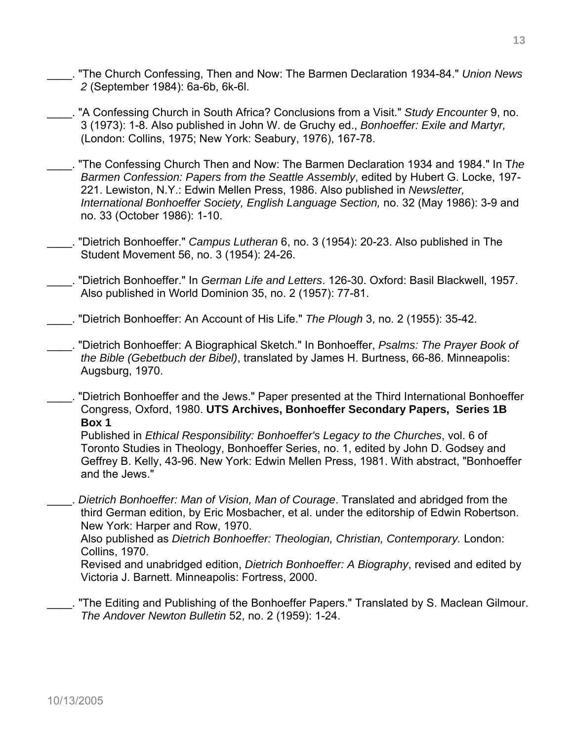\_\_\_\_. "The Church Confessing, Then and Now: The Barmen Declaration 1934-84." *Union News 2* (September 1984): 6a-6b, 6k-6l.

\_\_\_\_. "A Confessing Church in South Africa? Conclusions from a Visit." *Study Encounter* 9, no. 3 (1973): 1-8. Also published in John W. de Gruchy ed., *Bonhoeffer: Exile and Martyr,* (London: Collins, 1975; New York: Seabury, 1976), 167-78.

\_\_\_\_. "The Confessing Church Then and Now: The Barmen Declaration 1934 and 1984." In T*he Barmen Confession: Papers from the Seattle Assembly*, edited by Hubert G. Locke, 197-221. Lewiston, N.Y.: Edwin Mellen Press, 1986. Also published in *Newsletter, International Bonhoeffer Society, English Language Section,* no. 32 (May 1986): 3-9 and no. 33 (October 1986): 1-10.

\_\_\_\_. "Dietrich Bonhoeffer." *Campus Lutheran* 6, no. 3 (1954): 20-23. Also published in The Student Movement 56, no. 3 (1954): 24-26.

\_\_\_\_. "Dietrich Bonhoeffer." In *German Life and Letters*. 126-30. Oxford: Basil Blackwell, 1957. Also published in World Dominion 35, no. 2 (1957): 77-81.

\_\_\_\_. "Dietrich Bonhoeffer: An Account of His Life." *The Plough* 3, no. 2 (1955): 35-42.

\_\_\_\_. "Dietrich Bonhoeffer: A Biographical Sketch." In Bonhoeffer, *Psalms: The Prayer Book of the Bible (Gebetbuch der Bibel)*, translated by James H. Burtness, 66-86. Minneapolis: Augsburg, 1970.

\_\_\_\_. "Dietrich Bonhoeffer and the Jews." Paper presented at the Third International Bonhoeffer Congress, Oxford, 1980. **UTS Archives, Bonhoeffer Secondary Papers, Series 1B Box 1**
Published in *Ethical Responsibility: Bonhoeffer's Legacy to the Churches*, vol. 6 of Toronto Studies in Theology, Bonhoeffer Series, no. 1, edited by John D. Godsey and Geffrey B. Kelly, 43-96. New York: Edwin Mellen Press, 1981. With abstract, "Bonhoeffer and the Jews."

\_\_\_\_. *Dietrich Bonhoeffer: Man of Vision, Man of Courage*. Translated and abridged from the third German edition, by Eric Mosbacher, et al. under the editorship of Edwin Robertson. New York: Harper and Row, 1970.
Also published as *Dietrich Bonhoeffer: Theologian, Christian, Contemporary.* London: Collins, 1970.
Revised and unabridged edition, *Dietrich Bonhoeffer: A Biography*, revised and edited by Victoria J. Barnett. Minneapolis: Fortress, 2000.

\_\_\_\_. "The Editing and Publishing of the Bonhoeffer Papers." Translated by S. Maclean Gilmour. *The Andover Newton Bulletin* 52, no. 2 (1959): 1-24.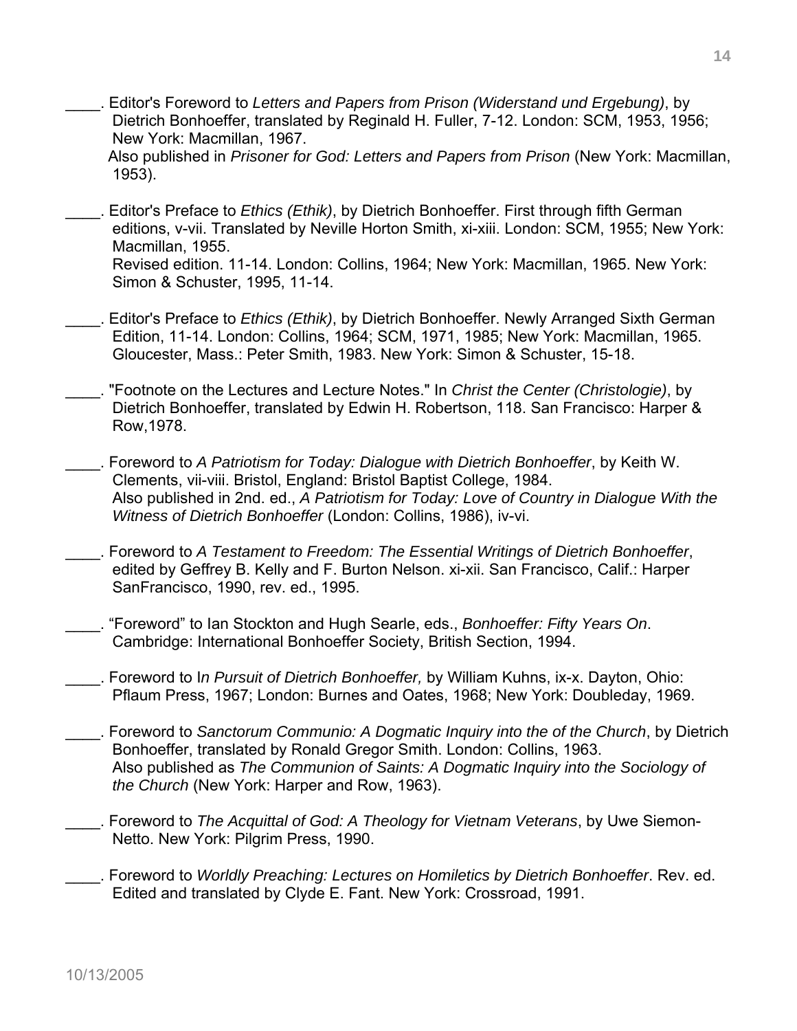\_\_\_\_. Editor's Foreword to *Letters and Papers from Prison (Widerstand und Ergebung)*, by Dietrich Bonhoeffer, translated by Reginald H. Fuller, 7-12. London: SCM, 1953, 1956; New York: Macmillan, 1967.
Also published in *Prisoner for God: Letters and Papers from Prison* (New York: Macmillan, 1953).

\_\_\_\_. Editor's Preface to *Ethics (Ethik)*, by Dietrich Bonhoeffer. First through fifth German editions, v-vii. Translated by Neville Horton Smith, xi-xiii. London: SCM, 1955; New York: Macmillan, 1955.
Revised edition. 11-14. London: Collins, 1964; New York: Macmillan, 1965. New York: Simon & Schuster, 1995, 11-14.

\_\_\_\_. Editor's Preface to *Ethics (Ethik)*, by Dietrich Bonhoeffer. Newly Arranged Sixth German Edition, 11-14. London: Collins, 1964; SCM, 1971, 1985; New York: Macmillan, 1965. Gloucester, Mass.: Peter Smith, 1983. New York: Simon & Schuster, 15-18.

\_\_\_\_. "Footnote on the Lectures and Lecture Notes." In *Christ the Center (Christologie)*, by Dietrich Bonhoeffer, translated by Edwin H. Robertson, 118. San Francisco: Harper & Row,1978.

\_\_\_\_. Foreword to *A Patriotism for Today: Dialogue with Dietrich Bonhoeffer*, by Keith W. Clements, vii-viii. Bristol, England: Bristol Baptist College, 1984.
Also published in 2nd. ed., *A Patriotism for Today: Love of Country in Dialogue With the Witness of Dietrich Bonhoeffer* (London: Collins, 1986), iv-vi.

\_\_\_\_. Foreword to *A Testament to Freedom: The Essential Writings of Dietrich Bonhoeffer*, edited by Geffrey B. Kelly and F. Burton Nelson. xi-xii. San Francisco, Calif.: Harper SanFrancisco, 1990, rev. ed., 1995.

\_\_\_\_. “Foreword” to Ian Stockton and Hugh Searle, eds., *Bonhoeffer: Fifty Years On*. Cambridge: International Bonhoeffer Society, British Section, 1994.

\_\_\_\_. Foreword to I*n Pursuit of Dietrich Bonhoeffer,* by William Kuhns, ix-x. Dayton, Ohio: Pflaum Press, 1967; London: Burnes and Oates, 1968; New York: Doubleday, 1969.

\_\_\_\_. Foreword to *Sanctorum Communio: A Dogmatic Inquiry into the of the Church*, by Dietrich Bonhoeffer, translated by Ronald Gregor Smith. London: Collins, 1963.
Also published as *The Communion of Saints: A Dogmatic Inquiry into the Sociology of the Church* (New York: Harper and Row, 1963).

\_\_\_\_. Foreword to *The Acquittal of God: A Theology for Vietnam Veterans*, by Uwe Siemon-Netto. New York: Pilgrim Press, 1990.

\_\_\_\_. Foreword to *Worldly Preaching: Lectures on Homiletics by Dietrich Bonhoeffer*. Rev. ed. Edited and translated by Clyde E. Fant. New York: Crossroad, 1991.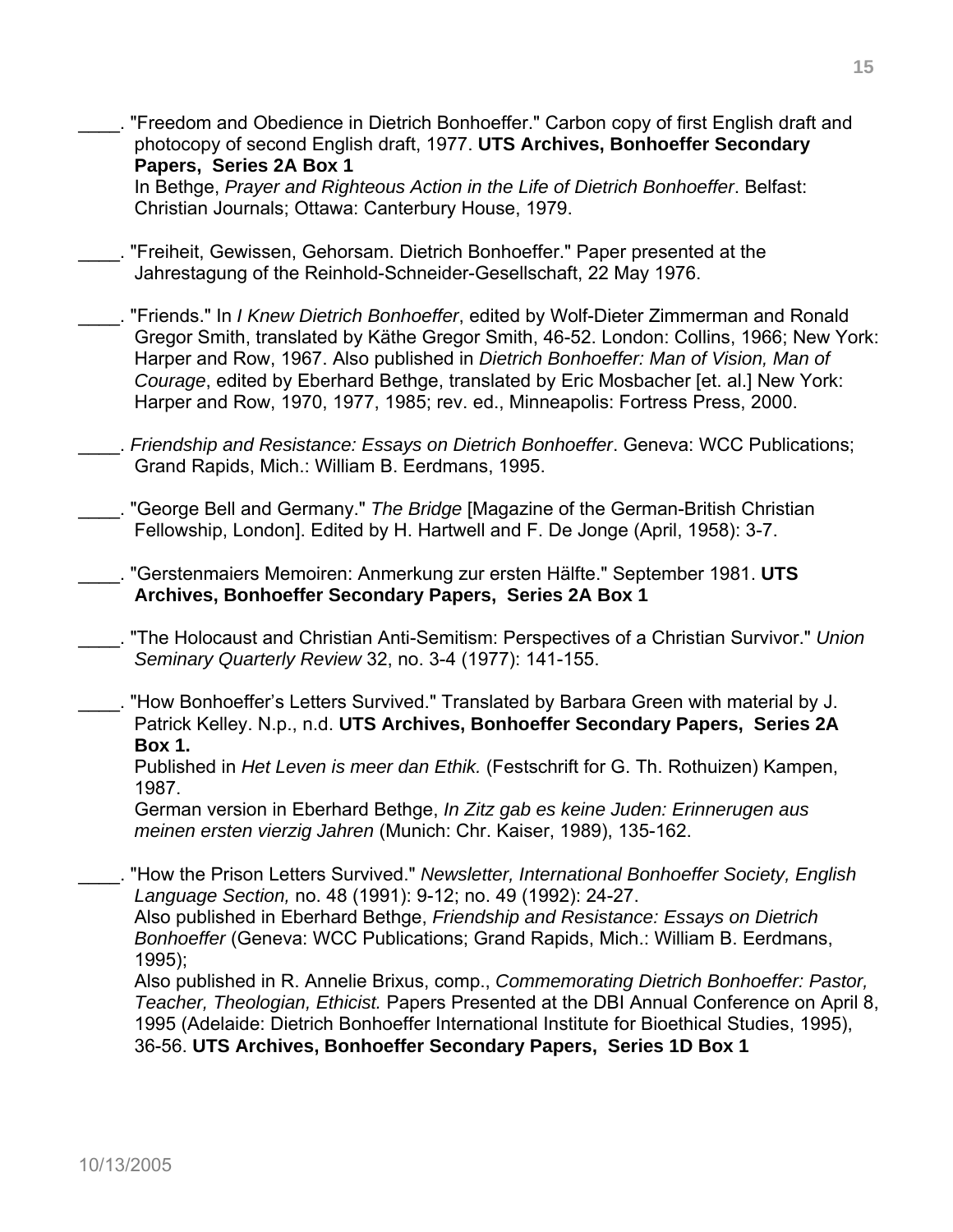____. "Freedom and Obedience in Dietrich Bonhoeffer." Carbon copy of first English draft and photocopy of second English draft, 1977. **UTS Archives, Bonhoeffer Secondary Papers, Series 2A Box 1**
In Bethge, *Prayer and Righteous Action in the Life of Dietrich Bonhoeffer*. Belfast: Christian Journals; Ottawa: Canterbury House, 1979.

____. "Freiheit, Gewissen, Gehorsam. Dietrich Bonhoeffer." Paper presented at the Jahrestagung of the Reinhold-Schneider-Gesellschaft, 22 May 1976.

____. "Friends." In *I Knew Dietrich Bonhoeffer*, edited by Wolf-Dieter Zimmerman and Ronald Gregor Smith, translated by Käthe Gregor Smith, 46-52. London: Collins, 1966; New York: Harper and Row, 1967. Also published in *Dietrich Bonhoeffer: Man of Vision, Man of Courage*, edited by Eberhard Bethge, translated by Eric Mosbacher [et. al.] New York: Harper and Row, 1970, 1977, 1985; rev. ed., Minneapolis: Fortress Press, 2000.

____. *Friendship and Resistance: Essays on Dietrich Bonhoeffer*. Geneva: WCC Publications; Grand Rapids, Mich.: William B. Eerdmans, 1995.

____. "George Bell and Germany." *The Bridge* [Magazine of the German-British Christian Fellowship, London]. Edited by H. Hartwell and F. De Jonge (April, 1958): 3-7.

____. "Gerstenmaiers Memoiren: Anmerkung zur ersten Hälfte." September 1981. **UTS Archives, Bonhoeffer Secondary Papers, Series 2A Box 1**

____. "The Holocaust and Christian Anti-Semitism: Perspectives of a Christian Survivor." *Union Seminary Quarterly Review* 32, no. 3-4 (1977): 141-155.

____. "How Bonhoeffer's Letters Survived." Translated by Barbara Green with material by J. Patrick Kelley. N.p., n.d. **UTS Archives, Bonhoeffer Secondary Papers, Series 2A Box 1.**
Published in *Het Leven is meer dan Ethik.* (Festschrift for G. Th. Rothuizen) Kampen, 1987.
German version in Eberhard Bethge, *In Zitz gab es keine Juden: Erinnerugen aus meinen ersten vierzig Jahren* (Munich: Chr. Kaiser, 1989), 135-162.

____. "How the Prison Letters Survived." *Newsletter, International Bonhoeffer Society, English Language Section,* no. 48 (1991): 9-12; no. 49 (1992): 24-27.
Also published in Eberhard Bethge, *Friendship and Resistance: Essays on Dietrich Bonhoeffer* (Geneva: WCC Publications; Grand Rapids, Mich.: William B. Eerdmans, 1995);
Also published in R. Annelie Brixus, comp., *Commemorating Dietrich Bonhoeffer: Pastor, Teacher, Theologian, Ethicist.* Papers Presented at the DBI Annual Conference on April 8, 1995 (Adelaide: Dietrich Bonhoeffer International Institute for Bioethical Studies, 1995), 36-56. **UTS Archives, Bonhoeffer Secondary Papers, Series 1D Box 1**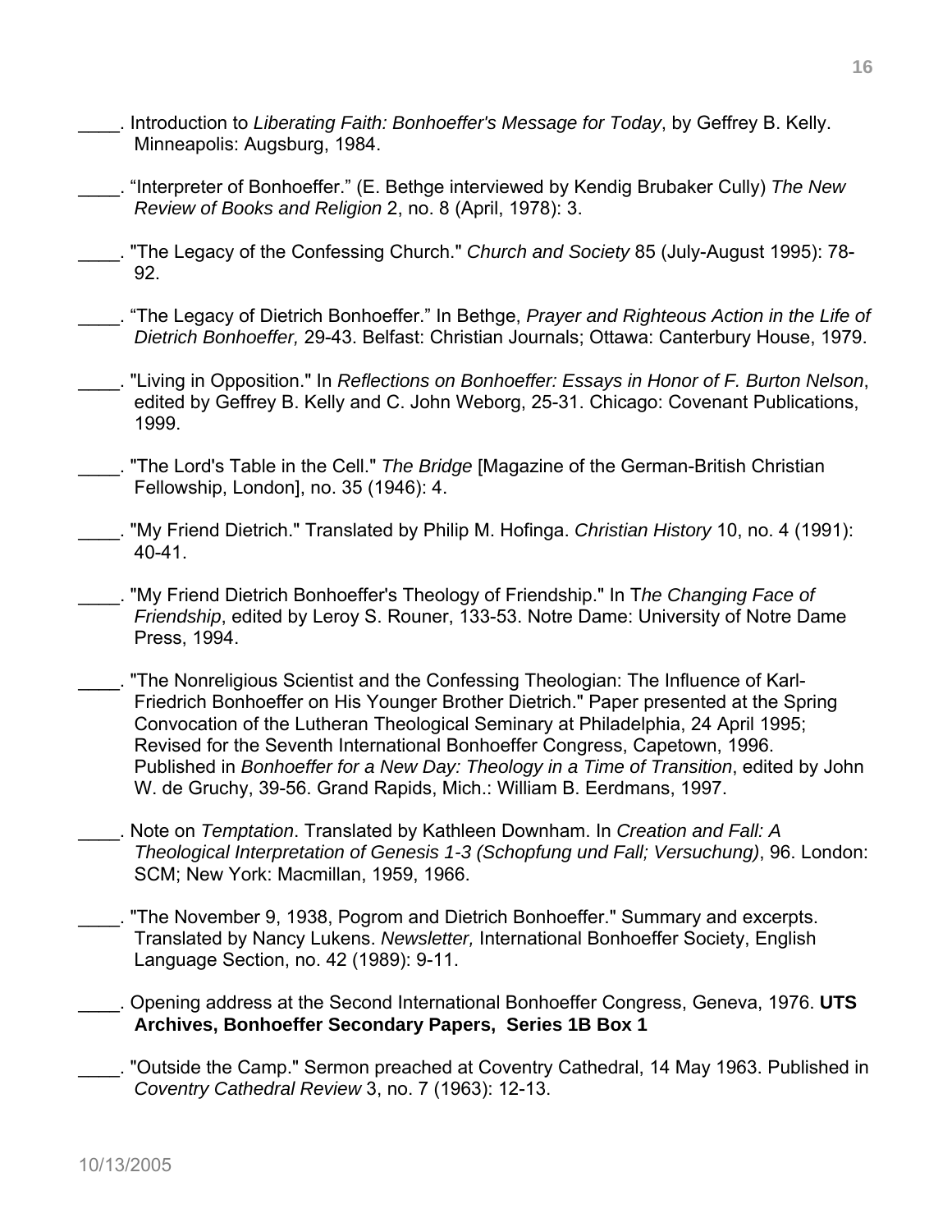____. Introduction to *Liberating Faith: Bonhoeffer's Message for Today*, by Geffrey B. Kelly. Minneapolis: Augsburg, 1984.

____. "Interpreter of Bonhoeffer." (E. Bethge interviewed by Kendig Brubaker Cully) *The New Review of Books and Religion* 2, no. 8 (April, 1978): 3.

____. "The Legacy of the Confessing Church." *Church and Society* 85 (July-August 1995): 78-92.

____. "The Legacy of Dietrich Bonhoeffer." In Bethge, *Prayer and Righteous Action in the Life of Dietrich Bonhoeffer,* 29-43. Belfast: Christian Journals; Ottawa: Canterbury House, 1979.

____. "Living in Opposition." In *Reflections on Bonhoeffer: Essays in Honor of F. Burton Nelson*, edited by Geffrey B. Kelly and C. John Weborg, 25-31. Chicago: Covenant Publications, 1999.

____. "The Lord's Table in the Cell." *The Bridge* [Magazine of the German-British Christian Fellowship, London], no. 35 (1946): 4.

____. "My Friend Dietrich." Translated by Philip M. Hofinga. *Christian History* 10, no. 4 (1991): 40-41.

____. "My Friend Dietrich Bonhoeffer's Theology of Friendship." In T*he Changing Face of Friendship*, edited by Leroy S. Rouner, 133-53. Notre Dame: University of Notre Dame Press, 1994.

____. "The Nonreligious Scientist and the Confessing Theologian: The Influence of Karl-Friedrich Bonhoeffer on His Younger Brother Dietrich." Paper presented at the Spring Convocation of the Lutheran Theological Seminary at Philadelphia, 24 April 1995; Revised for the Seventh International Bonhoeffer Congress, Capetown, 1996. Published in *Bonhoeffer for a New Day: Theology in a Time of Transition*, edited by John W. de Gruchy, 39-56. Grand Rapids, Mich.: William B. Eerdmans, 1997.

____. Note on *Temptation*. Translated by Kathleen Downham. In *Creation and Fall: A Theological Interpretation of Genesis 1-3 (Schopfung und Fall; Versuchung)*, 96. London: SCM; New York: Macmillan, 1959, 1966.

____. "The November 9, 1938, Pogrom and Dietrich Bonhoeffer." Summary and excerpts. Translated by Nancy Lukens. *Newsletter,* International Bonhoeffer Society, English Language Section, no. 42 (1989): 9-11.

____. Opening address at the Second International Bonhoeffer Congress, Geneva, 1976. **UTS Archives, Bonhoeffer Secondary Papers, Series 1B Box 1**

____. "Outside the Camp." Sermon preached at Coventry Cathedral, 14 May 1963. Published in *Coventry Cathedral Review* 3, no. 7 (1963): 12-13.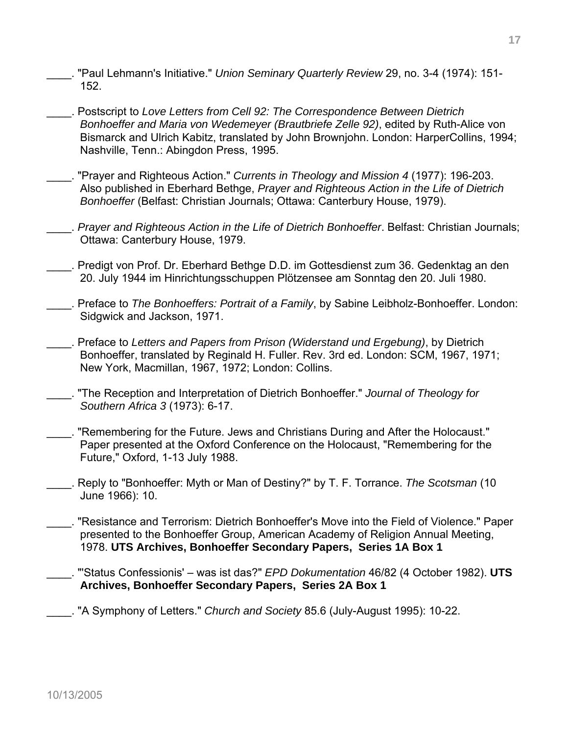\_\_\_\_. "Paul Lehmann's Initiative." *Union Seminary Quarterly Review* 29, no. 3-4 (1974): 151-152.

\_\_\_\_. Postscript to *Love Letters from Cell 92: The Correspondence Between Dietrich Bonhoeffer and Maria von Wedemeyer (Brautbriefe Zelle 92)*, edited by Ruth-Alice von Bismarck and Ulrich Kabitz, translated by John Brownjohn. London: HarperCollins, 1994; Nashville, Tenn.: Abingdon Press, 1995.

\_\_\_\_. "Prayer and Righteous Action." *Currents in Theology and Mission 4* (1977): 196-203. Also published in Eberhard Bethge, *Prayer and Righteous Action in the Life of Dietrich Bonhoeffer* (Belfast: Christian Journals; Ottawa: Canterbury House, 1979).

\_\_\_\_. *Prayer and Righteous Action in the Life of Dietrich Bonhoeffer*. Belfast: Christian Journals; Ottawa: Canterbury House, 1979.

\_\_\_\_. Predigt von Prof. Dr. Eberhard Bethge D.D. im Gottesdienst zum 36. Gedenktag an den 20. July 1944 im Hinrichtungsschuppen Plötzensee am Sonntag den 20. Juli 1980.

\_\_\_\_. Preface to *The Bonhoeffers: Portrait of a Family*, by Sabine Leibholz-Bonhoeffer. London: Sidgwick and Jackson, 1971.

\_\_\_\_. Preface to *Letters and Papers from Prison (Widerstand und Ergebung)*, by Dietrich Bonhoeffer, translated by Reginald H. Fuller. Rev. 3rd ed. London: SCM, 1967, 1971; New York, Macmillan, 1967, 1972; London: Collins.

\_\_\_\_. "The Reception and Interpretation of Dietrich Bonhoeffer." *Journal of Theology for Southern Africa 3* (1973): 6-17.

\_\_\_\_. "Remembering for the Future. Jews and Christians During and After the Holocaust." Paper presented at the Oxford Conference on the Holocaust, "Remembering for the Future," Oxford, 1-13 July 1988.

\_\_\_\_. Reply to "Bonhoeffer: Myth or Man of Destiny?" by T. F. Torrance. *The Scotsman* (10 June 1966): 10.

\_\_\_\_. "Resistance and Terrorism: Dietrich Bonhoeffer's Move into the Field of Violence." Paper presented to the Bonhoeffer Group, American Academy of Religion Annual Meeting, 1978. **UTS Archives, Bonhoeffer Secondary Papers, Series 1A Box 1**

\_\_\_\_. "'Status Confessionis' – was ist das?" *EPD Dokumentation* 46/82 (4 October 1982). **UTS Archives, Bonhoeffer Secondary Papers, Series 2A Box 1**

\_\_\_\_. "A Symphony of Letters." *Church and Society* 85.6 (July-August 1995): 10-22.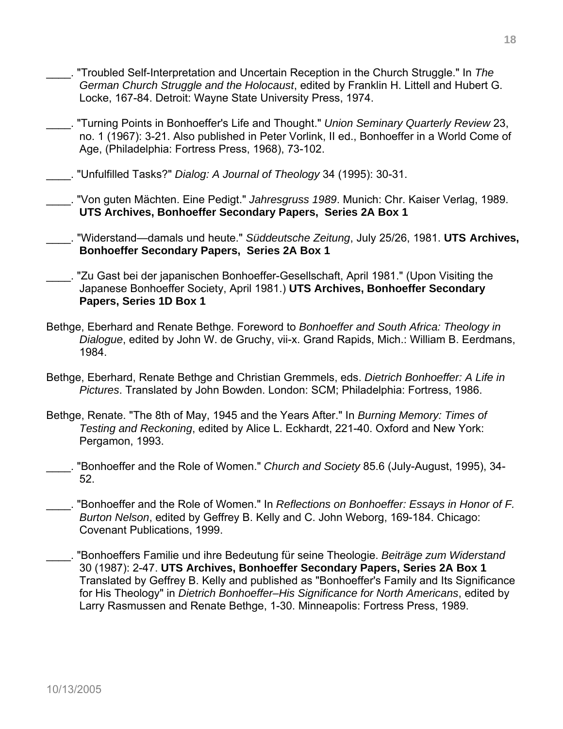____. "Troubled Self-Interpretation and Uncertain Reception in the Church Struggle." In *The German Church Struggle and the Holocaust*, edited by Franklin H. Littell and Hubert G. Locke, 167-84. Detroit: Wayne State University Press, 1974.

____. "Turning Points in Bonhoeffer's Life and Thought." *Union Seminary Quarterly Review* 23, no. 1 (1967): 3-21. Also published in Peter Vorlink, II ed., Bonhoeffer in a World Come of Age, (Philadelphia: Fortress Press, 1968), 73-102.

____. "Unfulfilled Tasks?" *Dialog: A Journal of Theology* 34 (1995): 30-31.

____. "Von guten Mächten. Eine Pedigt." *Jahresgruss 1989*. Munich: Chr. Kaiser Verlag, 1989. **UTS Archives, Bonhoeffer Secondary Papers, Series 2A Box 1**

____. "Widerstand—damals und heute." *Süddeutsche Zeitung*, July 25/26, 1981. **UTS Archives, Bonhoeffer Secondary Papers, Series 2A Box 1**

____. "Zu Gast bei der japanischen Bonhoeffer-Gesellschaft, April 1981." (Upon Visiting the Japanese Bonhoeffer Society, April 1981.) **UTS Archives, Bonhoeffer Secondary Papers, Series 1D Box 1**

Bethge, Eberhard and Renate Bethge. Foreword to *Bonhoeffer and South Africa: Theology in Dialogue*, edited by John W. de Gruchy, vii-x. Grand Rapids, Mich.: William B. Eerdmans, 1984.

Bethge, Eberhard, Renate Bethge and Christian Gremmels, eds. *Dietrich Bonhoeffer: A Life in Pictures*. Translated by John Bowden. London: SCM; Philadelphia: Fortress, 1986.

Bethge, Renate. "The 8th of May, 1945 and the Years After." In *Burning Memory: Times of Testing and Reckoning*, edited by Alice L. Eckhardt, 221-40. Oxford and New York: Pergamon, 1993.

____. "Bonhoeffer and the Role of Women." *Church and Society* 85.6 (July-August, 1995), 34-52.

____. "Bonhoeffer and the Role of Women." In *Reflections on Bonhoeffer: Essays in Honor of F. Burton Nelson*, edited by Geffrey B. Kelly and C. John Weborg, 169-184. Chicago: Covenant Publications, 1999.

____. "Bonhoeffers Familie und ihre Bedeutung für seine Theologie. *Beiträge zum Widerstand* 30 (1987): 2-47. **UTS Archives, Bonhoeffer Secondary Papers, Series 2A Box 1** Translated by Geffrey B. Kelly and published as "Bonhoeffer's Family and Its Significance for His Theology" in *Dietrich Bonhoeffer–His Significance for North Americans*, edited by Larry Rasmussen and Renate Bethge, 1-30. Minneapolis: Fortress Press, 1989.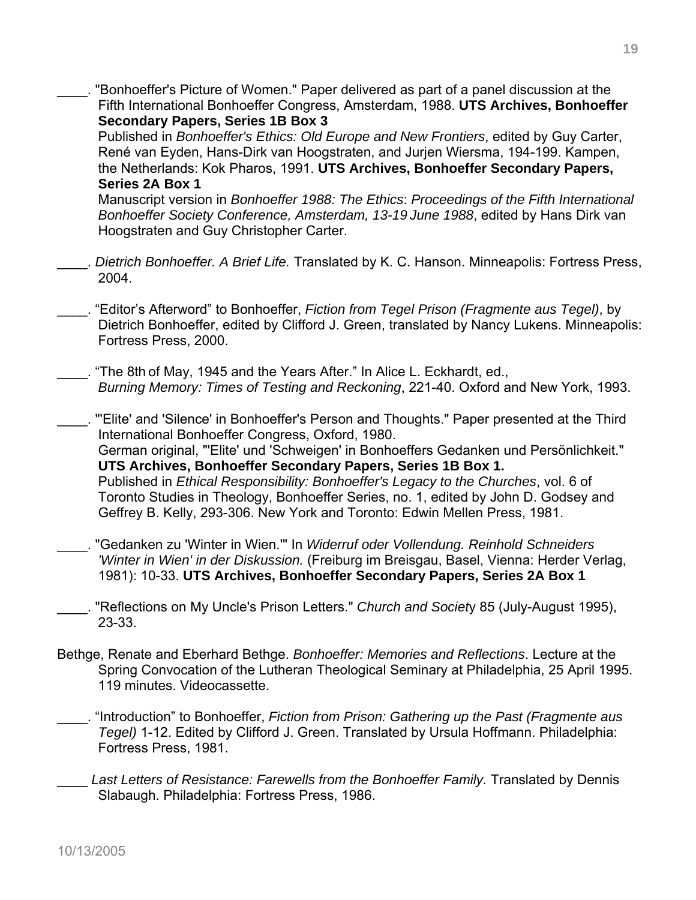____. "Bonhoeffer's Picture of Women." Paper delivered as part of a panel discussion at the Fifth International Bonhoeffer Congress, Amsterdam, 1988. **UTS Archives, Bonhoeffer Secondary Papers, Series 1B Box 3**
Published in *Bonhoeffer's Ethics: Old Europe and New Frontiers*, edited by Guy Carter, René van Eyden, Hans-Dirk van Hoogstraten, and Jurjen Wiersma, 194-199. Kampen, the Netherlands: Kok Pharos, 1991. **UTS Archives, Bonhoeffer Secondary Papers, Series 2A Box 1**
Manuscript version in *Bonhoeffer 1988: The Ethics*: *Proceedings of the Fifth International Bonhoeffer Society Conference, Amsterdam, 13-19 June 1988*, edited by Hans Dirk van Hoogstraten and Guy Christopher Carter.

____. *Dietrich Bonhoeffer. A Brief Life.* Translated by K. C. Hanson. Minneapolis: Fortress Press, 2004.

____. "Editor's Afterword" to Bonhoeffer, *Fiction from Tegel Prison (Fragmente aus Tegel)*, by Dietrich Bonhoeffer, edited by Clifford J. Green, translated by Nancy Lukens. Minneapolis: Fortress Press, 2000.

____. "The 8th of May, 1945 and the Years After." In Alice L. Eckhardt, ed., *Burning Memory: Times of Testing and Reckoning*, 221-40. Oxford and New York, 1993.

____. "'Elite' and 'Silence' in Bonhoeffer's Person and Thoughts." Paper presented at the Third International Bonhoeffer Congress, Oxford, 1980.
German original, "'Elite' und 'Schweigen' in Bonhoeffers Gedanken und Persönlichkeit." **UTS Archives, Bonhoeffer Secondary Papers, Series 1B Box 1.**
Published in *Ethical Responsibility: Bonhoeffer's Legacy to the Churches*, vol. 6 of Toronto Studies in Theology, Bonhoeffer Series, no. 1, edited by John D. Godsey and Geffrey B. Kelly, 293-306. New York and Toronto: Edwin Mellen Press, 1981.

____. "Gedanken zu 'Winter in Wien.'" In *Widerruf oder Vollendung. Reinhold Schneiders 'Winter in Wien' in der Diskussion.* (Freiburg im Breisgau, Basel, Vienna: Herder Verlag, 1981): 10-33. **UTS Archives, Bonhoeffer Secondary Papers, Series 2A Box 1**

____. "Reflections on My Uncle's Prison Letters." *Church and Society* 85 (July-August 1995), 23-33.

Bethge, Renate and Eberhard Bethge. *Bonhoeffer: Memories and Reflections*. Lecture at the Spring Convocation of the Lutheran Theological Seminary at Philadelphia, 25 April 1995. 119 minutes. Videocassette.

____. "Introduction" to Bonhoeffer, *Fiction from Prison: Gathering up the Past (Fragmente aus Tegel)* 1-12. Edited by Clifford J. Green. Translated by Ursula Hoffmann. Philadelphia: Fortress Press, 1981.

____ *Last Letters of Resistance: Farewells from the Bonhoeffer Family.* Translated by Dennis Slabaugh. Philadelphia: Fortress Press, 1986.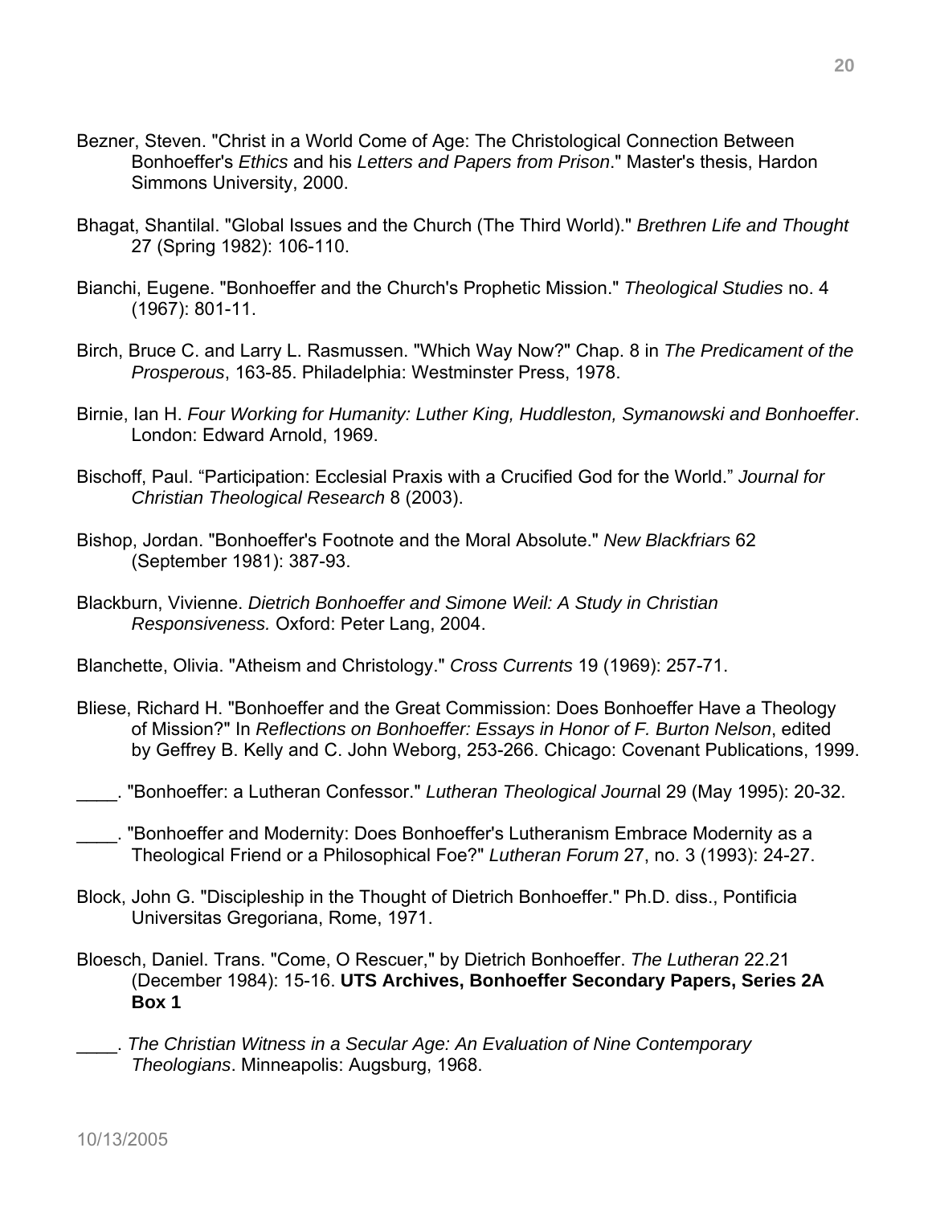Bezner, Steven. "Christ in a World Come of Age: The Christological Connection Between Bonhoeffer's *Ethics* and his *Letters and Papers from Prison*." Master's thesis, Hardon Simmons University, 2000.

Bhagat, Shantilal. "Global Issues and the Church (The Third World)." *Brethren Life and Thought* 27 (Spring 1982): 106-110.

Bianchi, Eugene. "Bonhoeffer and the Church's Prophetic Mission." *Theological Studies* no. 4 (1967): 801-11.

Birch, Bruce C. and Larry L. Rasmussen. "Which Way Now?" Chap. 8 in *The Predicament of the Prosperous*, 163-85. Philadelphia: Westminster Press, 1978.

Birnie, Ian H. *Four Working for Humanity: Luther King, Huddleston, Symanowski and Bonhoeffer*. London: Edward Arnold, 1969.

Bischoff, Paul. "Participation: Ecclesial Praxis with a Crucified God for the World." *Journal for Christian Theological Research* 8 (2003).

Bishop, Jordan. "Bonhoeffer's Footnote and the Moral Absolute." *New Blackfriars* 62 (September 1981): 387-93.

Blackburn, Vivienne. *Dietrich Bonhoeffer and Simone Weil: A Study in Christian Responsiveness.* Oxford: Peter Lang, 2004.

Blanchette, Olivia. "Atheism and Christology." *Cross Currents* 19 (1969): 257-71.

Bliese, Richard H. "Bonhoeffer and the Great Commission: Does Bonhoeffer Have a Theology of Mission?" In *Reflections on Bonhoeffer: Essays in Honor of F. Burton Nelson*, edited by Geffrey B. Kelly and C. John Weborg, 253-266. Chicago: Covenant Publications, 1999.

____. "Bonhoeffer: a Lutheran Confessor." *Lutheran Theological Journal* 29 (May 1995): 20-32.

____. "Bonhoeffer and Modernity: Does Bonhoeffer's Lutheranism Embrace Modernity as a Theological Friend or a Philosophical Foe?" *Lutheran Forum* 27, no. 3 (1993): 24-27.

Block, John G. "Discipleship in the Thought of Dietrich Bonhoeffer." Ph.D. diss., Pontificia Universitas Gregoriana, Rome, 1971.

Bloesch, Daniel. Trans. "Come, O Rescuer," by Dietrich Bonhoeffer. *The Lutheran* 22.21 (December 1984): 15-16. **UTS Archives, Bonhoeffer Secondary Papers, Series 2A Box 1**

____. *The Christian Witness in a Secular Age: An Evaluation of Nine Contemporary Theologians*. Minneapolis: Augsburg, 1968.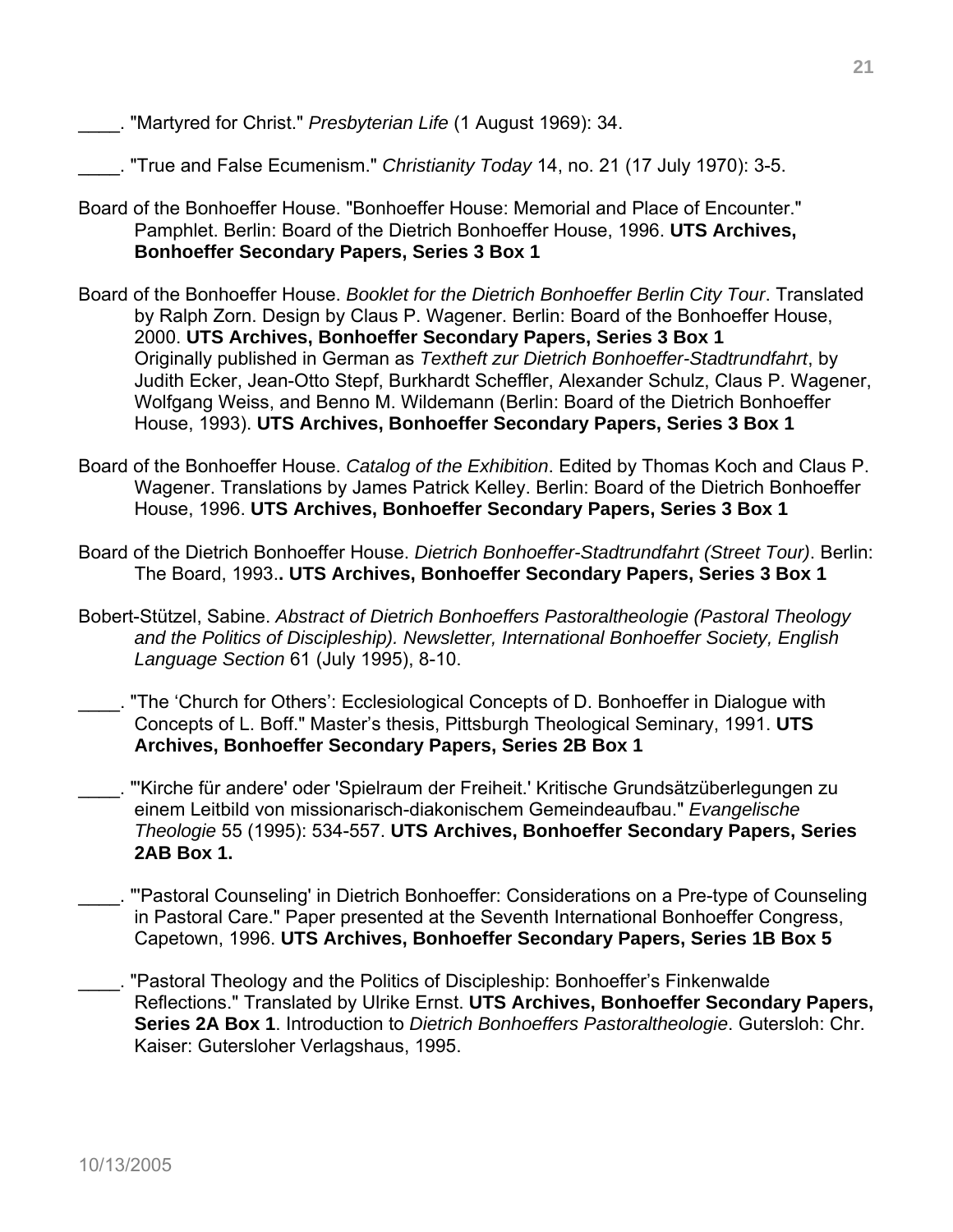____. "Martyred for Christ." *Presbyterian Life* (1 August 1969): 34.

____. "True and False Ecumenism." *Christianity Today* 14, no. 21 (17 July 1970): 3-5.

Board of the Bonhoeffer House. "Bonhoeffer House: Memorial and Place of Encounter." Pamphlet. Berlin: Board of the Dietrich Bonhoeffer House, 1996. **UTS Archives, Bonhoeffer Secondary Papers, Series 3 Box 1**

Board of the Bonhoeffer House. *Booklet for the Dietrich Bonhoeffer Berlin City Tour*. Translated by Ralph Zorn. Design by Claus P. Wagener. Berlin: Board of the Bonhoeffer House, 2000. **UTS Archives, Bonhoeffer Secondary Papers, Series 3 Box 1**
Originally published in German as *Textheft zur Dietrich Bonhoeffer-Stadtrundfahrt*, by Judith Ecker, Jean-Otto Stepf, Burkhardt Scheffler, Alexander Schulz, Claus P. Wagener, Wolfgang Weiss, and Benno M. Wildemann (Berlin: Board of the Dietrich Bonhoeffer House, 1993). **UTS Archives, Bonhoeffer Secondary Papers, Series 3 Box 1**

Board of the Bonhoeffer House. *Catalog of the Exhibition*. Edited by Thomas Koch and Claus P. Wagener. Translations by James Patrick Kelley. Berlin: Board of the Dietrich Bonhoeffer House, 1996. **UTS Archives, Bonhoeffer Secondary Papers, Series 3 Box 1**

Board of the Dietrich Bonhoeffer House. *Dietrich Bonhoeffer-Stadtrundfahrt (Street Tour)*. Berlin: The Board, 1993**. UTS Archives, Bonhoeffer Secondary Papers, Series 3 Box 1**

Bobert-Stützel, Sabine. *Abstract of Dietrich Bonhoeffers Pastoraltheologie (Pastoral Theology and the Politics of Discipleship). Newsletter, International Bonhoeffer Society, English Language Section* 61 (July 1995), 8-10.

____. "The 'Church for Others': Ecclesiological Concepts of D. Bonhoeffer in Dialogue with Concepts of L. Boff." Master's thesis, Pittsburgh Theological Seminary, 1991. **UTS Archives, Bonhoeffer Secondary Papers, Series 2B Box 1**

____. "'Kirche für andere' oder 'Spielraum der Freiheit.' Kritische Grundsätzüberlegungen zu einem Leitbild von missionarisch-diakonischem Gemeindeaufbau." *Evangelische Theologie* 55 (1995): 534-557. **UTS Archives, Bonhoeffer Secondary Papers, Series 2AB Box 1.**

____. "'Pastoral Counseling' in Dietrich Bonhoeffer: Considerations on a Pre-type of Counseling in Pastoral Care." Paper presented at the Seventh International Bonhoeffer Congress, Capetown, 1996. **UTS Archives, Bonhoeffer Secondary Papers, Series 1B Box 5**

____. "Pastoral Theology and the Politics of Discipleship: Bonhoeffer's Finkenwalde Reflections." Translated by Ulrike Ernst. **UTS Archives, Bonhoeffer Secondary Papers, Series 2A Box 1**. Introduction to *Dietrich Bonhoeffers Pastoraltheologie*. Gutersloh: Chr. Kaiser: Gutersloher Verlagshaus, 1995.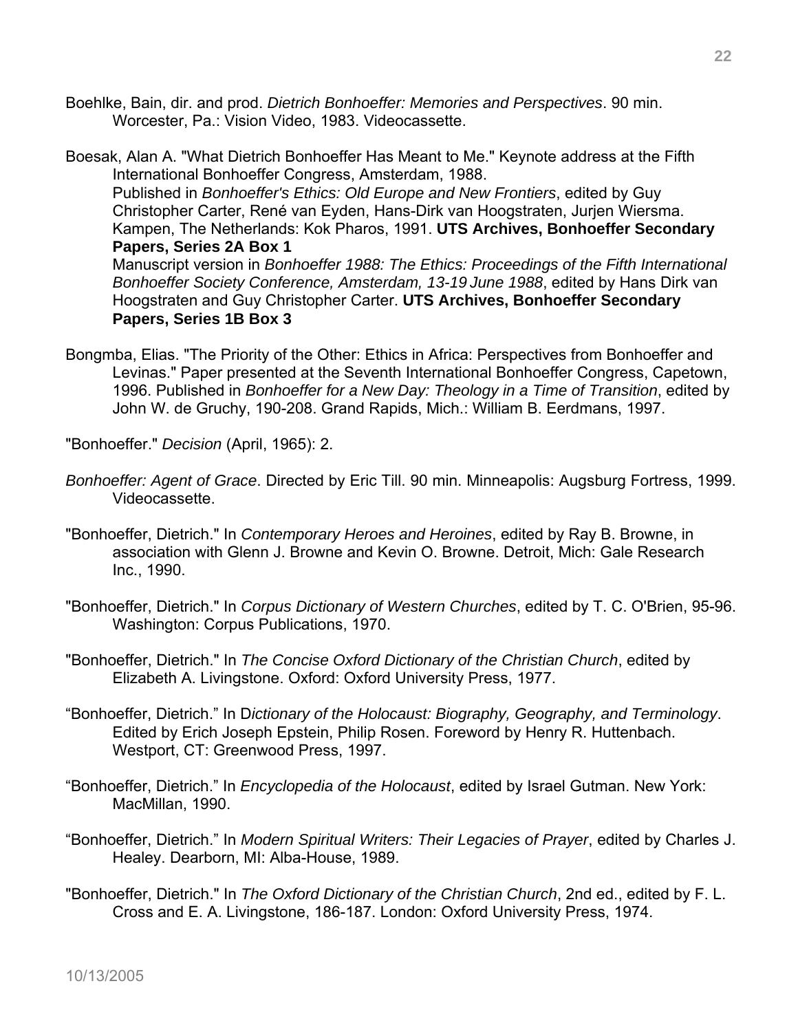Boehlke, Bain, dir. and prod. *Dietrich Bonhoeffer: Memories and Perspectives*. 90 min. Worcester, Pa.: Vision Video, 1983. Videocassette.

Boesak, Alan A. "What Dietrich Bonhoeffer Has Meant to Me." Keynote address at the Fifth International Bonhoeffer Congress, Amsterdam, 1988.
Published in *Bonhoeffer's Ethics: Old Europe and New Frontiers*, edited by Guy Christopher Carter, René van Eyden, Hans-Dirk van Hoogstraten, Jurjen Wiersma. Kampen, The Netherlands: Kok Pharos, 1991. **UTS Archives, Bonhoeffer Secondary Papers, Series 2A Box 1**
Manuscript version in *Bonhoeffer 1988: The Ethics: Proceedings of the Fifth International Bonhoeffer Society Conference, Amsterdam, 13-19 June 1988*, edited by Hans Dirk van Hoogstraten and Guy Christopher Carter. **UTS Archives, Bonhoeffer Secondary Papers, Series 1B Box 3**

Bongmba, Elias. "The Priority of the Other: Ethics in Africa: Perspectives from Bonhoeffer and Levinas." Paper presented at the Seventh International Bonhoeffer Congress, Capetown, 1996. Published in *Bonhoeffer for a New Day: Theology in a Time of Transition*, edited by John W. de Gruchy, 190-208. Grand Rapids, Mich.: William B. Eerdmans, 1997.

"Bonhoeffer." *Decision* (April, 1965): 2.

*Bonhoeffer: Agent of Grace*. Directed by Eric Till. 90 min. Minneapolis: Augsburg Fortress, 1999. Videocassette.

"Bonhoeffer, Dietrich." In *Contemporary Heroes and Heroines*, edited by Ray B. Browne, in association with Glenn J. Browne and Kevin O. Browne. Detroit, Mich: Gale Research Inc., 1990.

"Bonhoeffer, Dietrich." In *Corpus Dictionary of Western Churches*, edited by T. C. O'Brien, 95-96. Washington: Corpus Publications, 1970.

"Bonhoeffer, Dietrich." In *The Concise Oxford Dictionary of the Christian Church*, edited by Elizabeth A. Livingstone. Oxford: Oxford University Press, 1977.

"Bonhoeffer, Dietrich." In D*ictionary of the Holocaust: Biography, Geography, and Terminology*. Edited by Erich Joseph Epstein, Philip Rosen. Foreword by Henry R. Huttenbach. Westport, CT: Greenwood Press, 1997.

"Bonhoeffer, Dietrich." In *Encyclopedia of the Holocaust*, edited by Israel Gutman. New York: MacMillan, 1990.

"Bonhoeffer, Dietrich." In *Modern Spiritual Writers: Their Legacies of Prayer*, edited by Charles J. Healey. Dearborn, MI: Alba-House, 1989.

"Bonhoeffer, Dietrich." In *The Oxford Dictionary of the Christian Church*, 2nd ed., edited by F. L. Cross and E. A. Livingstone, 186-187. London: Oxford University Press, 1974.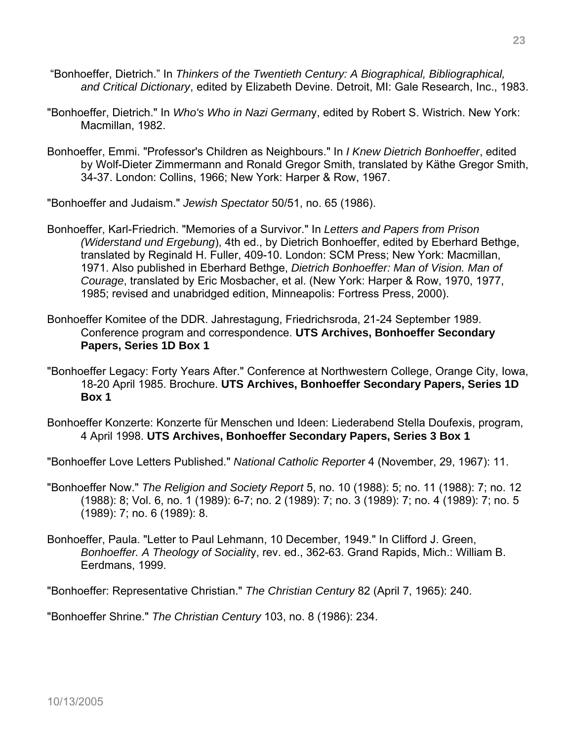"Bonhoeffer, Dietrich." In *Thinkers of the Twentieth Century: A Biographical, Bibliographical, and Critical Dictionary*, edited by Elizabeth Devine. Detroit, MI: Gale Research, Inc., 1983.

"Bonhoeffer, Dietrich." In *Who's Who in Nazi Germany*, edited by Robert S. Wistrich. New York: Macmillan, 1982.

Bonhoeffer, Emmi. "Professor's Children as Neighbours." In *I Knew Dietrich Bonhoeffer*, edited by Wolf-Dieter Zimmermann and Ronald Gregor Smith, translated by Käthe Gregor Smith, 34-37. London: Collins, 1966; New York: Harper & Row, 1967.

"Bonhoeffer and Judaism." *Jewish Spectator* 50/51, no. 65 (1986).

Bonhoeffer, Karl-Friedrich. "Memories of a Survivor." In *Letters and Papers from Prison (Widerstand und Ergebung*), 4th ed., by Dietrich Bonhoeffer, edited by Eberhard Bethge, translated by Reginald H. Fuller, 409-10. London: SCM Press; New York: Macmillan, 1971. Also published in Eberhard Bethge, *Dietrich Bonhoeffer: Man of Vision. Man of Courage*, translated by Eric Mosbacher, et al. (New York: Harper & Row, 1970, 1977, 1985; revised and unabridged edition, Minneapolis: Fortress Press, 2000).

Bonhoeffer Komitee of the DDR. Jahrestagung, Friedrichsroda, 21-24 September 1989. Conference program and correspondence. **UTS Archives, Bonhoeffer Secondary Papers, Series 1D Box 1**

"Bonhoeffer Legacy: Forty Years After." Conference at Northwestern College, Orange City, Iowa, 18-20 April 1985. Brochure. **UTS Archives, Bonhoeffer Secondary Papers, Series 1D Box 1**

Bonhoeffer Konzerte: Konzerte für Menschen und Ideen: Liederabend Stella Doufexis, program, 4 April 1998. **UTS Archives, Bonhoeffer Secondary Papers, Series 3 Box 1**

"Bonhoeffer Love Letters Published." *National Catholic Reporter* 4 (November, 29, 1967): 11.

"Bonhoeffer Now." *The Religion and Society Report* 5, no. 10 (1988): 5; no. 11 (1988): 7; no. 12 (1988): 8; Vol. 6, no. 1 (1989): 6-7; no. 2 (1989): 7; no. 3 (1989): 7; no. 4 (1989): 7; no. 5 (1989): 7; no. 6 (1989): 8.

Bonhoeffer, Paula. "Letter to Paul Lehmann, 10 December, 1949." In Clifford J. Green, *Bonhoeffer. A Theology of Sociality*, rev. ed., 362-63. Grand Rapids, Mich.: William B. Eerdmans, 1999.

"Bonhoeffer: Representative Christian." *The Christian Century* 82 (April 7, 1965): 240.

"Bonhoeffer Shrine." *The Christian Century* 103, no. 8 (1986): 234.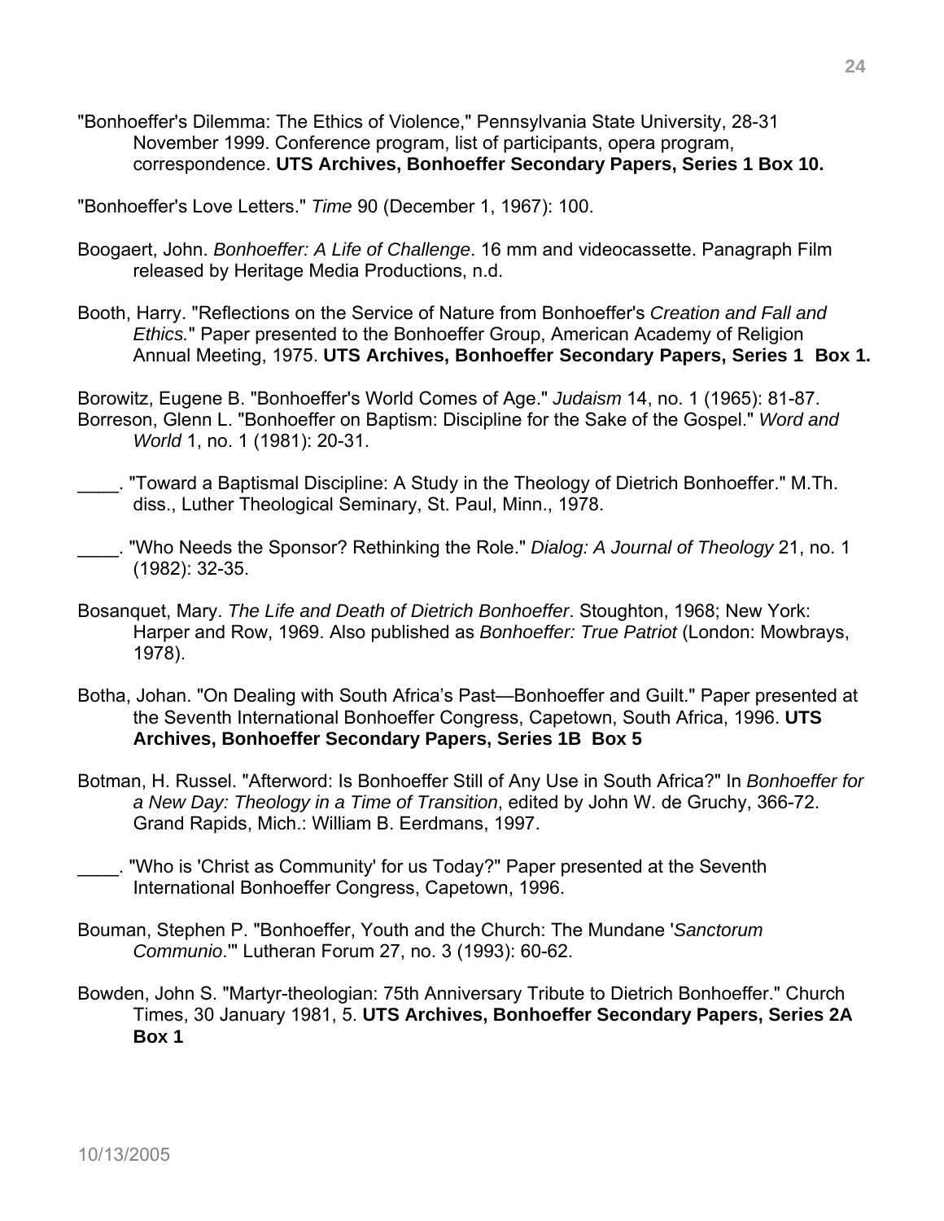"Bonhoeffer's Dilemma: The Ethics of Violence," Pennsylvania State University, 28-31 November 1999. Conference program, list of participants, opera program, correspondence. **UTS Archives, Bonhoeffer Secondary Papers, Series 1 Box 10.**

"Bonhoeffer's Love Letters." *Time* 90 (December 1, 1967): 100.

Boogaert, John. *Bonhoeffer: A Life of Challenge*. 16 mm and videocassette. Panagraph Film released by Heritage Media Productions, n.d.

Booth, Harry. "Reflections on the Service of Nature from Bonhoeffer's *Creation and Fall and Ethics.*" Paper presented to the Bonhoeffer Group, American Academy of Religion Annual Meeting, 1975. **UTS Archives, Bonhoeffer Secondary Papers, Series 1 Box 1.**

Borowitz, Eugene B. "Bonhoeffer's World Comes of Age." *Judaism* 14, no. 1 (1965): 81-87.

Borreson, Glenn L. "Bonhoeffer on Baptism: Discipline for the Sake of the Gospel." *Word and World* 1, no. 1 (1981): 20-31.

____. "Toward a Baptismal Discipline: A Study in the Theology of Dietrich Bonhoeffer." M.Th. diss., Luther Theological Seminary, St. Paul, Minn., 1978.

____. "Who Needs the Sponsor? Rethinking the Role." *Dialog: A Journal of Theology* 21, no. 1 (1982): 32-35.

Bosanquet, Mary. *The Life and Death of Dietrich Bonhoeffer*. Stoughton, 1968; New York: Harper and Row, 1969. Also published as *Bonhoeffer: True Patriot* (London: Mowbrays, 1978).

Botha, Johan. "On Dealing with South Africa's Past—Bonhoeffer and Guilt." Paper presented at the Seventh International Bonhoeffer Congress, Capetown, South Africa, 1996. **UTS Archives, Bonhoeffer Secondary Papers, Series 1B Box 5**

Botman, H. Russel. "Afterword: Is Bonhoeffer Still of Any Use in South Africa?" In *Bonhoeffer for a New Day: Theology in a Time of Transition*, edited by John W. de Gruchy, 366-72. Grand Rapids, Mich.: William B. Eerdmans, 1997.

____. "Who is 'Christ as Community' for us Today?" Paper presented at the Seventh International Bonhoeffer Congress, Capetown, 1996.

Bouman, Stephen P. "Bonhoeffer, Youth and the Church: The Mundane '*Sanctorum Communio*.'" Lutheran Forum 27, no. 3 (1993): 60-62.

Bowden, John S. "Martyr-theologian: 75th Anniversary Tribute to Dietrich Bonhoeffer." Church Times, 30 January 1981, 5. **UTS Archives, Bonhoeffer Secondary Papers, Series 2A Box 1**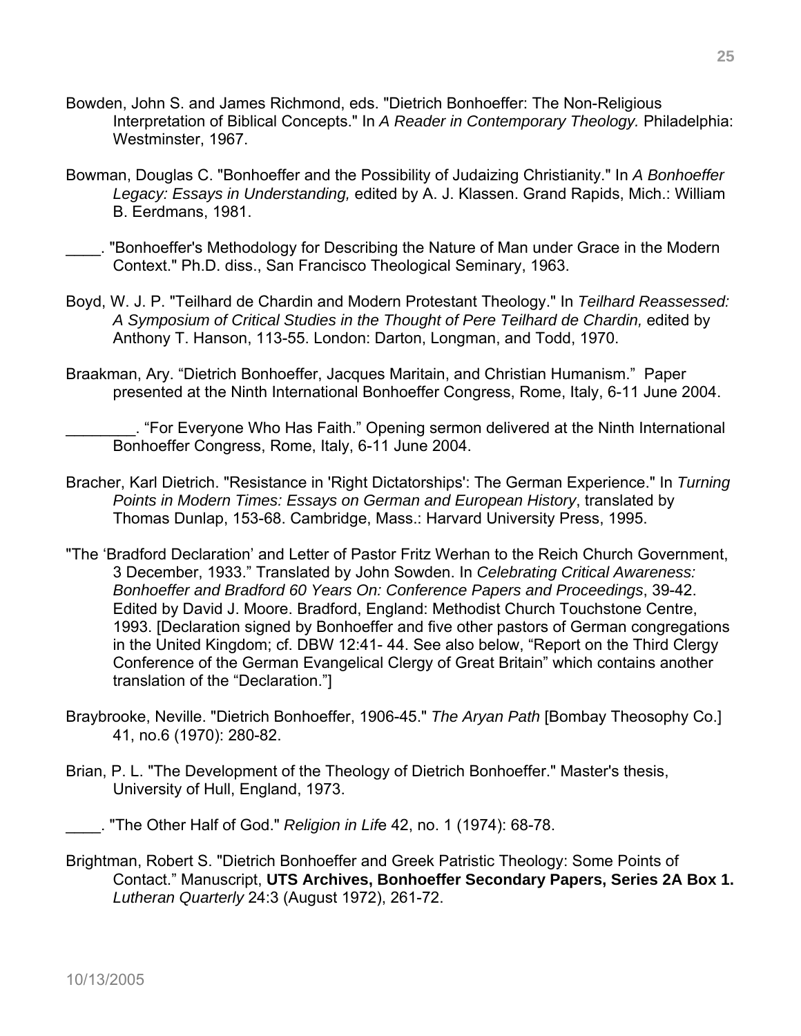Bowden, John S. and James Richmond, eds. "Dietrich Bonhoeffer: The Non-Religious Interpretation of Biblical Concepts." In *A Reader in Contemporary Theology.* Philadelphia: Westminster, 1967.

Bowman, Douglas C. "Bonhoeffer and the Possibility of Judaizing Christianity." In *A Bonhoeffer Legacy: Essays in Understanding,* edited by A. J. Klassen. Grand Rapids, Mich.: William B. Eerdmans, 1981.

\_\_\_\_. "Bonhoeffer's Methodology for Describing the Nature of Man under Grace in the Modern Context." Ph.D. diss., San Francisco Theological Seminary, 1963.

Boyd, W. J. P. "Teilhard de Chardin and Modern Protestant Theology." In *Teilhard Reassessed: A Symposium of Critical Studies in the Thought of Pere Teilhard de Chardin,* edited by Anthony T. Hanson, 113-55. London: Darton, Longman, and Todd, 1970.

Braakman, Ary. "Dietrich Bonhoeffer, Jacques Maritain, and Christian Humanism." Paper presented at the Ninth International Bonhoeffer Congress, Rome, Italy, 6-11 June 2004.

\_\_\_\_\_\_\_\_. "For Everyone Who Has Faith." Opening sermon delivered at the Ninth International Bonhoeffer Congress, Rome, Italy, 6-11 June 2004.

Bracher, Karl Dietrich. "Resistance in 'Right Dictatorships': The German Experience." In *Turning Points in Modern Times: Essays on German and European History*, translated by Thomas Dunlap, 153-68. Cambridge, Mass.: Harvard University Press, 1995.

"The 'Bradford Declaration' and Letter of Pastor Fritz Werhan to the Reich Church Government, 3 December, 1933." Translated by John Sowden. In *Celebrating Critical Awareness: Bonhoeffer and Bradford 60 Years On: Conference Papers and Proceedings*, 39-42. Edited by David J. Moore. Bradford, England: Methodist Church Touchstone Centre, 1993. [Declaration signed by Bonhoeffer and five other pastors of German congregations in the United Kingdom; cf. DBW 12:41- 44. See also below, "Report on the Third Clergy Conference of the German Evangelical Clergy of Great Britain" which contains another translation of the "Declaration."]

Braybrooke, Neville. "Dietrich Bonhoeffer, 1906-45." *The Aryan Path* [Bombay Theosophy Co.] 41, no.6 (1970): 280-82.

Brian, P. L. "The Development of the Theology of Dietrich Bonhoeffer." Master's thesis, University of Hull, England, 1973.

\_\_\_\_. "The Other Half of God." *Religion in Life* 42, no. 1 (1974): 68-78.

Brightman, Robert S. "Dietrich Bonhoeffer and Greek Patristic Theology: Some Points of Contact." Manuscript, **UTS Archives, Bonhoeffer Secondary Papers, Series 2A Box 1.** *Lutheran Quarterly* 24:3 (August 1972), 261-72.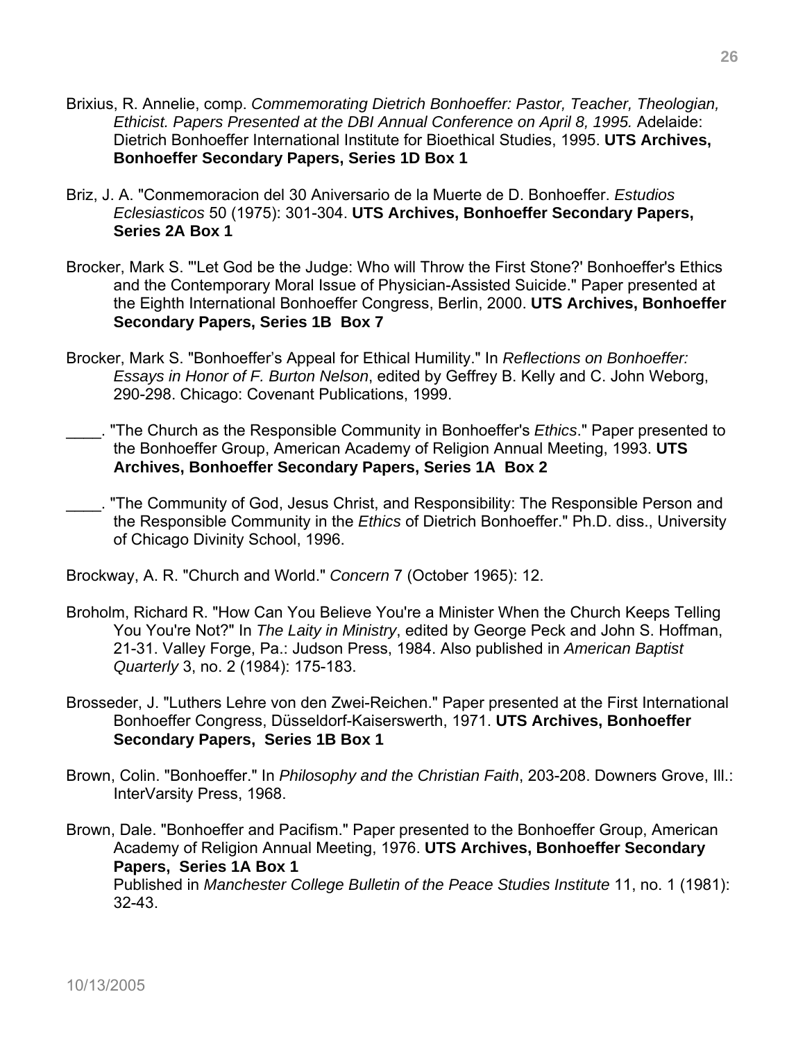Brixius, R. Annelie, comp. *Commemorating Dietrich Bonhoeffer: Pastor, Teacher, Theologian, Ethicist. Papers Presented at the DBI Annual Conference on April 8, 1995.* Adelaide: Dietrich Bonhoeffer International Institute for Bioethical Studies, 1995. **UTS Archives, Bonhoeffer Secondary Papers, Series 1D Box 1**

Briz, J. A. "Conmemoracion del 30 Aniversario de la Muerte de D. Bonhoeffer. *Estudios Eclesiasticos* 50 (1975): 301-304. **UTS Archives, Bonhoeffer Secondary Papers, Series 2A Box 1**

Brocker, Mark S. "'Let God be the Judge: Who will Throw the First Stone?' Bonhoeffer's Ethics and the Contemporary Moral Issue of Physician-Assisted Suicide." Paper presented at the Eighth International Bonhoeffer Congress, Berlin, 2000. **UTS Archives, Bonhoeffer Secondary Papers, Series 1B Box 7**

Brocker, Mark S. "Bonhoeffer's Appeal for Ethical Humility." In *Reflections on Bonhoeffer: Essays in Honor of F. Burton Nelson*, edited by Geffrey B. Kelly and C. John Weborg, 290-298. Chicago: Covenant Publications, 1999.

____. "The Church as the Responsible Community in Bonhoeffer's *Ethics*." Paper presented to the Bonhoeffer Group, American Academy of Religion Annual Meeting, 1993. **UTS Archives, Bonhoeffer Secondary Papers, Series 1A Box 2**

____. "The Community of God, Jesus Christ, and Responsibility: The Responsible Person and the Responsible Community in the *Ethics* of Dietrich Bonhoeffer." Ph.D. diss., University of Chicago Divinity School, 1996.

Brockway, A. R. "Church and World." *Concern* 7 (October 1965): 12.

Broholm, Richard R. "How Can You Believe You're a Minister When the Church Keeps Telling You You're Not?" In *The Laity in Ministry*, edited by George Peck and John S. Hoffman, 21-31. Valley Forge, Pa.: Judson Press, 1984. Also published in *American Baptist Quarterly* 3, no. 2 (1984): 175-183.

Brosseder, J. "Luthers Lehre von den Zwei-Reichen." Paper presented at the First International Bonhoeffer Congress, Düsseldorf-Kaiserswerth, 1971. **UTS Archives, Bonhoeffer Secondary Papers, Series 1B Box 1**

Brown, Colin. "Bonhoeffer." In *Philosophy and the Christian Faith*, 203-208. Downers Grove, Ill.: InterVarsity Press, 1968.

Brown, Dale. "Bonhoeffer and Pacifism." Paper presented to the Bonhoeffer Group, American Academy of Religion Annual Meeting, 1976. **UTS Archives, Bonhoeffer Secondary Papers, Series 1A Box 1**
Published in *Manchester College Bulletin of the Peace Studies Institute* 11, no. 1 (1981): 32-43.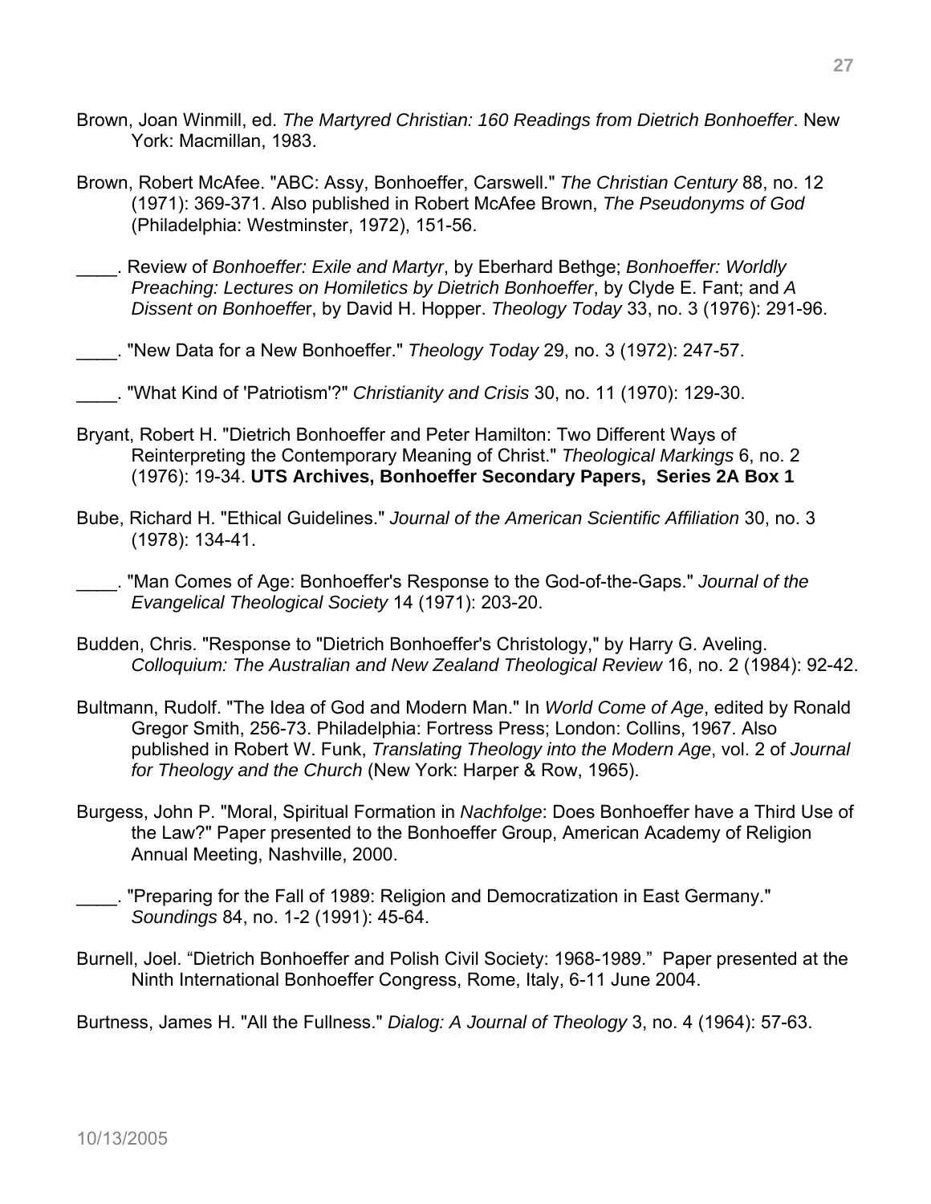Brown, Joan Winmill, ed. *The Martyred Christian: 160 Readings from Dietrich Bonhoeffer*. New York: Macmillan, 1983.

Brown, Robert McAfee. "ABC: Assy, Bonhoeffer, Carswell." *The Christian Century* 88, no. 12 (1971): 369-371. Also published in Robert McAfee Brown, *The Pseudonyms of God* (Philadelphia: Westminster, 1972), 151-56.

\_\_\_\_. Review of *Bonhoeffer: Exile and Martyr*, by Eberhard Bethge; *Bonhoeffer: Worldly Preaching: Lectures on Homiletics by Dietrich Bonhoeffer*, by Clyde E. Fant; and *A Dissent on Bonhoeffe*r, by David H. Hopper. *Theology Today* 33, no. 3 (1976): 291-96.

\_\_\_\_. "New Data for a New Bonhoeffer." *Theology Today* 29, no. 3 (1972): 247-57.

\_\_\_\_. "What Kind of 'Patriotism'?" *Christianity and Crisis* 30, no. 11 (1970): 129-30.

Bryant, Robert H. "Dietrich Bonhoeffer and Peter Hamilton: Two Different Ways of Reinterpreting the Contemporary Meaning of Christ." *Theological Markings* 6, no. 2 (1976): 19-34. **UTS Archives, Bonhoeffer Secondary Papers, Series 2A Box 1**

Bube, Richard H. "Ethical Guidelines." *Journal of the American Scientific Affiliation* 30, no. 3 (1978): 134-41.

\_\_\_\_. "Man Comes of Age: Bonhoeffer's Response to the God-of-the-Gaps." *Journal of the Evangelical Theological Society* 14 (1971): 203-20.

Budden, Chris. "Response to "Dietrich Bonhoeffer's Christology," by Harry G. Aveling. *Colloquium: The Australian and New Zealand Theological Review* 16, no. 2 (1984): 92-42.

Bultmann, Rudolf. "The Idea of God and Modern Man." In *World Come of Age*, edited by Ronald Gregor Smith, 256-73. Philadelphia: Fortress Press; London: Collins, 1967. Also published in Robert W. Funk, *Translating Theology into the Modern Age*, vol. 2 of *Journal for Theology and the Church* (New York: Harper & Row, 1965).

Burgess, John P. "Moral, Spiritual Formation in *Nachfolge*: Does Bonhoeffer have a Third Use of the Law?" Paper presented to the Bonhoeffer Group, American Academy of Religion Annual Meeting, Nashville, 2000.

\_\_\_\_. "Preparing for the Fall of 1989: Religion and Democratization in East Germany." *Soundings* 84, no. 1-2 (1991): 45-64.

Burnell, Joel. "Dietrich Bonhoeffer and Polish Civil Society: 1968-1989." Paper presented at the Ninth International Bonhoeffer Congress, Rome, Italy, 6-11 June 2004.

Burtness, James H. "All the Fullness." *Dialog: A Journal of Theology* 3, no. 4 (1964): 57-63.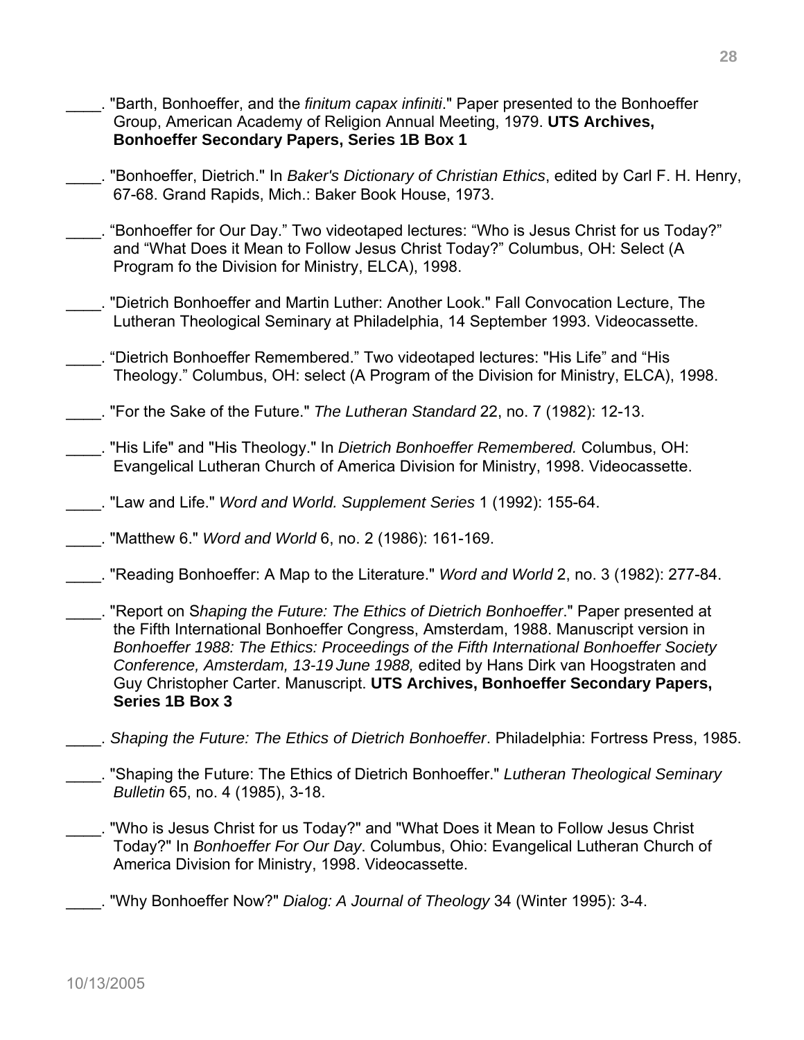____. "Barth, Bonhoeffer, and the *finitum capax infiniti*." Paper presented to the Bonhoeffer Group, American Academy of Religion Annual Meeting, 1979. **UTS Archives, Bonhoeffer Secondary Papers, Series 1B Box 1**

____. "Bonhoeffer, Dietrich." In *Baker's Dictionary of Christian Ethics*, edited by Carl F. H. Henry, 67-68. Grand Rapids, Mich.: Baker Book House, 1973.

____. "Bonhoeffer for Our Day." Two videotaped lectures: "Who is Jesus Christ for us Today?" and "What Does it Mean to Follow Jesus Christ Today?" Columbus, OH: Select (A Program fo the Division for Ministry, ELCA), 1998.

____. "Dietrich Bonhoeffer and Martin Luther: Another Look." Fall Convocation Lecture, The Lutheran Theological Seminary at Philadelphia, 14 September 1993. Videocassette.

____. "Dietrich Bonhoeffer Remembered." Two videotaped lectures: "His Life" and "His Theology." Columbus, OH: select (A Program of the Division for Ministry, ELCA), 1998.

____. "For the Sake of the Future." *The Lutheran Standard* 22, no. 7 (1982): 12-13.

____. "His Life" and "His Theology." In *Dietrich Bonhoeffer Remembered.* Columbus, OH: Evangelical Lutheran Church of America Division for Ministry, 1998. Videocassette.

____. "Law and Life." *Word and World. Supplement Series* 1 (1992): 155-64.

____. "Matthew 6." *Word and World* 6, no. 2 (1986): 161-169.

____. "Reading Bonhoeffer: A Map to the Literature." *Word and World* 2, no. 3 (1982): 277-84.

____. "Report on S*haping the Future: The Ethics of Dietrich Bonhoeffer*." Paper presented at the Fifth International Bonhoeffer Congress, Amsterdam, 1988. Manuscript version in *Bonhoeffer 1988: The Ethics: Proceedings of the Fifth International Bonhoeffer Society Conference, Amsterdam, 13-19 June 1988,* edited by Hans Dirk van Hoogstraten and Guy Christopher Carter. Manuscript. **UTS Archives, Bonhoeffer Secondary Papers, Series 1B Box 3**

____. *Shaping the Future: The Ethics of Dietrich Bonhoeffer*. Philadelphia: Fortress Press, 1985.

____. "Shaping the Future: The Ethics of Dietrich Bonhoeffer." *Lutheran Theological Seminary Bulletin* 65, no. 4 (1985), 3-18.

____. "Who is Jesus Christ for us Today?" and "What Does it Mean to Follow Jesus Christ Today?" In *Bonhoeffer For Our Day*. Columbus, Ohio: Evangelical Lutheran Church of America Division for Ministry, 1998. Videocassette.

____. "Why Bonhoeffer Now?" *Dialog: A Journal of Theology* 34 (Winter 1995): 3-4.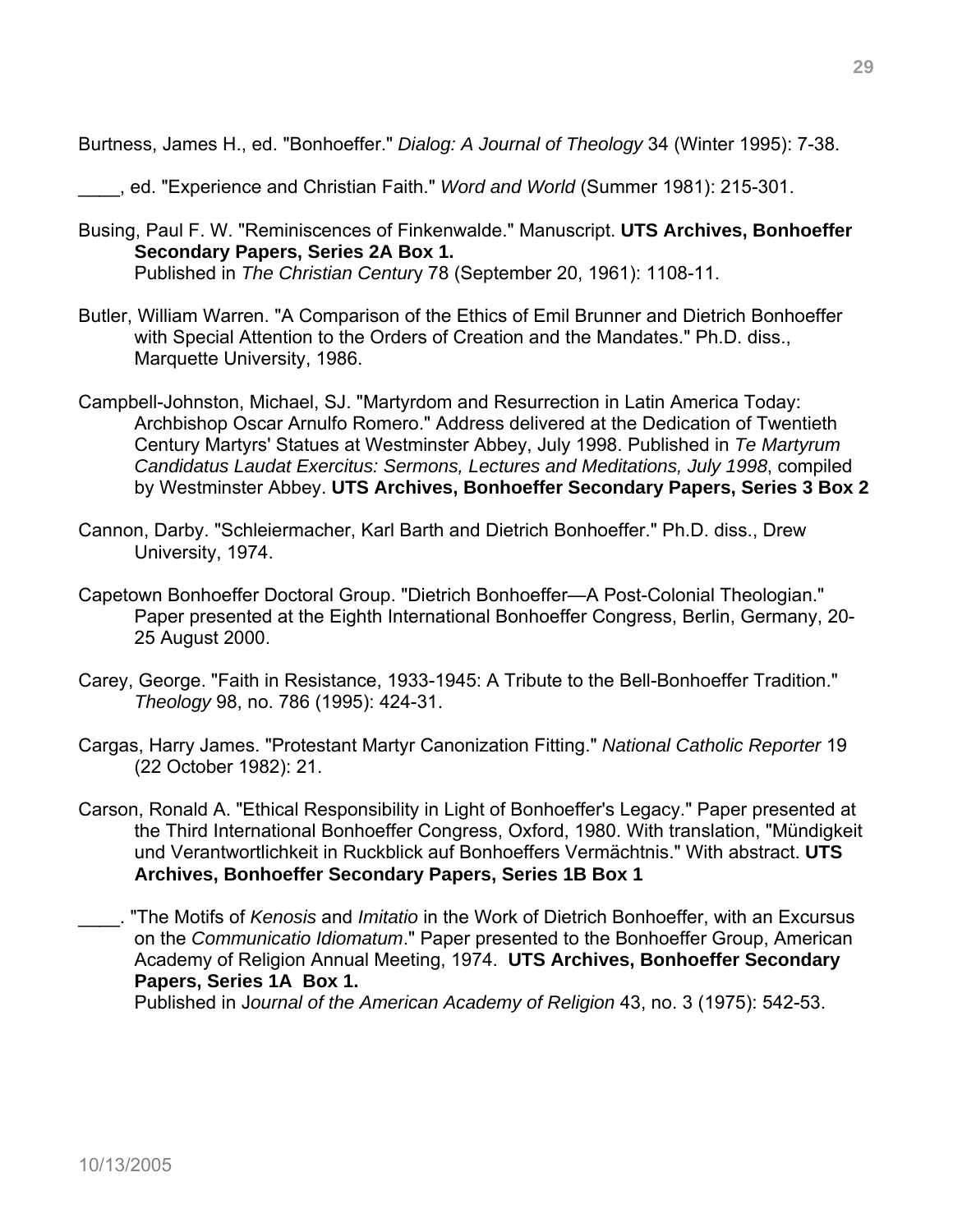Burtness, James H., ed. "Bonhoeffer." *Dialog: A Journal of Theology* 34 (Winter 1995): 7-38.

____, ed. "Experience and Christian Faith." *Word and World* (Summer 1981): 215-301.

Busing, Paul F. W. "Reminiscences of Finkenwalde." Manuscript. **UTS Archives, Bonhoeffer Secondary Papers, Series 2A Box 1.**
Published in *The Christian Centur*y 78 (September 20, 1961): 1108-11.

Butler, William Warren. "A Comparison of the Ethics of Emil Brunner and Dietrich Bonhoeffer with Special Attention to the Orders of Creation and the Mandates." Ph.D. diss., Marquette University, 1986.

Campbell-Johnston, Michael, SJ. "Martyrdom and Resurrection in Latin America Today: Archbishop Oscar Arnulfo Romero." Address delivered at the Dedication of Twentieth Century Martyrs' Statues at Westminster Abbey, July 1998. Published in *Te Martyrum Candidatus Laudat Exercitus: Sermons, Lectures and Meditations, July 1998*, compiled by Westminster Abbey. **UTS Archives, Bonhoeffer Secondary Papers, Series 3 Box 2**

Cannon, Darby. "Schleiermacher, Karl Barth and Dietrich Bonhoeffer." Ph.D. diss., Drew University, 1974.

Capetown Bonhoeffer Doctoral Group. "Dietrich Bonhoeffer—A Post-Colonial Theologian." Paper presented at the Eighth International Bonhoeffer Congress, Berlin, Germany, 20-25 August 2000.

Carey, George. "Faith in Resistance, 1933-1945: A Tribute to the Bell-Bonhoeffer Tradition." *Theology* 98, no. 786 (1995): 424-31.

Cargas, Harry James. "Protestant Martyr Canonization Fitting." *National Catholic Reporter* 19 (22 October 1982): 21.

Carson, Ronald A. "Ethical Responsibility in Light of Bonhoeffer's Legacy." Paper presented at the Third International Bonhoeffer Congress, Oxford, 1980. With translation, "Mündigkeit und Verantwortlichkeit in Ruckblick auf Bonhoeffers Vermächtnis." With abstract. **UTS Archives, Bonhoeffer Secondary Papers, Series 1B Box 1**

____. "The Motifs of *Kenosis* and *Imitatio* in the Work of Dietrich Bonhoeffer, with an Excursus on the *Communicatio Idiomatum*." Paper presented to the Bonhoeffer Group, American Academy of Religion Annual Meeting, 1974. **UTS Archives, Bonhoeffer Secondary Papers, Series 1A Box 1.**
Published in J*ournal of the American Academy of Religion* 43, no. 3 (1975): 542-53.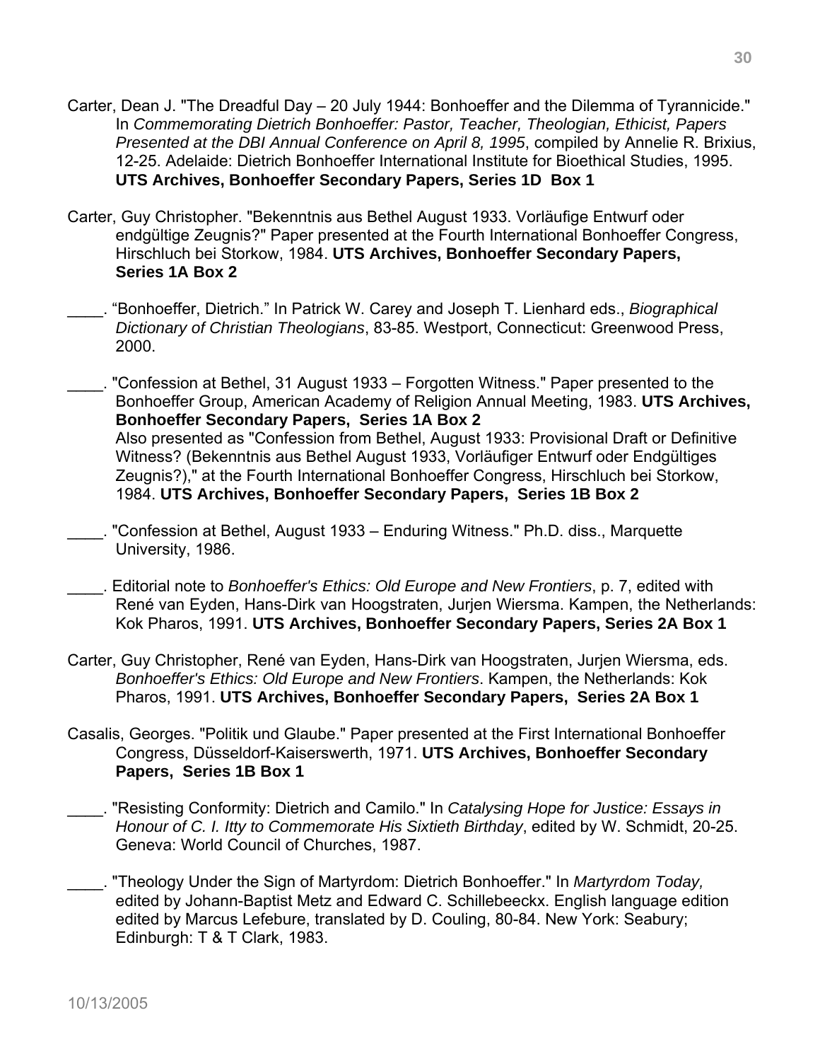Carter, Dean J. "The Dreadful Day – 20 July 1944: Bonhoeffer and the Dilemma of Tyrannicide." In *Commemorating Dietrich Bonhoeffer: Pastor, Teacher, Theologian, Ethicist, Papers Presented at the DBI Annual Conference on April 8, 1995*, compiled by Annelie R. Brixius, 12-25. Adelaide: Dietrich Bonhoeffer International Institute for Bioethical Studies, 1995. **UTS Archives, Bonhoeffer Secondary Papers, Series 1D Box 1**

Carter, Guy Christopher. "Bekenntnis aus Bethel August 1933. Vorläufige Entwurf oder endgültige Zeugnis?" Paper presented at the Fourth International Bonhoeffer Congress, Hirschluch bei Storkow, 1984. **UTS Archives, Bonhoeffer Secondary Papers, Series 1A Box 2**

____. "Bonhoeffer, Dietrich." In Patrick W. Carey and Joseph T. Lienhard eds., *Biographical Dictionary of Christian Theologians*, 83-85. Westport, Connecticut: Greenwood Press, 2000.

____. "Confession at Bethel, 31 August 1933 – Forgotten Witness." Paper presented to the Bonhoeffer Group, American Academy of Religion Annual Meeting, 1983. **UTS Archives, Bonhoeffer Secondary Papers, Series 1A Box 2**
Also presented as "Confession from Bethel, August 1933: Provisional Draft or Definitive Witness? (Bekenntnis aus Bethel August 1933, Vorläufiger Entwurf oder Endgültiges Zeugnis?)," at the Fourth International Bonhoeffer Congress, Hirschluch bei Storkow, 1984. **UTS Archives, Bonhoeffer Secondary Papers, Series 1B Box 2**

____. "Confession at Bethel, August 1933 – Enduring Witness." Ph.D. diss., Marquette University, 1986.

____. Editorial note to *Bonhoeffer's Ethics: Old Europe and New Frontiers*, p. 7, edited with René van Eyden, Hans-Dirk van Hoogstraten, Jurjen Wiersma. Kampen, the Netherlands: Kok Pharos, 1991. **UTS Archives, Bonhoeffer Secondary Papers, Series 2A Box 1**

Carter, Guy Christopher, René van Eyden, Hans-Dirk van Hoogstraten, Jurjen Wiersma, eds. *Bonhoeffer's Ethics: Old Europe and New Frontiers*. Kampen, the Netherlands: Kok Pharos, 1991. **UTS Archives, Bonhoeffer Secondary Papers, Series 2A Box 1**

Casalis, Georges. "Politik und Glaube." Paper presented at the First International Bonhoeffer Congress, Düsseldorf-Kaiserswerth, 1971. **UTS Archives, Bonhoeffer Secondary Papers, Series 1B Box 1**

____. "Resisting Conformity: Dietrich and Camilo." In *Catalysing Hope for Justice: Essays in Honour of C. I. Itty to Commemorate His Sixtieth Birthday*, edited by W. Schmidt, 20-25. Geneva: World Council of Churches, 1987.

____. "Theology Under the Sign of Martyrdom: Dietrich Bonhoeffer." In *Martyrdom Today,* edited by Johann-Baptist Metz and Edward C. Schillebeeckx. English language edition edited by Marcus Lefebure, translated by D. Couling, 80-84. New York: Seabury; Edinburgh: T & T Clark, 1983.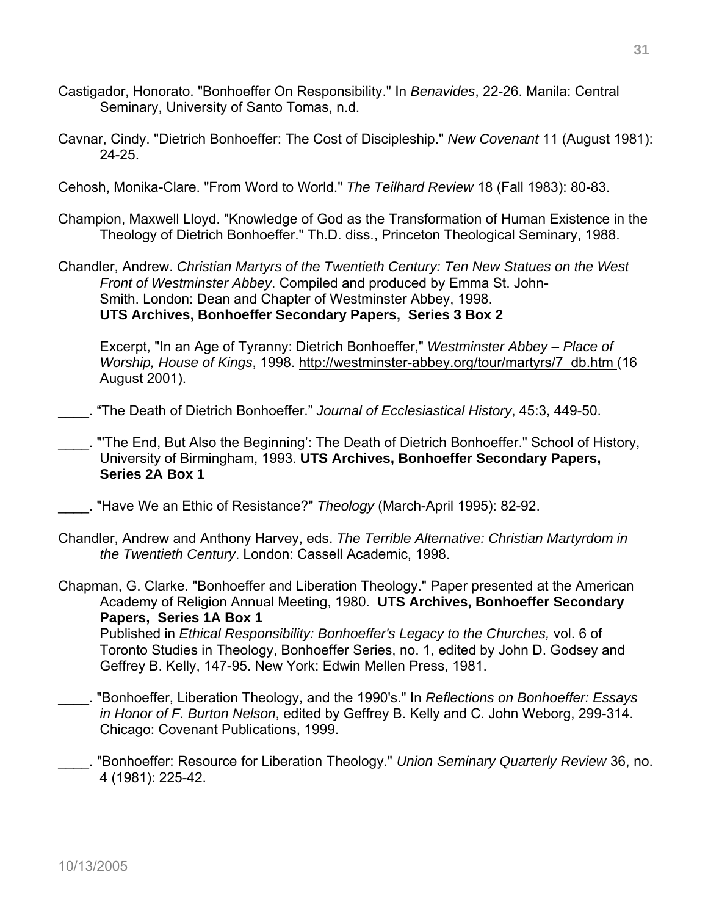Castigador, Honorato. "Bonhoeffer On Responsibility." In *Benavides*, 22-26. Manila: Central Seminary, University of Santo Tomas, n.d.

Cavnar, Cindy. "Dietrich Bonhoeffer: The Cost of Discipleship." *New Covenant* 11 (August 1981): 24-25.

Cehosh, Monika-Clare. "From Word to World." *The Teilhard Review* 18 (Fall 1983): 80-83.

Champion, Maxwell Lloyd. "Knowledge of God as the Transformation of Human Existence in the Theology of Dietrich Bonhoeffer." Th.D. diss., Princeton Theological Seminary, 1988.

Chandler, Andrew. *Christian Martyrs of the Twentieth Century: Ten New Statues on the West Front of Westminster Abbey*. Compiled and produced by Emma St. John-Smith. London: Dean and Chapter of Westminster Abbey, 1998. **UTS Archives, Bonhoeffer Secondary Papers, Series 3 Box 2**

Excerpt, "In an Age of Tyranny: Dietrich Bonhoeffer," *Westminster Abbey – Place of Worship, House of Kings*, 1998. http://westminster-abbey.org/tour/martyrs/7_db.htm (16 August 2001).

____. "The Death of Dietrich Bonhoeffer." *Journal of Ecclesiastical History*, 45:3, 449-50.

____. "'The End, But Also the Beginning': The Death of Dietrich Bonhoeffer." School of History, University of Birmingham, 1993. **UTS Archives, Bonhoeffer Secondary Papers, Series 2A Box 1**

____. "Have We an Ethic of Resistance?" *Theology* (March-April 1995): 82-92.

Chandler, Andrew and Anthony Harvey, eds. *The Terrible Alternative: Christian Martyrdom in the Twentieth Century*. London: Cassell Academic, 1998.

Chapman, G. Clarke. "Bonhoeffer and Liberation Theology." Paper presented at the American Academy of Religion Annual Meeting, 1980. **UTS Archives, Bonhoeffer Secondary Papers, Series 1A Box 1**
Published in *Ethical Responsibility: Bonhoeffer's Legacy to the Churches,* vol. 6 of Toronto Studies in Theology, Bonhoeffer Series, no. 1, edited by John D. Godsey and Geffrey B. Kelly, 147-95. New York: Edwin Mellen Press, 1981.

____. "Bonhoeffer, Liberation Theology, and the 1990's." In *Reflections on Bonhoeffer: Essays in Honor of F. Burton Nelson*, edited by Geffrey B. Kelly and C. John Weborg, 299-314. Chicago: Covenant Publications, 1999.

____. "Bonhoeffer: Resource for Liberation Theology." *Union Seminary Quarterly Review* 36, no. 4 (1981): 225-42.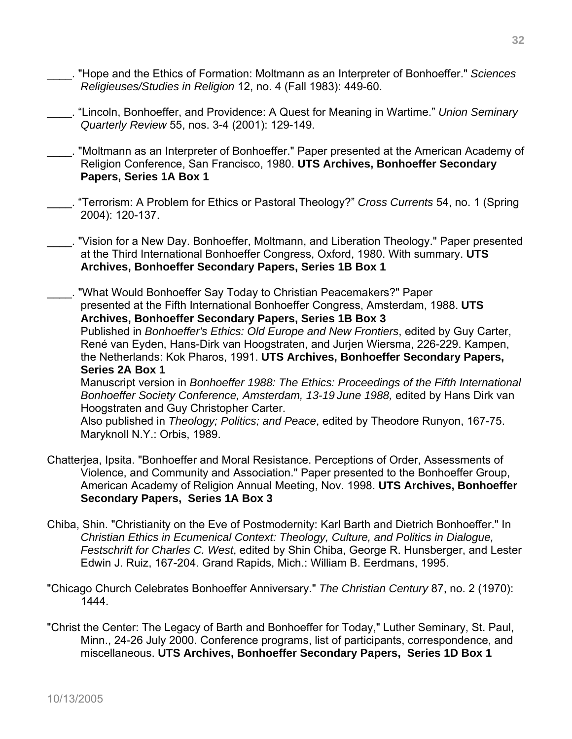____. "Hope and the Ethics of Formation: Moltmann as an Interpreter of Bonhoeffer." *Sciences Religieuses/Studies in Religion* 12, no. 4 (Fall 1983): 449-60.

____. "Lincoln, Bonhoeffer, and Providence: A Quest for Meaning in Wartime." *Union Seminary Quarterly Review* 55, nos. 3-4 (2001): 129-149.

____. "Moltmann as an Interpreter of Bonhoeffer." Paper presented at the American Academy of Religion Conference, San Francisco, 1980. **UTS Archives, Bonhoeffer Secondary Papers, Series 1A Box 1**

____. "Terrorism: A Problem for Ethics or Pastoral Theology?" *Cross Currents* 54, no. 1 (Spring 2004): 120-137.

____. "Vision for a New Day. Bonhoeffer, Moltmann, and Liberation Theology." Paper presented at the Third International Bonhoeffer Congress, Oxford, 1980. With summary. **UTS Archives, Bonhoeffer Secondary Papers, Series 1B Box 1**

____. "What Would Bonhoeffer Say Today to Christian Peacemakers?" Paper presented at the Fifth International Bonhoeffer Congress, Amsterdam, 1988. **UTS Archives, Bonhoeffer Secondary Papers, Series 1B Box 3**
Published in *Bonhoeffer's Ethics: Old Europe and New Frontiers*, edited by Guy Carter, René van Eyden, Hans-Dirk van Hoogstraten, and Jurjen Wiersma, 226-229. Kampen, the Netherlands: Kok Pharos, 1991. **UTS Archives, Bonhoeffer Secondary Papers, Series 2A Box 1**
Manuscript version in *Bonhoeffer 1988: The Ethics: Proceedings of the Fifth International Bonhoeffer Society Conference, Amsterdam, 13-19 June 1988,* edited by Hans Dirk van Hoogstraten and Guy Christopher Carter.
Also published in *Theology; Politics; and Peace*, edited by Theodore Runyon, 167-75. Maryknoll N.Y.: Orbis, 1989.

Chatterjea, Ipsita. "Bonhoeffer and Moral Resistance. Perceptions of Order, Assessments of Violence, and Community and Association." Paper presented to the Bonhoeffer Group, American Academy of Religion Annual Meeting, Nov. 1998. **UTS Archives, Bonhoeffer Secondary Papers, Series 1A Box 3**

Chiba, Shin. "Christianity on the Eve of Postmodernity: Karl Barth and Dietrich Bonhoeffer." In *Christian Ethics in Ecumenical Context: Theology, Culture, and Politics in Dialogue, Festschrift for Charles C. West*, edited by Shin Chiba, George R. Hunsberger, and Lester Edwin J. Ruiz, 167-204. Grand Rapids, Mich.: William B. Eerdmans, 1995.

"Chicago Church Celebrates Bonhoeffer Anniversary." *The Christian Century* 87, no. 2 (1970): 1444.

"Christ the Center: The Legacy of Barth and Bonhoeffer for Today," Luther Seminary, St. Paul, Minn., 24-26 July 2000. Conference programs, list of participants, correspondence, and miscellaneous. **UTS Archives, Bonhoeffer Secondary Papers, Series 1D Box 1**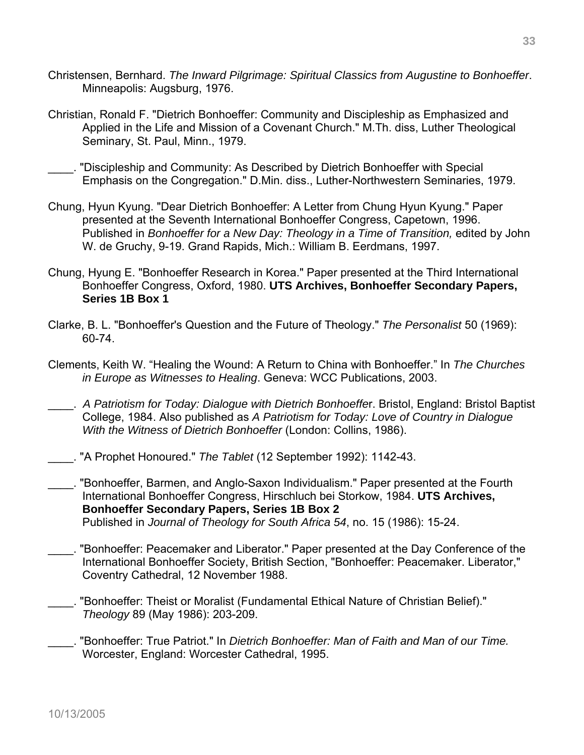Christensen, Bernhard. *The Inward Pilgrimage: Spiritual Classics from Augustine to Bonhoeffer*. Minneapolis: Augsburg, 1976.

Christian, Ronald F. "Dietrich Bonhoeffer: Community and Discipleship as Emphasized and Applied in the Life and Mission of a Covenant Church." M.Th. diss, Luther Theological Seminary, St. Paul, Minn., 1979.

____. "Discipleship and Community: As Described by Dietrich Bonhoeffer with Special Emphasis on the Congregation." D.Min. diss., Luther-Northwestern Seminaries, 1979.

Chung, Hyun Kyung. "Dear Dietrich Bonhoeffer: A Letter from Chung Hyun Kyung." Paper presented at the Seventh International Bonhoeffer Congress, Capetown, 1996. Published in *Bonhoeffer for a New Day: Theology in a Time of Transition,* edited by John W. de Gruchy, 9-19. Grand Rapids, Mich.: William B. Eerdmans, 1997.

Chung, Hyung E. "Bonhoeffer Research in Korea." Paper presented at the Third International Bonhoeffer Congress, Oxford, 1980. **UTS Archives, Bonhoeffer Secondary Papers, Series 1B Box 1**

Clarke, B. L. "Bonhoeffer's Question and the Future of Theology." *The Personalist* 50 (1969): 60-74.

Clements, Keith W. "Healing the Wound: A Return to China with Bonhoeffer." In *The Churches in Europe as Witnesses to Healing*. Geneva: WCC Publications, 2003.

____. *A Patriotism for Today: Dialogue with Dietrich Bonhoeffe*r. Bristol, England: Bristol Baptist College, 1984. Also published as *A Patriotism for Today: Love of Country in Dialogue With the Witness of Dietrich Bonhoeffer* (London: Collins, 1986).

____. "A Prophet Honoured." *The Tablet* (12 September 1992): 1142-43.

____. "Bonhoeffer, Barmen, and Anglo-Saxon Individualism." Paper presented at the Fourth International Bonhoeffer Congress, Hirschluch bei Storkow, 1984. **UTS Archives, Bonhoeffer Secondary Papers, Series 1B Box 2**
Published in *Journal of Theology for South Africa 54*, no. 15 (1986): 15-24.

____. "Bonhoeffer: Peacemaker and Liberator." Paper presented at the Day Conference of the International Bonhoeffer Society, British Section, "Bonhoeffer: Peacemaker. Liberator," Coventry Cathedral, 12 November 1988.

____. "Bonhoeffer: Theist or Moralist (Fundamental Ethical Nature of Christian Belief)." *Theology* 89 (May 1986): 203-209.

____. "Bonhoeffer: True Patriot." In *Dietrich Bonhoeffer: Man of Faith and Man of our Time.* Worcester, England: Worcester Cathedral, 1995.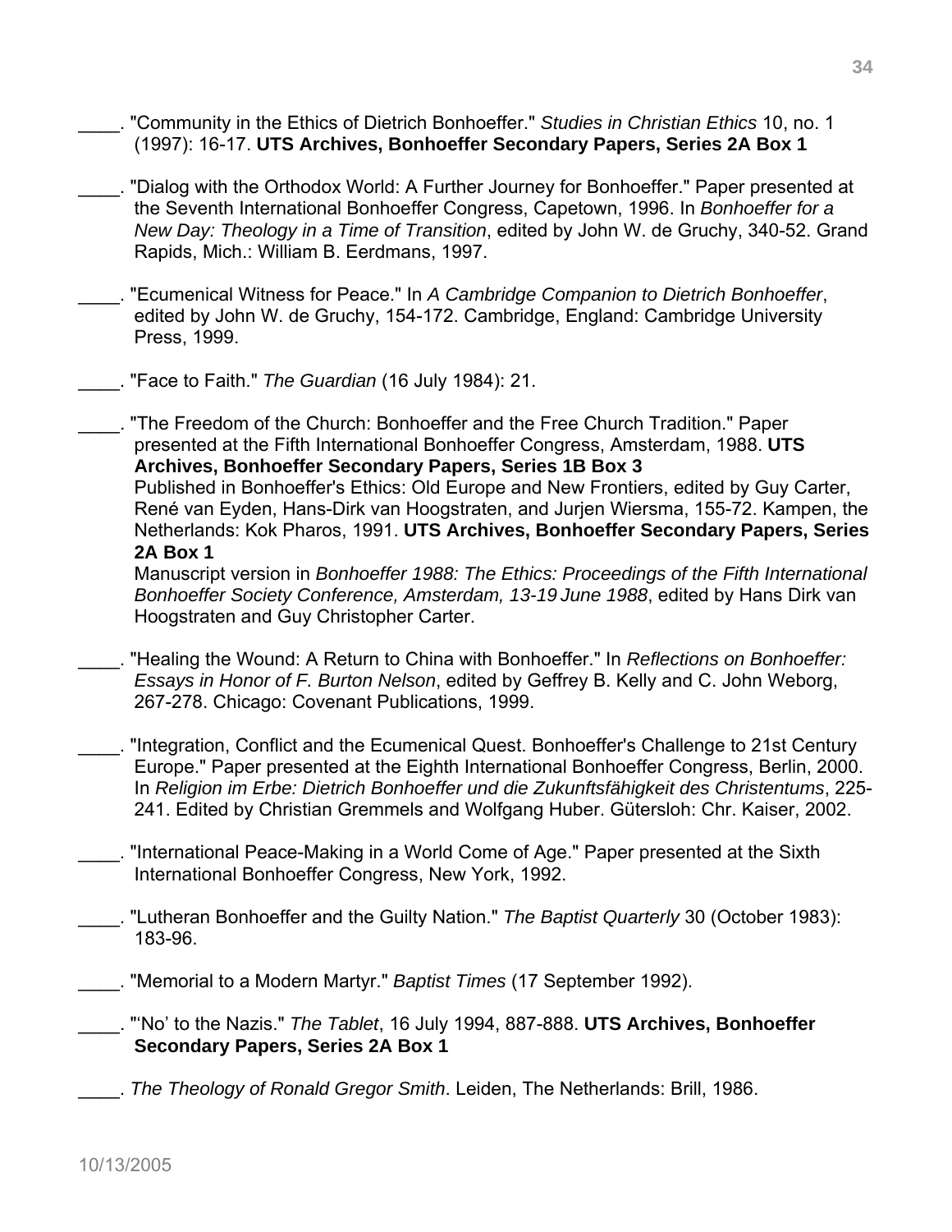____. "Community in the Ethics of Dietrich Bonhoeffer." *Studies in Christian Ethics* 10, no. 1 (1997): 16-17. **UTS Archives, Bonhoeffer Secondary Papers, Series 2A Box 1**

____. "Dialog with the Orthodox World: A Further Journey for Bonhoeffer." Paper presented at the Seventh International Bonhoeffer Congress, Capetown, 1996. In *Bonhoeffer for a New Day: Theology in a Time of Transition*, edited by John W. de Gruchy, 340-52. Grand Rapids, Mich.: William B. Eerdmans, 1997.

____. "Ecumenical Witness for Peace." In *A Cambridge Companion to Dietrich Bonhoeffer*, edited by John W. de Gruchy, 154-172. Cambridge, England: Cambridge University Press, 1999.

____. "Face to Faith." *The Guardian* (16 July 1984): 21.

____. "The Freedom of the Church: Bonhoeffer and the Free Church Tradition." Paper presented at the Fifth International Bonhoeffer Congress, Amsterdam, 1988. **UTS Archives, Bonhoeffer Secondary Papers, Series 1B Box 3**
Published in Bonhoeffer's Ethics: Old Europe and New Frontiers, edited by Guy Carter, René van Eyden, Hans-Dirk van Hoogstraten, and Jurjen Wiersma, 155-72. Kampen, the Netherlands: Kok Pharos, 1991. **UTS Archives, Bonhoeffer Secondary Papers, Series 2A Box 1**
Manuscript version in *Bonhoeffer 1988: The Ethics: Proceedings of the Fifth International Bonhoeffer Society Conference, Amsterdam, 13-19 June 1988*, edited by Hans Dirk van Hoogstraten and Guy Christopher Carter.

____. "Healing the Wound: A Return to China with Bonhoeffer." In *Reflections on Bonhoeffer: Essays in Honor of F. Burton Nelson*, edited by Geffrey B. Kelly and C. John Weborg, 267-278. Chicago: Covenant Publications, 1999.

____. "Integration, Conflict and the Ecumenical Quest. Bonhoeffer's Challenge to 21st Century Europe." Paper presented at the Eighth International Bonhoeffer Congress, Berlin, 2000. In *Religion im Erbe: Dietrich Bonhoeffer und die Zukunftsfähigkeit des Christentums*, 225-241. Edited by Christian Gremmels and Wolfgang Huber. Gütersloh: Chr. Kaiser, 2002.

____. "International Peace-Making in a World Come of Age." Paper presented at the Sixth International Bonhoeffer Congress, New York, 1992.

____. "Lutheran Bonhoeffer and the Guilty Nation." *The Baptist Quarterly* 30 (October 1983): 183-96.

____. "Memorial to a Modern Martyr." *Baptist Times* (17 September 1992).

____. "'No' to the Nazis." *The Tablet*, 16 July 1994, 887-888. **UTS Archives, Bonhoeffer Secondary Papers, Series 2A Box 1**

____. *The Theology of Ronald Gregor Smith*. Leiden, The Netherlands: Brill, 1986.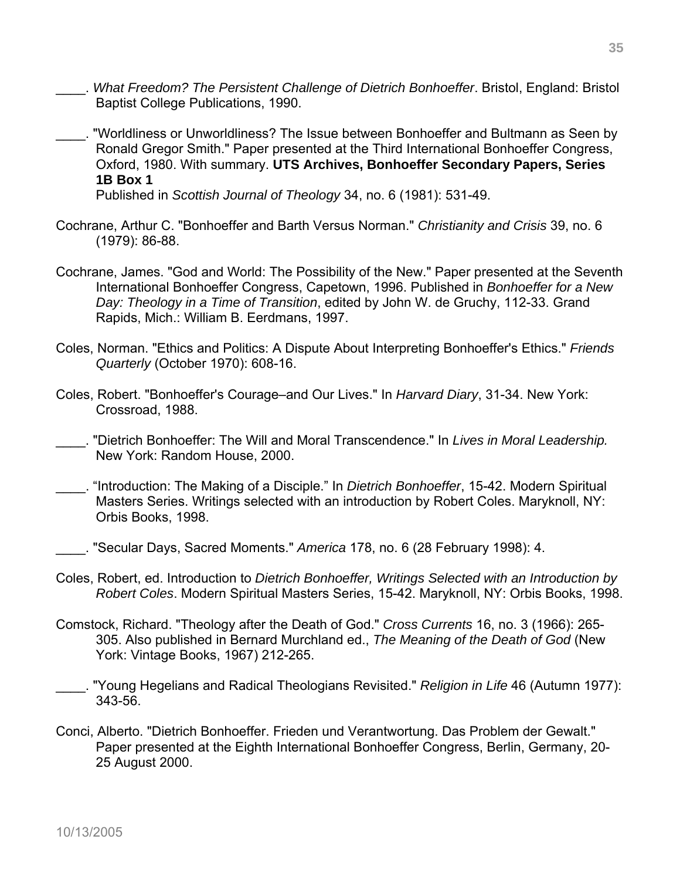____. *What Freedom? The Persistent Challenge of Dietrich Bonhoeffer*. Bristol, England: Bristol Baptist College Publications, 1990.

____. "Worldliness or Unworldliness? The Issue between Bonhoeffer and Bultmann as Seen by Ronald Gregor Smith." Paper presented at the Third International Bonhoeffer Congress, Oxford, 1980. With summary. **UTS Archives, Bonhoeffer Secondary Papers, Series 1B Box 1**
Published in *Scottish Journal of Theology* 34, no. 6 (1981): 531-49.

Cochrane, Arthur C. "Bonhoeffer and Barth Versus Norman." *Christianity and Crisis* 39, no. 6 (1979): 86-88.

Cochrane, James. "God and World: The Possibility of the New." Paper presented at the Seventh International Bonhoeffer Congress, Capetown, 1996. Published in *Bonhoeffer for a New Day: Theology in a Time of Transition*, edited by John W. de Gruchy, 112-33. Grand Rapids, Mich.: William B. Eerdmans, 1997.

Coles, Norman. "Ethics and Politics: A Dispute About Interpreting Bonhoeffer's Ethics." *Friends Quarterly* (October 1970): 608-16.

Coles, Robert. "Bonhoeffer's Courage–and Our Lives." In *Harvard Diary*, 31-34. New York: Crossroad, 1988.

____. "Dietrich Bonhoeffer: The Will and Moral Transcendence." In *Lives in Moral Leadership.* New York: Random House, 2000.

____. "Introduction: The Making of a Disciple." In *Dietrich Bonhoeffer*, 15-42. Modern Spiritual Masters Series. Writings selected with an introduction by Robert Coles. Maryknoll, NY: Orbis Books, 1998.

____. "Secular Days, Sacred Moments." *America* 178, no. 6 (28 February 1998): 4.

Coles, Robert, ed. Introduction to *Dietrich Bonhoeffer, Writings Selected with an Introduction by Robert Coles*. Modern Spiritual Masters Series, 15-42. Maryknoll, NY: Orbis Books, 1998.

Comstock, Richard. "Theology after the Death of God." *Cross Currents* 16, no. 3 (1966): 265-305. Also published in Bernard Murchland ed., *The Meaning of the Death of God* (New York: Vintage Books, 1967) 212-265.

____. "Young Hegelians and Radical Theologians Revisited." *Religion in Life* 46 (Autumn 1977): 343-56.

Conci, Alberto. "Dietrich Bonhoeffer. Frieden und Verantwortung. Das Problem der Gewalt." Paper presented at the Eighth International Bonhoeffer Congress, Berlin, Germany, 20-25 August 2000.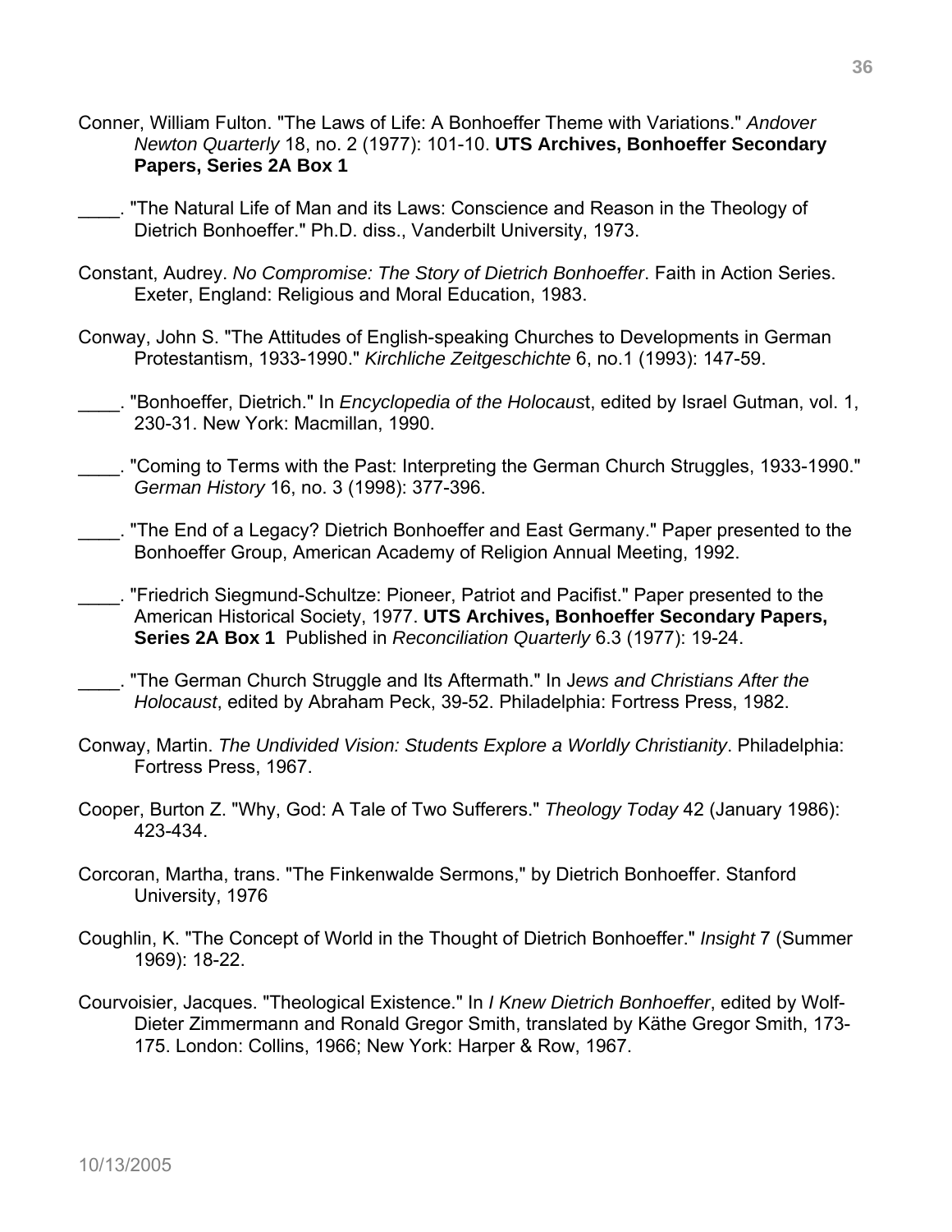Conner, William Fulton. "The Laws of Life: A Bonhoeffer Theme with Variations." *Andover Newton Quarterly* 18, no. 2 (1977): 101-10. **UTS Archives, Bonhoeffer Secondary Papers, Series 2A Box 1**

____. "The Natural Life of Man and its Laws: Conscience and Reason in the Theology of Dietrich Bonhoeffer." Ph.D. diss., Vanderbilt University, 1973.

Constant, Audrey. *No Compromise: The Story of Dietrich Bonhoeffer*. Faith in Action Series. Exeter, England: Religious and Moral Education, 1983.

Conway, John S. "The Attitudes of English-speaking Churches to Developments in German Protestantism, 1933-1990." *Kirchliche Zeitgeschichte* 6, no.1 (1993): 147-59.

____. "Bonhoeffer, Dietrich." In *Encyclopedia of the Holocaus*t, edited by Israel Gutman, vol. 1, 230-31. New York: Macmillan, 1990.

____. "Coming to Terms with the Past: Interpreting the German Church Struggles, 1933-1990." *German History* 16, no. 3 (1998): 377-396.

____. "The End of a Legacy? Dietrich Bonhoeffer and East Germany." Paper presented to the Bonhoeffer Group, American Academy of Religion Annual Meeting, 1992.

____. "Friedrich Siegmund-Schultze: Pioneer, Patriot and Pacifist." Paper presented to the American Historical Society, 1977. **UTS Archives, Bonhoeffer Secondary Papers, Series 2A Box 1** Published in *Reconciliation Quarterly* 6.3 (1977): 19-24.

____. "The German Church Struggle and Its Aftermath." In J*ews and Christians After the Holocaust*, edited by Abraham Peck, 39-52. Philadelphia: Fortress Press, 1982.

Conway, Martin. *The Undivided Vision: Students Explore a Worldly Christianity*. Philadelphia: Fortress Press, 1967.

Cooper, Burton Z. "Why, God: A Tale of Two Sufferers." *Theology Today* 42 (January 1986): 423-434.

Corcoran, Martha, trans. "The Finkenwalde Sermons," by Dietrich Bonhoeffer. Stanford University, 1976

Coughlin, K. "The Concept of World in the Thought of Dietrich Bonhoeffer." *Insight* 7 (Summer 1969): 18-22.

Courvoisier, Jacques. "Theological Existence." In *I Knew Dietrich Bonhoeffer*, edited by Wolf-Dieter Zimmermann and Ronald Gregor Smith, translated by Käthe Gregor Smith, 173-175. London: Collins, 1966; New York: Harper & Row, 1967.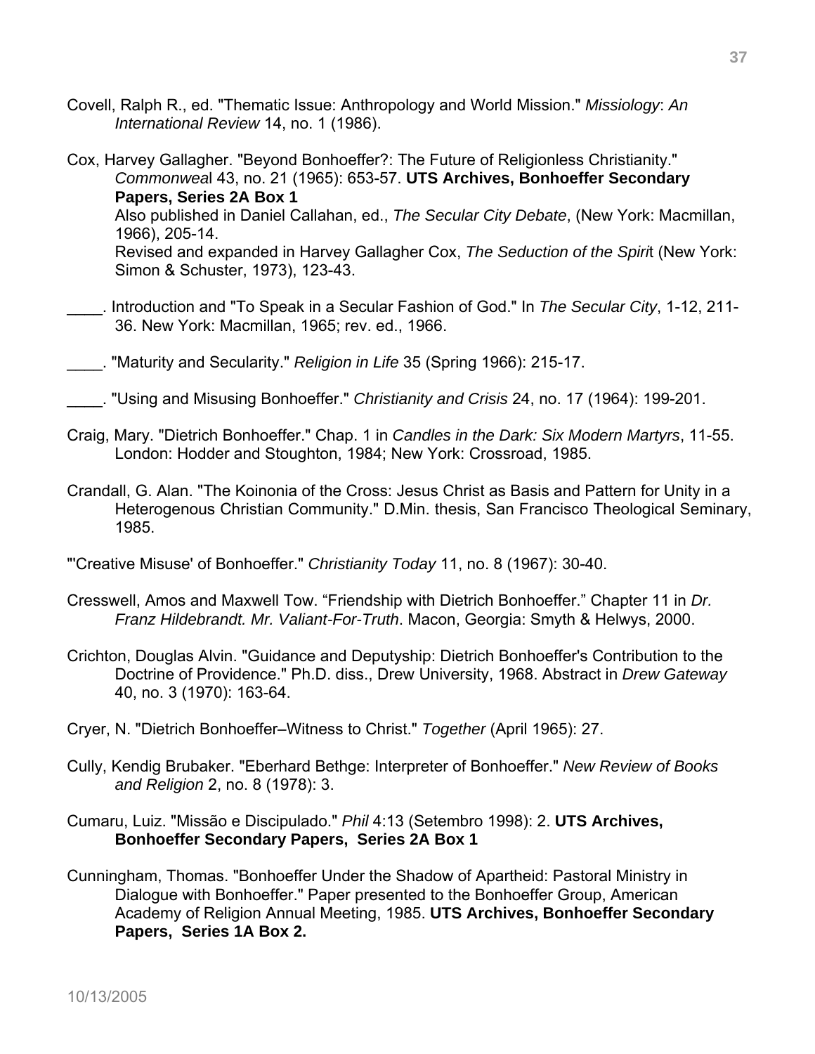Covell, Ralph R., ed. "Thematic Issue: Anthropology and World Mission." *Missiology*: *An International Review* 14, no. 1 (1986).

Cox, Harvey Gallagher. "Beyond Bonhoeffer?: The Future of Religionless Christianity." *Commonweal* 43, no. 21 (1965): 653-57. **UTS Archives, Bonhoeffer Secondary Papers, Series 2A Box 1**
Also published in Daniel Callahan, ed., *The Secular City Debate*, (New York: Macmillan, 1966), 205-14.
Revised and expanded in Harvey Gallagher Cox, *The Seduction of the Spirit* (New York: Simon & Schuster, 1973), 123-43.

____. Introduction and "To Speak in a Secular Fashion of God." In *The Secular City*, 1-12, 211-36. New York: Macmillan, 1965; rev. ed., 1966.

____. "Maturity and Secularity." *Religion in Life* 35 (Spring 1966): 215-17.

____. "Using and Misusing Bonhoeffer." *Christianity and Crisis* 24, no. 17 (1964): 199-201.

Craig, Mary. "Dietrich Bonhoeffer." Chap. 1 in *Candles in the Dark: Six Modern Martyrs*, 11-55. London: Hodder and Stoughton, 1984; New York: Crossroad, 1985.

Crandall, G. Alan. "The Koinonia of the Cross: Jesus Christ as Basis and Pattern for Unity in a Heterogenous Christian Community." D.Min. thesis, San Francisco Theological Seminary, 1985.

"'Creative Misuse' of Bonhoeffer." *Christianity Today* 11, no. 8 (1967): 30-40.

Cresswell, Amos and Maxwell Tow. “Friendship with Dietrich Bonhoeffer.” Chapter 11 in *Dr. Franz Hildebrandt. Mr. Valiant-For-Truth*. Macon, Georgia: Smyth & Helwys, 2000.

Crichton, Douglas Alvin. "Guidance and Deputyship: Dietrich Bonhoeffer's Contribution to the Doctrine of Providence." Ph.D. diss., Drew University, 1968. Abstract in *Drew Gateway* 40, no. 3 (1970): 163-64.

Cryer, N. "Dietrich Bonhoeffer–Witness to Christ." *Together* (April 1965): 27.

Cully, Kendig Brubaker. "Eberhard Bethge: Interpreter of Bonhoeffer." *New Review of Books and Religion* 2, no. 8 (1978): 3.

Cumaru, Luiz. "Missão e Discipulado." *Phil* 4:13 (Setembro 1998): 2. **UTS Archives, Bonhoeffer Secondary Papers, Series 2A Box 1**

Cunningham, Thomas. "Bonhoeffer Under the Shadow of Apartheid: Pastoral Ministry in Dialogue with Bonhoeffer." Paper presented to the Bonhoeffer Group, American Academy of Religion Annual Meeting, 1985. **UTS Archives, Bonhoeffer Secondary Papers, Series 1A Box 2.**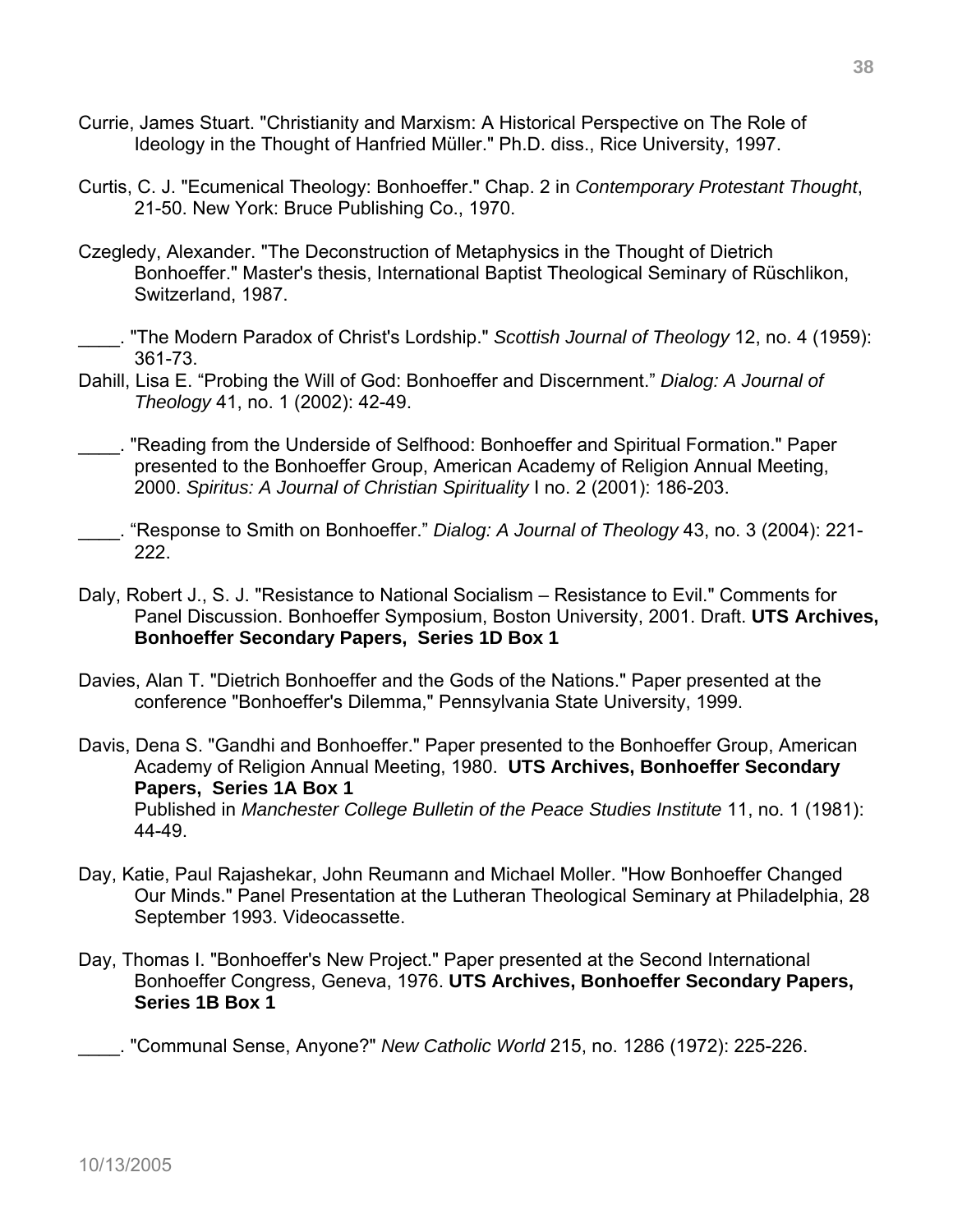Currie, James Stuart. "Christianity and Marxism: A Historical Perspective on The Role of Ideology in the Thought of Hanfried Müller." Ph.D. diss., Rice University, 1997.

Curtis, C. J. "Ecumenical Theology: Bonhoeffer." Chap. 2 in *Contemporary Protestant Thought*, 21-50. New York: Bruce Publishing Co., 1970.

Czegledy, Alexander. "The Deconstruction of Metaphysics in the Thought of Dietrich Bonhoeffer." Master's thesis, International Baptist Theological Seminary of Rüschlikon, Switzerland, 1987.

____. "The Modern Paradox of Christ's Lordship." *Scottish Journal of Theology* 12, no. 4 (1959): 361-73.

Dahill, Lisa E. "Probing the Will of God: Bonhoeffer and Discernment." *Dialog: A Journal of Theology* 41, no. 1 (2002): 42-49.

____. "Reading from the Underside of Selfhood: Bonhoeffer and Spiritual Formation." Paper presented to the Bonhoeffer Group, American Academy of Religion Annual Meeting, 2000. *Spiritus: A Journal of Christian Spirituality* I no. 2 (2001): 186-203.

____. "Response to Smith on Bonhoeffer." *Dialog: A Journal of Theology* 43, no. 3 (2004): 221-222.

Daly, Robert J., S. J. "Resistance to National Socialism – Resistance to Evil." Comments for Panel Discussion. Bonhoeffer Symposium, Boston University, 2001. Draft. **UTS Archives, Bonhoeffer Secondary Papers, Series 1D Box 1**

Davies, Alan T. "Dietrich Bonhoeffer and the Gods of the Nations." Paper presented at the conference "Bonhoeffer's Dilemma," Pennsylvania State University, 1999.

Davis, Dena S. "Gandhi and Bonhoeffer." Paper presented to the Bonhoeffer Group, American Academy of Religion Annual Meeting, 1980. **UTS Archives, Bonhoeffer Secondary Papers, Series 1A Box 1**
Published in *Manchester College Bulletin of the Peace Studies Institute* 11, no. 1 (1981): 44-49.

Day, Katie, Paul Rajashekar, John Reumann and Michael Moller. "How Bonhoeffer Changed Our Minds." Panel Presentation at the Lutheran Theological Seminary at Philadelphia, 28 September 1993. Videocassette.

Day, Thomas I. "Bonhoeffer's New Project." Paper presented at the Second International Bonhoeffer Congress, Geneva, 1976. **UTS Archives, Bonhoeffer Secondary Papers, Series 1B Box 1**

____. "Communal Sense, Anyone?" *New Catholic World* 215, no. 1286 (1972): 225-226.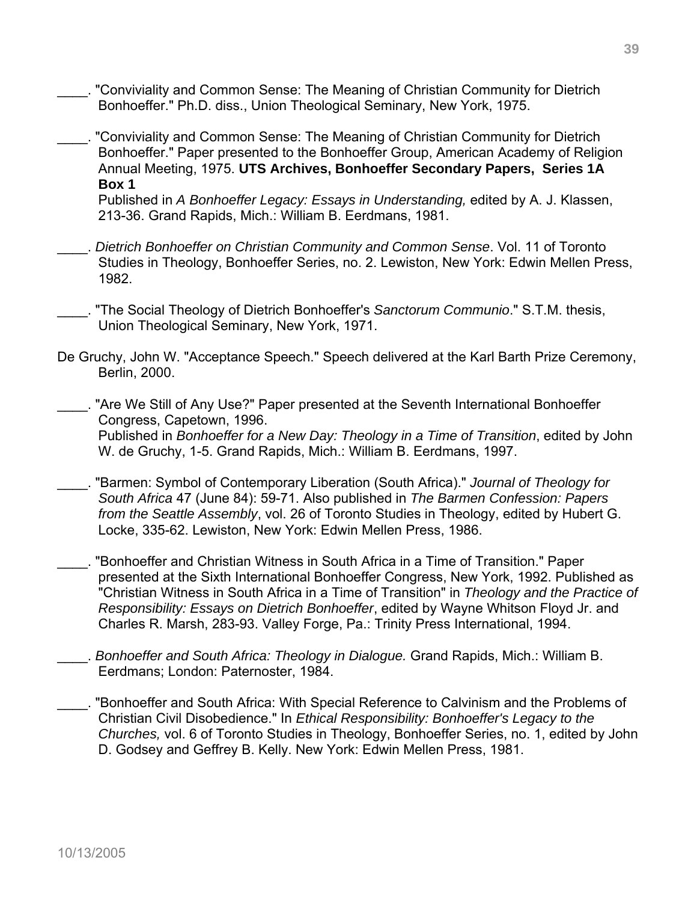____. "Conviviality and Common Sense: The Meaning of Christian Community for Dietrich Bonhoeffer." Ph.D. diss., Union Theological Seminary, New York, 1975.

____. "Conviviality and Common Sense: The Meaning of Christian Community for Dietrich Bonhoeffer." Paper presented to the Bonhoeffer Group, American Academy of Religion Annual Meeting, 1975. **UTS Archives, Bonhoeffer Secondary Papers, Series 1A Box 1**
Published in *A Bonhoeffer Legacy: Essays in Understanding,* edited by A. J. Klassen, 213-36. Grand Rapids, Mich.: William B. Eerdmans, 1981.

____. *Dietrich Bonhoeffer on Christian Community and Common Sense*. Vol. 11 of Toronto Studies in Theology, Bonhoeffer Series, no. 2. Lewiston, New York: Edwin Mellen Press, 1982.

____. "The Social Theology of Dietrich Bonhoeffer's *Sanctorum Communio*." S.T.M. thesis, Union Theological Seminary, New York, 1971.

De Gruchy, John W. "Acceptance Speech." Speech delivered at the Karl Barth Prize Ceremony, Berlin, 2000.

____. "Are We Still of Any Use?" Paper presented at the Seventh International Bonhoeffer Congress, Capetown, 1996.
Published in *Bonhoeffer for a New Day: Theology in a Time of Transition*, edited by John W. de Gruchy, 1-5. Grand Rapids, Mich.: William B. Eerdmans, 1997.

____. "Barmen: Symbol of Contemporary Liberation (South Africa)." *Journal of Theology for South Africa* 47 (June 84): 59-71. Also published in *The Barmen Confession: Papers from the Seattle Assembly*, vol. 26 of Toronto Studies in Theology, edited by Hubert G. Locke, 335-62. Lewiston, New York: Edwin Mellen Press, 1986.

____. "Bonhoeffer and Christian Witness in South Africa in a Time of Transition." Paper presented at the Sixth International Bonhoeffer Congress, New York, 1992. Published as "Christian Witness in South Africa in a Time of Transition" in *Theology and the Practice of Responsibility: Essays on Dietrich Bonhoeffer*, edited by Wayne Whitson Floyd Jr. and Charles R. Marsh, 283-93. Valley Forge, Pa.: Trinity Press International, 1994.

____. *Bonhoeffer and South Africa: Theology in Dialogue.* Grand Rapids, Mich.: William B. Eerdmans; London: Paternoster, 1984.

____. "Bonhoeffer and South Africa: With Special Reference to Calvinism and the Problems of Christian Civil Disobedience." In *Ethical Responsibility: Bonhoeffer's Legacy to the Churches,* vol. 6 of Toronto Studies in Theology, Bonhoeffer Series, no. 1, edited by John D. Godsey and Geffrey B. Kelly. New York: Edwin Mellen Press, 1981.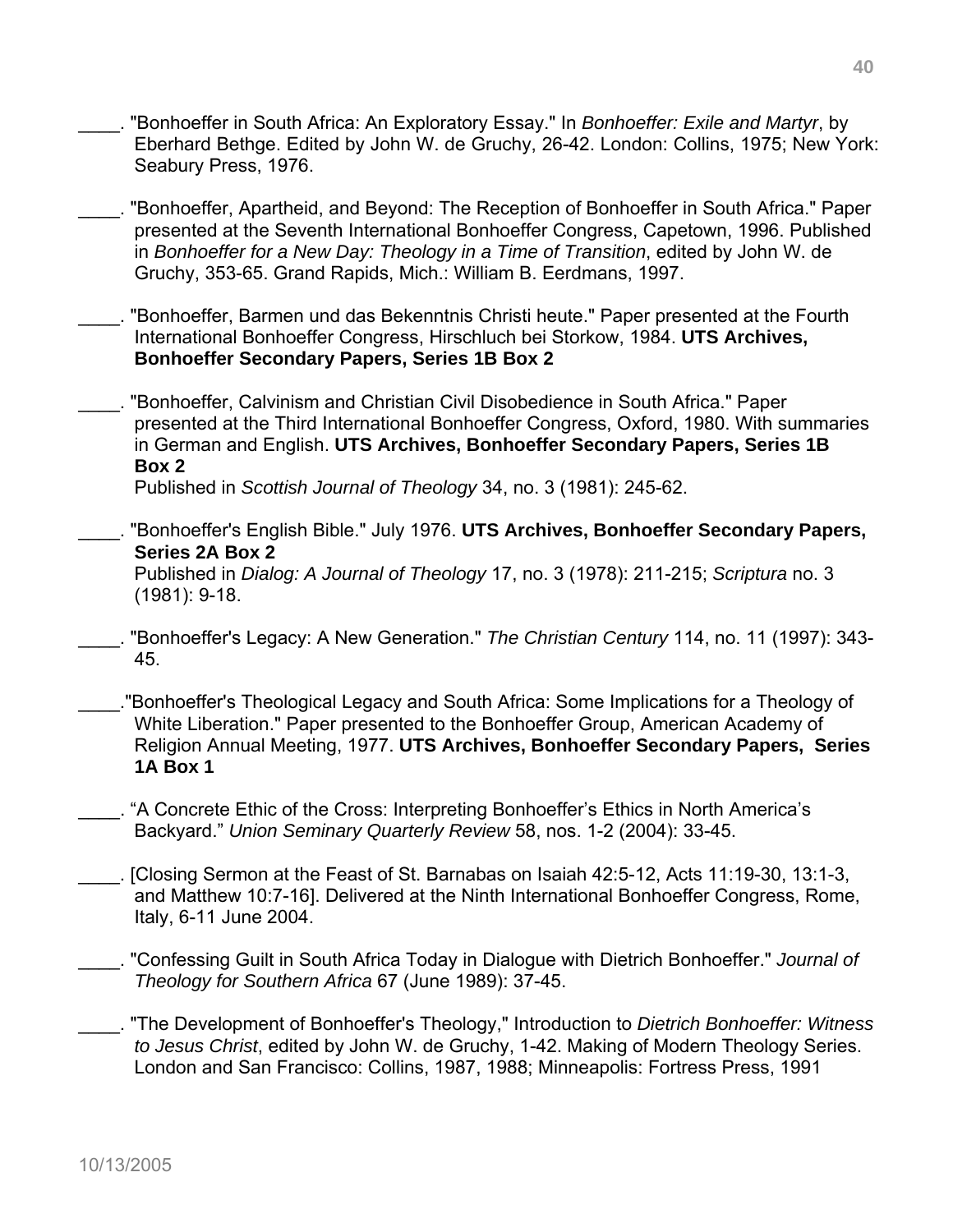____. "Bonhoeffer in South Africa: An Exploratory Essay." In *Bonhoeffer: Exile and Martyr*, by Eberhard Bethge. Edited by John W. de Gruchy, 26-42. London: Collins, 1975; New York: Seabury Press, 1976.

____. "Bonhoeffer, Apartheid, and Beyond: The Reception of Bonhoeffer in South Africa." Paper presented at the Seventh International Bonhoeffer Congress, Capetown, 1996. Published in *Bonhoeffer for a New Day: Theology in a Time of Transition*, edited by John W. de Gruchy, 353-65. Grand Rapids, Mich.: William B. Eerdmans, 1997.

____. "Bonhoeffer, Barmen und das Bekenntnis Christi heute." Paper presented at the Fourth International Bonhoeffer Congress, Hirschluch bei Storkow, 1984. **UTS Archives, Bonhoeffer Secondary Papers, Series 1B Box 2**

____. "Bonhoeffer, Calvinism and Christian Civil Disobedience in South Africa." Paper presented at the Third International Bonhoeffer Congress, Oxford, 1980. With summaries in German and English. **UTS Archives, Bonhoeffer Secondary Papers, Series 1B Box 2**
Published in *Scottish Journal of Theology* 34, no. 3 (1981): 245-62.

____. "Bonhoeffer's English Bible." July 1976. **UTS Archives, Bonhoeffer Secondary Papers, Series 2A Box 2**
Published in *Dialog: A Journal of Theology* 17, no. 3 (1978): 211-215; *Scriptura* no. 3 (1981): 9-18.

____. "Bonhoeffer's Legacy: A New Generation." *The Christian Century* 114, no. 11 (1997): 343-45.

____."Bonhoeffer's Theological Legacy and South Africa: Some Implications for a Theology of White Liberation." Paper presented to the Bonhoeffer Group, American Academy of Religion Annual Meeting, 1977. **UTS Archives, Bonhoeffer Secondary Papers, Series 1A Box 1**

____. "A Concrete Ethic of the Cross: Interpreting Bonhoeffer's Ethics in North America's Backyard." *Union Seminary Quarterly Review* 58, nos. 1-2 (2004): 33-45.

____. [Closing Sermon at the Feast of St. Barnabas on Isaiah 42:5-12, Acts 11:19-30, 13:1-3, and Matthew 10:7-16]. Delivered at the Ninth International Bonhoeffer Congress, Rome, Italy, 6-11 June 2004.

____. "Confessing Guilt in South Africa Today in Dialogue with Dietrich Bonhoeffer." *Journal of Theology for Southern Africa* 67 (June 1989): 37-45.

____. "The Development of Bonhoeffer's Theology," Introduction to *Dietrich Bonhoeffer: Witness to Jesus Christ*, edited by John W. de Gruchy, 1-42. Making of Modern Theology Series. London and San Francisco: Collins, 1987, 1988; Minneapolis: Fortress Press, 1991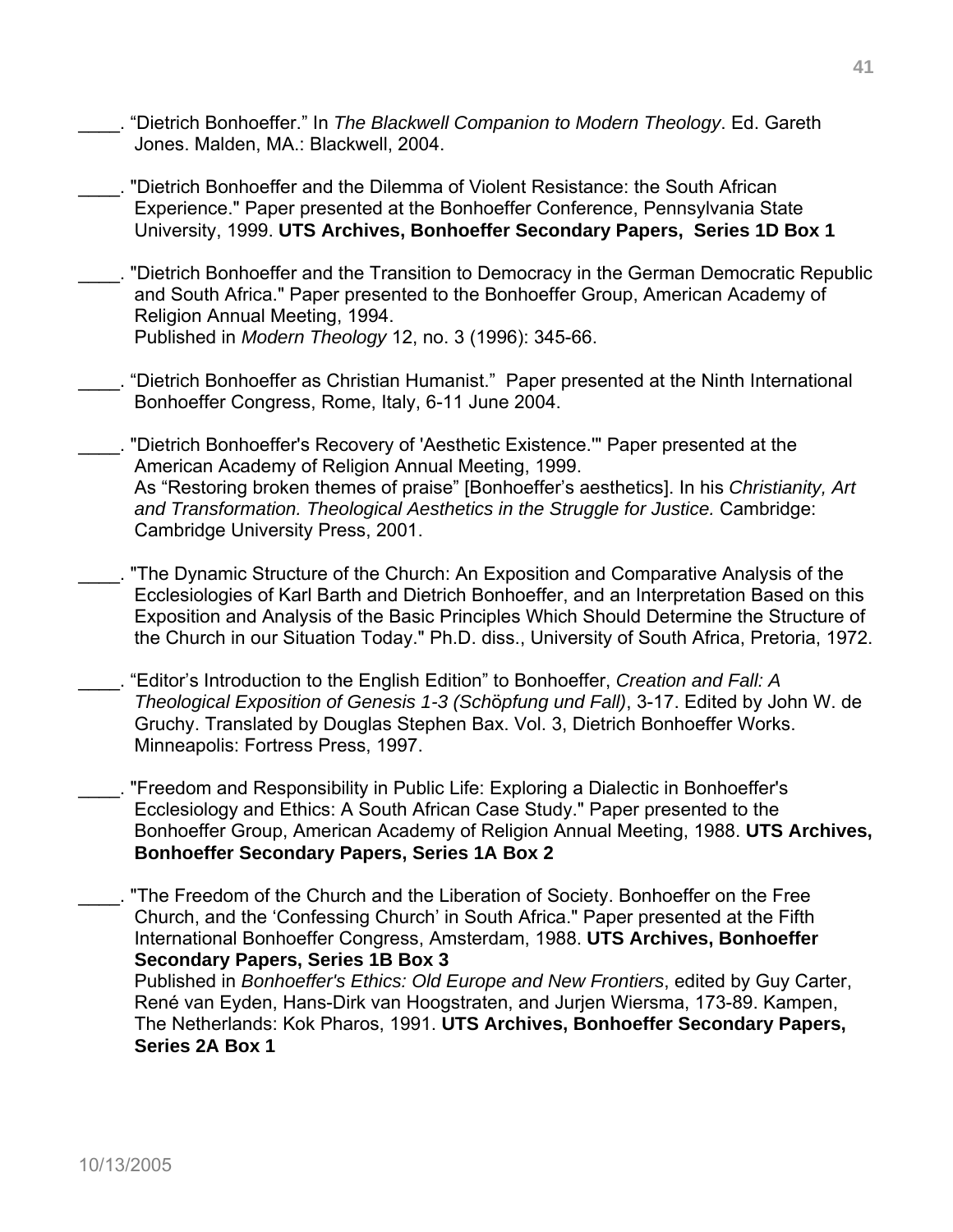____. "Dietrich Bonhoeffer." In *The Blackwell Companion to Modern Theology*. Ed. Gareth Jones. Malden, MA.: Blackwell, 2004.

____. "Dietrich Bonhoeffer and the Dilemma of Violent Resistance: the South African Experience." Paper presented at the Bonhoeffer Conference, Pennsylvania State University, 1999. **UTS Archives, Bonhoeffer Secondary Papers, Series 1D Box 1**

____. "Dietrich Bonhoeffer and the Transition to Democracy in the German Democratic Republic and South Africa." Paper presented to the Bonhoeffer Group, American Academy of Religion Annual Meeting, 1994.
Published in *Modern Theology* 12, no. 3 (1996): 345-66.

____. "Dietrich Bonhoeffer as Christian Humanist." Paper presented at the Ninth International Bonhoeffer Congress, Rome, Italy, 6-11 June 2004.

____. "Dietrich Bonhoeffer's Recovery of 'Aesthetic Existence.'" Paper presented at the American Academy of Religion Annual Meeting, 1999.
As "Restoring broken themes of praise" [Bonhoeffer's aesthetics]. In his *Christianity, Art and Transformation. Theological Aesthetics in the Struggle for Justice.* Cambridge: Cambridge University Press, 2001.

____. "The Dynamic Structure of the Church: An Exposition and Comparative Analysis of the Ecclesiologies of Karl Barth and Dietrich Bonhoeffer, and an Interpretation Based on this Exposition and Analysis of the Basic Principles Which Should Determine the Structure of the Church in our Situation Today." Ph.D. diss., University of South Africa, Pretoria, 1972.

____. "Editor's Introduction to the English Edition" to Bonhoeffer, *Creation and Fall: A Theological Exposition of Genesis 1-3 (Schöpfung und Fall)*, 3-17. Edited by John W. de Gruchy. Translated by Douglas Stephen Bax. Vol. 3, Dietrich Bonhoeffer Works. Minneapolis: Fortress Press, 1997.

____. "Freedom and Responsibility in Public Life: Exploring a Dialectic in Bonhoeffer's Ecclesiology and Ethics: A South African Case Study." Paper presented to the Bonhoeffer Group, American Academy of Religion Annual Meeting, 1988. **UTS Archives, Bonhoeffer Secondary Papers, Series 1A Box 2**

____. "The Freedom of the Church and the Liberation of Society. Bonhoeffer on the Free Church, and the 'Confessing Church' in South Africa." Paper presented at the Fifth International Bonhoeffer Congress, Amsterdam, 1988. **UTS Archives, Bonhoeffer Secondary Papers, Series 1B Box 3**
Published in *Bonhoeffer's Ethics: Old Europe and New Frontiers*, edited by Guy Carter, René van Eyden, Hans-Dirk van Hoogstraten, and Jurjen Wiersma, 173-89. Kampen, The Netherlands: Kok Pharos, 1991. **UTS Archives, Bonhoeffer Secondary Papers, Series 2A Box 1**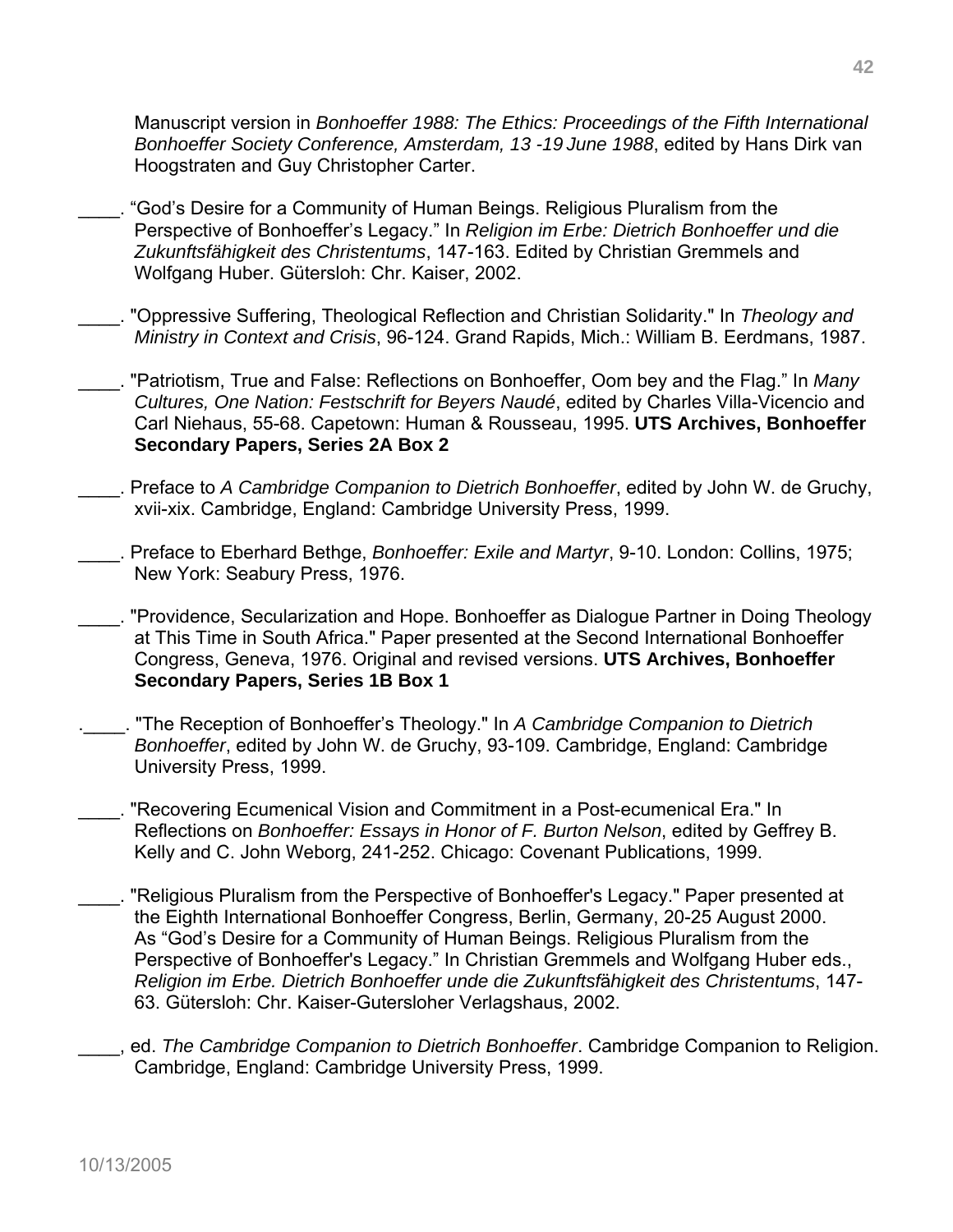Manuscript version in *Bonhoeffer 1988: The Ethics: Proceedings of the Fifth International Bonhoeffer Society Conference, Amsterdam, 13 -19 June 1988*, edited by Hans Dirk van Hoogstraten and Guy Christopher Carter.

\_\_\_\_. "God's Desire for a Community of Human Beings. Religious Pluralism from the Perspective of Bonhoeffer's Legacy." In *Religion im Erbe: Dietrich Bonhoeffer und die Zukunftsfähigkeit des Christentums*, 147-163. Edited by Christian Gremmels and Wolfgang Huber. Gütersloh: Chr. Kaiser, 2002.

\_\_\_\_. "Oppressive Suffering, Theological Reflection and Christian Solidarity." In *Theology and Ministry in Context and Crisis*, 96-124. Grand Rapids, Mich.: William B. Eerdmans, 1987.

\_\_\_\_. "Patriotism, True and False: Reflections on Bonhoeffer, Oom bey and the Flag." In *Many Cultures, One Nation: Festschrift for Beyers Naudé*, edited by Charles Villa-Vicencio and Carl Niehaus, 55-68. Capetown: Human & Rousseau, 1995. **UTS Archives, Bonhoeffer Secondary Papers, Series 2A Box 2**

\_\_\_\_. Preface to *A Cambridge Companion to Dietrich Bonhoeffer*, edited by John W. de Gruchy, xvii-xix. Cambridge, England: Cambridge University Press, 1999.

\_\_\_\_. Preface to Eberhard Bethge, *Bonhoeffer: Exile and Martyr*, 9-10. London: Collins, 1975; New York: Seabury Press, 1976.

\_\_\_\_. "Providence, Secularization and Hope. Bonhoeffer as Dialogue Partner in Doing Theology at This Time in South Africa." Paper presented at the Second International Bonhoeffer Congress, Geneva, 1976. Original and revised versions. **UTS Archives, Bonhoeffer Secondary Papers, Series 1B Box 1**

.\_\_\_\_. "The Reception of Bonhoeffer's Theology." In *A Cambridge Companion to Dietrich Bonhoeffer*, edited by John W. de Gruchy, 93-109. Cambridge, England: Cambridge University Press, 1999.

\_\_\_\_. "Recovering Ecumenical Vision and Commitment in a Post-ecumenical Era." In Reflections on *Bonhoeffer: Essays in Honor of F. Burton Nelson*, edited by Geffrey B. Kelly and C. John Weborg, 241-252. Chicago: Covenant Publications, 1999.

\_\_\_\_. "Religious Pluralism from the Perspective of Bonhoeffer's Legacy." Paper presented at the Eighth International Bonhoeffer Congress, Berlin, Germany, 20-25 August 2000. As "God's Desire for a Community of Human Beings. Religious Pluralism from the Perspective of Bonhoeffer's Legacy." In Christian Gremmels and Wolfgang Huber eds., *Religion im Erbe. Dietrich Bonhoeffer unde die Zukunftsfähigkeit des Christentums*, 147-63. Gütersloh: Chr. Kaiser-Gutersloher Verlagshaus, 2002.

\_\_\_\_, ed. *The Cambridge Companion to Dietrich Bonhoeffer*. Cambridge Companion to Religion. Cambridge, England: Cambridge University Press, 1999.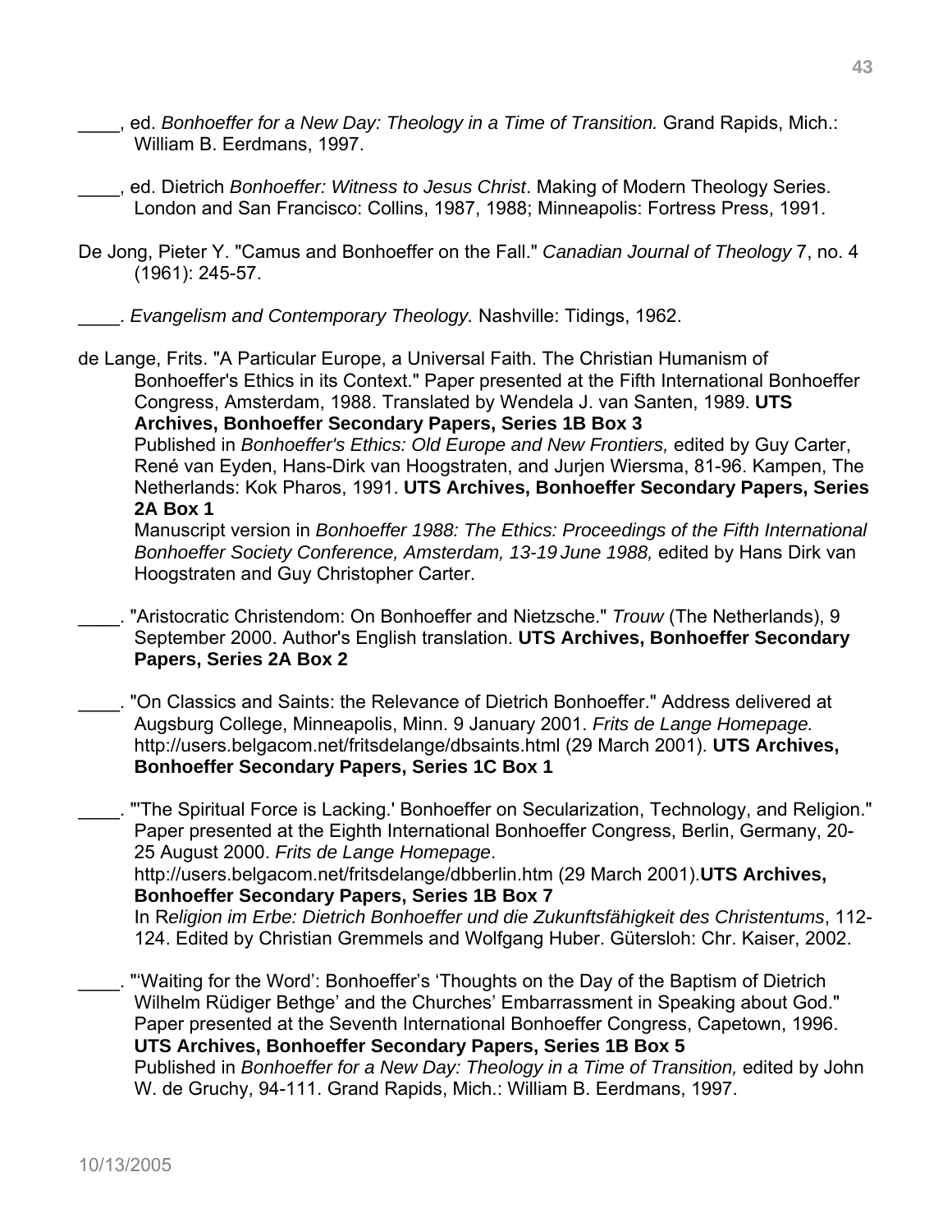____, ed. *Bonhoeffer for a New Day: Theology in a Time of Transition.* Grand Rapids, Mich.: William B. Eerdmans, 1997.

____, ed. Dietrich *Bonhoeffer: Witness to Jesus Christ*. Making of Modern Theology Series. London and San Francisco: Collins, 1987, 1988; Minneapolis: Fortress Press, 1991.

De Jong, Pieter Y. "Camus and Bonhoeffer on the Fall." *Canadian Journal of Theology* 7, no. 4 (1961): 245-57.

____. *Evangelism and Contemporary Theology.* Nashville: Tidings, 1962.

de Lange, Frits. "A Particular Europe, a Universal Faith. The Christian Humanism of Bonhoeffer's Ethics in its Context." Paper presented at the Fifth International Bonhoeffer Congress, Amsterdam, 1988. Translated by Wendela J. van Santen, 1989. **UTS Archives, Bonhoeffer Secondary Papers, Series 1B Box 3**
Published in *Bonhoeffer's Ethics: Old Europe and New Frontiers,* edited by Guy Carter, René van Eyden, Hans-Dirk van Hoogstraten, and Jurjen Wiersma, 81-96. Kampen, The Netherlands: Kok Pharos, 1991. **UTS Archives, Bonhoeffer Secondary Papers, Series 2A Box 1**
Manuscript version in *Bonhoeffer 1988: The Ethics: Proceedings of the Fifth International Bonhoeffer Society Conference, Amsterdam, 13-19 June 1988,* edited by Hans Dirk van Hoogstraten and Guy Christopher Carter.

____. "Aristocratic Christendom: On Bonhoeffer and Nietzsche." *Trouw* (The Netherlands), 9 September 2000. Author's English translation. **UTS Archives, Bonhoeffer Secondary Papers, Series 2A Box 2**

____. "On Classics and Saints: the Relevance of Dietrich Bonhoeffer." Address delivered at Augsburg College, Minneapolis, Minn. 9 January 2001. *Frits de Lange Homepage.* http://users.belgacom.net/fritsdelange/dbsaints.html (29 March 2001). **UTS Archives, Bonhoeffer Secondary Papers, Series 1C Box 1**

____. "'The Spiritual Force is Lacking.' Bonhoeffer on Secularization, Technology, and Religion." Paper presented at the Eighth International Bonhoeffer Congress, Berlin, Germany, 20-25 August 2000. *Frits de Lange Homepage*. http://users.belgacom.net/fritsdelange/dbberlin.htm (29 March 2001).**UTS Archives, Bonhoeffer Secondary Papers, Series 1B Box 7**
In *Religion im Erbe: Dietrich Bonhoeffer und die Zukunftsfähigkeit des Christentums*, 112-124. Edited by Christian Gremmels and Wolfgang Huber. Gütersloh: Chr. Kaiser, 2002.

____. "'Waiting for the Word': Bonhoeffer's 'Thoughts on the Day of the Baptism of Dietrich Wilhelm Rüdiger Bethge' and the Churches' Embarrassment in Speaking about God." Paper presented at the Seventh International Bonhoeffer Congress, Capetown, 1996. **UTS Archives, Bonhoeffer Secondary Papers, Series 1B Box 5**
Published in *Bonhoeffer for a New Day: Theology in a Time of Transition,* edited by John W. de Gruchy, 94-111. Grand Rapids, Mich.: William B. Eerdmans, 1997.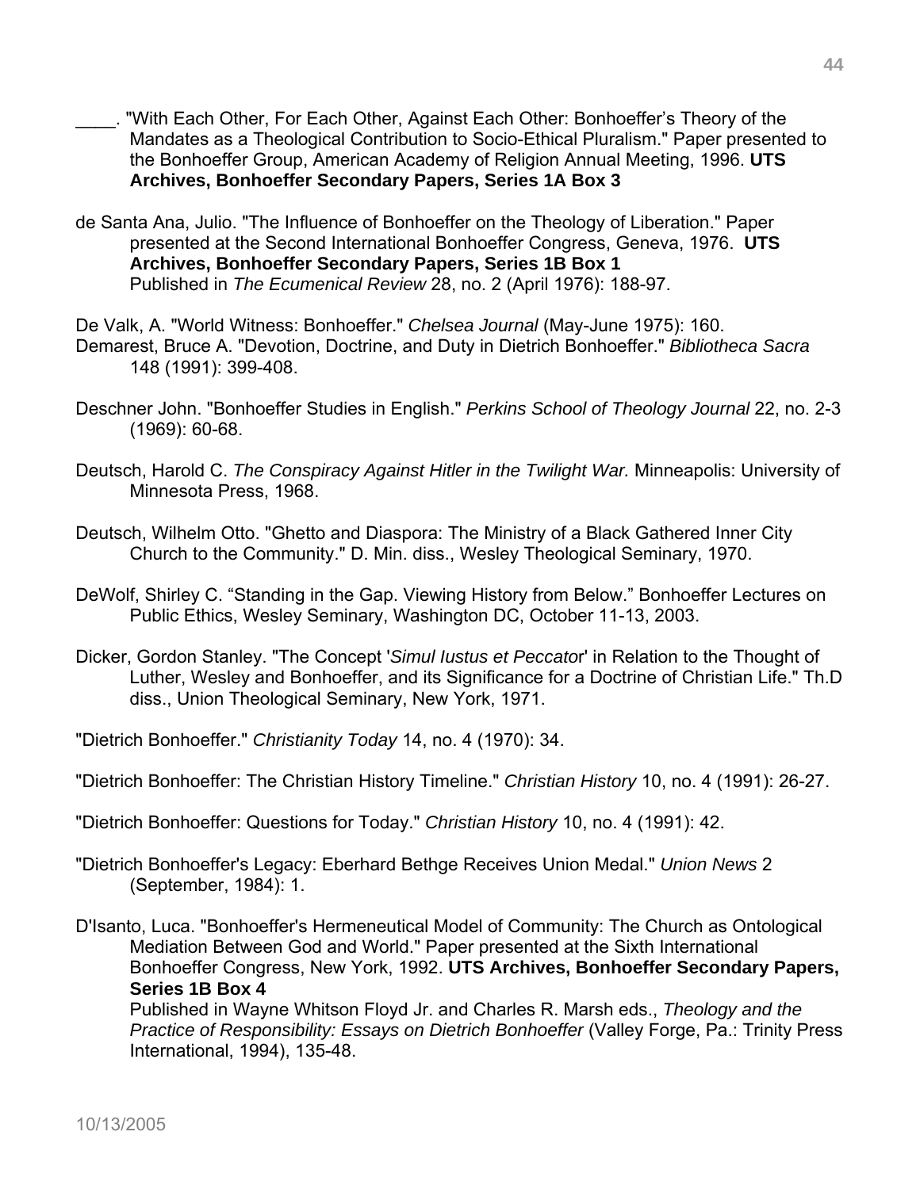\_\_\_\_. "With Each Other, For Each Other, Against Each Other: Bonhoeffer's Theory of the Mandates as a Theological Contribution to Socio-Ethical Pluralism." Paper presented to the Bonhoeffer Group, American Academy of Religion Annual Meeting, 1996. **UTS Archives, Bonhoeffer Secondary Papers, Series 1A Box 3**

de Santa Ana, Julio. "The Influence of Bonhoeffer on the Theology of Liberation." Paper presented at the Second International Bonhoeffer Congress, Geneva, 1976. **UTS Archives, Bonhoeffer Secondary Papers, Series 1B Box 1**
Published in *The Ecumenical Review* 28, no. 2 (April 1976): 188-97.

De Valk, A. "World Witness: Bonhoeffer." *Chelsea Journal* (May-June 1975): 160.

Demarest, Bruce A. "Devotion, Doctrine, and Duty in Dietrich Bonhoeffer." *Bibliotheca Sacra* 148 (1991): 399-408.

Deschner John. "Bonhoeffer Studies in English." *Perkins School of Theology Journal* 22, no. 2-3 (1969): 60-68.

Deutsch, Harold C. *The Conspiracy Against Hitler in the Twilight War.* Minneapolis: University of Minnesota Press, 1968.

Deutsch, Wilhelm Otto. "Ghetto and Diaspora: The Ministry of a Black Gathered Inner City Church to the Community." D. Min. diss., Wesley Theological Seminary, 1970.

DeWolf, Shirley C. "Standing in the Gap. Viewing History from Below." Bonhoeffer Lectures on Public Ethics, Wesley Seminary, Washington DC, October 11-13, 2003.

Dicker, Gordon Stanley. "The Concept '*Simul Iustus et Peccator*' in Relation to the Thought of Luther, Wesley and Bonhoeffer, and its Significance for a Doctrine of Christian Life." Th.D diss., Union Theological Seminary, New York, 1971.

"Dietrich Bonhoeffer." *Christianity Today* 14, no. 4 (1970): 34.

"Dietrich Bonhoeffer: The Christian History Timeline." *Christian History* 10, no. 4 (1991): 26-27.

"Dietrich Bonhoeffer: Questions for Today." *Christian History* 10, no. 4 (1991): 42.

"Dietrich Bonhoeffer's Legacy: Eberhard Bethge Receives Union Medal." *Union News* 2 (September, 1984): 1.

D'Isanto, Luca. "Bonhoeffer's Hermeneutical Model of Community: The Church as Ontological Mediation Between God and World." Paper presented at the Sixth International Bonhoeffer Congress, New York, 1992. **UTS Archives, Bonhoeffer Secondary Papers, Series 1B Box 4**
Published in Wayne Whitson Floyd Jr. and Charles R. Marsh eds., *Theology and the Practice of Responsibility: Essays on Dietrich Bonhoeffer* (Valley Forge, Pa.: Trinity Press International, 1994), 135-48.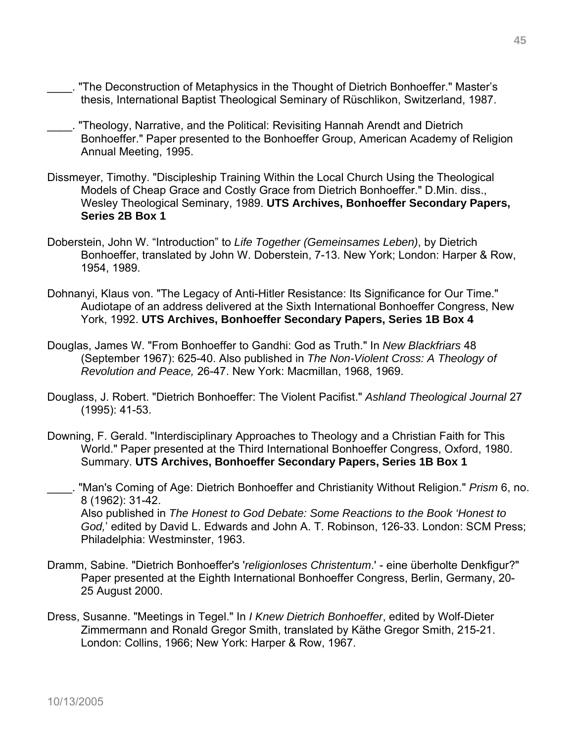\_\_\_\_. "The Deconstruction of Metaphysics in the Thought of Dietrich Bonhoeffer." Master's thesis, International Baptist Theological Seminary of Rüschlikon, Switzerland, 1987.

\_\_\_\_. "Theology, Narrative, and the Political: Revisiting Hannah Arendt and Dietrich Bonhoeffer." Paper presented to the Bonhoeffer Group, American Academy of Religion Annual Meeting, 1995.

Dissmeyer, Timothy. "Discipleship Training Within the Local Church Using the Theological Models of Cheap Grace and Costly Grace from Dietrich Bonhoeffer." D.Min. diss., Wesley Theological Seminary, 1989. **UTS Archives, Bonhoeffer Secondary Papers, Series 2B Box 1**

Doberstein, John W. "Introduction" to *Life Together (Gemeinsames Leben)*, by Dietrich Bonhoeffer, translated by John W. Doberstein, 7-13. New York; London: Harper & Row, 1954, 1989.

Dohnanyi, Klaus von. "The Legacy of Anti-Hitler Resistance: Its Significance for Our Time." Audiotape of an address delivered at the Sixth International Bonhoeffer Congress, New York, 1992. **UTS Archives, Bonhoeffer Secondary Papers, Series 1B Box 4**

Douglas, James W. "From Bonhoeffer to Gandhi: God as Truth." In *New Blackfriars* 48 (September 1967): 625-40. Also published in *The Non-Violent Cross: A Theology of Revolution and Peace,* 26-47. New York: Macmillan, 1968, 1969.

Douglass, J. Robert. "Dietrich Bonhoeffer: The Violent Pacifist." *Ashland Theological Journal* 27 (1995): 41-53.

Downing, F. Gerald. "Interdisciplinary Approaches to Theology and a Christian Faith for This World." Paper presented at the Third International Bonhoeffer Congress, Oxford, 1980. Summary. **UTS Archives, Bonhoeffer Secondary Papers, Series 1B Box 1**

\_\_\_\_. "Man's Coming of Age: Dietrich Bonhoeffer and Christianity Without Religion." *Prism* 6, no. 8 (1962): 31-42.
Also published in *The Honest to God Debate: Some Reactions to the Book 'Honest to God,'* edited by David L. Edwards and John A. T. Robinson, 126-33. London: SCM Press; Philadelphia: Westminster, 1963.

Dramm, Sabine. "Dietrich Bonhoeffer's '*religionloses Christentum*.' - eine überholte Denkfigur?" Paper presented at the Eighth International Bonhoeffer Congress, Berlin, Germany, 20-25 August 2000.

Dress, Susanne. "Meetings in Tegel." In *I Knew Dietrich Bonhoeffer*, edited by Wolf-Dieter Zimmermann and Ronald Gregor Smith, translated by Käthe Gregor Smith, 215-21. London: Collins, 1966; New York: Harper & Row, 1967.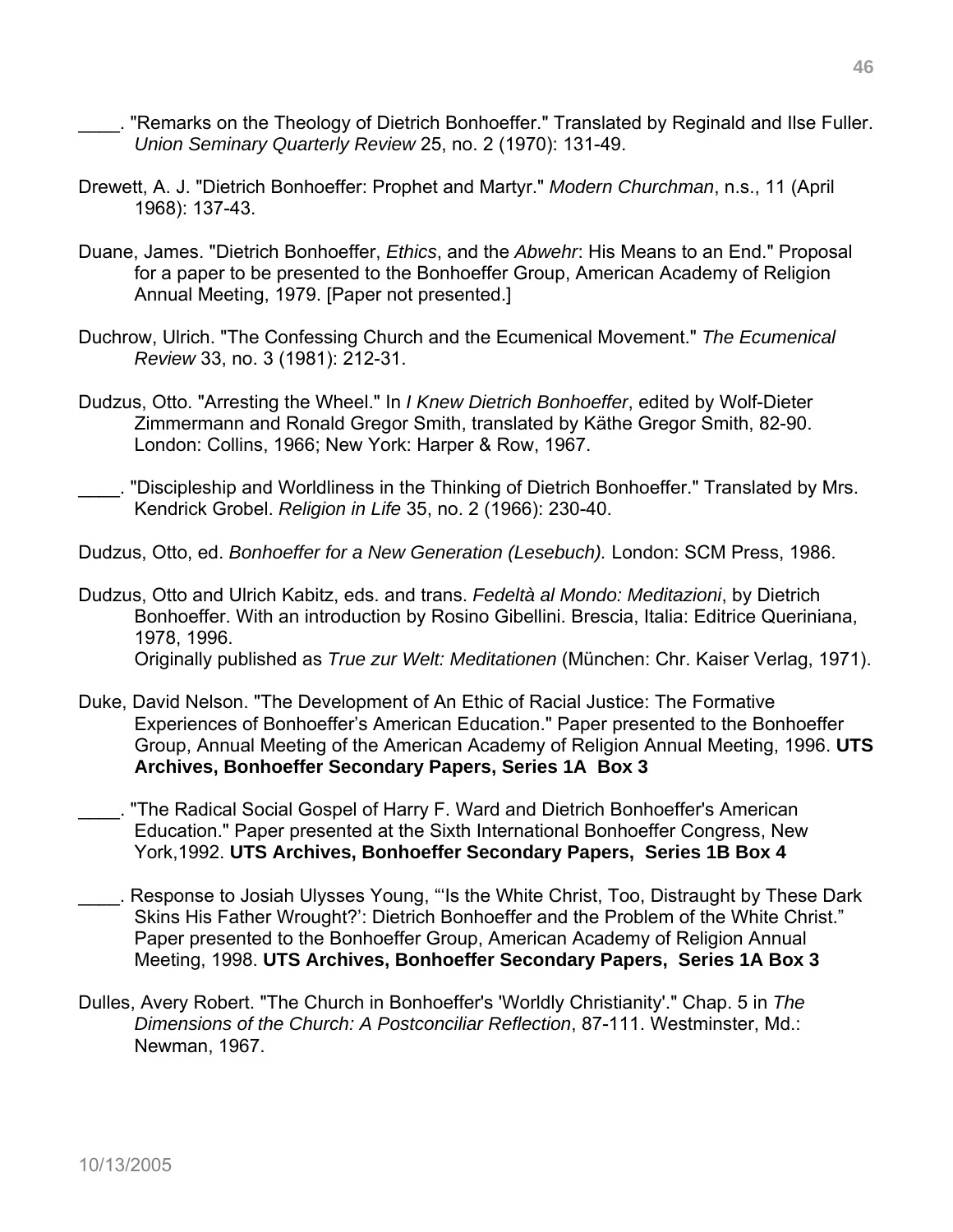____. "Remarks on the Theology of Dietrich Bonhoeffer." Translated by Reginald and Ilse Fuller. *Union Seminary Quarterly Review* 25, no. 2 (1970): 131-49.

Drewett, A. J. "Dietrich Bonhoeffer: Prophet and Martyr." *Modern Churchman*, n.s., 11 (April 1968): 137-43.

Duane, James. "Dietrich Bonhoeffer, *Ethics*, and the *Abwehr*: His Means to an End." Proposal for a paper to be presented to the Bonhoeffer Group, American Academy of Religion Annual Meeting, 1979. [Paper not presented.]

Duchrow, Ulrich. "The Confessing Church and the Ecumenical Movement." *The Ecumenical Review* 33, no. 3 (1981): 212-31.

Dudzus, Otto. "Arresting the Wheel." In *I Knew Dietrich Bonhoeffer*, edited by Wolf-Dieter Zimmermann and Ronald Gregor Smith, translated by Käthe Gregor Smith, 82-90. London: Collins, 1966; New York: Harper & Row, 1967.

____. "Discipleship and Worldliness in the Thinking of Dietrich Bonhoeffer." Translated by Mrs. Kendrick Grobel. *Religion in Life* 35, no. 2 (1966): 230-40.

Dudzus, Otto, ed. *Bonhoeffer for a New Generation (Lesebuch).* London: SCM Press, 1986.

Dudzus, Otto and Ulrich Kabitz, eds. and trans. *Fedeltà al Mondo: Meditazioni*, by Dietrich Bonhoeffer. With an introduction by Rosino Gibellini. Brescia, Italia: Editrice Queriniana, 1978, 1996.
Originally published as *True zur Welt: Meditationen* (München: Chr. Kaiser Verlag, 1971).

Duke, David Nelson. "The Development of An Ethic of Racial Justice: The Formative Experiences of Bonhoeffer's American Education." Paper presented to the Bonhoeffer Group, Annual Meeting of the American Academy of Religion Annual Meeting, 1996. **UTS Archives, Bonhoeffer Secondary Papers, Series 1A Box 3**

____. "The Radical Social Gospel of Harry F. Ward and Dietrich Bonhoeffer's American Education." Paper presented at the Sixth International Bonhoeffer Congress, New York,1992. **UTS Archives, Bonhoeffer Secondary Papers, Series 1B Box 4**

____. Response to Josiah Ulysses Young, "'Is the White Christ, Too, Distraught by These Dark Skins His Father Wrought?': Dietrich Bonhoeffer and the Problem of the White Christ." Paper presented to the Bonhoeffer Group, American Academy of Religion Annual Meeting, 1998. **UTS Archives, Bonhoeffer Secondary Papers, Series 1A Box 3**

Dulles, Avery Robert. "The Church in Bonhoeffer's 'Worldly Christianity'." Chap. 5 in *The Dimensions of the Church: A Postconciliar Reflection*, 87-111. Westminster, Md.: Newman, 1967.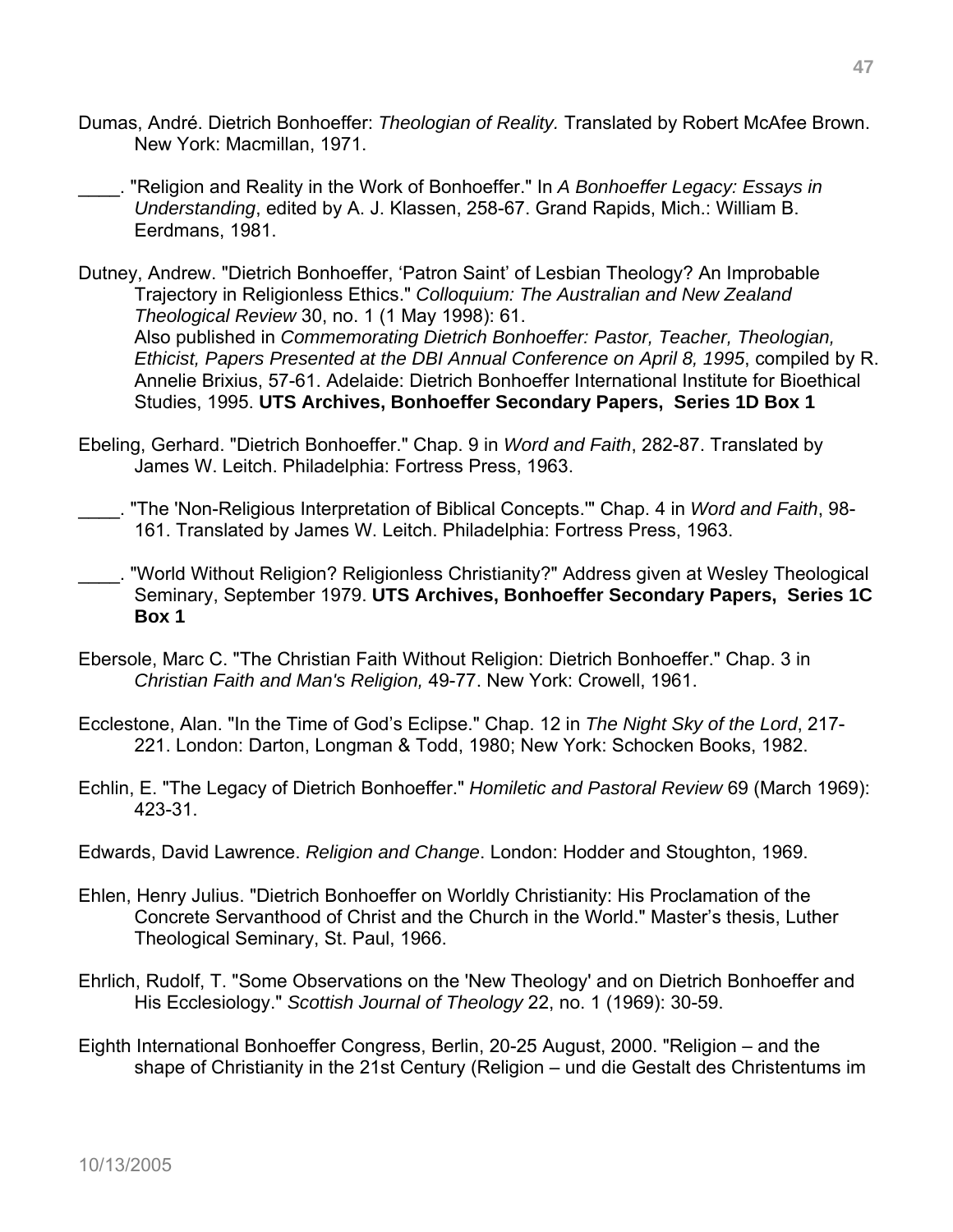Dumas, André. Dietrich Bonhoeffer: *Theologian of Reality.* Translated by Robert McAfee Brown. New York: Macmillan, 1971.

____. "Religion and Reality in the Work of Bonhoeffer." In *A Bonhoeffer Legacy: Essays in Understanding*, edited by A. J. Klassen, 258-67. Grand Rapids, Mich.: William B. Eerdmans, 1981.

Dutney, Andrew. "Dietrich Bonhoeffer, 'Patron Saint' of Lesbian Theology? An Improbable Trajectory in Religionless Ethics." *Colloquium: The Australian and New Zealand Theological Review* 30, no. 1 (1 May 1998): 61.
Also published in *Commemorating Dietrich Bonhoeffer: Pastor, Teacher, Theologian, Ethicist, Papers Presented at the DBI Annual Conference on April 8, 1995*, compiled by R. Annelie Brixius, 57-61. Adelaide: Dietrich Bonhoeffer International Institute for Bioethical Studies, 1995. **UTS Archives, Bonhoeffer Secondary Papers, Series 1D Box 1**

Ebeling, Gerhard. "Dietrich Bonhoeffer." Chap. 9 in *Word and Faith*, 282-87. Translated by James W. Leitch. Philadelphia: Fortress Press, 1963.

____. "The 'Non-Religious Interpretation of Biblical Concepts.'" Chap. 4 in *Word and Faith*, 98-161. Translated by James W. Leitch. Philadelphia: Fortress Press, 1963.

____. "World Without Religion? Religionless Christianity?" Address given at Wesley Theological Seminary, September 1979. **UTS Archives, Bonhoeffer Secondary Papers, Series 1C Box 1**

Ebersole, Marc C. "The Christian Faith Without Religion: Dietrich Bonhoeffer." Chap. 3 in *Christian Faith and Man's Religion,* 49-77. New York: Crowell, 1961.

Ecclestone, Alan. "In the Time of God's Eclipse." Chap. 12 in *The Night Sky of the Lord*, 217-221. London: Darton, Longman & Todd, 1980; New York: Schocken Books, 1982.

Echlin, E. "The Legacy of Dietrich Bonhoeffer." *Homiletic and Pastoral Review* 69 (March 1969): 423-31.

Edwards, David Lawrence. *Religion and Change*. London: Hodder and Stoughton, 1969.

Ehlen, Henry Julius. "Dietrich Bonhoeffer on Worldly Christianity: His Proclamation of the Concrete Servanthood of Christ and the Church in the World." Master's thesis, Luther Theological Seminary, St. Paul, 1966.

Ehrlich, Rudolf, T. "Some Observations on the 'New Theology' and on Dietrich Bonhoeffer and His Ecclesiology." *Scottish Journal of Theology* 22, no. 1 (1969): 30-59.

Eighth International Bonhoeffer Congress, Berlin, 20-25 August, 2000. "Religion – and the shape of Christianity in the 21st Century (Religion – und die Gestalt des Christentums im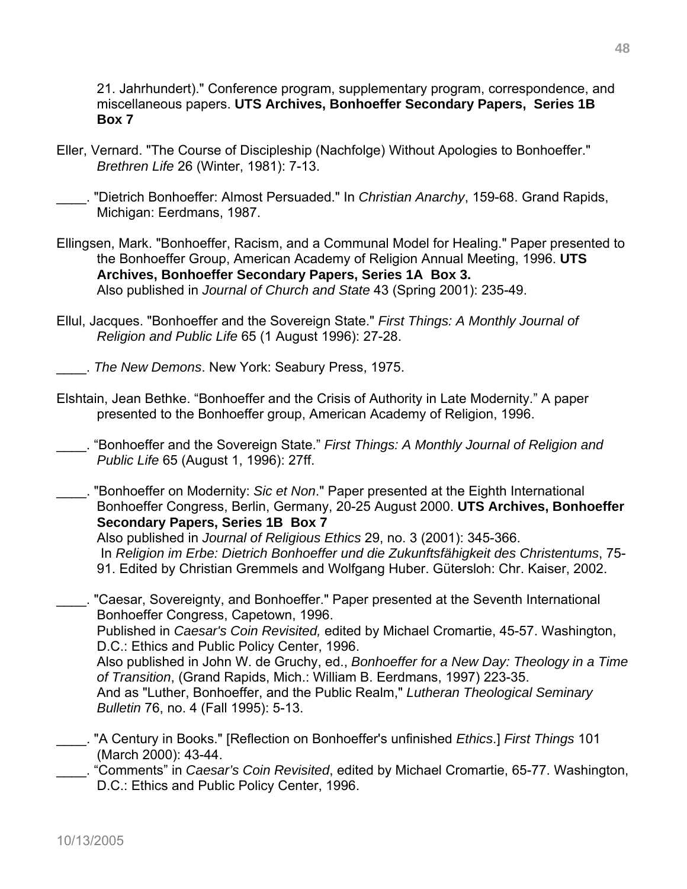21. Jahrhundert)." Conference program, supplementary program, correspondence, and miscellaneous papers. **UTS Archives, Bonhoeffer Secondary Papers, Series 1B Box 7**

Eller, Vernard. "The Course of Discipleship (Nachfolge) Without Apologies to Bonhoeffer." *Brethren Life* 26 (Winter, 1981): 7-13.

____. "Dietrich Bonhoeffer: Almost Persuaded." In *Christian Anarchy*, 159-68. Grand Rapids, Michigan: Eerdmans, 1987.

Ellingsen, Mark. "Bonhoeffer, Racism, and a Communal Model for Healing." Paper presented to the Bonhoeffer Group, American Academy of Religion Annual Meeting, 1996. **UTS Archives, Bonhoeffer Secondary Papers, Series 1A Box 3.**
Also published in *Journal of Church and State* 43 (Spring 2001): 235-49.

Ellul, Jacques. "Bonhoeffer and the Sovereign State." *First Things: A Monthly Journal of Religion and Public Life* 65 (1 August 1996): 27-28.

____. *The New Demons*. New York: Seabury Press, 1975.

Elshtain, Jean Bethke. "Bonhoeffer and the Crisis of Authority in Late Modernity." A paper presented to the Bonhoeffer group, American Academy of Religion, 1996.

____. "Bonhoeffer and the Sovereign State." *First Things: A Monthly Journal of Religion and Public Life* 65 (August 1, 1996): 27ff.

____. "Bonhoeffer on Modernity: *Sic et Non*." Paper presented at the Eighth International Bonhoeffer Congress, Berlin, Germany, 20-25 August 2000. **UTS Archives, Bonhoeffer Secondary Papers, Series 1B Box 7**
Also published in *Journal of Religious Ethics* 29, no. 3 (2001): 345-366.
In *Religion im Erbe: Dietrich Bonhoeffer und die Zukunftsfähigkeit des Christentums*, 75-91. Edited by Christian Gremmels and Wolfgang Huber. Gütersloh: Chr. Kaiser, 2002.

____. "Caesar, Sovereignty, and Bonhoeffer." Paper presented at the Seventh International Bonhoeffer Congress, Capetown, 1996.
Published in *Caesar's Coin Revisited,* edited by Michael Cromartie, 45-57. Washington, D.C.: Ethics and Public Policy Center, 1996.
Also published in John W. de Gruchy, ed., *Bonhoeffer for a New Day: Theology in a Time of Transition*, (Grand Rapids, Mich.: William B. Eerdmans, 1997) 223-35.
And as "Luther, Bonhoeffer, and the Public Realm," *Lutheran Theological Seminary Bulletin* 76, no. 4 (Fall 1995): 5-13.

____. "A Century in Books." [Reflection on Bonhoeffer's unfinished *Ethics*.] *First Things* 101 (March 2000): 43-44.

____. "Comments" in *Caesar's Coin Revisited*, edited by Michael Cromartie, 65-77. Washington, D.C.: Ethics and Public Policy Center, 1996.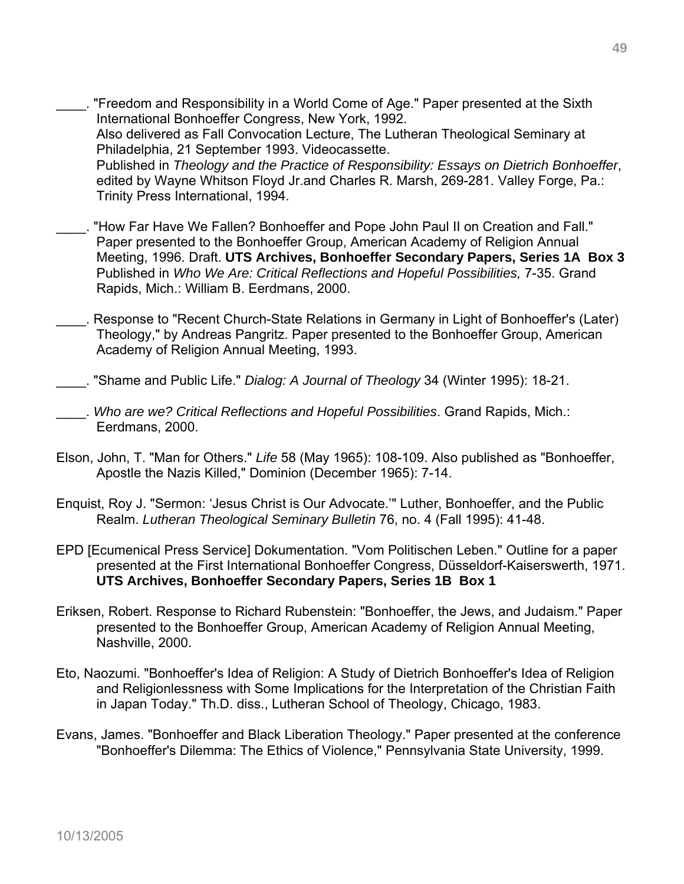____. "Freedom and Responsibility in a World Come of Age." Paper presented at the Sixth International Bonhoeffer Congress, New York, 1992.
Also delivered as Fall Convocation Lecture, The Lutheran Theological Seminary at Philadelphia, 21 September 1993. Videocassette.
Published in *Theology and the Practice of Responsibility: Essays on Dietrich Bonhoeffer*, edited by Wayne Whitson Floyd Jr.and Charles R. Marsh, 269-281. Valley Forge, Pa.: Trinity Press International, 1994.

____. "How Far Have We Fallen? Bonhoeffer and Pope John Paul II on Creation and Fall." Paper presented to the Bonhoeffer Group, American Academy of Religion Annual Meeting, 1996. Draft. **UTS Archives, Bonhoeffer Secondary Papers, Series 1A Box 3**
Published in *Who We Are: Critical Reflections and Hopeful Possibilities,* 7-35. Grand Rapids, Mich.: William B. Eerdmans, 2000.

____. Response to "Recent Church-State Relations in Germany in Light of Bonhoeffer's (Later) Theology," by Andreas Pangritz. Paper presented to the Bonhoeffer Group, American Academy of Religion Annual Meeting, 1993.

____. "Shame and Public Life." *Dialog: A Journal of Theology* 34 (Winter 1995): 18-21.

____. *Who are we? Critical Reflections and Hopeful Possibilities*. Grand Rapids, Mich.: Eerdmans, 2000.

Elson, John, T. "Man for Others." *Life* 58 (May 1965): 108-109. Also published as "Bonhoeffer, Apostle the Nazis Killed," Dominion (December 1965): 7-14.

Enquist, Roy J. "Sermon: 'Jesus Christ is Our Advocate.'" Luther, Bonhoeffer, and the Public Realm. *Lutheran Theological Seminary Bulletin* 76, no. 4 (Fall 1995): 41-48.

EPD [Ecumenical Press Service] Dokumentation. "Vom Politischen Leben." Outline for a paper presented at the First International Bonhoeffer Congress, Düsseldorf-Kaiserswerth, 1971. **UTS Archives, Bonhoeffer Secondary Papers, Series 1B Box 1**

Eriksen, Robert. Response to Richard Rubenstein: "Bonhoeffer, the Jews, and Judaism." Paper presented to the Bonhoeffer Group, American Academy of Religion Annual Meeting, Nashville, 2000.

Eto, Naozumi. "Bonhoeffer's Idea of Religion: A Study of Dietrich Bonhoeffer's Idea of Religion and Religionlessness with Some Implications for the Interpretation of the Christian Faith in Japan Today." Th.D. diss., Lutheran School of Theology, Chicago, 1983.

Evans, James. "Bonhoeffer and Black Liberation Theology." Paper presented at the conference "Bonhoeffer's Dilemma: The Ethics of Violence," Pennsylvania State University, 1999.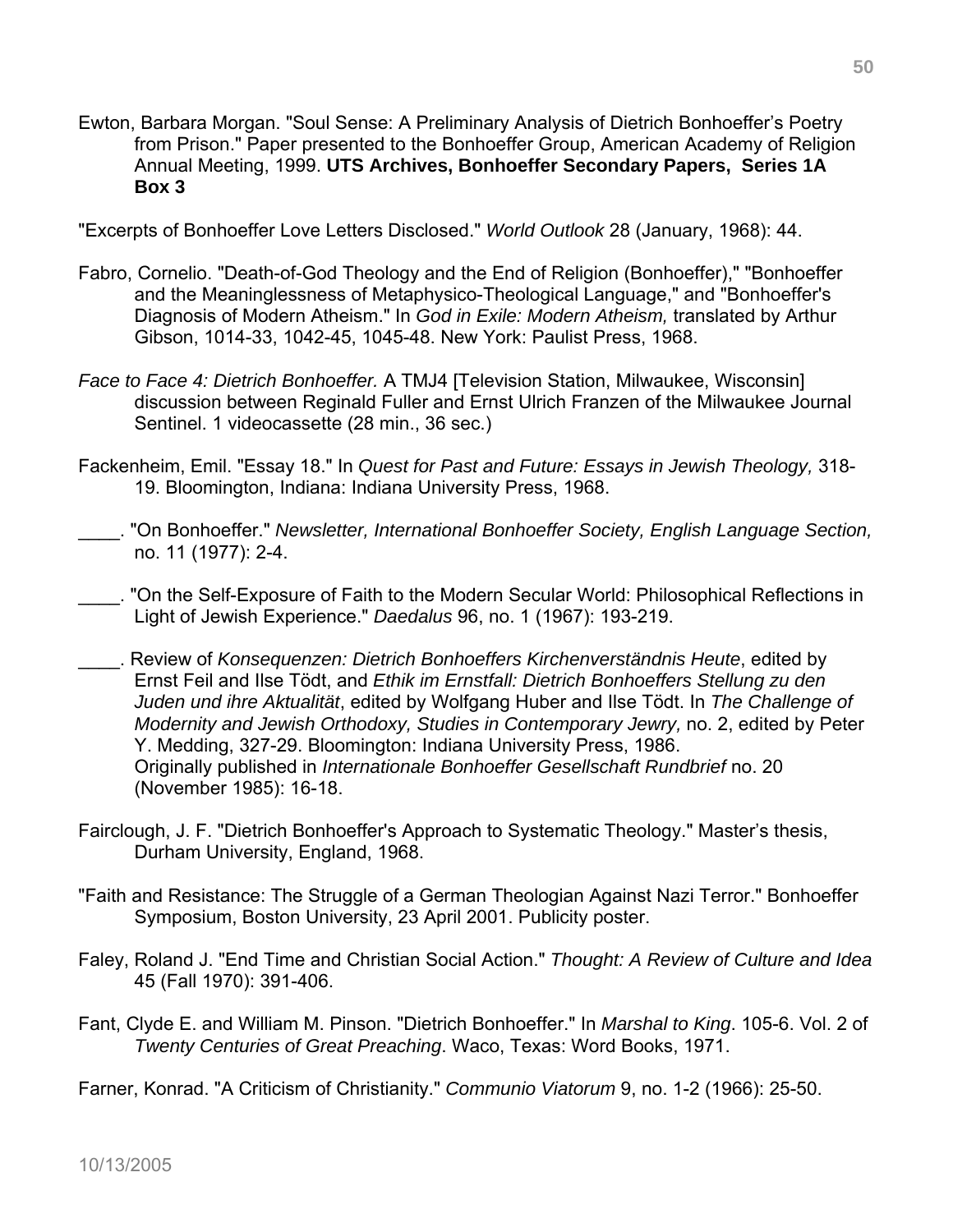Ewton, Barbara Morgan. "Soul Sense: A Preliminary Analysis of Dietrich Bonhoeffer's Poetry from Prison." Paper presented to the Bonhoeffer Group, American Academy of Religion Annual Meeting, 1999. **UTS Archives, Bonhoeffer Secondary Papers, Series 1A Box 3**

"Excerpts of Bonhoeffer Love Letters Disclosed." *World Outlook* 28 (January, 1968): 44.

Fabro, Cornelio. "Death-of-God Theology and the End of Religion (Bonhoeffer)," "Bonhoeffer and the Meaninglessness of Metaphysico-Theological Language," and "Bonhoeffer's Diagnosis of Modern Atheism." In *God in Exile: Modern Atheism,* translated by Arthur Gibson, 1014-33, 1042-45, 1045-48. New York: Paulist Press, 1968.

*Face to Face 4: Dietrich Bonhoeffer.* A TMJ4 [Television Station, Milwaukee, Wisconsin] discussion between Reginald Fuller and Ernst Ulrich Franzen of the Milwaukee Journal Sentinel. 1 videocassette (28 min., 36 sec.)

Fackenheim, Emil. "Essay 18." In *Quest for Past and Future: Essays in Jewish Theology,* 318-19. Bloomington, Indiana: Indiana University Press, 1968.

____. "On Bonhoeffer." *Newsletter, International Bonhoeffer Society, English Language Section,* no. 11 (1977): 2-4.

____. "On the Self-Exposure of Faith to the Modern Secular World: Philosophical Reflections in Light of Jewish Experience." *Daedalus* 96, no. 1 (1967): 193-219.

____. Review of *Konsequenzen: Dietrich Bonhoeffers Kirchenverständnis Heute*, edited by Ernst Feil and Ilse Tödt, and *Ethik im Ernstfall: Dietrich Bonhoeffers Stellung zu den Juden und ihre Aktualität*, edited by Wolfgang Huber and Ilse Tödt. In *The Challenge of Modernity and Jewish Orthodoxy, Studies in Contemporary Jewry,* no. 2, edited by Peter Y. Medding, 327-29. Bloomington: Indiana University Press, 1986. Originally published in *Internationale Bonhoeffer Gesellschaft Rundbrief* no. 20 (November 1985): 16-18.

Fairclough, J. F. "Dietrich Bonhoeffer's Approach to Systematic Theology." Master's thesis, Durham University, England, 1968.

"Faith and Resistance: The Struggle of a German Theologian Against Nazi Terror." Bonhoeffer Symposium, Boston University, 23 April 2001. Publicity poster.

Faley, Roland J. "End Time and Christian Social Action." *Thought: A Review of Culture and Idea* 45 (Fall 1970): 391-406.

Fant, Clyde E. and William M. Pinson. "Dietrich Bonhoeffer." In *Marshal to King*. 105-6. Vol. 2 of *Twenty Centuries of Great Preaching*. Waco, Texas: Word Books, 1971.

Farner, Konrad. "A Criticism of Christianity." *Communio Viatorum* 9, no. 1-2 (1966): 25-50.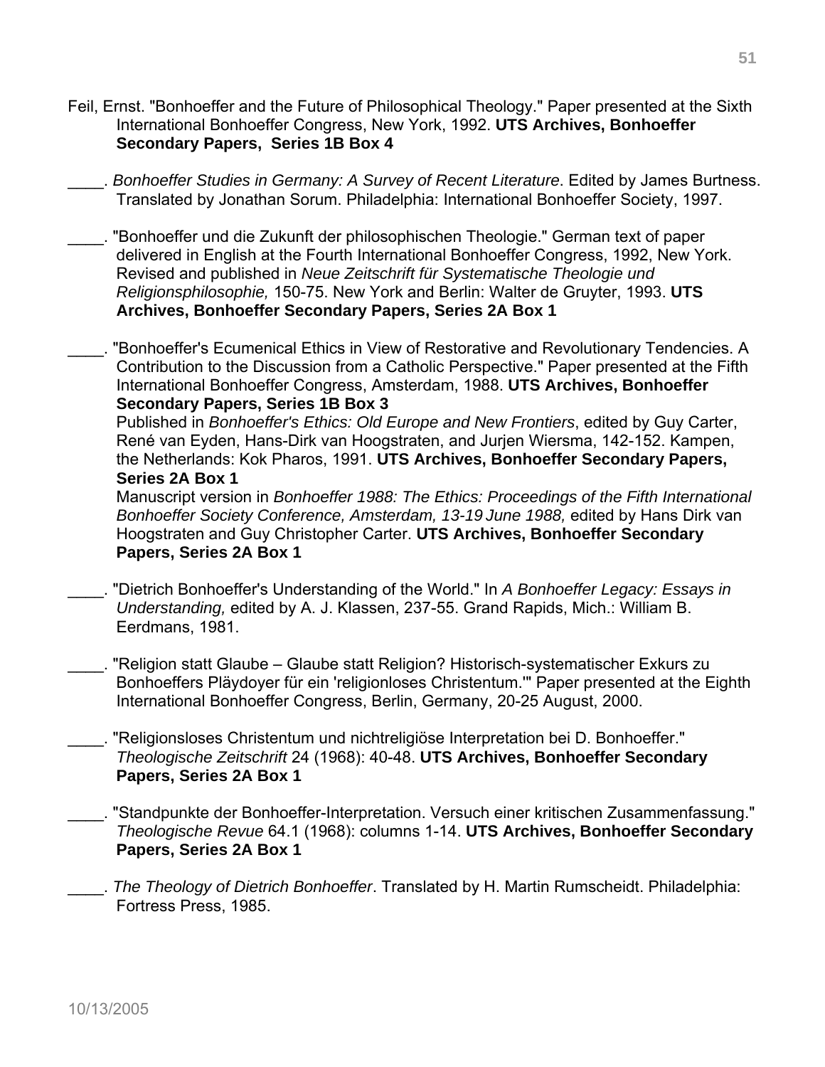Feil, Ernst. "Bonhoeffer and the Future of Philosophical Theology." Paper presented at the Sixth International Bonhoeffer Congress, New York, 1992. **UTS Archives, Bonhoeffer Secondary Papers, Series 1B Box 4**

____. *Bonhoeffer Studies in Germany: A Survey of Recent Literature*. Edited by James Burtness. Translated by Jonathan Sorum. Philadelphia: International Bonhoeffer Society, 1997.

____. "Bonhoeffer und die Zukunft der philosophischen Theologie." German text of paper delivered in English at the Fourth International Bonhoeffer Congress, 1992, New York. Revised and published in *Neue Zeitschrift für Systematische Theologie und Religionsphilosophie,* 150-75. New York and Berlin: Walter de Gruyter, 1993. **UTS Archives, Bonhoeffer Secondary Papers, Series 2A Box 1**

____. "Bonhoeffer's Ecumenical Ethics in View of Restorative and Revolutionary Tendencies. A Contribution to the Discussion from a Catholic Perspective." Paper presented at the Fifth International Bonhoeffer Congress, Amsterdam, 1988. **UTS Archives, Bonhoeffer Secondary Papers, Series 1B Box 3**
Published in *Bonhoeffer's Ethics: Old Europe and New Frontiers*, edited by Guy Carter, René van Eyden, Hans-Dirk van Hoogstraten, and Jurjen Wiersma, 142-152. Kampen, the Netherlands: Kok Pharos, 1991. **UTS Archives, Bonhoeffer Secondary Papers, Series 2A Box 1**
Manuscript version in *Bonhoeffer 1988: The Ethics: Proceedings of the Fifth International Bonhoeffer Society Conference, Amsterdam, 13-19 June 1988,* edited by Hans Dirk van Hoogstraten and Guy Christopher Carter. **UTS Archives, Bonhoeffer Secondary Papers, Series 2A Box 1**

____. "Dietrich Bonhoeffer's Understanding of the World." In *A Bonhoeffer Legacy: Essays in Understanding,* edited by A. J. Klassen, 237-55. Grand Rapids, Mich.: William B. Eerdmans, 1981.

____. "Religion statt Glaube – Glaube statt Religion? Historisch-systematischer Exkurs zu Bonhoeffers Plädoyer für ein 'religionloses Christentum.'" Paper presented at the Eighth International Bonhoeffer Congress, Berlin, Germany, 20-25 August, 2000.

____. "Religionsloses Christentum und nichtreligiöse Interpretation bei D. Bonhoeffer." *Theologische Zeitschrift* 24 (1968): 40-48. **UTS Archives, Bonhoeffer Secondary Papers, Series 2A Box 1**

____. "Standpunkte der Bonhoeffer-Interpretation. Versuch einer kritischen Zusammenfassung." *Theologische Revue* 64.1 (1968): columns 1-14. **UTS Archives, Bonhoeffer Secondary Papers, Series 2A Box 1**

____. *The Theology of Dietrich Bonhoeffer*. Translated by H. Martin Rumscheidt. Philadelphia: Fortress Press, 1985.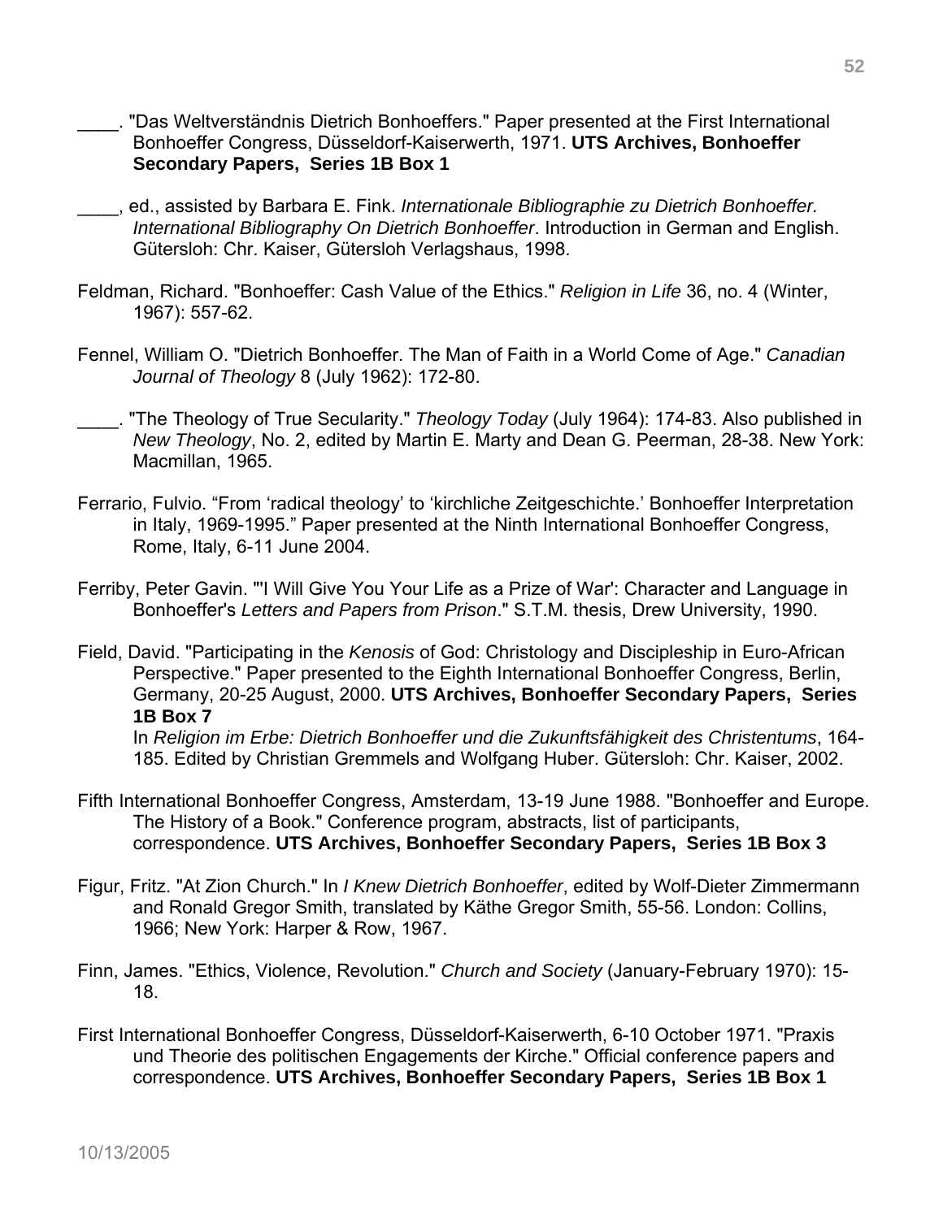____. "Das Weltverständnis Dietrich Bonhoeffers." Paper presented at the First International Bonhoeffer Congress, Düsseldorf-Kaiserwerth, 1971. **UTS Archives, Bonhoeffer Secondary Papers, Series 1B Box 1**

____, ed., assisted by Barbara E. Fink. *Internationale Bibliographie zu Dietrich Bonhoeffer. International Bibliography On Dietrich Bonhoeffer*. Introduction in German and English. Gütersloh: Chr. Kaiser, Gütersloh Verlagshaus, 1998.

Feldman, Richard. "Bonhoeffer: Cash Value of the Ethics." *Religion in Life* 36, no. 4 (Winter, 1967): 557-62.

Fennel, William O. "Dietrich Bonhoeffer. The Man of Faith in a World Come of Age." *Canadian Journal of Theology* 8 (July 1962): 172-80.

____. "The Theology of True Secularity." *Theology Today* (July 1964): 174-83. Also published in *New Theology*, No. 2, edited by Martin E. Marty and Dean G. Peerman, 28-38. New York: Macmillan, 1965.

Ferrario, Fulvio. "From 'radical theology' to 'kirchliche Zeitgeschichte.' Bonhoeffer Interpretation in Italy, 1969-1995." Paper presented at the Ninth International Bonhoeffer Congress, Rome, Italy, 6-11 June 2004.

Ferriby, Peter Gavin. "'I Will Give You Your Life as a Prize of War': Character and Language in Bonhoeffer's *Letters and Papers from Prison*." S.T.M. thesis, Drew University, 1990.

Field, David. "Participating in the *Kenosis* of God: Christology and Discipleship in Euro-African Perspective." Paper presented to the Eighth International Bonhoeffer Congress, Berlin, Germany, 20-25 August, 2000. **UTS Archives, Bonhoeffer Secondary Papers, Series 1B Box 7**
In *Religion im Erbe: Dietrich Bonhoeffer und die Zukunftsfähigkeit des Christentums*, 164-185. Edited by Christian Gremmels and Wolfgang Huber. Gütersloh: Chr. Kaiser, 2002.

Fifth International Bonhoeffer Congress, Amsterdam, 13-19 June 1988. "Bonhoeffer and Europe. The History of a Book." Conference program, abstracts, list of participants, correspondence. **UTS Archives, Bonhoeffer Secondary Papers, Series 1B Box 3**

Figur, Fritz. "At Zion Church." In *I Knew Dietrich Bonhoeffer*, edited by Wolf-Dieter Zimmermann and Ronald Gregor Smith, translated by Käthe Gregor Smith, 55-56. London: Collins, 1966; New York: Harper & Row, 1967.

Finn, James. "Ethics, Violence, Revolution." *Church and Society* (January-February 1970): 15-18.

First International Bonhoeffer Congress, Düsseldorf-Kaiserwerth, 6-10 October 1971. "Praxis und Theorie des politischen Engagements der Kirche." Official conference papers and correspondence. **UTS Archives, Bonhoeffer Secondary Papers, Series 1B Box 1**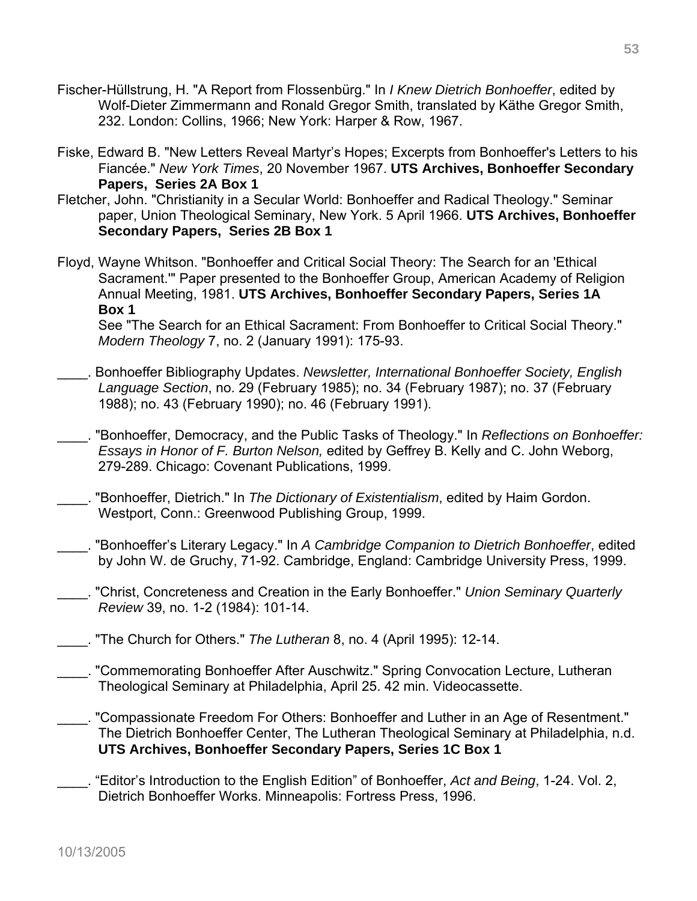Fischer-Hüllstrung, H. "A Report from Flossenbürg." In *I Knew Dietrich Bonhoeffer*, edited by Wolf-Dieter Zimmermann and Ronald Gregor Smith, translated by Käthe Gregor Smith, 232. London: Collins, 1966; New York: Harper & Row, 1967.

Fiske, Edward B. "New Letters Reveal Martyr's Hopes; Excerpts from Bonhoeffer's Letters to his Fiancée." *New York Times*, 20 November 1967. **UTS Archives, Bonhoeffer Secondary Papers, Series 2A Box 1**

Fletcher, John. "Christianity in a Secular World: Bonhoeffer and Radical Theology." Seminar paper, Union Theological Seminary, New York. 5 April 1966. **UTS Archives, Bonhoeffer Secondary Papers, Series 2B Box 1**

Floyd, Wayne Whitson. "Bonhoeffer and Critical Social Theory: The Search for an 'Ethical Sacrament.'" Paper presented to the Bonhoeffer Group, American Academy of Religion Annual Meeting, 1981. **UTS Archives, Bonhoeffer Secondary Papers, Series 1A Box 1**
See "The Search for an Ethical Sacrament: From Bonhoeffer to Critical Social Theory." *Modern Theology* 7, no. 2 (January 1991): 175-93.

____. Bonhoeffer Bibliography Updates. *Newsletter, International Bonhoeffer Society, English Language Section*, no. 29 (February 1985); no. 34 (February 1987); no. 37 (February 1988); no. 43 (February 1990); no. 46 (February 1991).

____. "Bonhoeffer, Democracy, and the Public Tasks of Theology." In *Reflections on Bonhoeffer: Essays in Honor of F. Burton Nelson,* edited by Geffrey B. Kelly and C. John Weborg, 279-289. Chicago: Covenant Publications, 1999.

____. "Bonhoeffer, Dietrich." In *The Dictionary of Existentialism*, edited by Haim Gordon. Westport, Conn.: Greenwood Publishing Group, 1999.

____. "Bonhoeffer's Literary Legacy." In *A Cambridge Companion to Dietrich Bonhoeffer*, edited by John W. de Gruchy, 71-92. Cambridge, England: Cambridge University Press, 1999.

____. "Christ, Concreteness and Creation in the Early Bonhoeffer." *Union Seminary Quarterly Review* 39, no. 1-2 (1984): 101-14.

____. "The Church for Others." *The Lutheran* 8, no. 4 (April 1995): 12-14.

____. "Commemorating Bonhoeffer After Auschwitz." Spring Convocation Lecture, Lutheran Theological Seminary at Philadelphia, April 25. 42 min. Videocassette.

____. "Compassionate Freedom For Others: Bonhoeffer and Luther in an Age of Resentment." The Dietrich Bonhoeffer Center, The Lutheran Theological Seminary at Philadelphia, n.d. **UTS Archives, Bonhoeffer Secondary Papers, Series 1C Box 1**

____. "Editor's Introduction to the English Edition" of Bonhoeffer, *Act and Being*, 1-24. Vol. 2, Dietrich Bonhoeffer Works. Minneapolis: Fortress Press, 1996.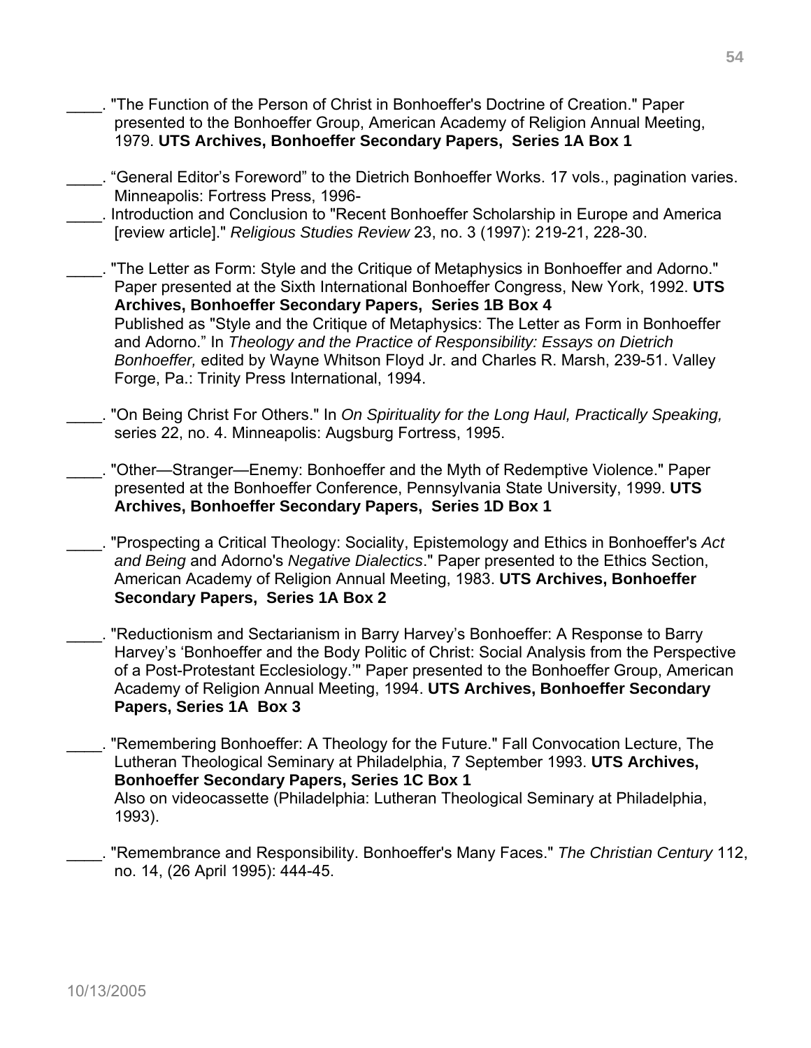____. "The Function of the Person of Christ in Bonhoeffer's Doctrine of Creation." Paper presented to the Bonhoeffer Group, American Academy of Religion Annual Meeting, 1979. **UTS Archives, Bonhoeffer Secondary Papers, Series 1A Box 1**

____. "General Editor's Foreword" to the Dietrich Bonhoeffer Works. 17 vols., pagination varies. Minneapolis: Fortress Press, 1996-

____. Introduction and Conclusion to "Recent Bonhoeffer Scholarship in Europe and America [review article]." *Religious Studies Review* 23, no. 3 (1997): 219-21, 228-30.

____. "The Letter as Form: Style and the Critique of Metaphysics in Bonhoeffer and Adorno." Paper presented at the Sixth International Bonhoeffer Congress, New York, 1992. **UTS Archives, Bonhoeffer Secondary Papers, Series 1B Box 4**
Published as "Style and the Critique of Metaphysics: The Letter as Form in Bonhoeffer and Adorno." In *Theology and the Practice of Responsibility: Essays on Dietrich Bonhoeffer,* edited by Wayne Whitson Floyd Jr. and Charles R. Marsh, 239-51. Valley Forge, Pa.: Trinity Press International, 1994.

____. "On Being Christ For Others." In *On Spirituality for the Long Haul, Practically Speaking,* series 22, no. 4. Minneapolis: Augsburg Fortress, 1995.

____. "Other—Stranger—Enemy: Bonhoeffer and the Myth of Redemptive Violence." Paper presented at the Bonhoeffer Conference, Pennsylvania State University, 1999. **UTS Archives, Bonhoeffer Secondary Papers, Series 1D Box 1**

____. "Prospecting a Critical Theology: Sociality, Epistemology and Ethics in Bonhoeffer's *Act and Being* and Adorno's *Negative Dialectics*." Paper presented to the Ethics Section, American Academy of Religion Annual Meeting, 1983. **UTS Archives, Bonhoeffer Secondary Papers, Series 1A Box 2**

____. "Reductionism and Sectarianism in Barry Harvey's Bonhoeffer: A Response to Barry Harvey's 'Bonhoeffer and the Body Politic of Christ: Social Analysis from the Perspective of a Post-Protestant Ecclesiology.'" Paper presented to the Bonhoeffer Group, American Academy of Religion Annual Meeting, 1994. **UTS Archives, Bonhoeffer Secondary Papers, Series 1A Box 3**

____. "Remembering Bonhoeffer: A Theology for the Future." Fall Convocation Lecture, The Lutheran Theological Seminary at Philadelphia, 7 September 1993. **UTS Archives, Bonhoeffer Secondary Papers, Series 1C Box 1**
Also on videocassette (Philadelphia: Lutheran Theological Seminary at Philadelphia, 1993).

____. "Remembrance and Responsibility. Bonhoeffer's Many Faces." *The Christian Century* 112, no. 14, (26 April 1995): 444-45.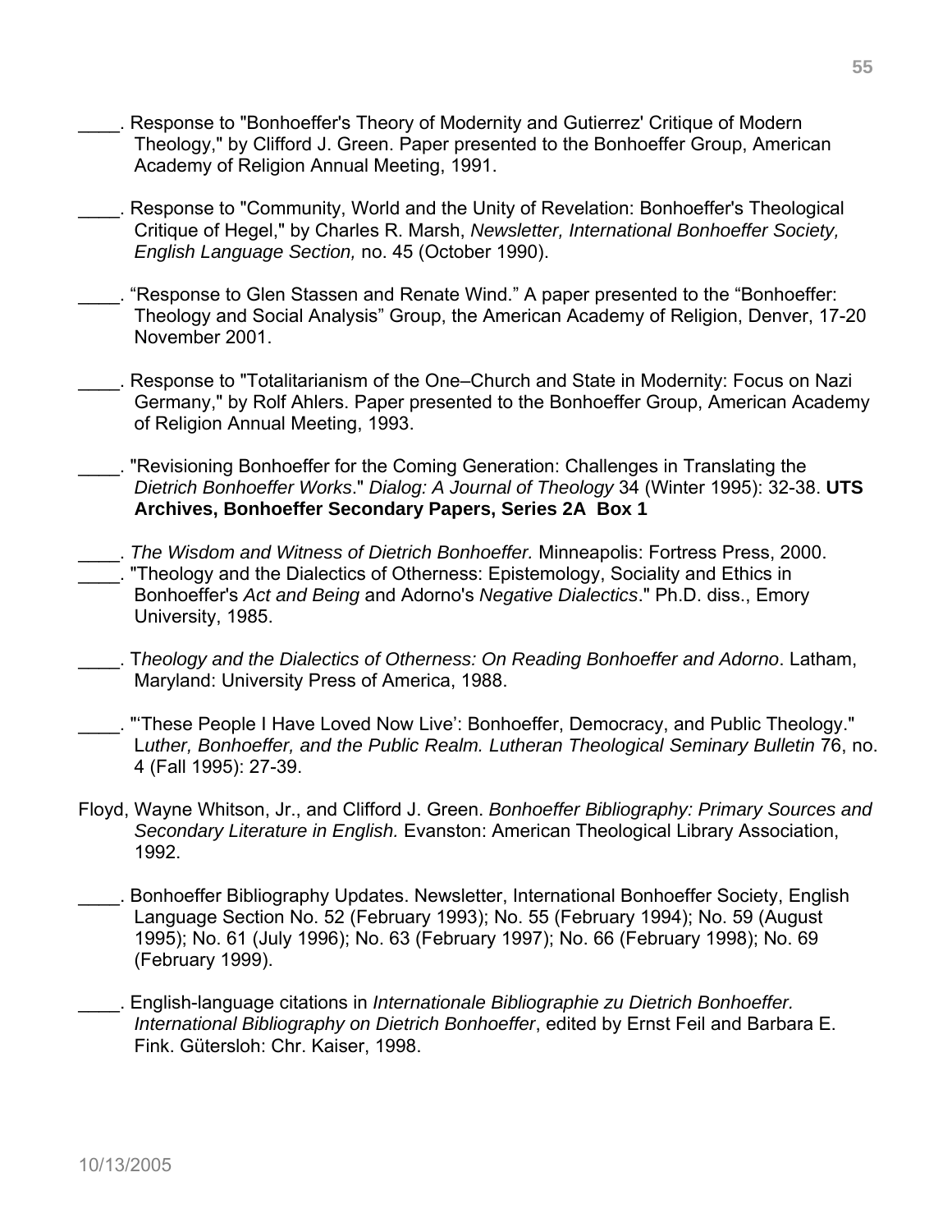____. Response to "Bonhoeffer's Theory of Modernity and Gutierrez' Critique of Modern Theology," by Clifford J. Green. Paper presented to the Bonhoeffer Group, American Academy of Religion Annual Meeting, 1991.

____. Response to "Community, World and the Unity of Revelation: Bonhoeffer's Theological Critique of Hegel," by Charles R. Marsh, *Newsletter, International Bonhoeffer Society, English Language Section,* no. 45 (October 1990).

____. "Response to Glen Stassen and Renate Wind." A paper presented to the "Bonhoeffer: Theology and Social Analysis" Group, the American Academy of Religion, Denver, 17-20 November 2001.

____. Response to "Totalitarianism of the One–Church and State in Modernity: Focus on Nazi Germany," by Rolf Ahlers. Paper presented to the Bonhoeffer Group, American Academy of Religion Annual Meeting, 1993.

____. "Revisioning Bonhoeffer for the Coming Generation: Challenges in Translating the *Dietrich Bonhoeffer Works*." *Dialog: A Journal of Theology* 34 (Winter 1995): 32-38. **UTS Archives, Bonhoeffer Secondary Papers, Series 2A Box 1**

____. *The Wisdom and Witness of Dietrich Bonhoeffer.* Minneapolis: Fortress Press, 2000.

____. "Theology and the Dialectics of Otherness: Epistemology, Sociality and Ethics in Bonhoeffer's *Act and Being* and Adorno's *Negative Dialectics*." Ph.D. diss., Emory University, 1985.

____. T*heology and the Dialectics of Otherness: On Reading Bonhoeffer and Adorno*. Latham, Maryland: University Press of America, 1988.

____. "'These People I Have Loved Now Live': Bonhoeffer, Democracy, and Public Theology." L*uther, Bonhoeffer, and the Public Realm. Lutheran Theological Seminary Bulletin* 76, no. 4 (Fall 1995): 27-39.

Floyd, Wayne Whitson, Jr., and Clifford J. Green. *Bonhoeffer Bibliography: Primary Sources and Secondary Literature in English.* Evanston: American Theological Library Association, 1992.

____. Bonhoeffer Bibliography Updates. Newsletter, International Bonhoeffer Society, English Language Section No. 52 (February 1993); No. 55 (February 1994); No. 59 (August 1995); No. 61 (July 1996); No. 63 (February 1997); No. 66 (February 1998); No. 69 (February 1999).

____. English-language citations in *Internationale Bibliographie zu Dietrich Bonhoeffer. International Bibliography on Dietrich Bonhoeffer*, edited by Ernst Feil and Barbara E. Fink. Gütersloh: Chr. Kaiser, 1998.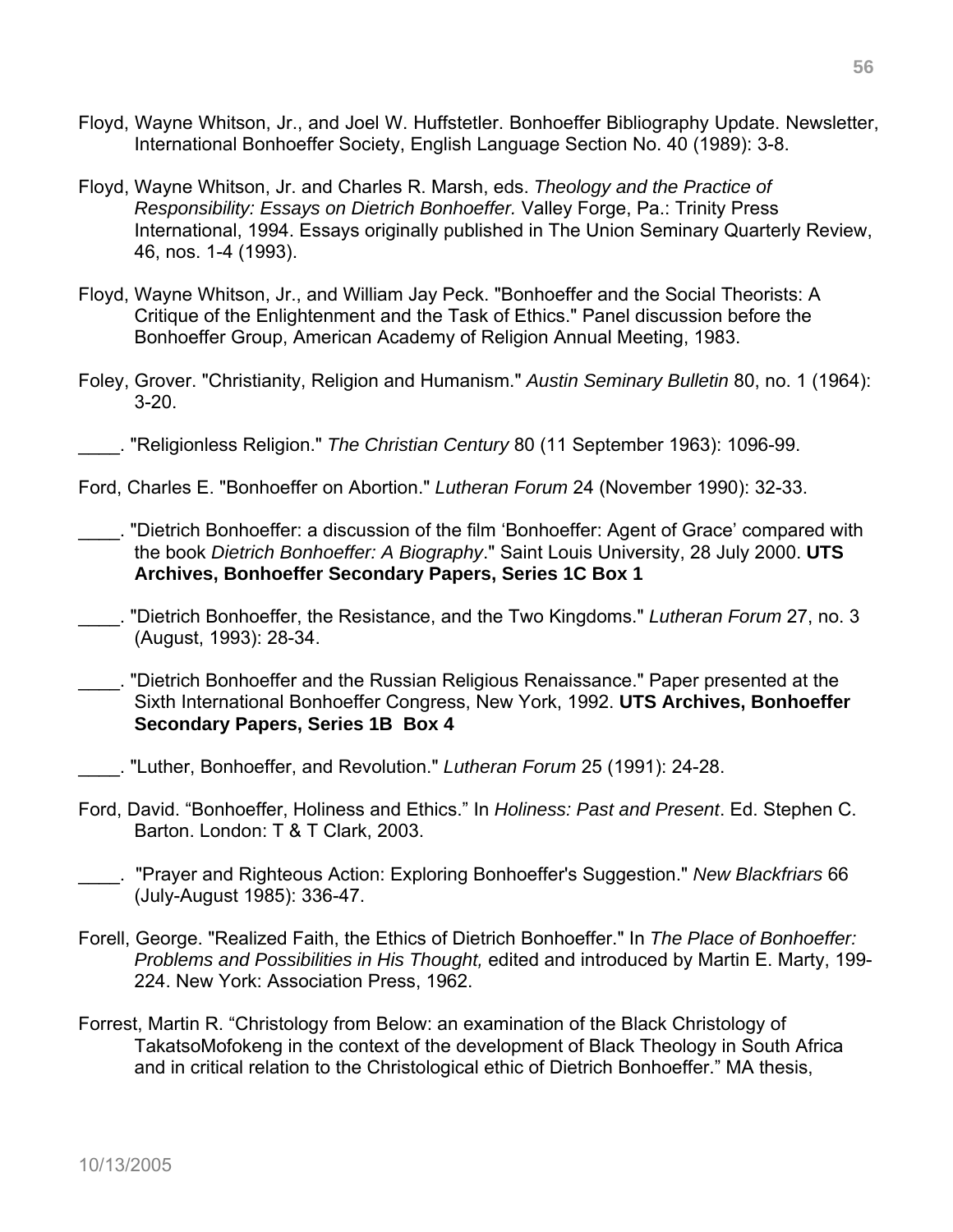Floyd, Wayne Whitson, Jr., and Joel W. Huffstetler. Bonhoeffer Bibliography Update. Newsletter, International Bonhoeffer Society, English Language Section No. 40 (1989): 3-8.

Floyd, Wayne Whitson, Jr. and Charles R. Marsh, eds. *Theology and the Practice of Responsibility: Essays on Dietrich Bonhoeffer.* Valley Forge, Pa.: Trinity Press International, 1994. Essays originally published in The Union Seminary Quarterly Review, 46, nos. 1-4 (1993).

Floyd, Wayne Whitson, Jr., and William Jay Peck. "Bonhoeffer and the Social Theorists: A Critique of the Enlightenment and the Task of Ethics." Panel discussion before the Bonhoeffer Group, American Academy of Religion Annual Meeting, 1983.

Foley, Grover. "Christianity, Religion and Humanism." *Austin Seminary Bulletin* 80, no. 1 (1964): 3-20.

____. "Religionless Religion." *The Christian Century* 80 (11 September 1963): 1096-99.

Ford, Charles E. "Bonhoeffer on Abortion." *Lutheran Forum* 24 (November 1990): 32-33.

____. "Dietrich Bonhoeffer: a discussion of the film 'Bonhoeffer: Agent of Grace' compared with the book *Dietrich Bonhoeffer: A Biography*." Saint Louis University, 28 July 2000. **UTS Archives, Bonhoeffer Secondary Papers, Series 1C Box 1**

____. "Dietrich Bonhoeffer, the Resistance, and the Two Kingdoms." *Lutheran Forum* 27, no. 3 (August, 1993): 28-34.

____. "Dietrich Bonhoeffer and the Russian Religious Renaissance." Paper presented at the Sixth International Bonhoeffer Congress, New York, 1992. **UTS Archives, Bonhoeffer Secondary Papers, Series 1B Box 4**

____. "Luther, Bonhoeffer, and Revolution." *Lutheran Forum* 25 (1991): 24-28.

Ford, David. "Bonhoeffer, Holiness and Ethics." In *Holiness: Past and Present*. Ed. Stephen C. Barton. London: T & T Clark, 2003.

____. "Prayer and Righteous Action: Exploring Bonhoeffer's Suggestion." *New Blackfriars* 66 (July-August 1985): 336-47.

Forell, George. "Realized Faith, the Ethics of Dietrich Bonhoeffer." In *The Place of Bonhoeffer: Problems and Possibilities in His Thought,* edited and introduced by Martin E. Marty, 199-224. New York: Association Press, 1962.

Forrest, Martin R. "Christology from Below: an examination of the Black Christology of TakatsoMofokeng in the context of the development of Black Theology in South Africa and in critical relation to the Christological ethic of Dietrich Bonhoeffer." MA thesis,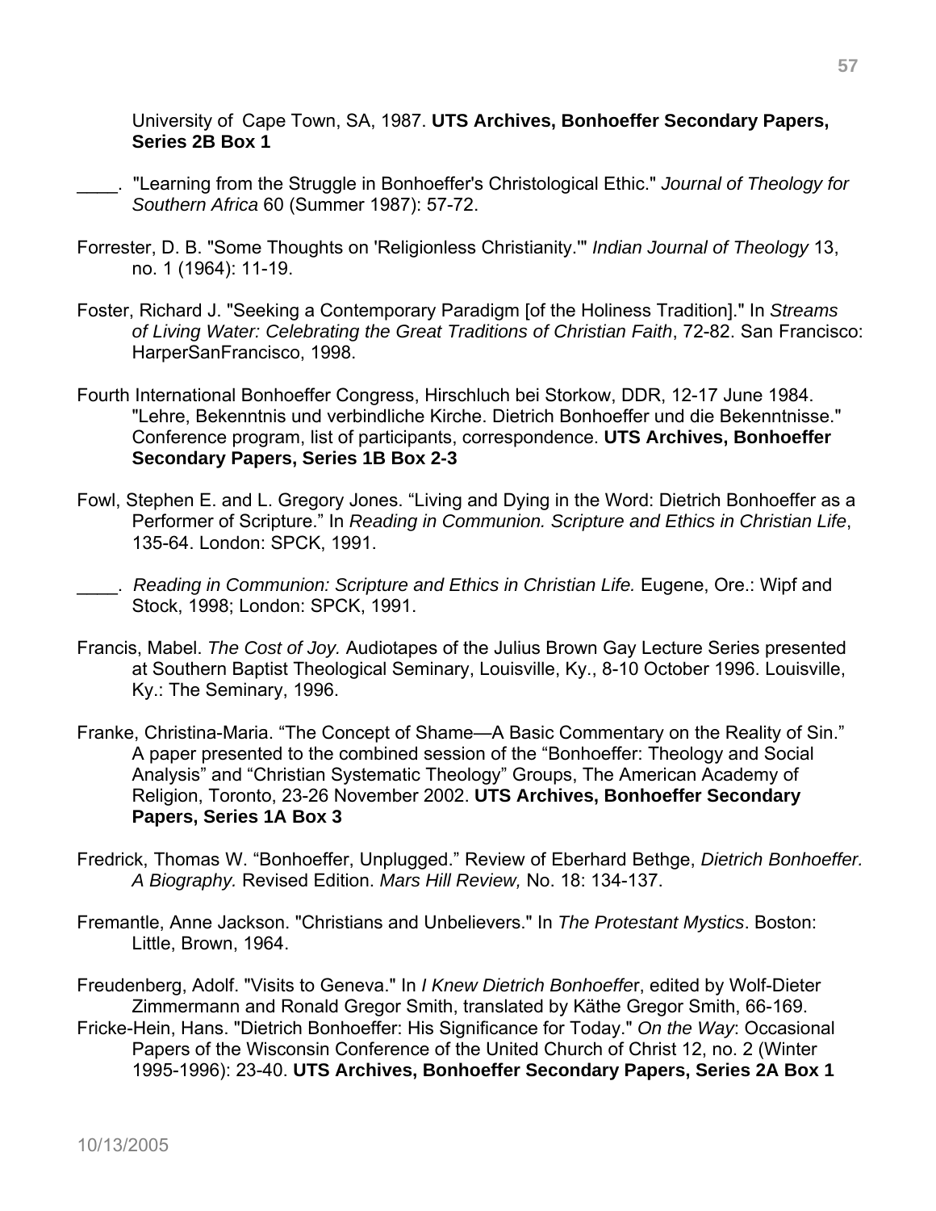University of Cape Town, SA, 1987. **UTS Archives, Bonhoeffer Secondary Papers, Series 2B Box 1**

____. "Learning from the Struggle in Bonhoeffer's Christological Ethic." *Journal of Theology for Southern Africa* 60 (Summer 1987): 57-72.

Forrester, D. B. "Some Thoughts on 'Religionless Christianity.'" *Indian Journal of Theology* 13, no. 1 (1964): 11-19.

Foster, Richard J. "Seeking a Contemporary Paradigm [of the Holiness Tradition]." In *Streams of Living Water: Celebrating the Great Traditions of Christian Faith*, 72-82. San Francisco: HarperSanFrancisco, 1998.

Fourth International Bonhoeffer Congress, Hirschluch bei Storkow, DDR, 12-17 June 1984. "Lehre, Bekenntnis und verbindliche Kirche. Dietrich Bonhoeffer und die Bekenntnisse." Conference program, list of participants, correspondence. **UTS Archives, Bonhoeffer Secondary Papers, Series 1B Box 2-3**

Fowl, Stephen E. and L. Gregory Jones. "Living and Dying in the Word: Dietrich Bonhoeffer as a Performer of Scripture." In *Reading in Communion. Scripture and Ethics in Christian Life*, 135-64. London: SPCK, 1991.

____. *Reading in Communion: Scripture and Ethics in Christian Life.* Eugene, Ore.: Wipf and Stock, 1998; London: SPCK, 1991.

Francis, Mabel. *The Cost of Joy.* Audiotapes of the Julius Brown Gay Lecture Series presented at Southern Baptist Theological Seminary, Louisville, Ky., 8-10 October 1996. Louisville, Ky.: The Seminary, 1996.

Franke, Christina-Maria. "The Concept of Shame—A Basic Commentary on the Reality of Sin." A paper presented to the combined session of the "Bonhoeffer: Theology and Social Analysis" and "Christian Systematic Theology" Groups, The American Academy of Religion, Toronto, 23-26 November 2002. **UTS Archives, Bonhoeffer Secondary Papers, Series 1A Box 3**

Fredrick, Thomas W. "Bonhoeffer, Unplugged." Review of Eberhard Bethge, *Dietrich Bonhoeffer. A Biography.* Revised Edition. *Mars Hill Review,* No. 18: 134-137.

Fremantle, Anne Jackson. "Christians and Unbelievers." In *The Protestant Mystics*. Boston: Little, Brown, 1964.

Freudenberg, Adolf. "Visits to Geneva." In *I Knew Dietrich Bonhoeffer*, edited by Wolf-Dieter Zimmermann and Ronald Gregor Smith, translated by Käthe Gregor Smith, 66-169.

Fricke-Hein, Hans. "Dietrich Bonhoeffer: His Significance for Today." *On the Way*: Occasional Papers of the Wisconsin Conference of the United Church of Christ 12, no. 2 (Winter 1995-1996): 23-40. **UTS Archives, Bonhoeffer Secondary Papers, Series 2A Box 1**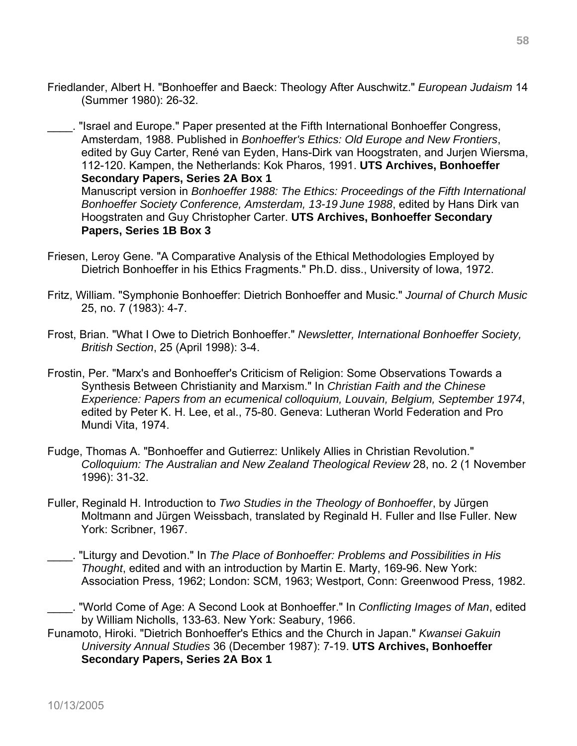Friedlander, Albert H. "Bonhoeffer and Baeck: Theology After Auschwitz." *European Judaism* 14 (Summer 1980): 26-32.

____. "Israel and Europe." Paper presented at the Fifth International Bonhoeffer Congress, Amsterdam, 1988. Published in *Bonhoeffer's Ethics: Old Europe and New Frontiers*, edited by Guy Carter, René van Eyden, Hans-Dirk van Hoogstraten, and Jurjen Wiersma, 112-120. Kampen, the Netherlands: Kok Pharos, 1991. **UTS Archives, Bonhoeffer Secondary Papers, Series 2A Box 1**
Manuscript version in *Bonhoeffer 1988: The Ethics: Proceedings of the Fifth International Bonhoeffer Society Conference, Amsterdam, 13-19 June 1988*, edited by Hans Dirk van Hoogstraten and Guy Christopher Carter. **UTS Archives, Bonhoeffer Secondary Papers, Series 1B Box 3**

Friesen, Leroy Gene. "A Comparative Analysis of the Ethical Methodologies Employed by Dietrich Bonhoeffer in his Ethics Fragments." Ph.D. diss., University of Iowa, 1972.

Fritz, William. "Symphonie Bonhoeffer: Dietrich Bonhoeffer and Music." *Journal of Church Music* 25, no. 7 (1983): 4-7.

Frost, Brian. "What I Owe to Dietrich Bonhoeffer." *Newsletter, International Bonhoeffer Society, British Section*, 25 (April 1998): 3-4.

Frostin, Per. "Marx's and Bonhoeffer's Criticism of Religion: Some Observations Towards a Synthesis Between Christianity and Marxism." In *Christian Faith and the Chinese Experience: Papers from an ecumenical colloquium, Louvain, Belgium, September 1974*, edited by Peter K. H. Lee, et al., 75-80. Geneva: Lutheran World Federation and Pro Mundi Vita, 1974.

Fudge, Thomas A. "Bonhoeffer and Gutierrez: Unlikely Allies in Christian Revolution." *Colloquium: The Australian and New Zealand Theological Review* 28, no. 2 (1 November 1996): 31-32.

Fuller, Reginald H. Introduction to *Two Studies in the Theology of Bonhoeffer*, by Jürgen Moltmann and Jürgen Weissbach, translated by Reginald H. Fuller and Ilse Fuller. New York: Scribner, 1967.

____. "Liturgy and Devotion." In *The Place of Bonhoeffer: Problems and Possibilities in His Thought*, edited and with an introduction by Martin E. Marty, 169-96. New York: Association Press, 1962; London: SCM, 1963; Westport, Conn: Greenwood Press, 1982.

____. "World Come of Age: A Second Look at Bonhoeffer." In *Conflicting Images of Man*, edited by William Nicholls, 133-63. New York: Seabury, 1966.

Funamoto, Hiroki. "Dietrich Bonhoeffer's Ethics and the Church in Japan." *Kwansei Gakuin University Annual Studies* 36 (December 1987): 7-19. **UTS Archives, Bonhoeffer Secondary Papers, Series 2A Box 1**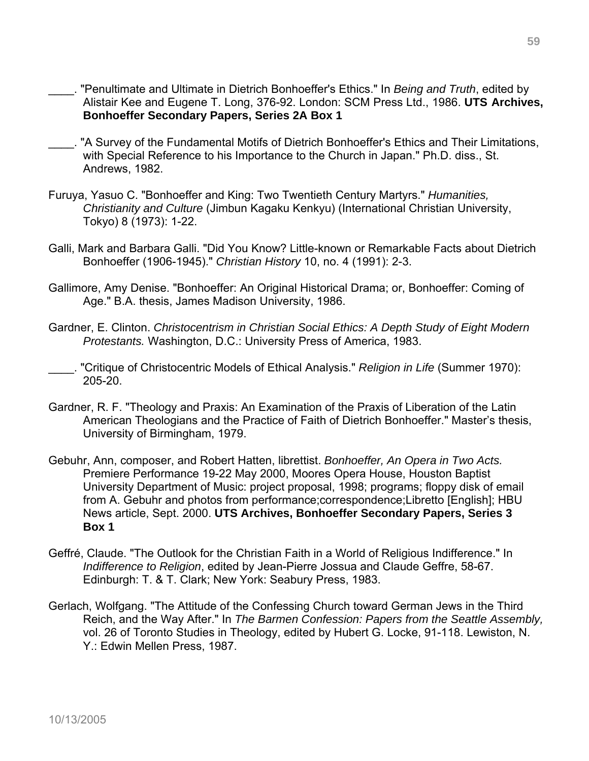\_\_\_\_. "Penultimate and Ultimate in Dietrich Bonhoeffer's Ethics." In *Being and Truth*, edited by Alistair Kee and Eugene T. Long, 376-92. London: SCM Press Ltd., 1986. **UTS Archives, Bonhoeffer Secondary Papers, Series 2A Box 1**

\_\_\_\_. "A Survey of the Fundamental Motifs of Dietrich Bonhoeffer's Ethics and Their Limitations, with Special Reference to his Importance to the Church in Japan." Ph.D. diss., St. Andrews, 1982.

Furuya, Yasuo C. "Bonhoeffer and King: Two Twentieth Century Martyrs." *Humanities, Christianity and Culture* (Jimbun Kagaku Kenkyu) (International Christian University, Tokyo) 8 (1973): 1-22.

Galli, Mark and Barbara Galli. "Did You Know? Little-known or Remarkable Facts about Dietrich Bonhoeffer (1906-1945)." *Christian History* 10, no. 4 (1991): 2-3.

Gallimore, Amy Denise. "Bonhoeffer: An Original Historical Drama; or, Bonhoeffer: Coming of Age." B.A. thesis, James Madison University, 1986.

Gardner, E. Clinton. *Christocentrism in Christian Social Ethics: A Depth Study of Eight Modern Protestants.* Washington, D.C.: University Press of America, 1983.

\_\_\_\_. "Critique of Christocentric Models of Ethical Analysis." *Religion in Life* (Summer 1970): 205-20.

Gardner, R. F. "Theology and Praxis: An Examination of the Praxis of Liberation of the Latin American Theologians and the Practice of Faith of Dietrich Bonhoeffer." Master's thesis, University of Birmingham, 1979.

Gebuhr, Ann, composer, and Robert Hatten, librettist. *Bonhoeffer, An Opera in Two Acts.* Premiere Performance 19-22 May 2000, Moores Opera House, Houston Baptist University Department of Music: project proposal, 1998; programs; floppy disk of email from A. Gebuhr and photos from performance;correspondence;Libretto [English]; HBU News article, Sept. 2000. **UTS Archives, Bonhoeffer Secondary Papers, Series 3 Box 1**

Geffré, Claude. "The Outlook for the Christian Faith in a World of Religious Indifference." In *Indifference to Religion*, edited by Jean-Pierre Jossua and Claude Geffre, 58-67. Edinburgh: T. & T. Clark; New York: Seabury Press, 1983.

Gerlach, Wolfgang. "The Attitude of the Confessing Church toward German Jews in the Third Reich, and the Way After." In *The Barmen Confession: Papers from the Seattle Assembly,* vol. 26 of Toronto Studies in Theology, edited by Hubert G. Locke, 91-118. Lewiston, N. Y.: Edwin Mellen Press, 1987.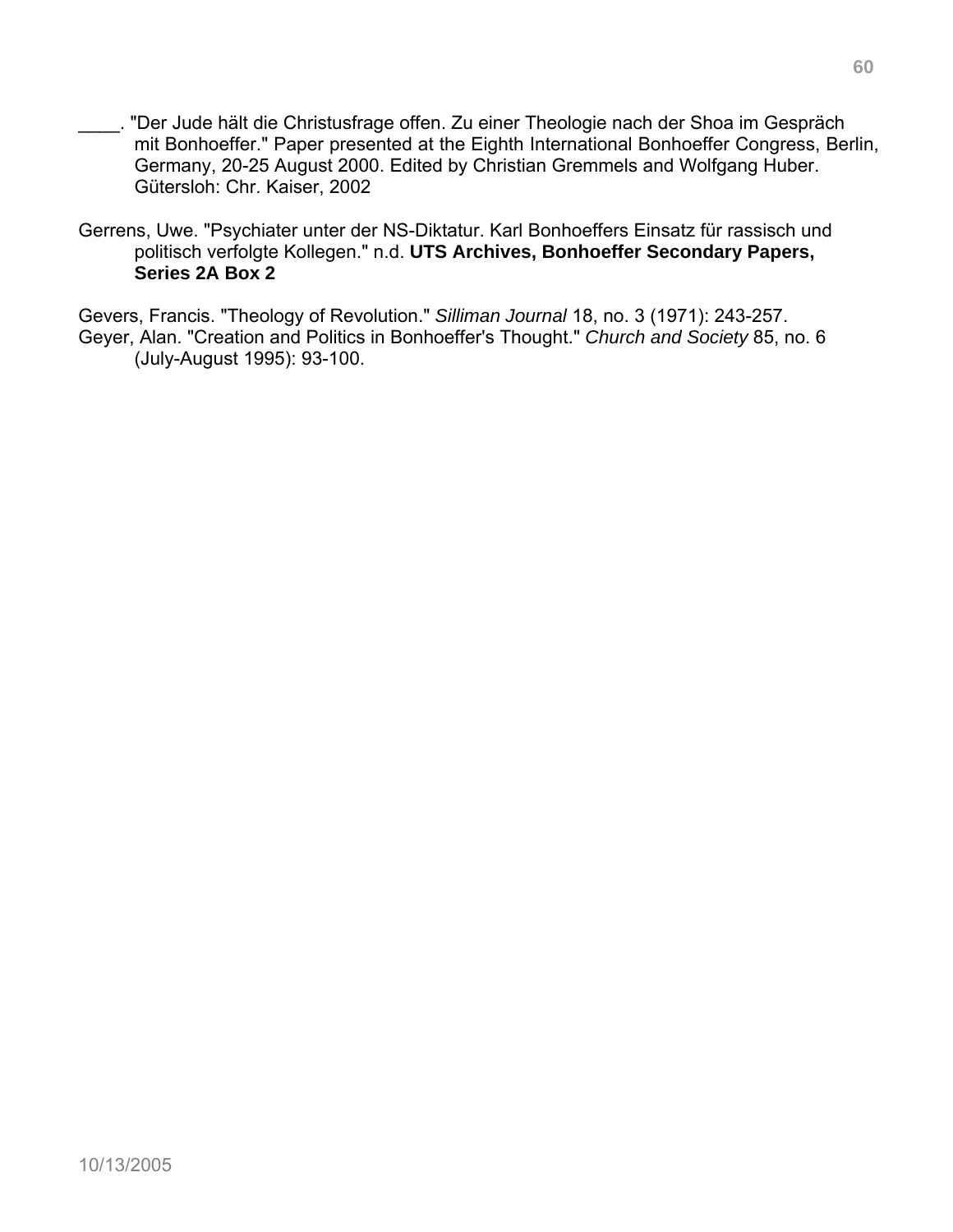____. "Der Jude hält die Christusfrage offen. Zu einer Theologie nach der Shoa im Gespräch mit Bonhoeffer." Paper presented at the Eighth International Bonhoeffer Congress, Berlin, Germany, 20-25 August 2000. Edited by Christian Gremmels and Wolfgang Huber. Gütersloh: Chr. Kaiser, 2002

Gerrens, Uwe. "Psychiater unter der NS-Diktatur. Karl Bonhoeffers Einsatz für rassisch und politisch verfolgte Kollegen." n.d. **UTS Archives, Bonhoeffer Secondary Papers, Series 2A Box 2**

Gevers, Francis. "Theology of Revolution." *Silliman Journal* 18, no. 3 (1971): 243-257.

Geyer, Alan. "Creation and Politics in Bonhoeffer's Thought." *Church and Society* 85, no. 6 (July-August 1995): 93-100.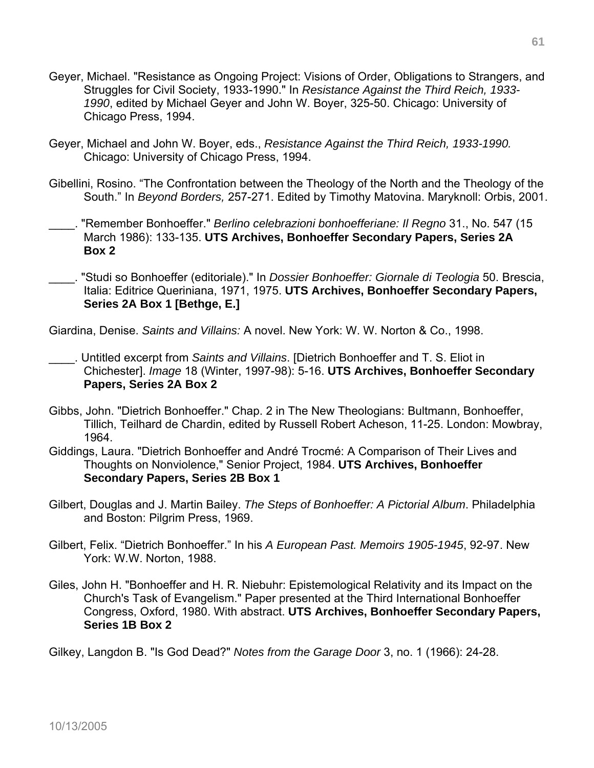Geyer, Michael. "Resistance as Ongoing Project: Visions of Order, Obligations to Strangers, and Struggles for Civil Society, 1933-1990." In *Resistance Against the Third Reich, 1933-1990*, edited by Michael Geyer and John W. Boyer, 325-50. Chicago: University of Chicago Press, 1994.

Geyer, Michael and John W. Boyer, eds., *Resistance Against the Third Reich, 1933-1990.* Chicago: University of Chicago Press, 1994.

Gibellini, Rosino. "The Confrontation between the Theology of the North and the Theology of the South." In *Beyond Borders,* 257-271. Edited by Timothy Matovina. Maryknoll: Orbis, 2001.

____. "Remember Bonhoeffer." *Berlino celebrazioni bonhoefferiane: Il Regno* 31., No. 547 (15 March 1986): 133-135. **UTS Archives, Bonhoeffer Secondary Papers, Series 2A Box 2**

____. "Studi so Bonhoeffer (editoriale)." In *Dossier Bonhoeffer: Giornale di Teologia* 50. Brescia, Italia: Editrice Queriniana, 1971, 1975. **UTS Archives, Bonhoeffer Secondary Papers, Series 2A Box 1 [Bethge, E.]**

Giardina, Denise. *Saints and Villains:* A novel. New York: W. W. Norton & Co., 1998.

____. Untitled excerpt from *Saints and Villains*. [Dietrich Bonhoeffer and T. S. Eliot in Chichester]. *Image* 18 (Winter, 1997-98): 5-16. **UTS Archives, Bonhoeffer Secondary Papers, Series 2A Box 2**

Gibbs, John. "Dietrich Bonhoeffer." Chap. 2 in The New Theologians: Bultmann, Bonhoeffer, Tillich, Teilhard de Chardin, edited by Russell Robert Acheson, 11-25. London: Mowbray, 1964.

Giddings, Laura. "Dietrich Bonhoeffer and André Trocmé: A Comparison of Their Lives and Thoughts on Nonviolence," Senior Project, 1984. **UTS Archives, Bonhoeffer Secondary Papers, Series 2B Box 1**

Gilbert, Douglas and J. Martin Bailey. *The Steps of Bonhoeffer: A Pictorial Album*. Philadelphia and Boston: Pilgrim Press, 1969.

Gilbert, Felix. "Dietrich Bonhoeffer." In his *A European Past. Memoirs 1905-1945*, 92-97. New York: W.W. Norton, 1988.

Giles, John H. "Bonhoeffer and H. R. Niebuhr: Epistemological Relativity and its Impact on the Church's Task of Evangelism." Paper presented at the Third International Bonhoeffer Congress, Oxford, 1980. With abstract. **UTS Archives, Bonhoeffer Secondary Papers, Series 1B Box 2**

Gilkey, Langdon B. "Is God Dead?" *Notes from the Garage Door* 3, no. 1 (1966): 24-28.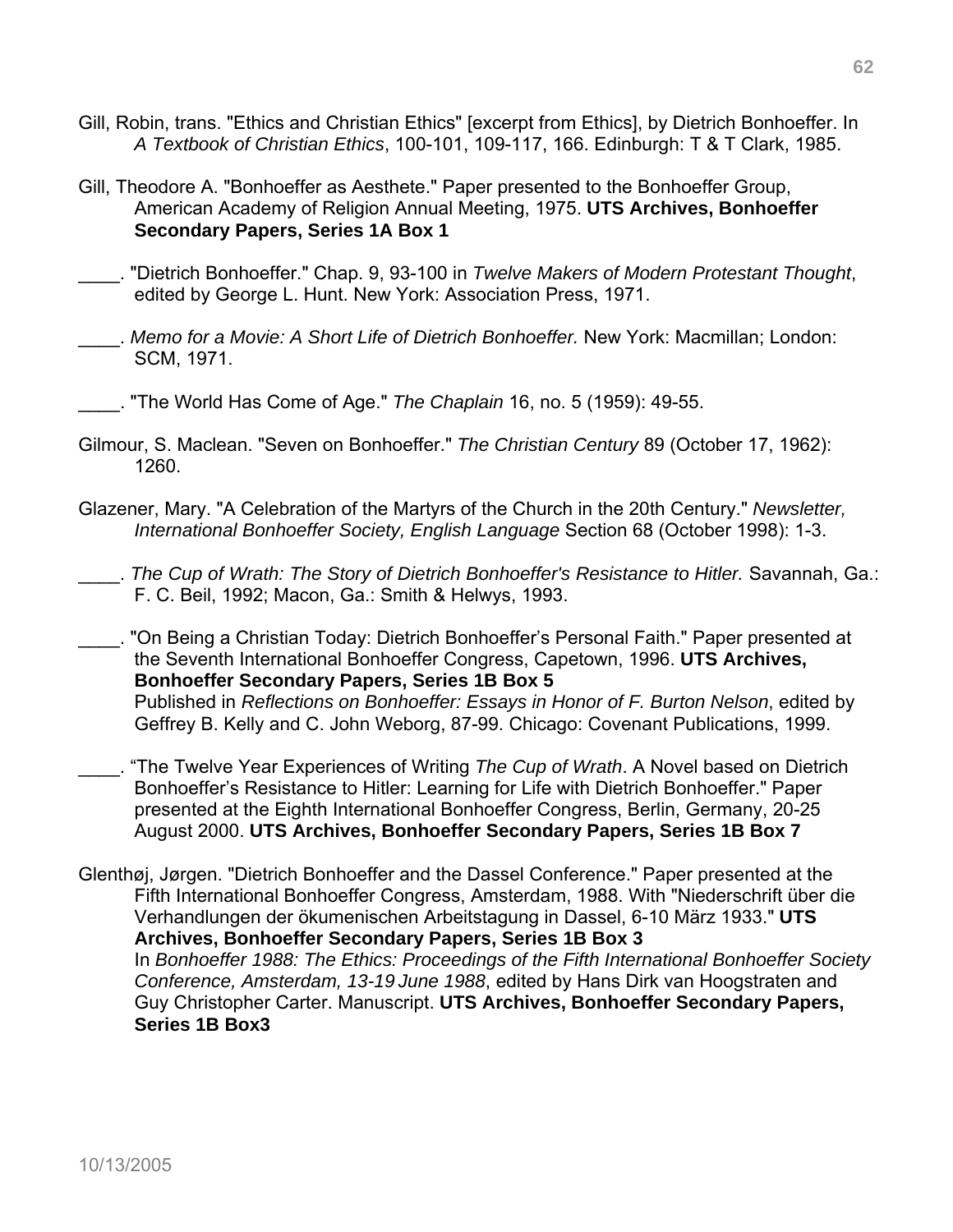Gill, Robin, trans. "Ethics and Christian Ethics" [excerpt from Ethics], by Dietrich Bonhoeffer. In *A Textbook of Christian Ethics*, 100-101, 109-117, 166. Edinburgh: T & T Clark, 1985.

Gill, Theodore A. "Bonhoeffer as Aesthete." Paper presented to the Bonhoeffer Group, American Academy of Religion Annual Meeting, 1975. **UTS Archives, Bonhoeffer Secondary Papers, Series 1A Box 1**

____. "Dietrich Bonhoeffer." Chap. 9, 93-100 in *Twelve Makers of Modern Protestant Thought*, edited by George L. Hunt. New York: Association Press, 1971.

____. *Memo for a Movie: A Short Life of Dietrich Bonhoeffer.* New York: Macmillan; London: SCM, 1971.

____. "The World Has Come of Age." *The Chaplain* 16, no. 5 (1959): 49-55.

Gilmour, S. Maclean. "Seven on Bonhoeffer." *The Christian Century* 89 (October 17, 1962): 1260.

Glazener, Mary. "A Celebration of the Martyrs of the Church in the 20th Century." *Newsletter, International Bonhoeffer Society, English Language* Section 68 (October 1998): 1-3.

____. *The Cup of Wrath: The Story of Dietrich Bonhoeffer's Resistance to Hitler.* Savannah, Ga.: F. C. Beil, 1992; Macon, Ga.: Smith & Helwys, 1993.

____. "On Being a Christian Today: Dietrich Bonhoeffer's Personal Faith." Paper presented at the Seventh International Bonhoeffer Congress, Capetown, 1996. **UTS Archives, Bonhoeffer Secondary Papers, Series 1B Box 5**
Published in *Reflections on Bonhoeffer: Essays in Honor of F. Burton Nelson*, edited by Geffrey B. Kelly and C. John Weborg, 87-99. Chicago: Covenant Publications, 1999.

____. "The Twelve Year Experiences of Writing *The Cup of Wrath*. A Novel based on Dietrich Bonhoeffer's Resistance to Hitler: Learning for Life with Dietrich Bonhoeffer." Paper presented at the Eighth International Bonhoeffer Congress, Berlin, Germany, 20-25 August 2000. **UTS Archives, Bonhoeffer Secondary Papers, Series 1B Box 7**

Glenthøj, Jørgen. "Dietrich Bonhoeffer and the Dassel Conference." Paper presented at the Fifth International Bonhoeffer Congress, Amsterdam, 1988. With "Niederschrift über die Verhandlungen der ökumenischen Arbeitstagung in Dassel, 6-10 März 1933." **UTS Archives, Bonhoeffer Secondary Papers, Series 1B Box 3**
In *Bonhoeffer 1988: The Ethics: Proceedings of the Fifth International Bonhoeffer Society Conference, Amsterdam, 13-19 June 1988*, edited by Hans Dirk van Hoogstraten and Guy Christopher Carter. Manuscript. **UTS Archives, Bonhoeffer Secondary Papers, Series 1B Box3**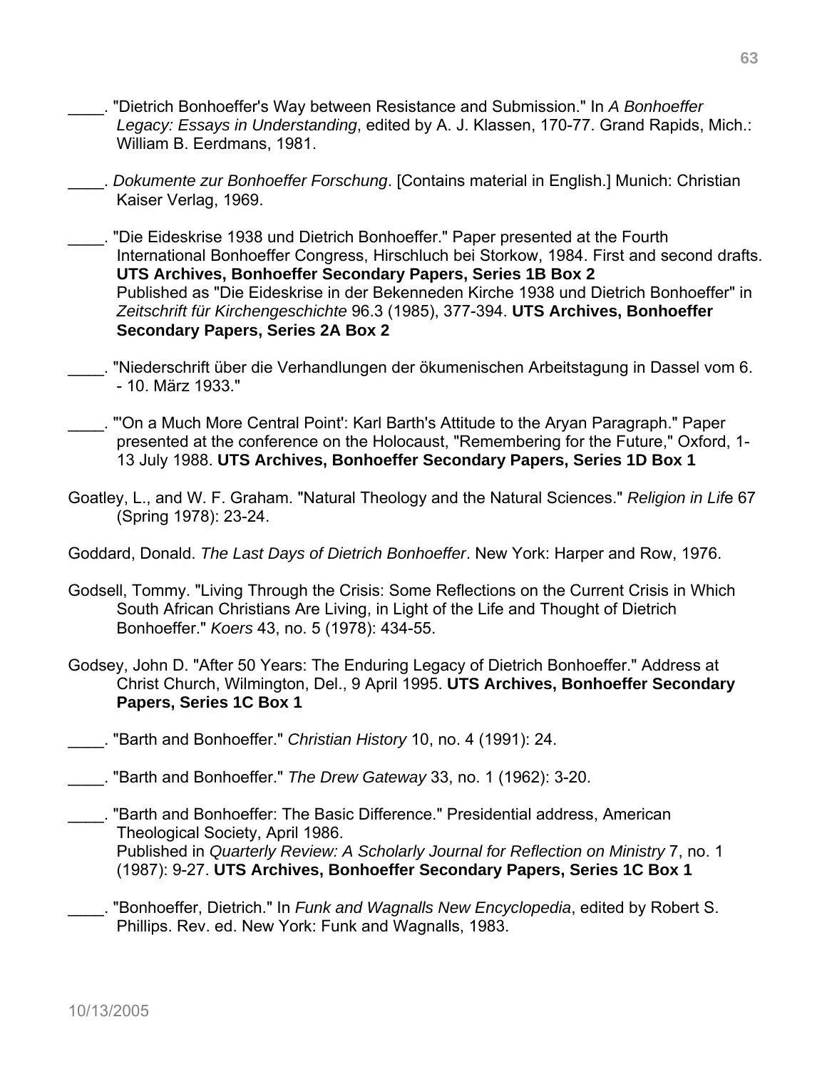____. "Dietrich Bonhoeffer's Way between Resistance and Submission." In *A Bonhoeffer Legacy: Essays in Understanding*, edited by A. J. Klassen, 170-77. Grand Rapids, Mich.: William B. Eerdmans, 1981.

____. *Dokumente zur Bonhoeffer Forschung*. [Contains material in English.] Munich: Christian Kaiser Verlag, 1969.

____. "Die Eideskrise 1938 und Dietrich Bonhoeffer." Paper presented at the Fourth International Bonhoeffer Congress, Hirschluch bei Storkow, 1984. First and second drafts. **UTS Archives, Bonhoeffer Secondary Papers, Series 1B Box 2**
Published as "Die Eideskrise in der Bekenneden Kirche 1938 und Dietrich Bonhoeffer" in *Zeitschrift für Kirchengeschichte* 96.3 (1985), 377-394. **UTS Archives, Bonhoeffer Secondary Papers, Series 2A Box 2**

____. "Niederschrift über die Verhandlungen der ökumenischen Arbeitstagung in Dassel vom 6. - 10. März 1933."

____. "'On a Much More Central Point': Karl Barth's Attitude to the Aryan Paragraph." Paper presented at the conference on the Holocaust, "Remembering for the Future," Oxford, 1-13 July 1988. **UTS Archives, Bonhoeffer Secondary Papers, Series 1D Box 1**

Goatley, L., and W. F. Graham. "Natural Theology and the Natural Sciences." *Religion in Life* 67 (Spring 1978): 23-24.

Goddard, Donald. *The Last Days of Dietrich Bonhoeffer*. New York: Harper and Row, 1976.

Godsell, Tommy. "Living Through the Crisis: Some Reflections on the Current Crisis in Which South African Christians Are Living, in Light of the Life and Thought of Dietrich Bonhoeffer." *Koers* 43, no. 5 (1978): 434-55.

Godsey, John D. "After 50 Years: The Enduring Legacy of Dietrich Bonhoeffer." Address at Christ Church, Wilmington, Del., 9 April 1995. **UTS Archives, Bonhoeffer Secondary Papers, Series 1C Box 1**

____. "Barth and Bonhoeffer." *Christian History* 10, no. 4 (1991): 24.

____. "Barth and Bonhoeffer." *The Drew Gateway* 33, no. 1 (1962): 3-20.

____. "Barth and Bonhoeffer: The Basic Difference." Presidential address, American Theological Society, April 1986.
Published in *Quarterly Review: A Scholarly Journal for Reflection on Ministry* 7, no. 1 (1987): 9-27. **UTS Archives, Bonhoeffer Secondary Papers, Series 1C Box 1**

____. "Bonhoeffer, Dietrich." In *Funk and Wagnalls New Encyclopedia*, edited by Robert S. Phillips. Rev. ed. New York: Funk and Wagnalls, 1983.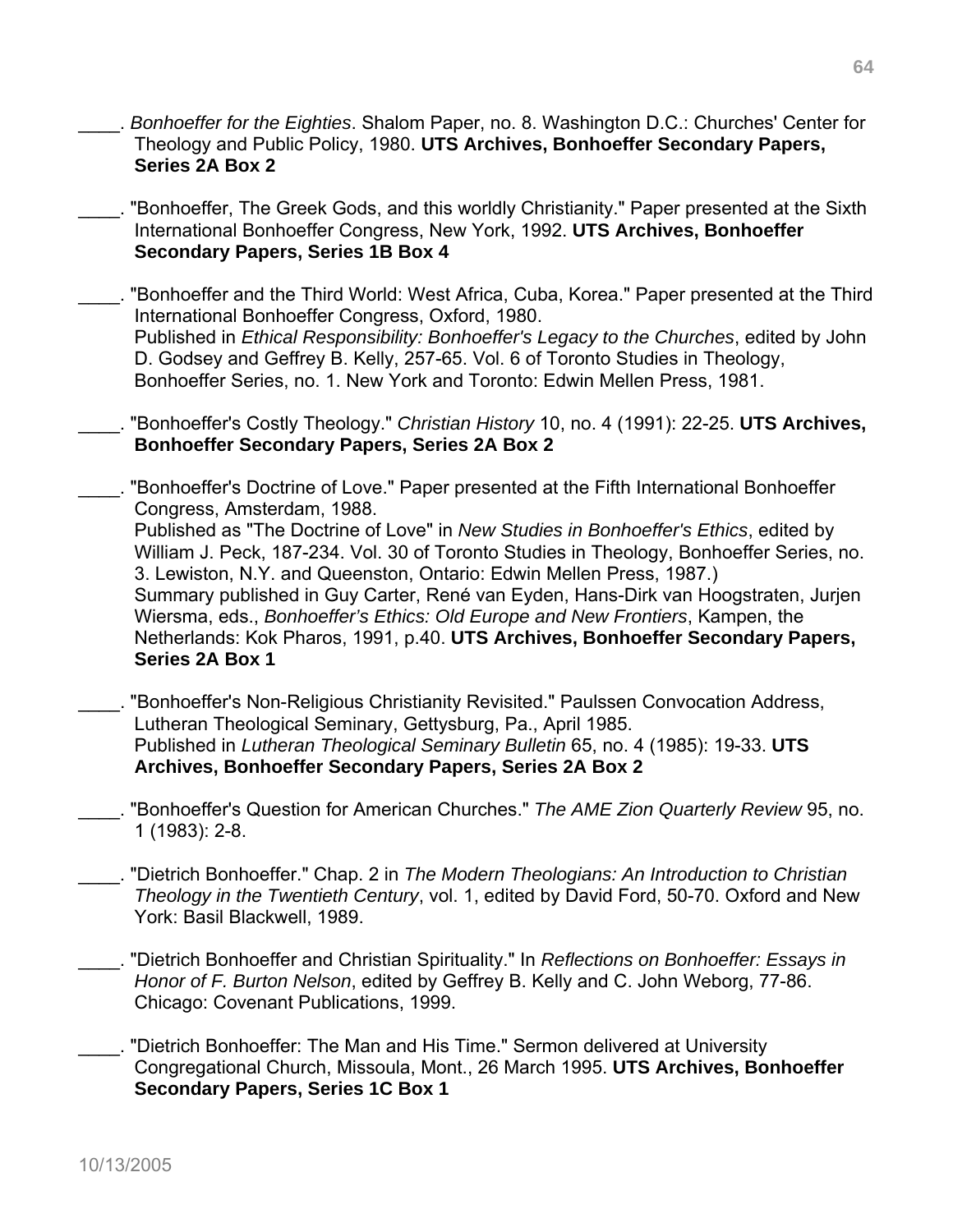____. *Bonhoeffer for the Eighties*. Shalom Paper, no. 8. Washington D.C.: Churches' Center for Theology and Public Policy, 1980. **UTS Archives, Bonhoeffer Secondary Papers, Series 2A Box 2**

____. "Bonhoeffer, The Greek Gods, and this worldly Christianity." Paper presented at the Sixth International Bonhoeffer Congress, New York, 1992. **UTS Archives, Bonhoeffer Secondary Papers, Series 1B Box 4**

____. "Bonhoeffer and the Third World: West Africa, Cuba, Korea." Paper presented at the Third International Bonhoeffer Congress, Oxford, 1980.
Published in *Ethical Responsibility: Bonhoeffer's Legacy to the Churches*, edited by John D. Godsey and Geffrey B. Kelly, 257-65. Vol. 6 of Toronto Studies in Theology, Bonhoeffer Series, no. 1. New York and Toronto: Edwin Mellen Press, 1981.

____. "Bonhoeffer's Costly Theology." *Christian History* 10, no. 4 (1991): 22-25. **UTS Archives, Bonhoeffer Secondary Papers, Series 2A Box 2**

____. "Bonhoeffer's Doctrine of Love." Paper presented at the Fifth International Bonhoeffer Congress, Amsterdam, 1988.
Published as "The Doctrine of Love" in *New Studies in Bonhoeffer's Ethics*, edited by William J. Peck, 187-234. Vol. 30 of Toronto Studies in Theology, Bonhoeffer Series, no. 3. Lewiston, N.Y. and Queenston, Ontario: Edwin Mellen Press, 1987.)
Summary published in Guy Carter, René van Eyden, Hans-Dirk van Hoogstraten, Jurjen Wiersma, eds., *Bonhoeffer's Ethics: Old Europe and New Frontiers*, Kampen, the Netherlands: Kok Pharos, 1991, p.40. **UTS Archives, Bonhoeffer Secondary Papers, Series 2A Box 1**

____. "Bonhoeffer's Non-Religious Christianity Revisited." Paulssen Convocation Address, Lutheran Theological Seminary, Gettysburg, Pa., April 1985.
Published in *Lutheran Theological Seminary Bulletin* 65, no. 4 (1985): 19-33. **UTS Archives, Bonhoeffer Secondary Papers, Series 2A Box 2**

____. "Bonhoeffer's Question for American Churches." *The AME Zion Quarterly Review* 95, no. 1 (1983): 2-8.

____. "Dietrich Bonhoeffer." Chap. 2 in *The Modern Theologians: An Introduction to Christian Theology in the Twentieth Century*, vol. 1, edited by David Ford, 50-70. Oxford and New York: Basil Blackwell, 1989.

____. "Dietrich Bonhoeffer and Christian Spirituality." In *Reflections on Bonhoeffer: Essays in Honor of F. Burton Nelson*, edited by Geffrey B. Kelly and C. John Weborg, 77-86. Chicago: Covenant Publications, 1999.

____. "Dietrich Bonhoeffer: The Man and His Time." Sermon delivered at University Congregational Church, Missoula, Mont., 26 March 1995. **UTS Archives, Bonhoeffer Secondary Papers, Series 1C Box 1**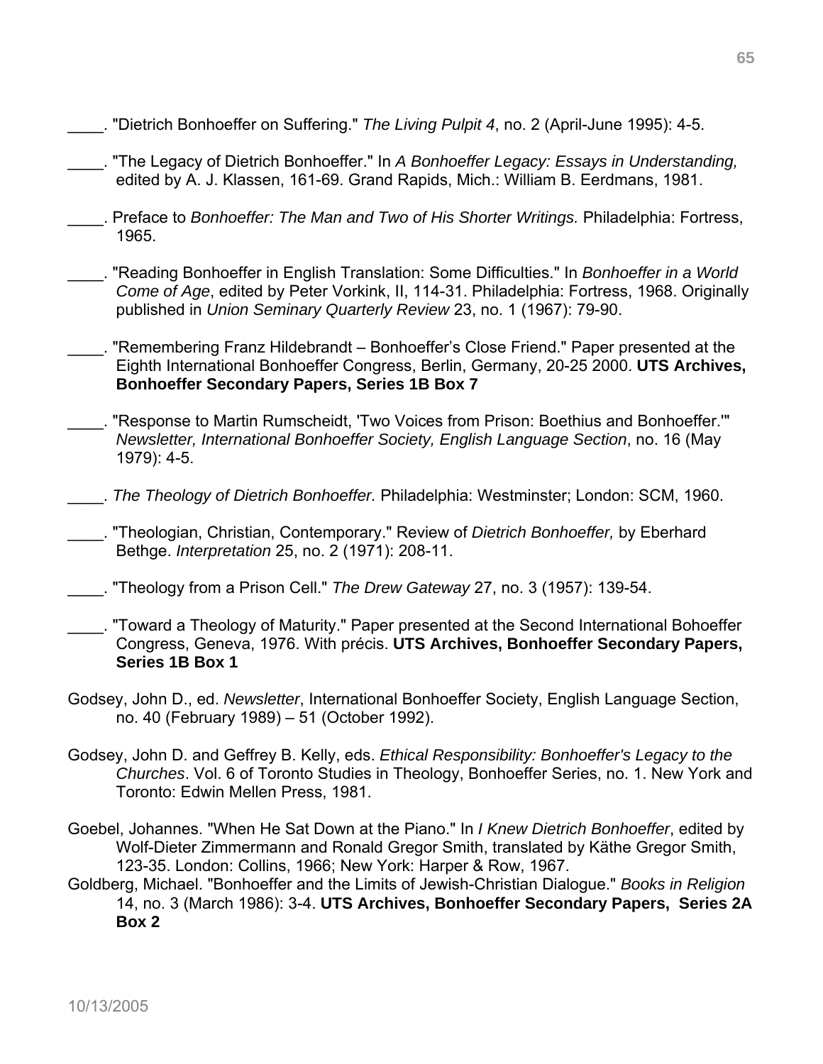____. "Dietrich Bonhoeffer on Suffering." *The Living Pulpit 4*, no. 2 (April-June 1995): 4-5.

____. "The Legacy of Dietrich Bonhoeffer." In *A Bonhoeffer Legacy: Essays in Understanding,* edited by A. J. Klassen, 161-69. Grand Rapids, Mich.: William B. Eerdmans, 1981.

____. Preface to *Bonhoeffer: The Man and Two of His Shorter Writings.* Philadelphia: Fortress, 1965.

____. "Reading Bonhoeffer in English Translation: Some Difficulties." In *Bonhoeffer in a World Come of Age*, edited by Peter Vorkink, II, 114-31. Philadelphia: Fortress, 1968. Originally published in *Union Seminary Quarterly Review* 23, no. 1 (1967): 79-90.

____. "Remembering Franz Hildebrandt – Bonhoeffer's Close Friend." Paper presented at the Eighth International Bonhoeffer Congress, Berlin, Germany, 20-25 2000. **UTS Archives, Bonhoeffer Secondary Papers, Series 1B Box 7**

____. "Response to Martin Rumscheidt, 'Two Voices from Prison: Boethius and Bonhoeffer.'" *Newsletter, International Bonhoeffer Society, English Language Section*, no. 16 (May 1979): 4-5.

____. *The Theology of Dietrich Bonhoeffer.* Philadelphia: Westminster; London: SCM, 1960.

____. "Theologian, Christian, Contemporary." Review of *Dietrich Bonhoeffer,* by Eberhard Bethge. *Interpretation* 25, no. 2 (1971): 208-11.

____. "Theology from a Prison Cell." *The Drew Gateway* 27, no. 3 (1957): 139-54.

____. "Toward a Theology of Maturity." Paper presented at the Second International Bohoeffer Congress, Geneva, 1976. With précis. **UTS Archives, Bonhoeffer Secondary Papers, Series 1B Box 1**

Godsey, John D., ed. *Newsletter*, International Bonhoeffer Society, English Language Section, no. 40 (February 1989) – 51 (October 1992).

Godsey, John D. and Geffrey B. Kelly, eds. *Ethical Responsibility: Bonhoeffer's Legacy to the Churches*. Vol. 6 of Toronto Studies in Theology, Bonhoeffer Series, no. 1. New York and Toronto: Edwin Mellen Press, 1981.

Goebel, Johannes. "When He Sat Down at the Piano." In *I Knew Dietrich Bonhoeffer*, edited by Wolf-Dieter Zimmermann and Ronald Gregor Smith, translated by Käthe Gregor Smith, 123-35. London: Collins, 1966; New York: Harper & Row, 1967.

Goldberg, Michael. "Bonhoeffer and the Limits of Jewish-Christian Dialogue." *Books in Religion* 14, no. 3 (March 1986): 3-4. **UTS Archives, Bonhoeffer Secondary Papers, Series 2A Box 2**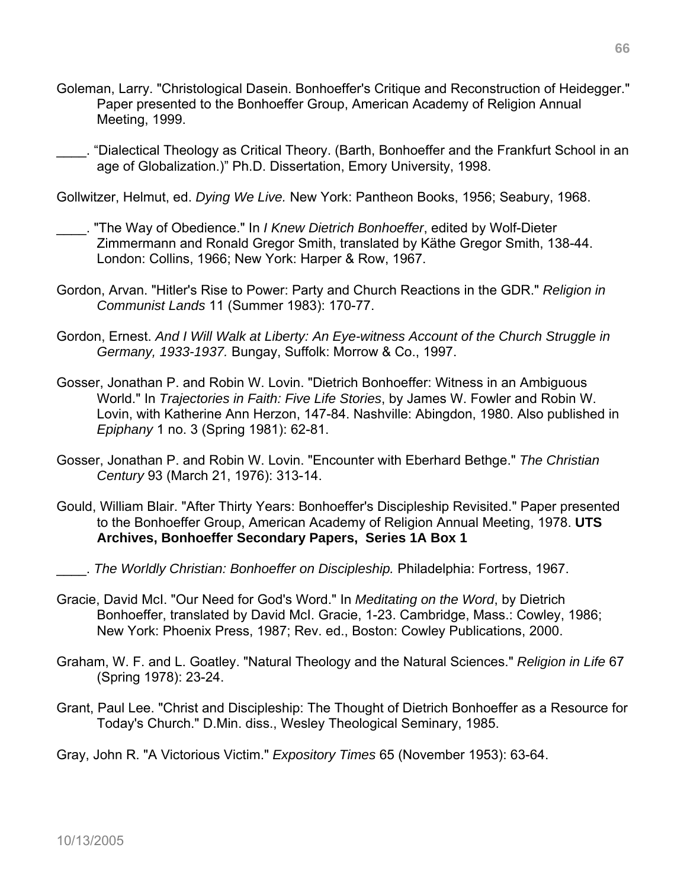Goleman, Larry. "Christological Dasein. Bonhoeffer's Critique and Reconstruction of Heidegger." Paper presented to the Bonhoeffer Group, American Academy of Religion Annual Meeting, 1999.

____. "Dialectical Theology as Critical Theory. (Barth, Bonhoeffer and the Frankfurt School in an age of Globalization.)" Ph.D. Dissertation, Emory University, 1998.

Gollwitzer, Helmut, ed. *Dying We Live.* New York: Pantheon Books, 1956; Seabury, 1968.

____. "The Way of Obedience." In *I Knew Dietrich Bonhoeffer*, edited by Wolf-Dieter Zimmermann and Ronald Gregor Smith, translated by Käthe Gregor Smith, 138-44. London: Collins, 1966; New York: Harper & Row, 1967.

Gordon, Arvan. "Hitler's Rise to Power: Party and Church Reactions in the GDR." *Religion in Communist Lands* 11 (Summer 1983): 170-77.

Gordon, Ernest. *And I Will Walk at Liberty: An Eye-witness Account of the Church Struggle in Germany, 1933-1937.* Bungay, Suffolk: Morrow & Co., 1997.

Gosser, Jonathan P. and Robin W. Lovin. "Dietrich Bonhoeffer: Witness in an Ambiguous World." In *Trajectories in Faith: Five Life Stories*, by James W. Fowler and Robin W. Lovin, with Katherine Ann Herzon, 147-84. Nashville: Abingdon, 1980. Also published in *Epiphany* 1 no. 3 (Spring 1981): 62-81.

Gosser, Jonathan P. and Robin W. Lovin. "Encounter with Eberhard Bethge." *The Christian Century* 93 (March 21, 1976): 313-14.

Gould, William Blair. "After Thirty Years: Bonhoeffer's Discipleship Revisited." Paper presented to the Bonhoeffer Group, American Academy of Religion Annual Meeting, 1978. **UTS Archives, Bonhoeffer Secondary Papers, Series 1A Box 1**

____. *The Worldly Christian: Bonhoeffer on Discipleship.* Philadelphia: Fortress, 1967.

Gracie, David McI. "Our Need for God's Word." In *Meditating on the Word*, by Dietrich Bonhoeffer, translated by David McI. Gracie, 1-23. Cambridge, Mass.: Cowley, 1986; New York: Phoenix Press, 1987; Rev. ed., Boston: Cowley Publications, 2000.

Graham, W. F. and L. Goatley. "Natural Theology and the Natural Sciences." *Religion in Life* 67 (Spring 1978): 23-24.

Grant, Paul Lee. "Christ and Discipleship: The Thought of Dietrich Bonhoeffer as a Resource for Today's Church." D.Min. diss., Wesley Theological Seminary, 1985.

Gray, John R. "A Victorious Victim." *Expository Times* 65 (November 1953): 63-64.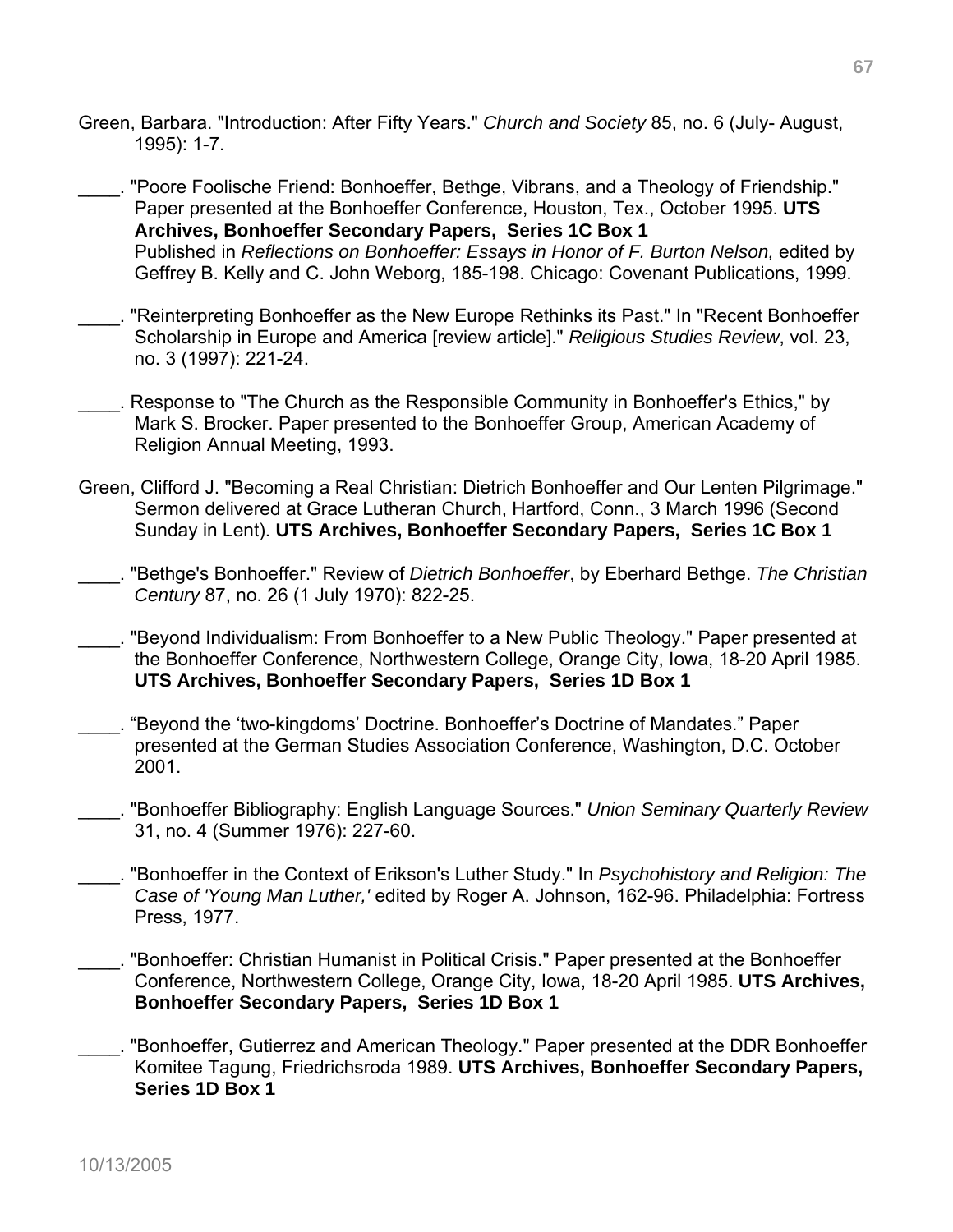Green, Barbara. "Introduction: After Fifty Years." *Church and Society* 85, no. 6 (July- August, 1995): 1-7.

____. "Poore Foolische Friend: Bonhoeffer, Bethge, Vibrans, and a Theology of Friendship." Paper presented at the Bonhoeffer Conference, Houston, Tex., October 1995. **UTS Archives, Bonhoeffer Secondary Papers, Series 1C Box 1**
Published in *Reflections on Bonhoeffer: Essays in Honor of F. Burton Nelson,* edited by Geffrey B. Kelly and C. John Weborg, 185-198. Chicago: Covenant Publications, 1999.

____. "Reinterpreting Bonhoeffer as the New Europe Rethinks its Past." In "Recent Bonhoeffer Scholarship in Europe and America [review article]." *Religious Studies Review*, vol. 23, no. 3 (1997): 221-24.

____. Response to "The Church as the Responsible Community in Bonhoeffer's Ethics," by Mark S. Brocker. Paper presented to the Bonhoeffer Group, American Academy of Religion Annual Meeting, 1993.

Green, Clifford J. "Becoming a Real Christian: Dietrich Bonhoeffer and Our Lenten Pilgrimage." Sermon delivered at Grace Lutheran Church, Hartford, Conn., 3 March 1996 (Second Sunday in Lent). **UTS Archives, Bonhoeffer Secondary Papers, Series 1C Box 1**

____. "Bethge's Bonhoeffer." Review of *Dietrich Bonhoeffer*, by Eberhard Bethge. *The Christian Century* 87, no. 26 (1 July 1970): 822-25.

____. "Beyond Individualism: From Bonhoeffer to a New Public Theology." Paper presented at the Bonhoeffer Conference, Northwestern College, Orange City, Iowa, 18-20 April 1985. **UTS Archives, Bonhoeffer Secondary Papers, Series 1D Box 1**

____. "Beyond the 'two-kingdoms' Doctrine. Bonhoeffer's Doctrine of Mandates." Paper presented at the German Studies Association Conference, Washington, D.C. October 2001.

____. "Bonhoeffer Bibliography: English Language Sources." *Union Seminary Quarterly Review* 31, no. 4 (Summer 1976): 227-60.

____. "Bonhoeffer in the Context of Erikson's Luther Study." In *Psychohistory and Religion: The Case of 'Young Man Luther,'* edited by Roger A. Johnson, 162-96. Philadelphia: Fortress Press, 1977.

____. "Bonhoeffer: Christian Humanist in Political Crisis." Paper presented at the Bonhoeffer Conference, Northwestern College, Orange City, Iowa, 18-20 April 1985. **UTS Archives, Bonhoeffer Secondary Papers, Series 1D Box 1**

____. "Bonhoeffer, Gutierrez and American Theology." Paper presented at the DDR Bonhoeffer Komitee Tagung, Friedrichsroda 1989. **UTS Archives, Bonhoeffer Secondary Papers, Series 1D Box 1**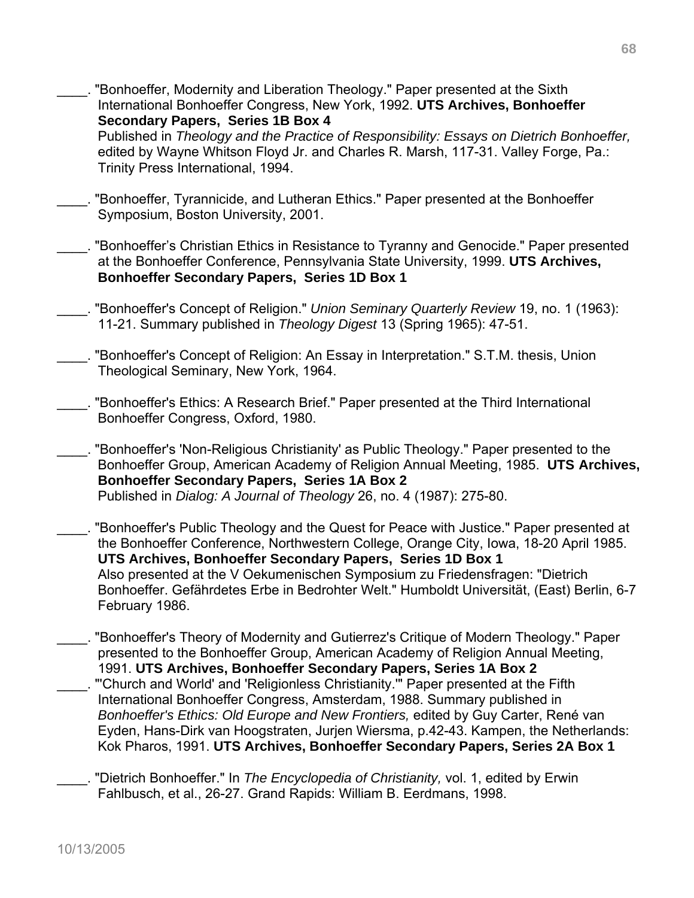\_\_\_\_. "Bonhoeffer, Modernity and Liberation Theology." Paper presented at the Sixth International Bonhoeffer Congress, New York, 1992. **UTS Archives, Bonhoeffer Secondary Papers, Series 1B Box 4**
Published in *Theology and the Practice of Responsibility: Essays on Dietrich Bonhoeffer,* edited by Wayne Whitson Floyd Jr. and Charles R. Marsh, 117-31. Valley Forge, Pa.: Trinity Press International, 1994.

\_\_\_\_. "Bonhoeffer, Tyrannicide, and Lutheran Ethics." Paper presented at the Bonhoeffer Symposium, Boston University, 2001.

\_\_\_\_. "Bonhoeffer's Christian Ethics in Resistance to Tyranny and Genocide." Paper presented at the Bonhoeffer Conference, Pennsylvania State University, 1999. **UTS Archives, Bonhoeffer Secondary Papers, Series 1D Box 1**

\_\_\_\_. "Bonhoeffer's Concept of Religion." *Union Seminary Quarterly Review* 19, no. 1 (1963): 11-21. Summary published in *Theology Digest* 13 (Spring 1965): 47-51.

\_\_\_\_. "Bonhoeffer's Concept of Religion: An Essay in Interpretation." S.T.M. thesis, Union Theological Seminary, New York, 1964.

\_\_\_\_. "Bonhoeffer's Ethics: A Research Brief." Paper presented at the Third International Bonhoeffer Congress, Oxford, 1980.

\_\_\_\_. "Bonhoeffer's 'Non-Religious Christianity' as Public Theology." Paper presented to the Bonhoeffer Group, American Academy of Religion Annual Meeting, 1985. **UTS Archives, Bonhoeffer Secondary Papers, Series 1A Box 2**
Published in *Dialog: A Journal of Theology* 26, no. 4 (1987): 275-80.

\_\_\_\_. "Bonhoeffer's Public Theology and the Quest for Peace with Justice." Paper presented at the Bonhoeffer Conference, Northwestern College, Orange City, Iowa, 18-20 April 1985. **UTS Archives, Bonhoeffer Secondary Papers, Series 1D Box 1**
Also presented at the V Oekumenischen Symposium zu Friedensfragen: "Dietrich Bonhoeffer. Gefährdetes Erbe in Bedrohter Welt." Humboldt Universität, (East) Berlin, 6-7 February 1986.

\_\_\_\_. "Bonhoeffer's Theory of Modernity and Gutierrez's Critique of Modern Theology." Paper presented to the Bonhoeffer Group, American Academy of Religion Annual Meeting, 1991. **UTS Archives, Bonhoeffer Secondary Papers, Series 1A Box 2**

\_\_\_\_. "'Church and World' and 'Religionless Christianity.'" Paper presented at the Fifth International Bonhoeffer Congress, Amsterdam, 1988. Summary published in *Bonhoeffer's Ethics: Old Europe and New Frontiers,* edited by Guy Carter, René van Eyden, Hans-Dirk van Hoogstraten, Jurjen Wiersma, p.42-43. Kampen, the Netherlands: Kok Pharos, 1991. **UTS Archives, Bonhoeffer Secondary Papers, Series 2A Box 1**

\_\_\_\_. "Dietrich Bonhoeffer." In *The Encyclopedia of Christianity,* vol. 1, edited by Erwin Fahlbusch, et al., 26-27. Grand Rapids: William B. Eerdmans, 1998.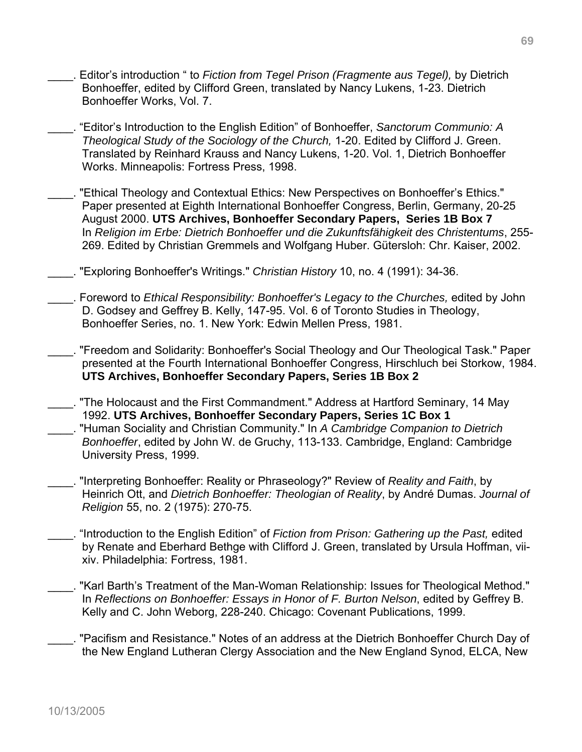\_\_\_\_. Editor's introduction " to *Fiction from Tegel Prison (Fragmente aus Tegel),* by Dietrich Bonhoeffer, edited by Clifford Green, translated by Nancy Lukens, 1-23. Dietrich Bonhoeffer Works, Vol. 7.

\_\_\_\_. "Editor's Introduction to the English Edition" of Bonhoeffer, *Sanctorum Communio: A Theological Study of the Sociology of the Church,* 1-20. Edited by Clifford J. Green. Translated by Reinhard Krauss and Nancy Lukens, 1-20. Vol. 1, Dietrich Bonhoeffer Works. Minneapolis: Fortress Press, 1998.

\_\_\_\_. "Ethical Theology and Contextual Ethics: New Perspectives on Bonhoeffer's Ethics." Paper presented at Eighth International Bonhoeffer Congress, Berlin, Germany, 20-25 August 2000. **UTS Archives, Bonhoeffer Secondary Papers, Series 1B Box 7** In *Religion im Erbe: Dietrich Bonhoeffer und die Zukunftsfähigkeit des Christentums*, 255-269. Edited by Christian Gremmels and Wolfgang Huber. Gütersloh: Chr. Kaiser, 2002.

\_\_\_\_. "Exploring Bonhoeffer's Writings." *Christian History* 10, no. 4 (1991): 34-36.

\_\_\_\_. Foreword to *Ethical Responsibility: Bonhoeffer's Legacy to the Churches,* edited by John D. Godsey and Geffrey B. Kelly, 147-95. Vol. 6 of Toronto Studies in Theology, Bonhoeffer Series, no. 1. New York: Edwin Mellen Press, 1981.

\_\_\_\_. "Freedom and Solidarity: Bonhoeffer's Social Theology and Our Theological Task." Paper presented at the Fourth International Bonhoeffer Congress, Hirschluch bei Storkow, 1984. **UTS Archives, Bonhoeffer Secondary Papers, Series 1B Box 2**

\_\_\_\_. "The Holocaust and the First Commandment." Address at Hartford Seminary, 14 May 1992. **UTS Archives, Bonhoeffer Secondary Papers, Series 1C Box 1**

\_\_\_\_. "Human Sociality and Christian Community." In *A Cambridge Companion to Dietrich Bonhoeffer*, edited by John W. de Gruchy, 113-133. Cambridge, England: Cambridge University Press, 1999.

\_\_\_\_. "Interpreting Bonhoeffer: Reality or Phraseology?" Review of *Reality and Faith*, by Heinrich Ott, and *Dietrich Bonhoeffer: Theologian of Reality*, by André Dumas. *Journal of Religion* 55, no. 2 (1975): 270-75.

\_\_\_\_. "Introduction to the English Edition" of *Fiction from Prison: Gathering up the Past,* edited by Renate and Eberhard Bethge with Clifford J. Green, translated by Ursula Hoffman, vii-xiv. Philadelphia: Fortress, 1981.

\_\_\_\_. "Karl Barth's Treatment of the Man-Woman Relationship: Issues for Theological Method." In *Reflections on Bonhoeffer: Essays in Honor of F. Burton Nelson*, edited by Geffrey B. Kelly and C. John Weborg, 228-240. Chicago: Covenant Publications, 1999.

\_\_\_\_. "Pacifism and Resistance." Notes of an address at the Dietrich Bonhoeffer Church Day of the New England Lutheran Clergy Association and the New England Synod, ELCA, New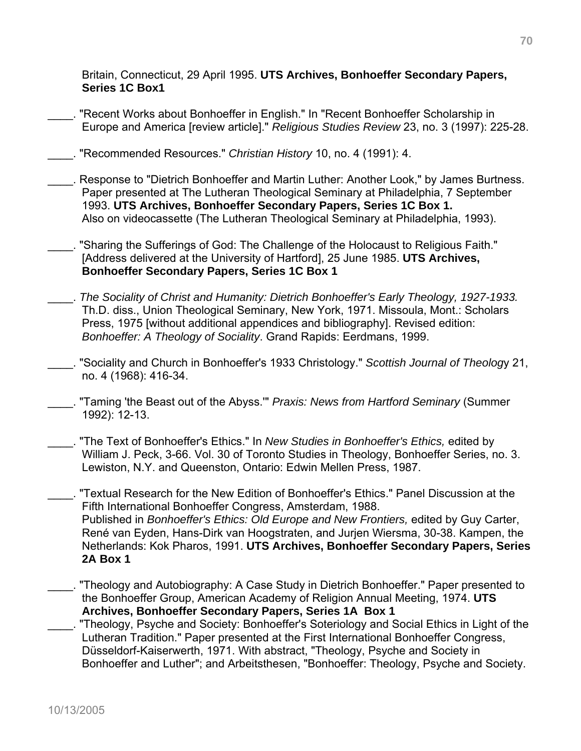Britain, Connecticut, 29 April 1995. **UTS Archives, Bonhoeffer Secondary Papers, Series 1C Box1**

____. "Recent Works about Bonhoeffer in English." In "Recent Bonhoeffer Scholarship in Europe and America [review article]." *Religious Studies Review* 23, no. 3 (1997): 225-28.

____. "Recommended Resources." *Christian History* 10, no. 4 (1991): 4.

____. Response to "Dietrich Bonhoeffer and Martin Luther: Another Look," by James Burtness. Paper presented at The Lutheran Theological Seminary at Philadelphia, 7 September 1993. **UTS Archives, Bonhoeffer Secondary Papers, Series 1C Box 1.** Also on videocassette (The Lutheran Theological Seminary at Philadelphia, 1993).

____. "Sharing the Sufferings of God: The Challenge of the Holocaust to Religious Faith." [Address delivered at the University of Hartford], 25 June 1985. **UTS Archives, Bonhoeffer Secondary Papers, Series 1C Box 1**

____. *The Sociality of Christ and Humanity: Dietrich Bonhoeffer's Early Theology, 1927-1933.* Th.D. diss., Union Theological Seminary, New York, 1971. Missoula, Mont.: Scholars Press, 1975 [without additional appendices and bibliography]. Revised edition: *Bonhoeffer: A Theology of Sociality*. Grand Rapids: Eerdmans, 1999.

____. "Sociality and Church in Bonhoeffer's 1933 Christology." *Scottish Journal of Theology* 21, no. 4 (1968): 416-34.

____. "Taming 'the Beast out of the Abyss.'" *Praxis: News from Hartford Seminary* (Summer 1992): 12-13.

____. "The Text of Bonhoeffer's Ethics." In *New Studies in Bonhoeffer's Ethics,* edited by William J. Peck, 3-66. Vol. 30 of Toronto Studies in Theology, Bonhoeffer Series, no. 3. Lewiston, N.Y. and Queenston, Ontario: Edwin Mellen Press, 1987.

____. "Textual Research for the New Edition of Bonhoeffer's Ethics." Panel Discussion at the Fifth International Bonhoeffer Congress, Amsterdam, 1988. Published in *Bonhoeffer's Ethics: Old Europe and New Frontiers,* edited by Guy Carter, René van Eyden, Hans-Dirk van Hoogstraten, and Jurjen Wiersma, 30-38. Kampen, the Netherlands: Kok Pharos, 1991. **UTS Archives, Bonhoeffer Secondary Papers, Series 2A Box 1**

____. "Theology and Autobiography: A Case Study in Dietrich Bonhoeffer." Paper presented to the Bonhoeffer Group, American Academy of Religion Annual Meeting, 1974. **UTS Archives, Bonhoeffer Secondary Papers, Series 1A Box 1**

____. "Theology, Psyche and Society: Bonhoeffer's Soteriology and Social Ethics in Light of the Lutheran Tradition." Paper presented at the First International Bonhoeffer Congress, Düsseldorf-Kaiserwerth, 1971. With abstract, "Theology, Psyche and Society in Bonhoeffer and Luther"; and Arbeitsthesen, "Bonhoeffer: Theology, Psyche and Society.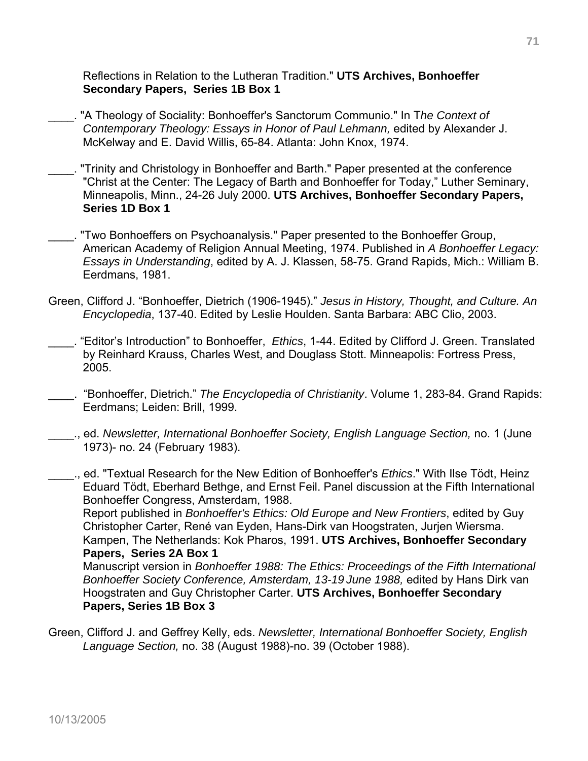Reflections in Relation to the Lutheran Tradition." **UTS Archives, Bonhoeffer Secondary Papers, Series 1B Box 1**

____. "A Theology of Sociality: Bonhoeffer's Sanctorum Communio." In T*he Context of Contemporary Theology: Essays in Honor of Paul Lehmann,* edited by Alexander J. McKelway and E. David Willis, 65-84. Atlanta: John Knox, 1974.

____. "Trinity and Christology in Bonhoeffer and Barth." Paper presented at the conference "Christ at the Center: The Legacy of Barth and Bonhoeffer for Today," Luther Seminary, Minneapolis, Minn., 24-26 July 2000. **UTS Archives, Bonhoeffer Secondary Papers, Series 1D Box 1**

____. "Two Bonhoeffers on Psychoanalysis." Paper presented to the Bonhoeffer Group, American Academy of Religion Annual Meeting, 1974. Published in *A Bonhoeffer Legacy: Essays in Understanding*, edited by A. J. Klassen, 58-75. Grand Rapids, Mich.: William B. Eerdmans, 1981.

Green, Clifford J. "Bonhoeffer, Dietrich (1906-1945)." *Jesus in History, Thought, and Culture. An Encyclopedia*, 137-40. Edited by Leslie Houlden. Santa Barbara: ABC Clio, 2003.

____. "Editor's Introduction" to Bonhoeffer, *Ethics*, 1-44. Edited by Clifford J. Green. Translated by Reinhard Krauss, Charles West, and Douglass Stott. Minneapolis: Fortress Press, 2005.

____. "Bonhoeffer, Dietrich." *The Encyclopedia of Christianity*. Volume 1, 283-84. Grand Rapids: Eerdmans; Leiden: Brill, 1999.

____., ed. *Newsletter, International Bonhoeffer Society, English Language Section,* no. 1 (June 1973)- no. 24 (February 1983).

____., ed. "Textual Research for the New Edition of Bonhoeffer's *Ethics*." With Ilse Tödt, Heinz Eduard Tödt, Eberhard Bethge, and Ernst Feil. Panel discussion at the Fifth International Bonhoeffer Congress, Amsterdam, 1988.
Report published in *Bonhoeffer's Ethics: Old Europe and New Frontiers*, edited by Guy Christopher Carter, René van Eyden, Hans-Dirk van Hoogstraten, Jurjen Wiersma. Kampen, The Netherlands: Kok Pharos, 1991. **UTS Archives, Bonhoeffer Secondary Papers, Series 2A Box 1**
Manuscript version in *Bonhoeffer 1988: The Ethics: Proceedings of the Fifth International Bonhoeffer Society Conference, Amsterdam, 13-19 June 1988,* edited by Hans Dirk van Hoogstraten and Guy Christopher Carter. **UTS Archives, Bonhoeffer Secondary Papers, Series 1B Box 3**

Green, Clifford J. and Geffrey Kelly, eds. *Newsletter, International Bonhoeffer Society, English Language Section,* no. 38 (August 1988)-no. 39 (October 1988).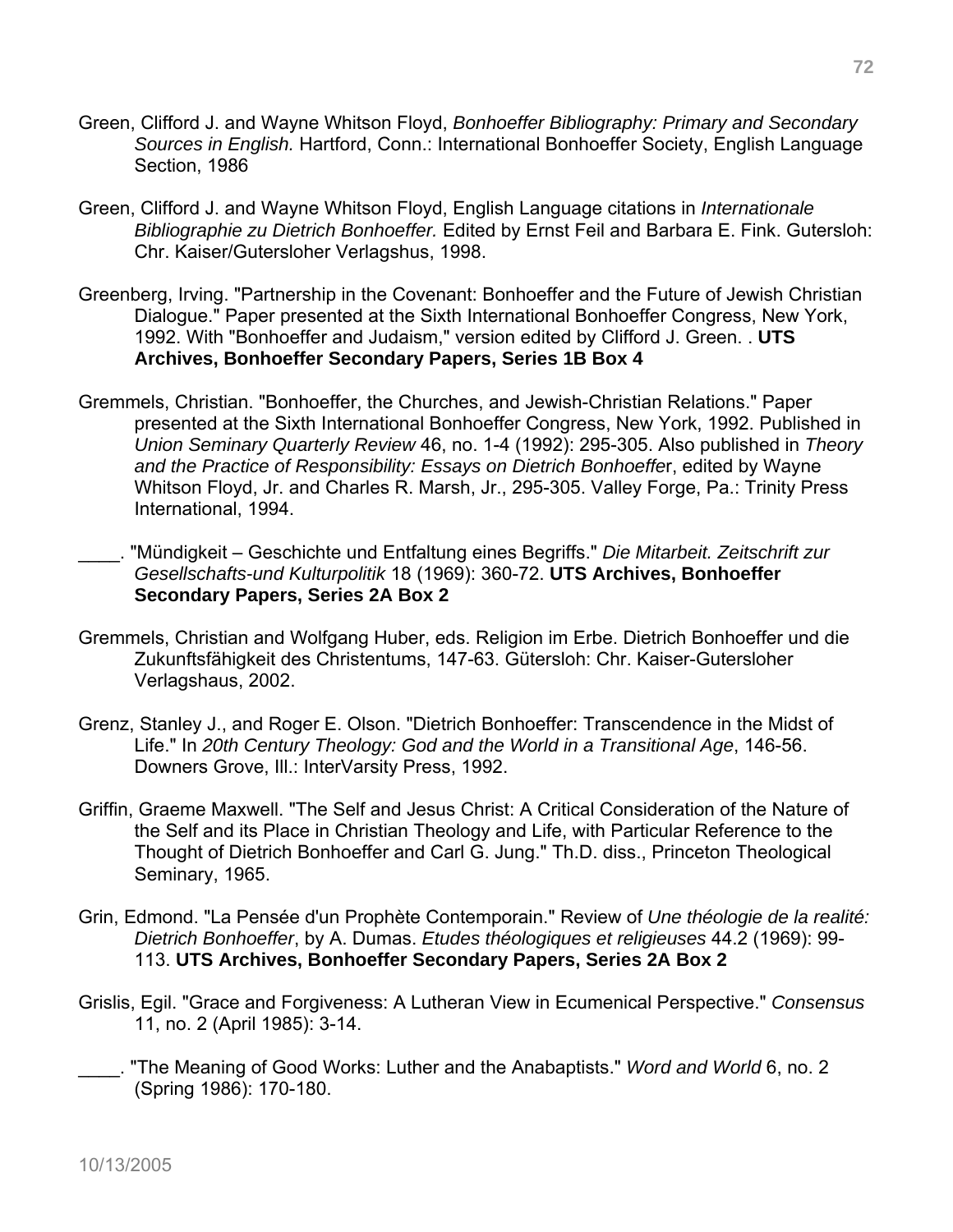Green, Clifford J. and Wayne Whitson Floyd, *Bonhoeffer Bibliography: Primary and Secondary Sources in English.* Hartford, Conn.: International Bonhoeffer Society, English Language Section, 1986

Green, Clifford J. and Wayne Whitson Floyd, English Language citations in *Internationale Bibliographie zu Dietrich Bonhoeffer.* Edited by Ernst Feil and Barbara E. Fink. Gutersloh: Chr. Kaiser/Gutersloher Verlagshus, 1998.

Greenberg, Irving. "Partnership in the Covenant: Bonhoeffer and the Future of Jewish Christian Dialogue." Paper presented at the Sixth International Bonhoeffer Congress, New York, 1992. With "Bonhoeffer and Judaism," version edited by Clifford J. Green. . **UTS Archives, Bonhoeffer Secondary Papers, Series 1B Box 4**

Gremmels, Christian. "Bonhoeffer, the Churches, and Jewish-Christian Relations." Paper presented at the Sixth International Bonhoeffer Congress, New York, 1992. Published in *Union Seminary Quarterly Review* 46, no. 1-4 (1992): 295-305. Also published in *Theory and the Practice of Responsibility: Essays on Dietrich Bonhoeffe*r, edited by Wayne Whitson Floyd, Jr. and Charles R. Marsh, Jr., 295-305. Valley Forge, Pa.: Trinity Press International, 1994.

____. "Mündigkeit – Geschichte und Entfaltung eines Begriffs." *Die Mitarbeit. Zeitschrift zur Gesellschafts-und Kulturpolitik* 18 (1969): 360-72. **UTS Archives, Bonhoeffer Secondary Papers, Series 2A Box 2**

Gremmels, Christian and Wolfgang Huber, eds. Religion im Erbe. Dietrich Bonhoeffer und die Zukunftsfähigkeit des Christentums, 147-63. Gütersloh: Chr. Kaiser-Gutersloher Verlagshaus, 2002.

Grenz, Stanley J., and Roger E. Olson. "Dietrich Bonhoeffer: Transcendence in the Midst of Life." In *20th Century Theology: God and the World in a Transitional Age*, 146-56. Downers Grove, Ill.: InterVarsity Press, 1992.

Griffin, Graeme Maxwell. "The Self and Jesus Christ: A Critical Consideration of the Nature of the Self and its Place in Christian Theology and Life, with Particular Reference to the Thought of Dietrich Bonhoeffer and Carl G. Jung." Th.D. diss., Princeton Theological Seminary, 1965.

Grin, Edmond. "La Pensée d'un Prophète Contemporain." Review of *Une théologie de la realité: Dietrich Bonhoeffer*, by A. Dumas. *Etudes théologiques et religieuses* 44.2 (1969): 99-113. **UTS Archives, Bonhoeffer Secondary Papers, Series 2A Box 2**

Grislis, Egil. "Grace and Forgiveness: A Lutheran View in Ecumenical Perspective." *Consensus* 11, no. 2 (April 1985): 3-14.

____. "The Meaning of Good Works: Luther and the Anabaptists." *Word and World* 6, no. 2 (Spring 1986): 170-180.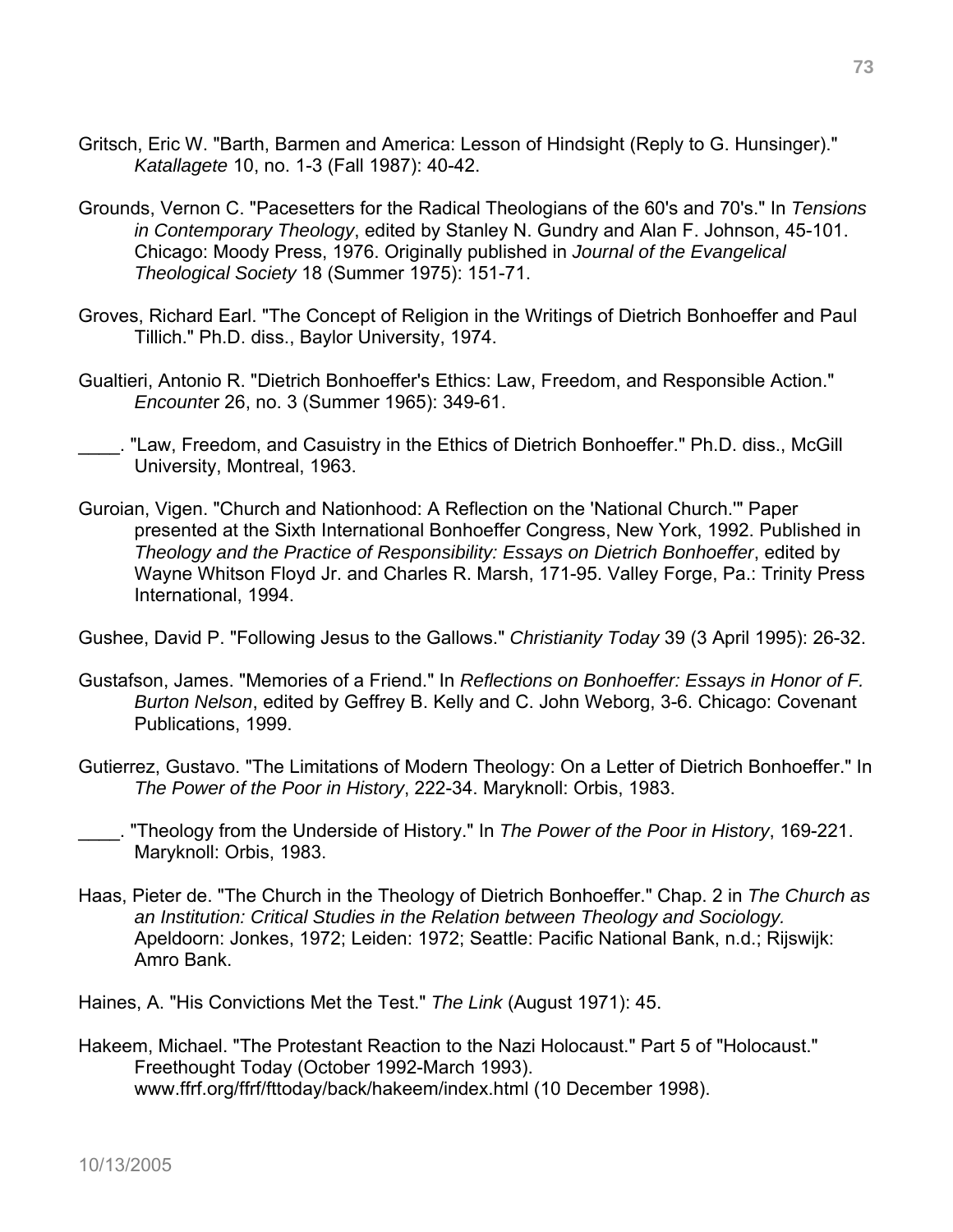Gritsch, Eric W. "Barth, Barmen and America: Lesson of Hindsight (Reply to G. Hunsinger)." *Katallagete* 10, no. 1-3 (Fall 1987): 40-42.

Grounds, Vernon C. "Pacesetters for the Radical Theologians of the 60's and 70's." In *Tensions in Contemporary Theology*, edited by Stanley N. Gundry and Alan F. Johnson, 45-101. Chicago: Moody Press, 1976. Originally published in *Journal of the Evangelical Theological Society* 18 (Summer 1975): 151-71.

Groves, Richard Earl. "The Concept of Religion in the Writings of Dietrich Bonhoeffer and Paul Tillich." Ph.D. diss., Baylor University, 1974.

Gualtieri, Antonio R. "Dietrich Bonhoeffer's Ethics: Law, Freedom, and Responsible Action." *Encounter* 26, no. 3 (Summer 1965): 349-61.

____. "Law, Freedom, and Casuistry in the Ethics of Dietrich Bonhoeffer." Ph.D. diss., McGill University, Montreal, 1963.

Guroian, Vigen. "Church and Nationhood: A Reflection on the 'National Church.'" Paper presented at the Sixth International Bonhoeffer Congress, New York, 1992. Published in *Theology and the Practice of Responsibility: Essays on Dietrich Bonhoeffer*, edited by Wayne Whitson Floyd Jr. and Charles R. Marsh, 171-95. Valley Forge, Pa.: Trinity Press International, 1994.

Gushee, David P. "Following Jesus to the Gallows." *Christianity Today* 39 (3 April 1995): 26-32.

Gustafson, James. "Memories of a Friend." In *Reflections on Bonhoeffer: Essays in Honor of F. Burton Nelson*, edited by Geffrey B. Kelly and C. John Weborg, 3-6. Chicago: Covenant Publications, 1999.

Gutierrez, Gustavo. "The Limitations of Modern Theology: On a Letter of Dietrich Bonhoeffer." In *The Power of the Poor in History*, 222-34. Maryknoll: Orbis, 1983.

____. "Theology from the Underside of History." In *The Power of the Poor in History*, 169-221. Maryknoll: Orbis, 1983.

Haas, Pieter de. "The Church in the Theology of Dietrich Bonhoeffer." Chap. 2 in *The Church as an Institution: Critical Studies in the Relation between Theology and Sociology.* Apeldoorn: Jonkes, 1972; Leiden: 1972; Seattle: Pacific National Bank, n.d.; Rijswijk: Amro Bank.

Haines, A. "His Convictions Met the Test." *The Link* (August 1971): 45.

Hakeem, Michael. "The Protestant Reaction to the Nazi Holocaust." Part 5 of "Holocaust." Freethought Today (October 1992-March 1993). www.ffrf.org/ffrf/fttoday/back/hakeem/index.html (10 December 1998).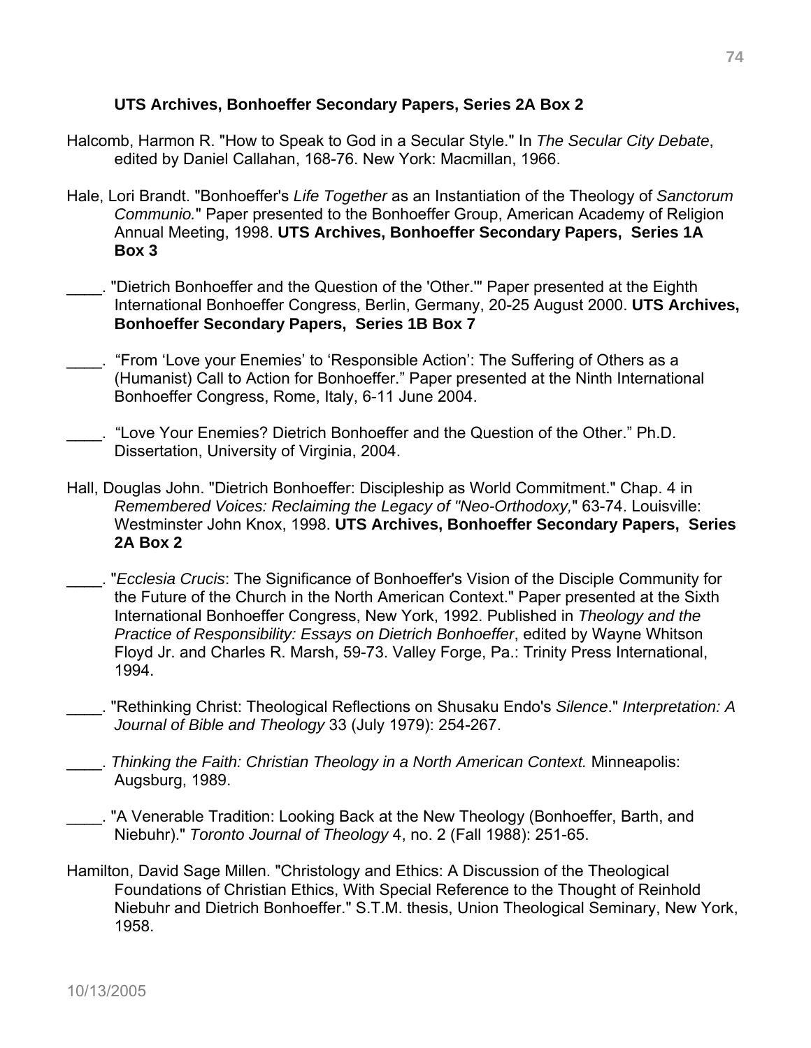**UTS Archives, Bonhoeffer Secondary Papers, Series 2A Box 2**

Halcomb, Harmon R. "How to Speak to God in a Secular Style." In *The Secular City Debate*, edited by Daniel Callahan, 168-76. New York: Macmillan, 1966.

Hale, Lori Brandt. "Bonhoeffer's *Life Together* as an Instantiation of the Theology of *Sanctorum Communio.*" Paper presented to the Bonhoeffer Group, American Academy of Religion Annual Meeting, 1998. **UTS Archives, Bonhoeffer Secondary Papers, Series 1A Box 3**

____. "Dietrich Bonhoeffer and the Question of the 'Other.'" Paper presented at the Eighth International Bonhoeffer Congress, Berlin, Germany, 20-25 August 2000. **UTS Archives, Bonhoeffer Secondary Papers, Series 1B Box 7**

____. "From 'Love your Enemies' to 'Responsible Action': The Suffering of Others as a (Humanist) Call to Action for Bonhoeffer." Paper presented at the Ninth International Bonhoeffer Congress, Rome, Italy, 6-11 June 2004.

____. "Love Your Enemies? Dietrich Bonhoeffer and the Question of the Other." Ph.D. Dissertation, University of Virginia, 2004.

Hall, Douglas John. "Dietrich Bonhoeffer: Discipleship as World Commitment." Chap. 4 in *Remembered Voices: Reclaiming the Legacy of "Neo-Orthodoxy,"* 63-74. Louisville: Westminster John Knox, 1998. **UTS Archives, Bonhoeffer Secondary Papers, Series 2A Box 2**

____. "*Ecclesia Crucis*: The Significance of Bonhoeffer's Vision of the Disciple Community for the Future of the Church in the North American Context." Paper presented at the Sixth International Bonhoeffer Congress, New York, 1992. Published in *Theology and the Practice of Responsibility: Essays on Dietrich Bonhoeffer*, edited by Wayne Whitson Floyd Jr. and Charles R. Marsh, 59-73. Valley Forge, Pa.: Trinity Press International, 1994.

____. "Rethinking Christ: Theological Reflections on Shusaku Endo's *Silence*." *Interpretation: A Journal of Bible and Theology* 33 (July 1979): 254-267.

____. *Thinking the Faith: Christian Theology in a North American Context.* Minneapolis: Augsburg, 1989.

____. "A Venerable Tradition: Looking Back at the New Theology (Bonhoeffer, Barth, and Niebuhr)." *Toronto Journal of Theology* 4, no. 2 (Fall 1988): 251-65.

Hamilton, David Sage Millen. "Christology and Ethics: A Discussion of the Theological Foundations of Christian Ethics, With Special Reference to the Thought of Reinhold Niebuhr and Dietrich Bonhoeffer." S.T.M. thesis, Union Theological Seminary, New York, 1958.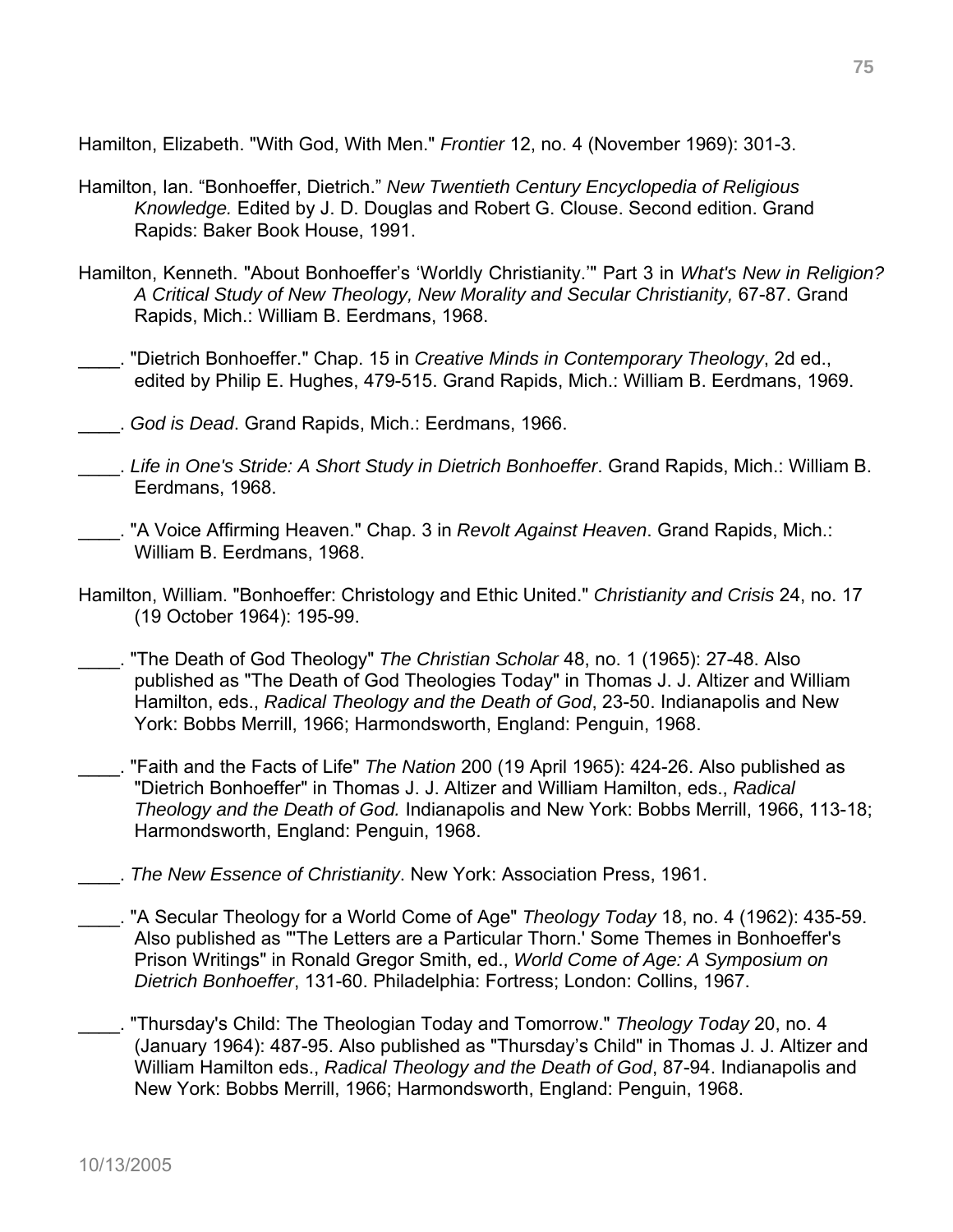Hamilton, Elizabeth. "With God, With Men." *Frontier* 12, no. 4 (November 1969): 301-3.

Hamilton, Ian. "Bonhoeffer, Dietrich." *New Twentieth Century Encyclopedia of Religious Knowledge.* Edited by J. D. Douglas and Robert G. Clouse. Second edition. Grand Rapids: Baker Book House, 1991.

Hamilton, Kenneth. "About Bonhoeffer's 'Worldly Christianity.'" Part 3 in *What's New in Religion? A Critical Study of New Theology, New Morality and Secular Christianity,* 67-87. Grand Rapids, Mich.: William B. Eerdmans, 1968.

____. "Dietrich Bonhoeffer." Chap. 15 in *Creative Minds in Contemporary Theology*, 2d ed., edited by Philip E. Hughes, 479-515. Grand Rapids, Mich.: William B. Eerdmans, 1969.

____. *God is Dead*. Grand Rapids, Mich.: Eerdmans, 1966.

____. *Life in One's Stride: A Short Study in Dietrich Bonhoeffer*. Grand Rapids, Mich.: William B. Eerdmans, 1968.

____. "A Voice Affirming Heaven." Chap. 3 in *Revolt Against Heaven*. Grand Rapids, Mich.: William B. Eerdmans, 1968.

Hamilton, William. "Bonhoeffer: Christology and Ethic United." *Christianity and Crisis* 24, no. 17 (19 October 1964): 195-99.

____. "The Death of God Theology" *The Christian Scholar* 48, no. 1 (1965): 27-48. Also published as "The Death of God Theologies Today" in Thomas J. J. Altizer and William Hamilton, eds., *Radical Theology and the Death of God*, 23-50. Indianapolis and New York: Bobbs Merrill, 1966; Harmondsworth, England: Penguin, 1968.

____. "Faith and the Facts of Life" *The Nation* 200 (19 April 1965): 424-26. Also published as "Dietrich Bonhoeffer" in Thomas J. J. Altizer and William Hamilton, eds., *Radical Theology and the Death of God.* Indianapolis and New York: Bobbs Merrill, 1966, 113-18; Harmondsworth, England: Penguin, 1968.

____. *The New Essence of Christianity*. New York: Association Press, 1961.

____. "A Secular Theology for a World Come of Age" *Theology Today* 18, no. 4 (1962): 435-59. Also published as "'The Letters are a Particular Thorn.' Some Themes in Bonhoeffer's Prison Writings" in Ronald Gregor Smith, ed., *World Come of Age: A Symposium on Dietrich Bonhoeffer*, 131-60. Philadelphia: Fortress; London: Collins, 1967.

____. "Thursday's Child: The Theologian Today and Tomorrow." *Theology Today* 20, no. 4 (January 1964): 487-95. Also published as "Thursday's Child" in Thomas J. J. Altizer and William Hamilton eds., *Radical Theology and the Death of God*, 87-94. Indianapolis and New York: Bobbs Merrill, 1966; Harmondsworth, England: Penguin, 1968.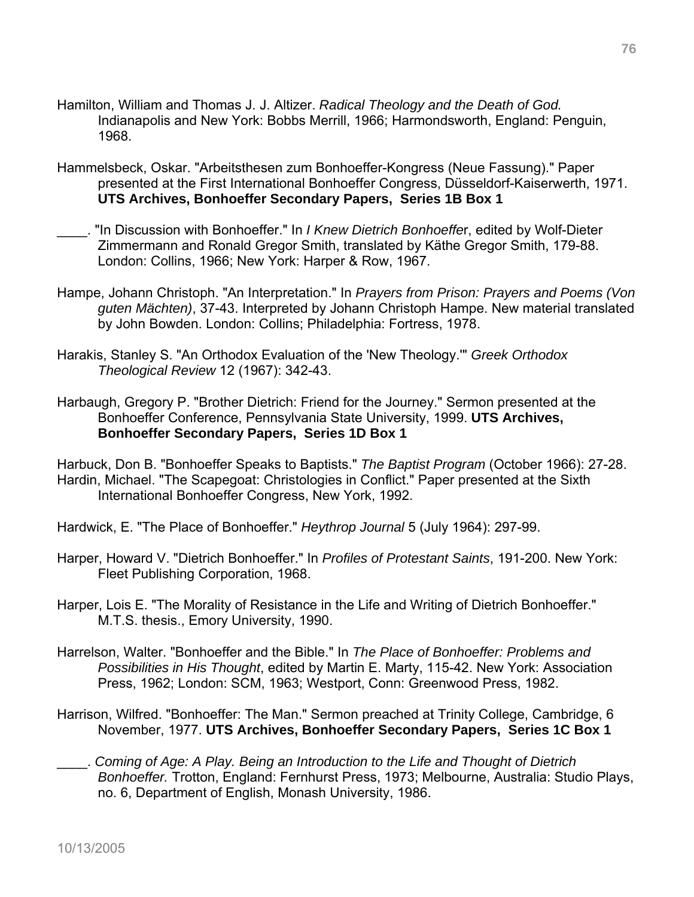Hamilton, William and Thomas J. J. Altizer. *Radical Theology and the Death of God.* Indianapolis and New York: Bobbs Merrill, 1966; Harmondsworth, England: Penguin, 1968.

Hammelsbeck, Oskar. "Arbeitsthesen zum Bonhoeffer-Kongress (Neue Fassung)." Paper presented at the First International Bonhoeffer Congress, Düsseldorf-Kaiserwerth, 1971. **UTS Archives, Bonhoeffer Secondary Papers, Series 1B Box 1**

____. "In Discussion with Bonhoeffer." In *I Knew Dietrich Bonhoeffe*r, edited by Wolf-Dieter Zimmermann and Ronald Gregor Smith, translated by Käthe Gregor Smith, 179-88. London: Collins, 1966; New York: Harper & Row, 1967.

Hampe, Johann Christoph. "An Interpretation." In *Prayers from Prison: Prayers and Poems (Von guten Mächten)*, 37-43. Interpreted by Johann Christoph Hampe. New material translated by John Bowden. London: Collins; Philadelphia: Fortress, 1978.

Harakis, Stanley S. "An Orthodox Evaluation of the 'New Theology.'" *Greek Orthodox Theological Review* 12 (1967): 342-43.

Harbaugh, Gregory P. "Brother Dietrich: Friend for the Journey." Sermon presented at the Bonhoeffer Conference, Pennsylvania State University, 1999. **UTS Archives, Bonhoeffer Secondary Papers, Series 1D Box 1**

Harbuck, Don B. "Bonhoeffer Speaks to Baptists." *The Baptist Program* (October 1966): 27-28.

Hardin, Michael. "The Scapegoat: Christologies in Conflict." Paper presented at the Sixth International Bonhoeffer Congress, New York, 1992.

Hardwick, E. "The Place of Bonhoeffer." *Heythrop Journal* 5 (July 1964): 297-99.

Harper, Howard V. "Dietrich Bonhoeffer." In *Profiles of Protestant Saints*, 191-200. New York: Fleet Publishing Corporation, 1968.

Harper, Lois E. "The Morality of Resistance in the Life and Writing of Dietrich Bonhoeffer." M.T.S. thesis., Emory University, 1990.

Harrelson, Walter. "Bonhoeffer and the Bible." In *The Place of Bonhoeffer: Problems and Possibilities in His Thought*, edited by Martin E. Marty, 115-42. New York: Association Press, 1962; London: SCM, 1963; Westport, Conn: Greenwood Press, 1982.

Harrison, Wilfred. "Bonhoeffer: The Man." Sermon preached at Trinity College, Cambridge, 6 November, 1977. **UTS Archives, Bonhoeffer Secondary Papers, Series 1C Box 1**

____. *Coming of Age: A Play. Being an Introduction to the Life and Thought of Dietrich Bonhoeffer.* Trotton, England: Fernhurst Press, 1973; Melbourne, Australia: Studio Plays, no. 6, Department of English, Monash University, 1986.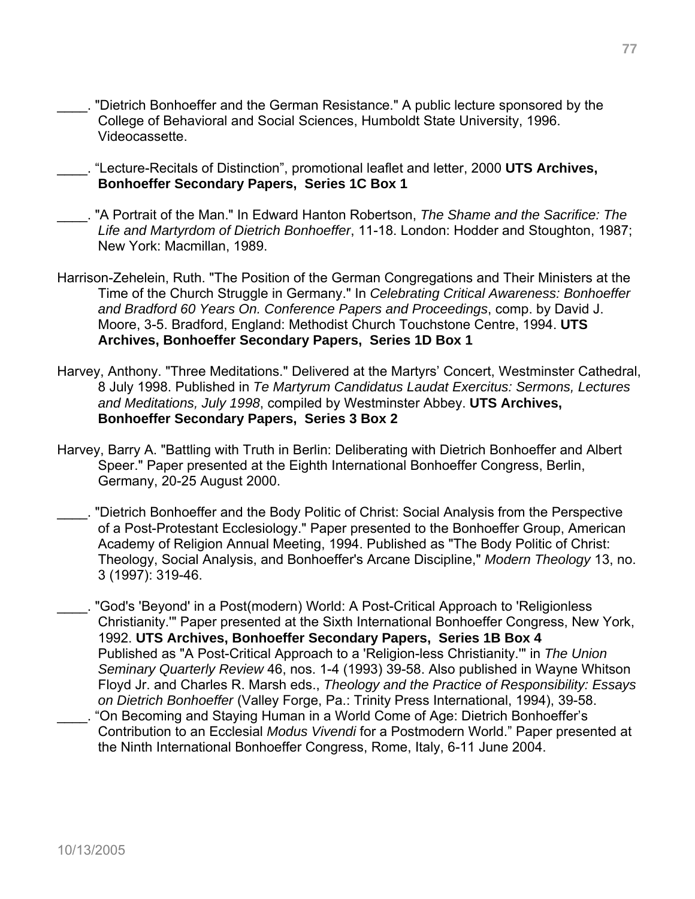____. "Dietrich Bonhoeffer and the German Resistance." A public lecture sponsored by the College of Behavioral and Social Sciences, Humboldt State University, 1996. Videocassette.

____. "Lecture-Recitals of Distinction", promotional leaflet and letter, 2000 **UTS Archives, Bonhoeffer Secondary Papers, Series 1C Box 1**

____. "A Portrait of the Man." In Edward Hanton Robertson, *The Shame and the Sacrifice: The Life and Martyrdom of Dietrich Bonhoeffer*, 11-18. London: Hodder and Stoughton, 1987; New York: Macmillan, 1989.

Harrison-Zehelein, Ruth. "The Position of the German Congregations and Their Ministers at the Time of the Church Struggle in Germany." In *Celebrating Critical Awareness: Bonhoeffer and Bradford 60 Years On. Conference Papers and Proceedings*, comp. by David J. Moore, 3-5. Bradford, England: Methodist Church Touchstone Centre, 1994. **UTS Archives, Bonhoeffer Secondary Papers, Series 1D Box 1**

Harvey, Anthony. "Three Meditations." Delivered at the Martyrs' Concert, Westminster Cathedral, 8 July 1998. Published in *Te Martyrum Candidatus Laudat Exercitus: Sermons, Lectures and Meditations, July 1998*, compiled by Westminster Abbey. **UTS Archives, Bonhoeffer Secondary Papers, Series 3 Box 2**

Harvey, Barry A. "Battling with Truth in Berlin: Deliberating with Dietrich Bonhoeffer and Albert Speer." Paper presented at the Eighth International Bonhoeffer Congress, Berlin, Germany, 20-25 August 2000.

____. "Dietrich Bonhoeffer and the Body Politic of Christ: Social Analysis from the Perspective of a Post-Protestant Ecclesiology." Paper presented to the Bonhoeffer Group, American Academy of Religion Annual Meeting, 1994. Published as "The Body Politic of Christ: Theology, Social Analysis, and Bonhoeffer's Arcane Discipline," *Modern Theology* 13, no. 3 (1997): 319-46.

____. "God's 'Beyond' in a Post(modern) World: A Post-Critical Approach to 'Religionless Christianity.'" Paper presented at the Sixth International Bonhoeffer Congress, New York, 1992. **UTS Archives, Bonhoeffer Secondary Papers, Series 1B Box 4** Published as "A Post-Critical Approach to a 'Religion-less Christianity.'" in *The Union Seminary Quarterly Review* 46, nos. 1-4 (1993) 39-58. Also published in Wayne Whitson Floyd Jr. and Charles R. Marsh eds., *Theology and the Practice of Responsibility: Essays on Dietrich Bonhoeffer* (Valley Forge, Pa.: Trinity Press International, 1994), 39-58.

____. "On Becoming and Staying Human in a World Come of Age: Dietrich Bonhoeffer's Contribution to an Ecclesial *Modus Vivendi* for a Postmodern World." Paper presented at the Ninth International Bonhoeffer Congress, Rome, Italy, 6-11 June 2004.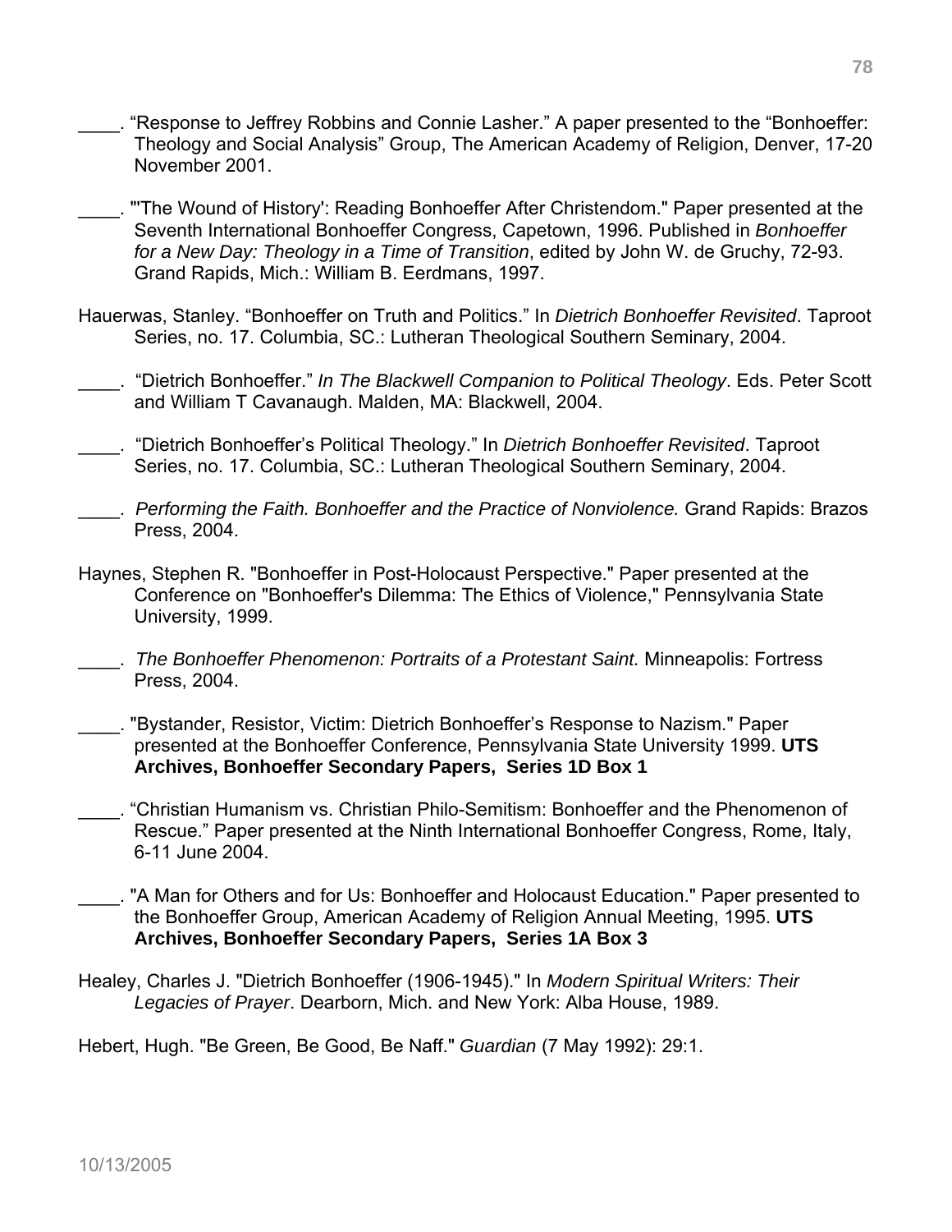____. “Response to Jeffrey Robbins and Connie Lasher.” A paper presented to the “Bonhoeffer: Theology and Social Analysis” Group, The American Academy of Religion, Denver, 17-20 November 2001.

____. "'The Wound of History': Reading Bonhoeffer After Christendom." Paper presented at the Seventh International Bonhoeffer Congress, Capetown, 1996. Published in *Bonhoeffer for a New Day: Theology in a Time of Transition*, edited by John W. de Gruchy, 72-93. Grand Rapids, Mich.: William B. Eerdmans, 1997.

Hauerwas, Stanley. “Bonhoeffer on Truth and Politics.” In *Dietrich Bonhoeffer Revisited*. Taproot Series, no. 17. Columbia, SC.: Lutheran Theological Southern Seminary, 2004.

____. “Dietrich Bonhoeffer.” *In The Blackwell Companion to Political Theology*. Eds. Peter Scott and William T Cavanaugh. Malden, MA: Blackwell, 2004.

____. “Dietrich Bonhoeffer’s Political Theology.” In *Dietrich Bonhoeffer Revisited*. Taproot Series, no. 17. Columbia, SC.: Lutheran Theological Southern Seminary, 2004.

____. *Performing the Faith. Bonhoeffer and the Practice of Nonviolence.* Grand Rapids: Brazos Press, 2004.

Haynes, Stephen R. "Bonhoeffer in Post-Holocaust Perspective." Paper presented at the Conference on "Bonhoeffer's Dilemma: The Ethics of Violence," Pennsylvania State University, 1999.

____. *The Bonhoeffer Phenomenon: Portraits of a Protestant Saint.* Minneapolis: Fortress Press, 2004.

____. "Bystander, Resistor, Victim: Dietrich Bonhoeffer’s Response to Nazism." Paper presented at the Bonhoeffer Conference, Pennsylvania State University 1999. **UTS Archives, Bonhoeffer Secondary Papers, Series 1D Box 1**

____. “Christian Humanism vs. Christian Philo-Semitism: Bonhoeffer and the Phenomenon of Rescue.” Paper presented at the Ninth International Bonhoeffer Congress, Rome, Italy, 6-11 June 2004.

____. "A Man for Others and for Us: Bonhoeffer and Holocaust Education." Paper presented to the Bonhoeffer Group, American Academy of Religion Annual Meeting, 1995. **UTS Archives, Bonhoeffer Secondary Papers, Series 1A Box 3**

Healey, Charles J. "Dietrich Bonhoeffer (1906-1945)." In *Modern Spiritual Writers: Their Legacies of Prayer*. Dearborn, Mich. and New York: Alba House, 1989.

Hebert, Hugh. "Be Green, Be Good, Be Naff." *Guardian* (7 May 1992): 29:1.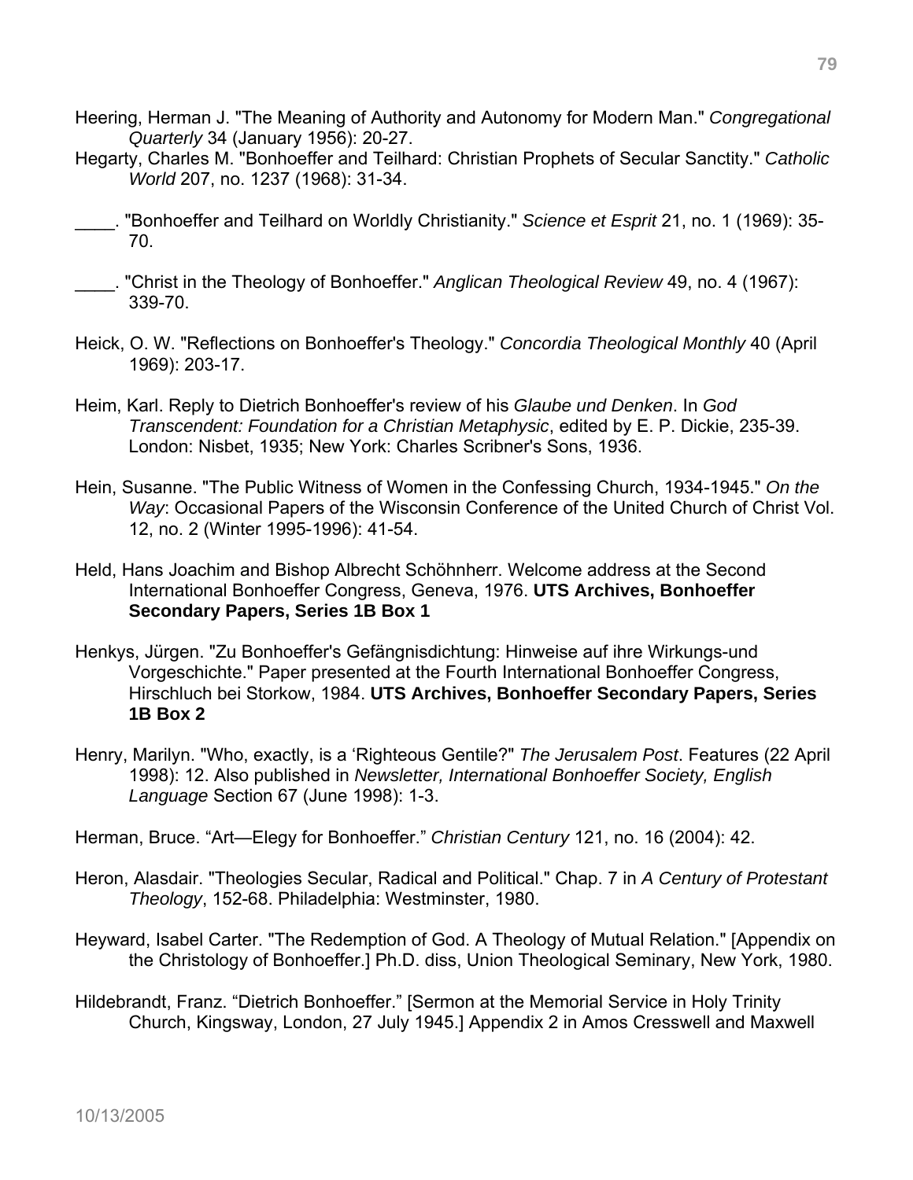Heering, Herman J. "The Meaning of Authority and Autonomy for Modern Man." *Congregational Quarterly* 34 (January 1956): 20-27.

Hegarty, Charles M. "Bonhoeffer and Teilhard: Christian Prophets of Secular Sanctity." *Catholic World* 207, no. 1237 (1968): 31-34.

____. "Bonhoeffer and Teilhard on Worldly Christianity." *Science et Esprit* 21, no. 1 (1969): 35-70.

____. "Christ in the Theology of Bonhoeffer." *Anglican Theological Review* 49, no. 4 (1967): 339-70.

Heick, O. W. "Reflections on Bonhoeffer's Theology." *Concordia Theological Monthly* 40 (April 1969): 203-17.

Heim, Karl. Reply to Dietrich Bonhoeffer's review of his *Glaube und Denken*. In *God Transcendent: Foundation for a Christian Metaphysic*, edited by E. P. Dickie, 235-39. London: Nisbet, 1935; New York: Charles Scribner's Sons, 1936.

Hein, Susanne. "The Public Witness of Women in the Confessing Church, 1934-1945." *On the Way*: Occasional Papers of the Wisconsin Conference of the United Church of Christ Vol. 12, no. 2 (Winter 1995-1996): 41-54.

Held, Hans Joachim and Bishop Albrecht Schöhnherr. Welcome address at the Second International Bonhoeffer Congress, Geneva, 1976. **UTS Archives, Bonhoeffer Secondary Papers, Series 1B Box 1**

Henkys, Jürgen. "Zu Bonhoeffer's Gefängnisdichtung: Hinweise auf ihre Wirkungs-und Vorgeschichte." Paper presented at the Fourth International Bonhoeffer Congress, Hirschluch bei Storkow, 1984. **UTS Archives, Bonhoeffer Secondary Papers, Series 1B Box 2**

Henry, Marilyn. "Who, exactly, is a 'Righteous Gentile?" *The Jerusalem Post*. Features (22 April 1998): 12. Also published in *Newsletter, International Bonhoeffer Society, English Language* Section 67 (June 1998): 1-3.

Herman, Bruce. "Art—Elegy for Bonhoeffer." *Christian Century* 121, no. 16 (2004): 42.

Heron, Alasdair. "Theologies Secular, Radical and Political." Chap. 7 in *A Century of Protestant Theology*, 152-68. Philadelphia: Westminster, 1980.

Heyward, Isabel Carter. "The Redemption of God. A Theology of Mutual Relation." [Appendix on the Christology of Bonhoeffer.] Ph.D. diss, Union Theological Seminary, New York, 1980.

Hildebrandt, Franz. "Dietrich Bonhoeffer." [Sermon at the Memorial Service in Holy Trinity Church, Kingsway, London, 27 July 1945.] Appendix 2 in Amos Cresswell and Maxwell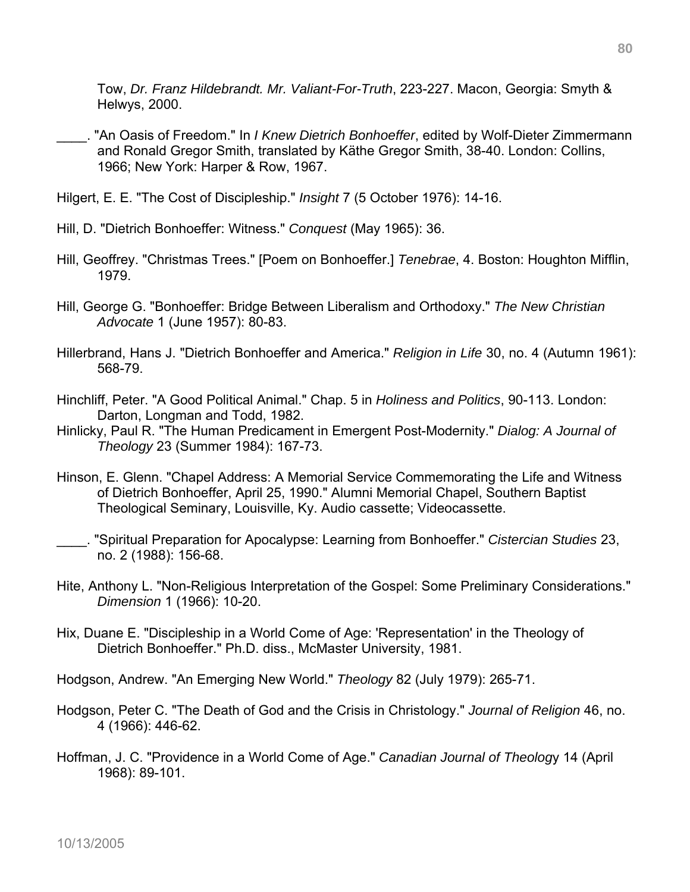Tow, *Dr. Franz Hildebrandt. Mr. Valiant-For-Truth*, 223-227. Macon, Georgia: Smyth & Helwys, 2000.

____. "An Oasis of Freedom." In *I Knew Dietrich Bonhoeffer*, edited by Wolf-Dieter Zimmermann and Ronald Gregor Smith, translated by Käthe Gregor Smith, 38-40. London: Collins, 1966; New York: Harper & Row, 1967.

Hilgert, E. E. "The Cost of Discipleship." *Insight* 7 (5 October 1976): 14-16.

Hill, D. "Dietrich Bonhoeffer: Witness." *Conquest* (May 1965): 36.

Hill, Geoffrey. "Christmas Trees." [Poem on Bonhoeffer.] *Tenebrae*, 4. Boston: Houghton Mifflin, 1979.

Hill, George G. "Bonhoeffer: Bridge Between Liberalism and Orthodoxy." *The New Christian Advocate* 1 (June 1957): 80-83.

Hillerbrand, Hans J. "Dietrich Bonhoeffer and America." *Religion in Life* 30, no. 4 (Autumn 1961): 568-79.

Hinchliff, Peter. "A Good Political Animal." Chap. 5 in *Holiness and Politics*, 90-113. London: Darton, Longman and Todd, 1982.

Hinlicky, Paul R. "The Human Predicament in Emergent Post-Modernity." *Dialog: A Journal of Theology* 23 (Summer 1984): 167-73.

Hinson, E. Glenn. "Chapel Address: A Memorial Service Commemorating the Life and Witness of Dietrich Bonhoeffer, April 25, 1990." Alumni Memorial Chapel, Southern Baptist Theological Seminary, Louisville, Ky. Audio cassette; Videocassette.

____. "Spiritual Preparation for Apocalypse: Learning from Bonhoeffer." *Cistercian Studies* 23, no. 2 (1988): 156-68.

Hite, Anthony L. "Non-Religious Interpretation of the Gospel: Some Preliminary Considerations." *Dimension* 1 (1966): 10-20.

Hix, Duane E. "Discipleship in a World Come of Age: 'Representation' in the Theology of Dietrich Bonhoeffer." Ph.D. diss., McMaster University, 1981.

Hodgson, Andrew. "An Emerging New World." *Theology* 82 (July 1979): 265-71.

Hodgson, Peter C. "The Death of God and the Crisis in Christology." *Journal of Religion* 46, no. 4 (1966): 446-62.

Hoffman, J. C. "Providence in a World Come of Age." *Canadian Journal of Theology* 14 (April 1968): 89-101.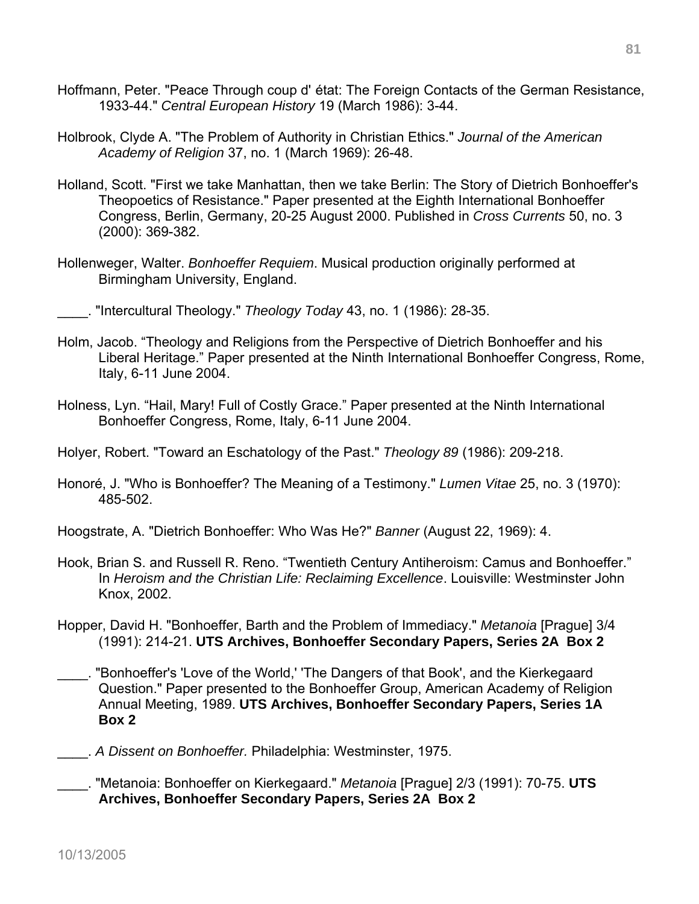Hoffmann, Peter. "Peace Through coup d' état: The Foreign Contacts of the German Resistance, 1933-44." *Central European History* 19 (March 1986): 3-44.

Holbrook, Clyde A. "The Problem of Authority in Christian Ethics." *Journal of the American Academy of Religion* 37, no. 1 (March 1969): 26-48.

Holland, Scott. "First we take Manhattan, then we take Berlin: The Story of Dietrich Bonhoeffer's Theopoetics of Resistance." Paper presented at the Eighth International Bonhoeffer Congress, Berlin, Germany, 20-25 August 2000. Published in *Cross Currents* 50, no. 3 (2000): 369-382.

Hollenweger, Walter. *Bonhoeffer Requiem*. Musical production originally performed at Birmingham University, England.

____. "Intercultural Theology." *Theology Today* 43, no. 1 (1986): 28-35.

Holm, Jacob. "Theology and Religions from the Perspective of Dietrich Bonhoeffer and his Liberal Heritage." Paper presented at the Ninth International Bonhoeffer Congress, Rome, Italy, 6-11 June 2004.

Holness, Lyn. "Hail, Mary! Full of Costly Grace." Paper presented at the Ninth International Bonhoeffer Congress, Rome, Italy, 6-11 June 2004.

Holyer, Robert. "Toward an Eschatology of the Past." *Theology 89* (1986): 209-218.

Honoré, J. "Who is Bonhoeffer? The Meaning of a Testimony." *Lumen Vitae* 25, no. 3 (1970): 485-502.

Hoogstrate, A. "Dietrich Bonhoeffer: Who Was He?" *Banner* (August 22, 1969): 4.

Hook, Brian S. and Russell R. Reno. "Twentieth Century Antiheroism: Camus and Bonhoeffer." In *Heroism and the Christian Life: Reclaiming Excellence*. Louisville: Westminster John Knox, 2002.

Hopper, David H. "Bonhoeffer, Barth and the Problem of Immediacy." *Metanoia* [Prague] 3/4 (1991): 214-21. **UTS Archives, Bonhoeffer Secondary Papers, Series 2A Box 2**

____. "Bonhoeffer's 'Love of the World,' 'The Dangers of that Book', and the Kierkegaard Question." Paper presented to the Bonhoeffer Group, American Academy of Religion Annual Meeting, 1989. **UTS Archives, Bonhoeffer Secondary Papers, Series 1A Box 2**

____. *A Dissent on Bonhoeffer.* Philadelphia: Westminster, 1975.

____. "Metanoia: Bonhoeffer on Kierkegaard." *Metanoia* [Prague] 2/3 (1991): 70-75. **UTS Archives, Bonhoeffer Secondary Papers, Series 2A Box 2**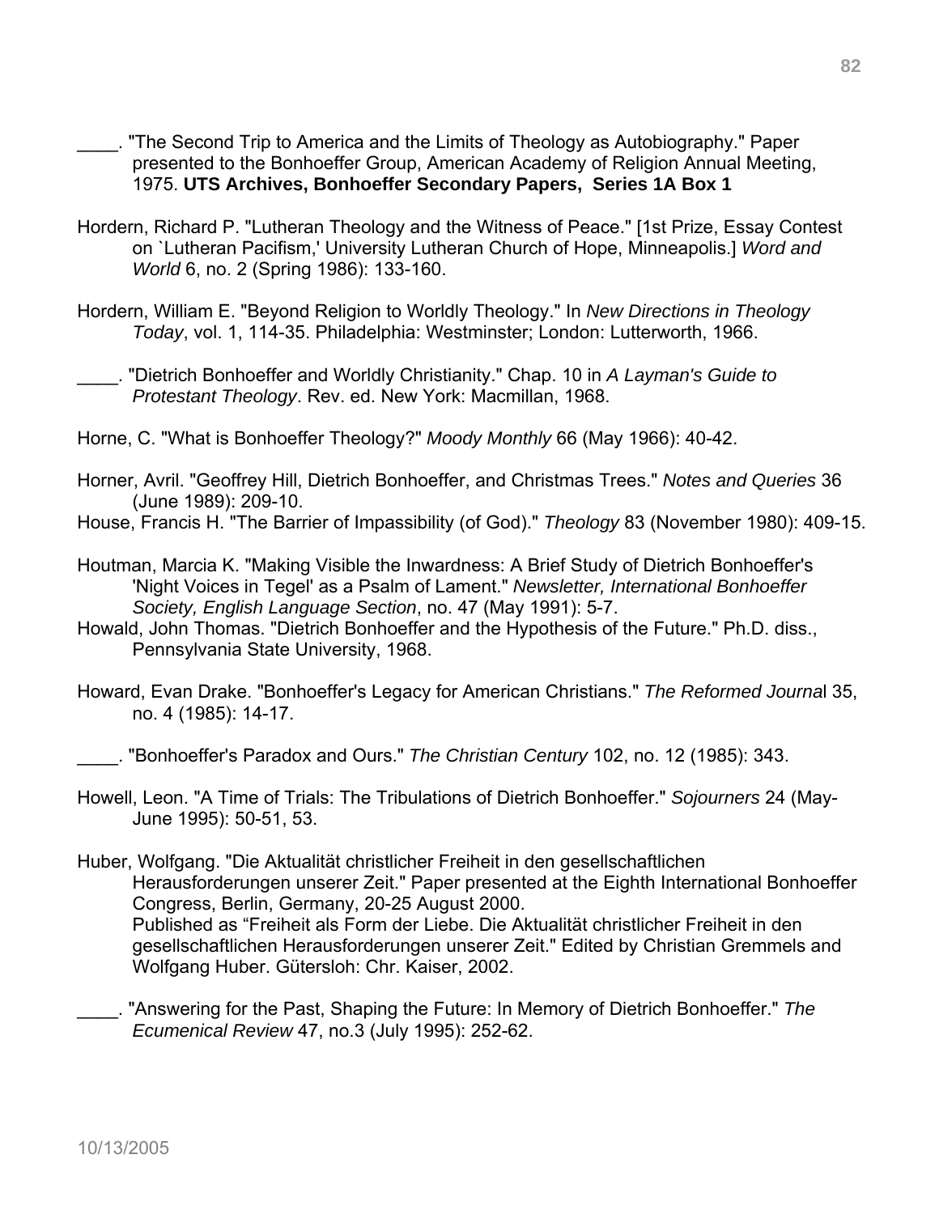____. "The Second Trip to America and the Limits of Theology as Autobiography." Paper presented to the Bonhoeffer Group, American Academy of Religion Annual Meeting, 1975. **UTS Archives, Bonhoeffer Secondary Papers, Series 1A Box 1**

Hordern, Richard P. "Lutheran Theology and the Witness of Peace." [1st Prize, Essay Contest on `Lutheran Pacifism,' University Lutheran Church of Hope, Minneapolis.] *Word and World* 6, no. 2 (Spring 1986): 133-160.

Hordern, William E. "Beyond Religion to Worldly Theology." In *New Directions in Theology Today*, vol. 1, 114-35. Philadelphia: Westminster; London: Lutterworth, 1966.

____. "Dietrich Bonhoeffer and Worldly Christianity." Chap. 10 in *A Layman's Guide to Protestant Theology*. Rev. ed. New York: Macmillan, 1968.

Horne, C. "What is Bonhoeffer Theology?" *Moody Monthly* 66 (May 1966): 40-42.

Horner, Avril. "Geoffrey Hill, Dietrich Bonhoeffer, and Christmas Trees." *Notes and Queries* 36 (June 1989): 209-10.

House, Francis H. "The Barrier of Impassibility (of God)." *Theology* 83 (November 1980): 409-15.

Houtman, Marcia K. "Making Visible the Inwardness: A Brief Study of Dietrich Bonhoeffer's 'Night Voices in Tegel' as a Psalm of Lament." *Newsletter, International Bonhoeffer Society, English Language Section*, no. 47 (May 1991): 5-7.

Howald, John Thomas. "Dietrich Bonhoeffer and the Hypothesis of the Future." Ph.D. diss., Pennsylvania State University, 1968.

Howard, Evan Drake. "Bonhoeffer's Legacy for American Christians." *The Reformed Journal* 35, no. 4 (1985): 14-17.

____. "Bonhoeffer's Paradox and Ours." *The Christian Century* 102, no. 12 (1985): 343.

Howell, Leon. "A Time of Trials: The Tribulations of Dietrich Bonhoeffer." *Sojourners* 24 (May-June 1995): 50-51, 53.

Huber, Wolfgang. "Die Aktualität christlicher Freiheit in den gesellschaftlichen Herausforderungen unserer Zeit." Paper presented at the Eighth International Bonhoeffer Congress, Berlin, Germany, 20-25 August 2000.
Published as "Freiheit als Form der Liebe. Die Aktualität christlicher Freiheit in den gesellschaftlichen Herausforderungen unserer Zeit." Edited by Christian Gremmels and Wolfgang Huber. Gütersloh: Chr. Kaiser, 2002.

____. "Answering for the Past, Shaping the Future: In Memory of Dietrich Bonhoeffer." *The Ecumenical Review* 47, no.3 (July 1995): 252-62.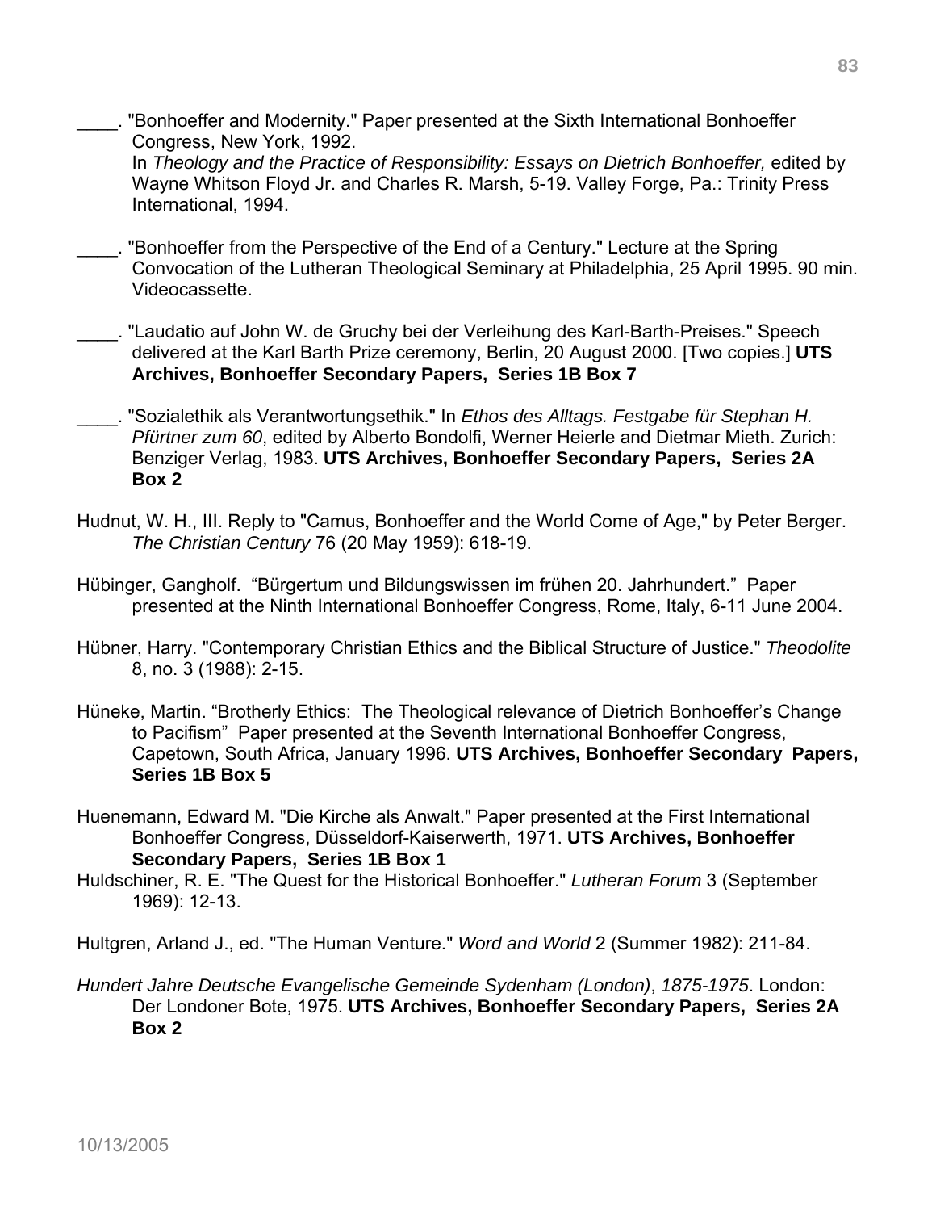____. "Bonhoeffer and Modernity." Paper presented at the Sixth International Bonhoeffer Congress, New York, 1992.
In *Theology and the Practice of Responsibility: Essays on Dietrich Bonhoeffer,* edited by Wayne Whitson Floyd Jr. and Charles R. Marsh, 5-19. Valley Forge, Pa.: Trinity Press International, 1994.

____. "Bonhoeffer from the Perspective of the End of a Century." Lecture at the Spring Convocation of the Lutheran Theological Seminary at Philadelphia, 25 April 1995. 90 min. Videocassette.

____. "Laudatio auf John W. de Gruchy bei der Verleihung des Karl-Barth-Preises." Speech delivered at the Karl Barth Prize ceremony, Berlin, 20 August 2000. [Two copies.] **UTS Archives, Bonhoeffer Secondary Papers, Series 1B Box 7**

____. "Sozialethik als Verantwortungsethik." In *Ethos des Alltags. Festgabe für Stephan H. Pfürtner zum 60*, edited by Alberto Bondolfi, Werner Heierle and Dietmar Mieth. Zurich: Benziger Verlag, 1983. **UTS Archives, Bonhoeffer Secondary Papers, Series 2A Box 2**

Hudnut, W. H., III. Reply to "Camus, Bonhoeffer and the World Come of Age," by Peter Berger. *The Christian Century* 76 (20 May 1959): 618-19.

Hübinger, Gangholf. "Bürgertum und Bildungswissen im frühen 20. Jahrhundert." Paper presented at the Ninth International Bonhoeffer Congress, Rome, Italy, 6-11 June 2004.

Hübner, Harry. "Contemporary Christian Ethics and the Biblical Structure of Justice." *Theodolite* 8, no. 3 (1988): 2-15.

Hüneke, Martin. "Brotherly Ethics: The Theological relevance of Dietrich Bonhoeffer's Change to Pacifism" Paper presented at the Seventh International Bonhoeffer Congress, Capetown, South Africa, January 1996. **UTS Archives, Bonhoeffer Secondary Papers, Series 1B Box 5**

Huenemann, Edward M. "Die Kirche als Anwalt." Paper presented at the First International Bonhoeffer Congress, Düsseldorf-Kaiserwerth, 1971. **UTS Archives, Bonhoeffer Secondary Papers, Series 1B Box 1**

Huldschiner, R. E. "The Quest for the Historical Bonhoeffer." *Lutheran Forum* 3 (September 1969): 12-13.

Hultgren, Arland J., ed. "The Human Venture." *Word and World* 2 (Summer 1982): 211-84.

*Hundert Jahre Deutsche Evangelische Gemeinde Sydenham (London), 1875-1975*. London: Der Londoner Bote, 1975. **UTS Archives, Bonhoeffer Secondary Papers, Series 2A Box 2**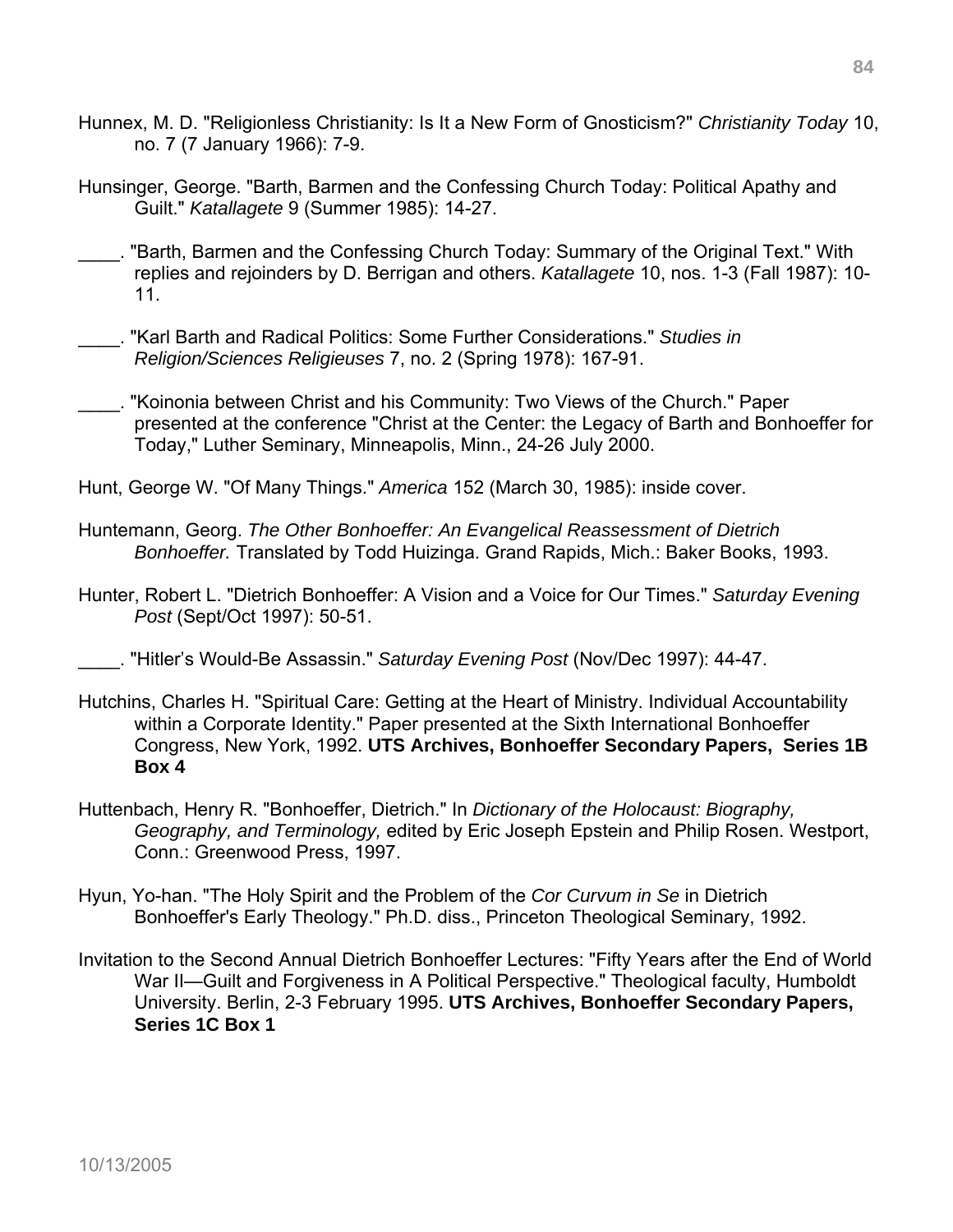Hunnex, M. D. "Religionless Christianity: Is It a New Form of Gnosticism?" *Christianity Today* 10, no. 7 (7 January 1966): 7-9.

Hunsinger, George. "Barth, Barmen and the Confessing Church Today: Political Apathy and Guilt." *Katallagete* 9 (Summer 1985): 14-27.

____. "Barth, Barmen and the Confessing Church Today: Summary of the Original Text." With replies and rejoinders by D. Berrigan and others. *Katallagete* 10, nos. 1-3 (Fall 1987): 10-11.

____. "Karl Barth and Radical Politics: Some Further Considerations." *Studies in Religion/Sciences Religieuses* 7, no. 2 (Spring 1978): 167-91.

____. "Koinonia between Christ and his Community: Two Views of the Church." Paper presented at the conference "Christ at the Center: the Legacy of Barth and Bonhoeffer for Today," Luther Seminary, Minneapolis, Minn., 24-26 July 2000.

Hunt, George W. "Of Many Things." *America* 152 (March 30, 1985): inside cover.

Huntemann, Georg. *The Other Bonhoeffer: An Evangelical Reassessment of Dietrich Bonhoeffer.* Translated by Todd Huizinga. Grand Rapids, Mich.: Baker Books, 1993.

Hunter, Robert L. "Dietrich Bonhoeffer: A Vision and a Voice for Our Times." *Saturday Evening Post* (Sept/Oct 1997): 50-51.

____. "Hitler's Would-Be Assassin." *Saturday Evening Post* (Nov/Dec 1997): 44-47.

Hutchins, Charles H. "Spiritual Care: Getting at the Heart of Ministry. Individual Accountability within a Corporate Identity." Paper presented at the Sixth International Bonhoeffer Congress, New York, 1992. **UTS Archives, Bonhoeffer Secondary Papers, Series 1B Box 4**

Huttenbach, Henry R. "Bonhoeffer, Dietrich." In *Dictionary of the Holocaust: Biography, Geography, and Terminology,* edited by Eric Joseph Epstein and Philip Rosen. Westport, Conn.: Greenwood Press, 1997.

Hyun, Yo-han. "The Holy Spirit and the Problem of the *Cor Curvum in Se* in Dietrich Bonhoeffer's Early Theology." Ph.D. diss., Princeton Theological Seminary, 1992.

Invitation to the Second Annual Dietrich Bonhoeffer Lectures: "Fifty Years after the End of World War II—Guilt and Forgiveness in A Political Perspective." Theological faculty, Humboldt University. Berlin, 2-3 February 1995. **UTS Archives, Bonhoeffer Secondary Papers, Series 1C Box 1**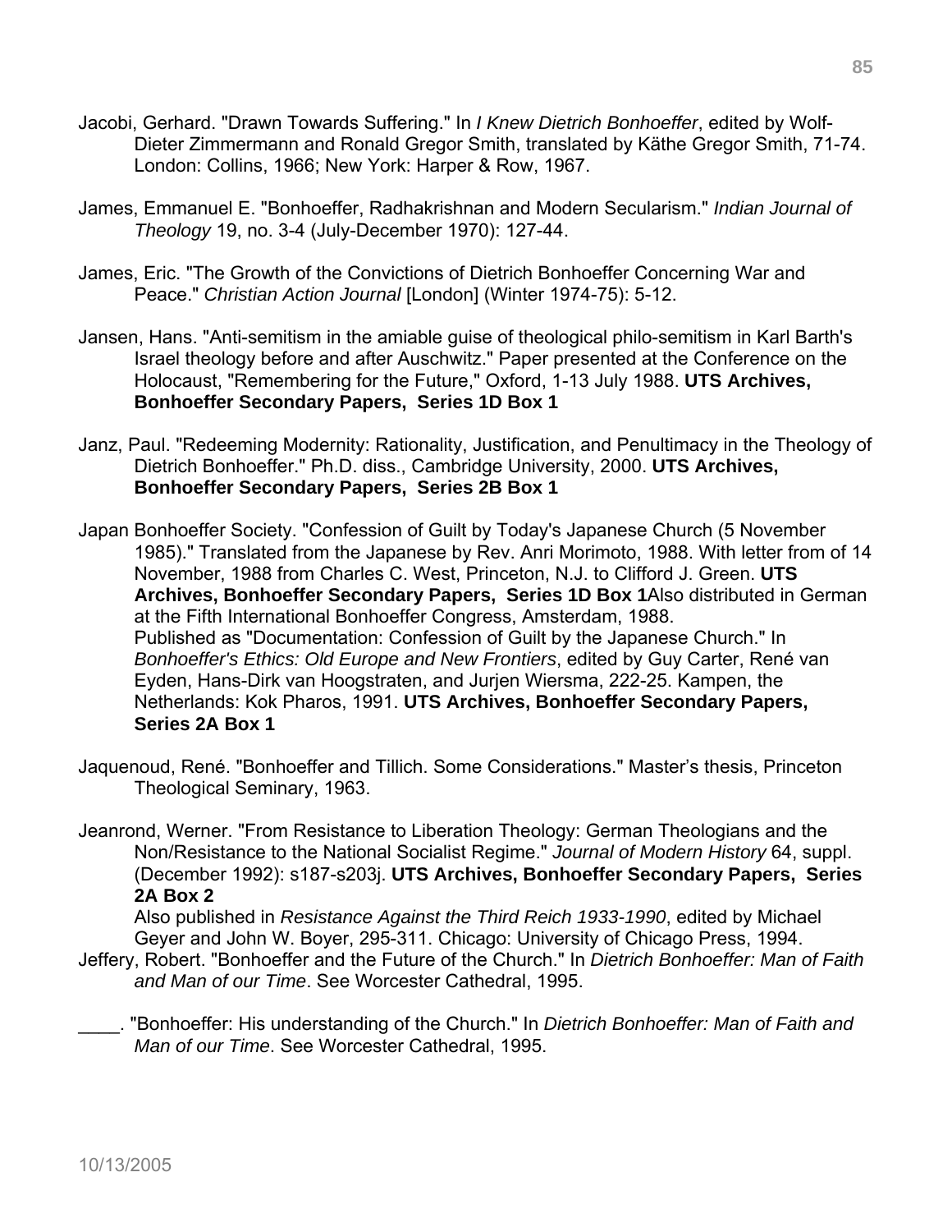Jacobi, Gerhard. "Drawn Towards Suffering." In *I Knew Dietrich Bonhoeffer*, edited by Wolf-Dieter Zimmermann and Ronald Gregor Smith, translated by Käthe Gregor Smith, 71-74. London: Collins, 1966; New York: Harper & Row, 1967.

James, Emmanuel E. "Bonhoeffer, Radhakrishnan and Modern Secularism." *Indian Journal of Theology* 19, no. 3-4 (July-December 1970): 127-44.

James, Eric. "The Growth of the Convictions of Dietrich Bonhoeffer Concerning War and Peace." *Christian Action Journal* [London] (Winter 1974-75): 5-12.

Jansen, Hans. "Anti-semitism in the amiable guise of theological philo-semitism in Karl Barth's Israel theology before and after Auschwitz." Paper presented at the Conference on the Holocaust, "Remembering for the Future," Oxford, 1-13 July 1988. **UTS Archives, Bonhoeffer Secondary Papers, Series 1D Box 1**

Janz, Paul. "Redeeming Modernity: Rationality, Justification, and Penultimacy in the Theology of Dietrich Bonhoeffer." Ph.D. diss., Cambridge University, 2000. **UTS Archives, Bonhoeffer Secondary Papers, Series 2B Box 1**

Japan Bonhoeffer Society. "Confession of Guilt by Today's Japanese Church (5 November 1985)." Translated from the Japanese by Rev. Anri Morimoto, 1988. With letter from of 14 November, 1988 from Charles C. West, Princeton, N.J. to Clifford J. Green. **UTS Archives, Bonhoeffer Secondary Papers, Series 1D Box 1**Also distributed in German at the Fifth International Bonhoeffer Congress, Amsterdam, 1988.
Published as "Documentation: Confession of Guilt by the Japanese Church." In *Bonhoeffer's Ethics: Old Europe and New Frontiers*, edited by Guy Carter, René van Eyden, Hans-Dirk van Hoogstraten, and Jurjen Wiersma, 222-25. Kampen, the Netherlands: Kok Pharos, 1991. **UTS Archives, Bonhoeffer Secondary Papers, Series 2A Box 1**

Jaquenoud, René. "Bonhoeffer and Tillich. Some Considerations." Master's thesis, Princeton Theological Seminary, 1963.

Jeanrond, Werner. "From Resistance to Liberation Theology: German Theologians and the Non/Resistance to the National Socialist Regime." *Journal of Modern History* 64, suppl. (December 1992): s187-s203j. **UTS Archives, Bonhoeffer Secondary Papers, Series 2A Box 2**
Also published in *Resistance Against the Third Reich 1933-1990*, edited by Michael Geyer and John W. Boyer, 295-311. Chicago: University of Chicago Press, 1994.

Jeffery, Robert. "Bonhoeffer and the Future of the Church." In *Dietrich Bonhoeffer: Man of Faith and Man of our Time*. See Worcester Cathedral, 1995.

____. "Bonhoeffer: His understanding of the Church." In *Dietrich Bonhoeffer: Man of Faith and Man of our Time*. See Worcester Cathedral, 1995.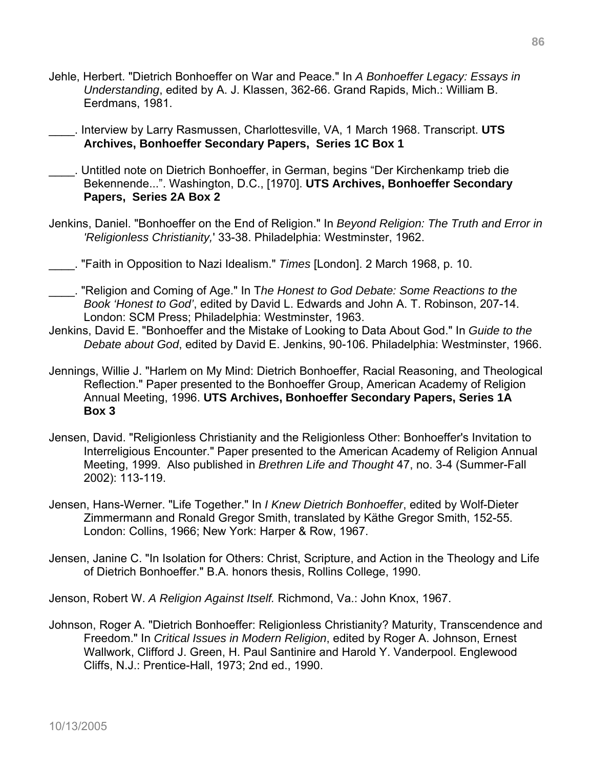Jehle, Herbert. "Dietrich Bonhoeffer on War and Peace." In *A Bonhoeffer Legacy: Essays in Understanding*, edited by A. J. Klassen, 362-66. Grand Rapids, Mich.: William B. Eerdmans, 1981.

____. Interview by Larry Rasmussen, Charlottesville, VA, 1 March 1968. Transcript. **UTS Archives, Bonhoeffer Secondary Papers, Series 1C Box 1**

____. Untitled note on Dietrich Bonhoeffer, in German, begins "Der Kirchenkamp trieb die Bekennende...". Washington, D.C., [1970]. **UTS Archives, Bonhoeffer Secondary Papers, Series 2A Box 2**

Jenkins, Daniel. "Bonhoeffer on the End of Religion." In *Beyond Religion: The Truth and Error in 'Religionless Christianity,'* 33-38. Philadelphia: Westminster, 1962.

____. "Faith in Opposition to Nazi Idealism." *Times* [London]. 2 March 1968, p. 10.

____. "Religion and Coming of Age." In T*he Honest to God Debate: Some Reactions to the Book 'Honest to God'*, edited by David L. Edwards and John A. T. Robinson, 207-14. London: SCM Press; Philadelphia: Westminster, 1963.

Jenkins, David E. "Bonhoeffer and the Mistake of Looking to Data About God." In *Guide to the Debate about God*, edited by David E. Jenkins, 90-106. Philadelphia: Westminster, 1966.

Jennings, Willie J. "Harlem on My Mind: Dietrich Bonhoeffer, Racial Reasoning, and Theological Reflection." Paper presented to the Bonhoeffer Group, American Academy of Religion Annual Meeting, 1996. **UTS Archives, Bonhoeffer Secondary Papers, Series 1A Box 3**

Jensen, David. "Religionless Christianity and the Religionless Other: Bonhoeffer's Invitation to Interreligious Encounter." Paper presented to the American Academy of Religion Annual Meeting, 1999. Also published in *Brethren Life and Thought* 47, no. 3-4 (Summer-Fall 2002): 113-119.

Jensen, Hans-Werner. "Life Together." In *I Knew Dietrich Bonhoeffer*, edited by Wolf-Dieter Zimmermann and Ronald Gregor Smith, translated by Käthe Gregor Smith, 152-55. London: Collins, 1966; New York: Harper & Row, 1967.

Jensen, Janine C. "In Isolation for Others: Christ, Scripture, and Action in the Theology and Life of Dietrich Bonhoeffer." B.A. honors thesis, Rollins College, 1990.

Jenson, Robert W. *A Religion Against Itself.* Richmond, Va.: John Knox, 1967.

Johnson, Roger A. "Dietrich Bonhoeffer: Religionless Christianity? Maturity, Transcendence and Freedom." In *Critical Issues in Modern Religion*, edited by Roger A. Johnson, Ernest Wallwork, Clifford J. Green, H. Paul Santinire and Harold Y. Vanderpool. Englewood Cliffs, N.J.: Prentice-Hall, 1973; 2nd ed., 1990.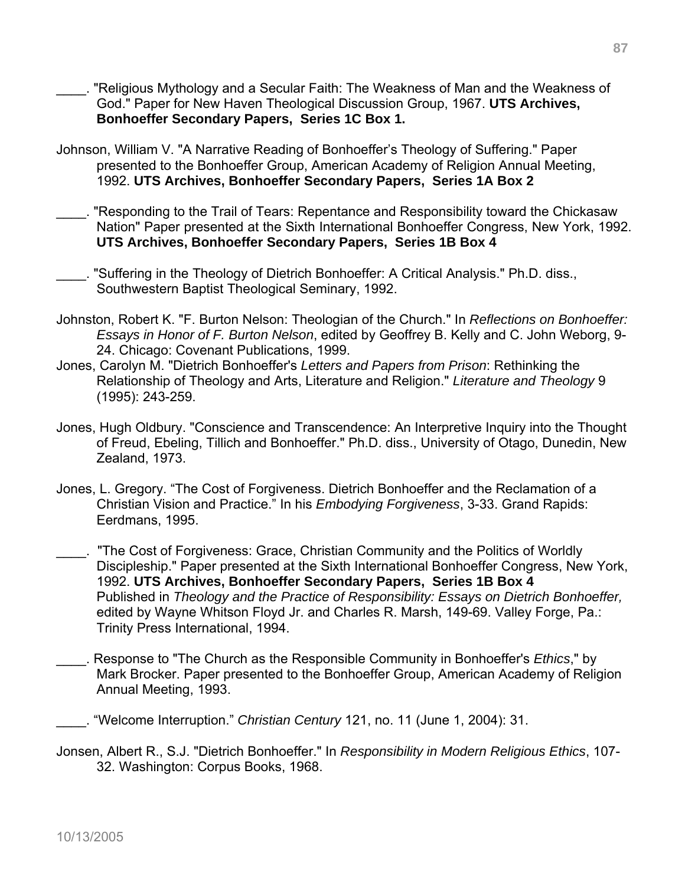\_\_\_\_. "Religious Mythology and a Secular Faith: The Weakness of Man and the Weakness of God." Paper for New Haven Theological Discussion Group, 1967. **UTS Archives, Bonhoeffer Secondary Papers, Series 1C Box 1.**

Johnson, William V. "A Narrative Reading of Bonhoeffer's Theology of Suffering." Paper presented to the Bonhoeffer Group, American Academy of Religion Annual Meeting, 1992. **UTS Archives, Bonhoeffer Secondary Papers, Series 1A Box 2**

\_\_\_\_. "Responding to the Trail of Tears: Repentance and Responsibility toward the Chickasaw Nation" Paper presented at the Sixth International Bonhoeffer Congress, New York, 1992. **UTS Archives, Bonhoeffer Secondary Papers, Series 1B Box 4**

\_\_\_\_. "Suffering in the Theology of Dietrich Bonhoeffer: A Critical Analysis." Ph.D. diss., Southwestern Baptist Theological Seminary, 1992.

Johnston, Robert K. "F. Burton Nelson: Theologian of the Church." In *Reflections on Bonhoeffer: Essays in Honor of F. Burton Nelson*, edited by Geoffrey B. Kelly and C. John Weborg, 9-24. Chicago: Covenant Publications, 1999.

Jones, Carolyn M. "Dietrich Bonhoeffer's *Letters and Papers from Prison*: Rethinking the Relationship of Theology and Arts, Literature and Religion." *Literature and Theology* 9 (1995): 243-259.

Jones, Hugh Oldbury. "Conscience and Transcendence: An Interpretive Inquiry into the Thought of Freud, Ebeling, Tillich and Bonhoeffer." Ph.D. diss., University of Otago, Dunedin, New Zealand, 1973.

Jones, L. Gregory. "The Cost of Forgiveness. Dietrich Bonhoeffer and the Reclamation of a Christian Vision and Practice." In his *Embodying Forgiveness*, 3-33. Grand Rapids: Eerdmans, 1995.

\_\_\_\_. "The Cost of Forgiveness: Grace, Christian Community and the Politics of Worldly Discipleship." Paper presented at the Sixth International Bonhoeffer Congress, New York, 1992. **UTS Archives, Bonhoeffer Secondary Papers, Series 1B Box 4** Published in *Theology and the Practice of Responsibility: Essays on Dietrich Bonhoeffer,* edited by Wayne Whitson Floyd Jr. and Charles R. Marsh, 149-69. Valley Forge, Pa.: Trinity Press International, 1994.

\_\_\_\_. Response to "The Church as the Responsible Community in Bonhoeffer's *Ethics*," by Mark Brocker. Paper presented to the Bonhoeffer Group, American Academy of Religion Annual Meeting, 1993.

\_\_\_\_. "Welcome Interruption." *Christian Century* 121, no. 11 (June 1, 2004): 31.

Jonsen, Albert R., S.J. "Dietrich Bonhoeffer." In *Responsibility in Modern Religious Ethics*, 107-32. Washington: Corpus Books, 1968.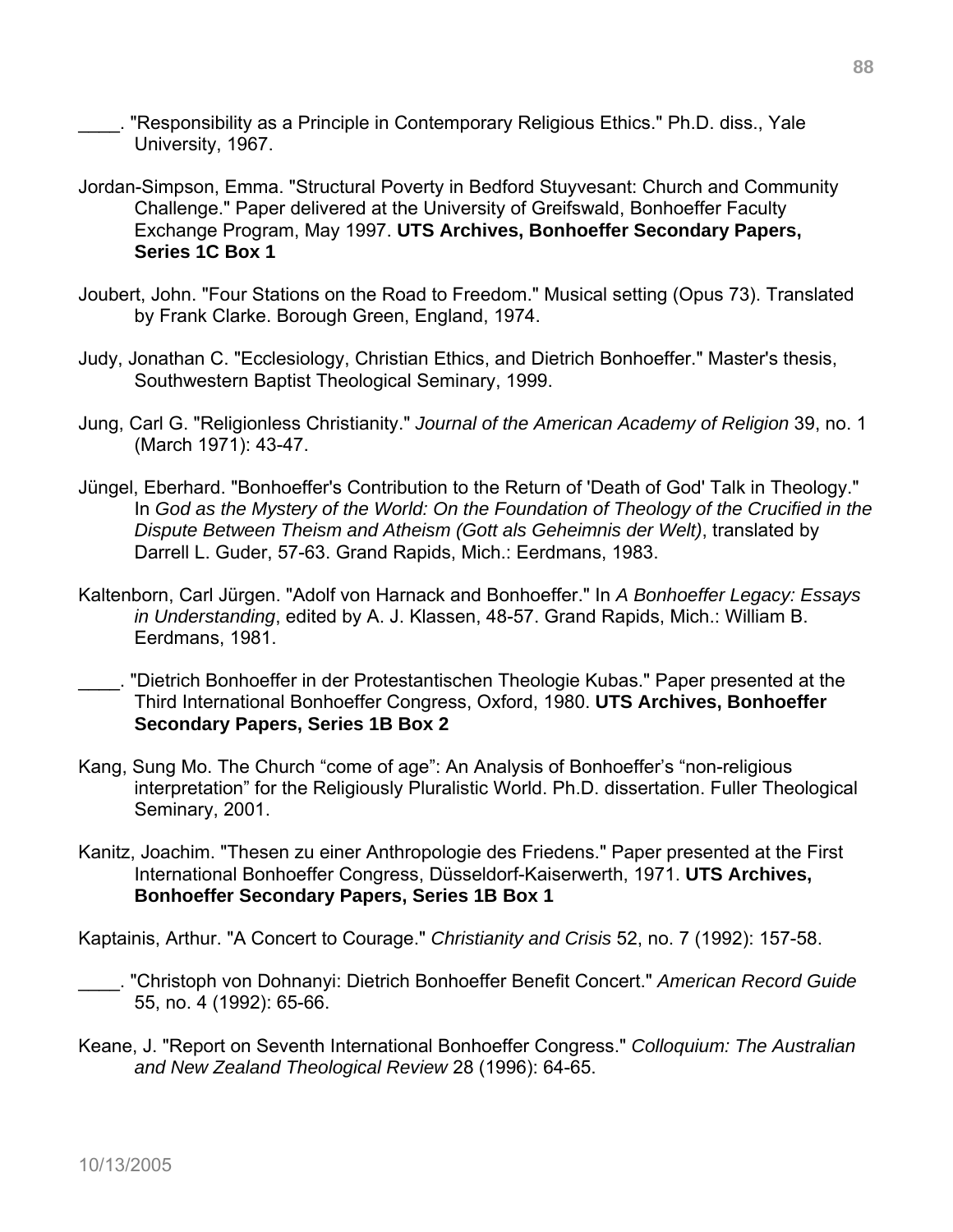____. "Responsibility as a Principle in Contemporary Religious Ethics." Ph.D. diss., Yale University, 1967.

Jordan-Simpson, Emma. "Structural Poverty in Bedford Stuyvesant: Church and Community Challenge." Paper delivered at the University of Greifswald, Bonhoeffer Faculty Exchange Program, May 1997. **UTS Archives, Bonhoeffer Secondary Papers, Series 1C Box 1**

Joubert, John. "Four Stations on the Road to Freedom." Musical setting (Opus 73). Translated by Frank Clarke. Borough Green, England, 1974.

Judy, Jonathan C. "Ecclesiology, Christian Ethics, and Dietrich Bonhoeffer." Master's thesis, Southwestern Baptist Theological Seminary, 1999.

Jung, Carl G. "Religionless Christianity." *Journal of the American Academy of Religion* 39, no. 1 (March 1971): 43-47.

Jüngel, Eberhard. "Bonhoeffer's Contribution to the Return of 'Death of God' Talk in Theology." In *God as the Mystery of the World: On the Foundation of Theology of the Crucified in the Dispute Between Theism and Atheism (Gott als Geheimnis der Welt)*, translated by Darrell L. Guder, 57-63. Grand Rapids, Mich.: Eerdmans, 1983.

Kaltenborn, Carl Jürgen. "Adolf von Harnack and Bonhoeffer." In *A Bonhoeffer Legacy: Essays in Understanding*, edited by A. J. Klassen, 48-57. Grand Rapids, Mich.: William B. Eerdmans, 1981.

____. "Dietrich Bonhoeffer in der Protestantischen Theologie Kubas." Paper presented at the Third International Bonhoeffer Congress, Oxford, 1980. **UTS Archives, Bonhoeffer Secondary Papers, Series 1B Box 2**

Kang, Sung Mo. The Church "come of age": An Analysis of Bonhoeffer's "non-religious interpretation" for the Religiously Pluralistic World. Ph.D. dissertation. Fuller Theological Seminary, 2001.

Kanitz, Joachim. "Thesen zu einer Anthropologie des Friedens." Paper presented at the First International Bonhoeffer Congress, Düsseldorf-Kaiserwerth, 1971. **UTS Archives, Bonhoeffer Secondary Papers, Series 1B Box 1**

Kaptainis, Arthur. "A Concert to Courage." *Christianity and Crisis* 52, no. 7 (1992): 157-58.

____. "Christoph von Dohnanyi: Dietrich Bonhoeffer Benefit Concert." *American Record Guide* 55, no. 4 (1992): 65-66.

Keane, J. "Report on Seventh International Bonhoeffer Congress." *Colloquium: The Australian and New Zealand Theological Review* 28 (1996): 64-65.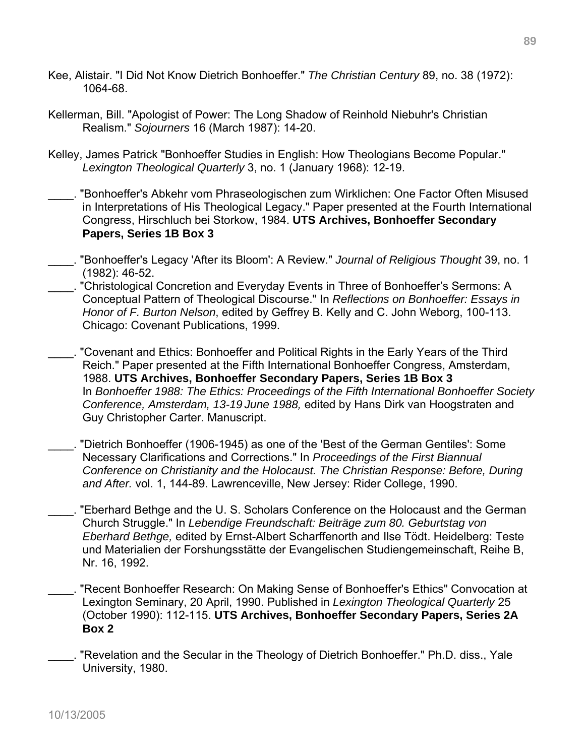Kee, Alistair. "I Did Not Know Dietrich Bonhoeffer." *The Christian Century* 89, no. 38 (1972): 1064-68.

Kellerman, Bill. "Apologist of Power: The Long Shadow of Reinhold Niebuhr's Christian Realism." *Sojourners* 16 (March 1987): 14-20.

Kelley, James Patrick "Bonhoeffer Studies in English: How Theologians Become Popular." *Lexington Theological Quarterly* 3, no. 1 (January 1968): 12-19.

____. "Bonhoeffer's Abkehr vom Phraseologischen zum Wirklichen: One Factor Often Misused in Interpretations of His Theological Legacy." Paper presented at the Fourth International Congress, Hirschluch bei Storkow, 1984. **UTS Archives, Bonhoeffer Secondary Papers, Series 1B Box 3**

____. "Bonhoeffer's Legacy 'After its Bloom': A Review." *Journal of Religious Thought* 39, no. 1 (1982): 46-52.

____. "Christological Concretion and Everyday Events in Three of Bonhoeffer's Sermons: A Conceptual Pattern of Theological Discourse." In *Reflections on Bonhoeffer: Essays in Honor of F. Burton Nelson*, edited by Geffrey B. Kelly and C. John Weborg, 100-113. Chicago: Covenant Publications, 1999.

____. "Covenant and Ethics: Bonhoeffer and Political Rights in the Early Years of the Third Reich." Paper presented at the Fifth International Bonhoeffer Congress, Amsterdam, 1988. **UTS Archives, Bonhoeffer Secondary Papers, Series 1B Box 3** In *Bonhoeffer 1988: The Ethics: Proceedings of the Fifth International Bonhoeffer Society Conference, Amsterdam, 13-19 June 1988,* edited by Hans Dirk van Hoogstraten and Guy Christopher Carter. Manuscript.

____. "Dietrich Bonhoeffer (1906-1945) as one of the 'Best of the German Gentiles': Some Necessary Clarifications and Corrections." In *Proceedings of the First Biannual Conference on Christianity and the Holocaust. The Christian Response: Before, During and After.* vol. 1, 144-89. Lawrenceville, New Jersey: Rider College, 1990.

____. "Eberhard Bethge and the U. S. Scholars Conference on the Holocaust and the German Church Struggle." In *Lebendige Freundschaft: Beiträge zum 80. Geburtstag von Eberhard Bethge,* edited by Ernst-Albert Scharffenorth and Ilse Tödt. Heidelberg: Teste und Materialien der Forshungsstätte der Evangelischen Studiengemeinschaft, Reihe B, Nr. 16, 1992.

____. "Recent Bonhoeffer Research: On Making Sense of Bonhoeffer's Ethics" Convocation at Lexington Seminary, 20 April, 1990. Published in *Lexington Theological Quarterly* 25 (October 1990): 112-115. **UTS Archives, Bonhoeffer Secondary Papers, Series 2A Box 2**

____. "Revelation and the Secular in the Theology of Dietrich Bonhoeffer." Ph.D. diss., Yale University, 1980.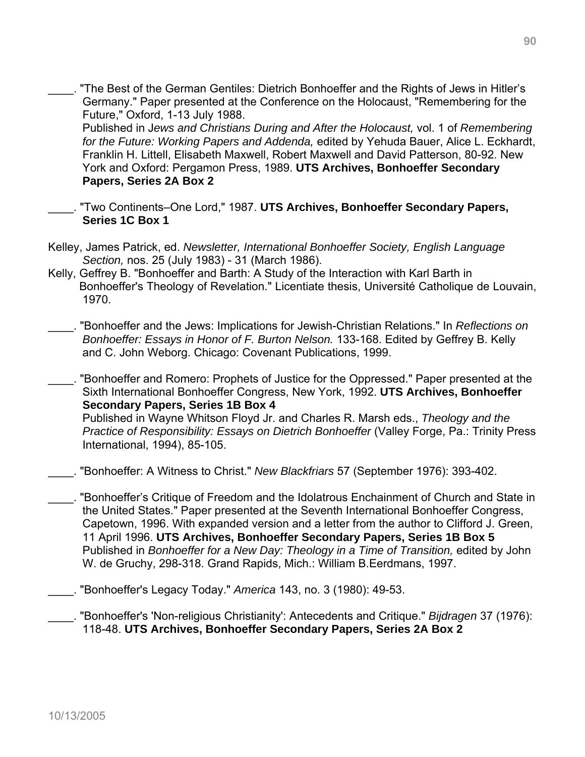\_\_\_\_. "The Best of the German Gentiles: Dietrich Bonhoeffer and the Rights of Jews in Hitler's Germany." Paper presented at the Conference on the Holocaust, "Remembering for the Future," Oxford, 1-13 July 1988.
Published in J*ews and Christians During and After the Holocaust,* vol. 1 of *Remembering for the Future: Working Papers and Addenda,* edited by Yehuda Bauer, Alice L. Eckhardt, Franklin H. Littell, Elisabeth Maxwell, Robert Maxwell and David Patterson, 80-92. New York and Oxford: Pergamon Press, 1989. **UTS Archives, Bonhoeffer Secondary Papers, Series 2A Box 2**

\_\_\_\_. "Two Continents–One Lord," 1987. **UTS Archives, Bonhoeffer Secondary Papers, Series 1C Box 1**

Kelley, James Patrick, ed. *Newsletter, International Bonhoeffer Society, English Language Section,* nos. 25 (July 1983) - 31 (March 1986).

Kelly, Geffrey B. "Bonhoeffer and Barth: A Study of the Interaction with Karl Barth in Bonhoeffer's Theology of Revelation." Licentiate thesis, Université Catholique de Louvain, 1970.

\_\_\_\_. "Bonhoeffer and the Jews: Implications for Jewish-Christian Relations." In *Reflections on Bonhoeffer: Essays in Honor of F. Burton Nelson.* 133-168. Edited by Geffrey B. Kelly and C. John Weborg. Chicago: Covenant Publications, 1999.

\_\_\_\_. "Bonhoeffer and Romero: Prophets of Justice for the Oppressed." Paper presented at the Sixth International Bonhoeffer Congress, New York, 1992. **UTS Archives, Bonhoeffer Secondary Papers, Series 1B Box 4**
Published in Wayne Whitson Floyd Jr. and Charles R. Marsh eds., *Theology and the Practice of Responsibility: Essays on Dietrich Bonhoeffer* (Valley Forge, Pa.: Trinity Press International, 1994), 85-105.

\_\_\_\_. "Bonhoeffer: A Witness to Christ." *New Blackfriars* 57 (September 1976): 393-402.

\_\_\_\_. "Bonhoeffer's Critique of Freedom and the Idolatrous Enchainment of Church and State in the United States." Paper presented at the Seventh International Bonhoeffer Congress, Capetown, 1996. With expanded version and a letter from the author to Clifford J. Green, 11 April 1996. **UTS Archives, Bonhoeffer Secondary Papers, Series 1B Box 5**
Published in *Bonhoeffer for a New Day: Theology in a Time of Transition,* edited by John W. de Gruchy, 298-318. Grand Rapids, Mich.: William B.Eerdmans, 1997.

\_\_\_\_. "Bonhoeffer's Legacy Today." *America* 143, no. 3 (1980): 49-53.

\_\_\_\_. "Bonhoeffer's 'Non-religious Christianity': Antecedents and Critique." *Bijdragen* 37 (1976): 118-48. **UTS Archives, Bonhoeffer Secondary Papers, Series 2A Box 2**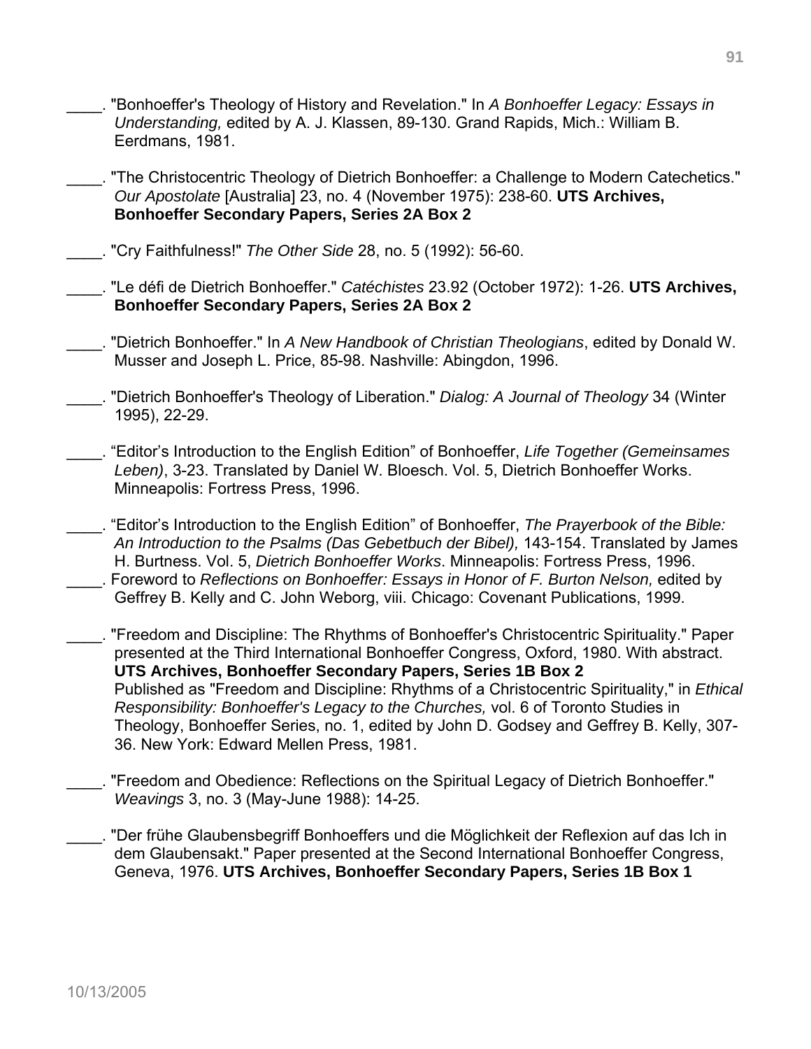____. "Bonhoeffer's Theology of History and Revelation." In *A Bonhoeffer Legacy: Essays in Understanding,* edited by A. J. Klassen, 89-130. Grand Rapids, Mich.: William B. Eerdmans, 1981.

____. "The Christocentric Theology of Dietrich Bonhoeffer: a Challenge to Modern Catechetics." *Our Apostolate* [Australia] 23, no. 4 (November 1975): 238-60. **UTS Archives, Bonhoeffer Secondary Papers, Series 2A Box 2**

____. "Cry Faithfulness!" *The Other Side* 28, no. 5 (1992): 56-60.

____. "Le défi de Dietrich Bonhoeffer." *Catéchistes* 23.92 (October 1972): 1-26. **UTS Archives, Bonhoeffer Secondary Papers, Series 2A Box 2**

____. "Dietrich Bonhoeffer." In *A New Handbook of Christian Theologians*, edited by Donald W. Musser and Joseph L. Price, 85-98. Nashville: Abingdon, 1996.

____. "Dietrich Bonhoeffer's Theology of Liberation." *Dialog: A Journal of Theology* 34 (Winter 1995), 22-29.

____. "Editor's Introduction to the English Edition" of Bonhoeffer, *Life Together (Gemeinsames Leben)*, 3-23. Translated by Daniel W. Bloesch. Vol. 5, Dietrich Bonhoeffer Works. Minneapolis: Fortress Press, 1996.

____. "Editor's Introduction to the English Edition" of Bonhoeffer, *The Prayerbook of the Bible: An Introduction to the Psalms (Das Gebetbuch der Bibel),* 143-154. Translated by James H. Burtness. Vol. 5, *Dietrich Bonhoeffer Works*. Minneapolis: Fortress Press, 1996.

____. Foreword to *Reflections on Bonhoeffer: Essays in Honor of F. Burton Nelson,* edited by Geffrey B. Kelly and C. John Weborg, viii. Chicago: Covenant Publications, 1999.

____. "Freedom and Discipline: The Rhythms of Bonhoeffer's Christocentric Spirituality." Paper presented at the Third International Bonhoeffer Congress, Oxford, 1980. With abstract. **UTS Archives, Bonhoeffer Secondary Papers, Series 1B Box 2**
Published as "Freedom and Discipline: Rhythms of a Christocentric Spirituality," in *Ethical Responsibility: Bonhoeffer's Legacy to the Churches,* vol. 6 of Toronto Studies in Theology, Bonhoeffer Series, no. 1, edited by John D. Godsey and Geffrey B. Kelly, 307-36. New York: Edward Mellen Press, 1981.

____. "Freedom and Obedience: Reflections on the Spiritual Legacy of Dietrich Bonhoeffer." *Weavings* 3, no. 3 (May-June 1988): 14-25.

____. "Der frühe Glaubensbegriff Bonhoeffers und die Möglichkeit der Reflexion auf das Ich in dem Glaubensakt." Paper presented at the Second International Bonhoeffer Congress, Geneva, 1976. **UTS Archives, Bonhoeffer Secondary Papers, Series 1B Box 1**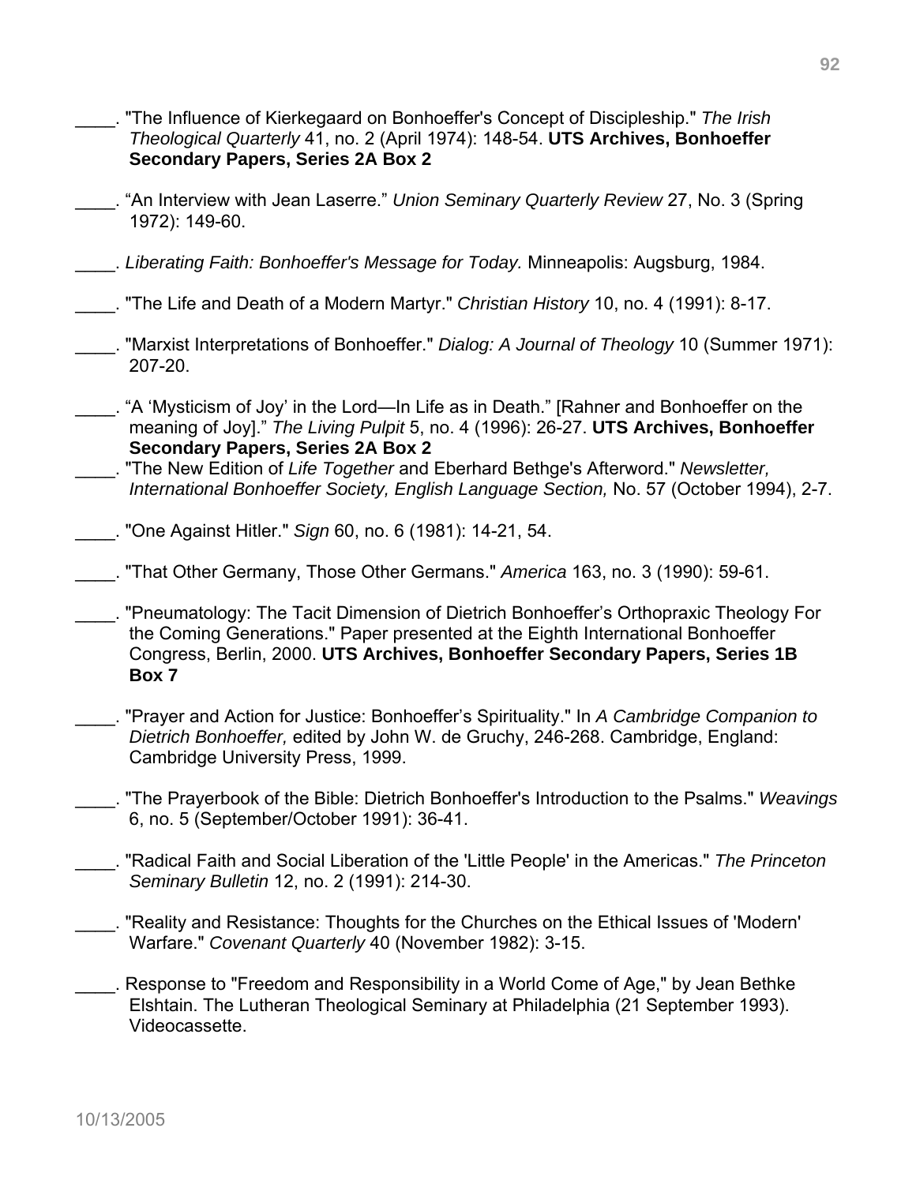____. "The Influence of Kierkegaard on Bonhoeffer's Concept of Discipleship." *The Irish Theological Quarterly* 41, no. 2 (April 1974): 148-54. **UTS Archives, Bonhoeffer Secondary Papers, Series 2A Box 2**

____. "An Interview with Jean Laserre." *Union Seminary Quarterly Review* 27, No. 3 (Spring 1972): 149-60.

____. *Liberating Faith: Bonhoeffer's Message for Today.* Minneapolis: Augsburg, 1984.

____. "The Life and Death of a Modern Martyr." *Christian History* 10, no. 4 (1991): 8-17.

____. "Marxist Interpretations of Bonhoeffer." *Dialog: A Journal of Theology* 10 (Summer 1971): 207-20.

____. "A 'Mysticism of Joy' in the Lord—In Life as in Death." [Rahner and Bonhoeffer on the meaning of Joy]." *The Living Pulpit* 5, no. 4 (1996): 26-27. **UTS Archives, Bonhoeffer Secondary Papers, Series 2A Box 2**

____. "The New Edition of *Life Together* and Eberhard Bethge's Afterword." *Newsletter, International Bonhoeffer Society, English Language Section,* No. 57 (October 1994), 2-7.

____. "One Against Hitler." *Sign* 60, no. 6 (1981): 14-21, 54.

____. "That Other Germany, Those Other Germans." *America* 163, no. 3 (1990): 59-61.

____. "Pneumatology: The Tacit Dimension of Dietrich Bonhoeffer's Orthopraxic Theology For the Coming Generations." Paper presented at the Eighth International Bonhoeffer Congress, Berlin, 2000. **UTS Archives, Bonhoeffer Secondary Papers, Series 1B Box 7**

____. "Prayer and Action for Justice: Bonhoeffer's Spirituality." In *A Cambridge Companion to Dietrich Bonhoeffer,* edited by John W. de Gruchy, 246-268. Cambridge, England: Cambridge University Press, 1999.

____. "The Prayerbook of the Bible: Dietrich Bonhoeffer's Introduction to the Psalms." *Weavings* 6, no. 5 (September/October 1991): 36-41.

____. "Radical Faith and Social Liberation of the 'Little People' in the Americas." *The Princeton Seminary Bulletin* 12, no. 2 (1991): 214-30.

____. "Reality and Resistance: Thoughts for the Churches on the Ethical Issues of 'Modern' Warfare." *Covenant Quarterly* 40 (November 1982): 3-15.

____. Response to "Freedom and Responsibility in a World Come of Age," by Jean Bethke Elshtain. The Lutheran Theological Seminary at Philadelphia (21 September 1993). Videocassette.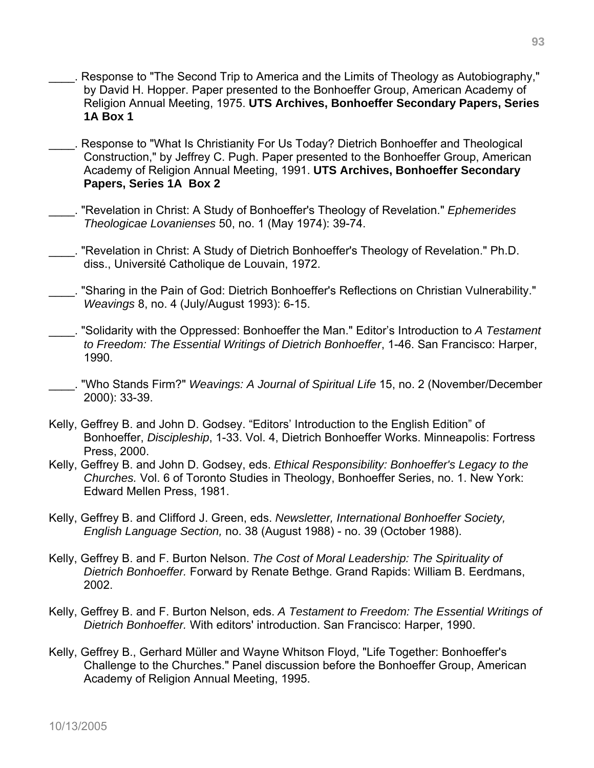____. Response to "The Second Trip to America and the Limits of Theology as Autobiography," by David H. Hopper. Paper presented to the Bonhoeffer Group, American Academy of Religion Annual Meeting, 1975. **UTS Archives, Bonhoeffer Secondary Papers, Series 1A Box 1**

____. Response to "What Is Christianity For Us Today? Dietrich Bonhoeffer and Theological Construction," by Jeffrey C. Pugh. Paper presented to the Bonhoeffer Group, American Academy of Religion Annual Meeting, 1991. **UTS Archives, Bonhoeffer Secondary Papers, Series 1A Box 2**

____. "Revelation in Christ: A Study of Bonhoeffer's Theology of Revelation." *Ephemerides Theologicae Lovanienses* 50, no. 1 (May 1974): 39-74.

____. "Revelation in Christ: A Study of Dietrich Bonhoeffer's Theology of Revelation." Ph.D. diss., Université Catholique de Louvain, 1972.

____. "Sharing in the Pain of God: Dietrich Bonhoeffer's Reflections on Christian Vulnerability." *Weavings* 8, no. 4 (July/August 1993): 6-15.

____. "Solidarity with the Oppressed: Bonhoeffer the Man." Editor's Introduction to *A Testament to Freedom: The Essential Writings of Dietrich Bonhoeffer*, 1-46. San Francisco: Harper, 1990.

____. "Who Stands Firm?" *Weavings: A Journal of Spiritual Life* 15, no. 2 (November/December 2000): 33-39.

Kelly, Geffrey B. and John D. Godsey. "Editors' Introduction to the English Edition" of Bonhoeffer, *Discipleship*, 1-33. Vol. 4, Dietrich Bonhoeffer Works. Minneapolis: Fortress Press, 2000.

Kelly, Geffrey B. and John D. Godsey, eds. *Ethical Responsibility: Bonhoeffer's Legacy to the Churches.* Vol. 6 of Toronto Studies in Theology, Bonhoeffer Series, no. 1. New York: Edward Mellen Press, 1981.

Kelly, Geffrey B. and Clifford J. Green, eds. *Newsletter, International Bonhoeffer Society, English Language Section,* no. 38 (August 1988) - no. 39 (October 1988).

Kelly, Geffrey B. and F. Burton Nelson. *The Cost of Moral Leadership: The Spirituality of Dietrich Bonhoeffer.* Forward by Renate Bethge. Grand Rapids: William B. Eerdmans, 2002.

Kelly, Geffrey B. and F. Burton Nelson, eds. *A Testament to Freedom: The Essential Writings of Dietrich Bonhoeffer.* With editors' introduction. San Francisco: Harper, 1990.

Kelly, Geffrey B., Gerhard Müller and Wayne Whitson Floyd, "Life Together: Bonhoeffer's Challenge to the Churches." Panel discussion before the Bonhoeffer Group, American Academy of Religion Annual Meeting, 1995.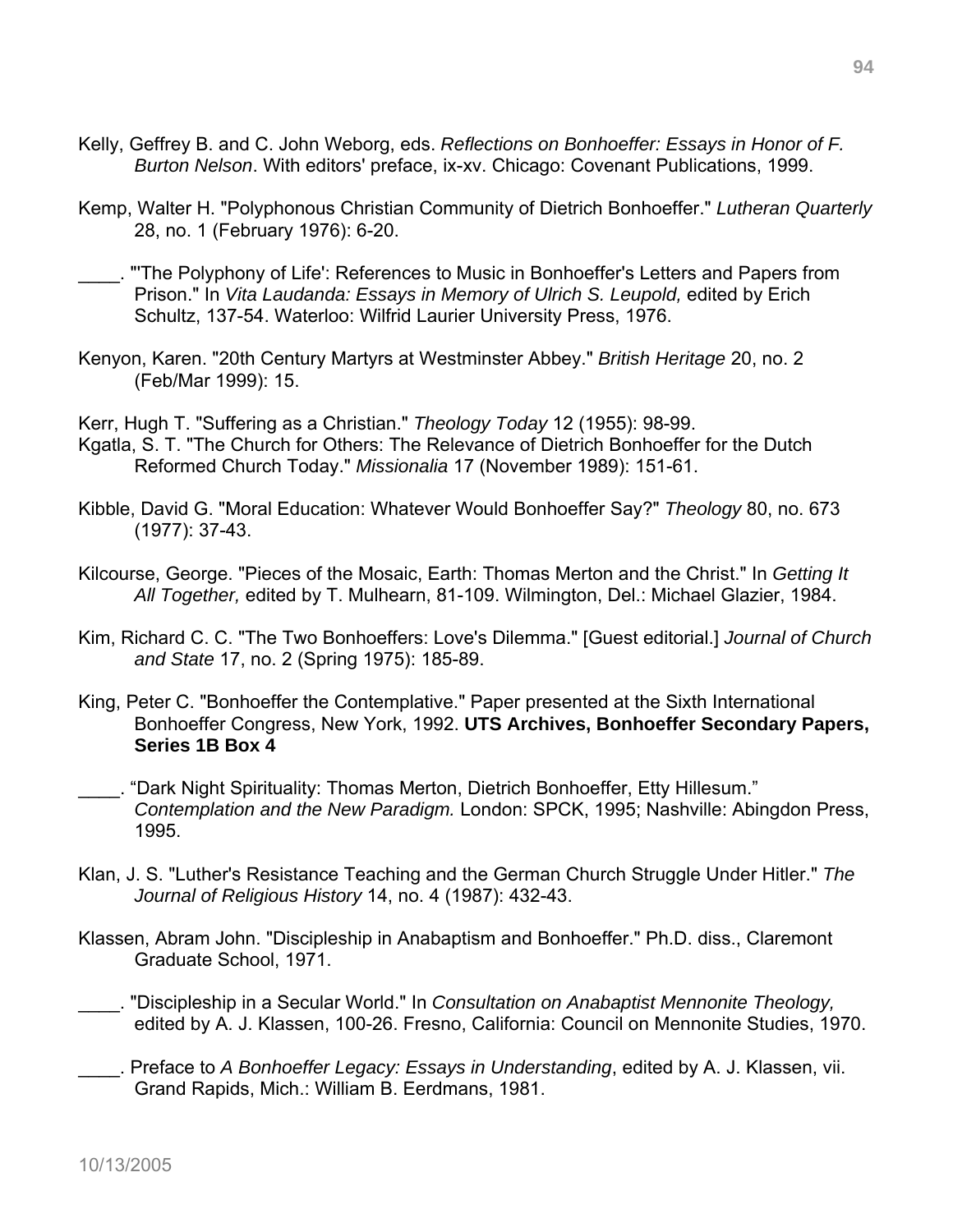Kelly, Geffrey B. and C. John Weborg, eds. *Reflections on Bonhoeffer: Essays in Honor of F. Burton Nelson*. With editors' preface, ix-xv. Chicago: Covenant Publications, 1999.

Kemp, Walter H. "Polyphonous Christian Community of Dietrich Bonhoeffer." *Lutheran Quarterly* 28, no. 1 (February 1976): 6-20.

____. "'The Polyphony of Life': References to Music in Bonhoeffer's Letters and Papers from Prison." In *Vita Laudanda: Essays in Memory of Ulrich S. Leupold,* edited by Erich Schultz, 137-54. Waterloo: Wilfrid Laurier University Press, 1976.

Kenyon, Karen. "20th Century Martyrs at Westminster Abbey." *British Heritage* 20, no. 2 (Feb/Mar 1999): 15.

Kerr, Hugh T. "Suffering as a Christian." *Theology Today* 12 (1955): 98-99.

Kgatla, S. T. "The Church for Others: The Relevance of Dietrich Bonhoeffer for the Dutch Reformed Church Today." *Missionalia* 17 (November 1989): 151-61.

Kibble, David G. "Moral Education: Whatever Would Bonhoeffer Say?" *Theology* 80, no. 673 (1977): 37-43.

Kilcourse, George. "Pieces of the Mosaic, Earth: Thomas Merton and the Christ." In *Getting It All Together,* edited by T. Mulhearn, 81-109. Wilmington, Del.: Michael Glazier, 1984.

Kim, Richard C. C. "The Two Bonhoeffers: Love's Dilemma." [Guest editorial.] *Journal of Church and State* 17, no. 2 (Spring 1975): 185-89.

King, Peter C. "Bonhoeffer the Contemplative." Paper presented at the Sixth International Bonhoeffer Congress, New York, 1992. **UTS Archives, Bonhoeffer Secondary Papers, Series 1B Box 4**

____. "Dark Night Spirituality: Thomas Merton, Dietrich Bonhoeffer, Etty Hillesum." *Contemplation and the New Paradigm.* London: SPCK, 1995; Nashville: Abingdon Press, 1995.

Klan, J. S. "Luther's Resistance Teaching and the German Church Struggle Under Hitler." *The Journal of Religious History* 14, no. 4 (1987): 432-43.

Klassen, Abram John. "Discipleship in Anabaptism and Bonhoeffer." Ph.D. diss., Claremont Graduate School, 1971.

____. "Discipleship in a Secular World." In *Consultation on Anabaptist Mennonite Theology,* edited by A. J. Klassen, 100-26. Fresno, California: Council on Mennonite Studies, 1970.

____. Preface to *A Bonhoeffer Legacy: Essays in Understanding*, edited by A. J. Klassen, vii. Grand Rapids, Mich.: William B. Eerdmans, 1981.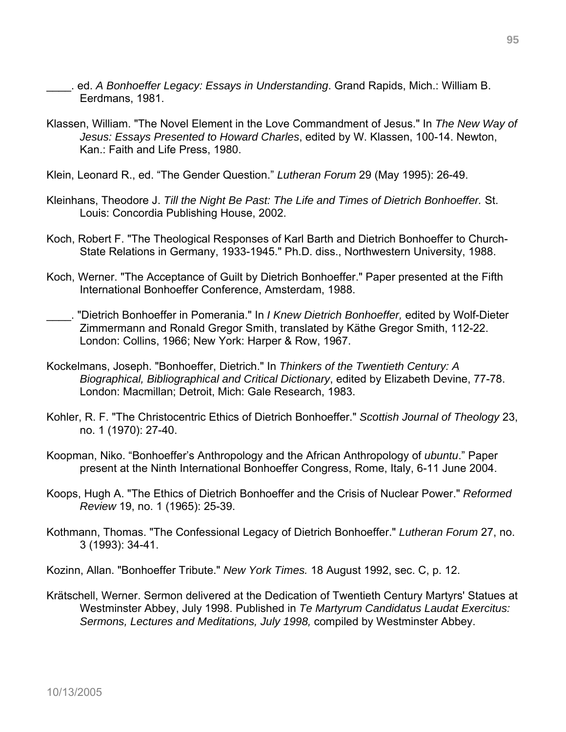____. ed. *A Bonhoeffer Legacy: Essays in Understanding*. Grand Rapids, Mich.: William B. Eerdmans, 1981.

Klassen, William. "The Novel Element in the Love Commandment of Jesus." In *The New Way of Jesus: Essays Presented to Howard Charles*, edited by W. Klassen, 100-14. Newton, Kan.: Faith and Life Press, 1980.

Klein, Leonard R., ed. “The Gender Question.” *Lutheran Forum* 29 (May 1995): 26-49.

Kleinhans, Theodore J. *Till the Night Be Past: The Life and Times of Dietrich Bonhoeffer.* St. Louis: Concordia Publishing House, 2002.

Koch, Robert F. "The Theological Responses of Karl Barth and Dietrich Bonhoeffer to Church-State Relations in Germany, 1933-1945." Ph.D. diss., Northwestern University, 1988.

Koch, Werner. "The Acceptance of Guilt by Dietrich Bonhoeffer." Paper presented at the Fifth International Bonhoeffer Conference, Amsterdam, 1988.

____. "Dietrich Bonhoeffer in Pomerania." In *I Knew Dietrich Bonhoeffer,* edited by Wolf-Dieter Zimmermann and Ronald Gregor Smith, translated by Käthe Gregor Smith, 112-22. London: Collins, 1966; New York: Harper & Row, 1967.

Kockelmans, Joseph. "Bonhoeffer, Dietrich." In *Thinkers of the Twentieth Century: A Biographical, Bibliographical and Critical Dictionary*, edited by Elizabeth Devine, 77-78. London: Macmillan; Detroit, Mich: Gale Research, 1983.

Kohler, R. F. "The Christocentric Ethics of Dietrich Bonhoeffer." *Scottish Journal of Theology* 23, no. 1 (1970): 27-40.

Koopman, Niko. “Bonhoeffer’s Anthropology and the African Anthropology of *ubuntu*.” Paper present at the Ninth International Bonhoeffer Congress, Rome, Italy, 6-11 June 2004.

Koops, Hugh A. "The Ethics of Dietrich Bonhoeffer and the Crisis of Nuclear Power." *Reformed Review* 19, no. 1 (1965): 25-39.

Kothmann, Thomas. "The Confessional Legacy of Dietrich Bonhoeffer." *Lutheran Forum* 27, no. 3 (1993): 34-41.

Kozinn, Allan. "Bonhoeffer Tribute." *New York Times.* 18 August 1992, sec. C, p. 12.

Krätschell, Werner. Sermon delivered at the Dedication of Twentieth Century Martyrs' Statues at Westminster Abbey, July 1998. Published in *Te Martyrum Candidatus Laudat Exercitus: Sermons, Lectures and Meditations, July 1998,* compiled by Westminster Abbey.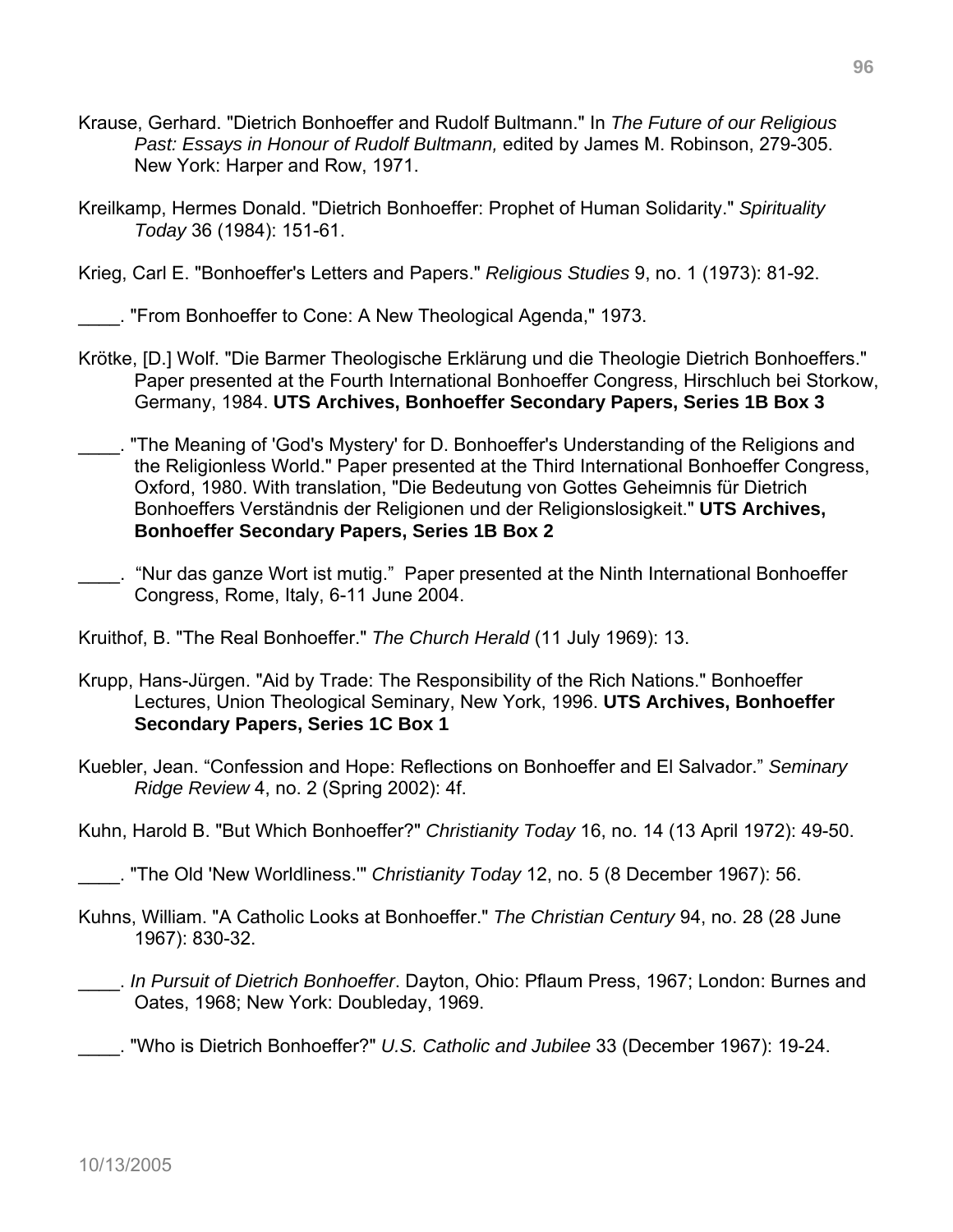Krause, Gerhard. "Dietrich Bonhoeffer and Rudolf Bultmann." In *The Future of our Religious Past: Essays in Honour of Rudolf Bultmann,* edited by James M. Robinson, 279-305. New York: Harper and Row, 1971.

Kreilkamp, Hermes Donald. "Dietrich Bonhoeffer: Prophet of Human Solidarity." *Spirituality Today* 36 (1984): 151-61.

Krieg, Carl E. "Bonhoeffer's Letters and Papers." *Religious Studies* 9, no. 1 (1973): 81-92.

____. "From Bonhoeffer to Cone: A New Theological Agenda," 1973.

Krötke, [D.] Wolf. "Die Barmer Theologische Erklärung und die Theologie Dietrich Bonhoeffers." Paper presented at the Fourth International Bonhoeffer Congress, Hirschluch bei Storkow, Germany, 1984. **UTS Archives, Bonhoeffer Secondary Papers, Series 1B Box 3**

____. "The Meaning of 'God's Mystery' for D. Bonhoeffer's Understanding of the Religions and the Religionless World." Paper presented at the Third International Bonhoeffer Congress, Oxford, 1980. With translation, "Die Bedeutung von Gottes Geheimnis für Dietrich Bonhoeffers Verständnis der Religionen und der Religionslosigkeit." **UTS Archives, Bonhoeffer Secondary Papers, Series 1B Box 2**

____. "Nur das ganze Wort ist mutig." Paper presented at the Ninth International Bonhoeffer Congress, Rome, Italy, 6-11 June 2004.

Kruithof, B. "The Real Bonhoeffer." *The Church Herald* (11 July 1969): 13.

Krupp, Hans-Jürgen. "Aid by Trade: The Responsibility of the Rich Nations." Bonhoeffer Lectures, Union Theological Seminary, New York, 1996. **UTS Archives, Bonhoeffer Secondary Papers, Series 1C Box 1**

Kuebler, Jean. "Confession and Hope: Reflections on Bonhoeffer and El Salvador." *Seminary Ridge Review* 4, no. 2 (Spring 2002): 4f.

Kuhn, Harold B. "But Which Bonhoeffer?" *Christianity Today* 16, no. 14 (13 April 1972): 49-50.

____. "The Old 'New Worldliness.'" *Christianity Today* 12, no. 5 (8 December 1967): 56.

Kuhns, William. "A Catholic Looks at Bonhoeffer." *The Christian Century* 94, no. 28 (28 June 1967): 830-32.

____. *In Pursuit of Dietrich Bonhoeffer*. Dayton, Ohio: Pflaum Press, 1967; London: Burnes and Oates, 1968; New York: Doubleday, 1969.

____. "Who is Dietrich Bonhoeffer?" *U.S. Catholic and Jubilee* 33 (December 1967): 19-24.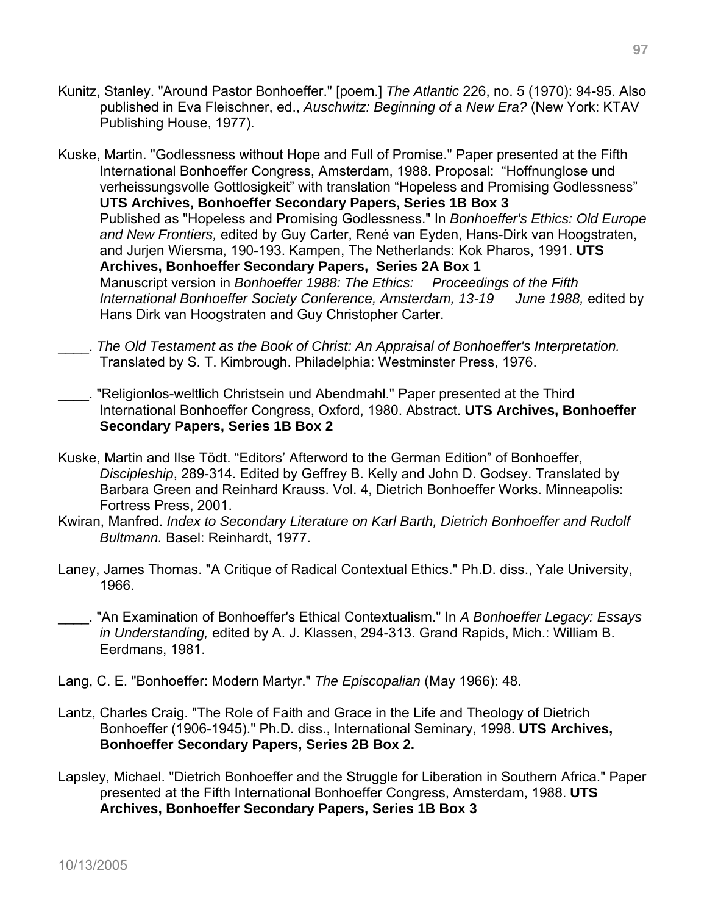Kunitz, Stanley. "Around Pastor Bonhoeffer." [poem.] *The Atlantic* 226, no. 5 (1970): 94-95. Also published in Eva Fleischner, ed., *Auschwitz: Beginning of a New Era?* (New York: KTAV Publishing House, 1977).

Kuske, Martin. "Godlessness without Hope and Full of Promise." Paper presented at the Fifth International Bonhoeffer Congress, Amsterdam, 1988. Proposal: "Hoffnunglose und verheissungsvolle Gottlosigkeit" with translation "Hopeless and Promising Godlessness" **UTS Archives, Bonhoeffer Secondary Papers, Series 1B Box 3**
Published as "Hopeless and Promising Godlessness." In *Bonhoeffer's Ethics: Old Europe and New Frontiers,* edited by Guy Carter, René van Eyden, Hans-Dirk van Hoogstraten, and Jurjen Wiersma, 190-193. Kampen, The Netherlands: Kok Pharos, 1991. **UTS Archives, Bonhoeffer Secondary Papers, Series 2A Box 1**
Manuscript version in *Bonhoeffer 1988: The Ethics: Proceedings of the Fifth International Bonhoeffer Society Conference, Amsterdam, 13-19 June 1988,* edited by Hans Dirk van Hoogstraten and Guy Christopher Carter.

____. *The Old Testament as the Book of Christ: An Appraisal of Bonhoeffer's Interpretation.* Translated by S. T. Kimbrough. Philadelphia: Westminster Press, 1976.

____. "Religionlos-weltlich Christsein und Abendmahl." Paper presented at the Third International Bonhoeffer Congress, Oxford, 1980. Abstract. **UTS Archives, Bonhoeffer Secondary Papers, Series 1B Box 2**

Kuske, Martin and Ilse Tödt. "Editors' Afterword to the German Edition" of Bonhoeffer, *Discipleship*, 289-314. Edited by Geffrey B. Kelly and John D. Godsey. Translated by Barbara Green and Reinhard Krauss. Vol. 4, Dietrich Bonhoeffer Works. Minneapolis: Fortress Press, 2001.

Kwiran, Manfred. *Index to Secondary Literature on Karl Barth, Dietrich Bonhoeffer and Rudolf Bultmann.* Basel: Reinhardt, 1977.

Laney, James Thomas. "A Critique of Radical Contextual Ethics." Ph.D. diss., Yale University, 1966.

____. "An Examination of Bonhoeffer's Ethical Contextualism." In *A Bonhoeffer Legacy: Essays in Understanding,* edited by A. J. Klassen, 294-313. Grand Rapids, Mich.: William B. Eerdmans, 1981.

Lang, C. E. "Bonhoeffer: Modern Martyr." *The Episcopalian* (May 1966): 48.

Lantz, Charles Craig. "The Role of Faith and Grace in the Life and Theology of Dietrich Bonhoeffer (1906-1945)." Ph.D. diss., International Seminary, 1998. **UTS Archives, Bonhoeffer Secondary Papers, Series 2B Box 2.**

Lapsley, Michael. "Dietrich Bonhoeffer and the Struggle for Liberation in Southern Africa." Paper presented at the Fifth International Bonhoeffer Congress, Amsterdam, 1988. **UTS Archives, Bonhoeffer Secondary Papers, Series 1B Box 3**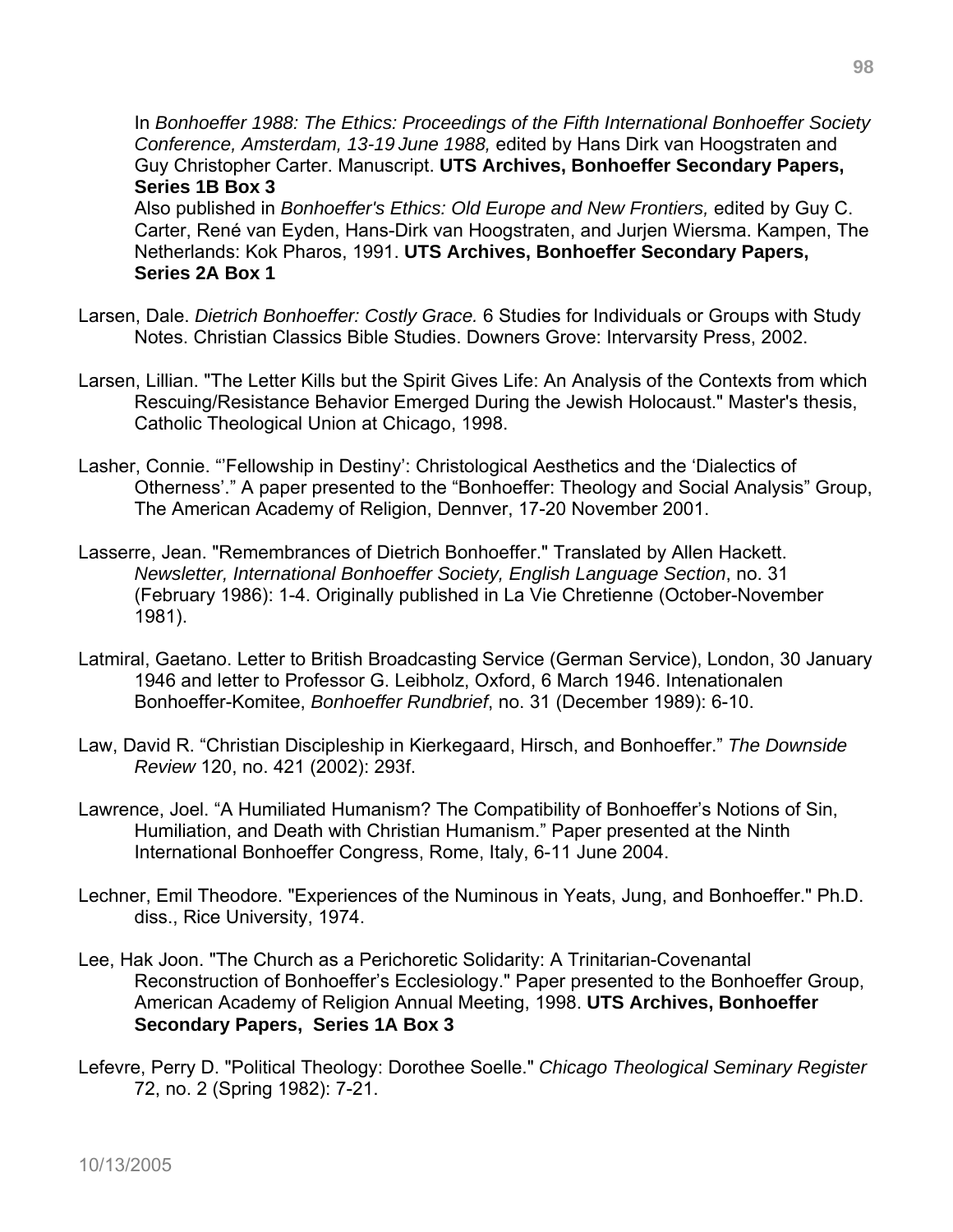In *Bonhoeffer 1988: The Ethics: Proceedings of the Fifth International Bonhoeffer Society Conference, Amsterdam, 13-19 June 1988,* edited by Hans Dirk van Hoogstraten and Guy Christopher Carter. Manuscript. **UTS Archives, Bonhoeffer Secondary Papers, Series 1B Box 3**
Also published in *Bonhoeffer's Ethics: Old Europe and New Frontiers,* edited by Guy C. Carter, René van Eyden, Hans-Dirk van Hoogstraten, and Jurjen Wiersma. Kampen, The Netherlands: Kok Pharos, 1991. **UTS Archives, Bonhoeffer Secondary Papers, Series 2A Box 1**

Larsen, Dale. *Dietrich Bonhoeffer: Costly Grace.* 6 Studies for Individuals or Groups with Study Notes. Christian Classics Bible Studies. Downers Grove: Intervarsity Press, 2002.

Larsen, Lillian. "The Letter Kills but the Spirit Gives Life: An Analysis of the Contexts from which Rescuing/Resistance Behavior Emerged During the Jewish Holocaust." Master's thesis, Catholic Theological Union at Chicago, 1998.

Lasher, Connie. "'Fellowship in Destiny': Christological Aesthetics and the 'Dialectics of Otherness'." A paper presented to the "Bonhoeffer: Theology and Social Analysis" Group, The American Academy of Religion, Dennver, 17-20 November 2001.

Lasserre, Jean. "Remembrances of Dietrich Bonhoeffer." Translated by Allen Hackett. *Newsletter, International Bonhoeffer Society, English Language Section*, no. 31 (February 1986): 1-4. Originally published in La Vie Chretienne (October-November 1981).

Latmiral, Gaetano. Letter to British Broadcasting Service (German Service), London, 30 January 1946 and letter to Professor G. Leibholz, Oxford, 6 March 1946. Intenationalen Bonhoeffer-Komitee, *Bonhoeffer Rundbrief*, no. 31 (December 1989): 6-10.

Law, David R. "Christian Discipleship in Kierkegaard, Hirsch, and Bonhoeffer." *The Downside Review* 120, no. 421 (2002): 293f.

Lawrence, Joel. "A Humiliated Humanism? The Compatibility of Bonhoeffer's Notions of Sin, Humiliation, and Death with Christian Humanism." Paper presented at the Ninth International Bonhoeffer Congress, Rome, Italy, 6-11 June 2004.

Lechner, Emil Theodore. "Experiences of the Numinous in Yeats, Jung, and Bonhoeffer." Ph.D. diss., Rice University, 1974.

Lee, Hak Joon. "The Church as a Perichoretic Solidarity: A Trinitarian-Covenantal Reconstruction of Bonhoeffer's Ecclesiology." Paper presented to the Bonhoeffer Group, American Academy of Religion Annual Meeting, 1998. **UTS Archives, Bonhoeffer Secondary Papers, Series 1A Box 3**

Lefevre, Perry D. "Political Theology: Dorothee Soelle." *Chicago Theological Seminary Register* 72, no. 2 (Spring 1982): 7-21.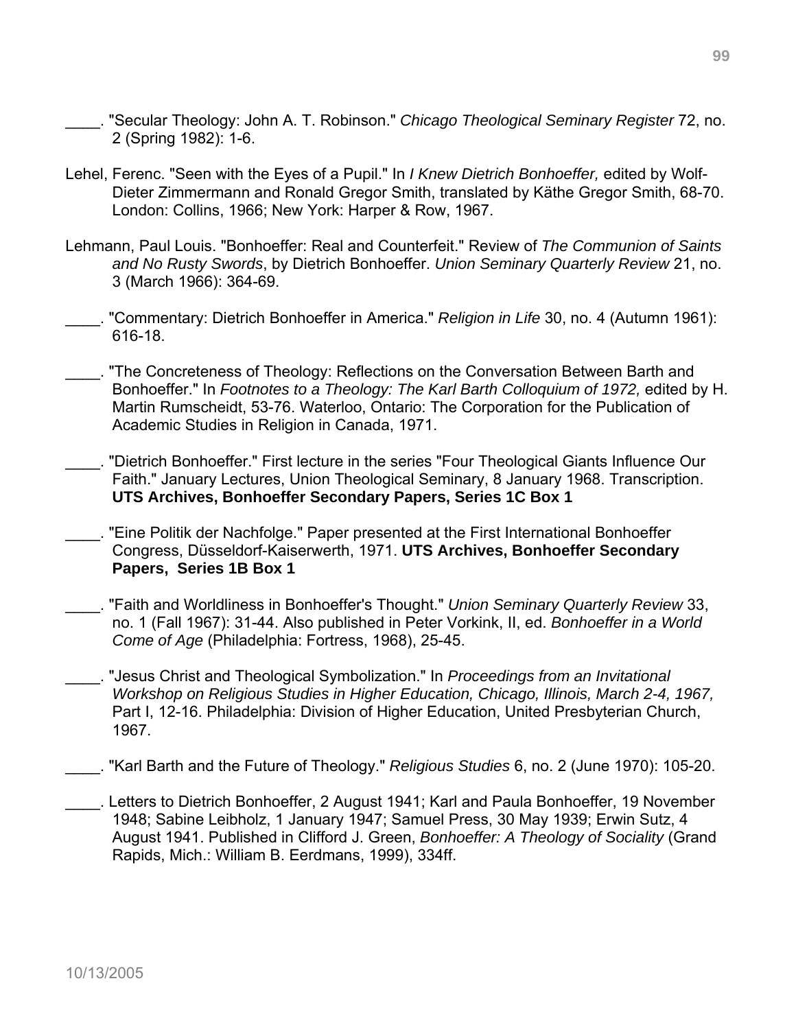____. "Secular Theology: John A. T. Robinson." *Chicago Theological Seminary Register* 72, no. 2 (Spring 1982): 1-6.

Lehel, Ferenc. "Seen with the Eyes of a Pupil." In *I Knew Dietrich Bonhoeffer,* edited by Wolf-Dieter Zimmermann and Ronald Gregor Smith, translated by Käthe Gregor Smith, 68-70. London: Collins, 1966; New York: Harper & Row, 1967.

Lehmann, Paul Louis. "Bonhoeffer: Real and Counterfeit." Review of *The Communion of Saints and No Rusty Swords*, by Dietrich Bonhoeffer. *Union Seminary Quarterly Review* 21, no. 3 (March 1966): 364-69.

____. "Commentary: Dietrich Bonhoeffer in America." *Religion in Life* 30, no. 4 (Autumn 1961): 616-18.

____. "The Concreteness of Theology: Reflections on the Conversation Between Barth and Bonhoeffer." In *Footnotes to a Theology: The Karl Barth Colloquium of 1972,* edited by H. Martin Rumscheidt, 53-76. Waterloo, Ontario: The Corporation for the Publication of Academic Studies in Religion in Canada, 1971.

____. "Dietrich Bonhoeffer." First lecture in the series "Four Theological Giants Influence Our Faith." January Lectures, Union Theological Seminary, 8 January 1968. Transcription. **UTS Archives, Bonhoeffer Secondary Papers, Series 1C Box 1**

____. "Eine Politik der Nachfolge." Paper presented at the First International Bonhoeffer Congress, Düsseldorf-Kaiserwerth, 1971. **UTS Archives, Bonhoeffer Secondary Papers, Series 1B Box 1**

____. "Faith and Worldliness in Bonhoeffer's Thought." *Union Seminary Quarterly Review* 33, no. 1 (Fall 1967): 31-44. Also published in Peter Vorkink, II, ed. *Bonhoeffer in a World Come of Age* (Philadelphia: Fortress, 1968), 25-45.

____. "Jesus Christ and Theological Symbolization." In *Proceedings from an Invitational Workshop on Religious Studies in Higher Education, Chicago, Illinois, March 2-4, 1967,* Part I, 12-16. Philadelphia: Division of Higher Education, United Presbyterian Church, 1967.

____. "Karl Barth and the Future of Theology." *Religious Studies* 6, no. 2 (June 1970): 105-20.

____. Letters to Dietrich Bonhoeffer, 2 August 1941; Karl and Paula Bonhoeffer, 19 November 1948; Sabine Leibholz, 1 January 1947; Samuel Press, 30 May 1939; Erwin Sutz, 4 August 1941. Published in Clifford J. Green, *Bonhoeffer: A Theology of Sociality* (Grand Rapids, Mich.: William B. Eerdmans, 1999), 334ff.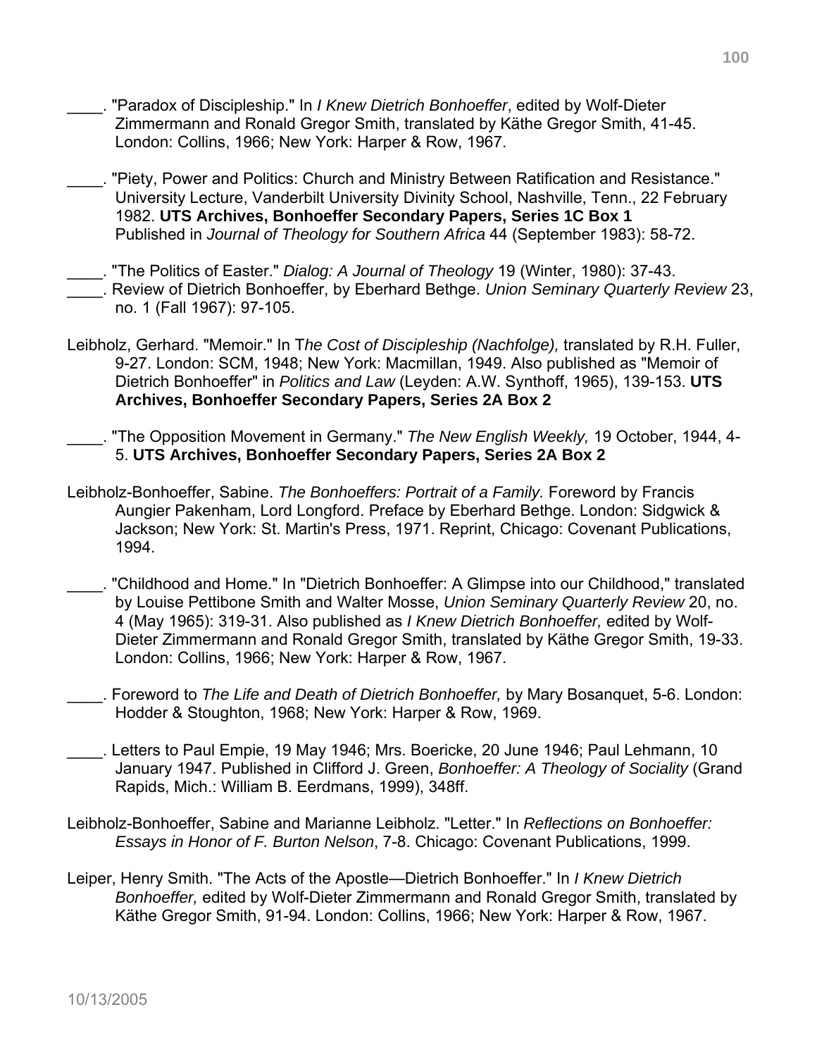____. "Paradox of Discipleship." In *I Knew Dietrich Bonhoeffer*, edited by Wolf-Dieter Zimmermann and Ronald Gregor Smith, translated by Käthe Gregor Smith, 41-45. London: Collins, 1966; New York: Harper & Row, 1967.

____. "Piety, Power and Politics: Church and Ministry Between Ratification and Resistance." University Lecture, Vanderbilt University Divinity School, Nashville, Tenn., 22 February 1982. **UTS Archives, Bonhoeffer Secondary Papers, Series 1C Box 1** Published in *Journal of Theology for Southern Africa* 44 (September 1983): 58-72.

____. "The Politics of Easter." *Dialog: A Journal of Theology* 19 (Winter, 1980): 37-43.

____. Review of Dietrich Bonhoeffer, by Eberhard Bethge. *Union Seminary Quarterly Review* 23, no. 1 (Fall 1967): 97-105.

Leibholz, Gerhard. "Memoir." In T*he Cost of Discipleship (Nachfolge),* translated by R.H. Fuller, 9-27. London: SCM, 1948; New York: Macmillan, 1949. Also published as "Memoir of Dietrich Bonhoeffer" in *Politics and Law* (Leyden: A.W. Synthoff, 1965), 139-153. **UTS Archives, Bonhoeffer Secondary Papers, Series 2A Box 2**

____. "The Opposition Movement in Germany." *The New English Weekly,* 19 October, 1944, 4-5. **UTS Archives, Bonhoeffer Secondary Papers, Series 2A Box 2**

Leibholz-Bonhoeffer, Sabine. *The Bonhoeffers: Portrait of a Family.* Foreword by Francis Aungier Pakenham, Lord Longford. Preface by Eberhard Bethge. London: Sidgwick & Jackson; New York: St. Martin's Press, 1971. Reprint, Chicago: Covenant Publications, 1994.

____. "Childhood and Home." In "Dietrich Bonhoeffer: A Glimpse into our Childhood," translated by Louise Pettibone Smith and Walter Mosse, *Union Seminary Quarterly Review* 20, no. 4 (May 1965): 319-31. Also published as *I Knew Dietrich Bonhoeffer,* edited by Wolf-Dieter Zimmermann and Ronald Gregor Smith, translated by Käthe Gregor Smith, 19-33. London: Collins, 1966; New York: Harper & Row, 1967.

____. Foreword to *The Life and Death of Dietrich Bonhoeffer,* by Mary Bosanquet, 5-6. London: Hodder & Stoughton, 1968; New York: Harper & Row, 1969.

____. Letters to Paul Empie, 19 May 1946; Mrs. Boericke, 20 June 1946; Paul Lehmann, 10 January 1947. Published in Clifford J. Green, *Bonhoeffer: A Theology of Sociality* (Grand Rapids, Mich.: William B. Eerdmans, 1999), 348ff.

Leibholz-Bonhoeffer, Sabine and Marianne Leibholz. "Letter." In *Reflections on Bonhoeffer: Essays in Honor of F. Burton Nelson*, 7-8. Chicago: Covenant Publications, 1999.

Leiper, Henry Smith. "The Acts of the Apostle—Dietrich Bonhoeffer." In *I Knew Dietrich Bonhoeffer,* edited by Wolf-Dieter Zimmermann and Ronald Gregor Smith, translated by Käthe Gregor Smith, 91-94. London: Collins, 1966; New York: Harper & Row, 1967.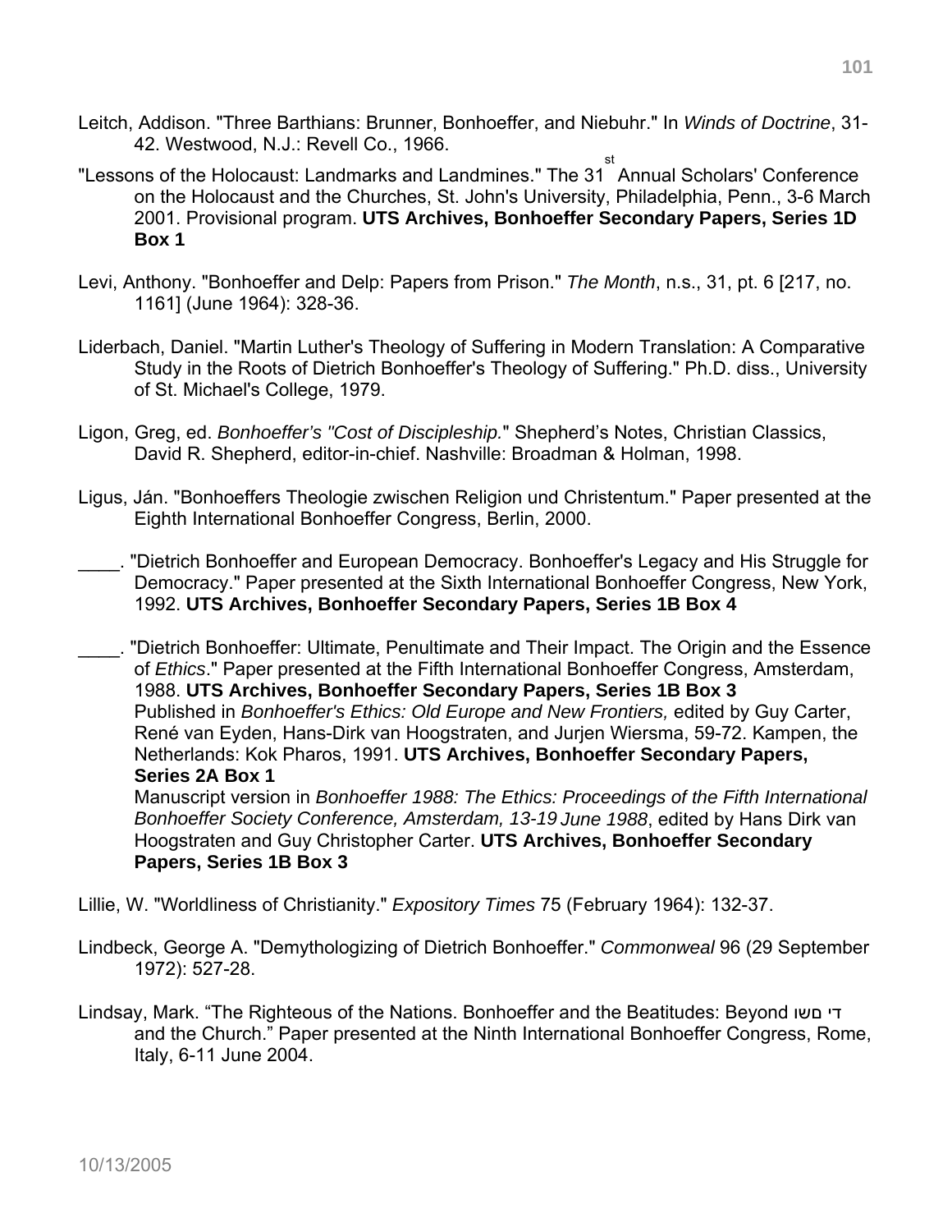Leitch, Addison. "Three Barthians: Brunner, Bonhoeffer, and Niebuhr." In *Winds of Doctrine*, 31-42. Westwood, N.J.: Revell Co., 1966.

"Lessons of the Holocaust: Landmarks and Landmines." The 31st Annual Scholars' Conference on the Holocaust and the Churches, St. John's University, Philadelphia, Penn., 3-6 March 2001. Provisional program. **UTS Archives, Bonhoeffer Secondary Papers, Series 1D Box 1**

Levi, Anthony. "Bonhoeffer and Delp: Papers from Prison." *The Month*, n.s., 31, pt. 6 [217, no. 1161] (June 1964): 328-36.

Liderbach, Daniel. "Martin Luther's Theology of Suffering in Modern Translation: A Comparative Study in the Roots of Dietrich Bonhoeffer's Theology of Suffering." Ph.D. diss., University of St. Michael's College, 1979.

Ligon, Greg, ed. *Bonhoeffer's "Cost of Discipleship.*" Shepherd's Notes, Christian Classics, David R. Shepherd, editor-in-chief. Nashville: Broadman & Holman, 1998.

Ligus, Ján. "Bonhoeffers Theologie zwischen Religion und Christentum." Paper presented at the Eighth International Bonhoeffer Congress, Berlin, 2000.

\_\_\_\_. "Dietrich Bonhoeffer and European Democracy. Bonhoeffer's Legacy and His Struggle for Democracy." Paper presented at the Sixth International Bonhoeffer Congress, New York, 1992. **UTS Archives, Bonhoeffer Secondary Papers, Series 1B Box 4**

\_\_\_\_. "Dietrich Bonhoeffer: Ultimate, Penultimate and Their Impact. The Origin and the Essence of *Ethics*." Paper presented at the Fifth International Bonhoeffer Congress, Amsterdam, 1988. **UTS Archives, Bonhoeffer Secondary Papers, Series 1B Box 3**
Published in *Bonhoeffer's Ethics: Old Europe and New Frontiers,* edited by Guy Carter, René van Eyden, Hans-Dirk van Hoogstraten, and Jurjen Wiersma, 59-72. Kampen, the Netherlands: Kok Pharos, 1991. **UTS Archives, Bonhoeffer Secondary Papers, Series 2A Box 1**
Manuscript version in *Bonhoeffer 1988: The Ethics: Proceedings of the Fifth International Bonhoeffer Society Conference, Amsterdam, 13-19 June 1988*, edited by Hans Dirk van Hoogstraten and Guy Christopher Carter. **UTS Archives, Bonhoeffer Secondary Papers, Series 1B Box 3**

Lillie, W. "Worldliness of Christianity." *Expository Times* 75 (February 1964): 132-37.

Lindbeck, George A. "Demythologizing of Dietrich Bonhoeffer." *Commonweal* 96 (29 September 1972): 527-28.

Lindsay, Mark. "The Righteous of the Nations. Bonhoeffer and the Beatitudes: Beyond די משו and the Church." Paper presented at the Ninth International Bonhoeffer Congress, Rome, Italy, 6-11 June 2004.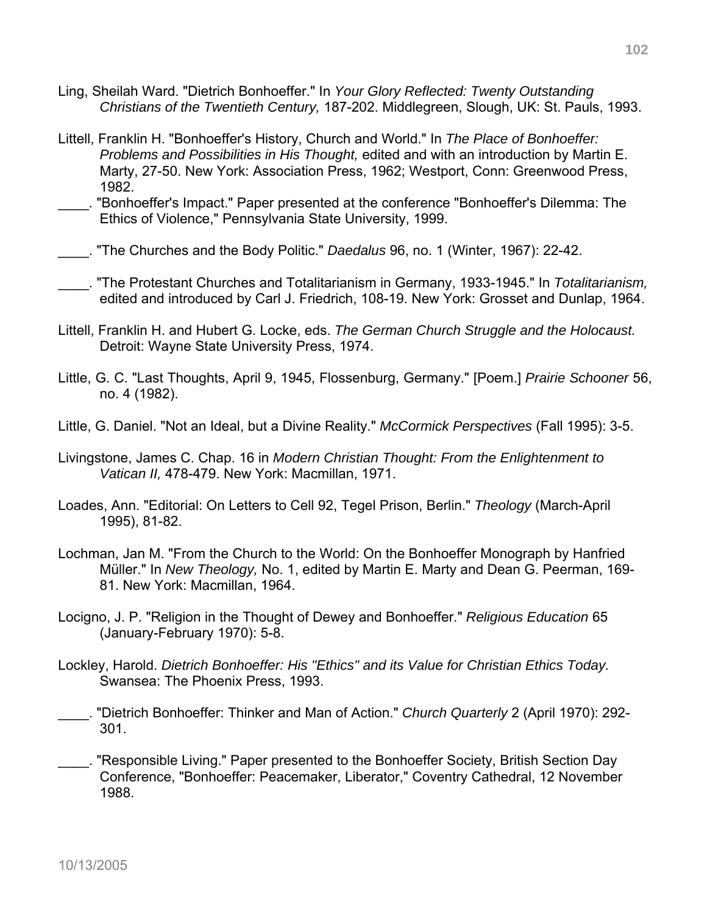Ling, Sheilah Ward. "Dietrich Bonhoeffer." In *Your Glory Reflected: Twenty Outstanding Christians of the Twentieth Century,* 187-202. Middlegreen, Slough, UK: St. Pauls, 1993.

Littell, Franklin H. "Bonhoeffer's History, Church and World." In *The Place of Bonhoeffer: Problems and Possibilities in His Thought,* edited and with an introduction by Martin E. Marty, 27-50. New York: Association Press, 1962; Westport, Conn: Greenwood Press, 1982.

____. "Bonhoeffer's Impact." Paper presented at the conference "Bonhoeffer's Dilemma: The Ethics of Violence," Pennsylvania State University, 1999.

____. "The Churches and the Body Politic." *Daedalus* 96, no. 1 (Winter, 1967): 22-42.

____. "The Protestant Churches and Totalitarianism in Germany, 1933-1945." In *Totalitarianism,* edited and introduced by Carl J. Friedrich, 108-19. New York: Grosset and Dunlap, 1964.

Littell, Franklin H. and Hubert G. Locke, eds. *The German Church Struggle and the Holocaust.* Detroit: Wayne State University Press, 1974.

Little, G. C. "Last Thoughts, April 9, 1945, Flossenburg, Germany." [Poem.] *Prairie Schooner* 56, no. 4 (1982).

Little, G. Daniel. "Not an Ideal, but a Divine Reality." *McCormick Perspectives* (Fall 1995): 3-5.

Livingstone, James C. Chap. 16 in *Modern Christian Thought: From the Enlightenment to Vatican II,* 478-479. New York: Macmillan, 1971.

Loades, Ann. "Editorial: On Letters to Cell 92, Tegel Prison, Berlin." *Theology* (March-April 1995), 81-82.

Lochman, Jan M. "From the Church to the World: On the Bonhoeffer Monograph by Hanfried Müller." In *New Theology,* No. 1, edited by Martin E. Marty and Dean G. Peerman, 169-81. New York: Macmillan, 1964.

Locigno, J. P. "Religion in the Thought of Dewey and Bonhoeffer." *Religious Education* 65 (January-February 1970): 5-8.

Lockley, Harold. *Dietrich Bonhoeffer: His "Ethics" and its Value for Christian Ethics Today.* Swansea: The Phoenix Press, 1993.

____. "Dietrich Bonhoeffer: Thinker and Man of Action." *Church Quarterly* 2 (April 1970): 292-301.

____. "Responsible Living." Paper presented to the Bonhoeffer Society, British Section Day Conference, "Bonhoeffer: Peacemaker, Liberator," Coventry Cathedral, 12 November 1988.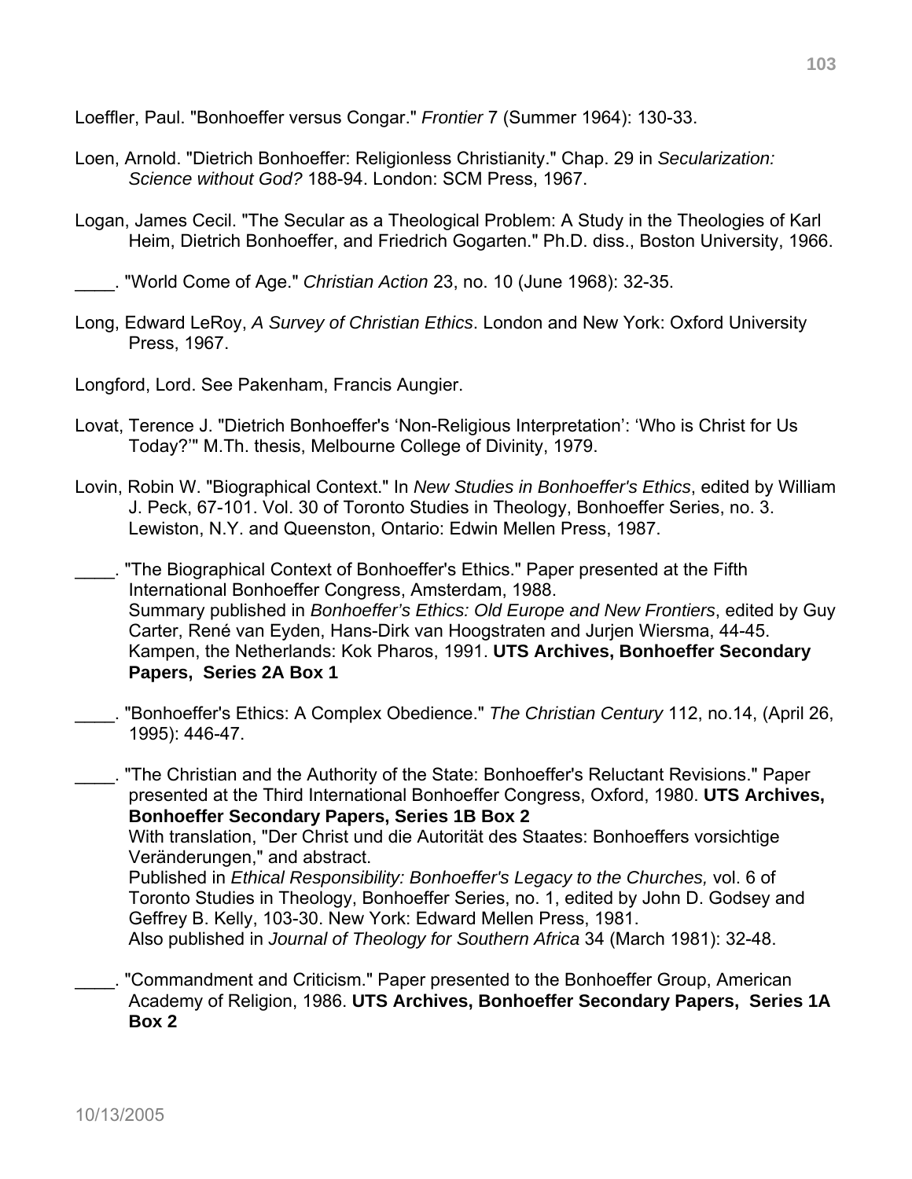Loeffler, Paul. "Bonhoeffer versus Congar." *Frontier* 7 (Summer 1964): 130-33.

Loen, Arnold. "Dietrich Bonhoeffer: Religionless Christianity." Chap. 29 in *Secularization: Science without God?* 188-94. London: SCM Press, 1967.

Logan, James Cecil. "The Secular as a Theological Problem: A Study in the Theologies of Karl Heim, Dietrich Bonhoeffer, and Friedrich Gogarten." Ph.D. diss., Boston University, 1966.

____. "World Come of Age." *Christian Action* 23, no. 10 (June 1968): 32-35.

Long, Edward LeRoy, *A Survey of Christian Ethics*. London and New York: Oxford University Press, 1967.

Longford, Lord. See Pakenham, Francis Aungier.

Lovat, Terence J. "Dietrich Bonhoeffer's 'Non-Religious Interpretation': 'Who is Christ for Us Today?'" M.Th. thesis, Melbourne College of Divinity, 1979.

Lovin, Robin W. "Biographical Context." In *New Studies in Bonhoeffer's Ethics*, edited by William J. Peck, 67-101. Vol. 30 of Toronto Studies in Theology, Bonhoeffer Series, no. 3. Lewiston, N.Y. and Queenston, Ontario: Edwin Mellen Press, 1987.

____. "The Biographical Context of Bonhoeffer's Ethics." Paper presented at the Fifth International Bonhoeffer Congress, Amsterdam, 1988.
Summary published in *Bonhoeffer's Ethics: Old Europe and New Frontiers*, edited by Guy Carter, René van Eyden, Hans-Dirk van Hoogstraten and Jurjen Wiersma, 44-45. Kampen, the Netherlands: Kok Pharos, 1991. **UTS Archives, Bonhoeffer Secondary Papers, Series 2A Box 1**

____. "Bonhoeffer's Ethics: A Complex Obedience." *The Christian Century* 112, no.14, (April 26, 1995): 446-47.

____. "The Christian and the Authority of the State: Bonhoeffer's Reluctant Revisions." Paper presented at the Third International Bonhoeffer Congress, Oxford, 1980. **UTS Archives, Bonhoeffer Secondary Papers, Series 1B Box 2**
With translation, "Der Christ und die Autorität des Staates: Bonhoeffers vorsichtige Veränderungen," and abstract.
Published in *Ethical Responsibility: Bonhoeffer's Legacy to the Churches,* vol. 6 of Toronto Studies in Theology, Bonhoeffer Series, no. 1, edited by John D. Godsey and Geffrey B. Kelly, 103-30. New York: Edward Mellen Press, 1981.
Also published in *Journal of Theology for Southern Africa* 34 (March 1981): 32-48.

____. "Commandment and Criticism." Paper presented to the Bonhoeffer Group, American Academy of Religion, 1986. **UTS Archives, Bonhoeffer Secondary Papers, Series 1A Box 2**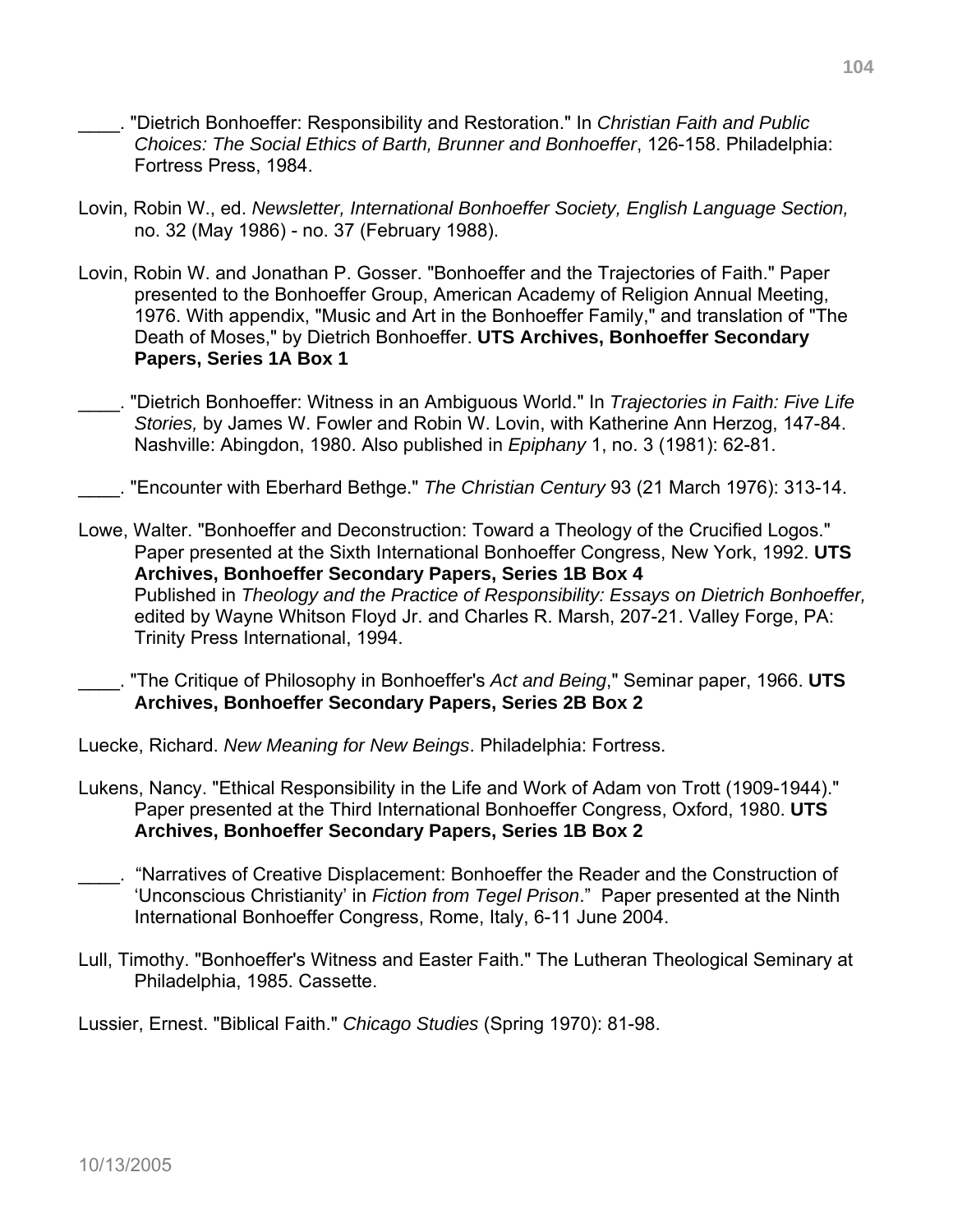____. "Dietrich Bonhoeffer: Responsibility and Restoration." In *Christian Faith and Public Choices: The Social Ethics of Barth, Brunner and Bonhoeffer*, 126-158. Philadelphia: Fortress Press, 1984.

Lovin, Robin W., ed. *Newsletter, International Bonhoeffer Society, English Language Section,* no. 32 (May 1986) - no. 37 (February 1988).

Lovin, Robin W. and Jonathan P. Gosser. "Bonhoeffer and the Trajectories of Faith." Paper presented to the Bonhoeffer Group, American Academy of Religion Annual Meeting, 1976. With appendix, "Music and Art in the Bonhoeffer Family," and translation of "The Death of Moses," by Dietrich Bonhoeffer. **UTS Archives, Bonhoeffer Secondary Papers, Series 1A Box 1**

____. "Dietrich Bonhoeffer: Witness in an Ambiguous World." In *Trajectories in Faith: Five Life Stories,* by James W. Fowler and Robin W. Lovin, with Katherine Ann Herzog, 147-84. Nashville: Abingdon, 1980. Also published in *Epiphany* 1, no. 3 (1981): 62-81.

____. "Encounter with Eberhard Bethge." *The Christian Century* 93 (21 March 1976): 313-14.

Lowe, Walter. "Bonhoeffer and Deconstruction: Toward a Theology of the Crucified Logos." Paper presented at the Sixth International Bonhoeffer Congress, New York, 1992. **UTS Archives, Bonhoeffer Secondary Papers, Series 1B Box 4**
Published in *Theology and the Practice of Responsibility: Essays on Dietrich Bonhoeffer,* edited by Wayne Whitson Floyd Jr. and Charles R. Marsh, 207-21. Valley Forge, PA: Trinity Press International, 1994.

____. "The Critique of Philosophy in Bonhoeffer's *Act and Being*," Seminar paper, 1966. **UTS Archives, Bonhoeffer Secondary Papers, Series 2B Box 2**

Luecke, Richard. *New Meaning for New Beings*. Philadelphia: Fortress.

Lukens, Nancy. "Ethical Responsibility in the Life and Work of Adam von Trott (1909-1944)." Paper presented at the Third International Bonhoeffer Congress, Oxford, 1980. **UTS Archives, Bonhoeffer Secondary Papers, Series 1B Box 2**

____. "Narratives of Creative Displacement: Bonhoeffer the Reader and the Construction of 'Unconscious Christianity' in *Fiction from Tegel Prison*." Paper presented at the Ninth International Bonhoeffer Congress, Rome, Italy, 6-11 June 2004.

Lull, Timothy. "Bonhoeffer's Witness and Easter Faith." The Lutheran Theological Seminary at Philadelphia, 1985. Cassette.

Lussier, Ernest. "Biblical Faith." *Chicago Studies* (Spring 1970): 81-98.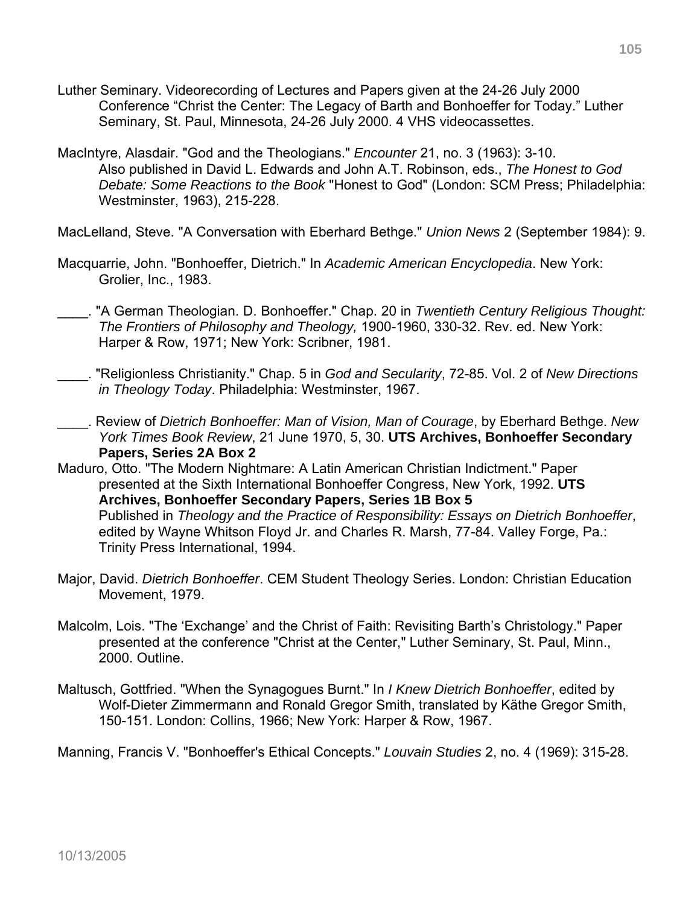Luther Seminary. Videorecording of Lectures and Papers given at the 24-26 July 2000 Conference "Christ the Center: The Legacy of Barth and Bonhoeffer for Today." Luther Seminary, St. Paul, Minnesota, 24-26 July 2000. 4 VHS videocassettes.

MacIntyre, Alasdair. "God and the Theologians." *Encounter* 21, no. 3 (1963): 3-10.
Also published in David L. Edwards and John A.T. Robinson, eds., *The Honest to God Debate: Some Reactions to the Book* "Honest to God" (London: SCM Press; Philadelphia: Westminster, 1963), 215-228.

MacLelland, Steve. "A Conversation with Eberhard Bethge." *Union News* 2 (September 1984): 9.

Macquarrie, John. "Bonhoeffer, Dietrich." In *Academic American Encyclopedia*. New York: Grolier, Inc., 1983.

____. "A German Theologian. D. Bonhoeffer." Chap. 20 in *Twentieth Century Religious Thought: The Frontiers of Philosophy and Theology,* 1900-1960, 330-32. Rev. ed. New York: Harper & Row, 1971; New York: Scribner, 1981.

____. "Religionless Christianity." Chap. 5 in *God and Secularity*, 72-85. Vol. 2 of *New Directions in Theology Today*. Philadelphia: Westminster, 1967.

____. Review of *Dietrich Bonhoeffer: Man of Vision, Man of Courage*, by Eberhard Bethge. *New York Times Book Review*, 21 June 1970, 5, 30. **UTS Archives, Bonhoeffer Secondary Papers, Series 2A Box 2**

Maduro, Otto. "The Modern Nightmare: A Latin American Christian Indictment." Paper presented at the Sixth International Bonhoeffer Congress, New York, 1992. **UTS Archives, Bonhoeffer Secondary Papers, Series 1B Box 5**
Published in *Theology and the Practice of Responsibility: Essays on Dietrich Bonhoeffer*, edited by Wayne Whitson Floyd Jr. and Charles R. Marsh, 77-84. Valley Forge, Pa.: Trinity Press International, 1994.

Major, David. *Dietrich Bonhoeffer*. CEM Student Theology Series. London: Christian Education Movement, 1979.

Malcolm, Lois. "The 'Exchange' and the Christ of Faith: Revisiting Barth's Christology." Paper presented at the conference "Christ at the Center," Luther Seminary, St. Paul, Minn., 2000. Outline.

Maltusch, Gottfried. "When the Synagogues Burnt." In *I Knew Dietrich Bonhoeffer*, edited by Wolf-Dieter Zimmermann and Ronald Gregor Smith, translated by Käthe Gregor Smith, 150-151. London: Collins, 1966; New York: Harper & Row, 1967.

Manning, Francis V. "Bonhoeffer's Ethical Concepts." *Louvain Studies* 2, no. 4 (1969): 315-28.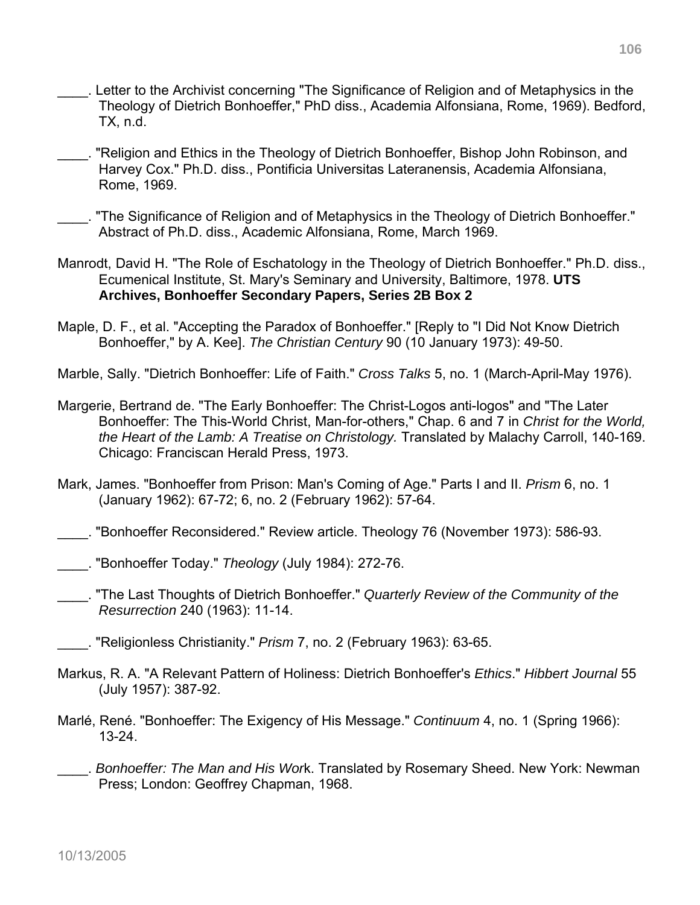\_\_\_\_. Letter to the Archivist concerning "The Significance of Religion and of Metaphysics in the Theology of Dietrich Bonhoeffer," PhD diss., Academia Alfonsiana, Rome, 1969). Bedford, TX, n.d.

\_\_\_\_. "Religion and Ethics in the Theology of Dietrich Bonhoeffer, Bishop John Robinson, and Harvey Cox." Ph.D. diss., Pontificia Universitas Lateranensis, Academia Alfonsiana, Rome, 1969.

\_\_\_\_. "The Significance of Religion and of Metaphysics in the Theology of Dietrich Bonhoeffer." Abstract of Ph.D. diss., Academic Alfonsiana, Rome, March 1969.

Manrodt, David H. "The Role of Eschatology in the Theology of Dietrich Bonhoeffer." Ph.D. diss., Ecumenical Institute, St. Mary's Seminary and University, Baltimore, 1978. **UTS Archives, Bonhoeffer Secondary Papers, Series 2B Box 2**

Maple, D. F., et al. "Accepting the Paradox of Bonhoeffer." [Reply to "I Did Not Know Dietrich Bonhoeffer," by A. Kee]. *The Christian Century* 90 (10 January 1973): 49-50.

Marble, Sally. "Dietrich Bonhoeffer: Life of Faith." *Cross Talks* 5, no. 1 (March-April-May 1976).

Margerie, Bertrand de. "The Early Bonhoeffer: The Christ-Logos anti-logos" and "The Later Bonhoeffer: The This-World Christ, Man-for-others," Chap. 6 and 7 in *Christ for the World, the Heart of the Lamb: A Treatise on Christology.* Translated by Malachy Carroll, 140-169. Chicago: Franciscan Herald Press, 1973.

Mark, James. "Bonhoeffer from Prison: Man's Coming of Age." Parts I and II. *Prism* 6, no. 1 (January 1962): 67-72; 6, no. 2 (February 1962): 57-64.

\_\_\_\_. "Bonhoeffer Reconsidered." Review article. Theology 76 (November 1973): 586-93.

\_\_\_\_. "Bonhoeffer Today." *Theology* (July 1984): 272-76.

\_\_\_\_. "The Last Thoughts of Dietrich Bonhoeffer." *Quarterly Review of the Community of the Resurrection* 240 (1963): 11-14.

\_\_\_\_. "Religionless Christianity." *Prism* 7, no. 2 (February 1963): 63-65.

Markus, R. A. "A Relevant Pattern of Holiness: Dietrich Bonhoeffer's *Ethics*." *Hibbert Journal* 55 (July 1957): 387-92.

Marlé, René. "Bonhoeffer: The Exigency of His Message." *Continuum* 4, no. 1 (Spring 1966): 13-24.

\_\_\_\_. *Bonhoeffer: The Man and His Wor*k. Translated by Rosemary Sheed. New York: Newman Press; London: Geoffrey Chapman, 1968.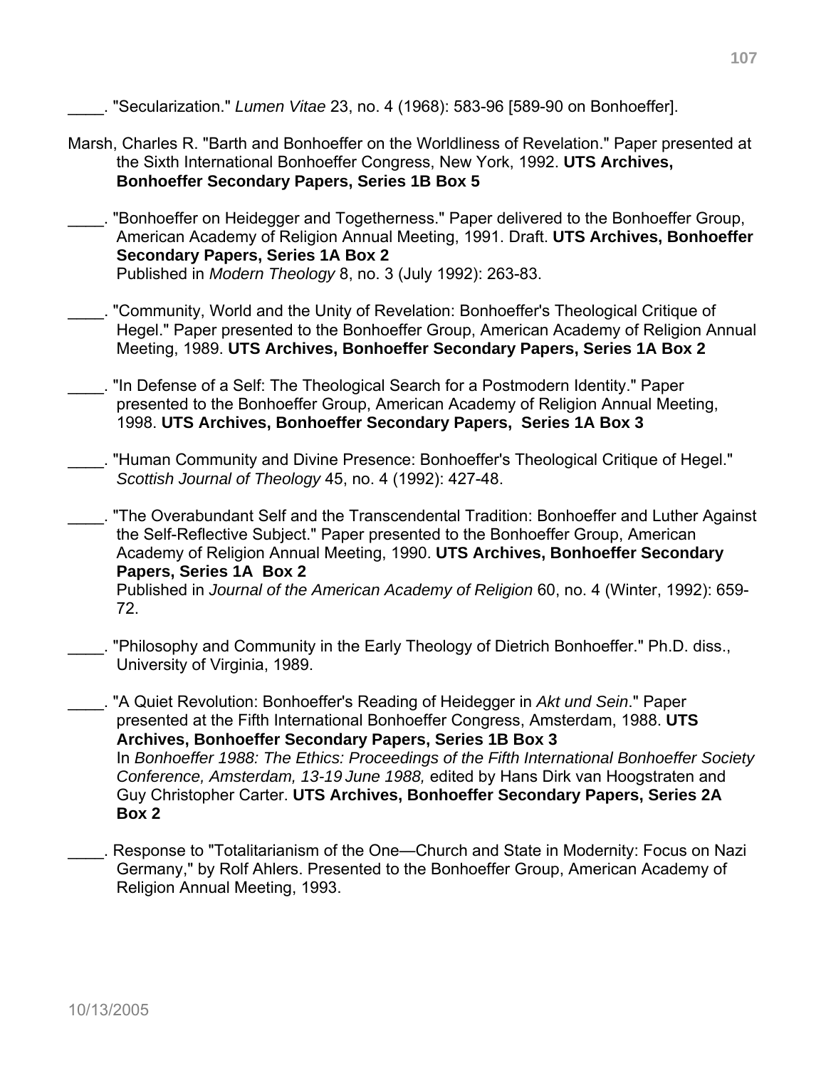____. "Secularization." *Lumen Vitae* 23, no. 4 (1968): 583-96 [589-90 on Bonhoeffer].

Marsh, Charles R. "Barth and Bonhoeffer on the Worldliness of Revelation." Paper presented at the Sixth International Bonhoeffer Congress, New York, 1992. **UTS Archives, Bonhoeffer Secondary Papers, Series 1B Box 5**

____. "Bonhoeffer on Heidegger and Togetherness." Paper delivered to the Bonhoeffer Group, American Academy of Religion Annual Meeting, 1991. Draft. **UTS Archives, Bonhoeffer Secondary Papers, Series 1A Box 2**
Published in *Modern Theology* 8, no. 3 (July 1992): 263-83.

____. "Community, World and the Unity of Revelation: Bonhoeffer's Theological Critique of Hegel." Paper presented to the Bonhoeffer Group, American Academy of Religion Annual Meeting, 1989. **UTS Archives, Bonhoeffer Secondary Papers, Series 1A Box 2**

____. "In Defense of a Self: The Theological Search for a Postmodern Identity." Paper presented to the Bonhoeffer Group, American Academy of Religion Annual Meeting, 1998. **UTS Archives, Bonhoeffer Secondary Papers, Series 1A Box 3**

____. "Human Community and Divine Presence: Bonhoeffer's Theological Critique of Hegel." *Scottish Journal of Theology* 45, no. 4 (1992): 427-48.

____. "The Overabundant Self and the Transcendental Tradition: Bonhoeffer and Luther Against the Self-Reflective Subject." Paper presented to the Bonhoeffer Group, American Academy of Religion Annual Meeting, 1990. **UTS Archives, Bonhoeffer Secondary Papers, Series 1A Box 2**
Published in *Journal of the American Academy of Religion* 60, no. 4 (Winter, 1992): 659-72.

____. "Philosophy and Community in the Early Theology of Dietrich Bonhoeffer." Ph.D. diss., University of Virginia, 1989.

____. "A Quiet Revolution: Bonhoeffer's Reading of Heidegger in *Akt und Sein*." Paper presented at the Fifth International Bonhoeffer Congress, Amsterdam, 1988. **UTS Archives, Bonhoeffer Secondary Papers, Series 1B Box 3**
In *Bonhoeffer 1988: The Ethics: Proceedings of the Fifth International Bonhoeffer Society Conference, Amsterdam, 13-19 June 1988,* edited by Hans Dirk van Hoogstraten and Guy Christopher Carter. **UTS Archives, Bonhoeffer Secondary Papers, Series 2A Box 2**

____. Response to "Totalitarianism of the One—Church and State in Modernity: Focus on Nazi Germany," by Rolf Ahlers. Presented to the Bonhoeffer Group, American Academy of Religion Annual Meeting, 1993.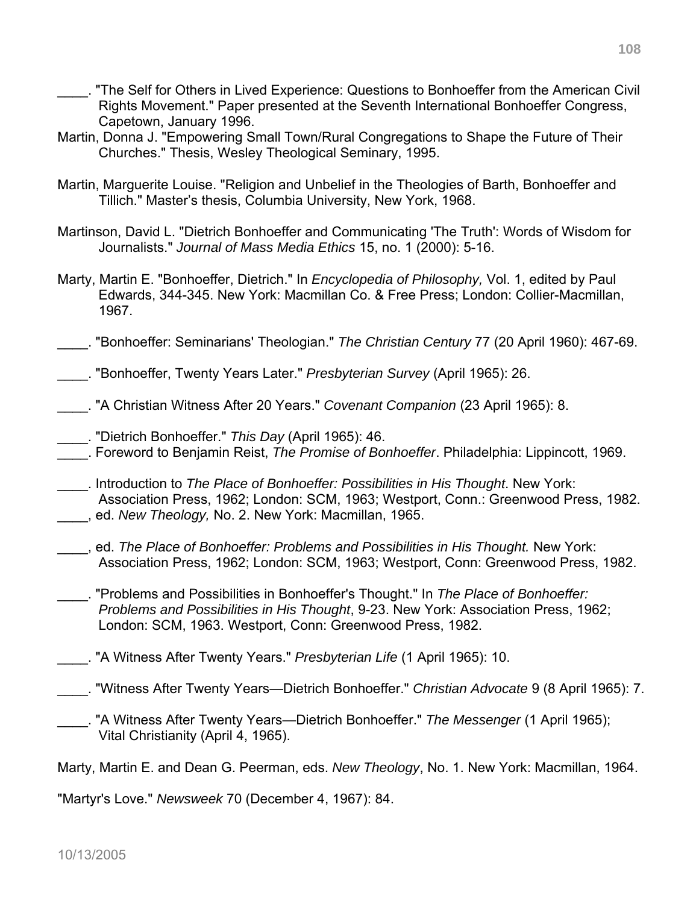____. "The Self for Others in Lived Experience: Questions to Bonhoeffer from the American Civil Rights Movement." Paper presented at the Seventh International Bonhoeffer Congress, Capetown, January 1996.

Martin, Donna J. "Empowering Small Town/Rural Congregations to Shape the Future of Their Churches." Thesis, Wesley Theological Seminary, 1995.

Martin, Marguerite Louise. "Religion and Unbelief in the Theologies of Barth, Bonhoeffer and Tillich." Master's thesis, Columbia University, New York, 1968.

Martinson, David L. "Dietrich Bonhoeffer and Communicating 'The Truth': Words of Wisdom for Journalists." *Journal of Mass Media Ethics* 15, no. 1 (2000): 5-16.

Marty, Martin E. "Bonhoeffer, Dietrich." In *Encyclopedia of Philosophy,* Vol. 1, edited by Paul Edwards, 344-345. New York: Macmillan Co. & Free Press; London: Collier-Macmillan, 1967.

____. "Bonhoeffer: Seminarians' Theologian." *The Christian Century* 77 (20 April 1960): 467-69.

____. "Bonhoeffer, Twenty Years Later." *Presbyterian Survey* (April 1965): 26.

____. "A Christian Witness After 20 Years." *Covenant Companion* (23 April 1965): 8.

____. "Dietrich Bonhoeffer." *This Day* (April 1965): 46.

____. Foreword to Benjamin Reist, *The Promise of Bonhoeffer*. Philadelphia: Lippincott, 1969.

____. Introduction to *The Place of Bonhoeffer: Possibilities in His Thought*. New York: Association Press, 1962; London: SCM, 1963; Westport, Conn.: Greenwood Press, 1982.

____, ed. *New Theology,* No. 2. New York: Macmillan, 1965.

____, ed. *The Place of Bonhoeffer: Problems and Possibilities in His Thought.* New York: Association Press, 1962; London: SCM, 1963; Westport, Conn: Greenwood Press, 1982.

____. "Problems and Possibilities in Bonhoeffer's Thought." In *The Place of Bonhoeffer: Problems and Possibilities in His Thought*, 9-23. New York: Association Press, 1962; London: SCM, 1963. Westport, Conn: Greenwood Press, 1982.

____. "A Witness After Twenty Years." *Presbyterian Life* (1 April 1965): 10.

____. "Witness After Twenty Years—Dietrich Bonhoeffer." *Christian Advocate* 9 (8 April 1965): 7.

____. "A Witness After Twenty Years—Dietrich Bonhoeffer." *The Messenger* (1 April 1965); Vital Christianity (April 4, 1965).

Marty, Martin E. and Dean G. Peerman, eds. *New Theology*, No. 1. New York: Macmillan, 1964.

"Martyr's Love." *Newsweek* 70 (December 4, 1967): 84.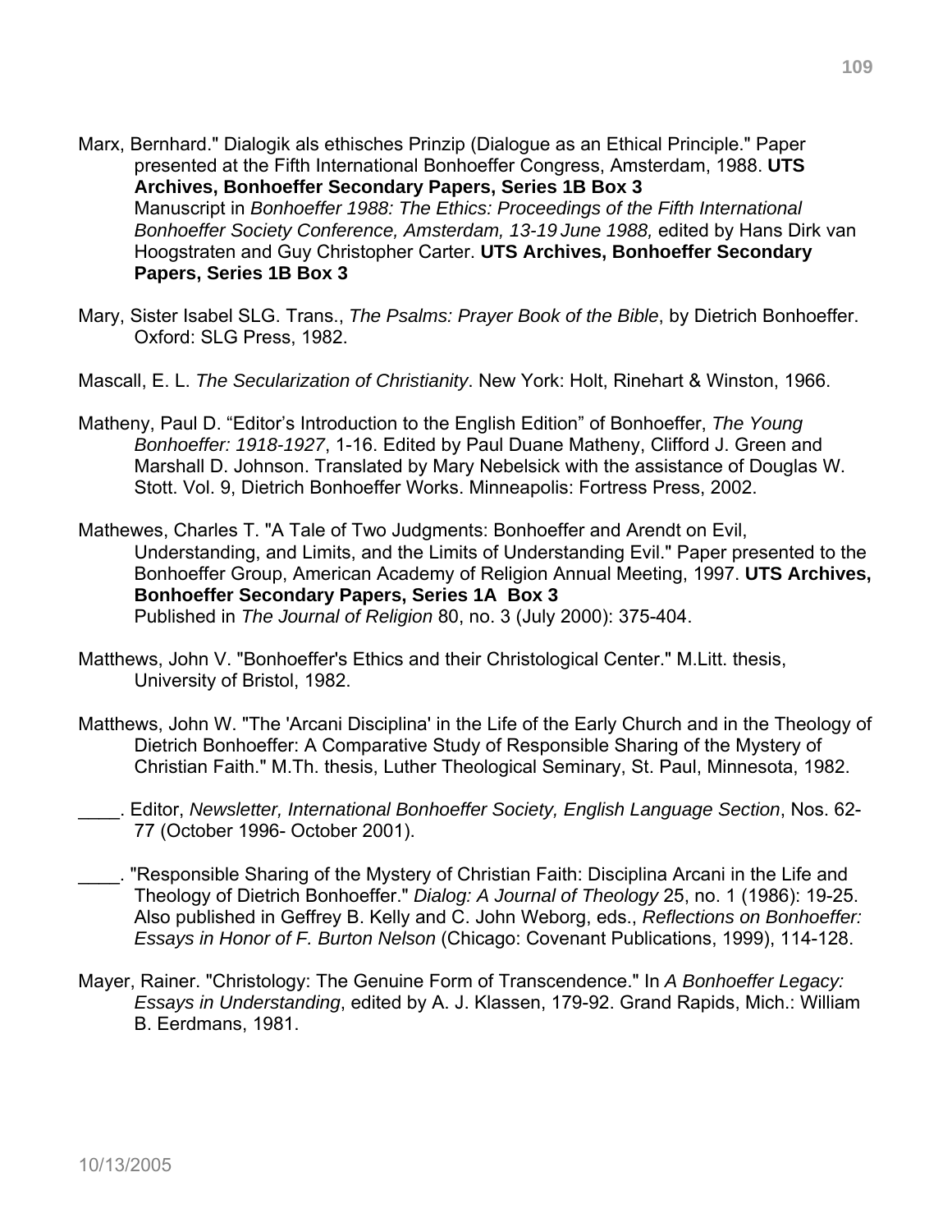Marx, Bernhard." Dialogik als ethisches Prinzip (Dialogue as an Ethical Principle." Paper presented at the Fifth International Bonhoeffer Congress, Amsterdam, 1988. **UTS Archives, Bonhoeffer Secondary Papers, Series 1B Box 3**
Manuscript in *Bonhoeffer 1988: The Ethics: Proceedings of the Fifth International Bonhoeffer Society Conference, Amsterdam, 13-19 June 1988,* edited by Hans Dirk van Hoogstraten and Guy Christopher Carter. **UTS Archives, Bonhoeffer Secondary Papers, Series 1B Box 3**

Mary, Sister Isabel SLG. Trans., *The Psalms: Prayer Book of the Bible*, by Dietrich Bonhoeffer. Oxford: SLG Press, 1982.

Mascall, E. L. *The Secularization of Christianity*. New York: Holt, Rinehart & Winston, 1966.

Matheny, Paul D. "Editor's Introduction to the English Edition" of Bonhoeffer, *The Young Bonhoeffer: 1918-1927*, 1-16. Edited by Paul Duane Matheny, Clifford J. Green and Marshall D. Johnson. Translated by Mary Nebelsick with the assistance of Douglas W. Stott. Vol. 9, Dietrich Bonhoeffer Works. Minneapolis: Fortress Press, 2002.

Mathewes, Charles T. "A Tale of Two Judgments: Bonhoeffer and Arendt on Evil, Understanding, and Limits, and the Limits of Understanding Evil." Paper presented to the Bonhoeffer Group, American Academy of Religion Annual Meeting, 1997. **UTS Archives, Bonhoeffer Secondary Papers, Series 1A Box 3**
Published in *The Journal of Religion* 80, no. 3 (July 2000): 375-404.

Matthews, John V. "Bonhoeffer's Ethics and their Christological Center." M.Litt. thesis, University of Bristol, 1982.

Matthews, John W. "The 'Arcani Disciplina' in the Life of the Early Church and in the Theology of Dietrich Bonhoeffer: A Comparative Study of Responsible Sharing of the Mystery of Christian Faith." M.Th. thesis, Luther Theological Seminary, St. Paul, Minnesota, 1982.

____. Editor, *Newsletter, International Bonhoeffer Society, English Language Section*, Nos. 62-77 (October 1996- October 2001).

____. "Responsible Sharing of the Mystery of Christian Faith: Disciplina Arcani in the Life and Theology of Dietrich Bonhoeffer." *Dialog: A Journal of Theology* 25, no. 1 (1986): 19-25. Also published in Geffrey B. Kelly and C. John Weborg, eds., *Reflections on Bonhoeffer: Essays in Honor of F. Burton Nelson* (Chicago: Covenant Publications, 1999), 114-128.

Mayer, Rainer. "Christology: The Genuine Form of Transcendence." In *A Bonhoeffer Legacy: Essays in Understanding*, edited by A. J. Klassen, 179-92. Grand Rapids, Mich.: William B. Eerdmans, 1981.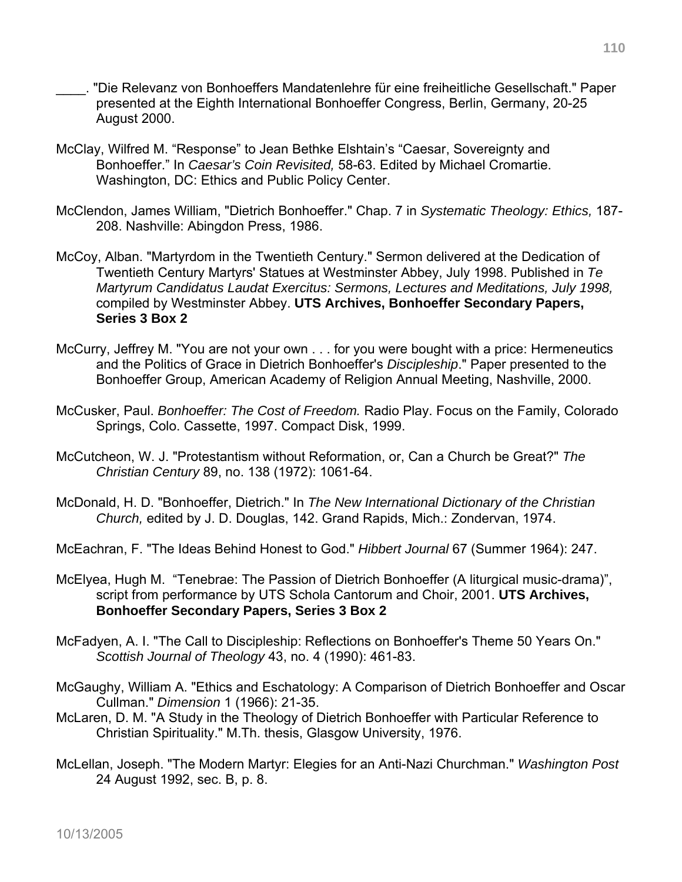____. "Die Relevanz von Bonhoeffers Mandatenlehre für eine freiheitliche Gesellschaft." Paper presented at the Eighth International Bonhoeffer Congress, Berlin, Germany, 20-25 August 2000.

McClay, Wilfred M. "Response" to Jean Bethke Elshtain's "Caesar, Sovereignty and Bonhoeffer." In *Caesar's Coin Revisited,* 58-63. Edited by Michael Cromartie. Washington, DC: Ethics and Public Policy Center.

McClendon, James William, "Dietrich Bonhoeffer." Chap. 7 in *Systematic Theology: Ethics,* 187-208. Nashville: Abingdon Press, 1986.

McCoy, Alban. "Martyrdom in the Twentieth Century." Sermon delivered at the Dedication of Twentieth Century Martyrs' Statues at Westminster Abbey, July 1998. Published in *Te Martyrum Candidatus Laudat Exercitus: Sermons, Lectures and Meditations, July 1998,* compiled by Westminster Abbey. **UTS Archives, Bonhoeffer Secondary Papers, Series 3 Box 2**

McCurry, Jeffrey M. "You are not your own . . . for you were bought with a price: Hermeneutics and the Politics of Grace in Dietrich Bonhoeffer's *Discipleship*." Paper presented to the Bonhoeffer Group, American Academy of Religion Annual Meeting, Nashville, 2000.

McCusker, Paul. *Bonhoeffer: The Cost of Freedom.* Radio Play. Focus on the Family, Colorado Springs, Colo. Cassette, 1997. Compact Disk, 1999.

McCutcheon, W. J. "Protestantism without Reformation, or, Can a Church be Great?" *The Christian Century* 89, no. 138 (1972): 1061-64.

McDonald, H. D. "Bonhoeffer, Dietrich." In *The New International Dictionary of the Christian Church,* edited by J. D. Douglas, 142. Grand Rapids, Mich.: Zondervan, 1974.

McEachran, F. "The Ideas Behind Honest to God." *Hibbert Journal* 67 (Summer 1964): 247.

McElyea, Hugh M. "Tenebrae: The Passion of Dietrich Bonhoeffer (A liturgical music-drama)", script from performance by UTS Schola Cantorum and Choir, 2001. **UTS Archives, Bonhoeffer Secondary Papers, Series 3 Box 2**

McFadyen, A. I. "The Call to Discipleship: Reflections on Bonhoeffer's Theme 50 Years On." *Scottish Journal of Theology* 43, no. 4 (1990): 461-83.

McGaughy, William A. "Ethics and Eschatology: A Comparison of Dietrich Bonhoeffer and Oscar Cullman." *Dimension* 1 (1966): 21-35.

McLaren, D. M. "A Study in the Theology of Dietrich Bonhoeffer with Particular Reference to Christian Spirituality." M.Th. thesis, Glasgow University, 1976.

McLellan, Joseph. "The Modern Martyr: Elegies for an Anti-Nazi Churchman." *Washington Post* 24 August 1992, sec. B, p. 8.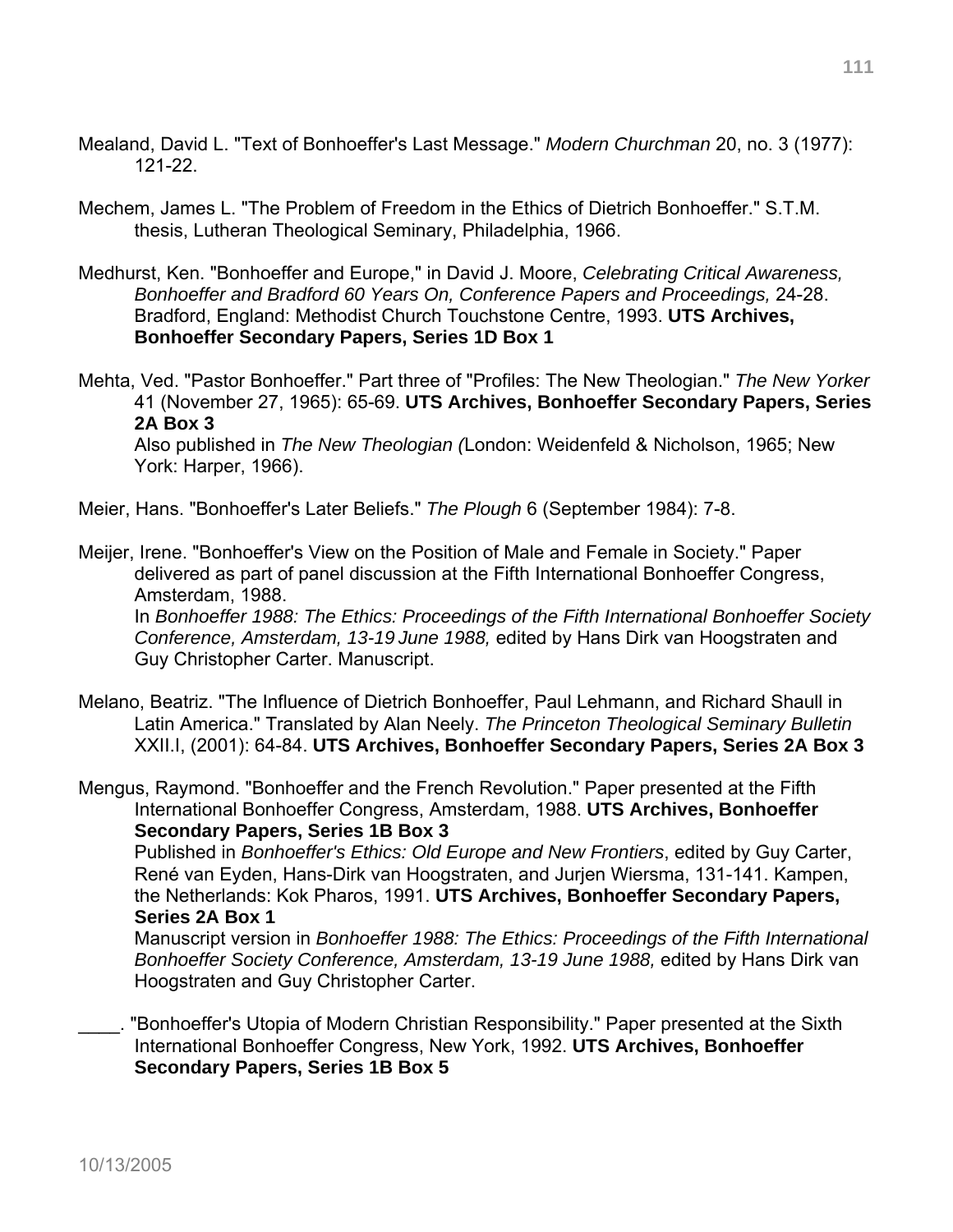Mealand, David L. "Text of Bonhoeffer's Last Message." *Modern Churchman* 20, no. 3 (1977): 121-22.

Mechem, James L. "The Problem of Freedom in the Ethics of Dietrich Bonhoeffer." S.T.M. thesis, Lutheran Theological Seminary, Philadelphia, 1966.

Medhurst, Ken. "Bonhoeffer and Europe," in David J. Moore, *Celebrating Critical Awareness, Bonhoeffer and Bradford 60 Years On, Conference Papers and Proceedings,* 24-28. Bradford, England: Methodist Church Touchstone Centre, 1993. **UTS Archives, Bonhoeffer Secondary Papers, Series 1D Box 1**

Mehta, Ved. "Pastor Bonhoeffer." Part three of "Profiles: The New Theologian." *The New Yorker* 41 (November 27, 1965): 65-69. **UTS Archives, Bonhoeffer Secondary Papers, Series 2A Box 3**
Also published in *The New Theologian (*London: Weidenfeld & Nicholson, 1965; New York: Harper, 1966).

Meier, Hans. "Bonhoeffer's Later Beliefs." *The Plough* 6 (September 1984): 7-8.

Meijer, Irene. "Bonhoeffer's View on the Position of Male and Female in Society." Paper delivered as part of panel discussion at the Fifth International Bonhoeffer Congress, Amsterdam, 1988.
In *Bonhoeffer 1988: The Ethics: Proceedings of the Fifth International Bonhoeffer Society Conference, Amsterdam, 13-19 June 1988,* edited by Hans Dirk van Hoogstraten and Guy Christopher Carter. Manuscript.

Melano, Beatriz. "The Influence of Dietrich Bonhoeffer, Paul Lehmann, and Richard Shaull in Latin America." Translated by Alan Neely. *The Princeton Theological Seminary Bulletin* XXII.I, (2001): 64-84. **UTS Archives, Bonhoeffer Secondary Papers, Series 2A Box 3**

Mengus, Raymond. "Bonhoeffer and the French Revolution." Paper presented at the Fifth International Bonhoeffer Congress, Amsterdam, 1988. **UTS Archives, Bonhoeffer Secondary Papers, Series 1B Box 3**
Published in *Bonhoeffer's Ethics: Old Europe and New Frontiers*, edited by Guy Carter, René van Eyden, Hans-Dirk van Hoogstraten, and Jurjen Wiersma, 131-141. Kampen, the Netherlands: Kok Pharos, 1991. **UTS Archives, Bonhoeffer Secondary Papers, Series 2A Box 1**
Manuscript version in *Bonhoeffer 1988: The Ethics: Proceedings of the Fifth International Bonhoeffer Society Conference, Amsterdam, 13-19 June 1988,* edited by Hans Dirk van Hoogstraten and Guy Christopher Carter.

____. "Bonhoeffer's Utopia of Modern Christian Responsibility." Paper presented at the Sixth International Bonhoeffer Congress, New York, 1992. **UTS Archives, Bonhoeffer Secondary Papers, Series 1B Box 5**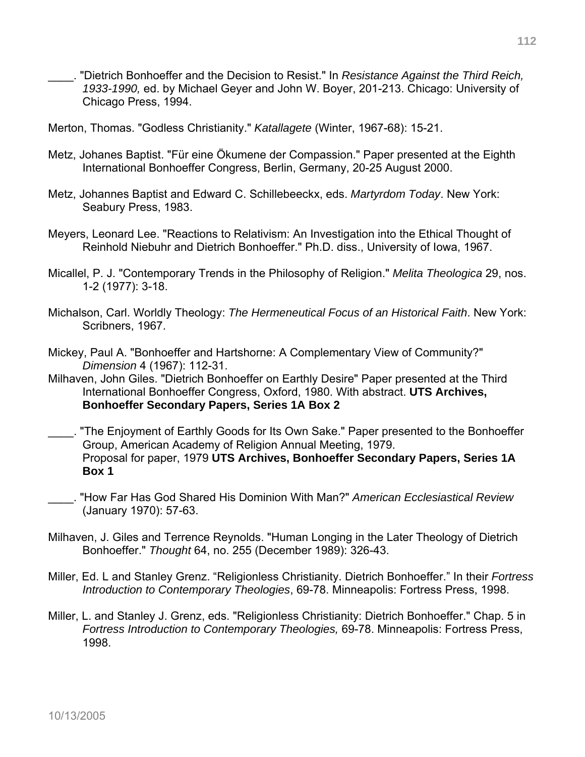____. "Dietrich Bonhoeffer and the Decision to Resist." In *Resistance Against the Third Reich, 1933-1990,* ed. by Michael Geyer and John W. Boyer, 201-213. Chicago: University of Chicago Press, 1994.

Merton, Thomas. "Godless Christianity." *Katallagete* (Winter, 1967-68): 15-21.

Metz, Johanes Baptist. "Für eine Ökumene der Compassion." Paper presented at the Eighth International Bonhoeffer Congress, Berlin, Germany, 20-25 August 2000.

Metz, Johannes Baptist and Edward C. Schillebeeckx, eds. *Martyrdom Today*. New York: Seabury Press, 1983.

Meyers, Leonard Lee. "Reactions to Relativism: An Investigation into the Ethical Thought of Reinhold Niebuhr and Dietrich Bonhoeffer." Ph.D. diss., University of Iowa, 1967.

Micallel, P. J. "Contemporary Trends in the Philosophy of Religion." *Melita Theologica* 29, nos. 1-2 (1977): 3-18.

Michalson, Carl. Worldly Theology: *The Hermeneutical Focus of an Historical Faith*. New York: Scribners, 1967.

Mickey, Paul A. "Bonhoeffer and Hartshorne: A Complementary View of Community?" *Dimension* 4 (1967): 112-31.

Milhaven, John Giles. "Dietrich Bonhoeffer on Earthly Desire" Paper presented at the Third International Bonhoeffer Congress, Oxford, 1980. With abstract. **UTS Archives, Bonhoeffer Secondary Papers, Series 1A Box 2**

____. "The Enjoyment of Earthly Goods for Its Own Sake." Paper presented to the Bonhoeffer Group, American Academy of Religion Annual Meeting, 1979. Proposal for paper, 1979 **UTS Archives, Bonhoeffer Secondary Papers, Series 1A Box 1**

____. "How Far Has God Shared His Dominion With Man?" *American Ecclesiastical Review* (January 1970): 57-63.

Milhaven, J. Giles and Terrence Reynolds. "Human Longing in the Later Theology of Dietrich Bonhoeffer." *Thought* 64, no. 255 (December 1989): 326-43.

Miller, Ed. L and Stanley Grenz. "Religionless Christianity. Dietrich Bonhoeffer." In their *Fortress Introduction to Contemporary Theologies*, 69-78. Minneapolis: Fortress Press, 1998.

Miller, L. and Stanley J. Grenz, eds. "Religionless Christianity: Dietrich Bonhoeffer." Chap. 5 in *Fortress Introduction to Contemporary Theologies,* 69-78. Minneapolis: Fortress Press, 1998.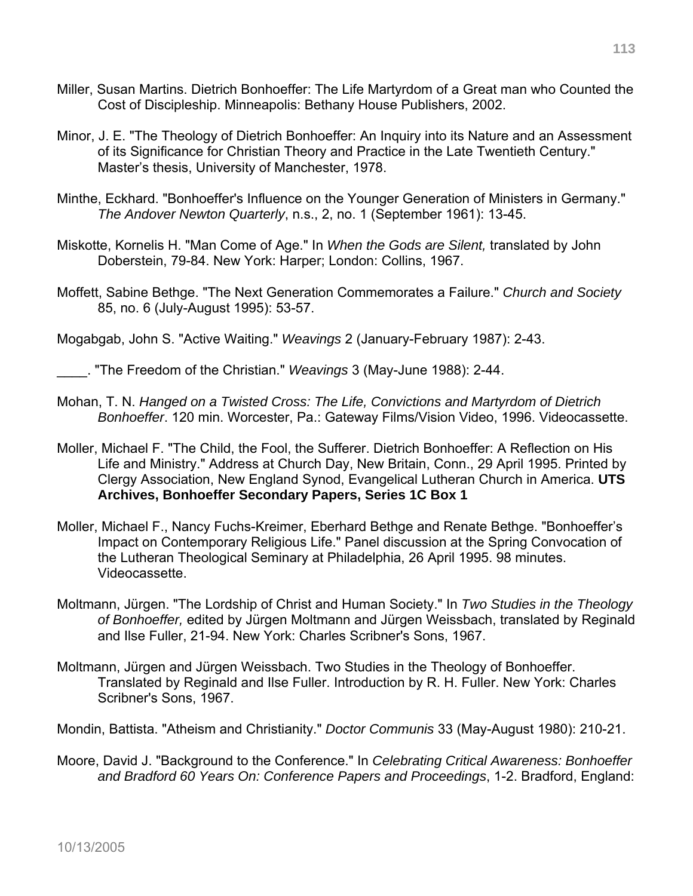Miller, Susan Martins. Dietrich Bonhoeffer: The Life Martyrdom of a Great man who Counted the Cost of Discipleship. Minneapolis: Bethany House Publishers, 2002.

Minor, J. E. "The Theology of Dietrich Bonhoeffer: An Inquiry into its Nature and an Assessment of its Significance for Christian Theory and Practice in the Late Twentieth Century." Master's thesis, University of Manchester, 1978.

Minthe, Eckhard. "Bonhoeffer's Influence on the Younger Generation of Ministers in Germany." *The Andover Newton Quarterly*, n.s., 2, no. 1 (September 1961): 13-45.

Miskotte, Kornelis H. "Man Come of Age." In *When the Gods are Silent,* translated by John Doberstein, 79-84. New York: Harper; London: Collins, 1967.

Moffett, Sabine Bethge. "The Next Generation Commemorates a Failure." *Church and Society* 85, no. 6 (July-August 1995): 53-57.

Mogabgab, John S. "Active Waiting." *Weavings* 2 (January-February 1987): 2-43.

____. "The Freedom of the Christian." *Weavings* 3 (May-June 1988): 2-44.

Mohan, T. N. *Hanged on a Twisted Cross: The Life, Convictions and Martyrdom of Dietrich Bonhoeffer*. 120 min. Worcester, Pa.: Gateway Films/Vision Video, 1996. Videocassette.

Moller, Michael F. "The Child, the Fool, the Sufferer. Dietrich Bonhoeffer: A Reflection on His Life and Ministry." Address at Church Day, New Britain, Conn., 29 April 1995. Printed by Clergy Association, New England Synod, Evangelical Lutheran Church in America. **UTS Archives, Bonhoeffer Secondary Papers, Series 1C Box 1**

Moller, Michael F., Nancy Fuchs-Kreimer, Eberhard Bethge and Renate Bethge. "Bonhoeffer's Impact on Contemporary Religious Life." Panel discussion at the Spring Convocation of the Lutheran Theological Seminary at Philadelphia, 26 April 1995. 98 minutes. Videocassette.

Moltmann, Jürgen. "The Lordship of Christ and Human Society." In *Two Studies in the Theology of Bonhoeffer,* edited by Jürgen Moltmann and Jürgen Weissbach, translated by Reginald and Ilse Fuller, 21-94. New York: Charles Scribner's Sons, 1967.

Moltmann, Jürgen and Jürgen Weissbach. Two Studies in the Theology of Bonhoeffer. Translated by Reginald and Ilse Fuller. Introduction by R. H. Fuller. New York: Charles Scribner's Sons, 1967.

Mondin, Battista. "Atheism and Christianity." *Doctor Communis* 33 (May-August 1980): 210-21.

Moore, David J. "Background to the Conference." In *Celebrating Critical Awareness: Bonhoeffer and Bradford 60 Years On: Conference Papers and Proceedings*, 1-2. Bradford, England: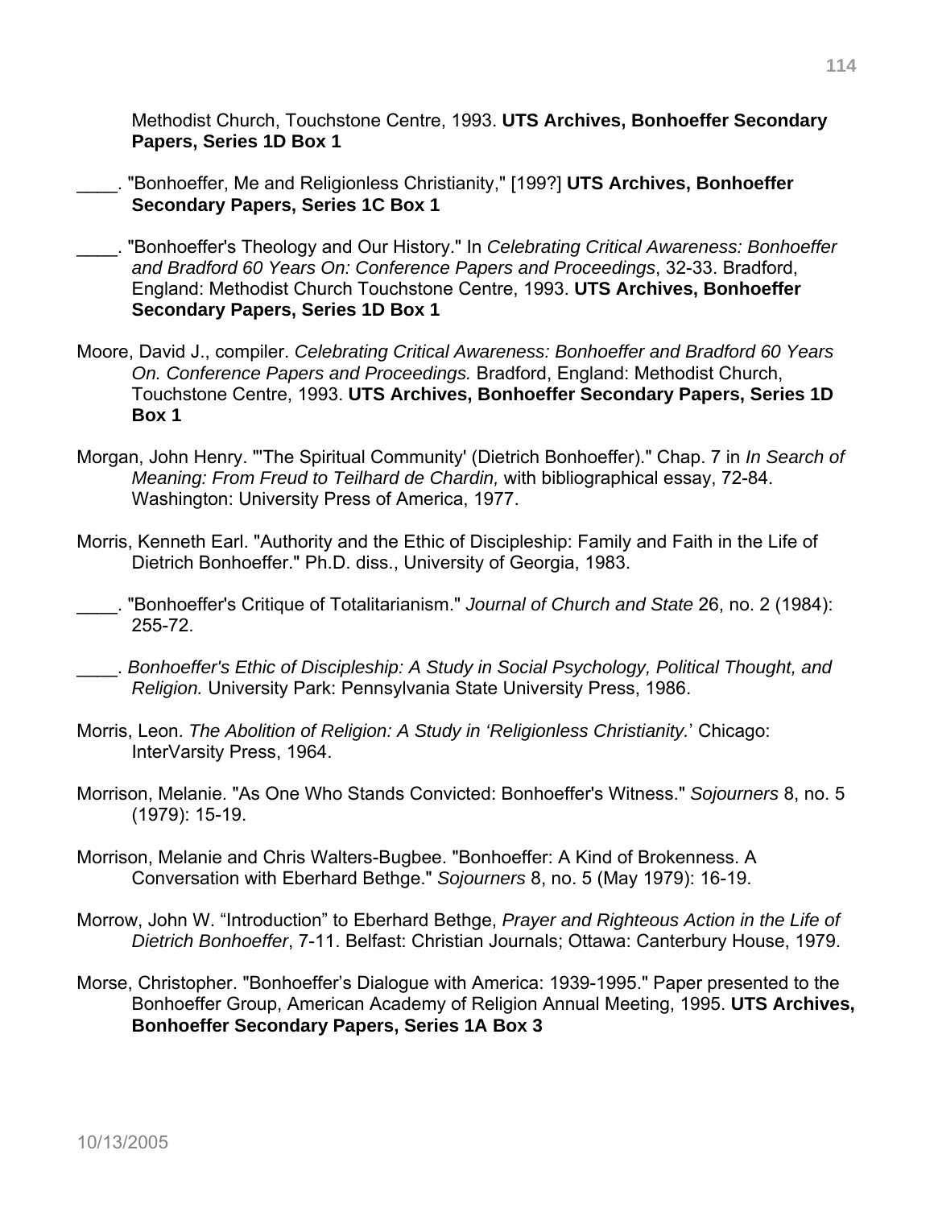Methodist Church, Touchstone Centre, 1993. **UTS Archives, Bonhoeffer Secondary Papers, Series 1D Box 1**

____. "Bonhoeffer, Me and Religionless Christianity," [199?] **UTS Archives, Bonhoeffer Secondary Papers, Series 1C Box 1**

____. "Bonhoeffer's Theology and Our History." In *Celebrating Critical Awareness: Bonhoeffer and Bradford 60 Years On: Conference Papers and Proceedings*, 32-33. Bradford, England: Methodist Church Touchstone Centre, 1993. **UTS Archives, Bonhoeffer Secondary Papers, Series 1D Box 1**

Moore, David J., compiler. *Celebrating Critical Awareness: Bonhoeffer and Bradford 60 Years On. Conference Papers and Proceedings.* Bradford, England: Methodist Church, Touchstone Centre, 1993. **UTS Archives, Bonhoeffer Secondary Papers, Series 1D Box 1**

Morgan, John Henry. "'The Spiritual Community' (Dietrich Bonhoeffer)." Chap. 7 in *In Search of Meaning: From Freud to Teilhard de Chardin,* with bibliographical essay, 72-84. Washington: University Press of America, 1977.

Morris, Kenneth Earl. "Authority and the Ethic of Discipleship: Family and Faith in the Life of Dietrich Bonhoeffer." Ph.D. diss., University of Georgia, 1983.

____. "Bonhoeffer's Critique of Totalitarianism." *Journal of Church and State* 26, no. 2 (1984): 255-72.

____. *Bonhoeffer's Ethic of Discipleship: A Study in Social Psychology, Political Thought, and Religion.* University Park: Pennsylvania State University Press, 1986.

Morris, Leon. *The Abolition of Religion: A Study in 'Religionless Christianity.*' Chicago: InterVarsity Press, 1964.

Morrison, Melanie. "As One Who Stands Convicted: Bonhoeffer's Witness." *Sojourners* 8, no. 5 (1979): 15-19.

Morrison, Melanie and Chris Walters-Bugbee. "Bonhoeffer: A Kind of Brokenness. A Conversation with Eberhard Bethge." *Sojourners* 8, no. 5 (May 1979): 16-19.

Morrow, John W. "Introduction" to Eberhard Bethge, *Prayer and Righteous Action in the Life of Dietrich Bonhoeffer*, 7-11. Belfast: Christian Journals; Ottawa: Canterbury House, 1979.

Morse, Christopher. "Bonhoeffer's Dialogue with America: 1939-1995." Paper presented to the Bonhoeffer Group, American Academy of Religion Annual Meeting, 1995. **UTS Archives, Bonhoeffer Secondary Papers, Series 1A Box 3**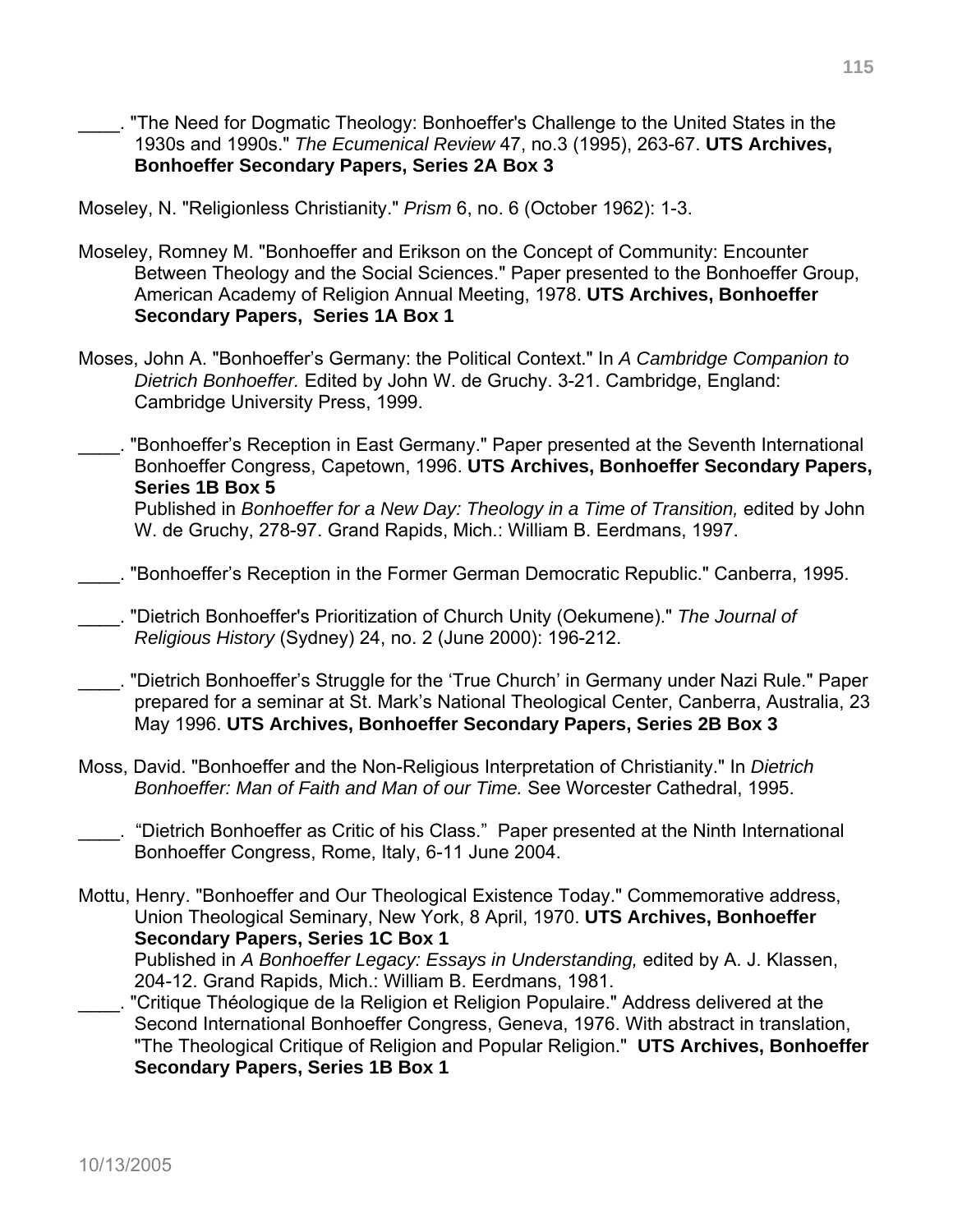____. "The Need for Dogmatic Theology: Bonhoeffer's Challenge to the United States in the 1930s and 1990s." *The Ecumenical Review* 47, no.3 (1995), 263-67. **UTS Archives, Bonhoeffer Secondary Papers, Series 2A Box 3**

Moseley, N. "Religionless Christianity." *Prism* 6, no. 6 (October 1962): 1-3.

Moseley, Romney M. "Bonhoeffer and Erikson on the Concept of Community: Encounter Between Theology and the Social Sciences." Paper presented to the Bonhoeffer Group, American Academy of Religion Annual Meeting, 1978. **UTS Archives, Bonhoeffer Secondary Papers, Series 1A Box 1**

Moses, John A. "Bonhoeffer's Germany: the Political Context." In *A Cambridge Companion to Dietrich Bonhoeffer.* Edited by John W. de Gruchy. 3-21. Cambridge, England: Cambridge University Press, 1999.

____. "Bonhoeffer's Reception in East Germany." Paper presented at the Seventh International Bonhoeffer Congress, Capetown, 1996. **UTS Archives, Bonhoeffer Secondary Papers, Series 1B Box 5**
Published in *Bonhoeffer for a New Day: Theology in a Time of Transition,* edited by John W. de Gruchy, 278-97. Grand Rapids, Mich.: William B. Eerdmans, 1997.

____. "Bonhoeffer's Reception in the Former German Democratic Republic." Canberra, 1995.

____. "Dietrich Bonhoeffer's Prioritization of Church Unity (Oekumene)." *The Journal of Religious History* (Sydney) 24, no. 2 (June 2000): 196-212.

____. "Dietrich Bonhoeffer's Struggle for the 'True Church' in Germany under Nazi Rule." Paper prepared for a seminar at St. Mark's National Theological Center, Canberra, Australia, 23 May 1996. **UTS Archives, Bonhoeffer Secondary Papers, Series 2B Box 3**

Moss, David. "Bonhoeffer and the Non-Religious Interpretation of Christianity." In *Dietrich Bonhoeffer: Man of Faith and Man of our Time.* See Worcester Cathedral, 1995.

____. "Dietrich Bonhoeffer as Critic of his Class." Paper presented at the Ninth International Bonhoeffer Congress, Rome, Italy, 6-11 June 2004.

Mottu, Henry. "Bonhoeffer and Our Theological Existence Today." Commemorative address, Union Theological Seminary, New York, 8 April, 1970. **UTS Archives, Bonhoeffer Secondary Papers, Series 1C Box 1**
Published in *A Bonhoeffer Legacy: Essays in Understanding,* edited by A. J. Klassen, 204-12. Grand Rapids, Mich.: William B. Eerdmans, 1981.

____. "Critique Théologique de la Religion et Religion Populaire." Address delivered at the Second International Bonhoeffer Congress, Geneva, 1976. With abstract in translation, "The Theological Critique of Religion and Popular Religion." **UTS Archives, Bonhoeffer Secondary Papers, Series 1B Box 1**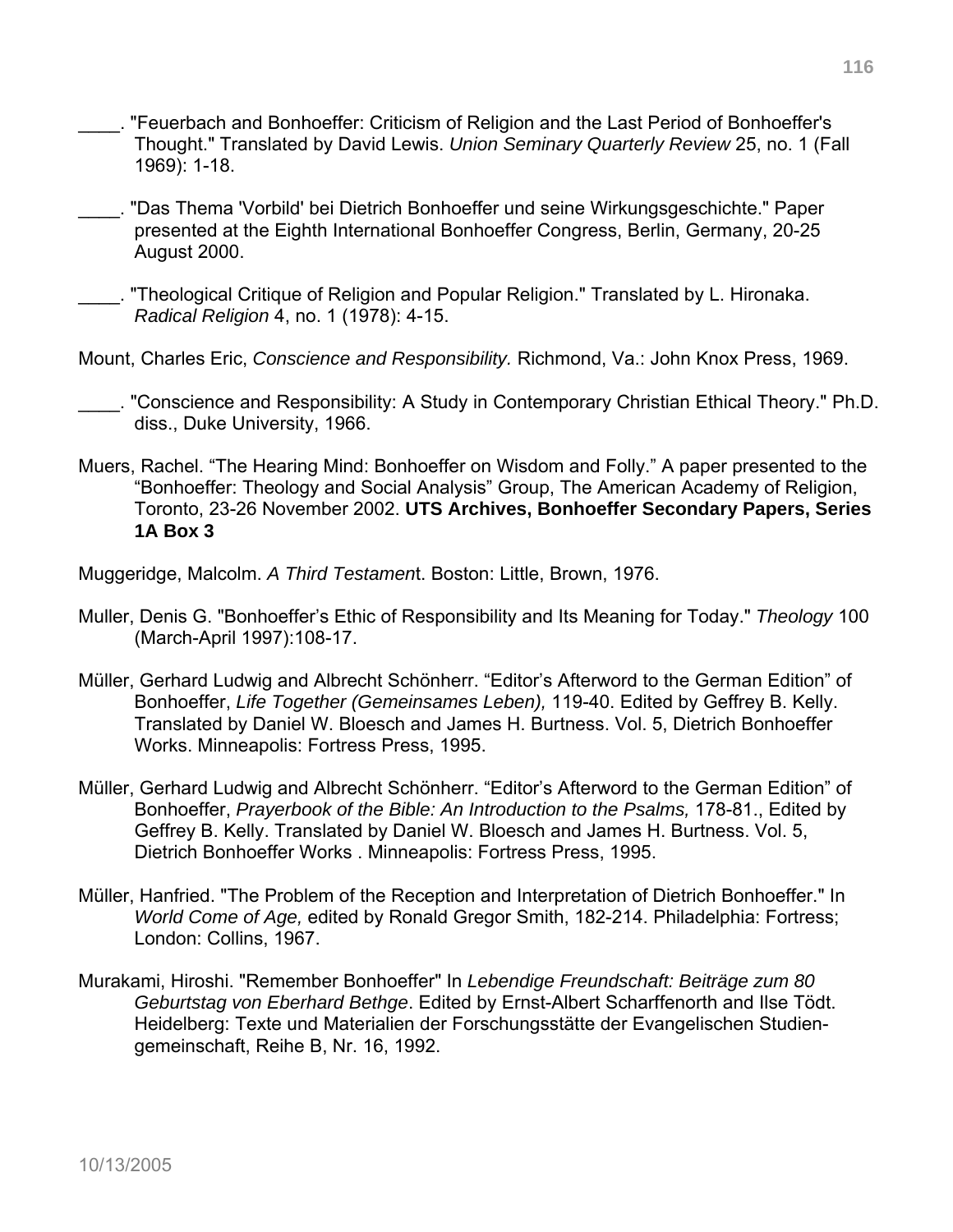____. "Feuerbach and Bonhoeffer: Criticism of Religion and the Last Period of Bonhoeffer's Thought." Translated by David Lewis. *Union Seminary Quarterly Review* 25, no. 1 (Fall 1969): 1-18.

____. "Das Thema 'Vorbild' bei Dietrich Bonhoeffer und seine Wirkungsgeschichte." Paper presented at the Eighth International Bonhoeffer Congress, Berlin, Germany, 20-25 August 2000.

____. "Theological Critique of Religion and Popular Religion." Translated by L. Hironaka. *Radical Religion* 4, no. 1 (1978): 4-15.

Mount, Charles Eric, *Conscience and Responsibility.* Richmond, Va.: John Knox Press, 1969.

____. "Conscience and Responsibility: A Study in Contemporary Christian Ethical Theory." Ph.D. diss., Duke University, 1966.

Muers, Rachel. "The Hearing Mind: Bonhoeffer on Wisdom and Folly." A paper presented to the "Bonhoeffer: Theology and Social Analysis" Group, The American Academy of Religion, Toronto, 23-26 November 2002. **UTS Archives, Bonhoeffer Secondary Papers, Series 1A Box 3**

Muggeridge, Malcolm. *A Third Testamen*t. Boston: Little, Brown, 1976.

Muller, Denis G. "Bonhoeffer's Ethic of Responsibility and Its Meaning for Today." *Theology* 100 (March-April 1997):108-17.

Müller, Gerhard Ludwig and Albrecht Schönherr. "Editor's Afterword to the German Edition" of Bonhoeffer, *Life Together (Gemeinsames Leben),* 119-40. Edited by Geffrey B. Kelly. Translated by Daniel W. Bloesch and James H. Burtness. Vol. 5, Dietrich Bonhoeffer Works. Minneapolis: Fortress Press, 1995.

Müller, Gerhard Ludwig and Albrecht Schönherr. "Editor's Afterword to the German Edition" of Bonhoeffer, *Prayerbook of the Bible: An Introduction to the Psalms,* 178-81., Edited by Geffrey B. Kelly. Translated by Daniel W. Bloesch and James H. Burtness. Vol. 5, Dietrich Bonhoeffer Works . Minneapolis: Fortress Press, 1995.

Müller, Hanfried. "The Problem of the Reception and Interpretation of Dietrich Bonhoeffer." In *World Come of Age,* edited by Ronald Gregor Smith, 182-214. Philadelphia: Fortress; London: Collins, 1967.

Murakami, Hiroshi. "Remember Bonhoeffer" In *Lebendige Freundschaft: Beiträge zum 80 Geburtstag von Eberhard Bethge*. Edited by Ernst-Albert Scharffenorth and Ilse Tödt. Heidelberg: Texte und Materialien der Forschungsstätte der Evangelischen Studien-gemeinschaft, Reihe B, Nr. 16, 1992.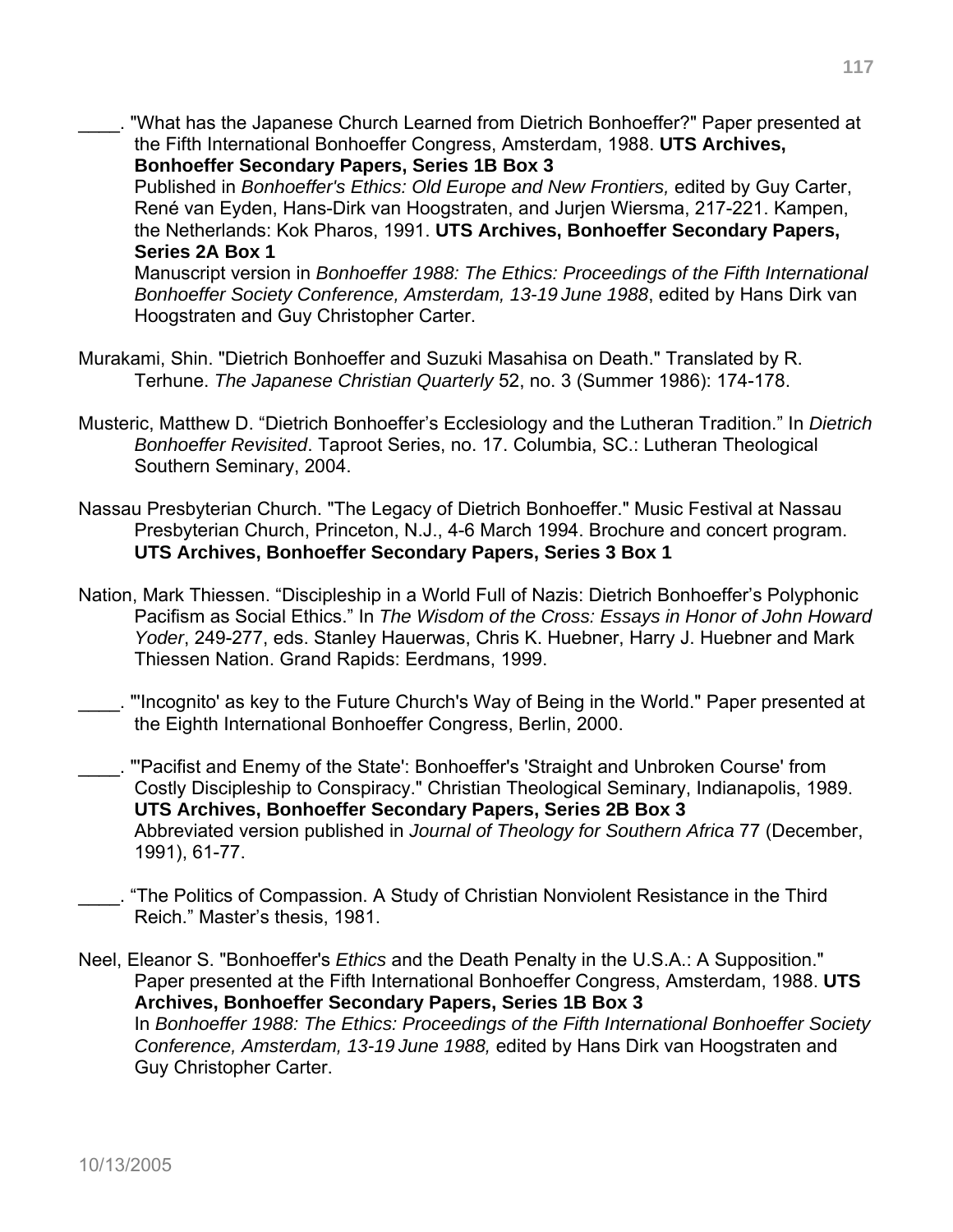\_\_\_\_. "What has the Japanese Church Learned from Dietrich Bonhoeffer?" Paper presented at the Fifth International Bonhoeffer Congress, Amsterdam, 1988. **UTS Archives, Bonhoeffer Secondary Papers, Series 1B Box 3**
Published in *Bonhoeffer's Ethics: Old Europe and New Frontiers,* edited by Guy Carter, René van Eyden, Hans-Dirk van Hoogstraten, and Jurjen Wiersma, 217-221. Kampen, the Netherlands: Kok Pharos, 1991. **UTS Archives, Bonhoeffer Secondary Papers, Series 2A Box 1**
Manuscript version in *Bonhoeffer 1988: The Ethics: Proceedings of the Fifth International Bonhoeffer Society Conference, Amsterdam, 13-19 June 1988*, edited by Hans Dirk van Hoogstraten and Guy Christopher Carter.

Murakami, Shin. "Dietrich Bonhoeffer and Suzuki Masahisa on Death." Translated by R. Terhune. *The Japanese Christian Quarterly* 52, no. 3 (Summer 1986): 174-178.

Musteric, Matthew D. "Dietrich Bonhoeffer's Ecclesiology and the Lutheran Tradition." In *Dietrich Bonhoeffer Revisited*. Taproot Series, no. 17. Columbia, SC.: Lutheran Theological Southern Seminary, 2004.

Nassau Presbyterian Church. "The Legacy of Dietrich Bonhoeffer." Music Festival at Nassau Presbyterian Church, Princeton, N.J., 4-6 March 1994. Brochure and concert program. **UTS Archives, Bonhoeffer Secondary Papers, Series 3 Box 1**

Nation, Mark Thiessen. "Discipleship in a World Full of Nazis: Dietrich Bonhoeffer's Polyphonic Pacifism as Social Ethics." In *The Wisdom of the Cross: Essays in Honor of John Howard Yoder*, 249-277, eds. Stanley Hauerwas, Chris K. Huebner, Harry J. Huebner and Mark Thiessen Nation. Grand Rapids: Eerdmans, 1999.

\_\_\_\_. "'Incognito' as key to the Future Church's Way of Being in the World." Paper presented at the Eighth International Bonhoeffer Congress, Berlin, 2000.

\_\_\_\_. "'Pacifist and Enemy of the State': Bonhoeffer's 'Straight and Unbroken Course' from Costly Discipleship to Conspiracy." Christian Theological Seminary, Indianapolis, 1989. **UTS Archives, Bonhoeffer Secondary Papers, Series 2B Box 3**
Abbreviated version published in *Journal of Theology for Southern Africa* 77 (December, 1991), 61-77.

\_\_\_\_. "The Politics of Compassion. A Study of Christian Nonviolent Resistance in the Third Reich." Master's thesis, 1981.

Neel, Eleanor S. "Bonhoeffer's *Ethics* and the Death Penalty in the U.S.A.: A Supposition." Paper presented at the Fifth International Bonhoeffer Congress, Amsterdam, 1988. **UTS Archives, Bonhoeffer Secondary Papers, Series 1B Box 3**
In *Bonhoeffer 1988: The Ethics: Proceedings of the Fifth International Bonhoeffer Society Conference, Amsterdam, 13-19 June 1988,* edited by Hans Dirk van Hoogstraten and Guy Christopher Carter.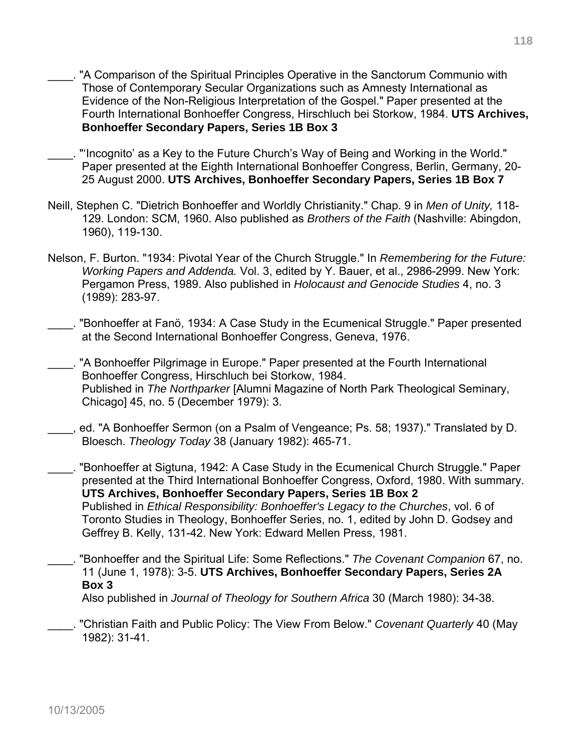\_\_\_\_. "A Comparison of the Spiritual Principles Operative in the Sanctorum Communio with Those of Contemporary Secular Organizations such as Amnesty International as Evidence of the Non-Religious Interpretation of the Gospel." Paper presented at the Fourth International Bonhoeffer Congress, Hirschluch bei Storkow, 1984. **UTS Archives, Bonhoeffer Secondary Papers, Series 1B Box 3**

\_\_\_\_. "'Incognito' as a Key to the Future Church's Way of Being and Working in the World." Paper presented at the Eighth International Bonhoeffer Congress, Berlin, Germany, 20-25 August 2000. **UTS Archives, Bonhoeffer Secondary Papers, Series 1B Box 7**

Neill, Stephen C. "Dietrich Bonhoeffer and Worldly Christianity." Chap. 9 in *Men of Unity,* 118-129. London: SCM, 1960. Also published as *Brothers of the Faith* (Nashville: Abingdon, 1960), 119-130.

Nelson, F. Burton. "1934: Pivotal Year of the Church Struggle." In *Remembering for the Future: Working Papers and Addenda.* Vol. 3, edited by Y. Bauer, et al., 2986-2999. New York: Pergamon Press, 1989. Also published in *Holocaust and Genocide Studies* 4, no. 3 (1989): 283-97.

\_\_\_\_. "Bonhoeffer at Fanö, 1934: A Case Study in the Ecumenical Struggle." Paper presented at the Second International Bonhoeffer Congress, Geneva, 1976.

\_\_\_\_. "A Bonhoeffer Pilgrimage in Europe." Paper presented at the Fourth International Bonhoeffer Congress, Hirschluch bei Storkow, 1984.
Published in *The Northparker* [Alumni Magazine of North Park Theological Seminary, Chicago] 45, no. 5 (December 1979): 3.

\_\_\_\_, ed. "A Bonhoeffer Sermon (on a Psalm of Vengeance; Ps. 58; 1937)." Translated by D. Bloesch. *Theology Today* 38 (January 1982): 465-71.

\_\_\_\_. "Bonhoeffer at Sigtuna, 1942: A Case Study in the Ecumenical Church Struggle." Paper presented at the Third International Bonhoeffer Congress, Oxford, 1980. With summary. **UTS Archives, Bonhoeffer Secondary Papers, Series 1B Box 2**
Published in *Ethical Responsibility: Bonhoeffer's Legacy to the Churches*, vol. 6 of Toronto Studies in Theology, Bonhoeffer Series, no. 1, edited by John D. Godsey and Geffrey B. Kelly, 131-42. New York: Edward Mellen Press, 1981.

\_\_\_\_. "Bonhoeffer and the Spiritual Life: Some Reflections." *The Covenant Companion* 67, no. 11 (June 1, 1978): 3-5. **UTS Archives, Bonhoeffer Secondary Papers, Series 2A Box 3**
Also published in *Journal of Theology for Southern Africa* 30 (March 1980): 34-38.

\_\_\_\_. "Christian Faith and Public Policy: The View From Below." *Covenant Quarterly* 40 (May 1982): 31-41.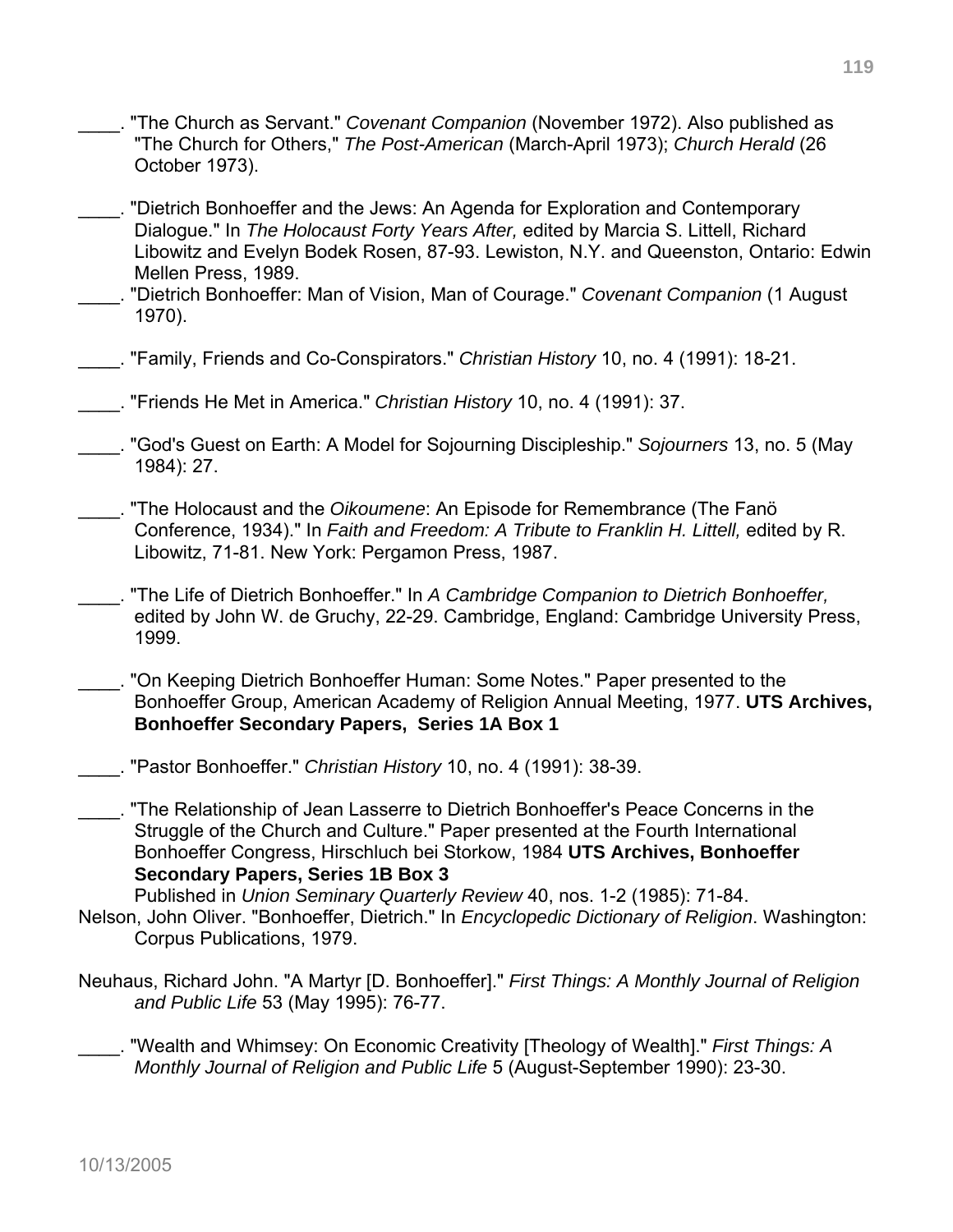____. "The Church as Servant." *Covenant Companion* (November 1972). Also published as "The Church for Others," *The Post-American* (March-April 1973); *Church Herald* (26 October 1973).

____. "Dietrich Bonhoeffer and the Jews: An Agenda for Exploration and Contemporary Dialogue." In *The Holocaust Forty Years After,* edited by Marcia S. Littell, Richard Libowitz and Evelyn Bodek Rosen, 87-93. Lewiston, N.Y. and Queenston, Ontario: Edwin Mellen Press, 1989.

____. "Dietrich Bonhoeffer: Man of Vision, Man of Courage." *Covenant Companion* (1 August 1970).

____. "Family, Friends and Co-Conspirators." *Christian History* 10, no. 4 (1991): 18-21.

____. "Friends He Met in America." *Christian History* 10, no. 4 (1991): 37.

____. "God's Guest on Earth: A Model for Sojourning Discipleship." *Sojourners* 13, no. 5 (May 1984): 27.

____. "The Holocaust and the *Oikoumene*: An Episode for Remembrance (The Fanö Conference, 1934)." In *Faith and Freedom: A Tribute to Franklin H. Littell,* edited by R. Libowitz, 71-81. New York: Pergamon Press, 1987.

____. "The Life of Dietrich Bonhoeffer." In *A Cambridge Companion to Dietrich Bonhoeffer,* edited by John W. de Gruchy, 22-29. Cambridge, England: Cambridge University Press, 1999.

____. "On Keeping Dietrich Bonhoeffer Human: Some Notes." Paper presented to the Bonhoeffer Group, American Academy of Religion Annual Meeting, 1977. **UTS Archives, Bonhoeffer Secondary Papers, Series 1A Box 1**

____. "Pastor Bonhoeffer." *Christian History* 10, no. 4 (1991): 38-39.

____. "The Relationship of Jean Lasserre to Dietrich Bonhoeffer's Peace Concerns in the Struggle of the Church and Culture." Paper presented at the Fourth International Bonhoeffer Congress, Hirschluch bei Storkow, 1984 **UTS Archives, Bonhoeffer Secondary Papers, Series 1B Box 3**
Published in *Union Seminary Quarterly Review* 40, nos. 1-2 (1985): 71-84.

Nelson, John Oliver. "Bonhoeffer, Dietrich." In *Encyclopedic Dictionary of Religion*. Washington: Corpus Publications, 1979.

Neuhaus, Richard John. "A Martyr [D. Bonhoeffer]." *First Things: A Monthly Journal of Religion and Public Life* 53 (May 1995): 76-77.

____. "Wealth and Whimsey: On Economic Creativity [Theology of Wealth]." *First Things: A Monthly Journal of Religion and Public Life* 5 (August-September 1990): 23-30.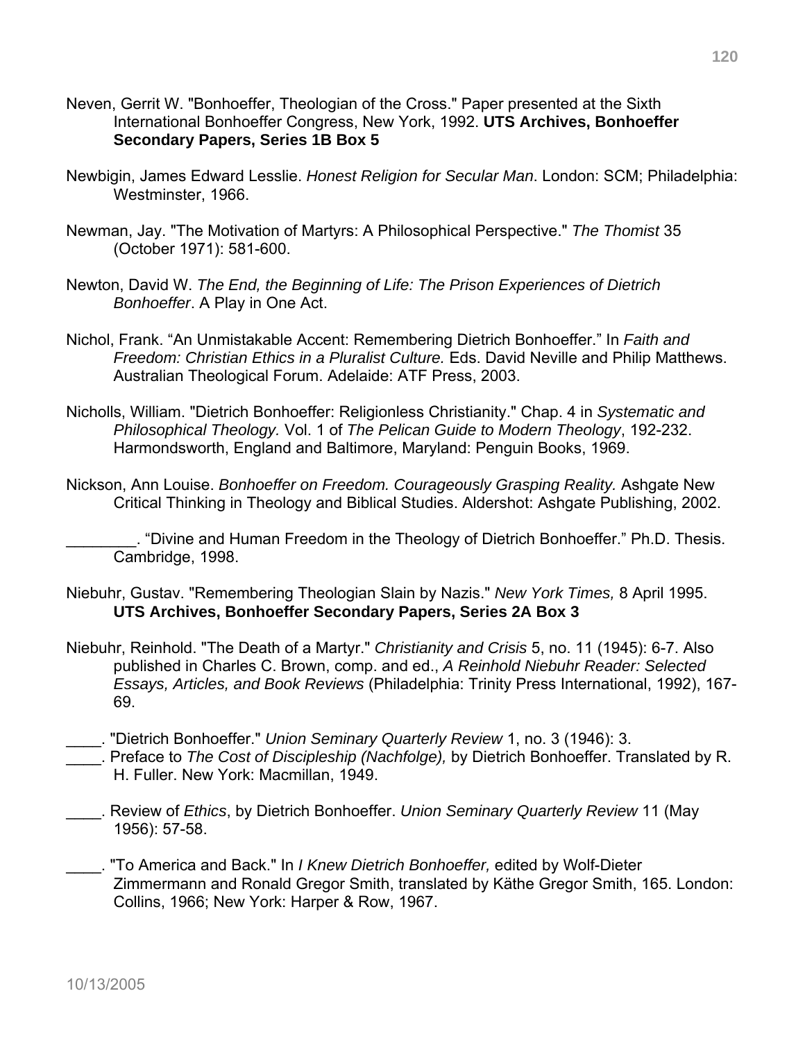Neven, Gerrit W. "Bonhoeffer, Theologian of the Cross." Paper presented at the Sixth International Bonhoeffer Congress, New York, 1992. **UTS Archives, Bonhoeffer Secondary Papers, Series 1B Box 5**

Newbigin, James Edward Lesslie. *Honest Religion for Secular Man*. London: SCM; Philadelphia: Westminster, 1966.

Newman, Jay. "The Motivation of Martyrs: A Philosophical Perspective." *The Thomist* 35 (October 1971): 581-600.

Newton, David W. *The End, the Beginning of Life: The Prison Experiences of Dietrich Bonhoeffer*. A Play in One Act.

Nichol, Frank. "An Unmistakable Accent: Remembering Dietrich Bonhoeffer." In *Faith and Freedom: Christian Ethics in a Pluralist Culture.* Eds. David Neville and Philip Matthews. Australian Theological Forum. Adelaide: ATF Press, 2003.

Nicholls, William. "Dietrich Bonhoeffer: Religionless Christianity." Chap. 4 in *Systematic and Philosophical Theology.* Vol. 1 of *The Pelican Guide to Modern Theology*, 192-232. Harmondsworth, England and Baltimore, Maryland: Penguin Books, 1969.

Nickson, Ann Louise. *Bonhoeffer on Freedom. Courageously Grasping Reality.* Ashgate New Critical Thinking in Theology and Biblical Studies. Aldershot: Ashgate Publishing, 2002.

________. "Divine and Human Freedom in the Theology of Dietrich Bonhoeffer." Ph.D. Thesis. Cambridge, 1998.

Niebuhr, Gustav. "Remembering Theologian Slain by Nazis." *New York Times,* 8 April 1995. **UTS Archives, Bonhoeffer Secondary Papers, Series 2A Box 3**

Niebuhr, Reinhold. "The Death of a Martyr." *Christianity and Crisis* 5, no. 11 (1945): 6-7. Also published in Charles C. Brown, comp. and ed., *A Reinhold Niebuhr Reader: Selected Essays, Articles, and Book Reviews* (Philadelphia: Trinity Press International, 1992), 167-69.

____. "Dietrich Bonhoeffer." *Union Seminary Quarterly Review* 1, no. 3 (1946): 3.

____. Preface to *The Cost of Discipleship (Nachfolge),* by Dietrich Bonhoeffer. Translated by R. H. Fuller. New York: Macmillan, 1949.

____. Review of *Ethics*, by Dietrich Bonhoeffer. *Union Seminary Quarterly Review* 11 (May 1956): 57-58.

____. "To America and Back." In *I Knew Dietrich Bonhoeffer,* edited by Wolf-Dieter Zimmermann and Ronald Gregor Smith, translated by Käthe Gregor Smith, 165. London: Collins, 1966; New York: Harper & Row, 1967.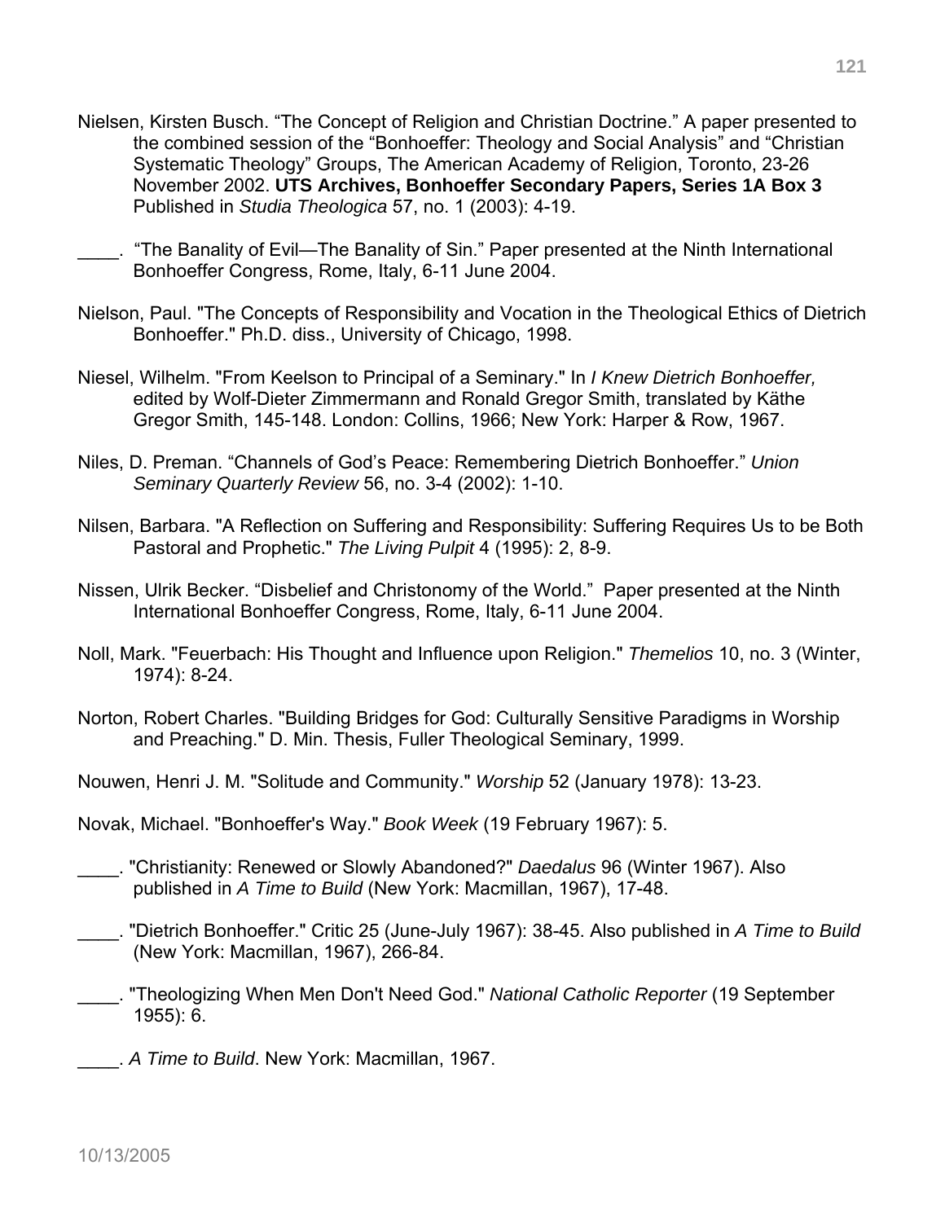Nielsen, Kirsten Busch. “The Concept of Religion and Christian Doctrine.” A paper presented to the combined session of the “Bonhoeffer: Theology and Social Analysis” and “Christian Systematic Theology” Groups, The American Academy of Religion, Toronto, 23-26 November 2002. **UTS Archives, Bonhoeffer Secondary Papers, Series 1A Box 3** Published in *Studia Theologica* 57, no. 1 (2003): 4-19.

____. “The Banality of Evil—The Banality of Sin.” Paper presented at the Ninth International Bonhoeffer Congress, Rome, Italy, 6-11 June 2004.

Nielson, Paul. "The Concepts of Responsibility and Vocation in the Theological Ethics of Dietrich Bonhoeffer." Ph.D. diss., University of Chicago, 1998.

Niesel, Wilhelm. "From Keelson to Principal of a Seminary." In *I Knew Dietrich Bonhoeffer,* edited by Wolf-Dieter Zimmermann and Ronald Gregor Smith, translated by Käthe Gregor Smith, 145-148. London: Collins, 1966; New York: Harper & Row, 1967.

Niles, D. Preman. “Channels of God’s Peace: Remembering Dietrich Bonhoeffer.” *Union Seminary Quarterly Review* 56, no. 3-4 (2002): 1-10.

Nilsen, Barbara. "A Reflection on Suffering and Responsibility: Suffering Requires Us to be Both Pastoral and Prophetic." *The Living Pulpit* 4 (1995): 2, 8-9.

Nissen, Ulrik Becker. “Disbelief and Christonomy of the World.” Paper presented at the Ninth International Bonhoeffer Congress, Rome, Italy, 6-11 June 2004.

Noll, Mark. "Feuerbach: His Thought and Influence upon Religion." *Themelios* 10, no. 3 (Winter, 1974): 8-24.

Norton, Robert Charles. "Building Bridges for God: Culturally Sensitive Paradigms in Worship and Preaching." D. Min. Thesis, Fuller Theological Seminary, 1999.

Nouwen, Henri J. M. "Solitude and Community." *Worship* 52 (January 1978): 13-23.

Novak, Michael. "Bonhoeffer's Way." *Book Week* (19 February 1967): 5.

____. "Christianity: Renewed or Slowly Abandoned?" *Daedalus* 96 (Winter 1967). Also published in *A Time to Build* (New York: Macmillan, 1967), 17-48.

____. "Dietrich Bonhoeffer." Critic 25 (June-July 1967): 38-45. Also published in *A Time to Build* (New York: Macmillan, 1967), 266-84.

____. "Theologizing When Men Don't Need God." *National Catholic Reporter* (19 September 1955): 6.

____. *A Time to Build*. New York: Macmillan, 1967.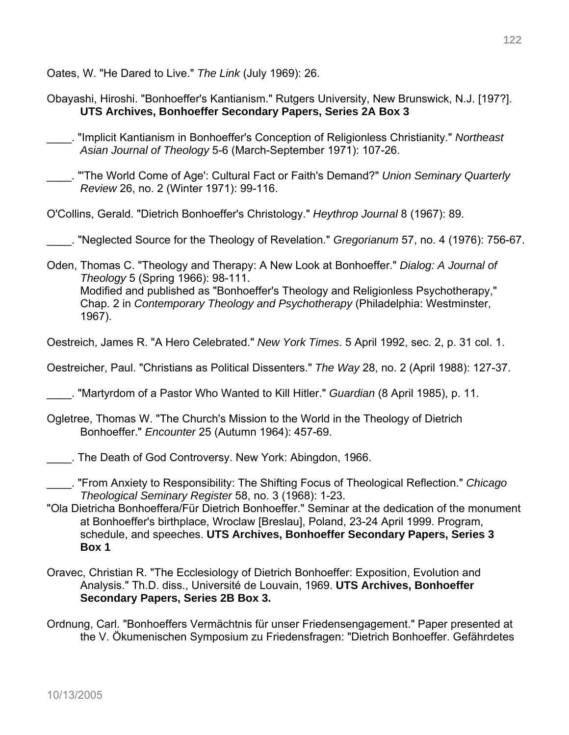Oates, W. "He Dared to Live." *The Link* (July 1969): 26.

Obayashi, Hiroshi. "Bonhoeffer's Kantianism." Rutgers University, New Brunswick, N.J. [197?]. **UTS Archives, Bonhoeffer Secondary Papers, Series 2A Box 3**

____. "Implicit Kantianism in Bonhoeffer's Conception of Religionless Christianity." *Northeast Asian Journal of Theology* 5-6 (March-September 1971): 107-26.

____. "'The World Come of Age': Cultural Fact or Faith's Demand?" *Union Seminary Quarterly Review* 26, no. 2 (Winter 1971): 99-116.

O'Collins, Gerald. "Dietrich Bonhoeffer's Christology." *Heythrop Journal* 8 (1967): 89.

____. "Neglected Source for the Theology of Revelation." *Gregorianum* 57, no. 4 (1976): 756-67.

Oden, Thomas C. "Theology and Therapy: A New Look at Bonhoeffer." *Dialog: A Journal of Theology* 5 (Spring 1966): 98-111.
Modified and published as "Bonhoeffer's Theology and Religionless Psychotherapy," Chap. 2 in *Contemporary Theology and Psychotherapy* (Philadelphia: Westminster, 1967).

Oestreich, James R. "A Hero Celebrated." *New York Times*. 5 April 1992, sec. 2, p. 31 col. 1.

Oestreicher, Paul. "Christians as Political Dissenters." *The Way* 28, no. 2 (April 1988): 127-37.

____. "Martyrdom of a Pastor Who Wanted to Kill Hitler." *Guardian* (8 April 1985), p. 11.

Ogletree, Thomas W. "The Church's Mission to the World in the Theology of Dietrich Bonhoeffer." *Encounter* 25 (Autumn 1964): 457-69.

____. The Death of God Controversy. New York: Abingdon, 1966.

____. "From Anxiety to Responsibility: The Shifting Focus of Theological Reflection." *Chicago Theological Seminary Register* 58, no. 3 (1968): 1-23.

"Ola Dietricha Bonhoeffera/Für Dietrich Bonhoeffer." Seminar at the dedication of the monument at Bonhoeffer's birthplace, Wroclaw [Breslau], Poland, 23-24 April 1999. Program, schedule, and speeches. **UTS Archives, Bonhoeffer Secondary Papers, Series 3 Box 1**

Oravec, Christian R. "The Ecclesiology of Dietrich Bonhoeffer: Exposition, Evolution and Analysis." Th.D. diss., Université de Louvain, 1969. **UTS Archives, Bonhoeffer Secondary Papers, Series 2B Box 3.**

Ordnung, Carl. "Bonhoeffers Vermächtnis für unser Friedensengagement." Paper presented at the V. Ökumenischen Symposium zu Friedensfragen: "Dietrich Bonhoeffer. Gefährdetes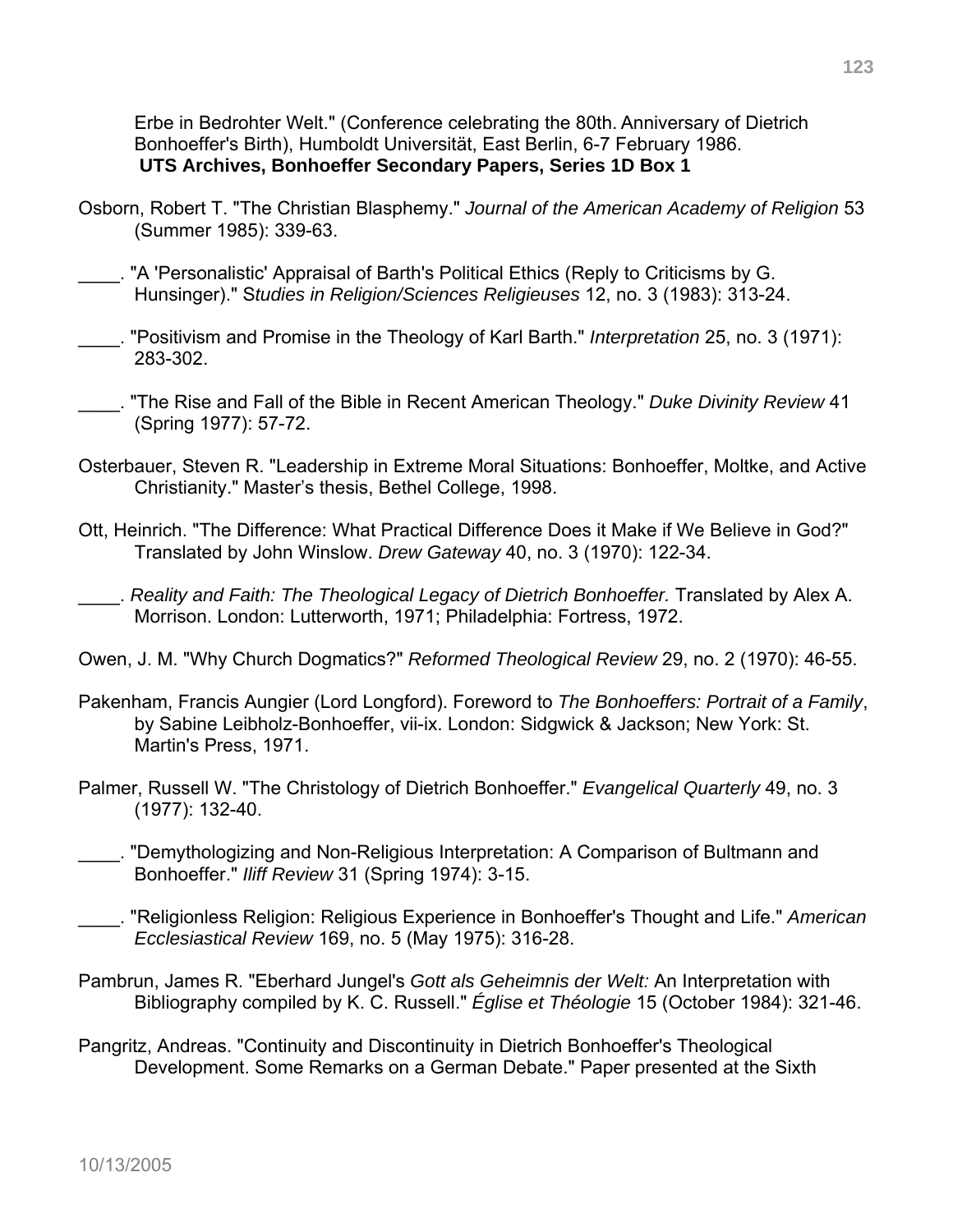Erbe in Bedrohter Welt." (Conference celebrating the 80th. Anniversary of Dietrich Bonhoeffer's Birth), Humboldt Universität, East Berlin, 6-7 February 1986. **UTS Archives, Bonhoeffer Secondary Papers, Series 1D Box 1**

Osborn, Robert T. "The Christian Blasphemy." *Journal of the American Academy of Religion* 53 (Summer 1985): 339-63.

____. "A 'Personalistic' Appraisal of Barth's Political Ethics (Reply to Criticisms by G. Hunsinger)." *Studies in Religion/Sciences Religieuses* 12, no. 3 (1983): 313-24.

____. "Positivism and Promise in the Theology of Karl Barth." *Interpretation* 25, no. 3 (1971): 283-302.

____. "The Rise and Fall of the Bible in Recent American Theology." *Duke Divinity Review* 41 (Spring 1977): 57-72.

Osterbauer, Steven R. "Leadership in Extreme Moral Situations: Bonhoeffer, Moltke, and Active Christianity." Master's thesis, Bethel College, 1998.

Ott, Heinrich. "The Difference: What Practical Difference Does it Make if We Believe in God?" Translated by John Winslow. *Drew Gateway* 40, no. 3 (1970): 122-34.

____. *Reality and Faith: The Theological Legacy of Dietrich Bonhoeffer.* Translated by Alex A. Morrison. London: Lutterworth, 1971; Philadelphia: Fortress, 1972.

Owen, J. M. "Why Church Dogmatics?" *Reformed Theological Review* 29, no. 2 (1970): 46-55.

Pakenham, Francis Aungier (Lord Longford). Foreword to *The Bonhoeffers: Portrait of a Family*, by Sabine Leibholz-Bonhoeffer, vii-ix. London: Sidgwick & Jackson; New York: St. Martin's Press, 1971.

Palmer, Russell W. "The Christology of Dietrich Bonhoeffer." *Evangelical Quarterly* 49, no. 3 (1977): 132-40.

____. "Demythologizing and Non-Religious Interpretation: A Comparison of Bultmann and Bonhoeffer." *Iliff Review* 31 (Spring 1974): 3-15.

____. "Religionless Religion: Religious Experience in Bonhoeffer's Thought and Life." *American Ecclesiastical Review* 169, no. 5 (May 1975): 316-28.

Pambrun, James R. "Eberhard Jungel's *Gott als Geheimnis der Welt:* An Interpretation with Bibliography compiled by K. C. Russell." *Église et Théologie* 15 (October 1984): 321-46.

Pangritz, Andreas. "Continuity and Discontinuity in Dietrich Bonhoeffer's Theological Development. Some Remarks on a German Debate." Paper presented at the Sixth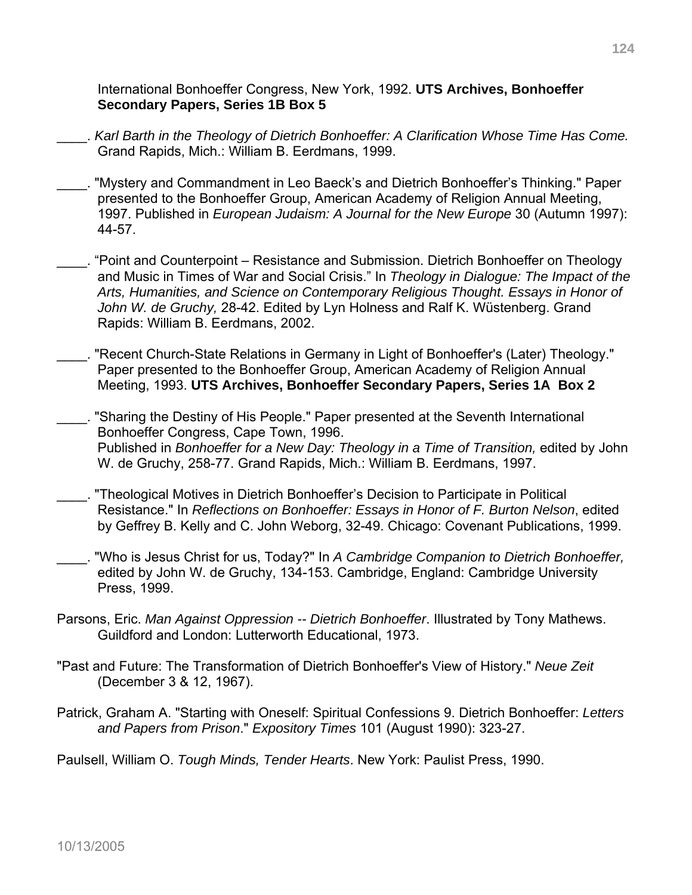International Bonhoeffer Congress, New York, 1992. **UTS Archives, Bonhoeffer Secondary Papers, Series 1B Box 5**

____. *Karl Barth in the Theology of Dietrich Bonhoeffer: A Clarification Whose Time Has Come.* Grand Rapids, Mich.: William B. Eerdmans, 1999.

____. "Mystery and Commandment in Leo Baeck's and Dietrich Bonhoeffer's Thinking." Paper presented to the Bonhoeffer Group, American Academy of Religion Annual Meeting, 1997. Published in *European Judaism: A Journal for the New Europe* 30 (Autumn 1997): 44-57.

____. "Point and Counterpoint – Resistance and Submission. Dietrich Bonhoeffer on Theology and Music in Times of War and Social Crisis." In *Theology in Dialogue: The Impact of the Arts, Humanities, and Science on Contemporary Religious Thought. Essays in Honor of John W. de Gruchy,* 28-42. Edited by Lyn Holness and Ralf K. Wüstenberg. Grand Rapids: William B. Eerdmans, 2002.

____. "Recent Church-State Relations in Germany in Light of Bonhoeffer's (Later) Theology." Paper presented to the Bonhoeffer Group, American Academy of Religion Annual Meeting, 1993. **UTS Archives, Bonhoeffer Secondary Papers, Series 1A Box 2**

____. "Sharing the Destiny of His People." Paper presented at the Seventh International Bonhoeffer Congress, Cape Town, 1996.
Published in *Bonhoeffer for a New Day: Theology in a Time of Transition,* edited by John W. de Gruchy, 258-77. Grand Rapids, Mich.: William B. Eerdmans, 1997.

____. "Theological Motives in Dietrich Bonhoeffer's Decision to Participate in Political Resistance." In *Reflections on Bonhoeffer: Essays in Honor of F. Burton Nelson*, edited by Geffrey B. Kelly and C. John Weborg, 32-49. Chicago: Covenant Publications, 1999.

____. "Who is Jesus Christ for us, Today?" In *A Cambridge Companion to Dietrich Bonhoeffer,* edited by John W. de Gruchy, 134-153. Cambridge, England: Cambridge University Press, 1999.

Parsons, Eric. *Man Against Oppression -- Dietrich Bonhoeffer*. Illustrated by Tony Mathews. Guildford and London: Lutterworth Educational, 1973.

"Past and Future: The Transformation of Dietrich Bonhoeffer's View of History." *Neue Zeit* (December 3 & 12, 1967).

Patrick, Graham A. "Starting with Oneself: Spiritual Confessions 9. Dietrich Bonhoeffer: *Letters and Papers from Prison*." *Expository Times* 101 (August 1990): 323-27.

Paulsell, William O. *Tough Minds, Tender Hearts*. New York: Paulist Press, 1990.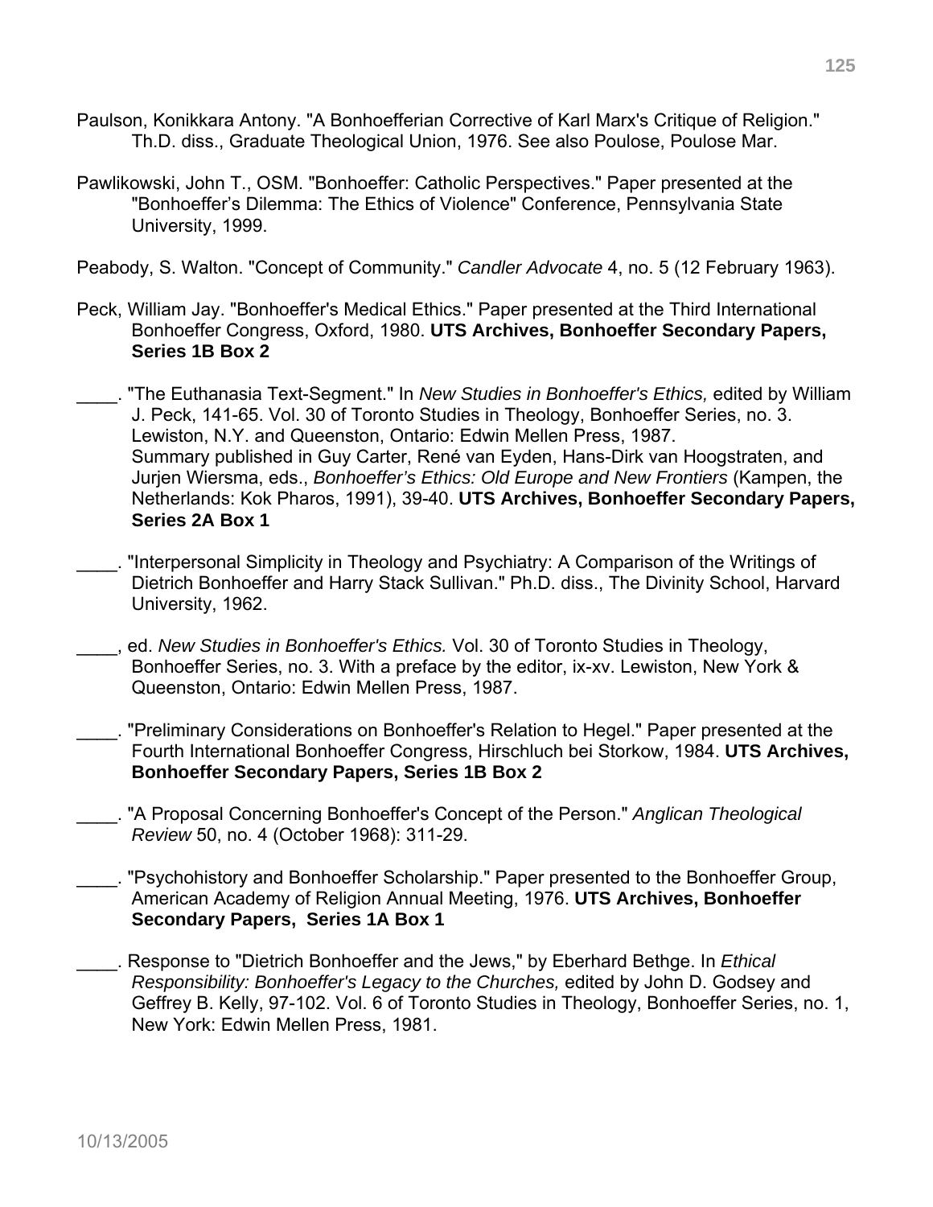Paulson, Konikkara Antony. "A Bonhoefferian Corrective of Karl Marx's Critique of Religion." Th.D. diss., Graduate Theological Union, 1976. See also Poulose, Poulose Mar.

Pawlikowski, John T., OSM. "Bonhoeffer: Catholic Perspectives." Paper presented at the "Bonhoeffer's Dilemma: The Ethics of Violence" Conference, Pennsylvania State University, 1999.

Peabody, S. Walton. "Concept of Community." *Candler Advocate* 4, no. 5 (12 February 1963).

Peck, William Jay. "Bonhoeffer's Medical Ethics." Paper presented at the Third International Bonhoeffer Congress, Oxford, 1980. **UTS Archives, Bonhoeffer Secondary Papers, Series 1B Box 2**

____. "The Euthanasia Text-Segment." In *New Studies in Bonhoeffer's Ethics,* edited by William J. Peck, 141-65. Vol. 30 of Toronto Studies in Theology, Bonhoeffer Series, no. 3. Lewiston, N.Y. and Queenston, Ontario: Edwin Mellen Press, 1987. Summary published in Guy Carter, René van Eyden, Hans-Dirk van Hoogstraten, and Jurjen Wiersma, eds., *Bonhoeffer's Ethics: Old Europe and New Frontiers* (Kampen, the Netherlands: Kok Pharos, 1991), 39-40. **UTS Archives, Bonhoeffer Secondary Papers, Series 2A Box 1**

____. "Interpersonal Simplicity in Theology and Psychiatry: A Comparison of the Writings of Dietrich Bonhoeffer and Harry Stack Sullivan." Ph.D. diss., The Divinity School, Harvard University, 1962.

____, ed. *New Studies in Bonhoeffer's Ethics.* Vol. 30 of Toronto Studies in Theology, Bonhoeffer Series, no. 3. With a preface by the editor, ix-xv. Lewiston, New York & Queenston, Ontario: Edwin Mellen Press, 1987.

____. "Preliminary Considerations on Bonhoeffer's Relation to Hegel." Paper presented at the Fourth International Bonhoeffer Congress, Hirschluch bei Storkow, 1984. **UTS Archives, Bonhoeffer Secondary Papers, Series 1B Box 2**

____. "A Proposal Concerning Bonhoeffer's Concept of the Person." *Anglican Theological Review* 50, no. 4 (October 1968): 311-29.

____. "Psychohistory and Bonhoeffer Scholarship." Paper presented to the Bonhoeffer Group, American Academy of Religion Annual Meeting, 1976. **UTS Archives, Bonhoeffer Secondary Papers, Series 1A Box 1**

____. Response to "Dietrich Bonhoeffer and the Jews," by Eberhard Bethge. In *Ethical Responsibility: Bonhoeffer's Legacy to the Churches,* edited by John D. Godsey and Geffrey B. Kelly, 97-102. Vol. 6 of Toronto Studies in Theology, Bonhoeffer Series, no. 1, New York: Edwin Mellen Press, 1981.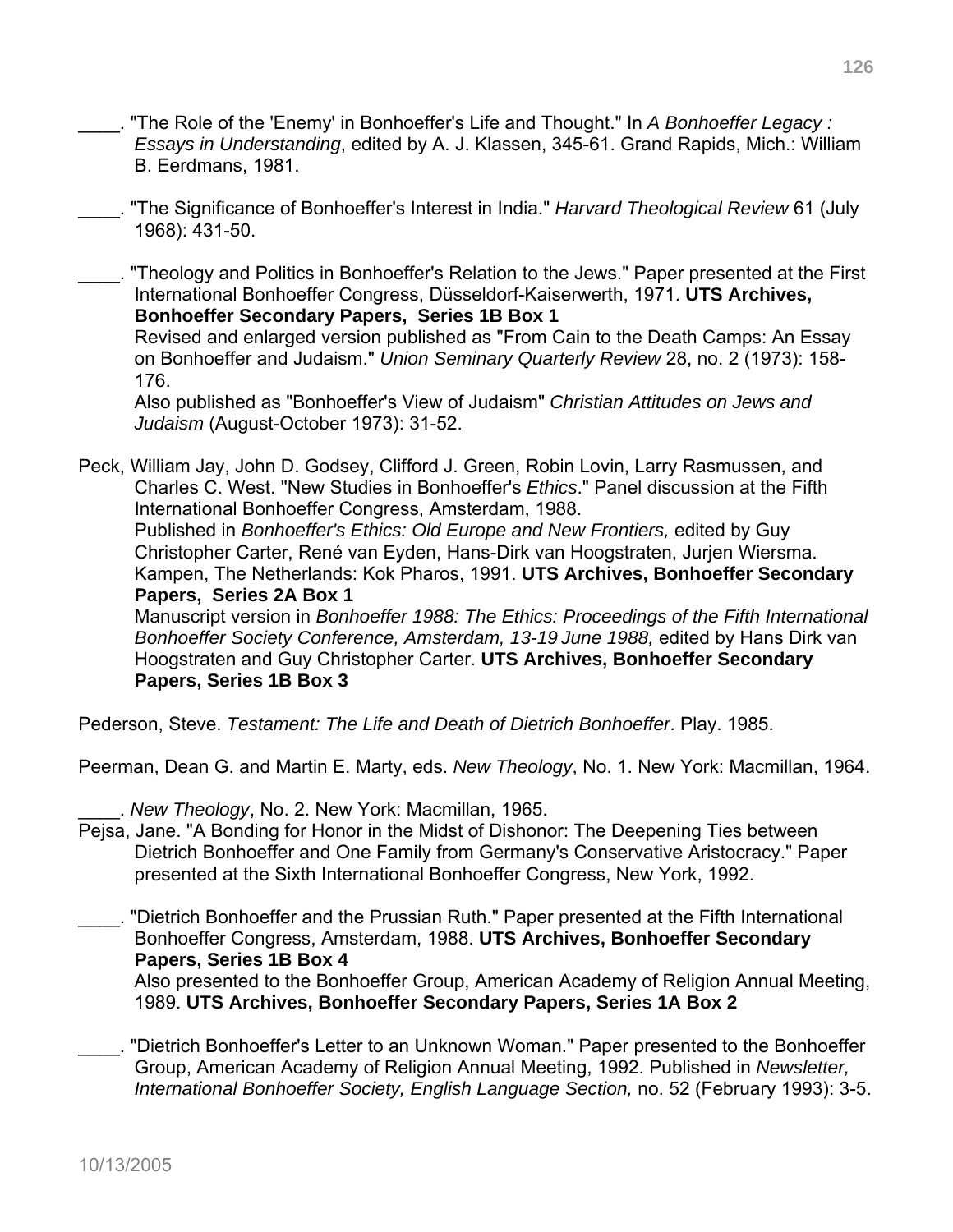____. "The Role of the 'Enemy' in Bonhoeffer's Life and Thought." In *A Bonhoeffer Legacy : Essays in Understanding*, edited by A. J. Klassen, 345-61. Grand Rapids, Mich.: William B. Eerdmans, 1981.

____. "The Significance of Bonhoeffer's Interest in India." *Harvard Theological Review* 61 (July 1968): 431-50.

____. "Theology and Politics in Bonhoeffer's Relation to the Jews." Paper presented at the First International Bonhoeffer Congress, Düsseldorf-Kaiserwerth, 1971. **UTS Archives, Bonhoeffer Secondary Papers, Series 1B Box 1**
Revised and enlarged version published as "From Cain to the Death Camps: An Essay on Bonhoeffer and Judaism." *Union Seminary Quarterly Review* 28, no. 2 (1973): 158-176.
Also published as "Bonhoeffer's View of Judaism" *Christian Attitudes on Jews and Judaism* (August-October 1973): 31-52.

Peck, William Jay, John D. Godsey, Clifford J. Green, Robin Lovin, Larry Rasmussen, and Charles C. West. "New Studies in Bonhoeffer's *Ethics*." Panel discussion at the Fifth International Bonhoeffer Congress, Amsterdam, 1988.
Published in *Bonhoeffer's Ethics: Old Europe and New Frontiers,* edited by Guy Christopher Carter, René van Eyden, Hans-Dirk van Hoogstraten, Jurjen Wiersma. Kampen, The Netherlands: Kok Pharos, 1991. **UTS Archives, Bonhoeffer Secondary Papers, Series 2A Box 1**
Manuscript version in *Bonhoeffer 1988: The Ethics: Proceedings of the Fifth International Bonhoeffer Society Conference, Amsterdam, 13-19 June 1988,* edited by Hans Dirk van Hoogstraten and Guy Christopher Carter. **UTS Archives, Bonhoeffer Secondary Papers, Series 1B Box 3**

Pederson, Steve. *Testament: The Life and Death of Dietrich Bonhoeffer*. Play. 1985.

Peerman, Dean G. and Martin E. Marty, eds. *New Theology*, No. 1. New York: Macmillan, 1964.

____. *New Theology*, No. 2. New York: Macmillan, 1965.

Pejsa, Jane. "A Bonding for Honor in the Midst of Dishonor: The Deepening Ties between Dietrich Bonhoeffer and One Family from Germany's Conservative Aristocracy." Paper presented at the Sixth International Bonhoeffer Congress, New York, 1992.

____. "Dietrich Bonhoeffer and the Prussian Ruth." Paper presented at the Fifth International Bonhoeffer Congress, Amsterdam, 1988. **UTS Archives, Bonhoeffer Secondary Papers, Series 1B Box 4**
Also presented to the Bonhoeffer Group, American Academy of Religion Annual Meeting, 1989. **UTS Archives, Bonhoeffer Secondary Papers, Series 1A Box 2**

____. "Dietrich Bonhoeffer's Letter to an Unknown Woman." Paper presented to the Bonhoeffer Group, American Academy of Religion Annual Meeting, 1992. Published in *Newsletter, International Bonhoeffer Society, English Language Section,* no. 52 (February 1993): 3-5.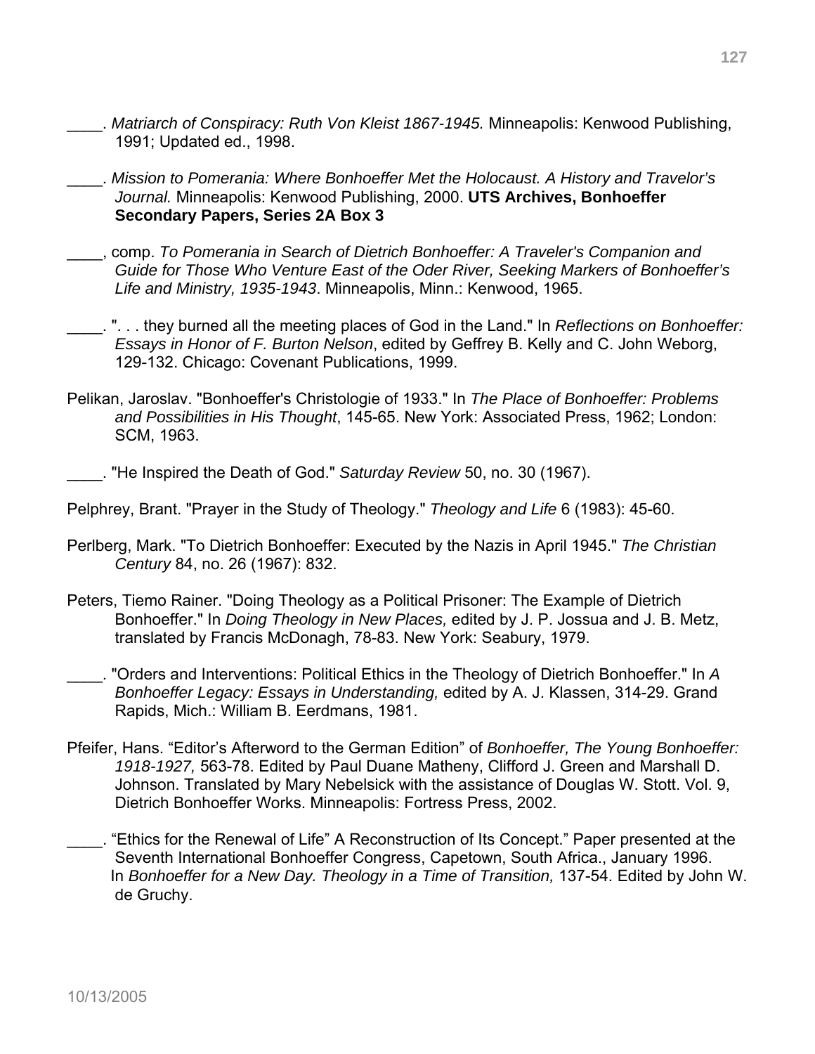\_\_\_\_. *Matriarch of Conspiracy: Ruth Von Kleist 1867-1945.* Minneapolis: Kenwood Publishing, 1991; Updated ed., 1998.

\_\_\_\_. *Mission to Pomerania: Where Bonhoeffer Met the Holocaust. A History and Traveler's Journal.* Minneapolis: Kenwood Publishing, 2000. **UTS Archives, Bonhoeffer Secondary Papers, Series 2A Box 3**

\_\_\_\_, comp. *To Pomerania in Search of Dietrich Bonhoeffer: A Traveler's Companion and Guide for Those Who Venture East of the Oder River, Seeking Markers of Bonhoeffer's Life and Ministry, 1935-1943*. Minneapolis, Minn.: Kenwood, 1965.

\_\_\_\_. ". . . they burned all the meeting places of God in the Land." In *Reflections on Bonhoeffer: Essays in Honor of F. Burton Nelson*, edited by Geffrey B. Kelly and C. John Weborg, 129-132. Chicago: Covenant Publications, 1999.

Pelikan, Jaroslav. "Bonhoeffer's Christologie of 1933." In *The Place of Bonhoeffer: Problems and Possibilities in His Thought*, 145-65. New York: Associated Press, 1962; London: SCM, 1963.

\_\_\_\_. "He Inspired the Death of God." *Saturday Review* 50, no. 30 (1967).

Pelphrey, Brant. "Prayer in the Study of Theology." *Theology and Life* 6 (1983): 45-60.

Perlberg, Mark. "To Dietrich Bonhoeffer: Executed by the Nazis in April 1945." *The Christian Century* 84, no. 26 (1967): 832.

Peters, Tiemo Rainer. "Doing Theology as a Political Prisoner: The Example of Dietrich Bonhoeffer." In *Doing Theology in New Places,* edited by J. P. Jossua and J. B. Metz, translated by Francis McDonagh, 78-83. New York: Seabury, 1979.

\_\_\_\_. "Orders and Interventions: Political Ethics in the Theology of Dietrich Bonhoeffer." In *A Bonhoeffer Legacy: Essays in Understanding,* edited by A. J. Klassen, 314-29. Grand Rapids, Mich.: William B. Eerdmans, 1981.

Pfeifer, Hans. "Editor's Afterword to the German Edition" of *Bonhoeffer, The Young Bonhoeffer: 1918-1927,* 563-78. Edited by Paul Duane Matheny, Clifford J. Green and Marshall D. Johnson. Translated by Mary Nebelsick with the assistance of Douglas W. Stott. Vol. 9, Dietrich Bonhoeffer Works. Minneapolis: Fortress Press, 2002.

\_\_\_\_. "Ethics for the Renewal of Life" A Reconstruction of Its Concept." Paper presented at the Seventh International Bonhoeffer Congress, Capetown, South Africa., January 1996. In *Bonhoeffer for a New Day. Theology in a Time of Transition,* 137-54. Edited by John W. de Gruchy.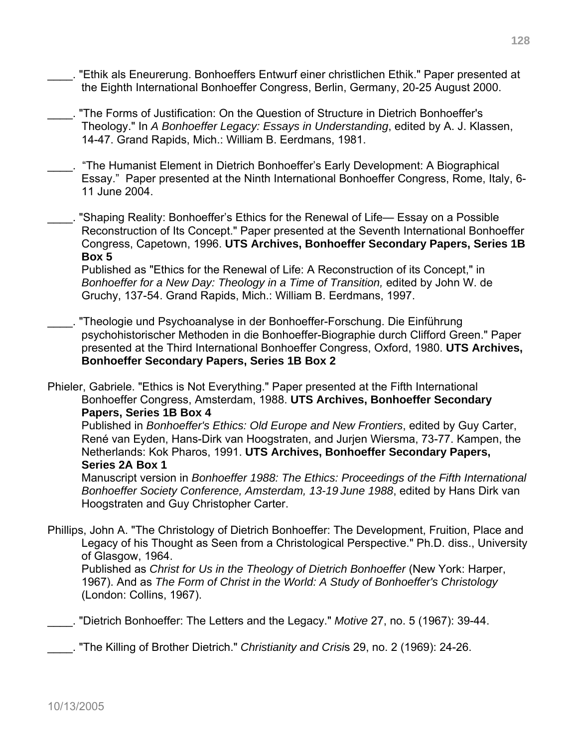____. "Ethik als Eneurerung. Bonhoeffers Entwurf einer christlichen Ethik." Paper presented at the Eighth International Bonhoeffer Congress, Berlin, Germany, 20-25 August 2000.

____. "The Forms of Justification: On the Question of Structure in Dietrich Bonhoeffer's Theology." In *A Bonhoeffer Legacy: Essays in Understanding*, edited by A. J. Klassen, 14-47. Grand Rapids, Mich.: William B. Eerdmans, 1981.

____. "The Humanist Element in Dietrich Bonhoeffer's Early Development: A Biographical Essay." Paper presented at the Ninth International Bonhoeffer Congress, Rome, Italy, 6-11 June 2004.

____. "Shaping Reality: Bonhoeffer's Ethics for the Renewal of Life— Essay on a Possible Reconstruction of Its Concept." Paper presented at the Seventh International Bonhoeffer Congress, Capetown, 1996. **UTS Archives, Bonhoeffer Secondary Papers, Series 1B Box 5**
Published as "Ethics for the Renewal of Life: A Reconstruction of its Concept," in *Bonhoeffer for a New Day: Theology in a Time of Transition,* edited by John W. de Gruchy, 137-54. Grand Rapids, Mich.: William B. Eerdmans, 1997.

____. "Theologie und Psychoanalyse in der Bonhoeffer-Forschung. Die Einführung psychohistorischer Methoden in die Bonhoeffer-Biographie durch Clifford Green." Paper presented at the Third International Bonhoeffer Congress, Oxford, 1980. **UTS Archives, Bonhoeffer Secondary Papers, Series 1B Box 2**

Phieler, Gabriele. "Ethics is Not Everything." Paper presented at the Fifth International Bonhoeffer Congress, Amsterdam, 1988. **UTS Archives, Bonhoeffer Secondary Papers, Series 1B Box 4**
Published in *Bonhoeffer's Ethics: Old Europe and New Frontiers*, edited by Guy Carter, René van Eyden, Hans-Dirk van Hoogstraten, and Jurjen Wiersma, 73-77. Kampen, the Netherlands: Kok Pharos, 1991. **UTS Archives, Bonhoeffer Secondary Papers, Series 2A Box 1**
Manuscript version in *Bonhoeffer 1988: The Ethics: Proceedings of the Fifth International Bonhoeffer Society Conference, Amsterdam, 13-19 June 1988*, edited by Hans Dirk van Hoogstraten and Guy Christopher Carter.

Phillips, John A. "The Christology of Dietrich Bonhoeffer: The Development, Fruition, Place and Legacy of his Thought as Seen from a Christological Perspective." Ph.D. diss., University of Glasgow, 1964.
Published as *Christ for Us in the Theology of Dietrich Bonhoeffer* (New York: Harper, 1967). And as *The Form of Christ in the World: A Study of Bonhoeffer's Christology* (London: Collins, 1967).

____. "Dietrich Bonhoeffer: The Letters and the Legacy." *Motive* 27, no. 5 (1967): 39-44.

____. "The Killing of Brother Dietrich." *Christianity and Crisis* 29, no. 2 (1969): 24-26.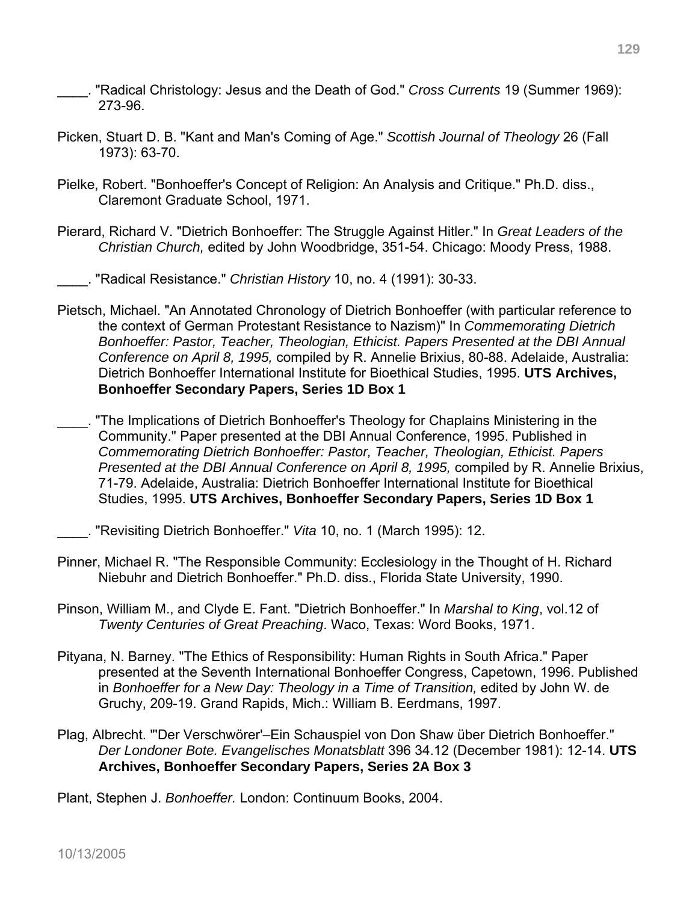____. "Radical Christology: Jesus and the Death of God." *Cross Currents* 19 (Summer 1969): 273-96.

Picken, Stuart D. B. "Kant and Man's Coming of Age." *Scottish Journal of Theology* 26 (Fall 1973): 63-70.

Pielke, Robert. "Bonhoeffer's Concept of Religion: An Analysis and Critique." Ph.D. diss., Claremont Graduate School, 1971.

Pierard, Richard V. "Dietrich Bonhoeffer: The Struggle Against Hitler." In *Great Leaders of the Christian Church,* edited by John Woodbridge, 351-54. Chicago: Moody Press, 1988.

____. "Radical Resistance." *Christian History* 10, no. 4 (1991): 30-33.

Pietsch, Michael. "An Annotated Chronology of Dietrich Bonhoeffer (with particular reference to the context of German Protestant Resistance to Nazism)" In *Commemorating Dietrich Bonhoeffer: Pastor, Teacher, Theologian, Ethicist. Papers Presented at the DBI Annual Conference on April 8, 1995,* compiled by R. Annelie Brixius, 80-88. Adelaide, Australia: Dietrich Bonhoeffer International Institute for Bioethical Studies, 1995. **UTS Archives, Bonhoeffer Secondary Papers, Series 1D Box 1**

____. "The Implications of Dietrich Bonhoeffer's Theology for Chaplains Ministering in the Community." Paper presented at the DBI Annual Conference, 1995. Published in *Commemorating Dietrich Bonhoeffer: Pastor, Teacher, Theologian, Ethicist. Papers Presented at the DBI Annual Conference on April 8, 1995,* compiled by R. Annelie Brixius, 71-79. Adelaide, Australia: Dietrich Bonhoeffer International Institute for Bioethical Studies, 1995. **UTS Archives, Bonhoeffer Secondary Papers, Series 1D Box 1**

____. "Revisiting Dietrich Bonhoeffer." *Vita* 10, no. 1 (March 1995): 12.

Pinner, Michael R. "The Responsible Community: Ecclesiology in the Thought of H. Richard Niebuhr and Dietrich Bonhoeffer." Ph.D. diss., Florida State University, 1990.

Pinson, William M., and Clyde E. Fant. "Dietrich Bonhoeffer." In *Marshal to King*, vol.12 of *Twenty Centuries of Great Preaching*. Waco, Texas: Word Books, 1971.

Pityana, N. Barney. "The Ethics of Responsibility: Human Rights in South Africa." Paper presented at the Seventh International Bonhoeffer Congress, Capetown, 1996. Published in *Bonhoeffer for a New Day: Theology in a Time of Transition,* edited by John W. de Gruchy, 209-19. Grand Rapids, Mich.: William B. Eerdmans, 1997.

Plag, Albrecht. "'Der Verschwörer'–Ein Schauspiel von Don Shaw über Dietrich Bonhoeffer." *Der Londoner Bote. Evangelisches Monatsblatt* 396 34.12 (December 1981): 12-14. **UTS Archives, Bonhoeffer Secondary Papers, Series 2A Box 3**

Plant, Stephen J. *Bonhoeffer.* London: Continuum Books, 2004.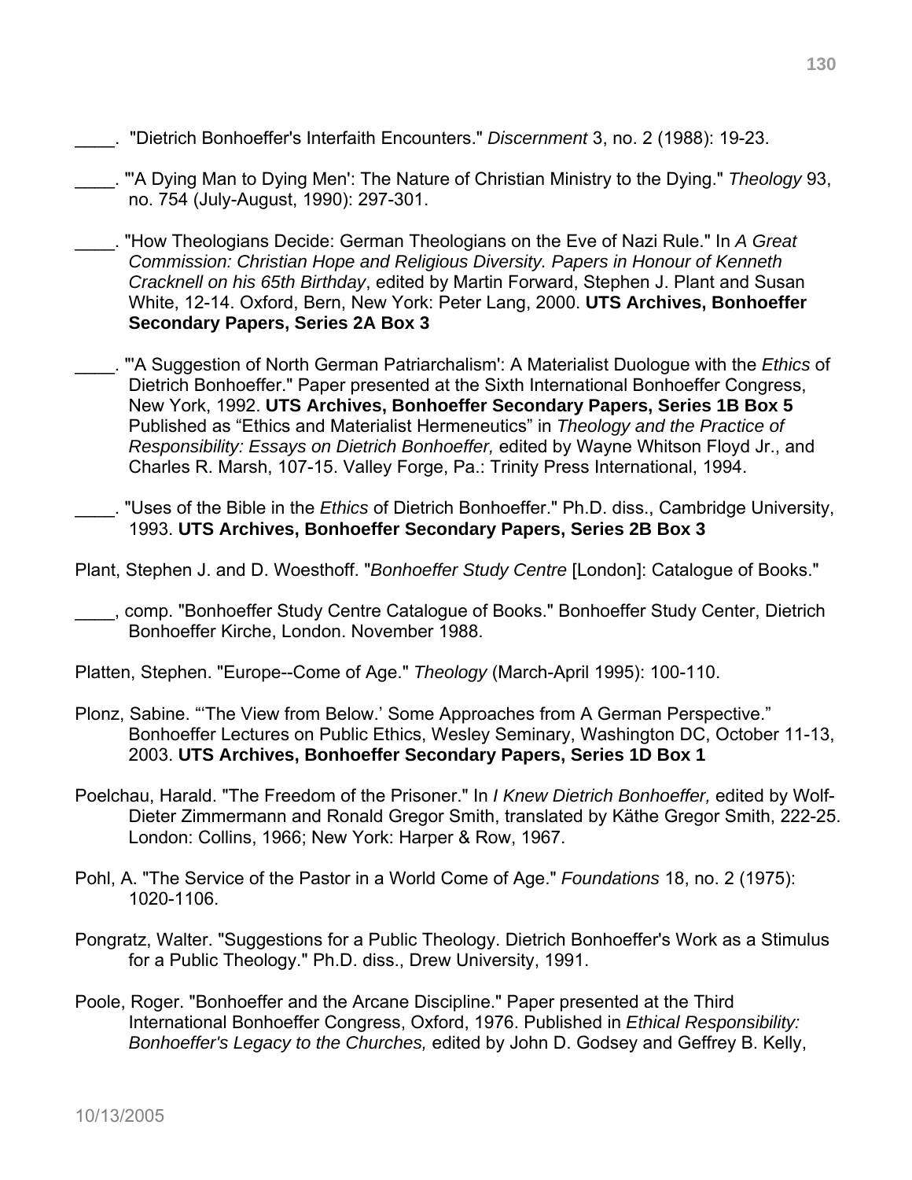____. "Dietrich Bonhoeffer's Interfaith Encounters." *Discernment* 3, no. 2 (1988): 19-23.

____. "'A Dying Man to Dying Men': The Nature of Christian Ministry to the Dying." *Theology* 93, no. 754 (July-August, 1990): 297-301.

____. "How Theologians Decide: German Theologians on the Eve of Nazi Rule." In *A Great Commission: Christian Hope and Religious Diversity. Papers in Honour of Kenneth Cracknell on his 65th Birthday*, edited by Martin Forward, Stephen J. Plant and Susan White, 12-14. Oxford, Bern, New York: Peter Lang, 2000. **UTS Archives, Bonhoeffer Secondary Papers, Series 2A Box 3**

____. "'A Suggestion of North German Patriarchalism': A Materialist Duologue with the *Ethics* of Dietrich Bonhoeffer." Paper presented at the Sixth International Bonhoeffer Congress, New York, 1992. **UTS Archives, Bonhoeffer Secondary Papers, Series 1B Box 5** Published as "Ethics and Materialist Hermeneutics" in *Theology and the Practice of Responsibility: Essays on Dietrich Bonhoeffer,* edited by Wayne Whitson Floyd Jr., and Charles R. Marsh, 107-15. Valley Forge, Pa.: Trinity Press International, 1994.

____. "Uses of the Bible in the *Ethics* of Dietrich Bonhoeffer." Ph.D. diss., Cambridge University, 1993. **UTS Archives, Bonhoeffer Secondary Papers, Series 2B Box 3**

Plant, Stephen J. and D. Woesthoff. "*Bonhoeffer Study Centre* [London]: Catalogue of Books."

____, comp. "Bonhoeffer Study Centre Catalogue of Books." Bonhoeffer Study Center, Dietrich Bonhoeffer Kirche, London. November 1988.

Platten, Stephen. "Europe--Come of Age." *Theology* (March-April 1995): 100-110.

Plonz, Sabine. "'The View from Below.' Some Approaches from A German Perspective." Bonhoeffer Lectures on Public Ethics, Wesley Seminary, Washington DC, October 11-13, 2003. **UTS Archives, Bonhoeffer Secondary Papers, Series 1D Box 1**

Poelchau, Harald. "The Freedom of the Prisoner." In *I Knew Dietrich Bonhoeffer,* edited by Wolf-Dieter Zimmermann and Ronald Gregor Smith, translated by Käthe Gregor Smith, 222-25. London: Collins, 1966; New York: Harper & Row, 1967.

Pohl, A. "The Service of the Pastor in a World Come of Age." *Foundations* 18, no. 2 (1975): 1020-1106.

Pongratz, Walter. "Suggestions for a Public Theology. Dietrich Bonhoeffer's Work as a Stimulus for a Public Theology." Ph.D. diss., Drew University, 1991.

Poole, Roger. "Bonhoeffer and the Arcane Discipline." Paper presented at the Third International Bonhoeffer Congress, Oxford, 1976. Published in *Ethical Responsibility: Bonhoeffer's Legacy to the Churches,* edited by John D. Godsey and Geffrey B. Kelly,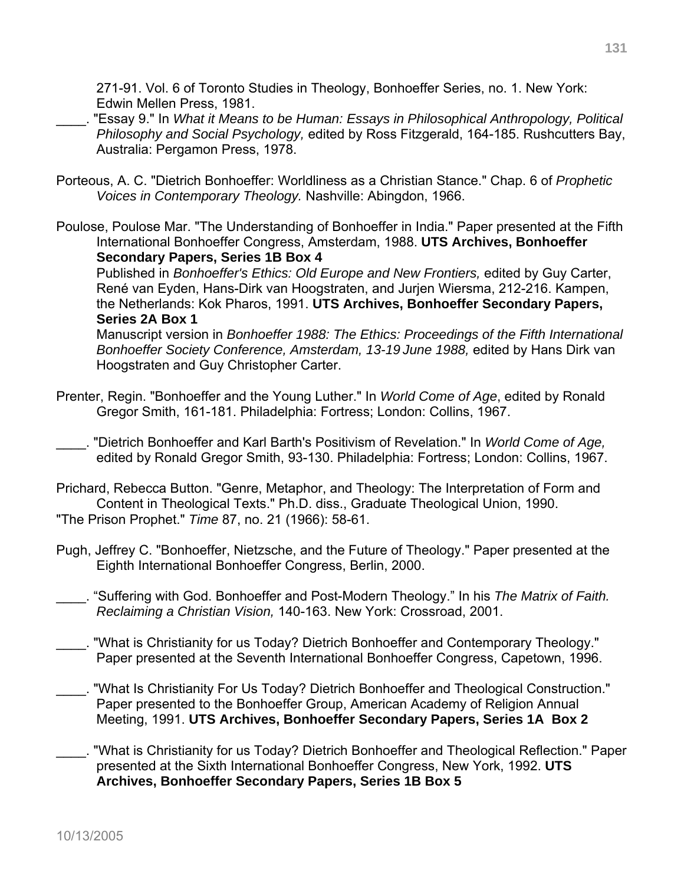271-91. Vol. 6 of Toronto Studies in Theology, Bonhoeffer Series, no. 1. New York: Edwin Mellen Press, 1981.

____. "Essay 9." In *What it Means to be Human: Essays in Philosophical Anthropology, Political Philosophy and Social Psychology,* edited by Ross Fitzgerald, 164-185. Rushcutters Bay, Australia: Pergamon Press, 1978.

Porteous, A. C. "Dietrich Bonhoeffer: Worldliness as a Christian Stance." Chap. 6 of *Prophetic Voices in Contemporary Theology.* Nashville: Abingdon, 1966.

Poulose, Poulose Mar. "The Understanding of Bonhoeffer in India." Paper presented at the Fifth International Bonhoeffer Congress, Amsterdam, 1988. **UTS Archives, Bonhoeffer Secondary Papers, Series 1B Box 4**
Published in *Bonhoeffer's Ethics: Old Europe and New Frontiers,* edited by Guy Carter, René van Eyden, Hans-Dirk van Hoogstraten, and Jurjen Wiersma, 212-216. Kampen, the Netherlands: Kok Pharos, 1991. **UTS Archives, Bonhoeffer Secondary Papers, Series 2A Box 1**
Manuscript version in *Bonhoeffer 1988: The Ethics: Proceedings of the Fifth International Bonhoeffer Society Conference, Amsterdam, 13-19 June 1988,* edited by Hans Dirk van Hoogstraten and Guy Christopher Carter.

Prenter, Regin. "Bonhoeffer and the Young Luther." In *World Come of Age*, edited by Ronald Gregor Smith, 161-181. Philadelphia: Fortress; London: Collins, 1967.

____. "Dietrich Bonhoeffer and Karl Barth's Positivism of Revelation." In *World Come of Age,* edited by Ronald Gregor Smith, 93-130. Philadelphia: Fortress; London: Collins, 1967.

Prichard, Rebecca Button. "Genre, Metaphor, and Theology: The Interpretation of Form and Content in Theological Texts." Ph.D. diss., Graduate Theological Union, 1990.
"The Prison Prophet." *Time* 87, no. 21 (1966): 58-61.

Pugh, Jeffrey C. "Bonhoeffer, Nietzsche, and the Future of Theology." Paper presented at the Eighth International Bonhoeffer Congress, Berlin, 2000.

____. "Suffering with God. Bonhoeffer and Post-Modern Theology." In his *The Matrix of Faith. Reclaiming a Christian Vision,* 140-163. New York: Crossroad, 2001.

____. "What is Christianity for us Today? Dietrich Bonhoeffer and Contemporary Theology." Paper presented at the Seventh International Bonhoeffer Congress, Capetown, 1996.

____. "What Is Christianity For Us Today? Dietrich Bonhoeffer and Theological Construction." Paper presented to the Bonhoeffer Group, American Academy of Religion Annual Meeting, 1991. **UTS Archives, Bonhoeffer Secondary Papers, Series 1A Box 2**

____. "What is Christianity for us Today? Dietrich Bonhoeffer and Theological Reflection." Paper presented at the Sixth International Bonhoeffer Congress, New York, 1992. **UTS Archives, Bonhoeffer Secondary Papers, Series 1B Box 5**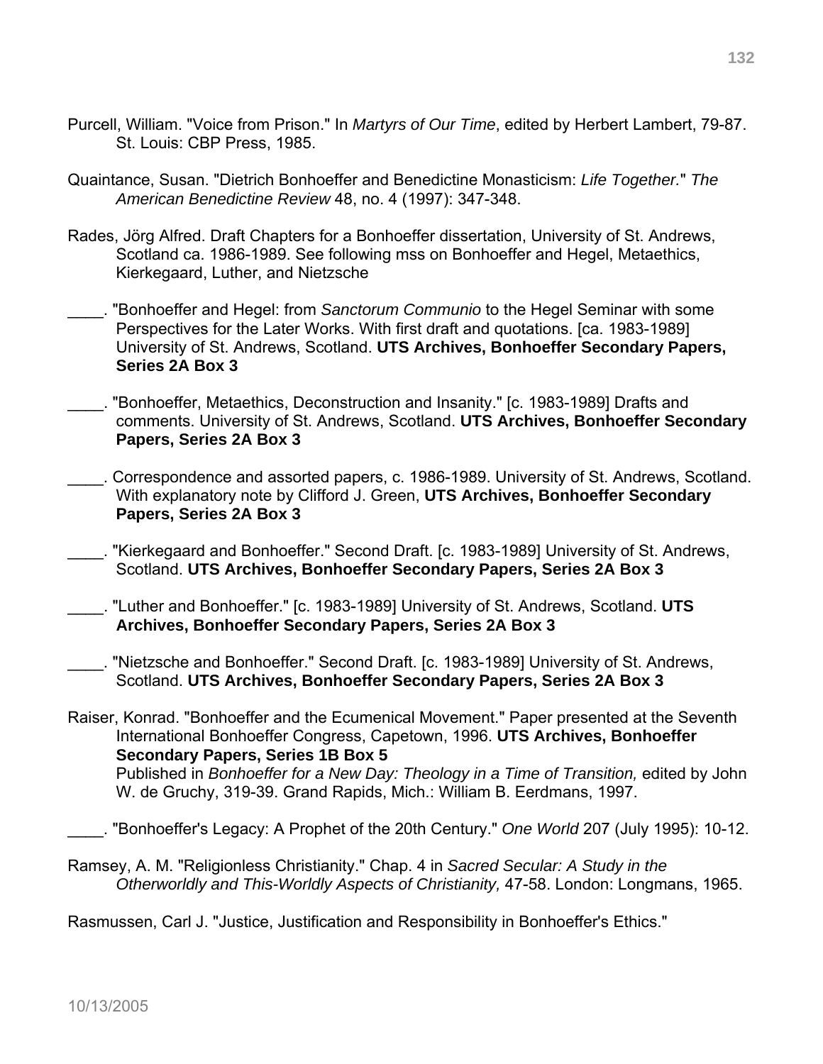Purcell, William. "Voice from Prison." In *Martyrs of Our Time*, edited by Herbert Lambert, 79-87. St. Louis: CBP Press, 1985.

Quaintance, Susan. "Dietrich Bonhoeffer and Benedictine Monasticism: *Life Together.*" *The American Benedictine Review* 48, no. 4 (1997): 347-348.

Rades, Jörg Alfred. Draft Chapters for a Bonhoeffer dissertation, University of St. Andrews, Scotland ca. 1986-1989. See following mss on Bonhoeffer and Hegel, Metaethics, Kierkegaard, Luther, and Nietzsche

____. "Bonhoeffer and Hegel: from *Sanctorum Communio* to the Hegel Seminar with some Perspectives for the Later Works. With first draft and quotations. [ca. 1983-1989] University of St. Andrews, Scotland. **UTS Archives, Bonhoeffer Secondary Papers, Series 2A Box 3**

____. "Bonhoeffer, Metaethics, Deconstruction and Insanity." [c. 1983-1989] Drafts and comments. University of St. Andrews, Scotland. **UTS Archives, Bonhoeffer Secondary Papers, Series 2A Box 3**

____. Correspondence and assorted papers, c. 1986-1989. University of St. Andrews, Scotland. With explanatory note by Clifford J. Green, **UTS Archives, Bonhoeffer Secondary Papers, Series 2A Box 3**

____. "Kierkegaard and Bonhoeffer." Second Draft. [c. 1983-1989] University of St. Andrews, Scotland. **UTS Archives, Bonhoeffer Secondary Papers, Series 2A Box 3**

____. "Luther and Bonhoeffer." [c. 1983-1989] University of St. Andrews, Scotland. **UTS Archives, Bonhoeffer Secondary Papers, Series 2A Box 3**

____. "Nietzsche and Bonhoeffer." Second Draft. [c. 1983-1989] University of St. Andrews, Scotland. **UTS Archives, Bonhoeffer Secondary Papers, Series 2A Box 3**

Raiser, Konrad. "Bonhoeffer and the Ecumenical Movement." Paper presented at the Seventh International Bonhoeffer Congress, Capetown, 1996. **UTS Archives, Bonhoeffer Secondary Papers, Series 1B Box 5**
Published in *Bonhoeffer for a New Day: Theology in a Time of Transition,* edited by John W. de Gruchy, 319-39. Grand Rapids, Mich.: William B. Eerdmans, 1997.

____. "Bonhoeffer's Legacy: A Prophet of the 20th Century." *One World* 207 (July 1995): 10-12.

Ramsey, A. M. "Religionless Christianity." Chap. 4 in *Sacred Secular: A Study in the Otherworldly and This-Worldly Aspects of Christianity,* 47-58. London: Longmans, 1965.

Rasmussen, Carl J. "Justice, Justification and Responsibility in Bonhoeffer's Ethics."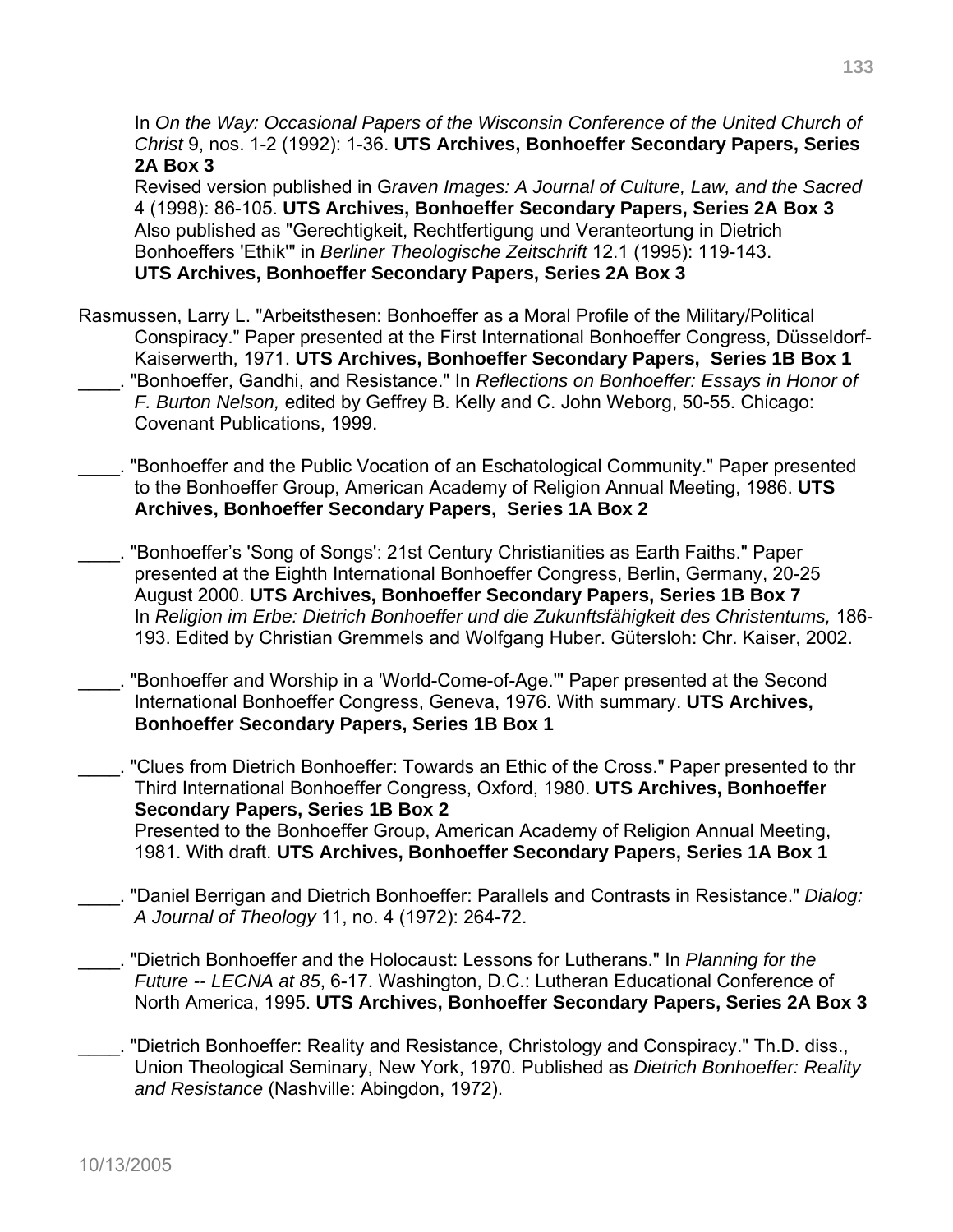In *On the Way: Occasional Papers of the Wisconsin Conference of the United Church of Christ* 9, nos. 1-2 (1992): 1-36. **UTS Archives, Bonhoeffer Secondary Papers, Series 2A Box 3**
Revised version published in G*raven Images: A Journal of Culture, Law, and the Sacred* 4 (1998): 86-105. **UTS Archives, Bonhoeffer Secondary Papers, Series 2A Box 3**
Also published as "Gerechtigkeit, Rechtfertigung und Veranteortung in Dietrich Bonhoeffers 'Ethik'" in *Berliner Theologische Zeitschrift* 12.1 (1995): 119-143. **UTS Archives, Bonhoeffer Secondary Papers, Series 2A Box 3**

Rasmussen, Larry L. "Arbeitsthesen: Bonhoeffer as a Moral Profile of the Military/Political Conspiracy." Paper presented at the First International Bonhoeffer Congress, Düsseldorf-Kaiserwerth, 1971. **UTS Archives, Bonhoeffer Secondary Papers, Series 1B Box 1**

____. "Bonhoeffer, Gandhi, and Resistance." In *Reflections on Bonhoeffer: Essays in Honor of F. Burton Nelson,* edited by Geffrey B. Kelly and C. John Weborg, 50-55. Chicago: Covenant Publications, 1999.

____. "Bonhoeffer and the Public Vocation of an Eschatological Community." Paper presented to the Bonhoeffer Group, American Academy of Religion Annual Meeting, 1986. **UTS Archives, Bonhoeffer Secondary Papers, Series 1A Box 2**

____. "Bonhoeffer's 'Song of Songs': 21st Century Christianities as Earth Faiths." Paper presented at the Eighth International Bonhoeffer Congress, Berlin, Germany, 20-25 August 2000. **UTS Archives, Bonhoeffer Secondary Papers, Series 1B Box 7**
In *Religion im Erbe: Dietrich Bonhoeffer und die Zukunftsfähigkeit des Christentums,* 186-193. Edited by Christian Gremmels and Wolfgang Huber. Gütersloh: Chr. Kaiser, 2002.

____. "Bonhoeffer and Worship in a 'World-Come-of-Age.'" Paper presented at the Second International Bonhoeffer Congress, Geneva, 1976. With summary. **UTS Archives, Bonhoeffer Secondary Papers, Series 1B Box 1**

____. "Clues from Dietrich Bonhoeffer: Towards an Ethic of the Cross." Paper presented to thr Third International Bonhoeffer Congress, Oxford, 1980. **UTS Archives, Bonhoeffer Secondary Papers, Series 1B Box 2**
Presented to the Bonhoeffer Group, American Academy of Religion Annual Meeting, 1981. With draft. **UTS Archives, Bonhoeffer Secondary Papers, Series 1A Box 1**

____. "Daniel Berrigan and Dietrich Bonhoeffer: Parallels and Contrasts in Resistance." *Dialog: A Journal of Theology* 11, no. 4 (1972): 264-72.

____. "Dietrich Bonhoeffer and the Holocaust: Lessons for Lutherans." In *Planning for the Future -- LECNA at 85*, 6-17. Washington, D.C.: Lutheran Educational Conference of North America, 1995. **UTS Archives, Bonhoeffer Secondary Papers, Series 2A Box 3**

____. "Dietrich Bonhoeffer: Reality and Resistance, Christology and Conspiracy." Th.D. diss., Union Theological Seminary, New York, 1970. Published as *Dietrich Bonhoeffer: Reality and Resistance* (Nashville: Abingdon, 1972).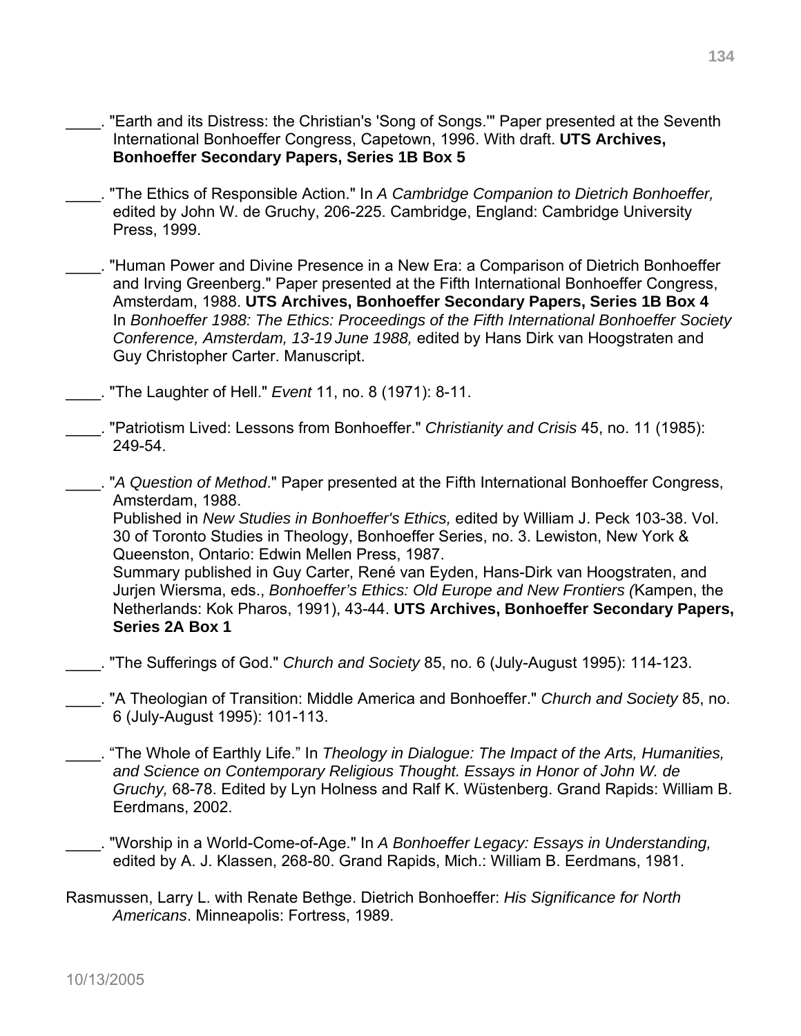____. "Earth and its Distress: the Christian's 'Song of Songs.'" Paper presented at the Seventh International Bonhoeffer Congress, Capetown, 1996. With draft. **UTS Archives, Bonhoeffer Secondary Papers, Series 1B Box 5**

____. "The Ethics of Responsible Action." In *A Cambridge Companion to Dietrich Bonhoeffer,* edited by John W. de Gruchy, 206-225. Cambridge, England: Cambridge University Press, 1999.

____. "Human Power and Divine Presence in a New Era: a Comparison of Dietrich Bonhoeffer and Irving Greenberg." Paper presented at the Fifth International Bonhoeffer Congress, Amsterdam, 1988. **UTS Archives, Bonhoeffer Secondary Papers, Series 1B Box 4** In *Bonhoeffer 1988: The Ethics: Proceedings of the Fifth International Bonhoeffer Society Conference, Amsterdam, 13-19 June 1988,* edited by Hans Dirk van Hoogstraten and Guy Christopher Carter. Manuscript.

____. "The Laughter of Hell." *Event* 11, no. 8 (1971): 8-11.

____. "Patriotism Lived: Lessons from Bonhoeffer." *Christianity and Crisis* 45, no. 11 (1985): 249-54.

____. "*A Question of Method*." Paper presented at the Fifth International Bonhoeffer Congress, Amsterdam, 1988.
Published in *New Studies in Bonhoeffer's Ethics,* edited by William J. Peck 103-38. Vol. 30 of Toronto Studies in Theology, Bonhoeffer Series, no. 3. Lewiston, New York & Queenston, Ontario: Edwin Mellen Press, 1987.
Summary published in Guy Carter, René van Eyden, Hans-Dirk van Hoogstraten, and Jurjen Wiersma, eds., *Bonhoeffer's Ethics: Old Europe and New Frontiers (*Kampen, the Netherlands: Kok Pharos, 1991), 43-44. **UTS Archives, Bonhoeffer Secondary Papers, Series 2A Box 1**

____. "The Sufferings of God." *Church and Society* 85, no. 6 (July-August 1995): 114-123.

____. "A Theologian of Transition: Middle America and Bonhoeffer." *Church and Society* 85, no. 6 (July-August 1995): 101-113.

____. "The Whole of Earthly Life." In *Theology in Dialogue: The Impact of the Arts, Humanities, and Science on Contemporary Religious Thought. Essays in Honor of John W. de Gruchy,* 68-78. Edited by Lyn Holness and Ralf K. Wüstenberg. Grand Rapids: William B. Eerdmans, 2002.

____. "Worship in a World-Come-of-Age." In *A Bonhoeffer Legacy: Essays in Understanding,* edited by A. J. Klassen, 268-80. Grand Rapids, Mich.: William B. Eerdmans, 1981.

Rasmussen, Larry L. with Renate Bethge. Dietrich Bonhoeffer: *His Significance for North Americans*. Minneapolis: Fortress, 1989.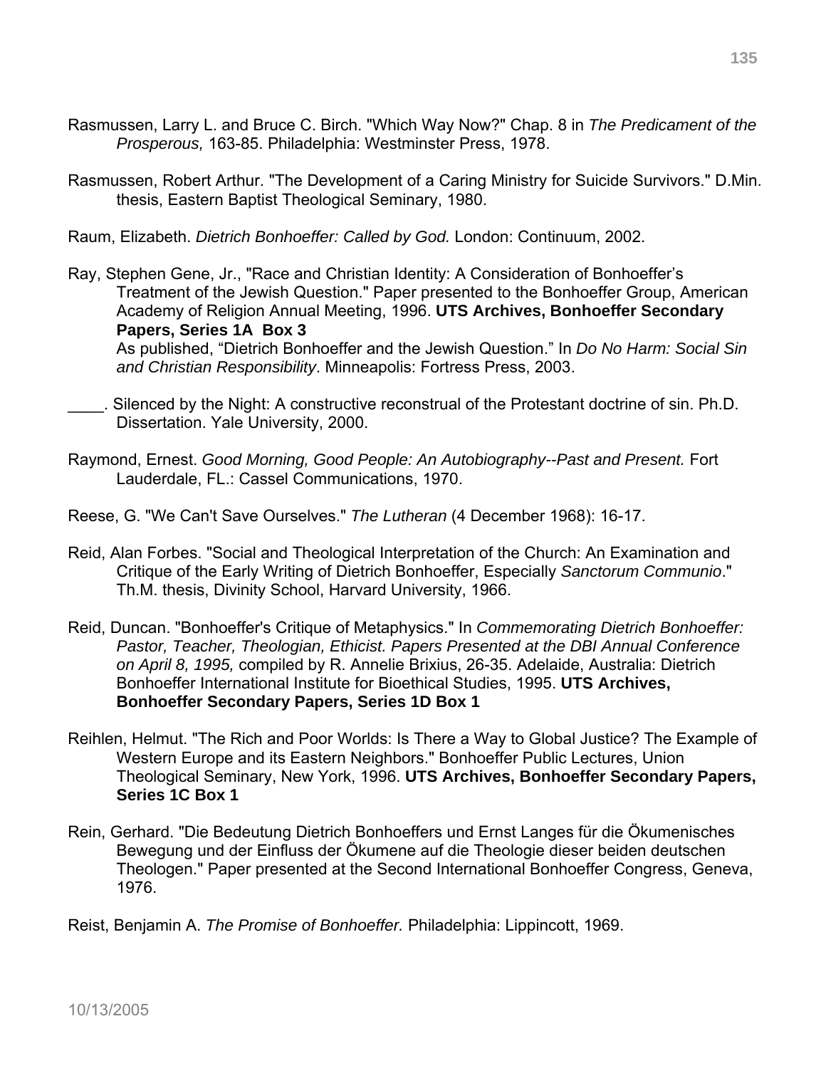Rasmussen, Larry L. and Bruce C. Birch. "Which Way Now?" Chap. 8 in *The Predicament of the Prosperous,* 163-85. Philadelphia: Westminster Press, 1978.

Rasmussen, Robert Arthur. "The Development of a Caring Ministry for Suicide Survivors." D.Min. thesis, Eastern Baptist Theological Seminary, 1980.

Raum, Elizabeth. *Dietrich Bonhoeffer: Called by God.* London: Continuum, 2002.

Ray, Stephen Gene, Jr., "Race and Christian Identity: A Consideration of Bonhoeffer's Treatment of the Jewish Question." Paper presented to the Bonhoeffer Group, American Academy of Religion Annual Meeting, 1996. **UTS Archives, Bonhoeffer Secondary Papers, Series 1A Box 3**
As published, "Dietrich Bonhoeffer and the Jewish Question." In *Do No Harm: Social Sin and Christian Responsibility*. Minneapolis: Fortress Press, 2003.

____. Silenced by the Night: A constructive reconstrual of the Protestant doctrine of sin. Ph.D. Dissertation. Yale University, 2000.

Raymond, Ernest. *Good Morning, Good People: An Autobiography--Past and Present.* Fort Lauderdale, FL.: Cassel Communications, 1970.

Reese, G. "We Can't Save Ourselves." *The Lutheran* (4 December 1968): 16-17.

Reid, Alan Forbes. "Social and Theological Interpretation of the Church: An Examination and Critique of the Early Writing of Dietrich Bonhoeffer, Especially *Sanctorum Communio*." Th.M. thesis, Divinity School, Harvard University, 1966.

Reid, Duncan. "Bonhoeffer's Critique of Metaphysics." In *Commemorating Dietrich Bonhoeffer: Pastor, Teacher, Theologian, Ethicist. Papers Presented at the DBI Annual Conference on April 8, 1995,* compiled by R. Annelie Brixius, 26-35. Adelaide, Australia: Dietrich Bonhoeffer International Institute for Bioethical Studies, 1995. **UTS Archives, Bonhoeffer Secondary Papers, Series 1D Box 1**

Reihlen, Helmut. "The Rich and Poor Worlds: Is There a Way to Global Justice? The Example of Western Europe and its Eastern Neighbors." Bonhoeffer Public Lectures, Union Theological Seminary, New York, 1996. **UTS Archives, Bonhoeffer Secondary Papers, Series 1C Box 1**

Rein, Gerhard. "Die Bedeutung Dietrich Bonhoeffers und Ernst Langes für die Ökumenisches Bewegung und der Einfluss der Ökumene auf die Theologie dieser beiden deutschen Theologen." Paper presented at the Second International Bonhoeffer Congress, Geneva, 1976.

Reist, Benjamin A. *The Promise of Bonhoeffer.* Philadelphia: Lippincott, 1969.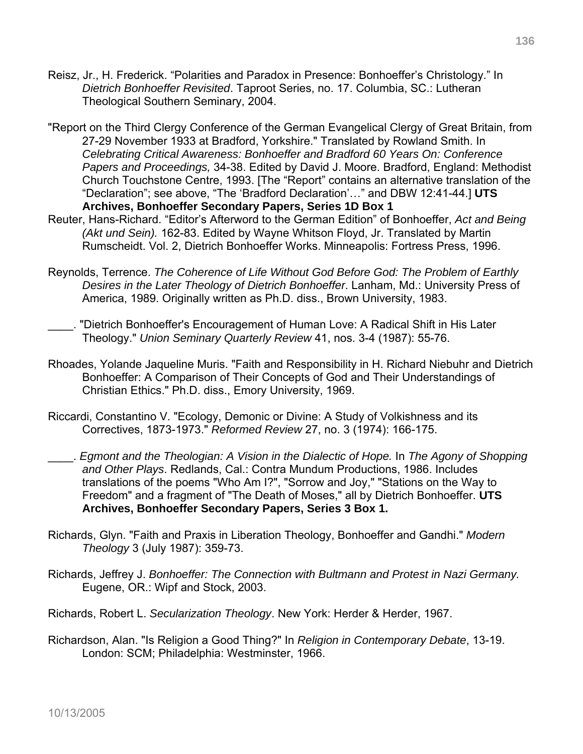Reisz, Jr., H. Frederick. "Polarities and Paradox in Presence: Bonhoeffer's Christology." In *Dietrich Bonhoeffer Revisited*. Taproot Series, no. 17. Columbia, SC.: Lutheran Theological Southern Seminary, 2004.

"Report on the Third Clergy Conference of the German Evangelical Clergy of Great Britain, from 27-29 November 1933 at Bradford, Yorkshire." Translated by Rowland Smith. In *Celebrating Critical Awareness: Bonhoeffer and Bradford 60 Years On: Conference Papers and Proceedings,* 34-38. Edited by David J. Moore. Bradford, England: Methodist Church Touchstone Centre, 1993. [The "Report" contains an alternative translation of the "Declaration"; see above, "The 'Bradford Declaration'…" and DBW 12:41-44.] **UTS Archives, Bonhoeffer Secondary Papers, Series 1D Box 1**

Reuter, Hans-Richard. "Editor's Afterword to the German Edition" of Bonhoeffer, *Act and Being (Akt und Sein).* 162-83. Edited by Wayne Whitson Floyd, Jr. Translated by Martin Rumscheidt. Vol. 2, Dietrich Bonhoeffer Works. Minneapolis: Fortress Press, 1996.

Reynolds, Terrence. *The Coherence of Life Without God Before God: The Problem of Earthly Desires in the Later Theology of Dietrich Bonhoeffer*. Lanham, Md.: University Press of America, 1989. Originally written as Ph.D. diss., Brown University, 1983.

____. "Dietrich Bonhoeffer's Encouragement of Human Love: A Radical Shift in His Later Theology." *Union Seminary Quarterly Review* 41, nos. 3-4 (1987): 55-76.

Rhoades, Yolande Jaqueline Muris. "Faith and Responsibility in H. Richard Niebuhr and Dietrich Bonhoeffer: A Comparison of Their Concepts of God and Their Understandings of Christian Ethics." Ph.D. diss., Emory University, 1969.

Riccardi, Constantino V. "Ecology, Demonic or Divine: A Study of Volkishness and its Correctives, 1873-1973." *Reformed Review* 27, no. 3 (1974): 166-175.

____. *Egmont and the Theologian: A Vision in the Dialectic of Hope.* In *The Agony of Shopping and Other Plays*. Redlands, Cal.: Contra Mundum Productions, 1986. Includes translations of the poems "Who Am I?", "Sorrow and Joy," "Stations on the Way to Freedom" and a fragment of "The Death of Moses," all by Dietrich Bonhoeffer. **UTS Archives, Bonhoeffer Secondary Papers, Series 3 Box 1.**

Richards, Glyn. "Faith and Praxis in Liberation Theology, Bonhoeffer and Gandhi." *Modern Theology* 3 (July 1987): 359-73.

Richards, Jeffrey J. *Bonhoeffer: The Connection with Bultmann and Protest in Nazi Germany.* Eugene, OR.: Wipf and Stock, 2003.

Richards, Robert L. *Secularization Theology*. New York: Herder & Herder, 1967.

Richardson, Alan. "Is Religion a Good Thing?" In *Religion in Contemporary Debate*, 13-19. London: SCM; Philadelphia: Westminster, 1966.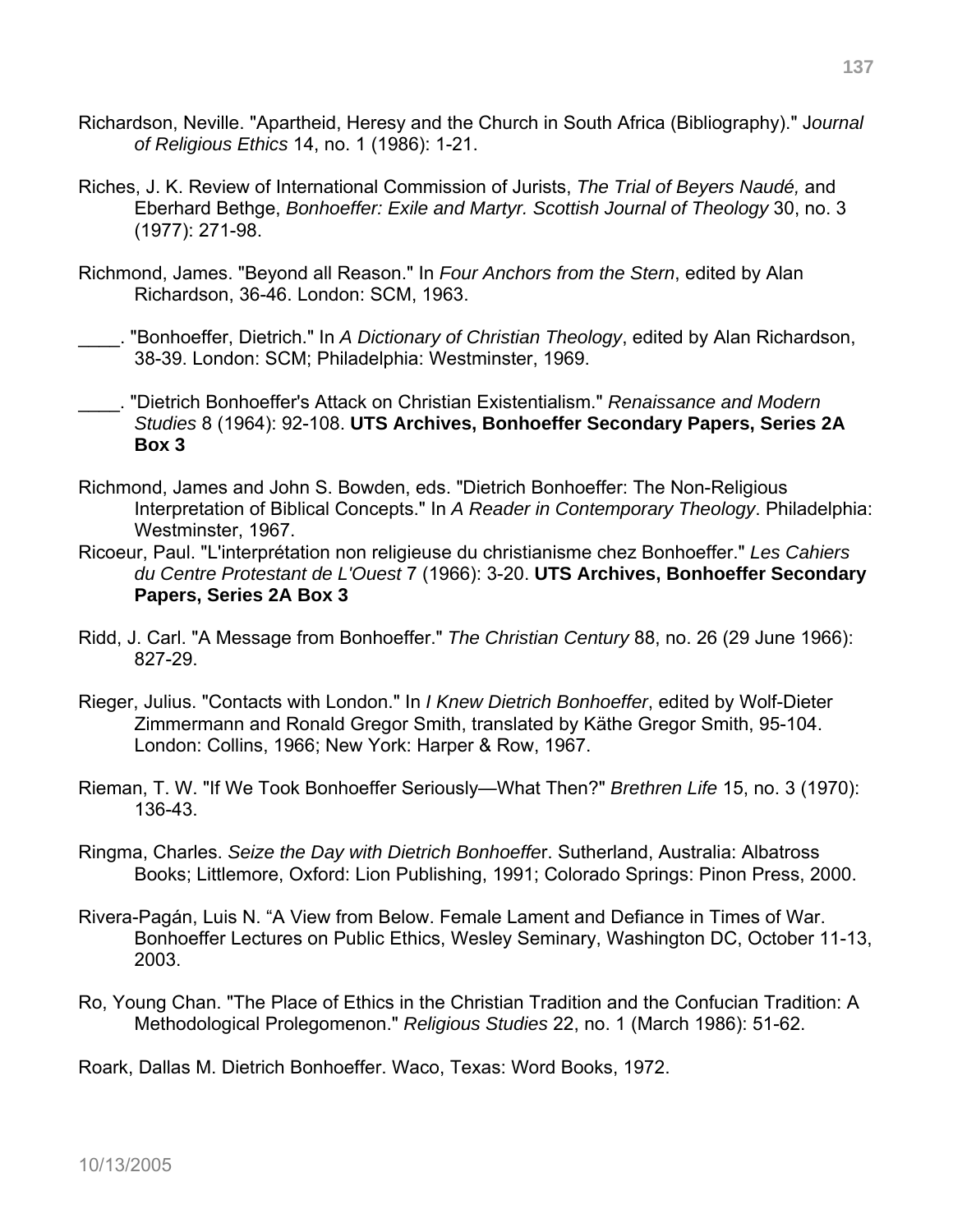Richardson, Neville. "Apartheid, Heresy and the Church in South Africa (Bibliography)." J*ournal of Religious Ethics* 14, no. 1 (1986): 1-21.

Riches, J. K. Review of International Commission of Jurists, *The Trial of Beyers Naudé,* and Eberhard Bethge, *Bonhoeffer: Exile and Martyr. Scottish Journal of Theology* 30, no. 3 (1977): 271-98.

Richmond, James. "Beyond all Reason." In *Four Anchors from the Stern*, edited by Alan Richardson, 36-46. London: SCM, 1963.

____. "Bonhoeffer, Dietrich." In *A Dictionary of Christian Theology*, edited by Alan Richardson, 38-39. London: SCM; Philadelphia: Westminster, 1969.

____. "Dietrich Bonhoeffer's Attack on Christian Existentialism." *Renaissance and Modern Studies* 8 (1964): 92-108. **UTS Archives, Bonhoeffer Secondary Papers, Series 2A Box 3**

Richmond, James and John S. Bowden, eds. "Dietrich Bonhoeffer: The Non-Religious Interpretation of Biblical Concepts." In *A Reader in Contemporary Theology*. Philadelphia: Westminster, 1967.

Ricoeur, Paul. "L'interprétation non religieuse du christianisme chez Bonhoeffer." *Les Cahiers du Centre Protestant de L'Ouest* 7 (1966): 3-20. **UTS Archives, Bonhoeffer Secondary Papers, Series 2A Box 3**

Ridd, J. Carl. "A Message from Bonhoeffer." *The Christian Century* 88, no. 26 (29 June 1966): 827-29.

Rieger, Julius. "Contacts with London." In *I Knew Dietrich Bonhoeffer*, edited by Wolf-Dieter Zimmermann and Ronald Gregor Smith, translated by Käthe Gregor Smith, 95-104. London: Collins, 1966; New York: Harper & Row, 1967.

Rieman, T. W. "If We Took Bonhoeffer Seriously—What Then?" *Brethren Life* 15, no. 3 (1970): 136-43.

Ringma, Charles. *Seize the Day with Dietrich Bonhoeffe*r. Sutherland, Australia: Albatross Books; Littlemore, Oxford: Lion Publishing, 1991; Colorado Springs: Pinon Press, 2000.

Rivera-Pagán, Luis N. "A View from Below. Female Lament and Defiance in Times of War. Bonhoeffer Lectures on Public Ethics, Wesley Seminary, Washington DC, October 11-13, 2003.

Ro, Young Chan. "The Place of Ethics in the Christian Tradition and the Confucian Tradition: A Methodological Prolegomenon." *Religious Studies* 22, no. 1 (March 1986): 51-62.

Roark, Dallas M. Dietrich Bonhoeffer. Waco, Texas: Word Books, 1972.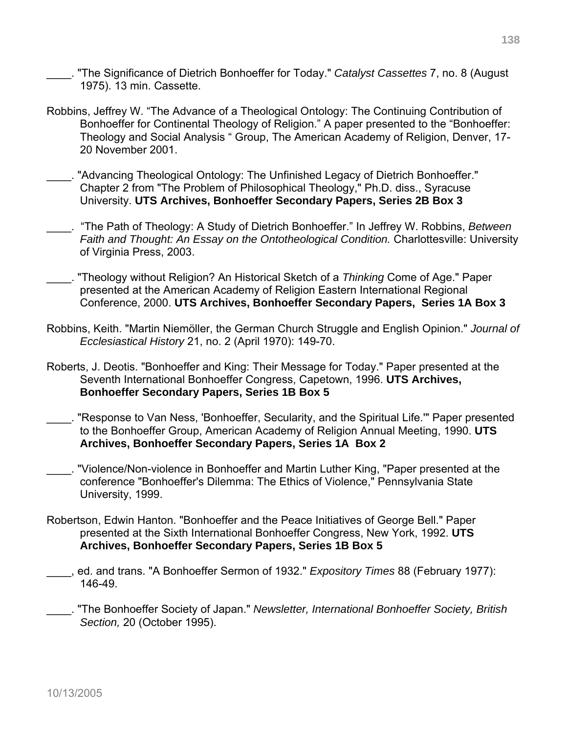____. "The Significance of Dietrich Bonhoeffer for Today." *Catalyst Cassettes* 7, no. 8 (August 1975). 13 min. Cassette.

Robbins, Jeffrey W. "The Advance of a Theological Ontology: The Continuing Contribution of Bonhoeffer for Continental Theology of Religion." A paper presented to the "Bonhoeffer: Theology and Social Analysis " Group, The American Academy of Religion, Denver, 17-20 November 2001.

____. "Advancing Theological Ontology: The Unfinished Legacy of Dietrich Bonhoeffer." Chapter 2 from "The Problem of Philosophical Theology," Ph.D. diss., Syracuse University. **UTS Archives, Bonhoeffer Secondary Papers, Series 2B Box 3**

____. "The Path of Theology: A Study of Dietrich Bonhoeffer." In Jeffrey W. Robbins, *Between Faith and Thought: An Essay on the Ontotheological Condition.* Charlottesville: University of Virginia Press, 2003.

____. "Theology without Religion? An Historical Sketch of a *Thinking* Come of Age." Paper presented at the American Academy of Religion Eastern International Regional Conference, 2000. **UTS Archives, Bonhoeffer Secondary Papers, Series 1A Box 3**

Robbins, Keith. "Martin Niemöller, the German Church Struggle and English Opinion." *Journal of Ecclesiastical History* 21, no. 2 (April 1970): 149-70.

Roberts, J. Deotis. "Bonhoeffer and King: Their Message for Today." Paper presented at the Seventh International Bonhoeffer Congress, Capetown, 1996. **UTS Archives, Bonhoeffer Secondary Papers, Series 1B Box 5**

____. "Response to Van Ness, 'Bonhoeffer, Secularity, and the Spiritual Life.'" Paper presented to the Bonhoeffer Group, American Academy of Religion Annual Meeting, 1990. **UTS Archives, Bonhoeffer Secondary Papers, Series 1A Box 2**

____. "Violence/Non-violence in Bonhoeffer and Martin Luther King, "Paper presented at the conference "Bonhoeffer's Dilemma: The Ethics of Violence," Pennsylvania State University, 1999.

Robertson, Edwin Hanton. "Bonhoeffer and the Peace Initiatives of George Bell." Paper presented at the Sixth International Bonhoeffer Congress, New York, 1992. **UTS Archives, Bonhoeffer Secondary Papers, Series 1B Box 5**

____, ed. and trans. "A Bonhoeffer Sermon of 1932." *Expository Times* 88 (February 1977): 146-49.

____. "The Bonhoeffer Society of Japan." *Newsletter, International Bonhoeffer Society, British Section,* 20 (October 1995).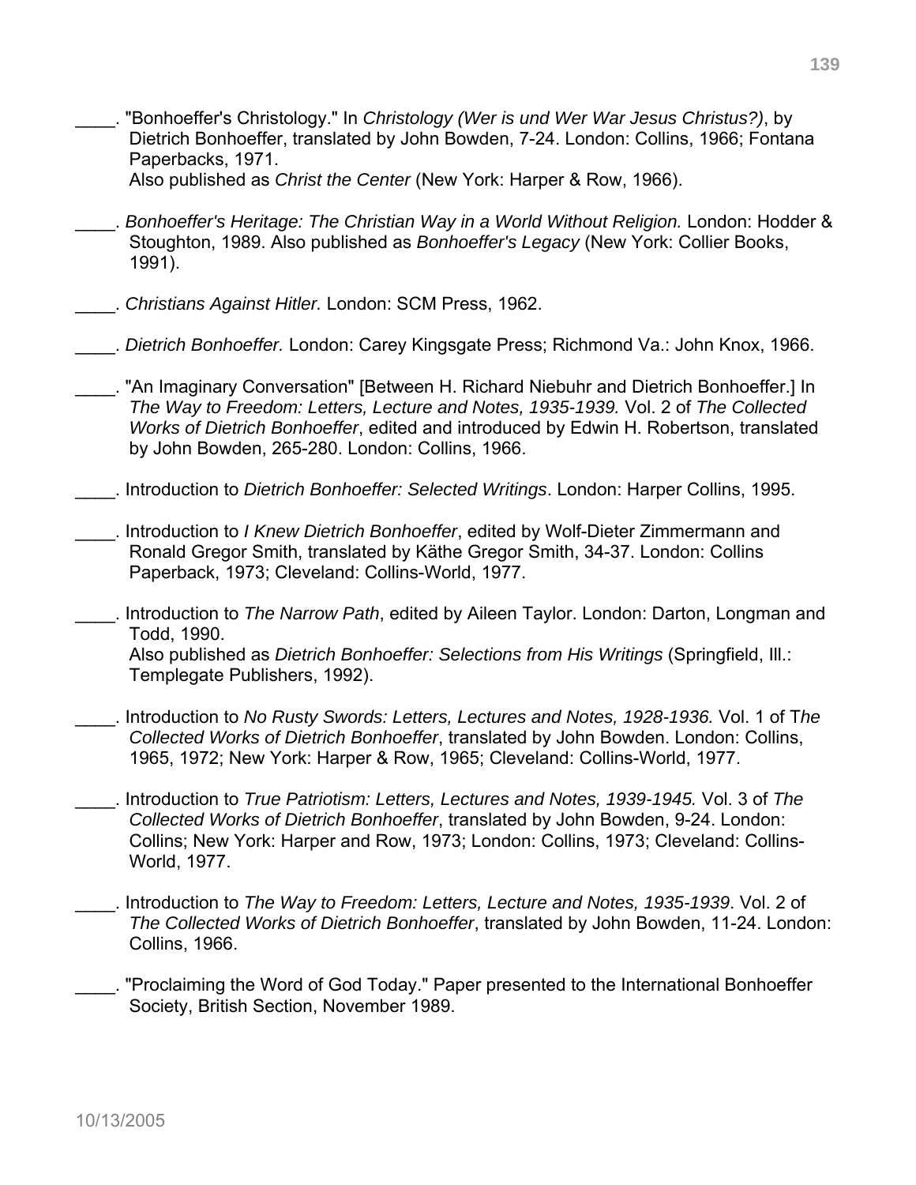____. "Bonhoeffer's Christology." In *Christology (Wer is und Wer War Jesus Christus?)*, by Dietrich Bonhoeffer, translated by John Bowden, 7-24. London: Collins, 1966; Fontana Paperbacks, 1971.
Also published as *Christ the Center* (New York: Harper & Row, 1966).

____. *Bonhoeffer's Heritage: The Christian Way in a World Without Religion.* London: Hodder & Stoughton, 1989. Also published as *Bonhoeffer's Legacy* (New York: Collier Books, 1991).

____. *Christians Against Hitler.* London: SCM Press, 1962.

____. *Dietrich Bonhoeffer.* London: Carey Kingsgate Press; Richmond Va.: John Knox, 1966.

____. "An Imaginary Conversation" [Between H. Richard Niebuhr and Dietrich Bonhoeffer.] In *The Way to Freedom: Letters, Lecture and Notes, 1935-1939.* Vol. 2 of *The Collected Works of Dietrich Bonhoeffer*, edited and introduced by Edwin H. Robertson, translated by John Bowden, 265-280. London: Collins, 1966.

____. Introduction to *Dietrich Bonhoeffer: Selected Writings*. London: Harper Collins, 1995.

____. Introduction to *I Knew Dietrich Bonhoeffer*, edited by Wolf-Dieter Zimmermann and Ronald Gregor Smith, translated by Käthe Gregor Smith, 34-37. London: Collins Paperback, 1973; Cleveland: Collins-World, 1977.

____. Introduction to *The Narrow Path*, edited by Aileen Taylor. London: Darton, Longman and Todd, 1990.
Also published as *Dietrich Bonhoeffer: Selections from His Writings* (Springfield, Ill.: Templegate Publishers, 1992).

____. Introduction to *No Rusty Swords: Letters, Lectures and Notes, 1928-1936.* Vol. 1 of T*he Collected Works of Dietrich Bonhoeffer*, translated by John Bowden. London: Collins, 1965, 1972; New York: Harper & Row, 1965; Cleveland: Collins-World, 1977.

____. Introduction to *True Patriotism: Letters, Lectures and Notes, 1939-1945.* Vol. 3 of *The Collected Works of Dietrich Bonhoeffer*, translated by John Bowden, 9-24. London: Collins; New York: Harper and Row, 1973; London: Collins, 1973; Cleveland: Collins-World, 1977.

____. Introduction to *The Way to Freedom: Letters, Lecture and Notes, 1935-1939*. Vol. 2 of *The Collected Works of Dietrich Bonhoeffer*, translated by John Bowden, 11-24. London: Collins, 1966.

____. "Proclaiming the Word of God Today." Paper presented to the International Bonhoeffer Society, British Section, November 1989.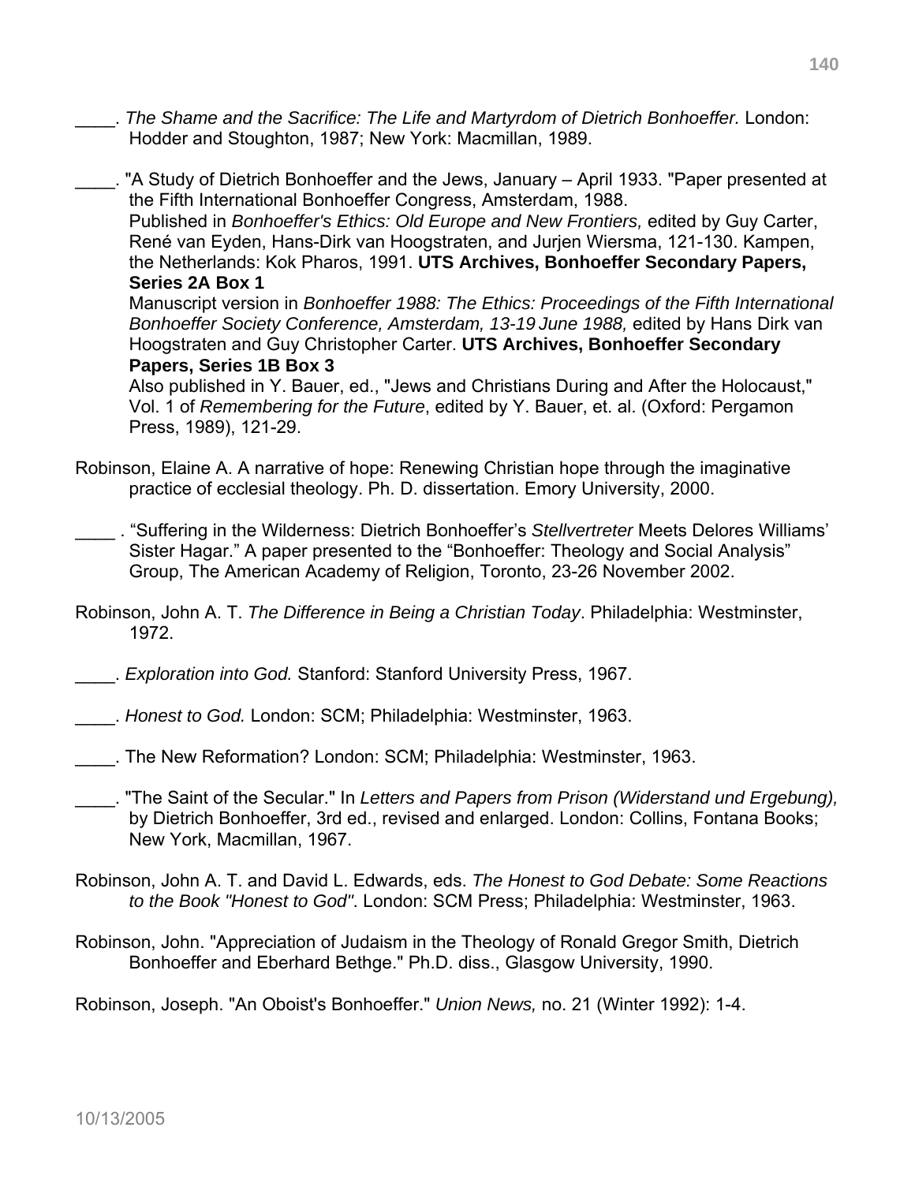____. *The Shame and the Sacrifice: The Life and Martyrdom of Dietrich Bonhoeffer.* London: Hodder and Stoughton, 1987; New York: Macmillan, 1989.

____. "A Study of Dietrich Bonhoeffer and the Jews, January – April 1933. "Paper presented at the Fifth International Bonhoeffer Congress, Amsterdam, 1988.
Published in *Bonhoeffer's Ethics: Old Europe and New Frontiers,* edited by Guy Carter, René van Eyden, Hans-Dirk van Hoogstraten, and Jurjen Wiersma, 121-130. Kampen, the Netherlands: Kok Pharos, 1991. **UTS Archives, Bonhoeffer Secondary Papers, Series 2A Box 1**
Manuscript version in *Bonhoeffer 1988: The Ethics: Proceedings of the Fifth International Bonhoeffer Society Conference, Amsterdam, 13-19 June 1988,* edited by Hans Dirk van Hoogstraten and Guy Christopher Carter. **UTS Archives, Bonhoeffer Secondary Papers, Series 1B Box 3**
Also published in Y. Bauer, ed., "Jews and Christians During and After the Holocaust," Vol. 1 of *Remembering for the Future*, edited by Y. Bauer, et. al. (Oxford: Pergamon Press, 1989), 121-29.

Robinson, Elaine A. A narrative of hope: Renewing Christian hope through the imaginative practice of ecclesial theology. Ph. D. dissertation. Emory University, 2000.

____ . "Suffering in the Wilderness: Dietrich Bonhoeffer's *Stellvertreter* Meets Delores Williams' Sister Hagar." A paper presented to the "Bonhoeffer: Theology and Social Analysis" Group, The American Academy of Religion, Toronto, 23-26 November 2002.

Robinson, John A. T. *The Difference in Being a Christian Today*. Philadelphia: Westminster, 1972.

____. *Exploration into God.* Stanford: Stanford University Press, 1967.

____. *Honest to God.* London: SCM; Philadelphia: Westminster, 1963.

____. The New Reformation? London: SCM; Philadelphia: Westminster, 1963.

____. "The Saint of the Secular." In *Letters and Papers from Prison (Widerstand und Ergebung),* by Dietrich Bonhoeffer, 3rd ed., revised and enlarged. London: Collins, Fontana Books; New York, Macmillan, 1967.

Robinson, John A. T. and David L. Edwards, eds. *The Honest to God Debate: Some Reactions to the Book "Honest to God"*. London: SCM Press; Philadelphia: Westminster, 1963.

Robinson, John. "Appreciation of Judaism in the Theology of Ronald Gregor Smith, Dietrich Bonhoeffer and Eberhard Bethge." Ph.D. diss., Glasgow University, 1990.

Robinson, Joseph. "An Oboist's Bonhoeffer." *Union News,* no. 21 (Winter 1992): 1-4.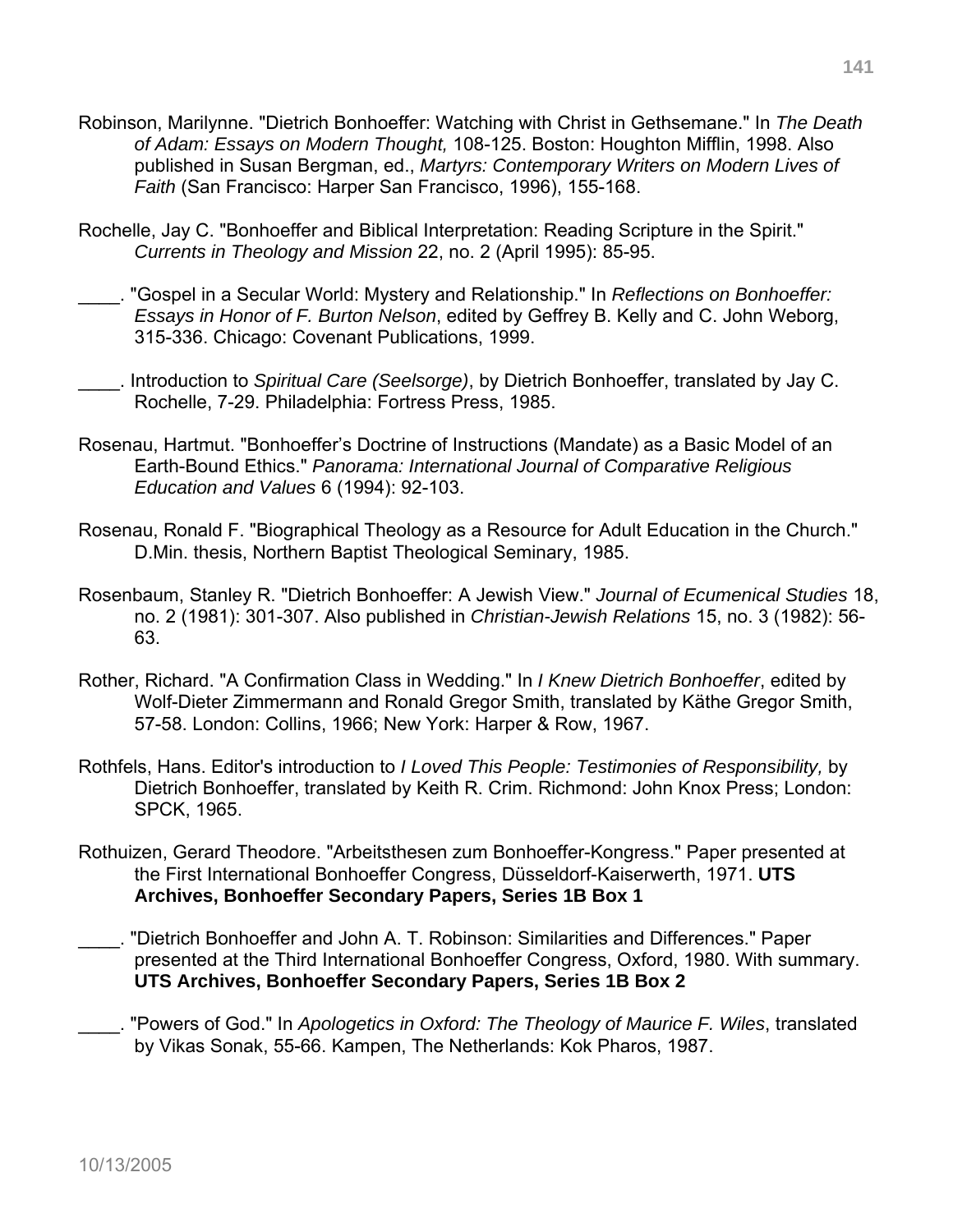Robinson, Marilynne. "Dietrich Bonhoeffer: Watching with Christ in Gethsemane." In *The Death of Adam: Essays on Modern Thought,* 108-125. Boston: Houghton Mifflin, 1998. Also published in Susan Bergman, ed., *Martyrs: Contemporary Writers on Modern Lives of Faith* (San Francisco: Harper San Francisco, 1996), 155-168.

Rochelle, Jay C. "Bonhoeffer and Biblical Interpretation: Reading Scripture in the Spirit." *Currents in Theology and Mission* 22, no. 2 (April 1995): 85-95.

____. "Gospel in a Secular World: Mystery and Relationship." In *Reflections on Bonhoeffer: Essays in Honor of F. Burton Nelson*, edited by Geffrey B. Kelly and C. John Weborg, 315-336. Chicago: Covenant Publications, 1999.

____. Introduction to *Spiritual Care (Seelsorge)*, by Dietrich Bonhoeffer, translated by Jay C. Rochelle, 7-29. Philadelphia: Fortress Press, 1985.

Rosenau, Hartmut. "Bonhoeffer's Doctrine of Instructions (Mandate) as a Basic Model of an Earth-Bound Ethics." *Panorama: International Journal of Comparative Religious Education and Values* 6 (1994): 92-103.

Rosenau, Ronald F. "Biographical Theology as a Resource for Adult Education in the Church." D.Min. thesis, Northern Baptist Theological Seminary, 1985.

Rosenbaum, Stanley R. "Dietrich Bonhoeffer: A Jewish View." *Journal of Ecumenical Studies* 18, no. 2 (1981): 301-307. Also published in *Christian-Jewish Relations* 15, no. 3 (1982): 56-63.

Rother, Richard. "A Confirmation Class in Wedding." In *I Knew Dietrich Bonhoeffer*, edited by Wolf-Dieter Zimmermann and Ronald Gregor Smith, translated by Käthe Gregor Smith, 57-58. London: Collins, 1966; New York: Harper & Row, 1967.

Rothfels, Hans. Editor's introduction to *I Loved This People: Testimonies of Responsibility,* by Dietrich Bonhoeffer, translated by Keith R. Crim. Richmond: John Knox Press; London: SPCK, 1965.

Rothuizen, Gerard Theodore. "Arbeitsthesen zum Bonhoeffer-Kongress." Paper presented at the First International Bonhoeffer Congress, Düsseldorf-Kaiserwerth, 1971. **UTS Archives, Bonhoeffer Secondary Papers, Series 1B Box 1**

____. "Dietrich Bonhoeffer and John A. T. Robinson: Similarities and Differences." Paper presented at the Third International Bonhoeffer Congress, Oxford, 1980. With summary. **UTS Archives, Bonhoeffer Secondary Papers, Series 1B Box 2**

____. "Powers of God." In *Apologetics in Oxford: The Theology of Maurice F. Wiles*, translated by Vikas Sonak, 55-66. Kampen, The Netherlands: Kok Pharos, 1987.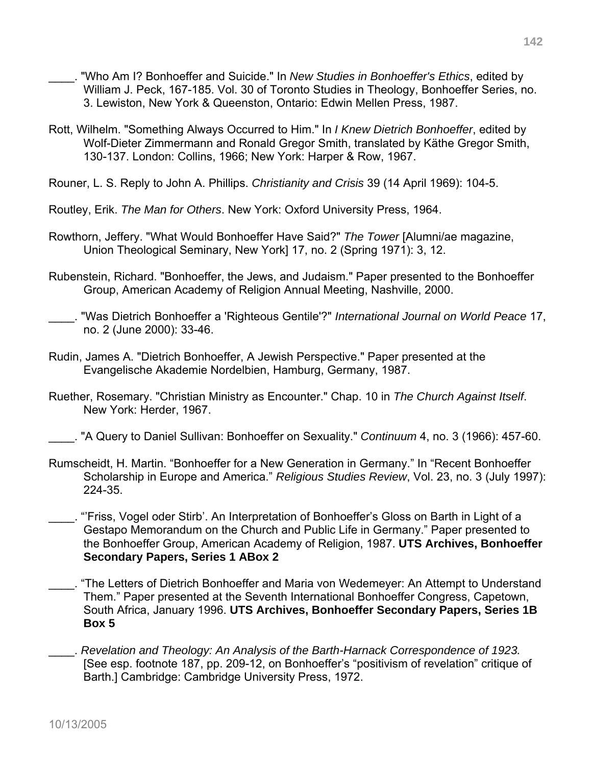____. "Who Am I? Bonhoeffer and Suicide." In *New Studies in Bonhoeffer's Ethics*, edited by William J. Peck, 167-185. Vol. 30 of Toronto Studies in Theology, Bonhoeffer Series, no. 3. Lewiston, New York & Queenston, Ontario: Edwin Mellen Press, 1987.

Rott, Wilhelm. "Something Always Occurred to Him." In *I Knew Dietrich Bonhoeffer*, edited by Wolf-Dieter Zimmermann and Ronald Gregor Smith, translated by Käthe Gregor Smith, 130-137. London: Collins, 1966; New York: Harper & Row, 1967.

Rouner, L. S. Reply to John A. Phillips. *Christianity and Crisis* 39 (14 April 1969): 104-5.

Routley, Erik. *The Man for Others*. New York: Oxford University Press, 1964.

Rowthorn, Jeffery. "What Would Bonhoeffer Have Said?" *The Tower* [Alumni/ae magazine, Union Theological Seminary, New York] 17, no. 2 (Spring 1971): 3, 12.

Rubenstein, Richard. "Bonhoeffer, the Jews, and Judaism." Paper presented to the Bonhoeffer Group, American Academy of Religion Annual Meeting, Nashville, 2000.

____. "Was Dietrich Bonhoeffer a 'Righteous Gentile'?" *International Journal on World Peace* 17, no. 2 (June 2000): 33-46.

Rudin, James A. "Dietrich Bonhoeffer, A Jewish Perspective." Paper presented at the Evangelische Akademie Nordelbien, Hamburg, Germany, 1987.

Ruether, Rosemary. "Christian Ministry as Encounter." Chap. 10 in *The Church Against Itself*. New York: Herder, 1967.

____. "A Query to Daniel Sullivan: Bonhoeffer on Sexuality." *Continuum* 4, no. 3 (1966): 457-60.

Rumscheidt, H. Martin. "Bonhoeffer for a New Generation in Germany." In "Recent Bonhoeffer Scholarship in Europe and America." *Religious Studies Review*, Vol. 23, no. 3 (July 1997): 224-35.

____. "'Friss, Vogel oder Stirb'. An Interpretation of Bonhoeffer's Gloss on Barth in Light of a Gestapo Memorandum on the Church and Public Life in Germany." Paper presented to the Bonhoeffer Group, American Academy of Religion, 1987. **UTS Archives, Bonhoeffer Secondary Papers, Series 1 ABox 2**

____. "The Letters of Dietrich Bonhoeffer and Maria von Wedemeyer: An Attempt to Understand Them." Paper presented at the Seventh International Bonhoeffer Congress, Capetown, South Africa, January 1996. **UTS Archives, Bonhoeffer Secondary Papers, Series 1B Box 5**

____. *Revelation and Theology: An Analysis of the Barth-Harnack Correspondence of 1923.* [See esp. footnote 187, pp. 209-12, on Bonhoeffer's "positivism of revelation" critique of Barth.] Cambridge: Cambridge University Press, 1972.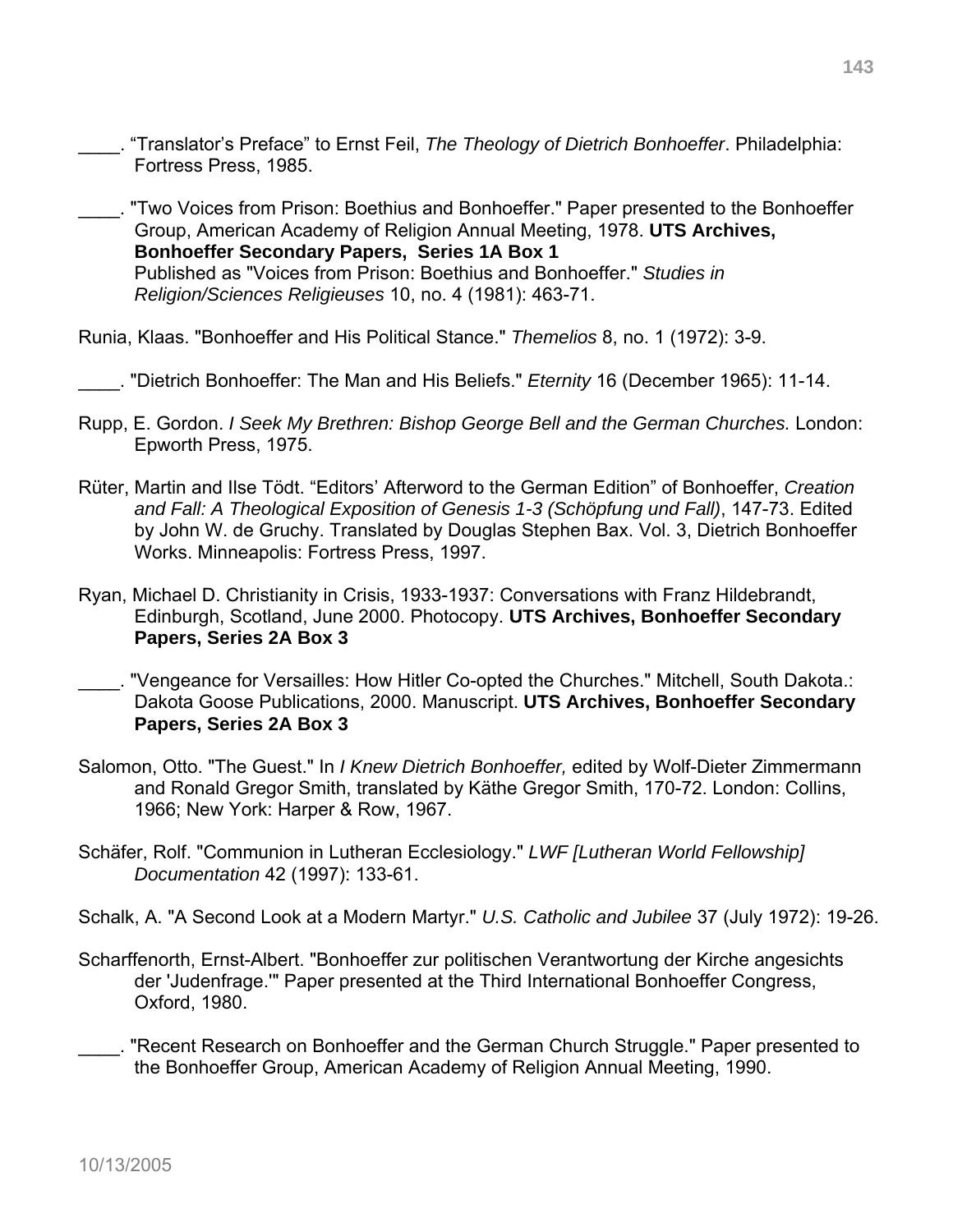____. “Translator’s Preface” to Ernst Feil, *The Theology of Dietrich Bonhoeffer*. Philadelphia: Fortress Press, 1985.

____. "Two Voices from Prison: Boethius and Bonhoeffer." Paper presented to the Bonhoeffer Group, American Academy of Religion Annual Meeting, 1978. **UTS Archives, Bonhoeffer Secondary Papers, Series 1A Box 1**
Published as "Voices from Prison: Boethius and Bonhoeffer." *Studies in Religion/Sciences Religieuses* 10, no. 4 (1981): 463-71.

Runia, Klaas. "Bonhoeffer and His Political Stance." *Themelios* 8, no. 1 (1972): 3-9.

____. "Dietrich Bonhoeffer: The Man and His Beliefs." *Eternity* 16 (December 1965): 11-14.

Rupp, E. Gordon. *I Seek My Brethren: Bishop George Bell and the German Churches.* London: Epworth Press, 1975.

Rüter, Martin and Ilse Tödt. “Editors’ Afterword to the German Edition” of Bonhoeffer, *Creation and Fall: A Theological Exposition of Genesis 1-3 (Schöpfung und Fall)*, 147-73. Edited by John W. de Gruchy. Translated by Douglas Stephen Bax. Vol. 3, Dietrich Bonhoeffer Works. Minneapolis: Fortress Press, 1997.

Ryan, Michael D. Christianity in Crisis, 1933-1937: Conversations with Franz Hildebrandt, Edinburgh, Scotland, June 2000. Photocopy. **UTS Archives, Bonhoeffer Secondary Papers, Series 2A Box 3**

____. "Vengeance for Versailles: How Hitler Co-opted the Churches." Mitchell, South Dakota.: Dakota Goose Publications, 2000. Manuscript. **UTS Archives, Bonhoeffer Secondary Papers, Series 2A Box 3**

Salomon, Otto. "The Guest." In *I Knew Dietrich Bonhoeffer,* edited by Wolf-Dieter Zimmermann and Ronald Gregor Smith, translated by Käthe Gregor Smith, 170-72. London: Collins, 1966; New York: Harper & Row, 1967.

Schäfer, Rolf. "Communion in Lutheran Ecclesiology." *LWF [Lutheran World Fellowship] Documentation* 42 (1997): 133-61.

Schalk, A. "A Second Look at a Modern Martyr." *U.S. Catholic and Jubilee* 37 (July 1972): 19-26.

Scharffenorth, Ernst-Albert. "Bonhoeffer zur politischen Verantwortung der Kirche angesichts der 'Judenfrage.'" Paper presented at the Third International Bonhoeffer Congress, Oxford, 1980.

____. "Recent Research on Bonhoeffer and the German Church Struggle." Paper presented to the Bonhoeffer Group, American Academy of Religion Annual Meeting, 1990.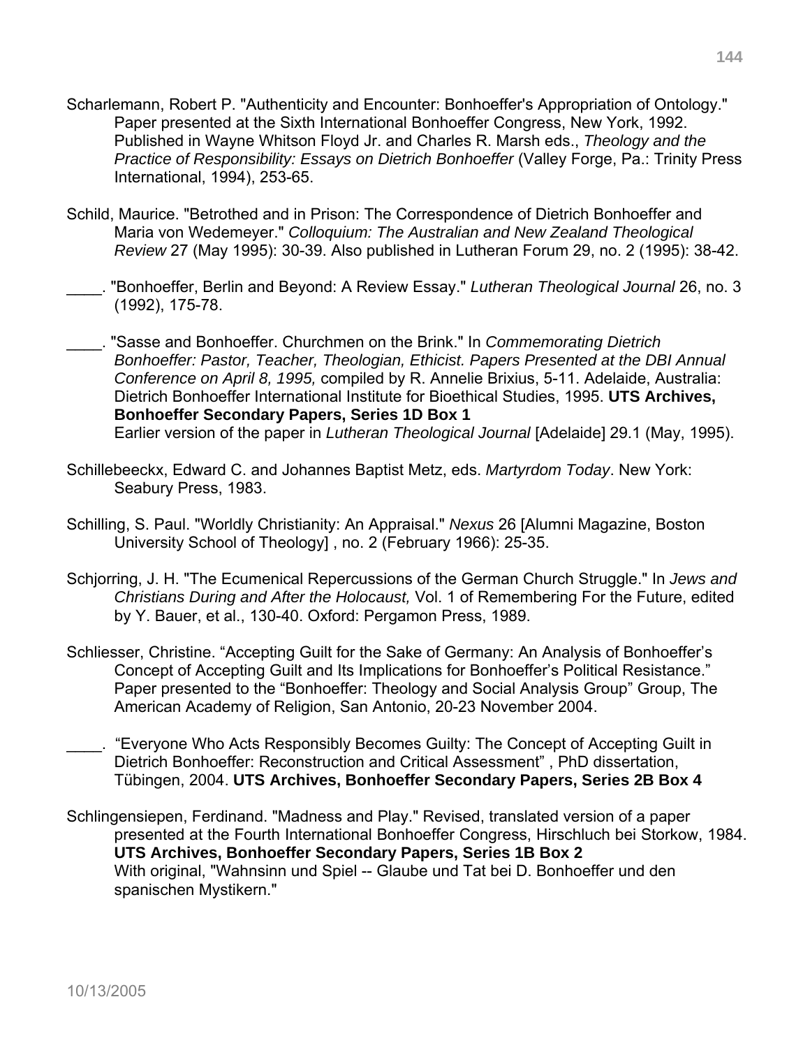Scharlemann, Robert P. "Authenticity and Encounter: Bonhoeffer's Appropriation of Ontology." Paper presented at the Sixth International Bonhoeffer Congress, New York, 1992. Published in Wayne Whitson Floyd Jr. and Charles R. Marsh eds., *Theology and the Practice of Responsibility: Essays on Dietrich Bonhoeffer* (Valley Forge, Pa.: Trinity Press International, 1994), 253-65.

Schild, Maurice. "Betrothed and in Prison: The Correspondence of Dietrich Bonhoeffer and Maria von Wedemeyer." *Colloquium: The Australian and New Zealand Theological Review* 27 (May 1995): 30-39. Also published in Lutheran Forum 29, no. 2 (1995): 38-42.

____. "Bonhoeffer, Berlin and Beyond: A Review Essay." *Lutheran Theological Journal* 26, no. 3 (1992), 175-78.

____. "Sasse and Bonhoeffer. Churchmen on the Brink." In *Commemorating Dietrich Bonhoeffer: Pastor, Teacher, Theologian, Ethicist. Papers Presented at the DBI Annual Conference on April 8, 1995,* compiled by R. Annelie Brixius, 5-11. Adelaide, Australia: Dietrich Bonhoeffer International Institute for Bioethical Studies, 1995. **UTS Archives, Bonhoeffer Secondary Papers, Series 1D Box 1**
Earlier version of the paper in *Lutheran Theological Journal* [Adelaide] 29.1 (May, 1995).

Schillebeeckx, Edward C. and Johannes Baptist Metz, eds. *Martyrdom Today*. New York: Seabury Press, 1983.

Schilling, S. Paul. "Worldly Christianity: An Appraisal." *Nexus* 26 [Alumni Magazine, Boston University School of Theology] , no. 2 (February 1966): 25-35.

Schjorring, J. H. "The Ecumenical Repercussions of the German Church Struggle." In *Jews and Christians During and After the Holocaust,* Vol. 1 of Remembering For the Future, edited by Y. Bauer, et al., 130-40. Oxford: Pergamon Press, 1989.

Schliesser, Christine. "Accepting Guilt for the Sake of Germany: An Analysis of Bonhoeffer's Concept of Accepting Guilt and Its Implications for Bonhoeffer's Political Resistance." Paper presented to the "Bonhoeffer: Theology and Social Analysis Group" Group, The American Academy of Religion, San Antonio, 20-23 November 2004.

____. "Everyone Who Acts Responsibly Becomes Guilty: The Concept of Accepting Guilt in Dietrich Bonhoeffer: Reconstruction and Critical Assessment" , PhD dissertation, Tübingen, 2004. **UTS Archives, Bonhoeffer Secondary Papers, Series 2B Box 4**

Schlingensiepen, Ferdinand. "Madness and Play." Revised, translated version of a paper presented at the Fourth International Bonhoeffer Congress, Hirschluch bei Storkow, 1984. **UTS Archives, Bonhoeffer Secondary Papers, Series 1B Box 2**
With original, "Wahnsinn und Spiel -- Glaube und Tat bei D. Bonhoeffer und den spanischen Mystikern."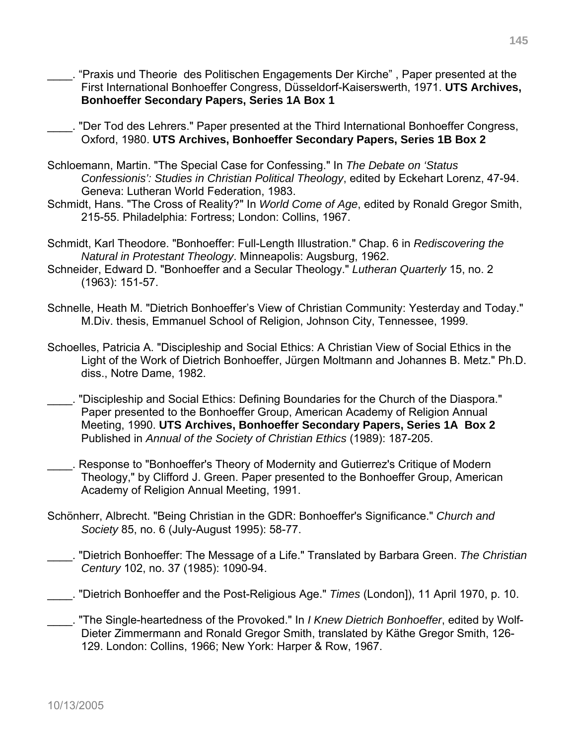\_\_\_\_. “Praxis und Theorie  des Politischen Engagements Der Kirche” , Paper presented at the First International Bonhoeffer Congress, Düsseldorf-Kaiserswerth, 1971. **UTS Archives, Bonhoeffer Secondary Papers, Series 1A Box 1**

\_\_\_\_. "Der Tod des Lehrers." Paper presented at the Third International Bonhoeffer Congress, Oxford, 1980. **UTS Archives, Bonhoeffer Secondary Papers, Series 1B Box 2**

Schloemann, Martin. "The Special Case for Confessing." In *The Debate on ‘Status Confessionis’: Studies in Christian Political Theology*, edited by Eckehart Lorenz, 47-94. Geneva: Lutheran World Federation, 1983.

Schmidt, Hans. "The Cross of Reality?" In *World Come of Age*, edited by Ronald Gregor Smith, 215-55. Philadelphia: Fortress; London: Collins, 1967.

Schmidt, Karl Theodore. "Bonhoeffer: Full-Length Illustration." Chap. 6 in *Rediscovering the Natural in Protestant Theology*. Minneapolis: Augsburg, 1962.

Schneider, Edward D. "Bonhoeffer and a Secular Theology." *Lutheran Quarterly* 15, no. 2 (1963): 151-57.

Schnelle, Heath M. "Dietrich Bonhoeffer’s View of Christian Community: Yesterday and Today." M.Div. thesis, Emmanuel School of Religion, Johnson City, Tennessee, 1999.

Schoelles, Patricia A. "Discipleship and Social Ethics: A Christian View of Social Ethics in the Light of the Work of Dietrich Bonhoeffer, Jürgen Moltmann and Johannes B. Metz." Ph.D. diss., Notre Dame, 1982.

\_\_\_\_. "Discipleship and Social Ethics: Defining Boundaries for the Church of the Diaspora." Paper presented to the Bonhoeffer Group, American Academy of Religion Annual Meeting, 1990. **UTS Archives, Bonhoeffer Secondary Papers, Series 1A  Box 2** Published in *Annual of the Society of Christian Ethics* (1989): 187-205.

\_\_\_\_. Response to "Bonhoeffer's Theory of Modernity and Gutierrez's Critique of Modern Theology," by Clifford J. Green. Paper presented to the Bonhoeffer Group, American Academy of Religion Annual Meeting, 1991.

Schönherr, Albrecht. "Being Christian in the GDR: Bonhoeffer's Significance." *Church and Society* 85, no. 6 (July-August 1995): 58-77.

\_\_\_\_. "Dietrich Bonhoeffer: The Message of a Life." Translated by Barbara Green. *The Christian Century* 102, no. 37 (1985): 1090-94.

\_\_\_\_. "Dietrich Bonhoeffer and the Post-Religious Age." *Times* (London]), 11 April 1970, p. 10.

\_\_\_\_. "The Single-heartedness of the Provoked." In *I Knew Dietrich Bonhoeffer*, edited by Wolf-Dieter Zimmermann and Ronald Gregor Smith, translated by Käthe Gregor Smith, 126-129. London: Collins, 1966; New York: Harper & Row, 1967.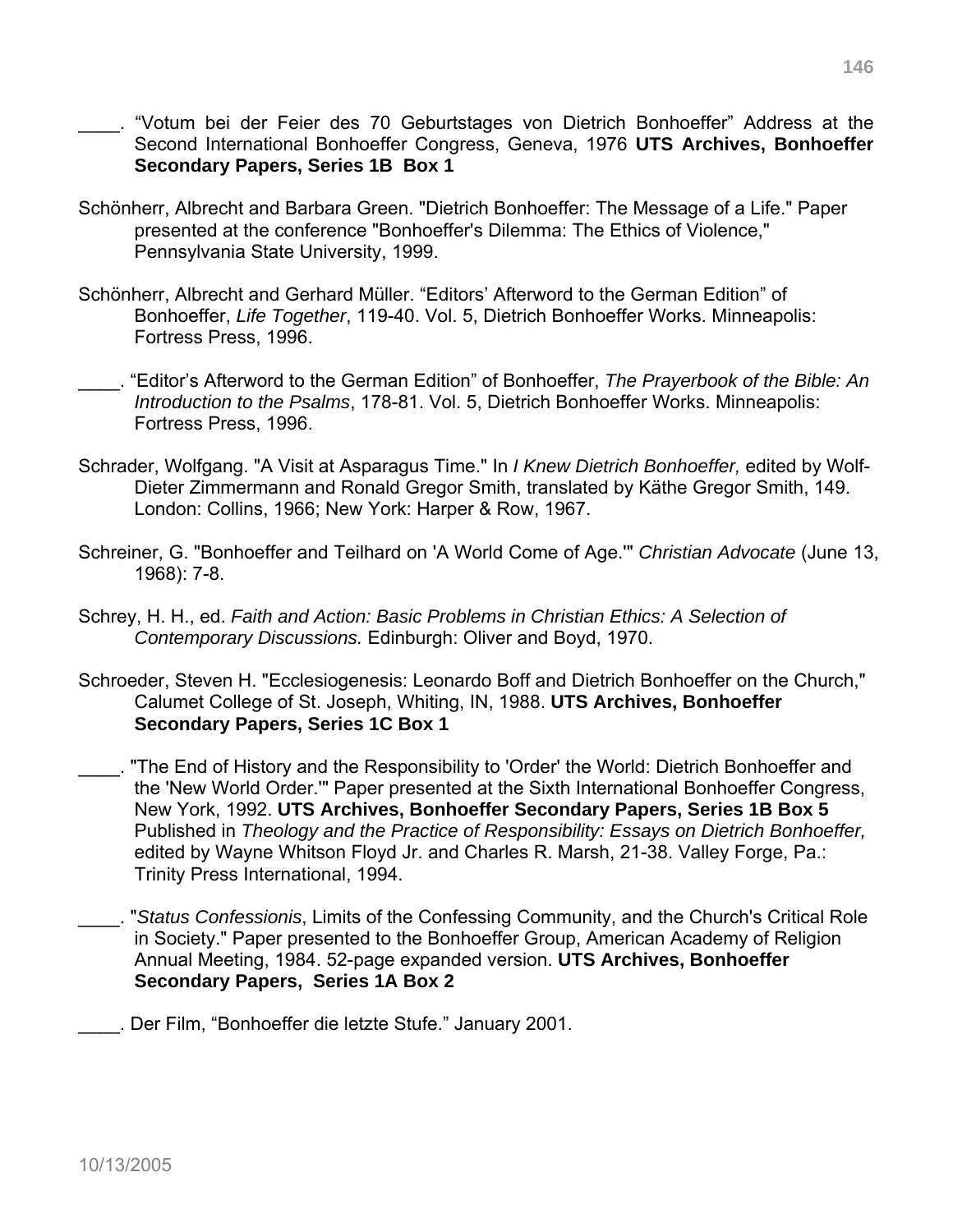____. “Votum bei der Feier des 70 Geburtstages von Dietrich Bonhoeffer” Address at the Second International Bonhoeffer Congress, Geneva, 1976 **UTS Archives, Bonhoeffer Secondary Papers, Series 1B Box 1**

Schönherr, Albrecht and Barbara Green. "Dietrich Bonhoeffer: The Message of a Life." Paper presented at the conference "Bonhoeffer's Dilemma: The Ethics of Violence," Pennsylvania State University, 1999.

Schönherr, Albrecht and Gerhard Müller. “Editors’ Afterword to the German Edition” of Bonhoeffer, *Life Together*, 119-40. Vol. 5, Dietrich Bonhoeffer Works. Minneapolis: Fortress Press, 1996.

____. “Editor’s Afterword to the German Edition” of Bonhoeffer, *The Prayerbook of the Bible: An Introduction to the Psalms*, 178-81. Vol. 5, Dietrich Bonhoeffer Works. Minneapolis: Fortress Press, 1996.

Schrader, Wolfgang. "A Visit at Asparagus Time." In *I Knew Dietrich Bonhoeffer,* edited by Wolf-Dieter Zimmermann and Ronald Gregor Smith, translated by Käthe Gregor Smith, 149. London: Collins, 1966; New York: Harper & Row, 1967.

Schreiner, G. "Bonhoeffer and Teilhard on 'A World Come of Age.'" *Christian Advocate* (June 13, 1968): 7-8.

Schrey, H. H., ed. *Faith and Action: Basic Problems in Christian Ethics: A Selection of Contemporary Discussions.* Edinburgh: Oliver and Boyd, 1970.

Schroeder, Steven H. "Ecclesiogenesis: Leonardo Boff and Dietrich Bonhoeffer on the Church," Calumet College of St. Joseph, Whiting, IN, 1988. **UTS Archives, Bonhoeffer Secondary Papers, Series 1C Box 1**

____. "The End of History and the Responsibility to 'Order' the World: Dietrich Bonhoeffer and the 'New World Order.'" Paper presented at the Sixth International Bonhoeffer Congress, New York, 1992. **UTS Archives, Bonhoeffer Secondary Papers, Series 1B Box 5** Published in *Theology and the Practice of Responsibility: Essays on Dietrich Bonhoeffer,* edited by Wayne Whitson Floyd Jr. and Charles R. Marsh, 21-38. Valley Forge, Pa.: Trinity Press International, 1994.

____. "*Status Confessionis*, Limits of the Confessing Community, and the Church's Critical Role in Society." Paper presented to the Bonhoeffer Group, American Academy of Religion Annual Meeting, 1984. 52-page expanded version. **UTS Archives, Bonhoeffer Secondary Papers, Series 1A Box 2**

____. Der Film, “Bonhoeffer die letzte Stufe.” January 2001.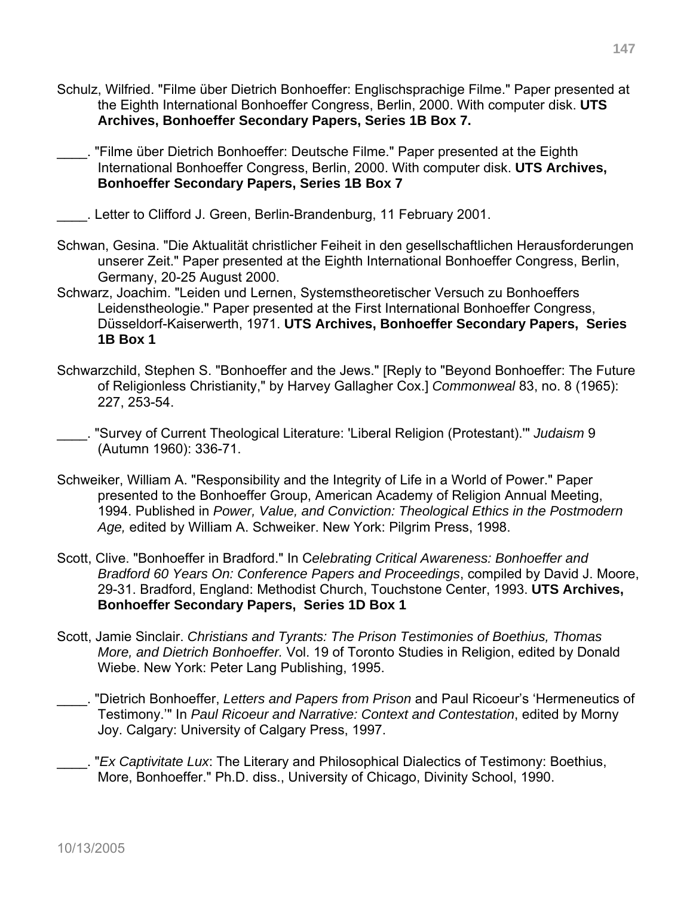Schulz, Wilfried. "Filme über Dietrich Bonhoeffer: Englischsprachige Filme." Paper presented at the Eighth International Bonhoeffer Congress, Berlin, 2000. With computer disk. **UTS Archives, Bonhoeffer Secondary Papers, Series 1B Box 7.**

____. "Filme über Dietrich Bonhoeffer: Deutsche Filme." Paper presented at the Eighth International Bonhoeffer Congress, Berlin, 2000. With computer disk. **UTS Archives, Bonhoeffer Secondary Papers, Series 1B Box 7**

____. Letter to Clifford J. Green, Berlin-Brandenburg, 11 February 2001.

Schwan, Gesina. "Die Aktualität christlicher Feiheit in den gesellschaftlichen Herausforderungen unserer Zeit." Paper presented at the Eighth International Bonhoeffer Congress, Berlin, Germany, 20-25 August 2000.

Schwarz, Joachim. "Leiden und Lernen, Systemstheoretischer Versuch zu Bonhoeffers Leidenstheologie." Paper presented at the First International Bonhoeffer Congress, Düsseldorf-Kaiserwerth, 1971. **UTS Archives, Bonhoeffer Secondary Papers, Series 1B Box 1**

Schwarzchild, Stephen S. "Bonhoeffer and the Jews." [Reply to "Beyond Bonhoeffer: The Future of Religionless Christianity," by Harvey Gallagher Cox.] *Commonweal* 83, no. 8 (1965): 227, 253-54.

____. "Survey of Current Theological Literature: 'Liberal Religion (Protestant).'" *Judaism* 9 (Autumn 1960): 336-71.

Schweiker, William A. "Responsibility and the Integrity of Life in a World of Power." Paper presented to the Bonhoeffer Group, American Academy of Religion Annual Meeting, 1994. Published in *Power, Value, and Conviction: Theological Ethics in the Postmodern Age,* edited by William A. Schweiker. New York: Pilgrim Press, 1998.

Scott, Clive. "Bonhoeffer in Bradford." In *Celebrating Critical Awareness: Bonhoeffer and Bradford 60 Years On: Conference Papers and Proceedings*, compiled by David J. Moore, 29-31. Bradford, England: Methodist Church, Touchstone Center, 1993. **UTS Archives, Bonhoeffer Secondary Papers, Series 1D Box 1**

Scott, Jamie Sinclair. *Christians and Tyrants: The Prison Testimonies of Boethius, Thomas More, and Dietrich Bonhoeffer.* Vol. 19 of Toronto Studies in Religion, edited by Donald Wiebe. New York: Peter Lang Publishing, 1995.

____. "Dietrich Bonhoeffer, *Letters and Papers from Prison* and Paul Ricoeur's 'Hermeneutics of Testimony.'" In *Paul Ricoeur and Narrative: Context and Contestation*, edited by Morny Joy. Calgary: University of Calgary Press, 1997.

____. "*Ex Captivitate Lux*: The Literary and Philosophical Dialectics of Testimony: Boethius, More, Bonhoeffer." Ph.D. diss., University of Chicago, Divinity School, 1990.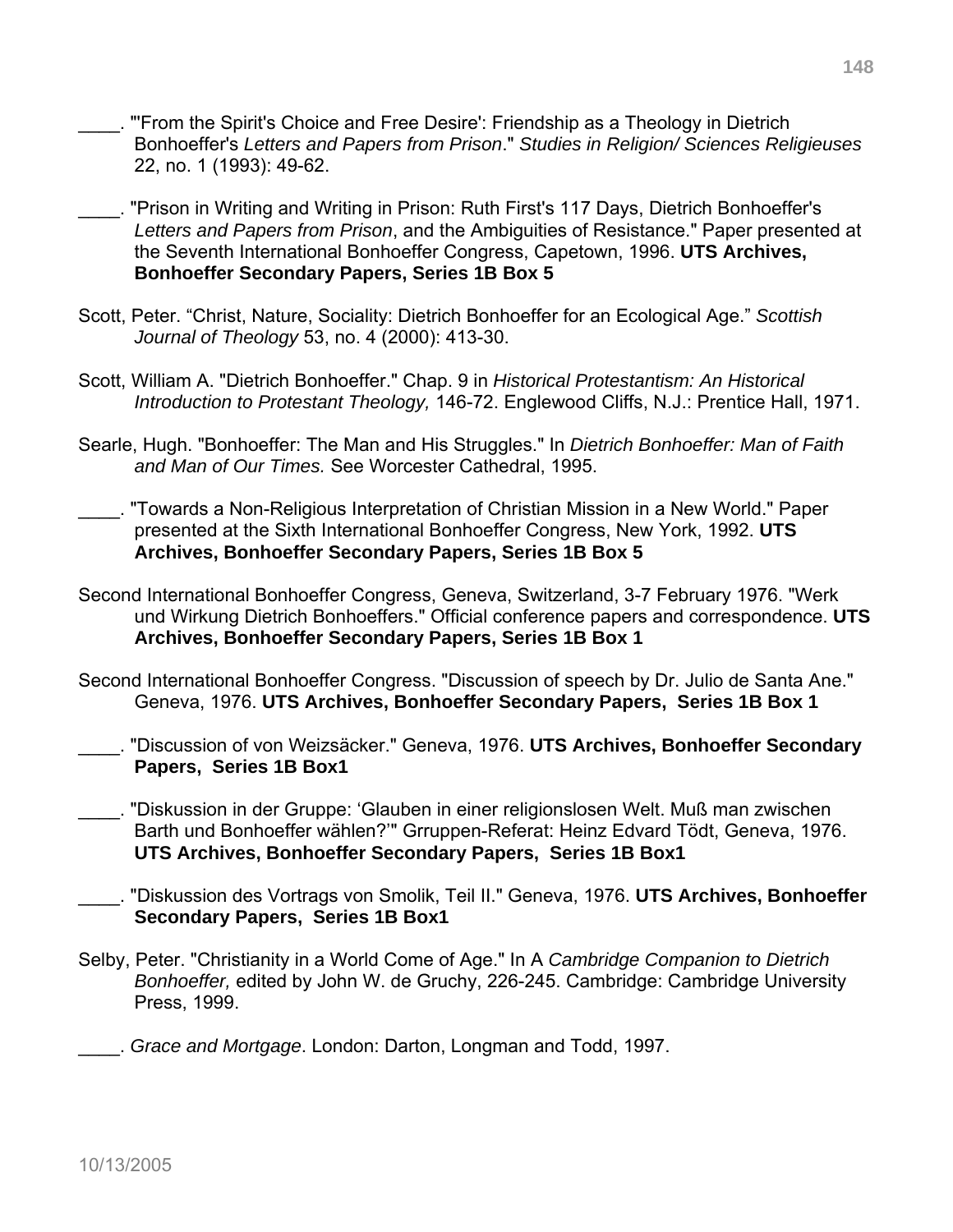\_\_\_\_. "'From the Spirit's Choice and Free Desire': Friendship as a Theology in Dietrich Bonhoeffer's *Letters and Papers from Prison*." *Studies in Religion/ Sciences Religieuses* 22, no. 1 (1993): 49-62.

\_\_\_\_. "Prison in Writing and Writing in Prison: Ruth First's 117 Days, Dietrich Bonhoeffer's *Letters and Papers from Prison*, and the Ambiguities of Resistance." Paper presented at the Seventh International Bonhoeffer Congress, Capetown, 1996. **UTS Archives, Bonhoeffer Secondary Papers, Series 1B Box 5**

Scott, Peter. "Christ, Nature, Sociality: Dietrich Bonhoeffer for an Ecological Age." *Scottish Journal of Theology* 53, no. 4 (2000): 413-30.

Scott, William A. "Dietrich Bonhoeffer." Chap. 9 in *Historical Protestantism: An Historical Introduction to Protestant Theology,* 146-72. Englewood Cliffs, N.J.: Prentice Hall, 1971.

Searle, Hugh. "Bonhoeffer: The Man and His Struggles." In *Dietrich Bonhoeffer: Man of Faith and Man of Our Times.* See Worcester Cathedral, 1995.

\_\_\_\_. "Towards a Non-Religious Interpretation of Christian Mission in a New World." Paper presented at the Sixth International Bonhoeffer Congress, New York, 1992. **UTS Archives, Bonhoeffer Secondary Papers, Series 1B Box 5**

Second International Bonhoeffer Congress, Geneva, Switzerland, 3-7 February 1976. "Werk und Wirkung Dietrich Bonhoeffers." Official conference papers and correspondence. **UTS Archives, Bonhoeffer Secondary Papers, Series 1B Box 1**

Second International Bonhoeffer Congress. "Discussion of speech by Dr. Julio de Santa Ane." Geneva, 1976. **UTS Archives, Bonhoeffer Secondary Papers, Series 1B Box 1**

\_\_\_\_. "Discussion of von Weizsäcker." Geneva, 1976. **UTS Archives, Bonhoeffer Secondary Papers, Series 1B Box1**

\_\_\_\_. "Diskussion in der Gruppe: 'Glauben in einer religionslosen Welt. Muß man zwischen Barth und Bonhoeffer wählen?'" Grruppen-Referat: Heinz Edvard Tödt, Geneva, 1976. **UTS Archives, Bonhoeffer Secondary Papers, Series 1B Box1**

\_\_\_\_. "Diskussion des Vortrags von Smolik, Teil II." Geneva, 1976. **UTS Archives, Bonhoeffer Secondary Papers, Series 1B Box1**

Selby, Peter. "Christianity in a World Come of Age." In A *Cambridge Companion to Dietrich Bonhoeffer,* edited by John W. de Gruchy, 226-245. Cambridge: Cambridge University Press, 1999.

\_\_\_\_. *Grace and Mortgage*. London: Darton, Longman and Todd, 1997.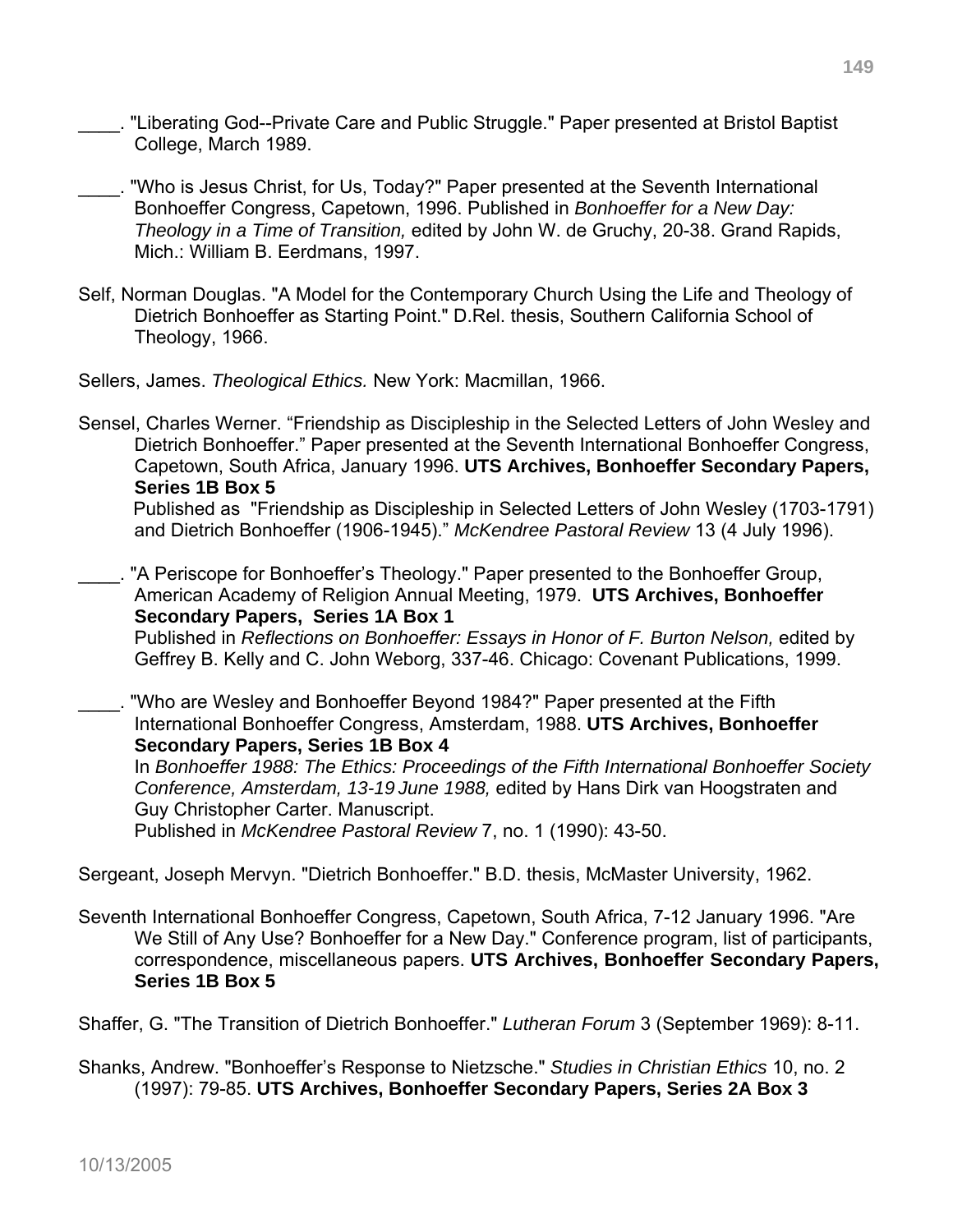____. "Liberating God--Private Care and Public Struggle." Paper presented at Bristol Baptist College, March 1989.

____. "Who is Jesus Christ, for Us, Today?" Paper presented at the Seventh International Bonhoeffer Congress, Capetown, 1996. Published in *Bonhoeffer for a New Day: Theology in a Time of Transition,* edited by John W. de Gruchy, 20-38. Grand Rapids, Mich.: William B. Eerdmans, 1997.

Self, Norman Douglas. "A Model for the Contemporary Church Using the Life and Theology of Dietrich Bonhoeffer as Starting Point." D.Rel. thesis, Southern California School of Theology, 1966.

Sellers, James. *Theological Ethics.* New York: Macmillan, 1966.

Sensel, Charles Werner. "Friendship as Discipleship in the Selected Letters of John Wesley and Dietrich Bonhoeffer." Paper presented at the Seventh International Bonhoeffer Congress, Capetown, South Africa, January 1996. **UTS Archives, Bonhoeffer Secondary Papers, Series 1B Box 5**
Published as "Friendship as Discipleship in Selected Letters of John Wesley (1703-1791) and Dietrich Bonhoeffer (1906-1945)." *McKendree Pastoral Review* 13 (4 July 1996).

____. "A Periscope for Bonhoeffer's Theology." Paper presented to the Bonhoeffer Group, American Academy of Religion Annual Meeting, 1979. **UTS Archives, Bonhoeffer Secondary Papers, Series 1A Box 1**
Published in *Reflections on Bonhoeffer: Essays in Honor of F. Burton Nelson,* edited by Geffrey B. Kelly and C. John Weborg, 337-46. Chicago: Covenant Publications, 1999.

____. "Who are Wesley and Bonhoeffer Beyond 1984?" Paper presented at the Fifth International Bonhoeffer Congress, Amsterdam, 1988. **UTS Archives, Bonhoeffer Secondary Papers, Series 1B Box 4**
In *Bonhoeffer 1988: The Ethics: Proceedings of the Fifth International Bonhoeffer Society Conference, Amsterdam, 13-19 June 1988,* edited by Hans Dirk van Hoogstraten and Guy Christopher Carter. Manuscript.
Published in *McKendree Pastoral Review* 7, no. 1 (1990): 43-50.

Sergeant, Joseph Mervyn. "Dietrich Bonhoeffer." B.D. thesis, McMaster University, 1962.

Seventh International Bonhoeffer Congress, Capetown, South Africa, 7-12 January 1996. "Are We Still of Any Use? Bonhoeffer for a New Day." Conference program, list of participants, correspondence, miscellaneous papers. **UTS Archives, Bonhoeffer Secondary Papers, Series 1B Box 5**

Shaffer, G. "The Transition of Dietrich Bonhoeffer." *Lutheran Forum* 3 (September 1969): 8-11.

Shanks, Andrew. "Bonhoeffer's Response to Nietzsche." *Studies in Christian Ethics* 10, no. 2 (1997): 79-85. **UTS Archives, Bonhoeffer Secondary Papers, Series 2A Box 3**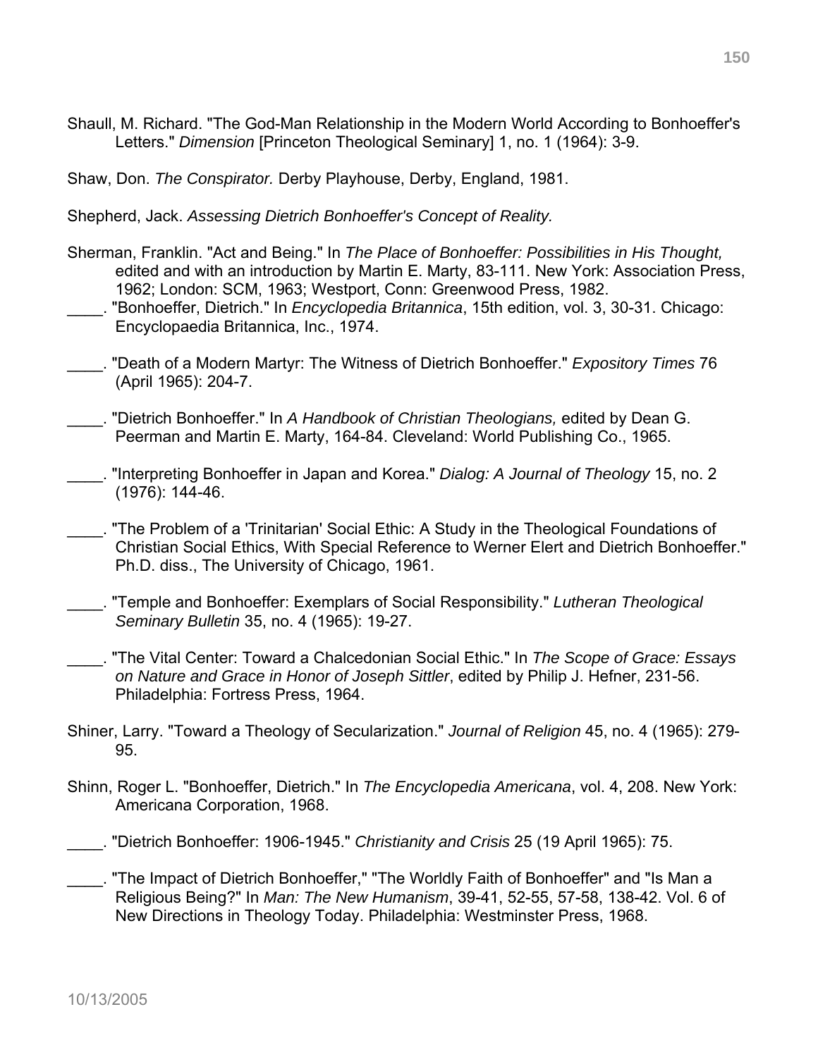Shaull, M. Richard. "The God-Man Relationship in the Modern World According to Bonhoeffer's Letters." *Dimension* [Princeton Theological Seminary] 1, no. 1 (1964): 3-9.

Shaw, Don. *The Conspirator.* Derby Playhouse, Derby, England, 1981.

Shepherd, Jack. *Assessing Dietrich Bonhoeffer's Concept of Reality.*

Sherman, Franklin. "Act and Being." In *The Place of Bonhoeffer: Possibilities in His Thought,* edited and with an introduction by Martin E. Marty, 83-111. New York: Association Press, 1962; London: SCM, 1963; Westport, Conn: Greenwood Press, 1982.

____. "Bonhoeffer, Dietrich." In *Encyclopedia Britannica*, 15th edition, vol. 3, 30-31. Chicago: Encyclopaedia Britannica, Inc., 1974.

____. "Death of a Modern Martyr: The Witness of Dietrich Bonhoeffer." *Expository Times* 76 (April 1965): 204-7.

____. "Dietrich Bonhoeffer." In *A Handbook of Christian Theologians,* edited by Dean G. Peerman and Martin E. Marty, 164-84. Cleveland: World Publishing Co., 1965.

____. "Interpreting Bonhoeffer in Japan and Korea." *Dialog: A Journal of Theology* 15, no. 2 (1976): 144-46.

____. "The Problem of a 'Trinitarian' Social Ethic: A Study in the Theological Foundations of Christian Social Ethics, With Special Reference to Werner Elert and Dietrich Bonhoeffer." Ph.D. diss., The University of Chicago, 1961.

____. "Temple and Bonhoeffer: Exemplars of Social Responsibility." *Lutheran Theological Seminary Bulletin* 35, no. 4 (1965): 19-27.

____. "The Vital Center: Toward a Chalcedonian Social Ethic." In *The Scope of Grace: Essays on Nature and Grace in Honor of Joseph Sittler*, edited by Philip J. Hefner, 231-56. Philadelphia: Fortress Press, 1964.

Shiner, Larry. "Toward a Theology of Secularization." *Journal of Religion* 45, no. 4 (1965): 279-95.

Shinn, Roger L. "Bonhoeffer, Dietrich." In *The Encyclopedia Americana*, vol. 4, 208. New York: Americana Corporation, 1968.

____. "Dietrich Bonhoeffer: 1906-1945." *Christianity and Crisis* 25 (19 April 1965): 75.

____. "The Impact of Dietrich Bonhoeffer," "The Worldly Faith of Bonhoeffer" and "Is Man a Religious Being?" In *Man: The New Humanism*, 39-41, 52-55, 57-58, 138-42. Vol. 6 of New Directions in Theology Today. Philadelphia: Westminster Press, 1968.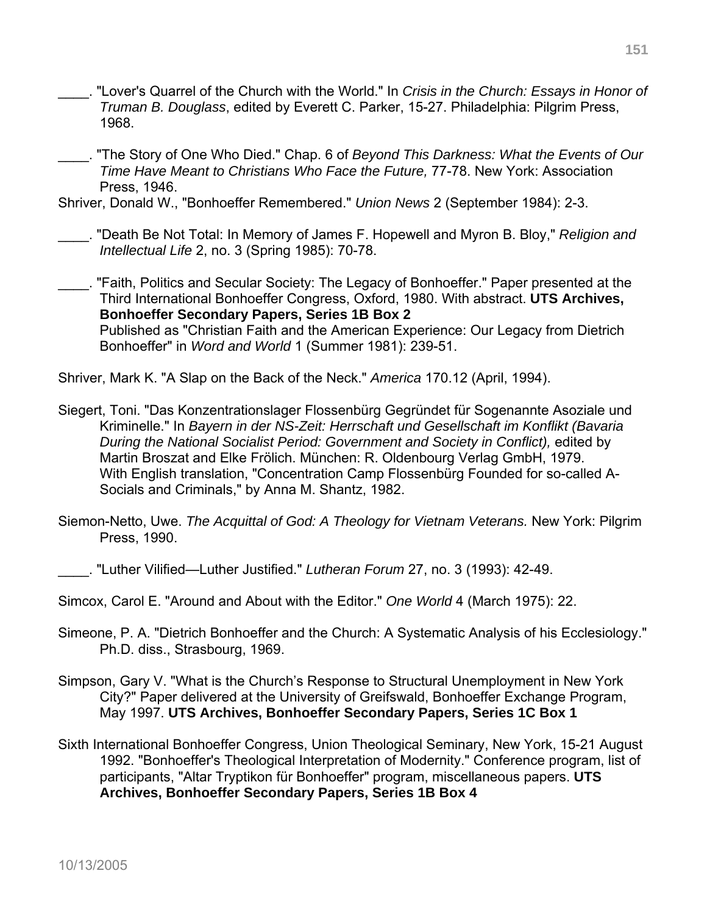\_\_\_\_. "Lover's Quarrel of the Church with the World." In *Crisis in the Church: Essays in Honor of Truman B. Douglass*, edited by Everett C. Parker, 15-27. Philadelphia: Pilgrim Press, 1968.

\_\_\_\_. "The Story of One Who Died." Chap. 6 of *Beyond This Darkness: What the Events of Our Time Have Meant to Christians Who Face the Future,* 77-78. New York: Association Press, 1946.

Shriver, Donald W., "Bonhoeffer Remembered." *Union News* 2 (September 1984): 2-3.

\_\_\_\_. "Death Be Not Total: In Memory of James F. Hopewell and Myron B. Bloy," *Religion and Intellectual Life* 2, no. 3 (Spring 1985): 70-78.

\_\_\_\_. "Faith, Politics and Secular Society: The Legacy of Bonhoeffer." Paper presented at the Third International Bonhoeffer Congress, Oxford, 1980. With abstract. **UTS Archives, Bonhoeffer Secondary Papers, Series 1B Box 2**
Published as "Christian Faith and the American Experience: Our Legacy from Dietrich Bonhoeffer" in *Word and World* 1 (Summer 1981): 239-51.

Shriver, Mark K. "A Slap on the Back of the Neck." *America* 170.12 (April, 1994).

Siegert, Toni. "Das Konzentrationslager Flossenbürg Gegründet für Sogenannte Asoziale und Kriminelle." In *Bayern in der NS-Zeit: Herrschaft und Gesellschaft im Konflikt (Bavaria During the National Socialist Period: Government and Society in Conflict),* edited by Martin Broszat and Elke Frölich. München: R. Oldenbourg Verlag GmbH, 1979.
With English translation, "Concentration Camp Flossenbürg Founded for so-called A-Socials and Criminals," by Anna M. Shantz, 1982.

Siemon-Netto, Uwe. *The Acquittal of God: A Theology for Vietnam Veterans.* New York: Pilgrim Press, 1990.

\_\_\_\_. "Luther Vilified—Luther Justified." *Lutheran Forum* 27, no. 3 (1993): 42-49.

Simcox, Carol E. "Around and About with the Editor." *One World* 4 (March 1975): 22.

Simeone, P. A. "Dietrich Bonhoeffer and the Church: A Systematic Analysis of his Ecclesiology." Ph.D. diss., Strasbourg, 1969.

Simpson, Gary V. "What is the Church's Response to Structural Unemployment in New York City?" Paper delivered at the University of Greifswald, Bonhoeffer Exchange Program, May 1997. **UTS Archives, Bonhoeffer Secondary Papers, Series 1C Box 1**

Sixth International Bonhoeffer Congress, Union Theological Seminary, New York, 15-21 August 1992. "Bonhoeffer's Theological Interpretation of Modernity." Conference program, list of participants, "Altar Tryptikon für Bonhoeffer" program, miscellaneous papers. **UTS Archives, Bonhoeffer Secondary Papers, Series 1B Box 4**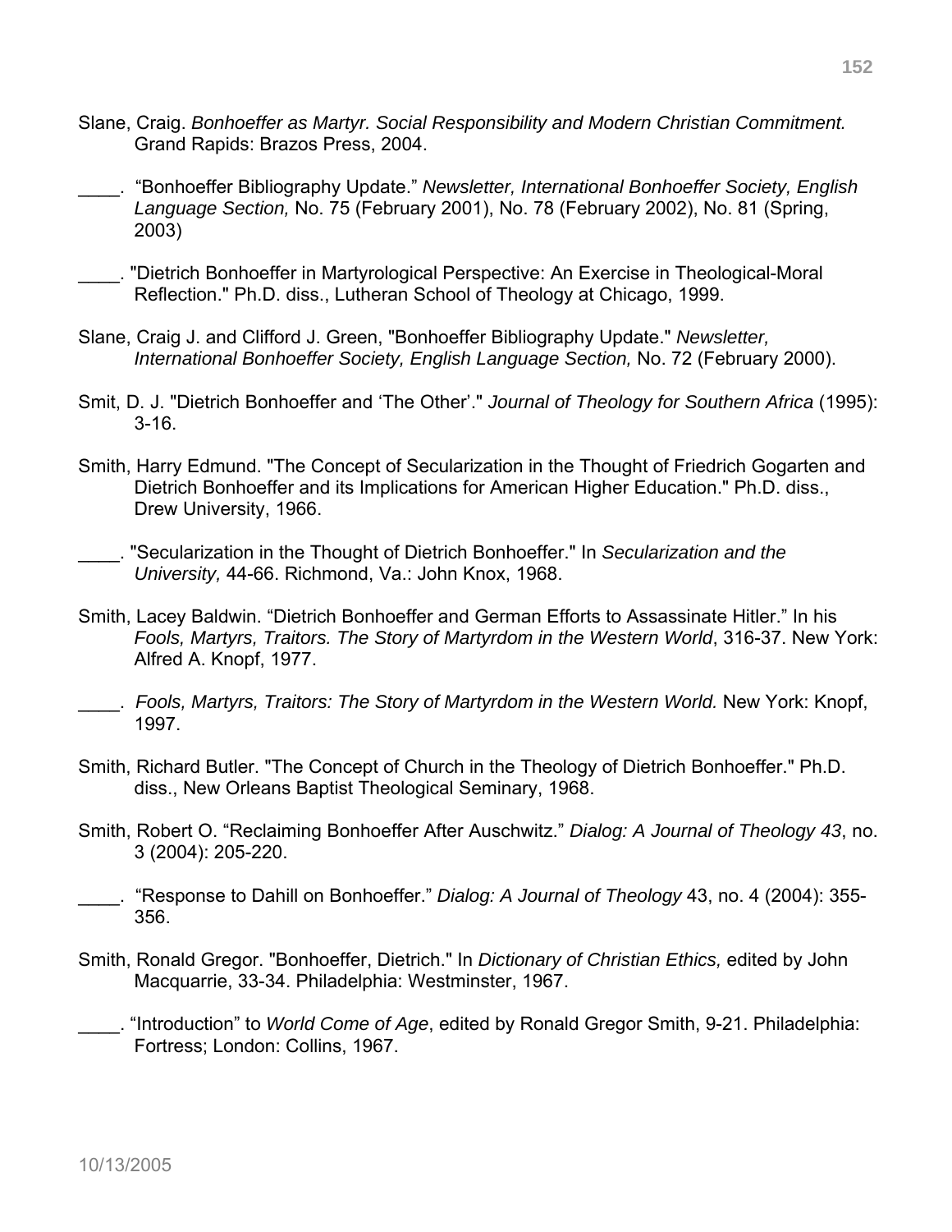Slane, Craig. *Bonhoeffer as Martyr. Social Responsibility and Modern Christian Commitment.* Grand Rapids: Brazos Press, 2004.

____. "Bonhoeffer Bibliography Update." *Newsletter, International Bonhoeffer Society, English Language Section,* No. 75 (February 2001), No. 78 (February 2002), No. 81 (Spring, 2003)

____. "Dietrich Bonhoeffer in Martyrological Perspective: An Exercise in Theological-Moral Reflection." Ph.D. diss., Lutheran School of Theology at Chicago, 1999.

Slane, Craig J. and Clifford J. Green, "Bonhoeffer Bibliography Update." *Newsletter, International Bonhoeffer Society, English Language Section,* No. 72 (February 2000).

Smit, D. J. "Dietrich Bonhoeffer and 'The Other'." *Journal of Theology for Southern Africa* (1995): 3-16.

Smith, Harry Edmund. "The Concept of Secularization in the Thought of Friedrich Gogarten and Dietrich Bonhoeffer and its Implications for American Higher Education." Ph.D. diss., Drew University, 1966.

____. "Secularization in the Thought of Dietrich Bonhoeffer." In *Secularization and the University,* 44-66. Richmond, Va.: John Knox, 1968.

Smith, Lacey Baldwin. "Dietrich Bonhoeffer and German Efforts to Assassinate Hitler." In his *Fools, Martyrs, Traitors. The Story of Martyrdom in the Western World*, 316-37. New York: Alfred A. Knopf, 1977.

____. *Fools, Martyrs, Traitors: The Story of Martyrdom in the Western World.* New York: Knopf, 1997.

Smith, Richard Butler. "The Concept of Church in the Theology of Dietrich Bonhoeffer." Ph.D. diss., New Orleans Baptist Theological Seminary, 1968.

Smith, Robert O. "Reclaiming Bonhoeffer After Auschwitz." *Dialog: A Journal of Theology 43*, no. 3 (2004): 205-220.

____. "Response to Dahill on Bonhoeffer." *Dialog: A Journal of Theology* 43, no. 4 (2004): 355-356.

Smith, Ronald Gregor. "Bonhoeffer, Dietrich." In *Dictionary of Christian Ethics,* edited by John Macquarrie, 33-34. Philadelphia: Westminster, 1967.

____. "Introduction" to *World Come of Age*, edited by Ronald Gregor Smith, 9-21. Philadelphia: Fortress; London: Collins, 1967.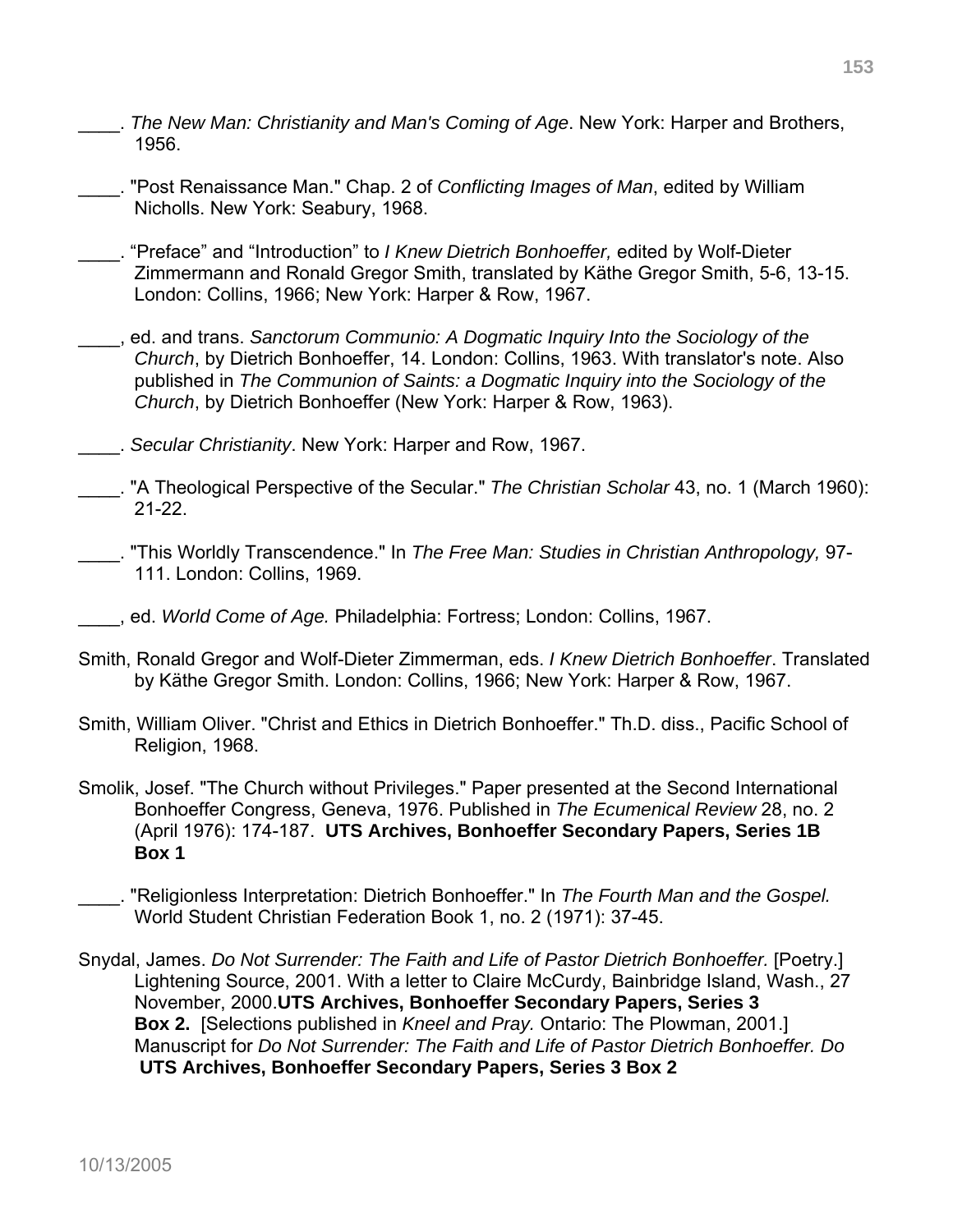____. *The New Man: Christianity and Man's Coming of Age*. New York: Harper and Brothers, 1956.

____. "Post Renaissance Man." Chap. 2 of *Conflicting Images of Man*, edited by William Nicholls. New York: Seabury, 1968.

____. "Preface" and "Introduction" to *I Knew Dietrich Bonhoeffer,* edited by Wolf-Dieter Zimmermann and Ronald Gregor Smith, translated by Käthe Gregor Smith, 5-6, 13-15. London: Collins, 1966; New York: Harper & Row, 1967.

____, ed. and trans. *Sanctorum Communio: A Dogmatic Inquiry Into the Sociology of the Church*, by Dietrich Bonhoeffer, 14. London: Collins, 1963. With translator's note. Also published in *The Communion of Saints: a Dogmatic Inquiry into the Sociology of the Church*, by Dietrich Bonhoeffer (New York: Harper & Row, 1963).

____. *Secular Christianity*. New York: Harper and Row, 1967.

____. "A Theological Perspective of the Secular." *The Christian Scholar* 43, no. 1 (March 1960): 21-22.

____. "This Worldly Transcendence." In *The Free Man: Studies in Christian Anthropology,* 97-111. London: Collins, 1969.

____, ed. *World Come of Age.* Philadelphia: Fortress; London: Collins, 1967.

Smith, Ronald Gregor and Wolf-Dieter Zimmerman, eds. *I Knew Dietrich Bonhoeffer*. Translated by Käthe Gregor Smith. London: Collins, 1966; New York: Harper & Row, 1967.

Smith, William Oliver. "Christ and Ethics in Dietrich Bonhoeffer." Th.D. diss., Pacific School of Religion, 1968.

Smolik, Josef. "The Church without Privileges." Paper presented at the Second International Bonhoeffer Congress, Geneva, 1976. Published in *The Ecumenical Review* 28, no. 2 (April 1976): 174-187. **UTS Archives, Bonhoeffer Secondary Papers, Series 1B Box 1**

____. "Religionless Interpretation: Dietrich Bonhoeffer." In *The Fourth Man and the Gospel.* World Student Christian Federation Book 1, no. 2 (1971): 37-45.

Snydal, James. *Do Not Surrender: The Faith and Life of Pastor Dietrich Bonhoeffer.* [Poetry.] Lightening Source, 2001. With a letter to Claire McCurdy, Bainbridge Island, Wash., 27 November, 2000.**UTS Archives, Bonhoeffer Secondary Papers, Series 3 Box 2.** [Selections published in *Kneel and Pray.* Ontario: The Plowman, 2001.] Manuscript for *Do Not Surrender: The Faith and Life of Pastor Dietrich Bonhoeffer. Do* **UTS Archives, Bonhoeffer Secondary Papers, Series 3 Box 2**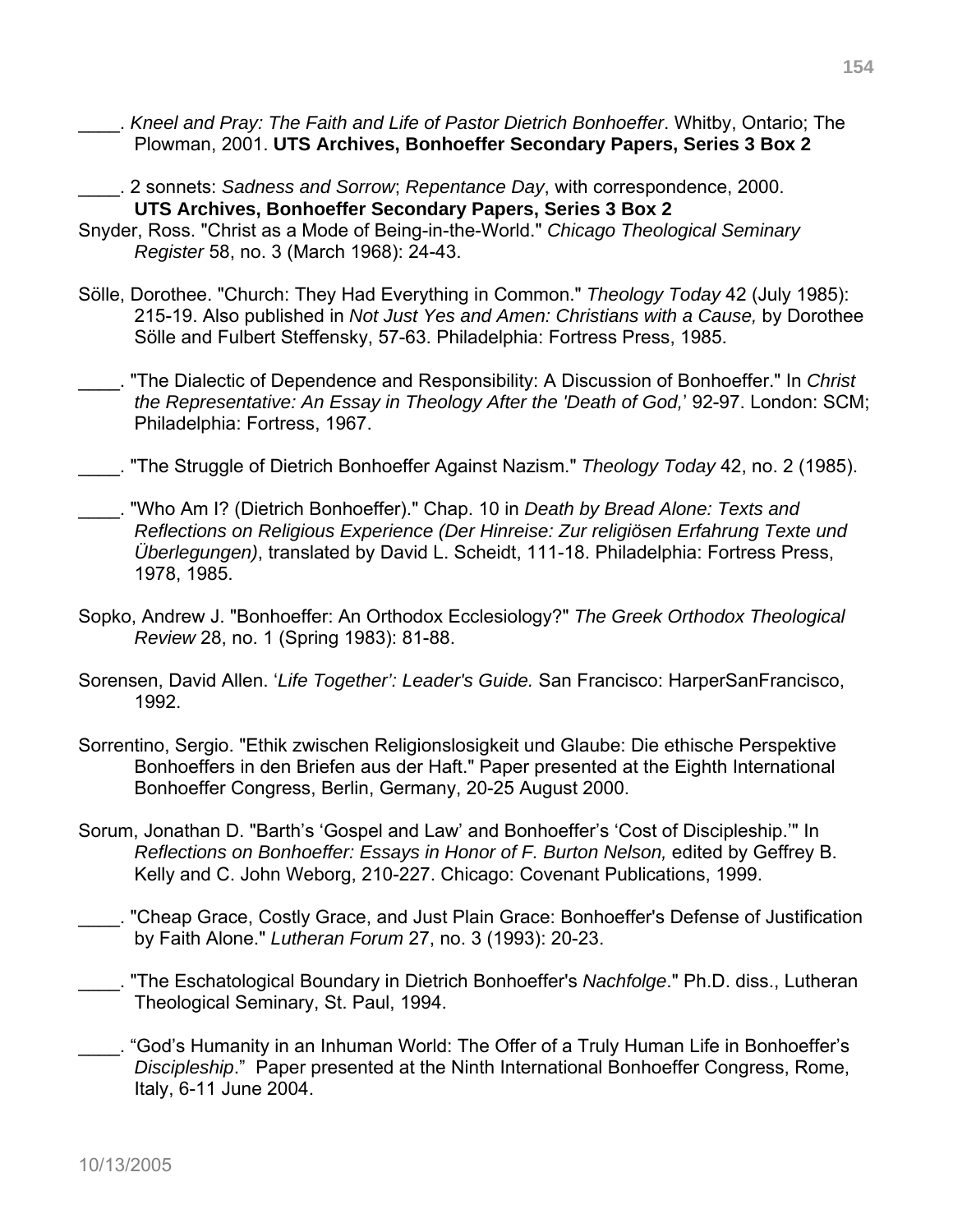\_\_\_\_. *Kneel and Pray: The Faith and Life of Pastor Dietrich Bonhoeffer*. Whitby, Ontario; The Plowman, 2001. **UTS Archives, Bonhoeffer Secondary Papers, Series 3 Box 2**

\_\_\_\_. 2 sonnets: *Sadness and Sorrow*; *Repentance Day*, with correspondence, 2000. **UTS Archives, Bonhoeffer Secondary Papers, Series 3 Box 2**

Snyder, Ross. "Christ as a Mode of Being-in-the-World." *Chicago Theological Seminary Register* 58, no. 3 (March 1968): 24-43.

Sölle, Dorothee. "Church: They Had Everything in Common." *Theology Today* 42 (July 1985): 215-19. Also published in *Not Just Yes and Amen: Christians with a Cause,* by Dorothee Sölle and Fulbert Steffensky, 57-63. Philadelphia: Fortress Press, 1985.

\_\_\_\_. "The Dialectic of Dependence and Responsibility: A Discussion of Bonhoeffer." In *Christ the Representative: An Essay in Theology After the 'Death of God,'* 92-97. London: SCM; Philadelphia: Fortress, 1967.

\_\_\_\_. "The Struggle of Dietrich Bonhoeffer Against Nazism." *Theology Today* 42, no. 2 (1985).

\_\_\_\_. "Who Am I? (Dietrich Bonhoeffer)." Chap. 10 in *Death by Bread Alone: Texts and Reflections on Religious Experience (Der Hinreise: Zur religiösen Erfahrung Texte und Überlegungen)*, translated by David L. Scheidt, 111-18. Philadelphia: Fortress Press, 1978, 1985.

Sopko, Andrew J. "Bonhoeffer: An Orthodox Ecclesiology?" *The Greek Orthodox Theological Review* 28, no. 1 (Spring 1983): 81-88.

Sorensen, David Allen. *'Life Together': Leader's Guide.* San Francisco: HarperSanFrancisco, 1992.

Sorrentino, Sergio. "Ethik zwischen Religionslosigkeit und Glaube: Die ethische Perspektive Bonhoeffers in den Briefen aus der Haft." Paper presented at the Eighth International Bonhoeffer Congress, Berlin, Germany, 20-25 August 2000.

Sorum, Jonathan D. "Barth's 'Gospel and Law' and Bonhoeffer's 'Cost of Discipleship.'" In *Reflections on Bonhoeffer: Essays in Honor of F. Burton Nelson,* edited by Geffrey B. Kelly and C. John Weborg, 210-227. Chicago: Covenant Publications, 1999.

\_\_\_\_. "Cheap Grace, Costly Grace, and Just Plain Grace: Bonhoeffer's Defense of Justification by Faith Alone." *Lutheran Forum* 27, no. 3 (1993): 20-23.

\_\_\_\_. "The Eschatological Boundary in Dietrich Bonhoeffer's *Nachfolge*." Ph.D. diss., Lutheran Theological Seminary, St. Paul, 1994.

\_\_\_\_. "God's Humanity in an Inhuman World: The Offer of a Truly Human Life in Bonhoeffer's *Discipleship*." Paper presented at the Ninth International Bonhoeffer Congress, Rome, Italy, 6-11 June 2004.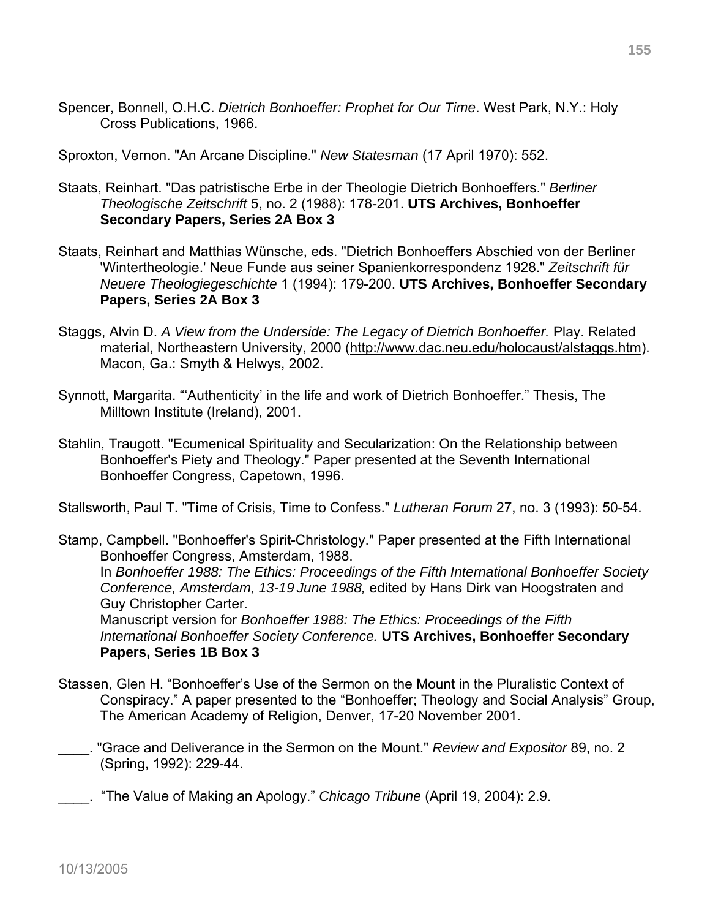Spencer, Bonnell, O.H.C. *Dietrich Bonhoeffer: Prophet for Our Time*. West Park, N.Y.: Holy Cross Publications, 1966.

Sproxton, Vernon. "An Arcane Discipline." *New Statesman* (17 April 1970): 552.

Staats, Reinhart. "Das patristische Erbe in der Theologie Dietrich Bonhoeffers." *Berliner Theologische Zeitschrift* 5, no. 2 (1988): 178-201. **UTS Archives, Bonhoeffer Secondary Papers, Series 2A Box 3**

Staats, Reinhart and Matthias Wünsche, eds. "Dietrich Bonhoeffers Abschied von der Berliner 'Wintertheologie.' Neue Funde aus seiner Spanienkorrespondenz 1928." *Zeitschrift für Neuere Theologiegeschichte* 1 (1994): 179-200. **UTS Archives, Bonhoeffer Secondary Papers, Series 2A Box 3**

Staggs, Alvin D. *A View from the Underside: The Legacy of Dietrich Bonhoeffer.* Play. Related material, Northeastern University, 2000 (http://www.dac.neu.edu/holocaust/alstaggs.htm). Macon, Ga.: Smyth & Helwys, 2002.

Synnott, Margarita. "'Authenticity' in the life and work of Dietrich Bonhoeffer." Thesis, The Milltown Institute (Ireland), 2001.

Stahlin, Traugott. "Ecumenical Spirituality and Secularization: On the Relationship between Bonhoeffer's Piety and Theology." Paper presented at the Seventh International Bonhoeffer Congress, Capetown, 1996.

Stallsworth, Paul T. "Time of Crisis, Time to Confess." *Lutheran Forum* 27, no. 3 (1993): 50-54.

Stamp, Campbell. "Bonhoeffer's Spirit-Christology." Paper presented at the Fifth International Bonhoeffer Congress, Amsterdam, 1988.
In *Bonhoeffer 1988: The Ethics: Proceedings of the Fifth International Bonhoeffer Society Conference, Amsterdam, 13-19 June 1988,* edited by Hans Dirk van Hoogstraten and Guy Christopher Carter.
Manuscript version for *Bonhoeffer 1988: The Ethics: Proceedings of the Fifth International Bonhoeffer Society Conference.* **UTS Archives, Bonhoeffer Secondary Papers, Series 1B Box 3**

Stassen, Glen H. "Bonhoeffer's Use of the Sermon on the Mount in the Pluralistic Context of Conspiracy." A paper presented to the "Bonhoeffer; Theology and Social Analysis" Group, The American Academy of Religion, Denver, 17-20 November 2001.

____. "Grace and Deliverance in the Sermon on the Mount." *Review and Expositor* 89, no. 2 (Spring, 1992): 229-44.

____. "The Value of Making an Apology." *Chicago Tribune* (April 19, 2004): 2.9.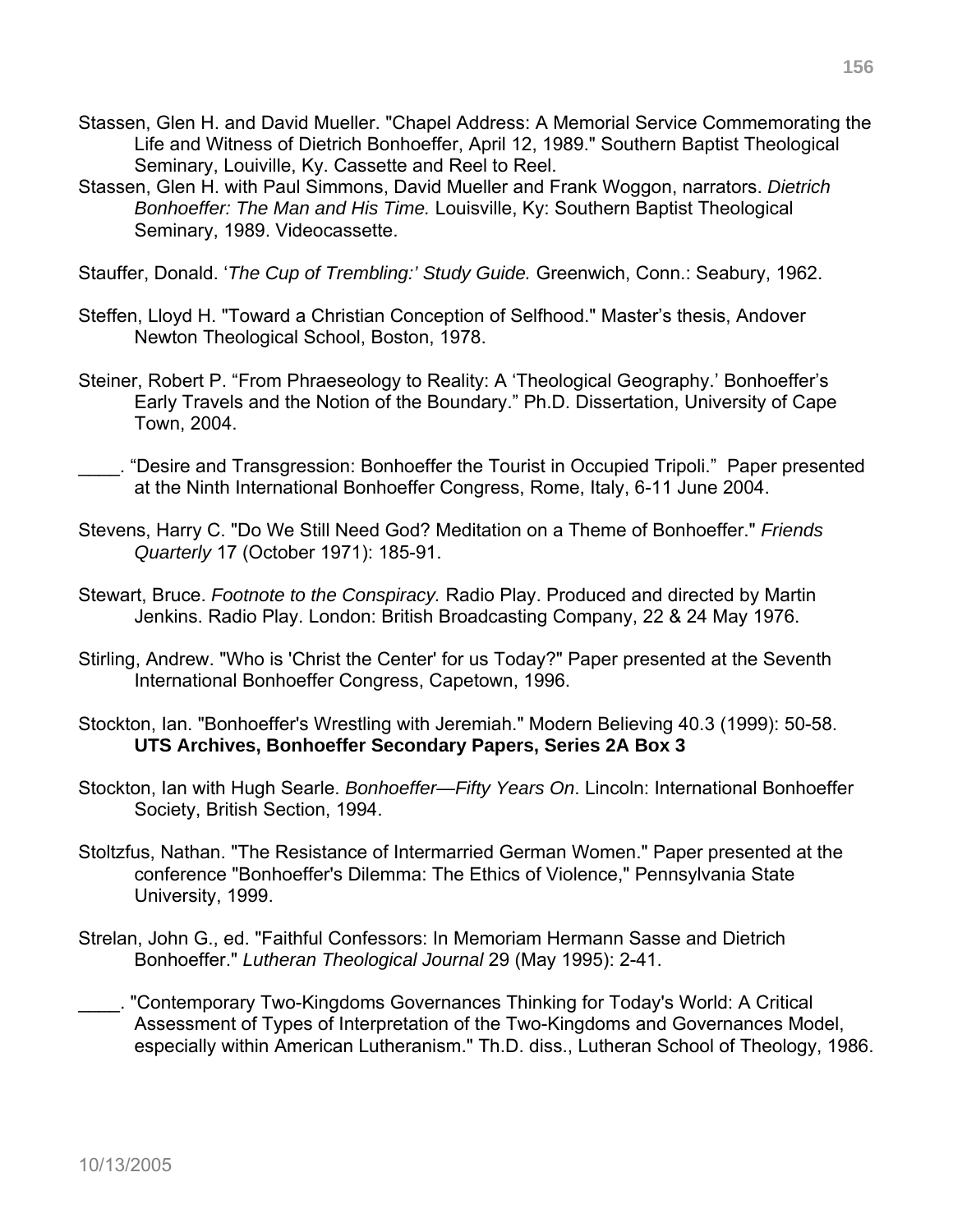Stassen, Glen H. and David Mueller. "Chapel Address: A Memorial Service Commemorating the Life and Witness of Dietrich Bonhoeffer, April 12, 1989." Southern Baptist Theological Seminary, Louiville, Ky. Cassette and Reel to Reel.

Stassen, Glen H. with Paul Simmons, David Mueller and Frank Woggon, narrators. *Dietrich Bonhoeffer: The Man and His Time.* Louisville, Ky: Southern Baptist Theological Seminary, 1989. Videocassette.

Stauffer, Donald. '*The Cup of Trembling:' Study Guide.* Greenwich, Conn.: Seabury, 1962.

Steffen, Lloyd H. "Toward a Christian Conception of Selfhood." Master's thesis, Andover Newton Theological School, Boston, 1978.

Steiner, Robert P. "From Phraeseology to Reality: A 'Theological Geography.' Bonhoeffer's Early Travels and the Notion of the Boundary." Ph.D. Dissertation, University of Cape Town, 2004.

____. "Desire and Transgression: Bonhoeffer the Tourist in Occupied Tripoli." Paper presented at the Ninth International Bonhoeffer Congress, Rome, Italy, 6-11 June 2004.

Stevens, Harry C. "Do We Still Need God? Meditation on a Theme of Bonhoeffer." *Friends Quarterly* 17 (October 1971): 185-91.

Stewart, Bruce. *Footnote to the Conspiracy.* Radio Play. Produced and directed by Martin Jenkins. Radio Play. London: British Broadcasting Company, 22 & 24 May 1976.

Stirling, Andrew. "Who is 'Christ the Center' for us Today?" Paper presented at the Seventh International Bonhoeffer Congress, Capetown, 1996.

Stockton, Ian. "Bonhoeffer's Wrestling with Jeremiah." Modern Believing 40.3 (1999): 50-58. **UTS Archives, Bonhoeffer Secondary Papers, Series 2A Box 3**

Stockton, Ian with Hugh Searle. *Bonhoeffer—Fifty Years On*. Lincoln: International Bonhoeffer Society, British Section, 1994.

Stoltzfus, Nathan. "The Resistance of Intermarried German Women." Paper presented at the conference "Bonhoeffer's Dilemma: The Ethics of Violence," Pennsylvania State University, 1999.

Strelan, John G., ed. "Faithful Confessors: In Memoriam Hermann Sasse and Dietrich Bonhoeffer." *Lutheran Theological Journal* 29 (May 1995): 2-41.

____. "Contemporary Two-Kingdoms Governances Thinking for Today's World: A Critical Assessment of Types of Interpretation of the Two-Kingdoms and Governances Model, especially within American Lutheranism." Th.D. diss., Lutheran School of Theology, 1986.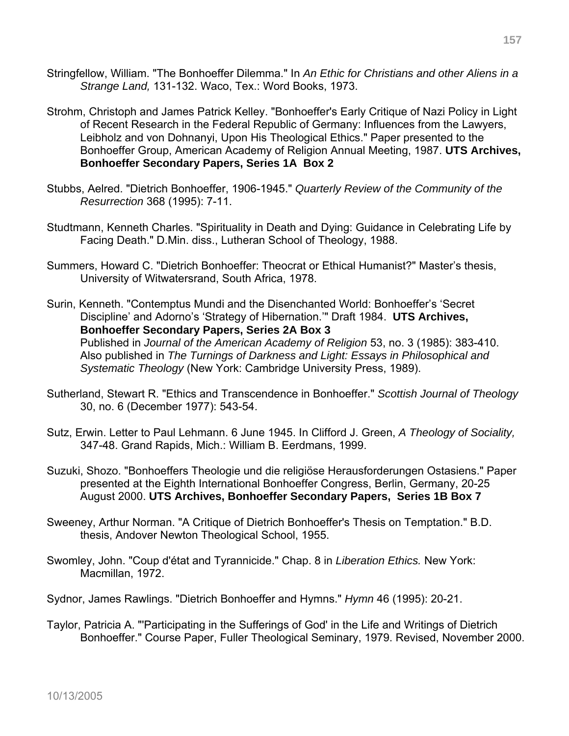Stringfellow, William. "The Bonhoeffer Dilemma." In *An Ethic for Christians and other Aliens in a Strange Land,* 131-132. Waco, Tex.: Word Books, 1973.

Strohm, Christoph and James Patrick Kelley. "Bonhoeffer's Early Critique of Nazi Policy in Light of Recent Research in the Federal Republic of Germany: Influences from the Lawyers, Leibholz and von Dohnanyi, Upon His Theological Ethics." Paper presented to the Bonhoeffer Group, American Academy of Religion Annual Meeting, 1987. **UTS Archives, Bonhoeffer Secondary Papers, Series 1A Box 2**

Stubbs, Aelred. "Dietrich Bonhoeffer, 1906-1945." *Quarterly Review of the Community of the Resurrection* 368 (1995): 7-11.

Studtmann, Kenneth Charles. "Spirituality in Death and Dying: Guidance in Celebrating Life by Facing Death." D.Min. diss., Lutheran School of Theology, 1988.

Summers, Howard C. "Dietrich Bonhoeffer: Theocrat or Ethical Humanist?" Master's thesis, University of Witwatersrand, South Africa, 1978.

Surin, Kenneth. "Contemptus Mundi and the Disenchanted World: Bonhoeffer's 'Secret Discipline' and Adorno's 'Strategy of Hibernation.'" Draft 1984. **UTS Archives, Bonhoeffer Secondary Papers, Series 2A Box 3**
Published in *Journal of the American Academy of Religion* 53, no. 3 (1985): 383-410. Also published in *The Turnings of Darkness and Light: Essays in Philosophical and Systematic Theology* (New York: Cambridge University Press, 1989).

Sutherland, Stewart R. "Ethics and Transcendence in Bonhoeffer." *Scottish Journal of Theology* 30, no. 6 (December 1977): 543-54.

Sutz, Erwin. Letter to Paul Lehmann. 6 June 1945. In Clifford J. Green, *A Theology of Sociality,* 347-48. Grand Rapids, Mich.: William B. Eerdmans, 1999.

Suzuki, Shozo. "Bonhoeffers Theologie und die religiöse Herausforderungen Ostasiens." Paper presented at the Eighth International Bonhoeffer Congress, Berlin, Germany, 20-25 August 2000. **UTS Archives, Bonhoeffer Secondary Papers, Series 1B Box 7**

Sweeney, Arthur Norman. "A Critique of Dietrich Bonhoeffer's Thesis on Temptation." B.D. thesis, Andover Newton Theological School, 1955.

Swomley, John. "Coup d'état and Tyrannicide." Chap. 8 in *Liberation Ethics.* New York: Macmillan, 1972.

Sydnor, James Rawlings. "Dietrich Bonhoeffer and Hymns." *Hymn* 46 (1995): 20-21.

Taylor, Patricia A. "'Participating in the Sufferings of God' in the Life and Writings of Dietrich Bonhoeffer." Course Paper, Fuller Theological Seminary, 1979. Revised, November 2000.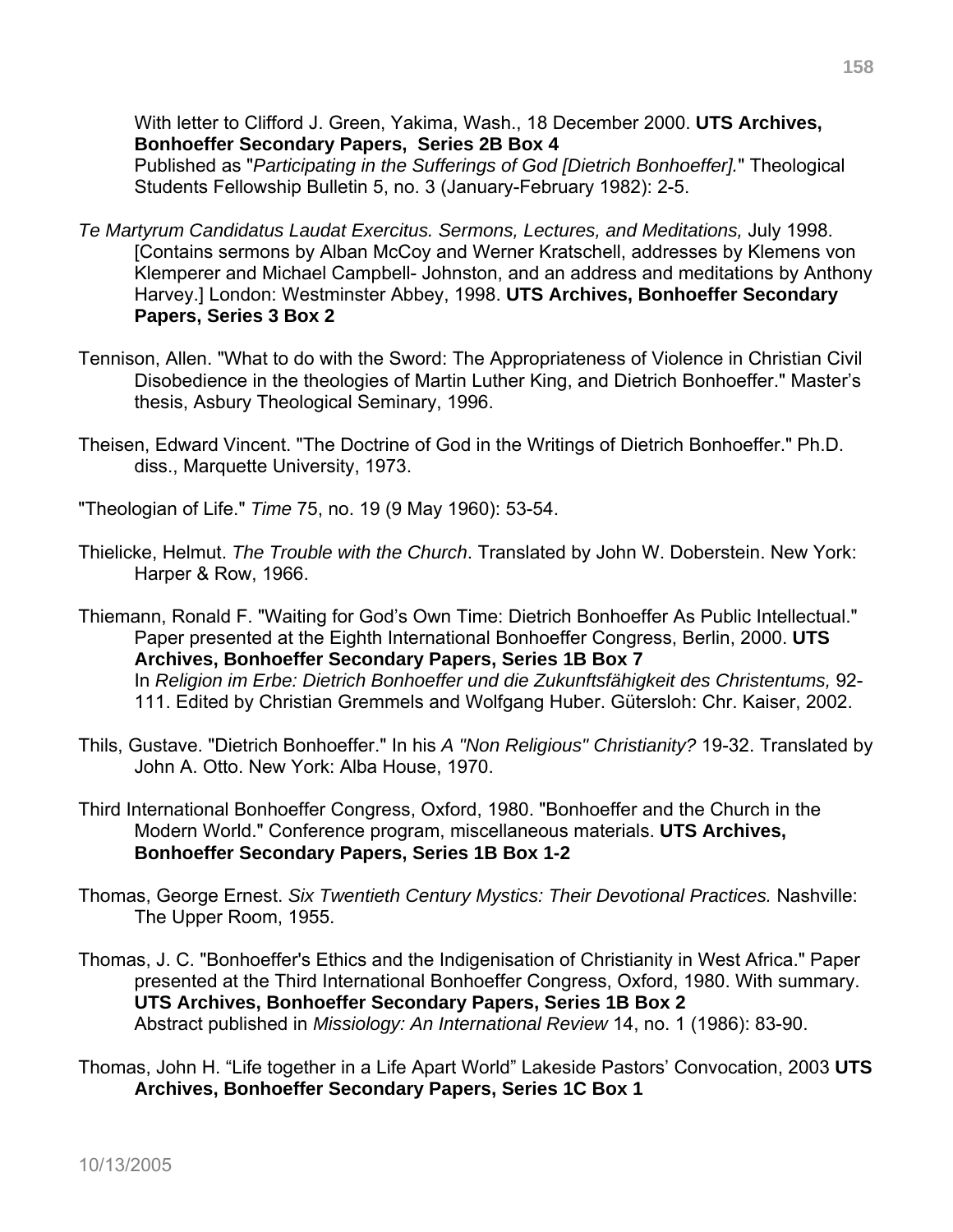With letter to Clifford J. Green, Yakima, Wash., 18 December 2000. **UTS Archives, Bonhoeffer Secondary Papers, Series 2B Box 4**
Published as "*Participating in the Sufferings of God [Dietrich Bonhoeffer].*" Theological Students Fellowship Bulletin 5, no. 3 (January-February 1982): 2-5.

*Te Martyrum Candidatus Laudat Exercitus. Sermons, Lectures, and Meditations,* July 1998. [Contains sermons by Alban McCoy and Werner Kratschell, addresses by Klemens von Klemperer and Michael Campbell- Johnston, and an address and meditations by Anthony Harvey.] London: Westminster Abbey, 1998. **UTS Archives, Bonhoeffer Secondary Papers, Series 3 Box 2**

Tennison, Allen. "What to do with the Sword: The Appropriateness of Violence in Christian Civil Disobedience in the theologies of Martin Luther King, and Dietrich Bonhoeffer." Master's thesis, Asbury Theological Seminary, 1996.

Theisen, Edward Vincent. "The Doctrine of God in the Writings of Dietrich Bonhoeffer." Ph.D. diss., Marquette University, 1973.

"Theologian of Life." *Time* 75, no. 19 (9 May 1960): 53-54.

Thielicke, Helmut. *The Trouble with the Church*. Translated by John W. Doberstein. New York: Harper & Row, 1966.

Thiemann, Ronald F. "Waiting for God's Own Time: Dietrich Bonhoeffer As Public Intellectual." Paper presented at the Eighth International Bonhoeffer Congress, Berlin, 2000. **UTS Archives, Bonhoeffer Secondary Papers, Series 1B Box 7**
In *Religion im Erbe: Dietrich Bonhoeffer und die Zukunftsfähigkeit des Christentums,* 92-111. Edited by Christian Gremmels and Wolfgang Huber. Gütersloh: Chr. Kaiser, 2002.

Thils, Gustave. "Dietrich Bonhoeffer." In his *A "Non Religious" Christianity?* 19-32. Translated by John A. Otto. New York: Alba House, 1970.

Third International Bonhoeffer Congress, Oxford, 1980. "Bonhoeffer and the Church in the Modern World." Conference program, miscellaneous materials. **UTS Archives, Bonhoeffer Secondary Papers, Series 1B Box 1-2**

Thomas, George Ernest. *Six Twentieth Century Mystics: Their Devotional Practices.* Nashville: The Upper Room, 1955.

Thomas, J. C. "Bonhoeffer's Ethics and the Indigenisation of Christianity in West Africa." Paper presented at the Third International Bonhoeffer Congress, Oxford, 1980. With summary. **UTS Archives, Bonhoeffer Secondary Papers, Series 1B Box 2**
Abstract published in *Missiology: An International Review* 14, no. 1 (1986): 83-90.

Thomas, John H. "Life together in a Life Apart World" Lakeside Pastors' Convocation, 2003 **UTS Archives, Bonhoeffer Secondary Papers, Series 1C Box 1**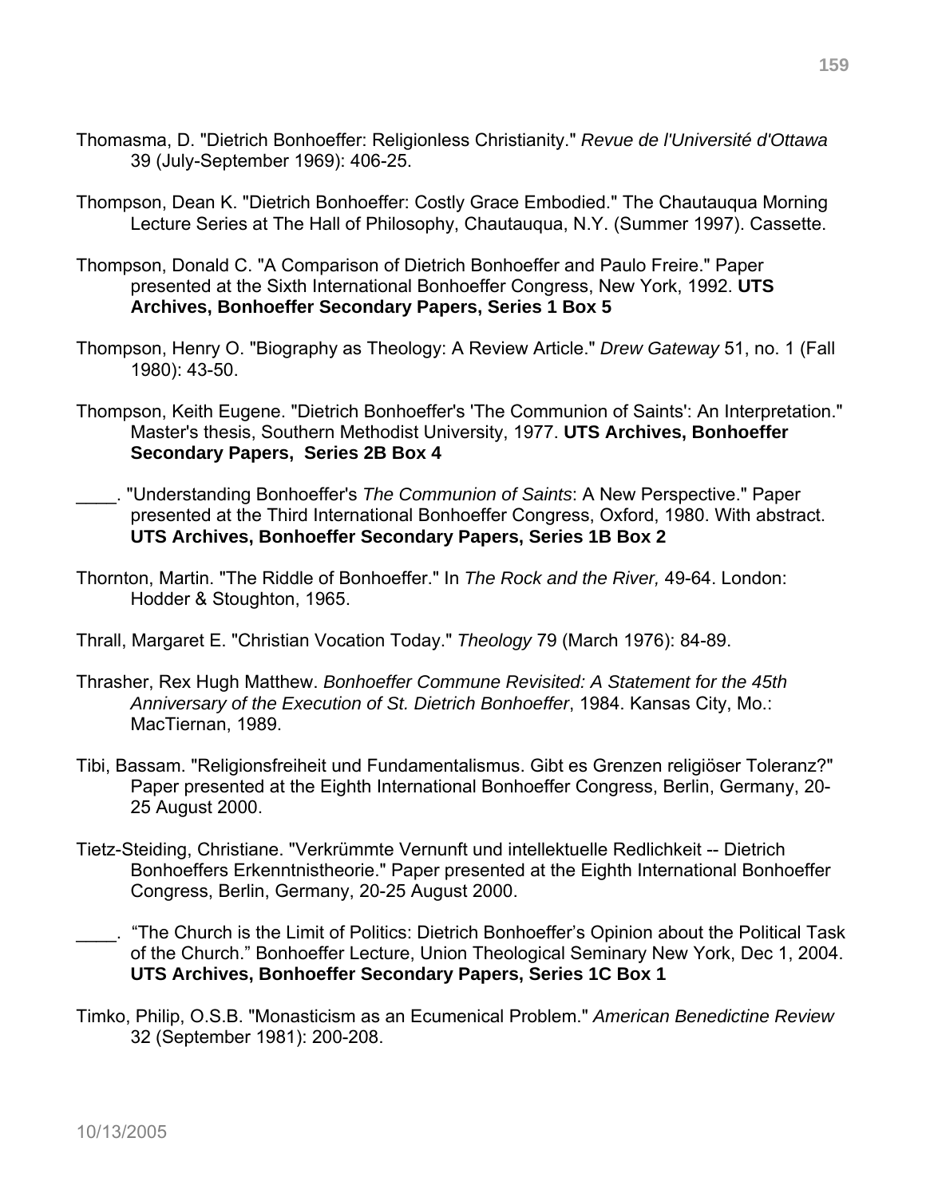Thomasma, D. "Dietrich Bonhoeffer: Religionless Christianity." *Revue de l'Université d'Ottawa* 39 (July-September 1969): 406-25.

Thompson, Dean K. "Dietrich Bonhoeffer: Costly Grace Embodied." The Chautauqua Morning Lecture Series at The Hall of Philosophy, Chautauqua, N.Y. (Summer 1997). Cassette.

Thompson, Donald C. "A Comparison of Dietrich Bonhoeffer and Paulo Freire." Paper presented at the Sixth International Bonhoeffer Congress, New York, 1992. **UTS Archives, Bonhoeffer Secondary Papers, Series 1 Box 5**

Thompson, Henry O. "Biography as Theology: A Review Article." *Drew Gateway* 51, no. 1 (Fall 1980): 43-50.

Thompson, Keith Eugene. "Dietrich Bonhoeffer's 'The Communion of Saints': An Interpretation." Master's thesis, Southern Methodist University, 1977. **UTS Archives, Bonhoeffer Secondary Papers, Series 2B Box 4**

____. "Understanding Bonhoeffer's *The Communion of Saints*: A New Perspective." Paper presented at the Third International Bonhoeffer Congress, Oxford, 1980. With abstract. **UTS Archives, Bonhoeffer Secondary Papers, Series 1B Box 2**

Thornton, Martin. "The Riddle of Bonhoeffer." In *The Rock and the River,* 49-64. London: Hodder & Stoughton, 1965.

Thrall, Margaret E. "Christian Vocation Today." *Theology* 79 (March 1976): 84-89.

Thrasher, Rex Hugh Matthew. *Bonhoeffer Commune Revisited: A Statement for the 45th Anniversary of the Execution of St. Dietrich Bonhoeffer*, 1984. Kansas City, Mo.: MacTiernan, 1989.

Tibi, Bassam. "Religionsfreiheit und Fundamentalismus. Gibt es Grenzen religiöser Toleranz?" Paper presented at the Eighth International Bonhoeffer Congress, Berlin, Germany, 20-25 August 2000.

Tietz-Steiding, Christiane. "Verkrümmte Vernunft und intellektuelle Redlichkeit -- Dietrich Bonhoeffers Erkenntnistheorie." Paper presented at the Eighth International Bonhoeffer Congress, Berlin, Germany, 20-25 August 2000.

____. "The Church is the Limit of Politics: Dietrich Bonhoeffer's Opinion about the Political Task of the Church." Bonhoeffer Lecture, Union Theological Seminary New York, Dec 1, 2004. **UTS Archives, Bonhoeffer Secondary Papers, Series 1C Box 1**

Timko, Philip, O.S.B. "Monasticism as an Ecumenical Problem." *American Benedictine Review* 32 (September 1981): 200-208.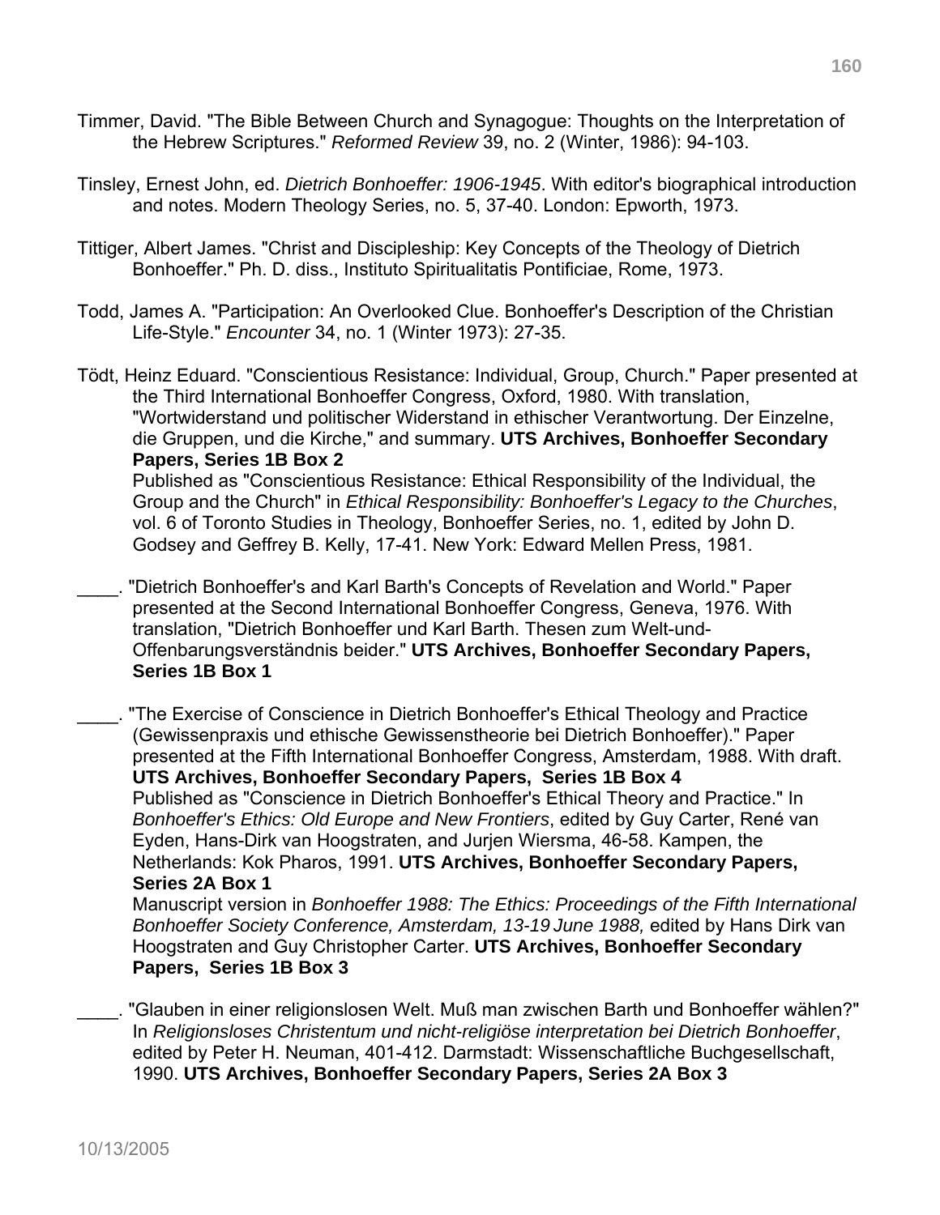Timmer, David. "The Bible Between Church and Synagogue: Thoughts on the Interpretation of the Hebrew Scriptures." *Reformed Review* 39, no. 2 (Winter, 1986): 94-103.

Tinsley, Ernest John, ed. *Dietrich Bonhoeffer: 1906-1945*. With editor's biographical introduction and notes. Modern Theology Series, no. 5, 37-40. London: Epworth, 1973.

Tittiger, Albert James. "Christ and Discipleship: Key Concepts of the Theology of Dietrich Bonhoeffer." Ph. D. diss., Instituto Spiritualitatis Pontificiae, Rome, 1973.

Todd, James A. "Participation: An Overlooked Clue. Bonhoeffer's Description of the Christian Life-Style." *Encounter* 34, no. 1 (Winter 1973): 27-35.

Tödt, Heinz Eduard. "Conscientious Resistance: Individual, Group, Church." Paper presented at the Third International Bonhoeffer Congress, Oxford, 1980. With translation, "Wortwiderstand und politischer Widerstand in ethischer Verantwortung. Der Einzelne, die Gruppen, und die Kirche," and summary. **UTS Archives, Bonhoeffer Secondary Papers, Series 1B Box 2**
Published as "Conscientious Resistance: Ethical Responsibility of the Individual, the Group and the Church" in *Ethical Responsibility: Bonhoeffer's Legacy to the Churches*, vol. 6 of Toronto Studies in Theology, Bonhoeffer Series, no. 1, edited by John D. Godsey and Geffrey B. Kelly, 17-41. New York: Edward Mellen Press, 1981.

____. "Dietrich Bonhoeffer's and Karl Barth's Concepts of Revelation and World." Paper presented at the Second International Bonhoeffer Congress, Geneva, 1976. With translation, "Dietrich Bonhoeffer und Karl Barth. Thesen zum Welt-und-Offenbarungsverständnis beider." **UTS Archives, Bonhoeffer Secondary Papers, Series 1B Box 1**

____. "The Exercise of Conscience in Dietrich Bonhoeffer's Ethical Theology and Practice (Gewissenpraxis und ethische Gewissenstheorie bei Dietrich Bonhoeffer)." Paper presented at the Fifth International Bonhoeffer Congress, Amsterdam, 1988. With draft. **UTS Archives, Bonhoeffer Secondary Papers, Series 1B Box 4**
Published as "Conscience in Dietrich Bonhoeffer's Ethical Theory and Practice." In *Bonhoeffer's Ethics: Old Europe and New Frontiers*, edited by Guy Carter, René van Eyden, Hans-Dirk van Hoogstraten, and Jurjen Wiersma, 46-58. Kampen, the Netherlands: Kok Pharos, 1991. **UTS Archives, Bonhoeffer Secondary Papers, Series 2A Box 1**
Manuscript version in *Bonhoeffer 1988: The Ethics: Proceedings of the Fifth International Bonhoeffer Society Conference, Amsterdam, 13-19 June 1988,* edited by Hans Dirk van Hoogstraten and Guy Christopher Carter. **UTS Archives, Bonhoeffer Secondary Papers, Series 1B Box 3**

____. "Glauben in einer religionslosen Welt. Muß man zwischen Barth und Bonhoeffer wählen?" In *Religionsloses Christentum und nicht-religiöse interpretation bei Dietrich Bonhoeffer*, edited by Peter H. Neuman, 401-412. Darmstadt: Wissenschaftliche Buchgesellschaft, 1990. **UTS Archives, Bonhoeffer Secondary Papers, Series 2A Box 3**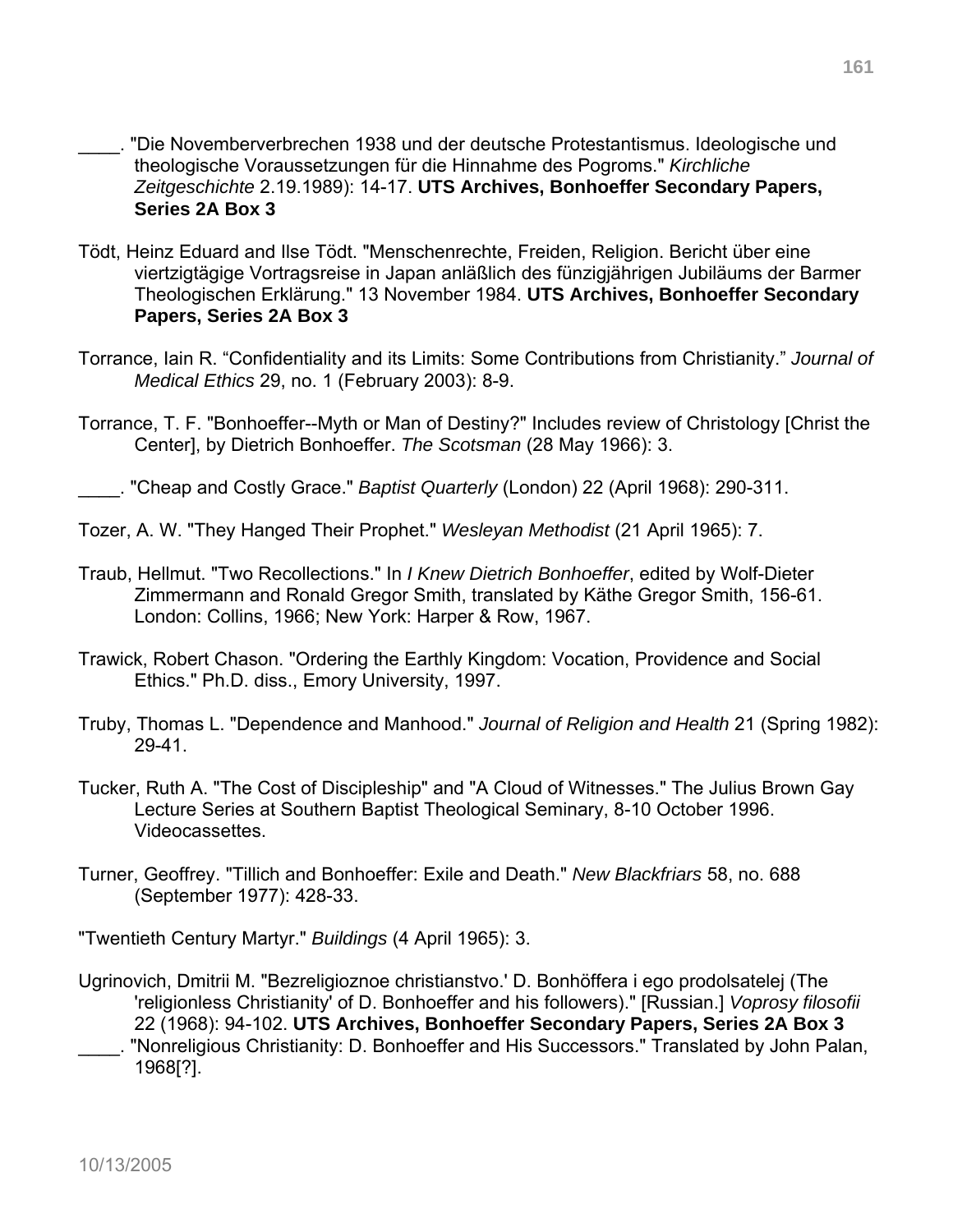____. "Die Novemberverbrechen 1938 und der deutsche Protestantismus. Ideologische und theologische Voraussetzungen für die Hinnahme des Pogroms." *Kirchliche Zeitgeschichte* 2.19.1989): 14-17. **UTS Archives, Bonhoeffer Secondary Papers, Series 2A Box 3**

Tödt, Heinz Eduard and Ilse Tödt. "Menschenrechte, Freiden, Religion. Bericht über eine viertzigtägige Vortragsreise in Japan anläßlich des fünzigjährigen Jubiläums der Barmer Theologischen Erklärung." 13 November 1984. **UTS Archives, Bonhoeffer Secondary Papers, Series 2A Box 3**

Torrance, Iain R. "Confidentiality and its Limits: Some Contributions from Christianity." *Journal of Medical Ethics* 29, no. 1 (February 2003): 8-9.

Torrance, T. F. "Bonhoeffer--Myth or Man of Destiny?" Includes review of Christology [Christ the Center], by Dietrich Bonhoeffer. *The Scotsman* (28 May 1966): 3.

____. "Cheap and Costly Grace." *Baptist Quarterly* (London) 22 (April 1968): 290-311.

Tozer, A. W. "They Hanged Their Prophet." *Wesleyan Methodist* (21 April 1965): 7.

Traub, Hellmut. "Two Recollections." In *I Knew Dietrich Bonhoeffer*, edited by Wolf-Dieter Zimmermann and Ronald Gregor Smith, translated by Käthe Gregor Smith, 156-61. London: Collins, 1966; New York: Harper & Row, 1967.

Trawick, Robert Chason. "Ordering the Earthly Kingdom: Vocation, Providence and Social Ethics." Ph.D. diss., Emory University, 1997.

Truby, Thomas L. "Dependence and Manhood." *Journal of Religion and Health* 21 (Spring 1982): 29-41.

Tucker, Ruth A. "The Cost of Discipleship" and "A Cloud of Witnesses." The Julius Brown Gay Lecture Series at Southern Baptist Theological Seminary, 8-10 October 1996. Videocassettes.

Turner, Geoffrey. "Tillich and Bonhoeffer: Exile and Death." *New Blackfriars* 58, no. 688 (September 1977): 428-33.

"Twentieth Century Martyr." *Buildings* (4 April 1965): 3.

Ugrinovich, Dmitrii M. "Bezreligioznoe christianstvo.' D. Bonhöffera i ego prodolsatelej (The 'religionless Christianity' of D. Bonhoeffer and his followers)." [Russian.] *Voprosy filosofii* 22 (1968): 94-102. **UTS Archives, Bonhoeffer Secondary Papers, Series 2A Box 3**

____. "Nonreligious Christianity: D. Bonhoeffer and His Successors." Translated by John Palan, 1968[?].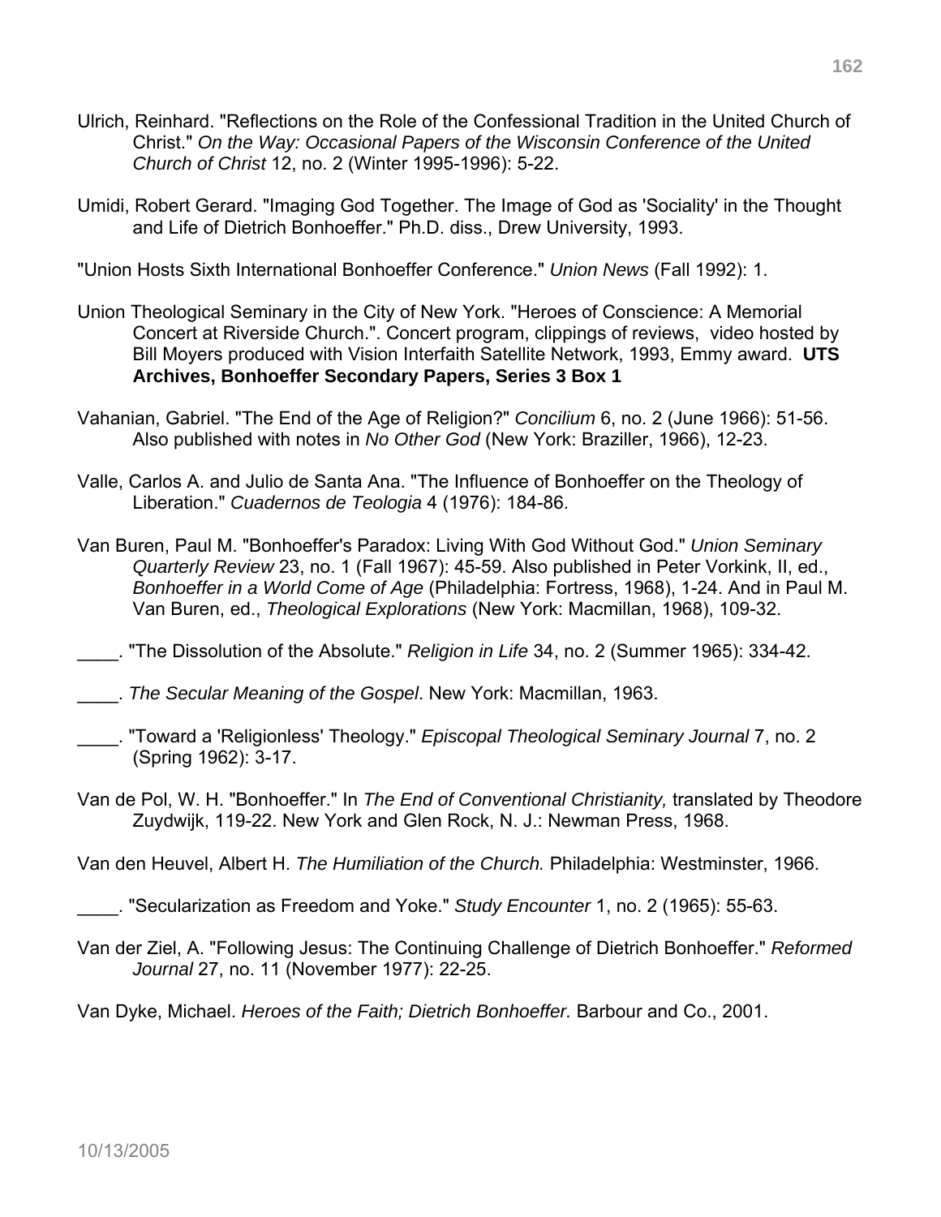Ulrich, Reinhard. "Reflections on the Role of the Confessional Tradition in the United Church of Christ." *On the Way: Occasional Papers of the Wisconsin Conference of the United Church of Christ* 12, no. 2 (Winter 1995-1996): 5-22.

Umidi, Robert Gerard. "Imaging God Together. The Image of God as 'Sociality' in the Thought and Life of Dietrich Bonhoeffer." Ph.D. diss., Drew University, 1993.

"Union Hosts Sixth International Bonhoeffer Conference." *Union News* (Fall 1992): 1.

Union Theological Seminary in the City of New York. "Heroes of Conscience: A Memorial Concert at Riverside Church.". Concert program, clippings of reviews, video hosted by Bill Moyers produced with Vision Interfaith Satellite Network, 1993, Emmy award. **UTS Archives, Bonhoeffer Secondary Papers, Series 3 Box 1**

Vahanian, Gabriel. "The End of the Age of Religion?" *Concilium* 6, no. 2 (June 1966): 51-56. Also published with notes in *No Other God* (New York: Braziller, 1966), 12-23.

Valle, Carlos A. and Julio de Santa Ana. "The Influence of Bonhoeffer on the Theology of Liberation." *Cuadernos de Teologia* 4 (1976): 184-86.

Van Buren, Paul M. "Bonhoeffer's Paradox: Living With God Without God." *Union Seminary Quarterly Review* 23, no. 1 (Fall 1967): 45-59. Also published in Peter Vorkink, II, ed., *Bonhoeffer in a World Come of Age* (Philadelphia: Fortress, 1968), 1-24. And in Paul M. Van Buren, ed., *Theological Explorations* (New York: Macmillan, 1968), 109-32.

____. "The Dissolution of the Absolute." *Religion in Life* 34, no. 2 (Summer 1965): 334-42.

____. *The Secular Meaning of the Gospel*. New York: Macmillan, 1963.

____. "Toward a 'Religionless' Theology." *Episcopal Theological Seminary Journal* 7, no. 2 (Spring 1962): 3-17.

Van de Pol, W. H. "Bonhoeffer." In *The End of Conventional Christianity,* translated by Theodore Zuydwijk, 119-22. New York and Glen Rock, N. J.: Newman Press, 1968.

Van den Heuvel, Albert H. *The Humiliation of the Church.* Philadelphia: Westminster, 1966.

____. "Secularization as Freedom and Yoke." *Study Encounter* 1, no. 2 (1965): 55-63.

Van der Ziel, A. "Following Jesus: The Continuing Challenge of Dietrich Bonhoeffer." *Reformed Journal* 27, no. 11 (November 1977): 22-25.

Van Dyke, Michael. *Heroes of the Faith; Dietrich Bonhoeffer.* Barbour and Co., 2001.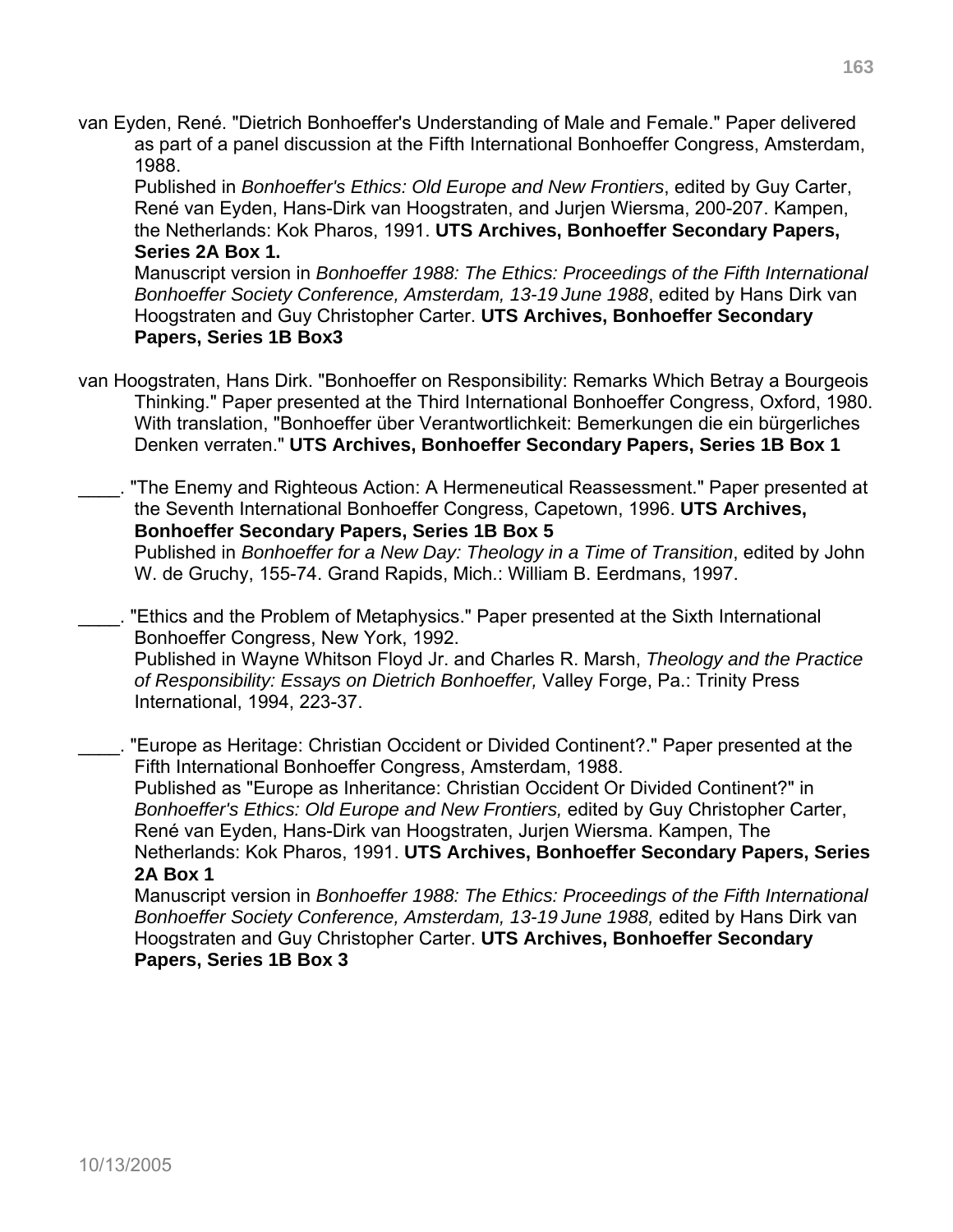van Eyden, René. "Dietrich Bonhoeffer's Understanding of Male and Female." Paper delivered as part of a panel discussion at the Fifth International Bonhoeffer Congress, Amsterdam, 1988.
Published in *Bonhoeffer's Ethics: Old Europe and New Frontiers*, edited by Guy Carter, René van Eyden, Hans-Dirk van Hoogstraten, and Jurjen Wiersma, 200-207. Kampen, the Netherlands: Kok Pharos, 1991. **UTS Archives, Bonhoeffer Secondary Papers, Series 2A Box 1.**
Manuscript version in *Bonhoeffer 1988: The Ethics: Proceedings of the Fifth International Bonhoeffer Society Conference, Amsterdam, 13-19 June 1988*, edited by Hans Dirk van Hoogstraten and Guy Christopher Carter. **UTS Archives, Bonhoeffer Secondary Papers, Series 1B Box3**

van Hoogstraten, Hans Dirk. "Bonhoeffer on Responsibility: Remarks Which Betray a Bourgeois Thinking." Paper presented at the Third International Bonhoeffer Congress, Oxford, 1980. With translation, "Bonhoeffer über Verantwortlichkeit: Bemerkungen die ein bürgerliches Denken verraten." **UTS Archives, Bonhoeffer Secondary Papers, Series 1B Box 1**

____. "The Enemy and Righteous Action: A Hermeneutical Reassessment." Paper presented at the Seventh International Bonhoeffer Congress, Capetown, 1996. **UTS Archives, Bonhoeffer Secondary Papers, Series 1B Box 5**
Published in *Bonhoeffer for a New Day: Theology in a Time of Transition*, edited by John W. de Gruchy, 155-74. Grand Rapids, Mich.: William B. Eerdmans, 1997.

____. "Ethics and the Problem of Metaphysics." Paper presented at the Sixth International Bonhoeffer Congress, New York, 1992.
Published in Wayne Whitson Floyd Jr. and Charles R. Marsh, *Theology and the Practice of Responsibility: Essays on Dietrich Bonhoeffer,* Valley Forge, Pa.: Trinity Press International, 1994, 223-37.

____. "Europe as Heritage: Christian Occident or Divided Continent?." Paper presented at the Fifth International Bonhoeffer Congress, Amsterdam, 1988.
Published as "Europe as Inheritance: Christian Occident Or Divided Continent?" in *Bonhoeffer's Ethics: Old Europe and New Frontiers,* edited by Guy Christopher Carter, René van Eyden, Hans-Dirk van Hoogstraten, Jurjen Wiersma. Kampen, The Netherlands: Kok Pharos, 1991. **UTS Archives, Bonhoeffer Secondary Papers, Series 2A Box 1**
Manuscript version in *Bonhoeffer 1988: The Ethics: Proceedings of the Fifth International Bonhoeffer Society Conference, Amsterdam, 13-19 June 1988,* edited by Hans Dirk van Hoogstraten and Guy Christopher Carter. **UTS Archives, Bonhoeffer Secondary Papers, Series 1B Box 3**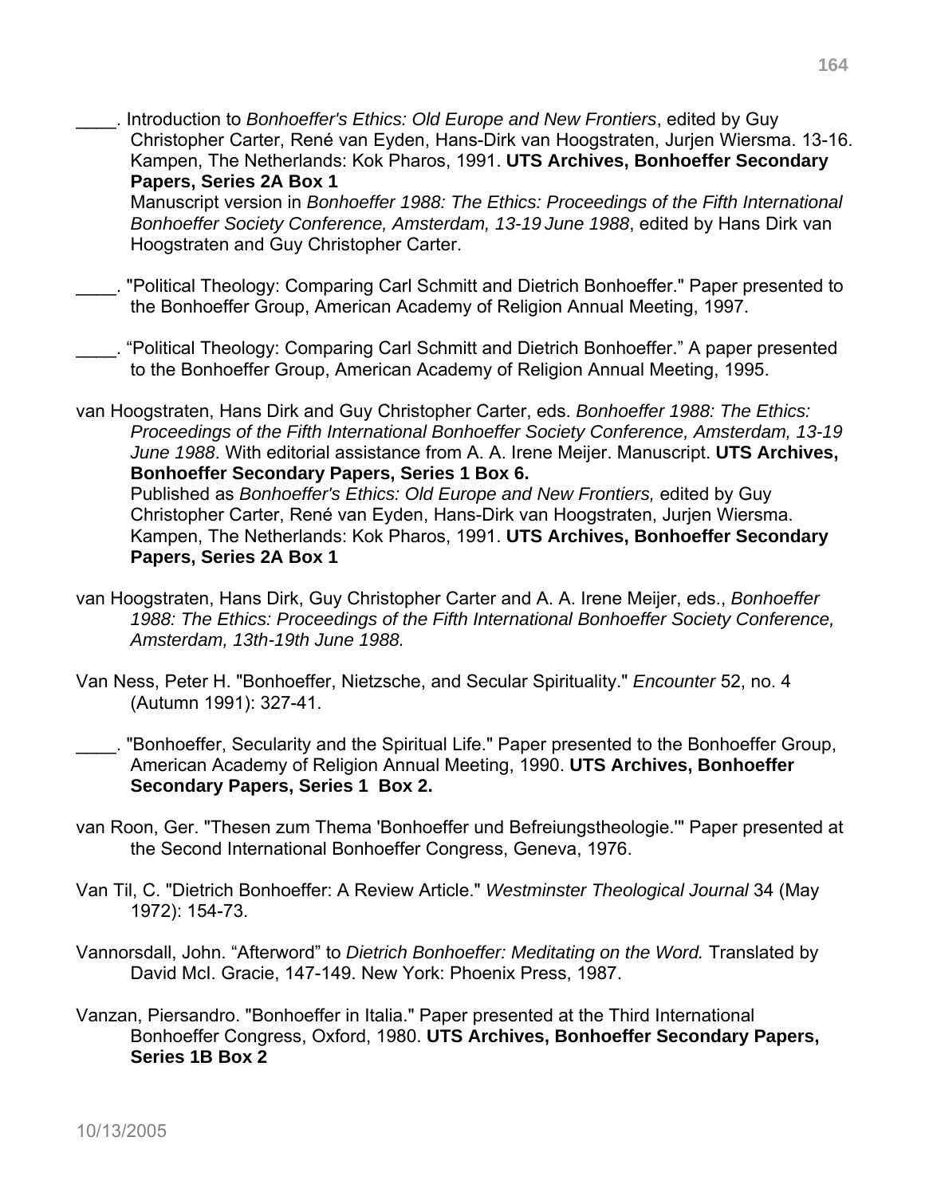____. Introduction to *Bonhoeffer's Ethics: Old Europe and New Frontiers*, edited by Guy Christopher Carter, René van Eyden, Hans-Dirk van Hoogstraten, Jurjen Wiersma. 13-16. Kampen, The Netherlands: Kok Pharos, 1991. **UTS Archives, Bonhoeffer Secondary Papers, Series 2A Box 1**
Manuscript version in *Bonhoeffer 1988: The Ethics: Proceedings of the Fifth International Bonhoeffer Society Conference, Amsterdam, 13-19 June 1988*, edited by Hans Dirk van Hoogstraten and Guy Christopher Carter.

____. "Political Theology: Comparing Carl Schmitt and Dietrich Bonhoeffer." Paper presented to the Bonhoeffer Group, American Academy of Religion Annual Meeting, 1997.

____. "Political Theology: Comparing Carl Schmitt and Dietrich Bonhoeffer." A paper presented to the Bonhoeffer Group, American Academy of Religion Annual Meeting, 1995.

van Hoogstraten, Hans Dirk and Guy Christopher Carter, eds. *Bonhoeffer 1988: The Ethics: Proceedings of the Fifth International Bonhoeffer Society Conference, Amsterdam, 13-19 June 1988*. With editorial assistance from A. A. Irene Meijer. Manuscript. **UTS Archives, Bonhoeffer Secondary Papers, Series 1 Box 6.**
Published as *Bonhoeffer's Ethics: Old Europe and New Frontiers,* edited by Guy Christopher Carter, René van Eyden, Hans-Dirk van Hoogstraten, Jurjen Wiersma. Kampen, The Netherlands: Kok Pharos, 1991. **UTS Archives, Bonhoeffer Secondary Papers, Series 2A Box 1**

van Hoogstraten, Hans Dirk, Guy Christopher Carter and A. A. Irene Meijer, eds., *Bonhoeffer 1988: The Ethics: Proceedings of the Fifth International Bonhoeffer Society Conference, Amsterdam, 13th-19th June 1988.*

Van Ness, Peter H. "Bonhoeffer, Nietzsche, and Secular Spirituality." *Encounter* 52, no. 4 (Autumn 1991): 327-41.

____. "Bonhoeffer, Secularity and the Spiritual Life." Paper presented to the Bonhoeffer Group, American Academy of Religion Annual Meeting, 1990. **UTS Archives, Bonhoeffer Secondary Papers, Series 1 Box 2.**

van Roon, Ger. "Thesen zum Thema 'Bonhoeffer und Befreiungstheologie.'" Paper presented at the Second International Bonhoeffer Congress, Geneva, 1976.

Van Til, C. "Dietrich Bonhoeffer: A Review Article." *Westminster Theological Journal* 34 (May 1972): 154-73.

Vannorsdall, John. "Afterword" to *Dietrich Bonhoeffer: Meditating on the Word.* Translated by David McI. Gracie, 147-149. New York: Phoenix Press, 1987.

Vanzan, Piersandro. "Bonhoeffer in Italia." Paper presented at the Third International Bonhoeffer Congress, Oxford, 1980. **UTS Archives, Bonhoeffer Secondary Papers, Series 1B Box 2**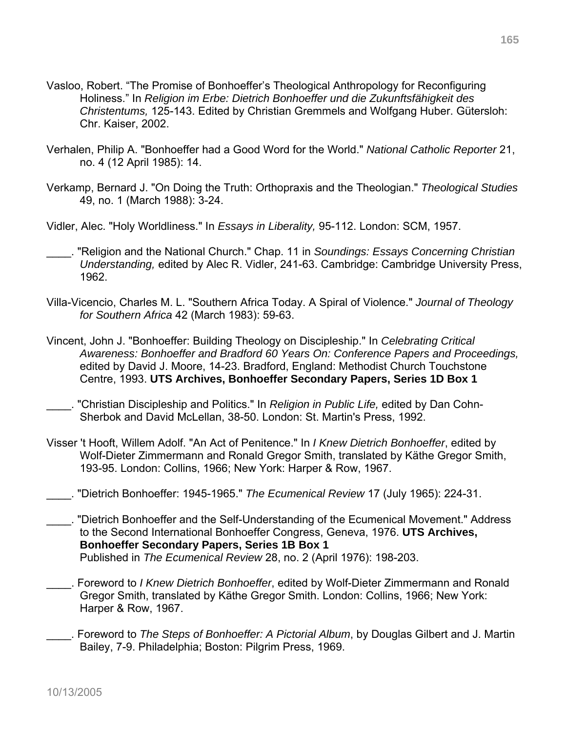Vasloo, Robert. “The Promise of Bonhoeffer’s Theological Anthropology for Reconfiguring Holiness.” In *Religion im Erbe: Dietrich Bonhoeffer und die Zukunftsfähigkeit des Christentums,* 125-143. Edited by Christian Gremmels and Wolfgang Huber. Gütersloh: Chr. Kaiser, 2002.

Verhalen, Philip A. "Bonhoeffer had a Good Word for the World." *National Catholic Reporter* 21, no. 4 (12 April 1985): 14.

Verkamp, Bernard J. "On Doing the Truth: Orthopraxis and the Theologian." *Theological Studies* 49, no. 1 (March 1988): 3-24.

Vidler, Alec. "Holy Worldliness." In *Essays in Liberality,* 95-112. London: SCM, 1957.

____. "Religion and the National Church." Chap. 11 in *Soundings: Essays Concerning Christian Understanding,* edited by Alec R. Vidler, 241-63. Cambridge: Cambridge University Press, 1962.

Villa-Vicencio, Charles M. L. "Southern Africa Today. A Spiral of Violence." *Journal of Theology for Southern Africa* 42 (March 1983): 59-63.

Vincent, John J. "Bonhoeffer: Building Theology on Discipleship." In *Celebrating Critical Awareness: Bonhoeffer and Bradford 60 Years On: Conference Papers and Proceedings,* edited by David J. Moore, 14-23. Bradford, England: Methodist Church Touchstone Centre, 1993. **UTS Archives, Bonhoeffer Secondary Papers, Series 1D Box 1**

____. "Christian Discipleship and Politics." In *Religion in Public Life,* edited by Dan Cohn-Sherbok and David McLellan, 38-50. London: St. Martin's Press, 1992.

Visser 't Hooft, Willem Adolf. "An Act of Penitence." In *I Knew Dietrich Bonhoeffer*, edited by Wolf-Dieter Zimmermann and Ronald Gregor Smith, translated by Käthe Gregor Smith, 193-95. London: Collins, 1966; New York: Harper & Row, 1967.

____. "Dietrich Bonhoeffer: 1945-1965." *The Ecumenical Review* 17 (July 1965): 224-31.

____. "Dietrich Bonhoeffer and the Self-Understanding of the Ecumenical Movement." Address to the Second International Bonhoeffer Congress, Geneva, 1976. **UTS Archives, Bonhoeffer Secondary Papers, Series 1B Box 1**
Published in *The Ecumenical Review* 28, no. 2 (April 1976): 198-203.

____. Foreword to *I Knew Dietrich Bonhoeffer*, edited by Wolf-Dieter Zimmermann and Ronald Gregor Smith, translated by Käthe Gregor Smith. London: Collins, 1966; New York: Harper & Row, 1967.

____. Foreword to *The Steps of Bonhoeffer: A Pictorial Album*, by Douglas Gilbert and J. Martin Bailey, 7-9. Philadelphia; Boston: Pilgrim Press, 1969.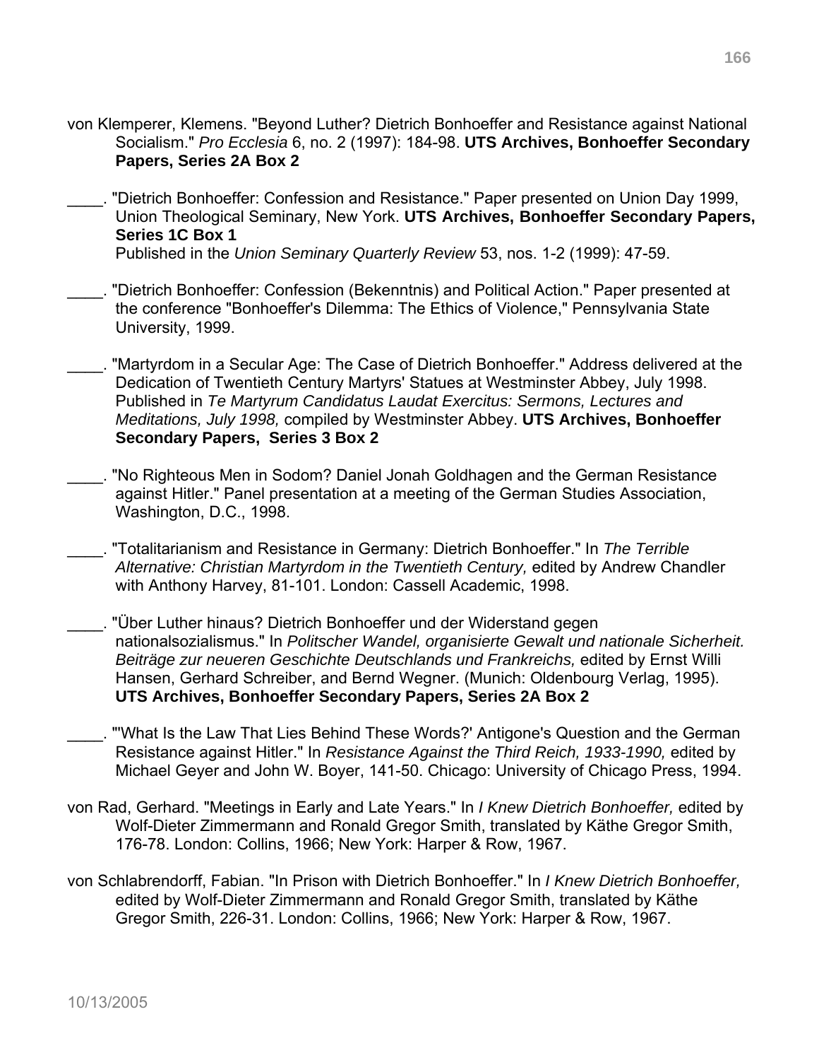von Klemperer, Klemens. "Beyond Luther? Dietrich Bonhoeffer and Resistance against National Socialism." *Pro Ecclesia* 6, no. 2 (1997): 184-98. **UTS Archives, Bonhoeffer Secondary Papers, Series 2A Box 2**

____. "Dietrich Bonhoeffer: Confession and Resistance." Paper presented on Union Day 1999, Union Theological Seminary, New York. **UTS Archives, Bonhoeffer Secondary Papers, Series 1C Box 1**
Published in the *Union Seminary Quarterly Review* 53, nos. 1-2 (1999): 47-59.

____. "Dietrich Bonhoeffer: Confession (Bekenntnis) and Political Action." Paper presented at the conference "Bonhoeffer's Dilemma: The Ethics of Violence," Pennsylvania State University, 1999.

____. "Martyrdom in a Secular Age: The Case of Dietrich Bonhoeffer." Address delivered at the Dedication of Twentieth Century Martyrs' Statues at Westminster Abbey, July 1998. Published in *Te Martyrum Candidatus Laudat Exercitus: Sermons, Lectures and Meditations, July 1998,* compiled by Westminster Abbey. **UTS Archives, Bonhoeffer Secondary Papers, Series 3 Box 2**

____. "No Righteous Men in Sodom? Daniel Jonah Goldhagen and the German Resistance against Hitler." Panel presentation at a meeting of the German Studies Association, Washington, D.C., 1998.

____. "Totalitarianism and Resistance in Germany: Dietrich Bonhoeffer." In *The Terrible Alternative: Christian Martyrdom in the Twentieth Century,* edited by Andrew Chandler with Anthony Harvey, 81-101. London: Cassell Academic, 1998.

____. "Über Luther hinaus? Dietrich Bonhoeffer und der Widerstand gegen nationalsozialismus." In *Politscher Wandel, organisierte Gewalt und nationale Sicherheit. Beiträge zur neueren Geschichte Deutschlands und Frankreichs,* edited by Ernst Willi Hansen, Gerhard Schreiber, and Bernd Wegner. (Munich: Oldenbourg Verlag, 1995). **UTS Archives, Bonhoeffer Secondary Papers, Series 2A Box 2**

____. "'What Is the Law That Lies Behind These Words?' Antigone's Question and the German Resistance against Hitler." In *Resistance Against the Third Reich, 1933-1990,* edited by Michael Geyer and John W. Boyer, 141-50. Chicago: University of Chicago Press, 1994.

von Rad, Gerhard. "Meetings in Early and Late Years." In *I Knew Dietrich Bonhoeffer,* edited by Wolf-Dieter Zimmermann and Ronald Gregor Smith, translated by Käthe Gregor Smith, 176-78. London: Collins, 1966; New York: Harper & Row, 1967.

von Schlabrendorff, Fabian. "In Prison with Dietrich Bonhoeffer." In *I Knew Dietrich Bonhoeffer,* edited by Wolf-Dieter Zimmermann and Ronald Gregor Smith, translated by Käthe Gregor Smith, 226-31. London: Collins, 1966; New York: Harper & Row, 1967.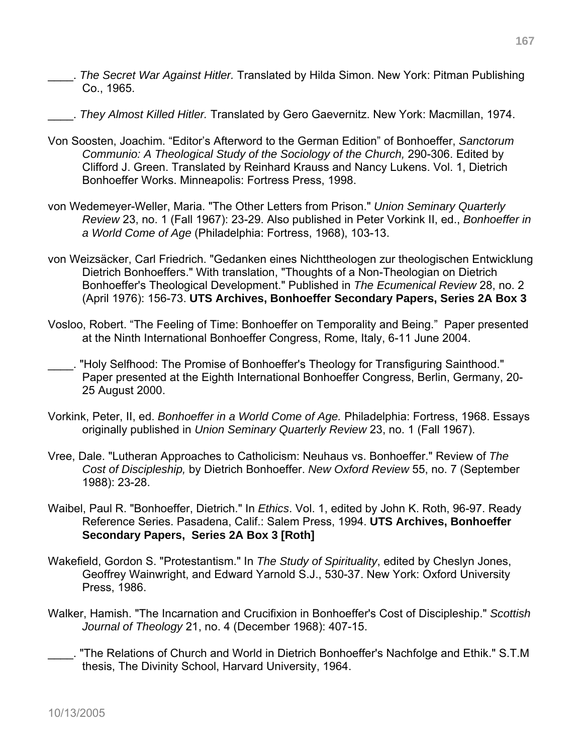____. *The Secret War Against Hitler.* Translated by Hilda Simon. New York: Pitman Publishing Co., 1965.

____. *They Almost Killed Hitler.* Translated by Gero Gaevernitz. New York: Macmillan, 1974.

Von Soosten, Joachim. “Editor’s Afterword to the German Edition” of Bonhoeffer, *Sanctorum Communio: A Theological Study of the Sociology of the Church,* 290-306. Edited by Clifford J. Green. Translated by Reinhard Krauss and Nancy Lukens. Vol. 1, Dietrich Bonhoeffer Works. Minneapolis: Fortress Press, 1998.

von Wedemeyer-Weller, Maria. "The Other Letters from Prison." *Union Seminary Quarterly Review* 23, no. 1 (Fall 1967): 23-29. Also published in Peter Vorkink II, ed., *Bonhoeffer in a World Come of Age* (Philadelphia: Fortress, 1968), 103-13.

von Weizsäcker, Carl Friedrich. "Gedanken eines Nichttheologen zur theologischen Entwicklung Dietrich Bonhoeffers." With translation, "Thoughts of a Non-Theologian on Dietrich Bonhoeffer's Theological Development." Published in *The Ecumenical Review* 28, no. 2 (April 1976): 156-73. **UTS Archives, Bonhoeffer Secondary Papers, Series 2A Box 3**

Vosloo, Robert. “The Feeling of Time: Bonhoeffer on Temporality and Being.” Paper presented at the Ninth International Bonhoeffer Congress, Rome, Italy, 6-11 June 2004.

____. "Holy Selfhood: The Promise of Bonhoeffer's Theology for Transfiguring Sainthood." Paper presented at the Eighth International Bonhoeffer Congress, Berlin, Germany, 20-25 August 2000.

Vorkink, Peter, II, ed. *Bonhoeffer in a World Come of Age.* Philadelphia: Fortress, 1968. Essays originally published in *Union Seminary Quarterly Review* 23, no. 1 (Fall 1967).

Vree, Dale. "Lutheran Approaches to Catholicism: Neuhaus vs. Bonhoeffer." Review of *The Cost of Discipleship,* by Dietrich Bonhoeffer. *New Oxford Review* 55, no. 7 (September 1988): 23-28.

Waibel, Paul R. "Bonhoeffer, Dietrich." In *Ethics*. Vol. 1, edited by John K. Roth, 96-97. Ready Reference Series. Pasadena, Calif.: Salem Press, 1994. **UTS Archives, Bonhoeffer Secondary Papers, Series 2A Box 3 [Roth]**

Wakefield, Gordon S. "Protestantism." In *The Study of Spirituality*, edited by Cheslyn Jones, Geoffrey Wainwright, and Edward Yarnold S.J., 530-37. New York: Oxford University Press, 1986.

Walker, Hamish. "The Incarnation and Crucifixion in Bonhoeffer's Cost of Discipleship." *Scottish Journal of Theology* 21, no. 4 (December 1968): 407-15.

____. "The Relations of Church and World in Dietrich Bonhoeffer's Nachfolge and Ethik." S.T.M thesis, The Divinity School, Harvard University, 1964.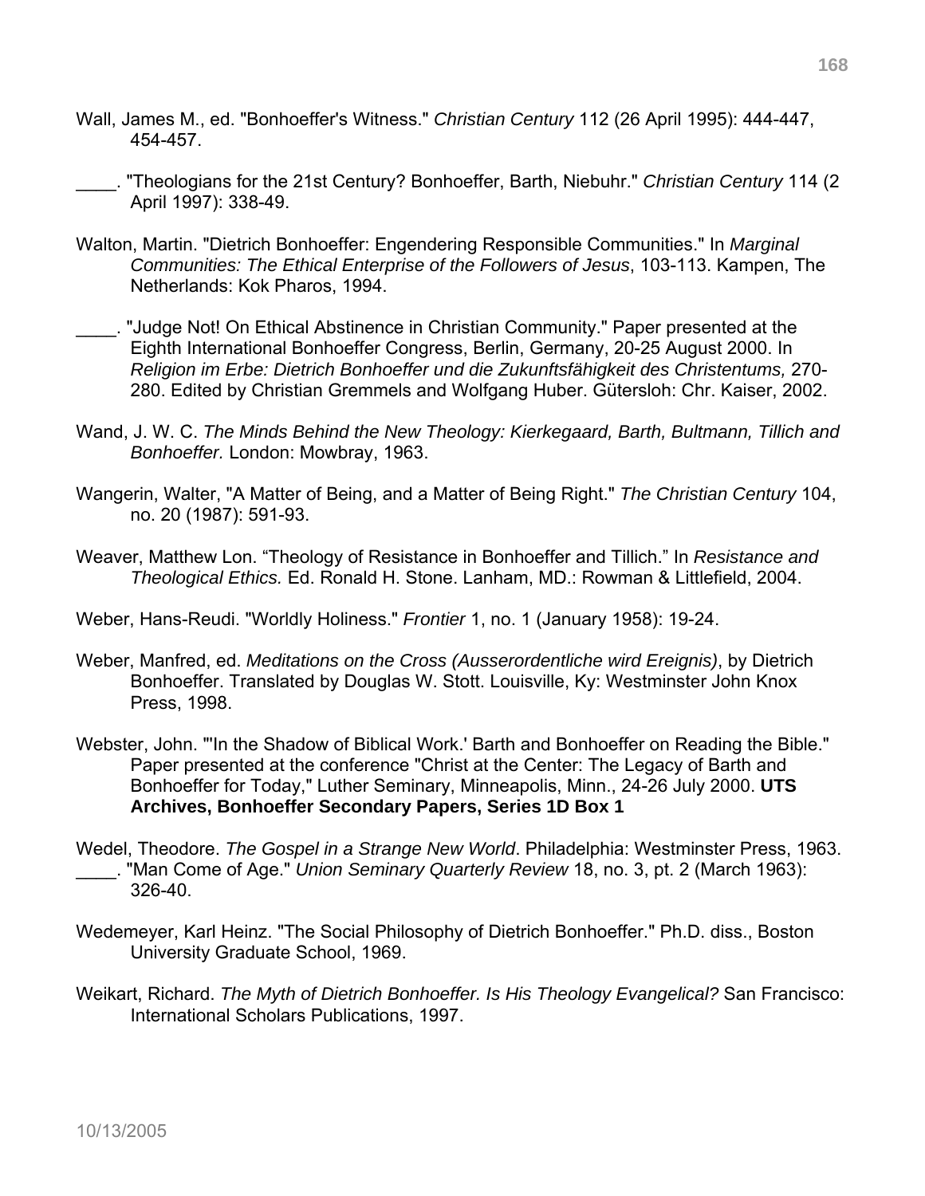Wall, James M., ed. "Bonhoeffer's Witness." *Christian Century* 112 (26 April 1995): 444-447, 454-457.

____. "Theologians for the 21st Century? Bonhoeffer, Barth, Niebuhr." *Christian Century* 114 (2 April 1997): 338-49.

Walton, Martin. "Dietrich Bonhoeffer: Engendering Responsible Communities." In *Marginal Communities: The Ethical Enterprise of the Followers of Jesus*, 103-113. Kampen, The Netherlands: Kok Pharos, 1994.

____. "Judge Not! On Ethical Abstinence in Christian Community." Paper presented at the Eighth International Bonhoeffer Congress, Berlin, Germany, 20-25 August 2000. In *Religion im Erbe: Dietrich Bonhoeffer und die Zukunftsfähigkeit des Christentums,* 270-280. Edited by Christian Gremmels and Wolfgang Huber. Gütersloh: Chr. Kaiser, 2002.

Wand, J. W. C. *The Minds Behind the New Theology: Kierkegaard, Barth, Bultmann, Tillich and Bonhoeffer.* London: Mowbray, 1963.

Wangerin, Walter, "A Matter of Being, and a Matter of Being Right." *The Christian Century* 104, no. 20 (1987): 591-93.

Weaver, Matthew Lon. "Theology of Resistance in Bonhoeffer and Tillich." In *Resistance and Theological Ethics.* Ed. Ronald H. Stone. Lanham, MD.: Rowman & Littlefield, 2004.

Weber, Hans-Reudi. "Worldly Holiness." *Frontier* 1, no. 1 (January 1958): 19-24.

Weber, Manfred, ed. *Meditations on the Cross (Ausserordentliche wird Ereignis)*, by Dietrich Bonhoeffer. Translated by Douglas W. Stott. Louisville, Ky: Westminster John Knox Press, 1998.

Webster, John. "'In the Shadow of Biblical Work.' Barth and Bonhoeffer on Reading the Bible." Paper presented at the conference "Christ at the Center: The Legacy of Barth and Bonhoeffer for Today," Luther Seminary, Minneapolis, Minn., 24-26 July 2000. **UTS Archives, Bonhoeffer Secondary Papers, Series 1D Box 1**

Wedel, Theodore. *The Gospel in a Strange New World*. Philadelphia: Westminster Press, 1963.
____. "Man Come of Age." *Union Seminary Quarterly Review* 18, no. 3, pt. 2 (March 1963): 326-40.

Wedemeyer, Karl Heinz. "The Social Philosophy of Dietrich Bonhoeffer." Ph.D. diss., Boston University Graduate School, 1969.

Weikart, Richard. *The Myth of Dietrich Bonhoeffer. Is His Theology Evangelical?* San Francisco: International Scholars Publications, 1997.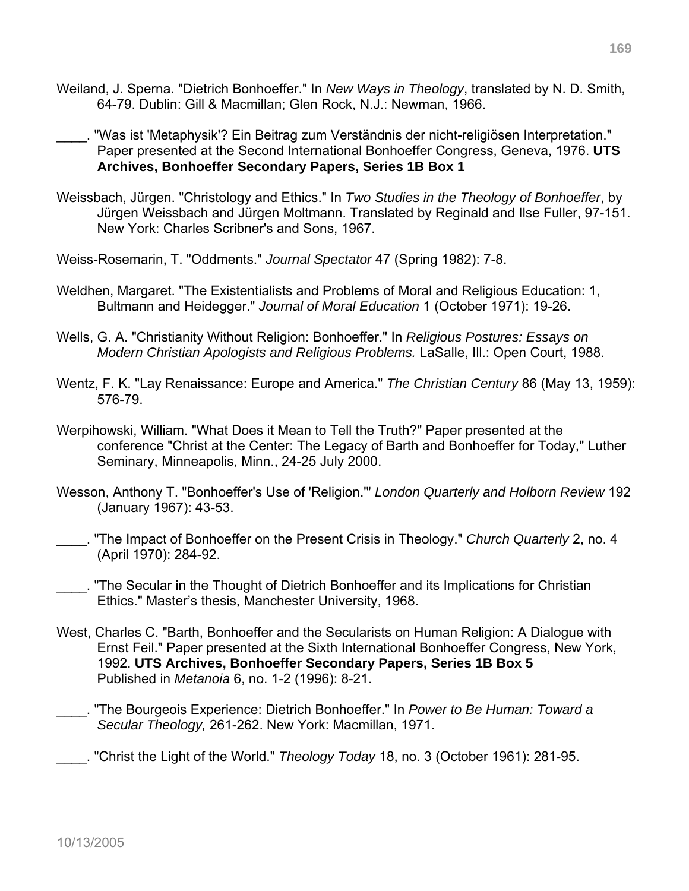Weiland, J. Sperna. "Dietrich Bonhoeffer." In *New Ways in Theology*, translated by N. D. Smith, 64-79. Dublin: Gill & Macmillan; Glen Rock, N.J.: Newman, 1966.

____. "Was ist 'Metaphysik'? Ein Beitrag zum Verständnis der nicht-religiösen Interpretation." Paper presented at the Second International Bonhoeffer Congress, Geneva, 1976. **UTS Archives, Bonhoeffer Secondary Papers, Series 1B Box 1**

Weissbach, Jürgen. "Christology and Ethics." In *Two Studies in the Theology of Bonhoeffer*, by Jürgen Weissbach and Jürgen Moltmann. Translated by Reginald and Ilse Fuller, 97-151. New York: Charles Scribner's and Sons, 1967.

Weiss-Rosemarin, T. "Oddments." *Journal Spectator* 47 (Spring 1982): 7-8.

Weldhen, Margaret. "The Existentialists and Problems of Moral and Religious Education: 1, Bultmann and Heidegger." *Journal of Moral Education* 1 (October 1971): 19-26.

Wells, G. A. "Christianity Without Religion: Bonhoeffer." In *Religious Postures: Essays on Modern Christian Apologists and Religious Problems.* LaSalle, Ill.: Open Court, 1988.

Wentz, F. K. "Lay Renaissance: Europe and America." *The Christian Century* 86 (May 13, 1959): 576-79.

Werpihowski, William. "What Does it Mean to Tell the Truth?" Paper presented at the conference "Christ at the Center: The Legacy of Barth and Bonhoeffer for Today," Luther Seminary, Minneapolis, Minn., 24-25 July 2000.

Wesson, Anthony T. "Bonhoeffer's Use of 'Religion.'" *London Quarterly and Holborn Review* 192 (January 1967): 43-53.

____. "The Impact of Bonhoeffer on the Present Crisis in Theology." *Church Quarterly* 2, no. 4 (April 1970): 284-92.

____. "The Secular in the Thought of Dietrich Bonhoeffer and its Implications for Christian Ethics." Master's thesis, Manchester University, 1968.

West, Charles C. "Barth, Bonhoeffer and the Secularists on Human Religion: A Dialogue with Ernst Feil." Paper presented at the Sixth International Bonhoeffer Congress, New York, 1992. **UTS Archives, Bonhoeffer Secondary Papers, Series 1B Box 5** Published in *Metanoia* 6, no. 1-2 (1996): 8-21.

____. "The Bourgeois Experience: Dietrich Bonhoeffer." In *Power to Be Human: Toward a Secular Theology,* 261-262. New York: Macmillan, 1971.

____. "Christ the Light of the World." *Theology Today* 18, no. 3 (October 1961): 281-95.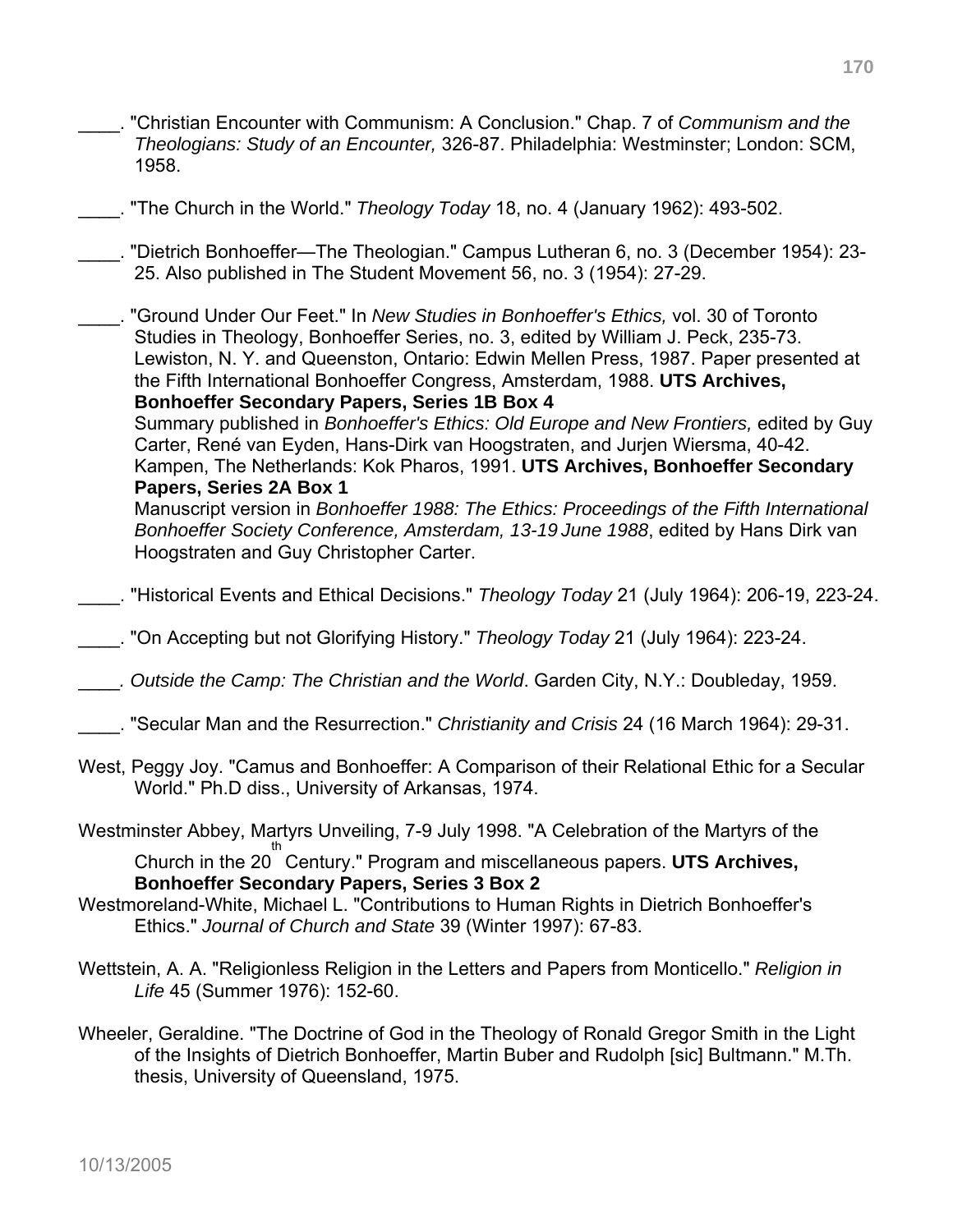____. "Christian Encounter with Communism: A Conclusion." Chap. 7 of *Communism and the Theologians: Study of an Encounter,* 326-87. Philadelphia: Westminster; London: SCM, 1958.

____. "The Church in the World." *Theology Today* 18, no. 4 (January 1962): 493-502.

____. "Dietrich Bonhoeffer—The Theologian." Campus Lutheran 6, no. 3 (December 1954): 23-25. Also published in The Student Movement 56, no. 3 (1954): 27-29.

____. "Ground Under Our Feet." In *New Studies in Bonhoeffer's Ethics,* vol. 30 of Toronto Studies in Theology, Bonhoeffer Series, no. 3, edited by William J. Peck, 235-73. Lewiston, N. Y. and Queenston, Ontario: Edwin Mellen Press, 1987. Paper presented at the Fifth International Bonhoeffer Congress, Amsterdam, 1988. **UTS Archives, Bonhoeffer Secondary Papers, Series 1B Box 4**
Summary published in *Bonhoeffer's Ethics: Old Europe and New Frontiers,* edited by Guy Carter, René van Eyden, Hans-Dirk van Hoogstraten, and Jurjen Wiersma, 40-42. Kampen, The Netherlands: Kok Pharos, 1991. **UTS Archives, Bonhoeffer Secondary Papers, Series 2A Box 1**
Manuscript version in *Bonhoeffer 1988: The Ethics: Proceedings of the Fifth International Bonhoeffer Society Conference, Amsterdam, 13-19 June 1988*, edited by Hans Dirk van Hoogstraten and Guy Christopher Carter.

____. "Historical Events and Ethical Decisions." *Theology Today* 21 (July 1964): 206-19, 223-24.

____. "On Accepting but not Glorifying History." *Theology Today* 21 (July 1964): 223-24.

____. *Outside the Camp: The Christian and the World*. Garden City, N.Y.: Doubleday, 1959.

____. "Secular Man and the Resurrection." *Christianity and Crisis* 24 (16 March 1964): 29-31.

West, Peggy Joy. "Camus and Bonhoeffer: A Comparison of their Relational Ethic for a Secular World." Ph.D diss., University of Arkansas, 1974.

Westminster Abbey, Martyrs Unveiling, 7-9 July 1998. "A Celebration of the Martyrs of the Church in the 20th Century." Program and miscellaneous papers. **UTS Archives, Bonhoeffer Secondary Papers, Series 3 Box 2**

Westmoreland-White, Michael L. "Contributions to Human Rights in Dietrich Bonhoeffer's Ethics." *Journal of Church and State* 39 (Winter 1997): 67-83.

Wettstein, A. A. "Religionless Religion in the Letters and Papers from Monticello." *Religion in Life* 45 (Summer 1976): 152-60.

Wheeler, Geraldine. "The Doctrine of God in the Theology of Ronald Gregor Smith in the Light of the Insights of Dietrich Bonhoeffer, Martin Buber and Rudolph [sic] Bultmann." M.Th. thesis, University of Queensland, 1975.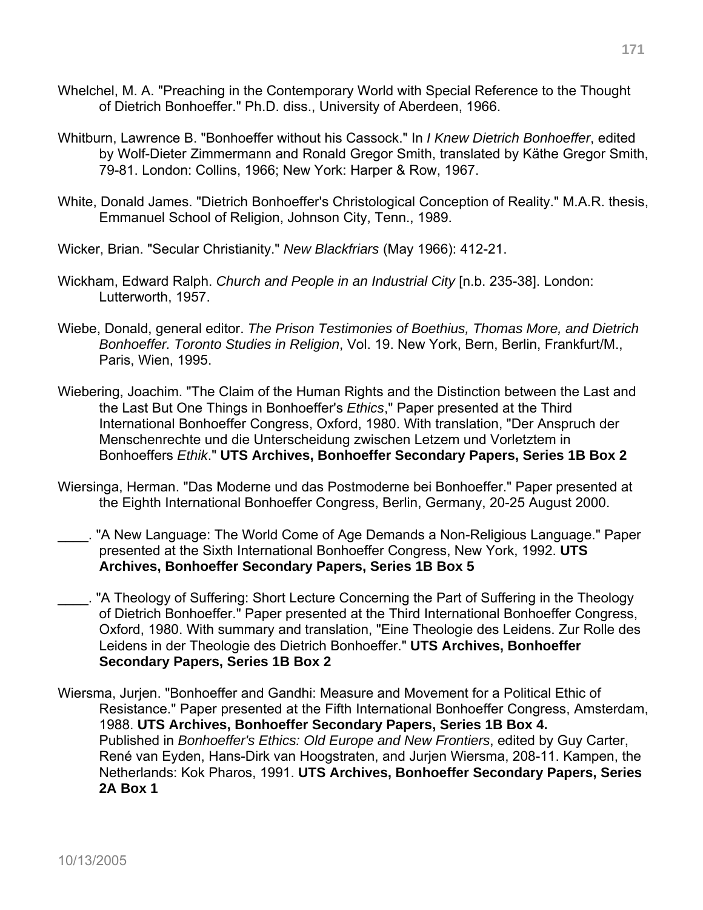Whelchel, M. A. "Preaching in the Contemporary World with Special Reference to the Thought of Dietrich Bonhoeffer." Ph.D. diss., University of Aberdeen, 1966.

Whitburn, Lawrence B. "Bonhoeffer without his Cassock." In *I Knew Dietrich Bonhoeffer*, edited by Wolf-Dieter Zimmermann and Ronald Gregor Smith, translated by Käthe Gregor Smith, 79-81. London: Collins, 1966; New York: Harper & Row, 1967.

White, Donald James. "Dietrich Bonhoeffer's Christological Conception of Reality." M.A.R. thesis, Emmanuel School of Religion, Johnson City, Tenn., 1989.

Wicker, Brian. "Secular Christianity." *New Blackfriars* (May 1966): 412-21.

Wickham, Edward Ralph. *Church and People in an Industrial City* [n.b. 235-38]. London: Lutterworth, 1957.

Wiebe, Donald, general editor. *The Prison Testimonies of Boethius, Thomas More, and Dietrich Bonhoeffer. Toronto Studies in Religion*, Vol. 19. New York, Bern, Berlin, Frankfurt/M., Paris, Wien, 1995.

Wiebering, Joachim. "The Claim of the Human Rights and the Distinction between the Last and the Last But One Things in Bonhoeffer's *Ethics*," Paper presented at the Third International Bonhoeffer Congress, Oxford, 1980. With translation, "Der Anspruch der Menschenrechte und die Unterscheidung zwischen Letzem und Vorletztem in Bonhoeffers *Ethik*." **UTS Archives, Bonhoeffer Secondary Papers, Series 1B Box 2**

Wiersinga, Herman. "Das Moderne und das Postmoderne bei Bonhoeffer." Paper presented at the Eighth International Bonhoeffer Congress, Berlin, Germany, 20-25 August 2000.

____. "A New Language: The World Come of Age Demands a Non-Religious Language." Paper presented at the Sixth International Bonhoeffer Congress, New York, 1992. **UTS Archives, Bonhoeffer Secondary Papers, Series 1B Box 5**

____. "A Theology of Suffering: Short Lecture Concerning the Part of Suffering in the Theology of Dietrich Bonhoeffer." Paper presented at the Third International Bonhoeffer Congress, Oxford, 1980. With summary and translation, "Eine Theologie des Leidens. Zur Rolle des Leidens in der Theologie des Dietrich Bonhoeffer." **UTS Archives, Bonhoeffer Secondary Papers, Series 1B Box 2**

Wiersma, Jurjen. "Bonhoeffer and Gandhi: Measure and Movement for a Political Ethic of Resistance." Paper presented at the Fifth International Bonhoeffer Congress, Amsterdam, 1988. **UTS Archives, Bonhoeffer Secondary Papers, Series 1B Box 4.** Published in *Bonhoeffer's Ethics: Old Europe and New Frontiers*, edited by Guy Carter, René van Eyden, Hans-Dirk van Hoogstraten, and Jurjen Wiersma, 208-11. Kampen, the Netherlands: Kok Pharos, 1991. **UTS Archives, Bonhoeffer Secondary Papers, Series 2A Box 1**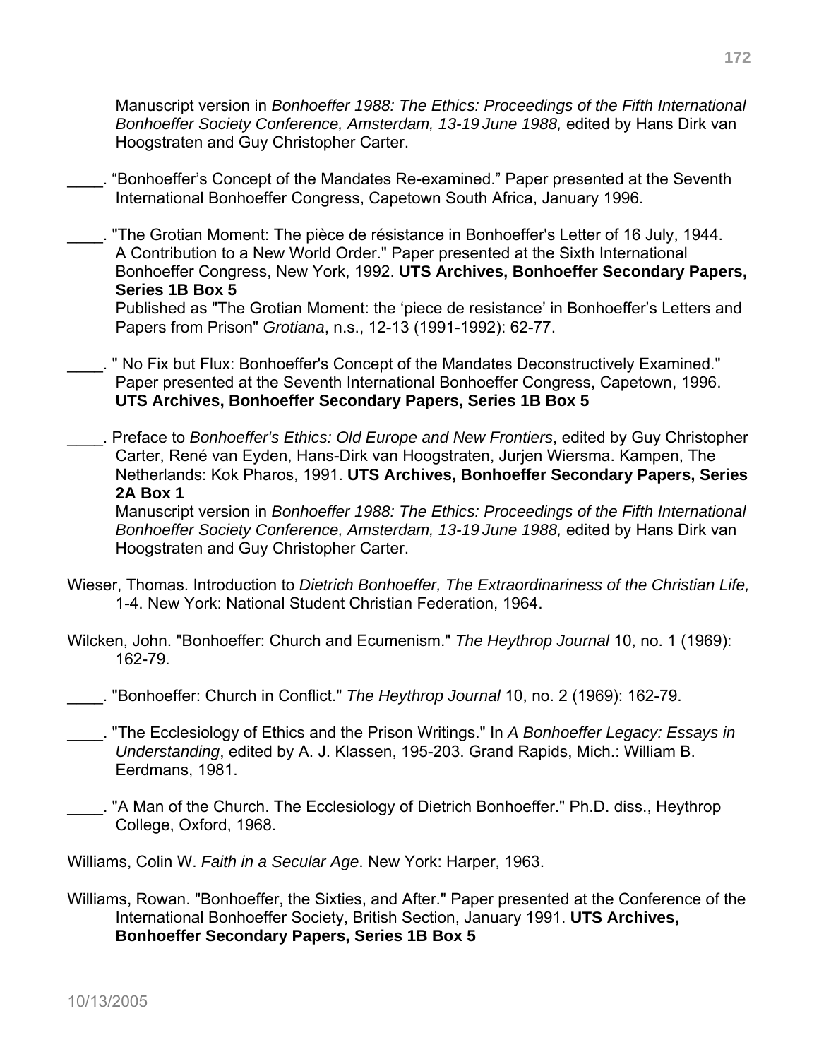Manuscript version in *Bonhoeffer 1988: The Ethics: Proceedings of the Fifth International Bonhoeffer Society Conference, Amsterdam, 13-19 June 1988,* edited by Hans Dirk van Hoogstraten and Guy Christopher Carter.

____. “Bonhoeffer’s Concept of the Mandates Re-examined.” Paper presented at the Seventh International Bonhoeffer Congress, Capetown South Africa, January 1996.

____. "The Grotian Moment: The pièce de résistance in Bonhoeffer's Letter of 16 July, 1944. A Contribution to a New World Order." Paper presented at the Sixth International Bonhoeffer Congress, New York, 1992. **UTS Archives, Bonhoeffer Secondary Papers, Series 1B Box 5**
Published as "The Grotian Moment: the ‘piece de resistance’ in Bonhoeffer’s Letters and Papers from Prison" *Grotiana*, n.s., 12-13 (1991-1992): 62-77.

____. " No Fix but Flux: Bonhoeffer's Concept of the Mandates Deconstructively Examined." Paper presented at the Seventh International Bonhoeffer Congress, Capetown, 1996. **UTS Archives, Bonhoeffer Secondary Papers, Series 1B Box 5**

____. Preface to *Bonhoeffer's Ethics: Old Europe and New Frontiers*, edited by Guy Christopher Carter, René van Eyden, Hans-Dirk van Hoogstraten, Jurjen Wiersma. Kampen, The Netherlands: Kok Pharos, 1991. **UTS Archives, Bonhoeffer Secondary Papers, Series 2A Box 1**
Manuscript version in *Bonhoeffer 1988: The Ethics: Proceedings of the Fifth International Bonhoeffer Society Conference, Amsterdam, 13-19 June 1988,* edited by Hans Dirk van Hoogstraten and Guy Christopher Carter.

Wieser, Thomas. Introduction to *Dietrich Bonhoeffer, The Extraordinariness of the Christian Life,* 1-4. New York: National Student Christian Federation, 1964.

Wilcken, John. "Bonhoeffer: Church and Ecumenism." *The Heythrop Journal* 10, no. 1 (1969): 162-79.

____. "Bonhoeffer: Church in Conflict." *The Heythrop Journal* 10, no. 2 (1969): 162-79.

____. "The Ecclesiology of Ethics and the Prison Writings." In *A Bonhoeffer Legacy: Essays in Understanding*, edited by A. J. Klassen, 195-203. Grand Rapids, Mich.: William B. Eerdmans, 1981.

____. "A Man of the Church. The Ecclesiology of Dietrich Bonhoeffer." Ph.D. diss., Heythrop College, Oxford, 1968.

Williams, Colin W. *Faith in a Secular Age*. New York: Harper, 1963.

Williams, Rowan. "Bonhoeffer, the Sixties, and After." Paper presented at the Conference of the International Bonhoeffer Society, British Section, January 1991. **UTS Archives, Bonhoeffer Secondary Papers, Series 1B Box 5**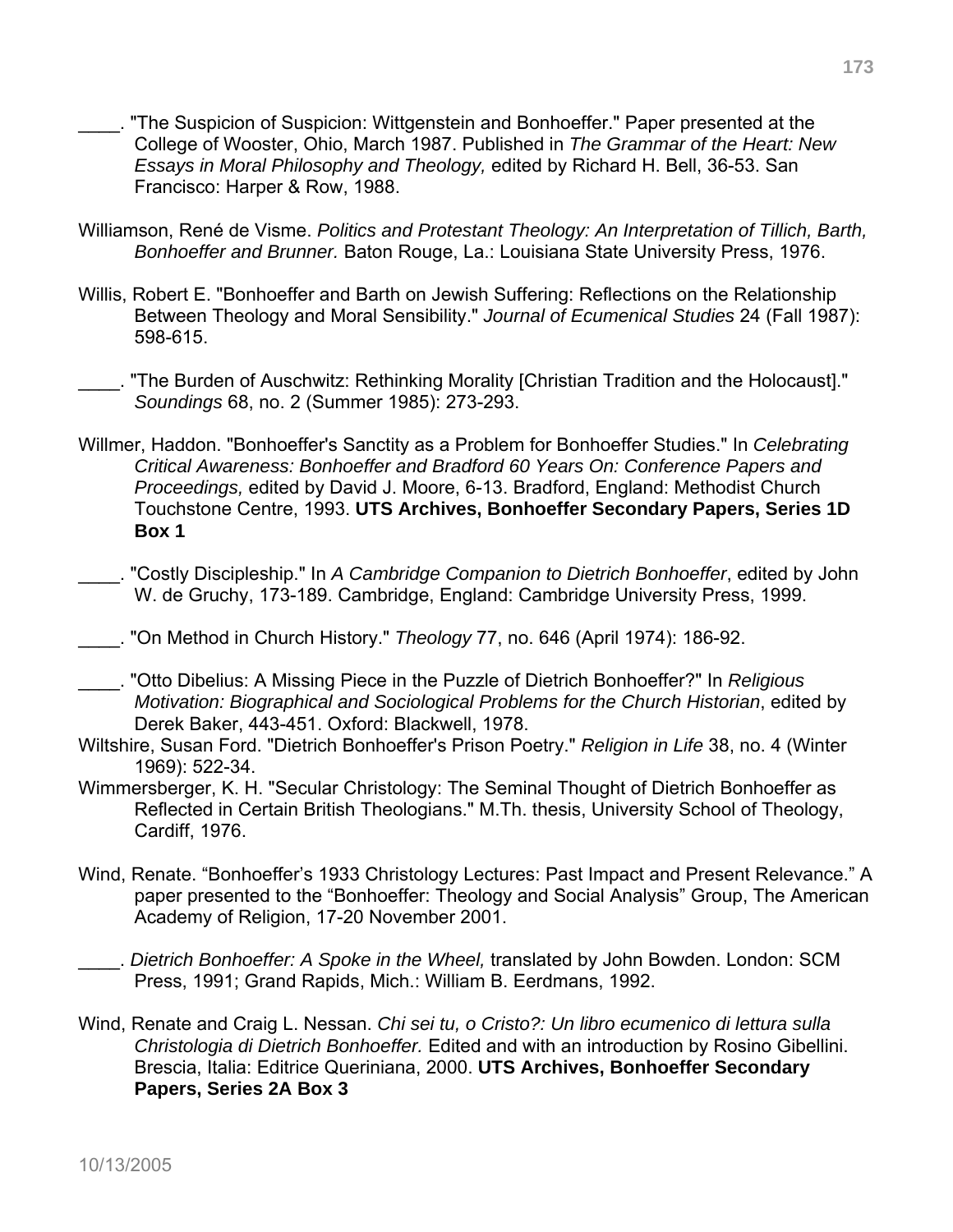____. "The Suspicion of Suspicion: Wittgenstein and Bonhoeffer." Paper presented at the College of Wooster, Ohio, March 1987. Published in *The Grammar of the Heart: New Essays in Moral Philosophy and Theology,* edited by Richard H. Bell, 36-53. San Francisco: Harper & Row, 1988.

Williamson, René de Visme. *Politics and Protestant Theology: An Interpretation of Tillich, Barth, Bonhoeffer and Brunner.* Baton Rouge, La.: Louisiana State University Press, 1976.

Willis, Robert E. "Bonhoeffer and Barth on Jewish Suffering: Reflections on the Relationship Between Theology and Moral Sensibility." *Journal of Ecumenical Studies* 24 (Fall 1987): 598-615.

____. "The Burden of Auschwitz: Rethinking Morality [Christian Tradition and the Holocaust]." *Soundings* 68, no. 2 (Summer 1985): 273-293.

Willmer, Haddon. "Bonhoeffer's Sanctity as a Problem for Bonhoeffer Studies." In *Celebrating Critical Awareness: Bonhoeffer and Bradford 60 Years On: Conference Papers and Proceedings,* edited by David J. Moore, 6-13. Bradford, England: Methodist Church Touchstone Centre, 1993. **UTS Archives, Bonhoeffer Secondary Papers, Series 1D Box 1**

____. "Costly Discipleship." In *A Cambridge Companion to Dietrich Bonhoeffer*, edited by John W. de Gruchy, 173-189. Cambridge, England: Cambridge University Press, 1999.

____. "On Method in Church History." *Theology* 77, no. 646 (April 1974): 186-92.

____. "Otto Dibelius: A Missing Piece in the Puzzle of Dietrich Bonhoeffer?" In *Religious Motivation: Biographical and Sociological Problems for the Church Historian*, edited by Derek Baker, 443-451. Oxford: Blackwell, 1978.

Wiltshire, Susan Ford. "Dietrich Bonhoeffer's Prison Poetry." *Religion in Life* 38, no. 4 (Winter 1969): 522-34.

Wimmersberger, K. H. "Secular Christology: The Seminal Thought of Dietrich Bonhoeffer as Reflected in Certain British Theologians." M.Th. thesis, University School of Theology, Cardiff, 1976.

Wind, Renate. "Bonhoeffer's 1933 Christology Lectures: Past Impact and Present Relevance." A paper presented to the "Bonhoeffer: Theology and Social Analysis" Group, The American Academy of Religion, 17-20 November 2001.

____. *Dietrich Bonhoeffer: A Spoke in the Wheel,* translated by John Bowden. London: SCM Press, 1991; Grand Rapids, Mich.: William B. Eerdmans, 1992.

Wind, Renate and Craig L. Nessan. *Chi sei tu, o Cristo?: Un libro ecumenico di lettura sulla Christologia di Dietrich Bonhoeffer.* Edited and with an introduction by Rosino Gibellini. Brescia, Italia: Editrice Queriniana, 2000. **UTS Archives, Bonhoeffer Secondary Papers, Series 2A Box 3**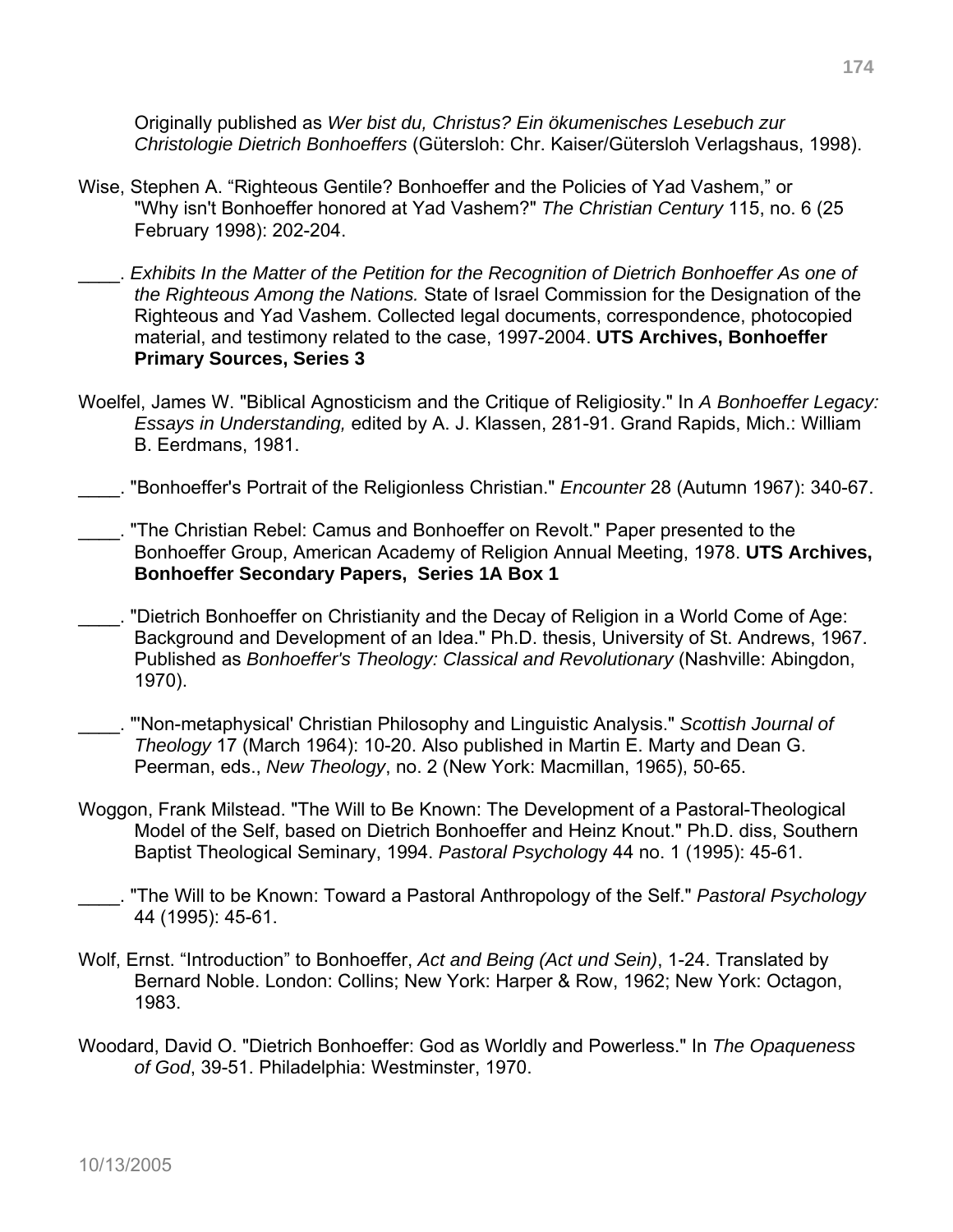Originally published as *Wer bist du, Christus? Ein ökumenisches Lesebuch zur Christologie Dietrich Bonhoeffers* (Gütersloh: Chr. Kaiser/Gütersloh Verlagshaus, 1998).

Wise, Stephen A. "Righteous Gentile? Bonhoeffer and the Policies of Yad Vashem," or "Why isn't Bonhoeffer honored at Yad Vashem?" *The Christian Century* 115, no. 6 (25 February 1998): 202-204.

____. *Exhibits In the Matter of the Petition for the Recognition of Dietrich Bonhoeffer As one of the Righteous Among the Nations.* State of Israel Commission for the Designation of the Righteous and Yad Vashem. Collected legal documents, correspondence, photocopied material, and testimony related to the case, 1997-2004. **UTS Archives, Bonhoeffer Primary Sources, Series 3**

Woelfel, James W. "Biblical Agnosticism and the Critique of Religiosity." In *A Bonhoeffer Legacy: Essays in Understanding,* edited by A. J. Klassen, 281-91. Grand Rapids, Mich.: William B. Eerdmans, 1981.

____. "Bonhoeffer's Portrait of the Religionless Christian." *Encounter* 28 (Autumn 1967): 340-67.

____. "The Christian Rebel: Camus and Bonhoeffer on Revolt." Paper presented to the Bonhoeffer Group, American Academy of Religion Annual Meeting, 1978. **UTS Archives, Bonhoeffer Secondary Papers, Series 1A Box 1**

____. "Dietrich Bonhoeffer on Christianity and the Decay of Religion in a World Come of Age: Background and Development of an Idea." Ph.D. thesis, University of St. Andrews, 1967. Published as *Bonhoeffer's Theology: Classical and Revolutionary* (Nashville: Abingdon, 1970).

____. "'Non-metaphysical' Christian Philosophy and Linguistic Analysis." *Scottish Journal of Theology* 17 (March 1964): 10-20. Also published in Martin E. Marty and Dean G. Peerman, eds., *New Theology*, no. 2 (New York: Macmillan, 1965), 50-65.

Woggon, Frank Milstead. "The Will to Be Known: The Development of a Pastoral-Theological Model of the Self, based on Dietrich Bonhoeffer and Heinz Knout." Ph.D. diss, Southern Baptist Theological Seminary, 1994. *Pastoral Psychology* 44 no. 1 (1995): 45-61.

____. "The Will to be Known: Toward a Pastoral Anthropology of the Self." *Pastoral Psychology* 44 (1995): 45-61.

Wolf, Ernst. "Introduction" to Bonhoeffer, *Act and Being (Act und Sein)*, 1-24. Translated by Bernard Noble. London: Collins; New York: Harper & Row, 1962; New York: Octagon, 1983.

Woodard, David O. "Dietrich Bonhoeffer: God as Worldly and Powerless." In *The Opaqueness of God*, 39-51. Philadelphia: Westminster, 1970.

10/13/2005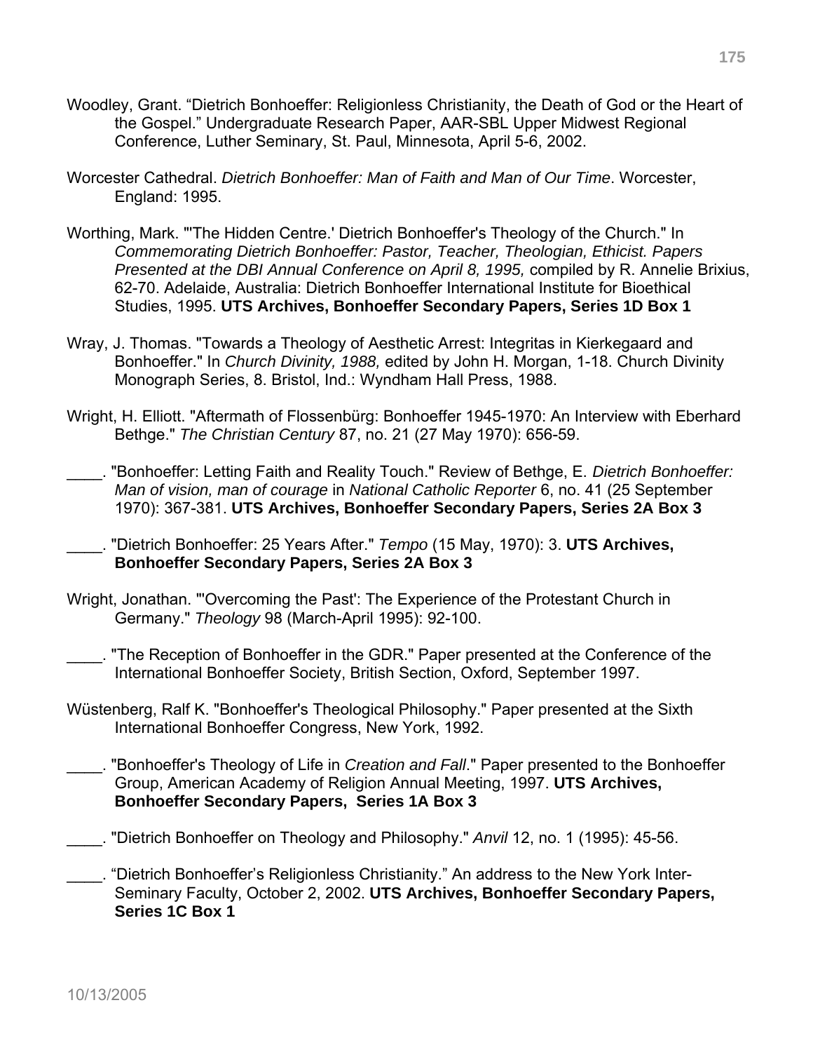Woodley, Grant. “Dietrich Bonhoeffer: Religionless Christianity, the Death of God or the Heart of the Gospel.” Undergraduate Research Paper, AAR-SBL Upper Midwest Regional Conference, Luther Seminary, St. Paul, Minnesota, April 5-6, 2002.

Worcester Cathedral. *Dietrich Bonhoeffer: Man of Faith and Man of Our Time*. Worcester, England: 1995.

Worthing, Mark. "'The Hidden Centre.' Dietrich Bonhoeffer's Theology of the Church." In *Commemorating Dietrich Bonhoeffer: Pastor, Teacher, Theologian, Ethicist. Papers Presented at the DBI Annual Conference on April 8, 1995,* compiled by R. Annelie Brixius, 62-70. Adelaide, Australia: Dietrich Bonhoeffer International Institute for Bioethical Studies, 1995. **UTS Archives, Bonhoeffer Secondary Papers, Series 1D Box 1**

Wray, J. Thomas. "Towards a Theology of Aesthetic Arrest: Integritas in Kierkegaard and Bonhoeffer." In *Church Divinity, 1988,* edited by John H. Morgan, 1-18. Church Divinity Monograph Series, 8. Bristol, Ind.: Wyndham Hall Press, 1988.

Wright, H. Elliott. "Aftermath of Flossenbürg: Bonhoeffer 1945-1970: An Interview with Eberhard Bethge." *The Christian Century* 87, no. 21 (27 May 1970): 656-59.

____. "Bonhoeffer: Letting Faith and Reality Touch." Review of Bethge, E. *Dietrich Bonhoeffer: Man of vision, man of courage* in *National Catholic Reporter* 6, no. 41 (25 September 1970): 367-381. **UTS Archives, Bonhoeffer Secondary Papers, Series 2A Box 3**

____. "Dietrich Bonhoeffer: 25 Years After." *Tempo* (15 May, 1970): 3. **UTS Archives, Bonhoeffer Secondary Papers, Series 2A Box 3**

Wright, Jonathan. "'Overcoming the Past': The Experience of the Protestant Church in Germany." *Theology* 98 (March-April 1995): 92-100.

____. "The Reception of Bonhoeffer in the GDR." Paper presented at the Conference of the International Bonhoeffer Society, British Section, Oxford, September 1997.

Wüstenberg, Ralf K. "Bonhoeffer's Theological Philosophy." Paper presented at the Sixth International Bonhoeffer Congress, New York, 1992.

____. "Bonhoeffer's Theology of Life in *Creation and Fall*." Paper presented to the Bonhoeffer Group, American Academy of Religion Annual Meeting, 1997. **UTS Archives, Bonhoeffer Secondary Papers, Series 1A Box 3**

____. "Dietrich Bonhoeffer on Theology and Philosophy." *Anvil* 12, no. 1 (1995): 45-56.

____. “Dietrich Bonhoeffer’s Religionless Christianity.” An address to the New York Inter-Seminary Faculty, October 2, 2002. **UTS Archives, Bonhoeffer Secondary Papers, Series 1C Box 1**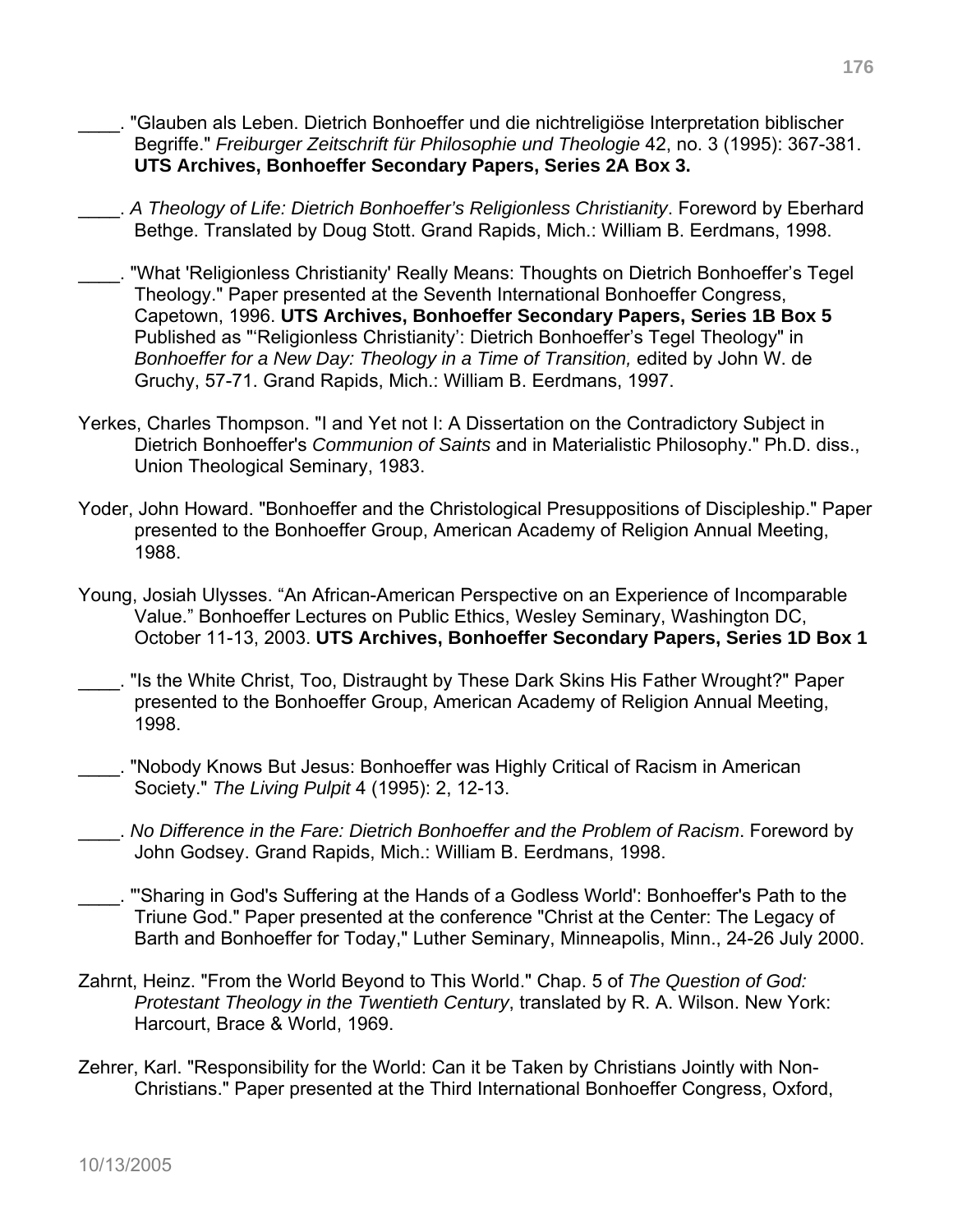____. "Glauben als Leben. Dietrich Bonhoeffer und die nichtreligiöse Interpretation biblischer Begriffe." *Freiburger Zeitschrift für Philosophie und Theologie* 42, no. 3 (1995): 367-381. **UTS Archives, Bonhoeffer Secondary Papers, Series 2A Box 3.**

____. *A Theology of Life: Dietrich Bonhoeffer's Religionless Christianity*. Foreword by Eberhard Bethge. Translated by Doug Stott. Grand Rapids, Mich.: William B. Eerdmans, 1998.

____. "What 'Religionless Christianity' Really Means: Thoughts on Dietrich Bonhoeffer's Tegel Theology." Paper presented at the Seventh International Bonhoeffer Congress, Capetown, 1996. **UTS Archives, Bonhoeffer Secondary Papers, Series 1B Box 5** Published as "'Religionless Christianity': Dietrich Bonhoeffer's Tegel Theology" in *Bonhoeffer for a New Day: Theology in a Time of Transition,* edited by John W. de Gruchy, 57-71. Grand Rapids, Mich.: William B. Eerdmans, 1997.

Yerkes, Charles Thompson. "I and Yet not I: A Dissertation on the Contradictory Subject in Dietrich Bonhoeffer's *Communion of Saints* and in Materialistic Philosophy." Ph.D. diss., Union Theological Seminary, 1983.

Yoder, John Howard. "Bonhoeffer and the Christological Presuppositions of Discipleship." Paper presented to the Bonhoeffer Group, American Academy of Religion Annual Meeting, 1988.

Young, Josiah Ulysses. "An African-American Perspective on an Experience of Incomparable Value." Bonhoeffer Lectures on Public Ethics, Wesley Seminary, Washington DC, October 11-13, 2003. **UTS Archives, Bonhoeffer Secondary Papers, Series 1D Box 1**

____. "Is the White Christ, Too, Distraught by These Dark Skins His Father Wrought?" Paper presented to the Bonhoeffer Group, American Academy of Religion Annual Meeting, 1998.

____. "Nobody Knows But Jesus: Bonhoeffer was Highly Critical of Racism in American Society." *The Living Pulpit* 4 (1995): 2, 12-13.

____. *No Difference in the Fare: Dietrich Bonhoeffer and the Problem of Racism*. Foreword by John Godsey. Grand Rapids, Mich.: William B. Eerdmans, 1998.

____. "'Sharing in God's Suffering at the Hands of a Godless World': Bonhoeffer's Path to the Triune God." Paper presented at the conference "Christ at the Center: The Legacy of Barth and Bonhoeffer for Today," Luther Seminary, Minneapolis, Minn., 24-26 July 2000.

Zahrnt, Heinz. "From the World Beyond to This World." Chap. 5 of *The Question of God: Protestant Theology in the Twentieth Century*, translated by R. A. Wilson. New York: Harcourt, Brace & World, 1969.

Zehrer, Karl. "Responsibility for the World: Can it be Taken by Christians Jointly with Non-Christians." Paper presented at the Third International Bonhoeffer Congress, Oxford,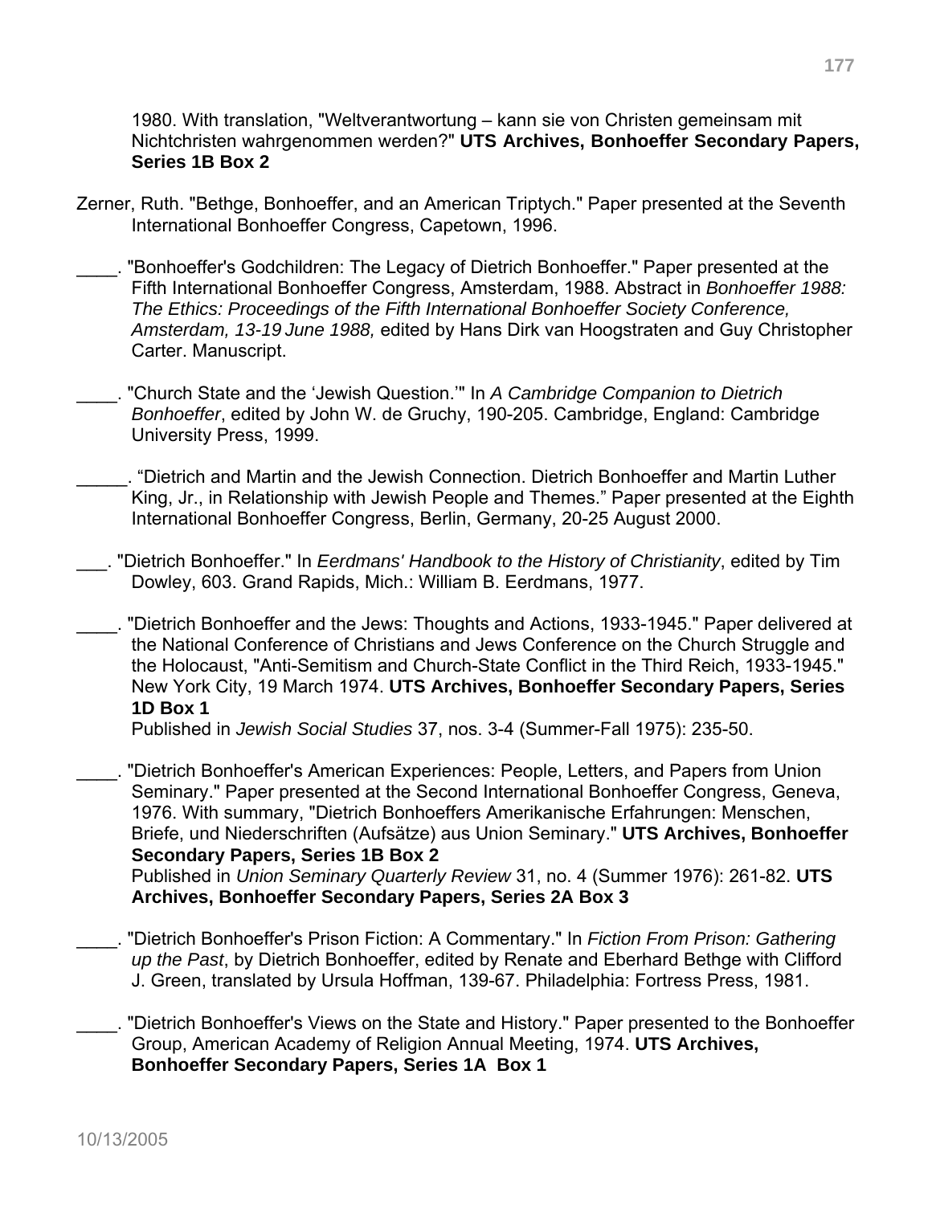1980. With translation, "Weltverantwortung – kann sie von Christen gemeinsam mit Nichtchristen wahrgenommen werden?" **UTS Archives, Bonhoeffer Secondary Papers, Series 1B Box 2**

Zerner, Ruth. "Bethge, Bonhoeffer, and an American Triptych." Paper presented at the Seventh International Bonhoeffer Congress, Capetown, 1996.

____. "Bonhoeffer's Godchildren: The Legacy of Dietrich Bonhoeffer." Paper presented at the Fifth International Bonhoeffer Congress, Amsterdam, 1988. Abstract in *Bonhoeffer 1988: The Ethics: Proceedings of the Fifth International Bonhoeffer Society Conference, Amsterdam, 13-19 June 1988,* edited by Hans Dirk van Hoogstraten and Guy Christopher Carter. Manuscript.

____. "Church State and the 'Jewish Question.'" In *A Cambridge Companion to Dietrich Bonhoeffer*, edited by John W. de Gruchy, 190-205. Cambridge, England: Cambridge University Press, 1999.

_____. "Dietrich and Martin and the Jewish Connection. Dietrich Bonhoeffer and Martin Luther King, Jr., in Relationship with Jewish People and Themes." Paper presented at the Eighth International Bonhoeffer Congress, Berlin, Germany, 20-25 August 2000.

___. "Dietrich Bonhoeffer." In *Eerdmans' Handbook to the History of Christianity*, edited by Tim Dowley, 603. Grand Rapids, Mich.: William B. Eerdmans, 1977.

____. "Dietrich Bonhoeffer and the Jews: Thoughts and Actions, 1933-1945." Paper delivered at the National Conference of Christians and Jews Conference on the Church Struggle and the Holocaust, "Anti-Semitism and Church-State Conflict in the Third Reich, 1933-1945." New York City, 19 March 1974. **UTS Archives, Bonhoeffer Secondary Papers, Series 1D Box 1**
Published in *Jewish Social Studies* 37, nos. 3-4 (Summer-Fall 1975): 235-50.

____. "Dietrich Bonhoeffer's American Experiences: People, Letters, and Papers from Union Seminary." Paper presented at the Second International Bonhoeffer Congress, Geneva, 1976. With summary, "Dietrich Bonhoeffers Amerikanische Erfahrungen: Menschen, Briefe, und Niederschriften (Aufsätze) aus Union Seminary." **UTS Archives, Bonhoeffer Secondary Papers, Series 1B Box 2**
Published in *Union Seminary Quarterly Review* 31, no. 4 (Summer 1976): 261-82. **UTS Archives, Bonhoeffer Secondary Papers, Series 2A Box 3**

____. "Dietrich Bonhoeffer's Prison Fiction: A Commentary." In *Fiction From Prison: Gathering up the Past*, by Dietrich Bonhoeffer, edited by Renate and Eberhard Bethge with Clifford J. Green, translated by Ursula Hoffman, 139-67. Philadelphia: Fortress Press, 1981.

____. "Dietrich Bonhoeffer's Views on the State and History." Paper presented to the Bonhoeffer Group, American Academy of Religion Annual Meeting, 1974. **UTS Archives, Bonhoeffer Secondary Papers, Series 1A Box 1**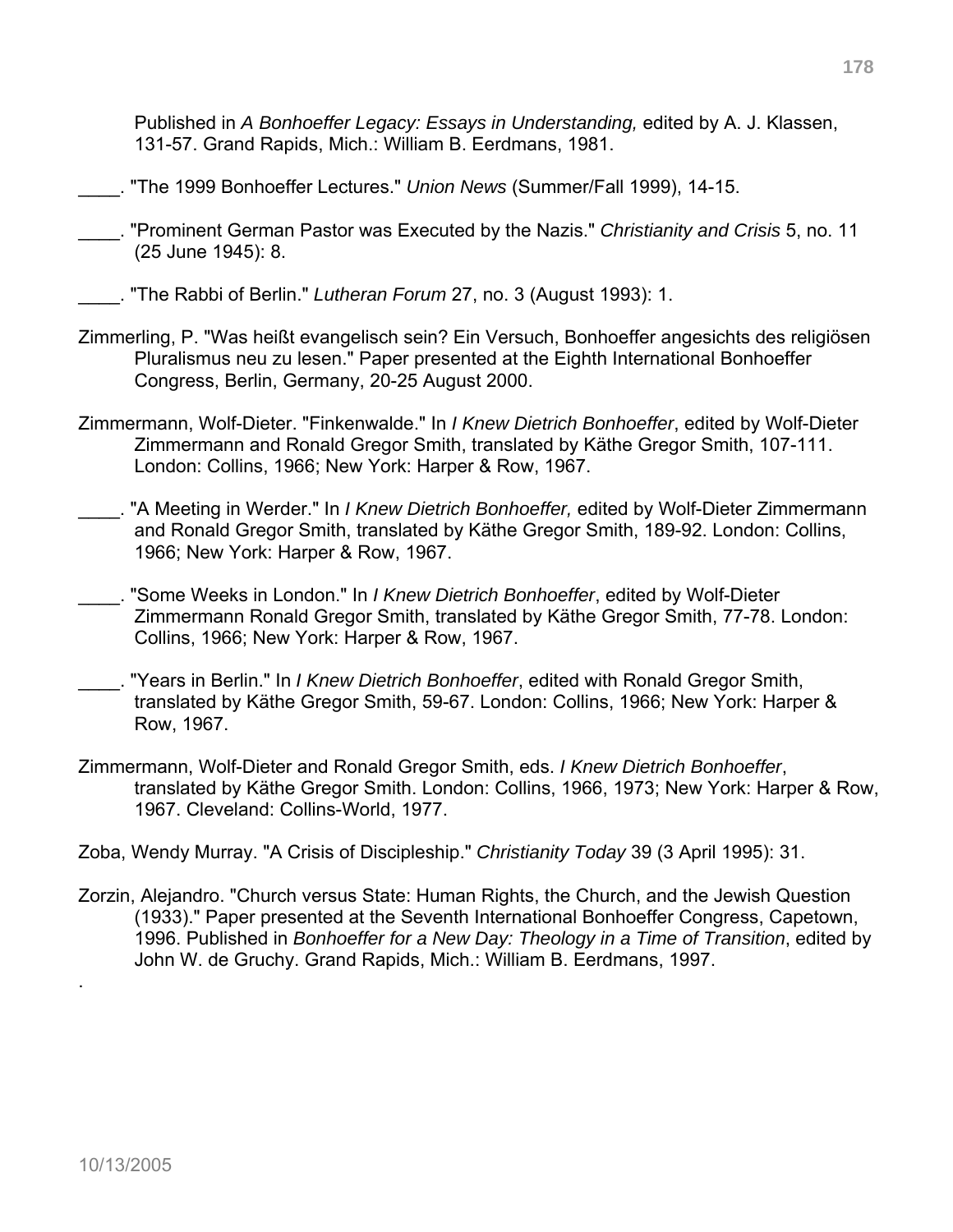Published in *A Bonhoeffer Legacy: Essays in Understanding,* edited by A. J. Klassen, 131-57. Grand Rapids, Mich.: William B. Eerdmans, 1981.

____. "The 1999 Bonhoeffer Lectures." *Union News* (Summer/Fall 1999), 14-15.

____. "Prominent German Pastor was Executed by the Nazis." *Christianity and Crisis* 5, no. 11 (25 June 1945): 8.

____. "The Rabbi of Berlin." *Lutheran Forum* 27, no. 3 (August 1993): 1.

Zimmerling, P. "Was heißt evangelisch sein? Ein Versuch, Bonhoeffer angesichts des religiösen Pluralismus neu zu lesen." Paper presented at the Eighth International Bonhoeffer Congress, Berlin, Germany, 20-25 August 2000.

Zimmermann, Wolf-Dieter. "Finkenwalde." In *I Knew Dietrich Bonhoeffer*, edited by Wolf-Dieter Zimmermann and Ronald Gregor Smith, translated by Käthe Gregor Smith, 107-111. London: Collins, 1966; New York: Harper & Row, 1967.

____. "A Meeting in Werder." In *I Knew Dietrich Bonhoeffer,* edited by Wolf-Dieter Zimmermann and Ronald Gregor Smith, translated by Käthe Gregor Smith, 189-92. London: Collins, 1966; New York: Harper & Row, 1967.

____. "Some Weeks in London." In *I Knew Dietrich Bonhoeffer*, edited by Wolf-Dieter Zimmermann Ronald Gregor Smith, translated by Käthe Gregor Smith, 77-78. London: Collins, 1966; New York: Harper & Row, 1967.

____. "Years in Berlin." In *I Knew Dietrich Bonhoeffer*, edited with Ronald Gregor Smith, translated by Käthe Gregor Smith, 59-67. London: Collins, 1966; New York: Harper & Row, 1967.

Zimmermann, Wolf-Dieter and Ronald Gregor Smith, eds. *I Knew Dietrich Bonhoeffer*, translated by Käthe Gregor Smith. London: Collins, 1966, 1973; New York: Harper & Row, 1967. Cleveland: Collins-World, 1977.

Zoba, Wendy Murray. "A Crisis of Discipleship." *Christianity Today* 39 (3 April 1995): 31.

Zorzin, Alejandro. "Church versus State: Human Rights, the Church, and the Jewish Question (1933)." Paper presented at the Seventh International Bonhoeffer Congress, Capetown, 1996. Published in *Bonhoeffer for a New Day: Theology in a Time of Transition*, edited by John W. de Gruchy. Grand Rapids, Mich.: William B. Eerdmans, 1997.